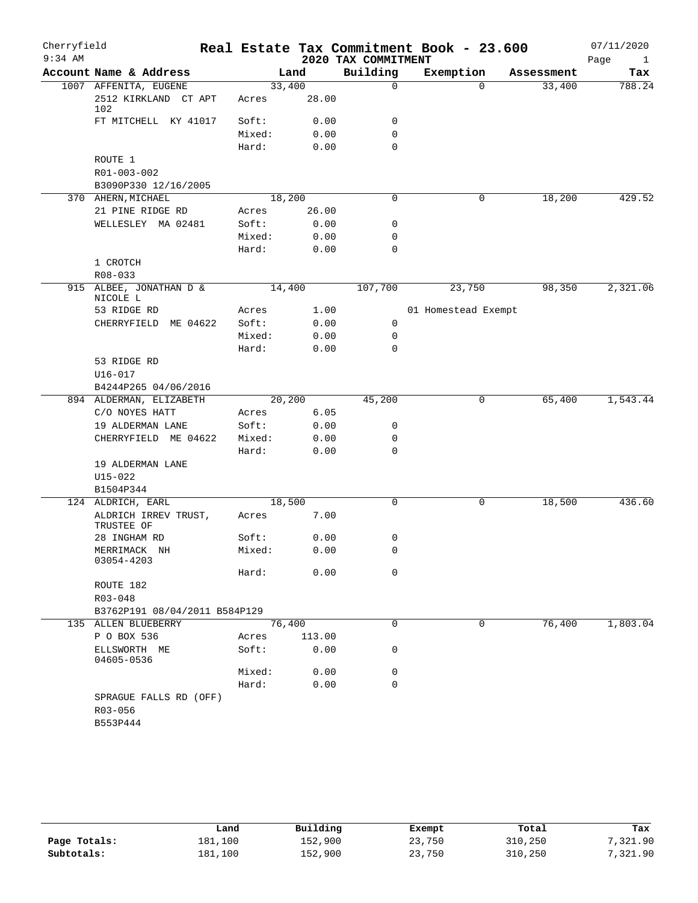Cherryfield
9:34 AM

# Real Estate Tax Commitment Book - 23.600

## 2020 TAX COMMITMENT

07/11/2020

| Account Name & Address | Land | | Building | Exemption | Assessment | Tax |
|---|---|---|---|---|---|---|
| 1007 AFFENITA, EUGENE | | 33,400 | 0 | 0 | 33,400 | 788.24 |
| 2512 KIRKLAND CT APT 102 | Acres | 28.00 | | | | |
| FT MITCHELL KY 41017 | Soft: | 0.00 | 0 | | | |
| | Mixed: | 0.00 | 0 | | | |
| | Hard: | 0.00 | 0 | | | |
| ROUTE 1 | | | | | | |
| R01-003-002 | | | | | | |
| B3090P330 12/16/2005 | | | | | | |
| 370 AHERN, MICHAEL | | 18,200 | 0 | 0 | 18,200 | 429.52 |
| 21 PINE RIDGE RD | Acres | 26.00 | | | | |
| WELLESLEY MA 02481 | Soft: | 0.00 | 0 | | | |
| | Mixed: | 0.00 | 0 | | | |
| | Hard: | 0.00 | 0 | | | |
| 1 CROTCH | | | | | | |
| R08-033 | | | | | | |
| 915 ALBEE, JONATHAN D & NICOLE L | | 14,400 | 107,700 | 23,750 | 98,350 | 2,321.06 |
| 53 RIDGE RD | Acres | 1.00 | | 01 Homestead Exempt | | |
| CHERRYFIELD ME 04622 | Soft: | 0.00 | 0 | | | |
| | Mixed: | 0.00 | 0 | | | |
| | Hard: | 0.00 | 0 | | | |
| 53 RIDGE RD | | | | | | |
| U16-017 | | | | | | |
| B4244P265 04/06/2016 | | | | | | |
| 894 ALDERMAN, ELIZABETH | | 20,200 | 45,200 | 0 | 65,400 | 1,543.44 |
| C/O NOYES HATT | Acres | 6.05 | | | | |
| 19 ALDERMAN LANE | Soft: | 0.00 | 0 | | | |
| CHERRYFIELD ME 04622 | Mixed: | 0.00 | 0 | | | |
| | Hard: | 0.00 | 0 | | | |
| 19 ALDERMAN LANE | | | | | | |
| U15-022 | | | | | | |
| B1504P344 | | | | | | |
| 124 ALDRICH, EARL | | 18,500 | 0 | 0 | 18,500 | 436.60 |
| ALDRICH IRREV TRUST, TRUSTEE OF | Acres | 7.00 | | | | |
| 28 INGHAM RD | Soft: | 0.00 | 0 | | | |
| MERRIMACK NH 03054-4203 | Mixed: | 0.00 | 0 | | | |
| | Hard: | 0.00 | 0 | | | |
| ROUTE 182 | | | | | | |
| R03-048 | | | | | | |
| B3762P191 08/04/2011 B584P129 | | | | | | |
| 135 ALLEN BLUEBERRY | | 76,400 | 0 | 0 | 76,400 | 1,803.04 |
| P O BOX 536 | Acres | 113.00 | | | | |
| ELLSWORTH ME 04605-0536 | Soft: | 0.00 | 0 | | | |
| | Mixed: | 0.00 | 0 | | | |
| | Hard: | 0.00 | 0 | | | |
| SPRAGUE FALLS RD (OFF) | | | | | | |
| R03-056 | | | | | | |
| B553P444 | | | | | | |

| | Land | Building | Exempt | Total | Tax |
|---|---|---|---|---|---|
| Page Totals: | 181,100 | 152,900 | 23,750 | 310,250 | 7,321.90 |
| Subtotals: | 181,100 | 152,900 | 23,750 | 310,250 | 7,321.90 |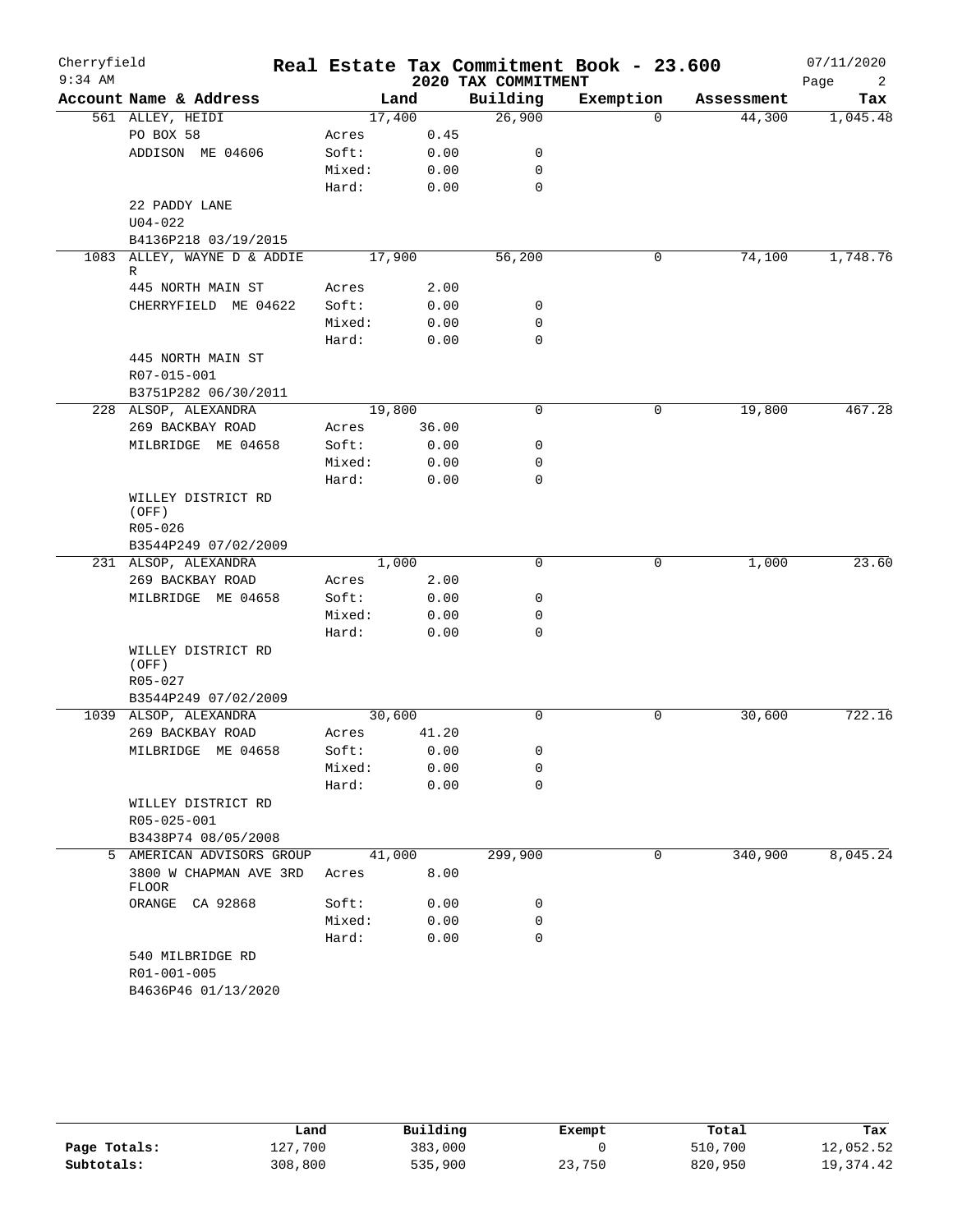Cherryfield 9:34 AM

# Real Estate Tax Commitment Book - 23.600

## 2020 TAX COMMITMENT

07/11/2020

| Account Name & Address | | Land | Building | Exemption | Assessment | Tax |
|---|---|---|---|---|---|---|
| 561 ALLEY, HEIDI | | 17,400 | 26,900 | 0 | 44,300 | 1,045.48 |
| PO BOX 58 | Acres | 0.45 | | | | |
| ADDISON ME 04606 | Soft: | 0.00 | 0 | | | |
| | Mixed: | 0.00 | 0 | | | |
| | Hard: | 0.00 | 0 | | | |
| 22 PADDY LANE | | | | | | |
| U04-022 | | | | | | |
| B4136P218 03/19/2015 | | | | | | |
| 1083 ALLEY, WAYNE D & ADDIE R | | 17,900 | 56,200 | 0 | 74,100 | 1,748.76 |
| 445 NORTH MAIN ST | Acres | 2.00 | | | | |
| CHERRYFIELD ME 04622 | Soft: | 0.00 | 0 | | | |
| | Mixed: | 0.00 | 0 | | | |
| | Hard: | 0.00 | 0 | | | |
| 445 NORTH MAIN ST | | | | | | |
| R07-015-001 | | | | | | |
| B3751P282 06/30/2011 | | | | | | |
| 228 ALSOP, ALEXANDRA | | 19,800 | 0 | 0 | 19,800 | 467.28 |
| 269 BACKBAY ROAD | Acres | 36.00 | | | | |
| MILBRIDGE ME 04658 | Soft: | 0.00 | 0 | | | |
| | Mixed: | 0.00 | 0 | | | |
| | Hard: | 0.00 | 0 | | | |
| WILLEY DISTRICT RD (OFF) | | | | | | |
| R05-026 | | | | | | |
| B3544P249 07/02/2009 | | | | | | |
| 231 ALSOP, ALEXANDRA | | 1,000 | 0 | 0 | 1,000 | 23.60 |
| 269 BACKBAY ROAD | Acres | 2.00 | | | | |
| MILBRIDGE ME 04658 | Soft: | 0.00 | 0 | | | |
| | Mixed: | 0.00 | 0 | | | |
| | Hard: | 0.00 | 0 | | | |
| WILLEY DISTRICT RD (OFF) | | | | | | |
| R05-027 | | | | | | |
| B3544P249 07/02/2009 | | | | | | |
| 1039 ALSOP, ALEXANDRA | | 30,600 | 0 | 0 | 30,600 | 722.16 |
| 269 BACKBAY ROAD | Acres | 41.20 | | | | |
| MILBRIDGE ME 04658 | Soft: | 0.00 | 0 | | | |
| | Mixed: | 0.00 | 0 | | | |
| | Hard: | 0.00 | 0 | | | |
| WILLEY DISTRICT RD | | | | | | |
| R05-025-001 | | | | | | |
| B3438P74 08/05/2008 | | | | | | |
| 5 AMERICAN ADVISORS GROUP | | 41,000 | 299,900 | 0 | 340,900 | 8,045.24 |
| 3800 W CHAPMAN AVE 3RD FLOOR | Acres | 8.00 | | | | |
| ORANGE CA 92868 | Soft: | 0.00 | 0 | | | |
| | Mixed: | 0.00 | 0 | | | |
| | Hard: | 0.00 | 0 | | | |
| 540 MILBRIDGE RD | | | | | | |
| R01-001-005 | | | | | | |
| B4636P46 01/13/2020 | | | | | | |

| | Land | Building | Exempt | Total | Tax |
|---|---|---|---|---|---|
| Page Totals: | 127,700 | 383,000 | 0 | 510,700 | 12,052.52 |
| Subtotals: | 308,800 | 535,900 | 23,750 | 820,950 | 19,374.42 |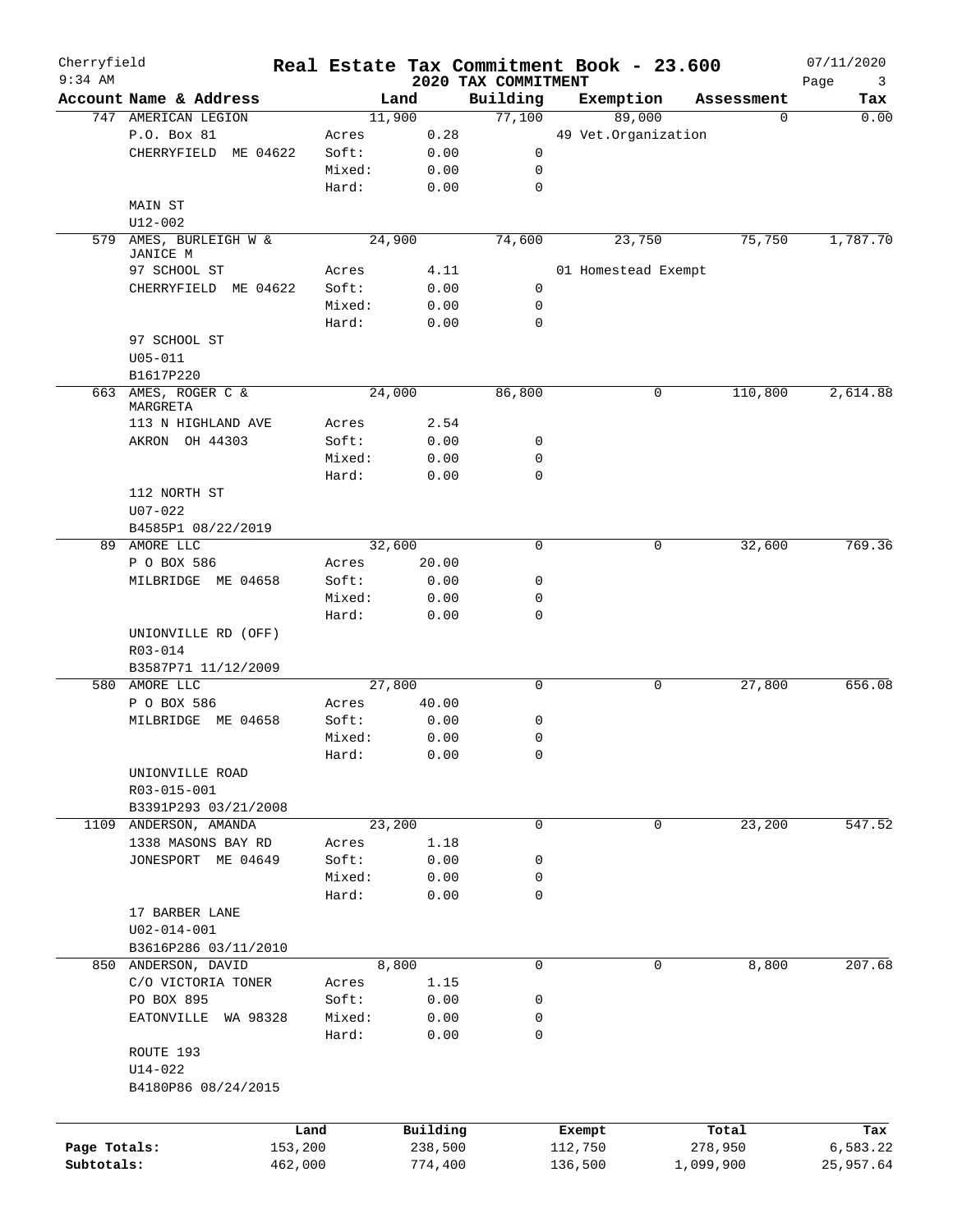Cherryfield
9:34 AM

# Real Estate Tax Commitment Book - 23.600

## 2020 TAX COMMITMENT

07/11/2020

| Account Name & Address | | Land | Building | Exemption | Assessment | Tax |
|---|---|---|---|---|---|---|
| 747 AMERICAN LEGION | | 11,900 | 77,100 | 89,000 | 0 | 0.00 |
| P.O. Box 81 | Acres | 0.28 | | 49 Vet.Organization | | |
| CHERRYFIELD ME 04622 | Soft: | 0.00 | 0 | | | |
| | Mixed: | 0.00 | 0 | | | |
| | Hard: | 0.00 | 0 | | | |
| MAIN ST | | | | | | |
| U12-002 | | | | | | |
| 579 AMES, BURLEIGH W & JANICE M | | 24,900 | 74,600 | 23,750 | 75,750 | 1,787.70 |
| 97 SCHOOL ST | Acres | 4.11 | | 01 Homestead Exempt | | |
| CHERRYFIELD ME 04622 | Soft: | 0.00 | 0 | | | |
| | Mixed: | 0.00 | 0 | | | |
| | Hard: | 0.00 | 0 | | | |
| 97 SCHOOL ST | | | | | | |
| U05-011 | | | | | | |
| B1617P220 | | | | | | |
| 663 AMES, ROGER C & MARGRETA | | 24,000 | 86,800 | 0 | 110,800 | 2,614.88 |
| 113 N HIGHLAND AVE | Acres | 2.54 | | | | |
| AKRON OH 44303 | Soft: | 0.00 | 0 | | | |
| | Mixed: | 0.00 | 0 | | | |
| | Hard: | 0.00 | 0 | | | |
| 112 NORTH ST | | | | | | |
| U07-022 | | | | | | |
| B4585P1 08/22/2019 | | | | | | |
| 89 AMORE LLC | | 32,600 | 0 | 0 | 32,600 | 769.36 |
| P O BOX 586 | Acres | 20.00 | | | | |
| MILBRIDGE ME 04658 | Soft: | 0.00 | 0 | | | |
| | Mixed: | 0.00 | 0 | | | |
| | Hard: | 0.00 | 0 | | | |
| UNIONVILLE RD (OFF) | | | | | | |
| R03-014 | | | | | | |
| B3587P71 11/12/2009 | | | | | | |
| 580 AMORE LLC | | 27,800 | 0 | 0 | 27,800 | 656.08 |
| P O BOX 586 | Acres | 40.00 | | | | |
| MILBRIDGE ME 04658 | Soft: | 0.00 | 0 | | | |
| | Mixed: | 0.00 | 0 | | | |
| | Hard: | 0.00 | 0 | | | |
| UNIONVILLE ROAD | | | | | | |
| R03-015-001 | | | | | | |
| B3391P293 03/21/2008 | | | | | | |
| 1109 ANDERSON, AMANDA | | 23,200 | 0 | 0 | 23,200 | 547.52 |
| 1338 MASONS BAY RD | Acres | 1.18 | | | | |
| JONESPORT ME 04649 | Soft: | 0.00 | 0 | | | |
| | Mixed: | 0.00 | 0 | | | |
| | Hard: | 0.00 | 0 | | | |
| 17 BARBER LANE | | | | | | |
| U02-014-001 | | | | | | |
| B3616P286 03/11/2010 | | | | | | |
| 850 ANDERSON, DAVID | | 8,800 | 0 | 0 | 8,800 | 207.68 |
| C/O VICTORIA TONER | Acres | 1.15 | | | | |
| PO BOX 895 | Soft: | 0.00 | 0 | | | |
| EATONVILLE WA 98328 | Mixed: | 0.00 | 0 | | | |
| | Hard: | 0.00 | 0 | | | |
| ROUTE 193 | | | | | | |
| U14-022 | | | | | | |
| B4180P86 08/24/2015 | | | | | | |

| | Land | Building | Exempt | Total | Tax |
|---|---|---|---|---|---|
| Page Totals: | 153,200 | 238,500 | 112,750 | 278,950 | 6,583.22 |
| Subtotals: | 462,000 | 774,400 | 136,500 | 1,099,900 | 25,957.64 |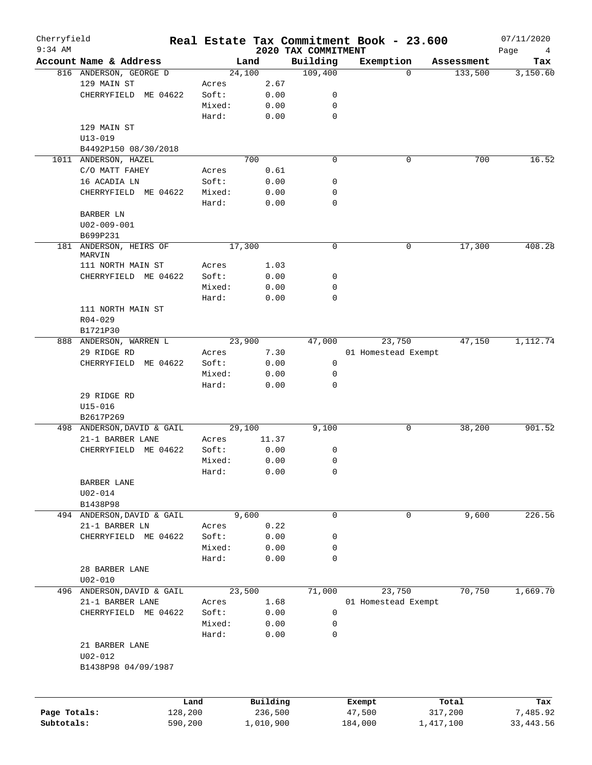Cherryfield
9:34 AM

# Real Estate Tax Commitment Book - 23.600
## 2020 TAX COMMITMENT

07/11/2020

| Account Name & Address | | Land | Building | Exemption | Assessment | Tax |
|---|---|---|---|---|---|---|
| 816 ANDERSON, GEORGE D | | 24,100 | 109,400 | 0 | 133,500 | 3,150.60 |
| 129 MAIN ST | Acres | 2.67 | | | | |
| CHERRYFIELD ME 04622 | Soft: | 0.00 | 0 | | | |
| | Mixed: | 0.00 | 0 | | | |
| | Hard: | 0.00 | 0 | | | |
| 129 MAIN ST | | | | | | |
| U13-019 | | | | | | |
| B4492P150 08/30/2018 | | | | | | |
| 1011 ANDERSON, HAZEL | | 700 | 0 | 0 | 700 | 16.52 |
| C/O MATT FAHEY | Acres | 0.61 | | | | |
| 16 ACADIA LN | Soft: | 0.00 | 0 | | | |
| CHERRYFIELD ME 04622 | Mixed: | 0.00 | 0 | | | |
| | Hard: | 0.00 | 0 | | | |
| BARBER LN | | | | | | |
| U02-009-001 | | | | | | |
| B699P231 | | | | | | |
| 181 ANDERSON, HEIRS OF MARVIN | | 17,300 | 0 | 0 | 17,300 | 408.28 |
| 111 NORTH MAIN ST | Acres | 1.03 | | | | |
| CHERRYFIELD ME 04622 | Soft: | 0.00 | 0 | | | |
| | Mixed: | 0.00 | 0 | | | |
| | Hard: | 0.00 | 0 | | | |
| 111 NORTH MAIN ST | | | | | | |
| R04-029 | | | | | | |
| B1721P30 | | | | | | |
| 888 ANDERSON, WARREN L | | 23,900 | 47,000 | 23,750 | 47,150 | 1,112.74 |
| 29 RIDGE RD | Acres | 7.30 | | 01 Homestead Exempt | | |
| CHERRYFIELD ME 04622 | Soft: | 0.00 | 0 | | | |
| | Mixed: | 0.00 | 0 | | | |
| | Hard: | 0.00 | 0 | | | |
| 29 RIDGE RD | | | | | | |
| U15-016 | | | | | | |
| B2617P269 | | | | | | |
| 498 ANDERSON,DAVID & GAIL | | 29,100 | 9,100 | 0 | 38,200 | 901.52 |
| 21-1 BARBER LANE | Acres | 11.37 | | | | |
| CHERRYFIELD ME 04622 | Soft: | 0.00 | 0 | | | |
| | Mixed: | 0.00 | 0 | | | |
| | Hard: | 0.00 | 0 | | | |
| BARBER LANE | | | | | | |
| U02-014 | | | | | | |
| B1438P98 | | | | | | |
| 494 ANDERSON,DAVID & GAIL | | 9,600 | 0 | 0 | 9,600 | 226.56 |
| 21-1 BARBER LN | Acres | 0.22 | | | | |
| CHERRYFIELD ME 04622 | Soft: | 0.00 | 0 | | | |
| | Mixed: | 0.00 | 0 | | | |
| | Hard: | 0.00 | 0 | | | |
| 28 BARBER LANE | | | | | | |
| U02-010 | | | | | | |
| 496 ANDERSON,DAVID & GAIL | | 23,500 | 71,000 | 23,750 | 70,750 | 1,669.70 |
| 21-1 BARBER LANE | Acres | 1.68 | | 01 Homestead Exempt | | |
| CHERRYFIELD ME 04622 | Soft: | 0.00 | 0 | | | |
| | Mixed: | 0.00 | 0 | | | |
| | Hard: | 0.00 | 0 | | | |
| 21 BARBER LANE | | | | | | |
| U02-012 | | | | | | |
| B1438P98 04/09/1987 | | | | | | |

| | Land | Building | Exempt | Total | Tax |
|---|---|---|---|---|---|
| Page Totals: | 128,200 | 236,500 | 47,500 | 317,200 | 7,485.92 |
| Subtotals: | 590,200 | 1,010,900 | 184,000 | 1,417,100 | 33,443.56 |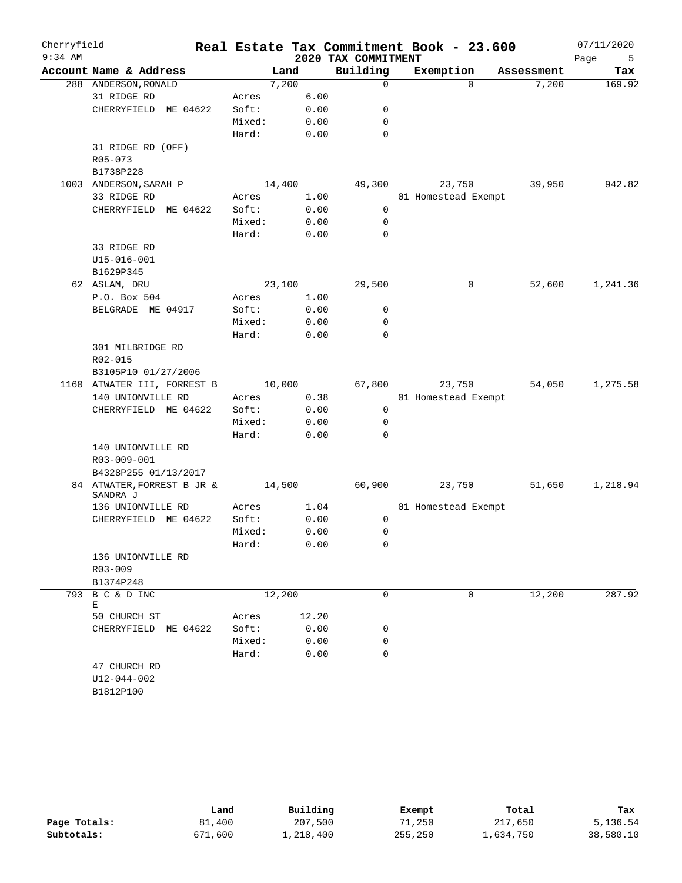# Cherryfield — Real Estate Tax Commitment Book - 23.600

2020 TAX COMMITMENT

07/11/2020 9:34 AM

| Account | Name & Address | | Land | Building | Exemption | Assessment | Tax |
|---|---|---|---|---|---|---|---|
| 288 | ANDERSON, RONALD | | 7,200 | 0 | 0 | 7,200 | 169.92 |
| | 31 RIDGE RD | Acres | 6.00 | | | | |
| | CHERRYFIELD ME 04622 | Soft: | 0.00 | 0 | | | |
| | | Mixed: | 0.00 | 0 | | | |
| | | Hard: | 0.00 | 0 | | | |
| | 31 RIDGE RD (OFF) | | | | | | |
| | R05-073 | | | | | | |
| | B1738P228 | | | | | | |
| 1003 | ANDERSON, SARAH P | | 14,400 | 49,300 | 23,750 | 39,950 | 942.82 |
| | 33 RIDGE RD | Acres | 1.00 | | 01 Homestead Exempt | | |
| | CHERRYFIELD ME 04622 | Soft: | 0.00 | 0 | | | |
| | | Mixed: | 0.00 | 0 | | | |
| | | Hard: | 0.00 | 0 | | | |
| | 33 RIDGE RD | | | | | | |
| | U15-016-001 | | | | | | |
| | B1629P345 | | | | | | |
| 62 | ASLAM, DRU | | 23,100 | 29,500 | 0 | 52,600 | 1,241.36 |
| | P.O. Box 504 | Acres | 1.00 | | | | |
| | BELGRADE ME 04917 | Soft: | 0.00 | 0 | | | |
| | | Mixed: | 0.00 | 0 | | | |
| | | Hard: | 0.00 | 0 | | | |
| | 301 MILBRIDGE RD | | | | | | |
| | R02-015 | | | | | | |
| | B3105P10 01/27/2006 | | | | | | |
| 1160 | ATWATER III, FORREST B | | 10,000 | 67,800 | 23,750 | 54,050 | 1,275.58 |
| | 140 UNIONVILLE RD | Acres | 0.38 | | 01 Homestead Exempt | | |
| | CHERRYFIELD ME 04622 | Soft: | 0.00 | 0 | | | |
| | | Mixed: | 0.00 | 0 | | | |
| | | Hard: | 0.00 | 0 | | | |
| | 140 UNIONVILLE RD | | | | | | |
| | R03-009-001 | | | | | | |
| | B4328P255 01/13/2017 | | | | | | |
| 84 | ATWATER, FORREST B JR & SANDRA J | | 14,500 | 60,900 | 23,750 | 51,650 | 1,218.94 |
| | 136 UNIONVILLE RD | Acres | 1.04 | | 01 Homestead Exempt | | |
| | CHERRYFIELD ME 04622 | Soft: | 0.00 | 0 | | | |
| | | Mixed: | 0.00 | 0 | | | |
| | | Hard: | 0.00 | 0 | | | |
| | 136 UNIONVILLE RD | | | | | | |
| | R03-009 | | | | | | |
| | B1374P248 | | | | | | |
| 793 | B C & D INC E | | 12,200 | 0 | 0 | 12,200 | 287.92 |
| | 50 CHURCH ST | Acres | 12.20 | | | | |
| | CHERRYFIELD ME 04622 | Soft: | 0.00 | 0 | | | |
| | | Mixed: | 0.00 | 0 | | | |
| | | Hard: | 0.00 | 0 | | | |
| | 47 CHURCH RD | | | | | | |
| | U12-044-002 | | | | | | |
| | B1812P100 | | | | | | |

| | Land | Building | Exempt | Total | Tax |
|---|---|---|---|---|---|
| Page Totals: | 81,400 | 207,500 | 71,250 | 217,650 | 5,136.54 |
| Subtotals: | 671,600 | 1,218,400 | 255,250 | 1,634,750 | 38,580.10 |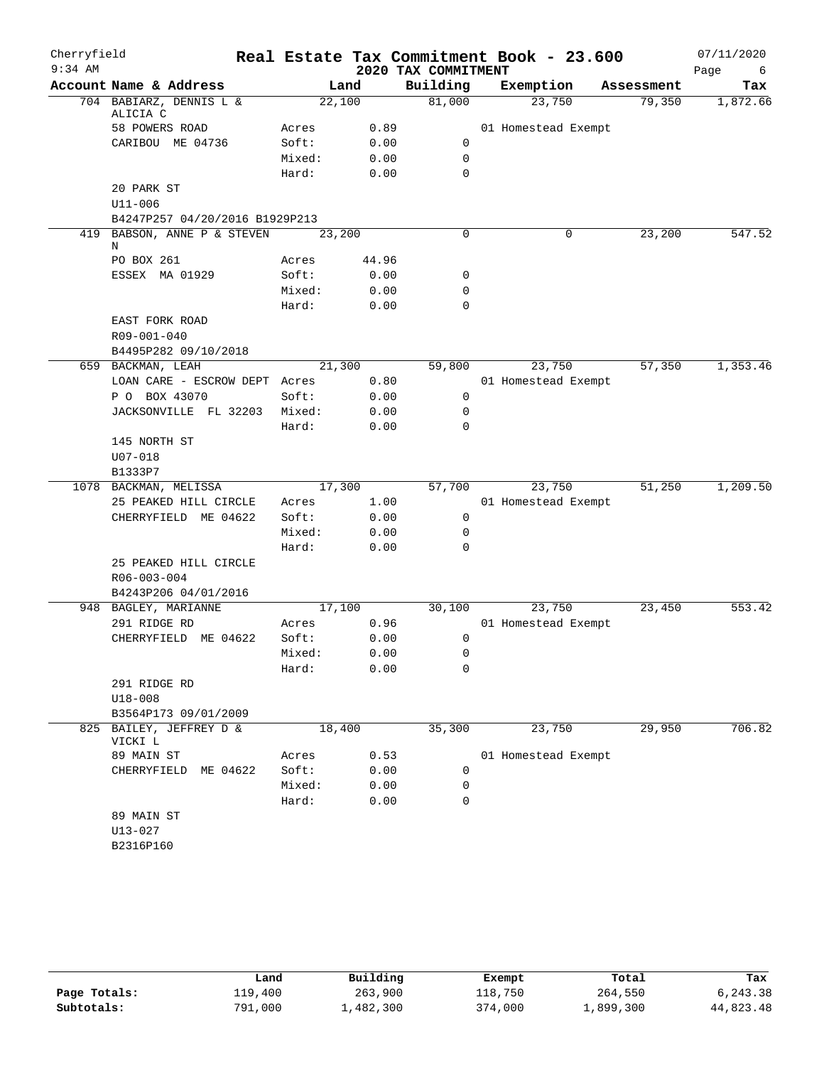Cherryfield 9:34 AM

# Real Estate Tax Commitment Book - 23.600

## 2020 TAX COMMITMENT

07/11/2020

| Account Name & Address | | Land | Building | Exemption | Assessment | Tax |
|---|---|---|---|---|---|---|
| 704 BABIARZ, DENNIS L & ALICIA C | | 22,100 | 81,000 | 23,750 | 79,350 | 1,872.66 |
| 58 POWERS ROAD | Acres | 0.89 | | 01 Homestead Exempt | | |
| CARIBOU ME 04736 | Soft: | 0.00 | 0 | | | |
| | Mixed: | 0.00 | 0 | | | |
| | Hard: | 0.00 | 0 | | | |
| 20 PARK ST | | | | | | |
| U11-006 | | | | | | |
| B4247P257 04/20/2016 B1929P213 | | | | | | |
| 419 BABSON, ANNE P & STEVEN N | | 23,200 | 0 | 0 | 23,200 | 547.52 |
| PO BOX 261 | Acres | 44.96 | | | | |
| ESSEX MA 01929 | Soft: | 0.00 | 0 | | | |
| | Mixed: | 0.00 | 0 | | | |
| | Hard: | 0.00 | 0 | | | |
| EAST FORK ROAD | | | | | | |
| R09-001-040 | | | | | | |
| B4495P282 09/10/2018 | | | | | | |
| 659 BACKMAN, LEAH | | 21,300 | 59,800 | 23,750 | 57,350 | 1,353.46 |
| LOAN CARE - ESCROW DEPT | Acres | 0.80 | | 01 Homestead Exempt | | |
| P O BOX 43070 | Soft: | 0.00 | 0 | | | |
| JACKSONVILLE FL 32203 | Mixed: | 0.00 | 0 | | | |
| | Hard: | 0.00 | 0 | | | |
| 145 NORTH ST | | | | | | |
| U07-018 | | | | | | |
| B1333P7 | | | | | | |
| 1078 BACKMAN, MELISSA | | 17,300 | 57,700 | 23,750 | 51,250 | 1,209.50 |
| 25 PEAKED HILL CIRCLE | Acres | 1.00 | | 01 Homestead Exempt | | |
| CHERRYFIELD ME 04622 | Soft: | 0.00 | 0 | | | |
| | Mixed: | 0.00 | 0 | | | |
| | Hard: | 0.00 | 0 | | | |
| 25 PEAKED HILL CIRCLE | | | | | | |
| R06-003-004 | | | | | | |
| B4243P206 04/01/2016 | | | | | | |
| 948 BAGLEY, MARIANNE | | 17,100 | 30,100 | 23,750 | 23,450 | 553.42 |
| 291 RIDGE RD | Acres | 0.96 | | 01 Homestead Exempt | | |
| CHERRYFIELD ME 04622 | Soft: | 0.00 | 0 | | | |
| | Mixed: | 0.00 | 0 | | | |
| | Hard: | 0.00 | 0 | | | |
| 291 RIDGE RD | | | | | | |
| U18-008 | | | | | | |
| B3564P173 09/01/2009 | | | | | | |
| 825 BAILEY, JEFFREY D & VICKI L | | 18,400 | 35,300 | 23,750 | 29,950 | 706.82 |
| 89 MAIN ST | Acres | 0.53 | | 01 Homestead Exempt | | |
| CHERRYFIELD ME 04622 | Soft: | 0.00 | 0 | | | |
| | Mixed: | 0.00 | 0 | | | |
| | Hard: | 0.00 | 0 | | | |
| 89 MAIN ST | | | | | | |
| U13-027 | | | | | | |
| B2316P160 | | | | | | |

| | Land | Building | Exempt | Total | Tax |
|---|---|---|---|---|---|
| Page Totals: | 119,400 | 263,900 | 118,750 | 264,550 | 6,243.38 |
| Subtotals: | 791,000 | 1,482,300 | 374,000 | 1,899,300 | 44,823.48 |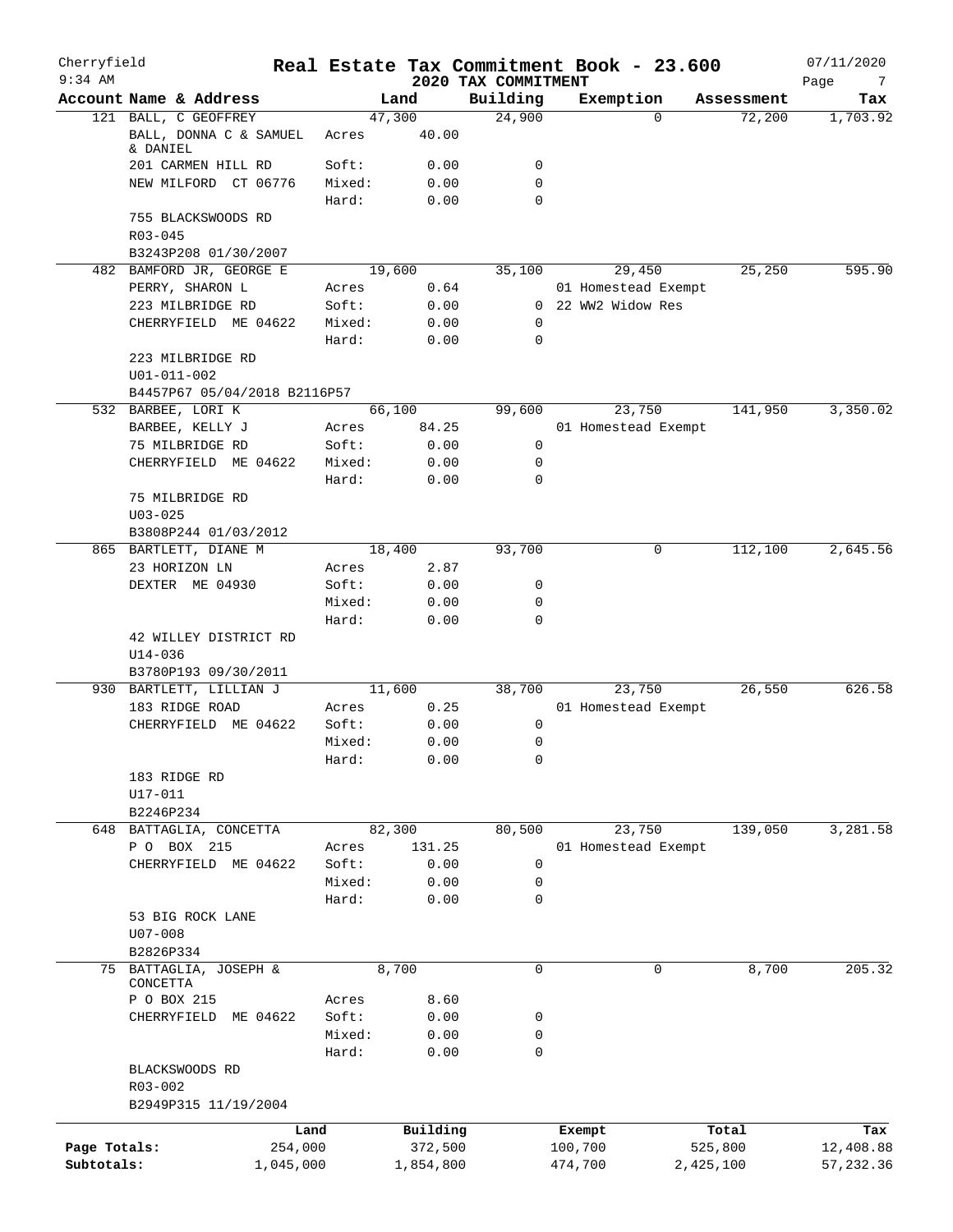Cherryfield 9:34 AM

# Real Estate Tax Commitment Book - 23.600

## 2020 TAX COMMITMENT

07/11/2020

| Account | Name & Address | Land | | Building | Exemption | Assessment | Tax |
|---|---|---|---|---|---|---|---|
| 121 | BALL, C GEOFFREY | | 47,300 | 24,900 | 0 | 72,200 | 1,703.92 |
| | BALL, DONNA C & SAMUEL & DANIEL | Acres | 40.00 | | | | |
| | 201 CARMEN HILL RD | Soft: | 0.00 | 0 | | | |
| | NEW MILFORD CT 06776 | Mixed: | 0.00 | 0 | | | |
| | | Hard: | 0.00 | 0 | | | |
| | 755 BLACKSWOODS RD | | | | | | |
| | R03-045 | | | | | | |
| | B3243P208 01/30/2007 | | | | | | |
| 482 | BAMFORD JR, GEORGE E | | 19,600 | 35,100 | 29,450 | 25,250 | 595.90 |
| | PERRY, SHARON L | Acres | 0.64 | | 01 Homestead Exempt | | |
| | 223 MILBRIDGE RD | Soft: | 0.00 | 0 | 22 WW2 Widow Res | | |
| | CHERRYFIELD ME 04622 | Mixed: | 0.00 | 0 | | | |
| | | Hard: | 0.00 | 0 | | | |
| | 223 MILBRIDGE RD | | | | | | |
| | U01-011-002 | | | | | | |
| | B4457P67 05/04/2018 B2116P57 | | | | | | |
| 532 | BARBEE, LORI K | | 66,100 | 99,600 | 23,750 | 141,950 | 3,350.02 |
| | BARBEE, KELLY J | Acres | 84.25 | | 01 Homestead Exempt | | |
| | 75 MILBRIDGE RD | Soft: | 0.00 | 0 | | | |
| | CHERRYFIELD ME 04622 | Mixed: | 0.00 | 0 | | | |
| | | Hard: | 0.00 | 0 | | | |
| | 75 MILBRIDGE RD | | | | | | |
| | U03-025 | | | | | | |
| | B3808P244 01/03/2012 | | | | | | |
| 865 | BARTLETT, DIANE M | | 18,400 | 93,700 | 0 | 112,100 | 2,645.56 |
| | 23 HORIZON LN | Acres | 2.87 | | | | |
| | DEXTER ME 04930 | Soft: | 0.00 | 0 | | | |
| | | Mixed: | 0.00 | 0 | | | |
| | | Hard: | 0.00 | 0 | | | |
| | 42 WILLEY DISTRICT RD | | | | | | |
| | U14-036 | | | | | | |
| | B3780P193 09/30/2011 | | | | | | |
| 930 | BARTLETT, LILLIAN J | | 11,600 | 38,700 | 23,750 | 26,550 | 626.58 |
| | 183 RIDGE ROAD | Acres | 0.25 | | 01 Homestead Exempt | | |
| | CHERRYFIELD ME 04622 | Soft: | 0.00 | 0 | | | |
| | | Mixed: | 0.00 | 0 | | | |
| | | Hard: | 0.00 | 0 | | | |
| | 183 RIDGE RD | | | | | | |
| | U17-011 | | | | | | |
| | B2246P234 | | | | | | |
| 648 | BATTAGLIA, CONCETTA | | 82,300 | 80,500 | 23,750 | 139,050 | 3,281.58 |
| | P O BOX 215 | Acres | 131.25 | | 01 Homestead Exempt | | |
| | CHERRYFIELD ME 04622 | Soft: | 0.00 | 0 | | | |
| | | Mixed: | 0.00 | 0 | | | |
| | | Hard: | 0.00 | 0 | | | |
| | 53 BIG ROCK LANE | | | | | | |
| | U07-008 | | | | | | |
| | B2826P334 | | | | | | |
| 75 | BATTAGLIA, JOSEPH & CONCETTA | | 8,700 | 0 | 0 | 8,700 | 205.32 |
| | P O BOX 215 | Acres | 8.60 | | | | |
| | CHERRYFIELD ME 04622 | Soft: | 0.00 | 0 | | | |
| | | Mixed: | 0.00 | 0 | | | |
| | | Hard: | 0.00 | 0 | | | |
| | BLACKSWOODS RD | | | | | | |
| | R03-002 | | | | | | |
| | B2949P315 11/19/2004 | | | | | | |

| | Land | Building | Exempt | Total | Tax |
|---|---|---|---|---|---|
| Page Totals: | 254,000 | 372,500 | 100,700 | 525,800 | 12,408.88 |
| Subtotals: | 1,045,000 | 1,854,800 | 474,700 | 2,425,100 | 57,232.36 |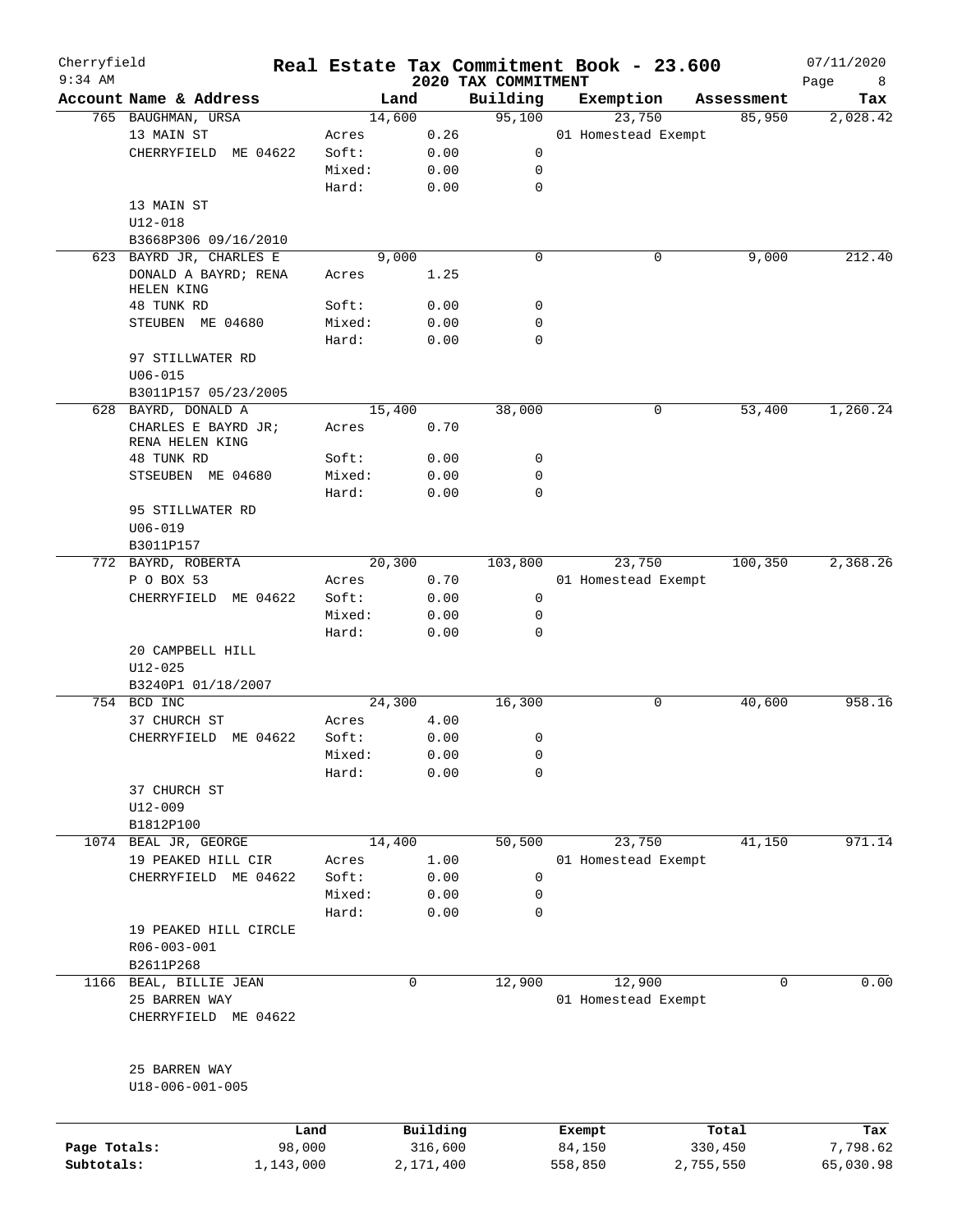# Real Estate Tax Commitment Book - 23.600

Cherryfield
9:34 AM

2020 TAX COMMITMENT

07/11/2020

| Account Name & Address | Land | | Building | Exemption | Assessment | Tax |
|---|---|---|---|---|---|---|
| 765 BAUGHMAN, URSA | 14,600 | | 95,100 | 23,750 | 85,950 | 2,028.42 |
| 13 MAIN ST | Acres | 0.26 | | 01 Homestead Exempt | | |
| CHERRYFIELD ME 04622 | Soft: | 0.00 | 0 | | | |
| | Mixed: | 0.00 | 0 | | | |
| | Hard: | 0.00 | 0 | | | |
| 13 MAIN ST | | | | | | |
| U12-018 | | | | | | |
| B3668P306 09/16/2010 | | | | | | |
| 623 BAYRD JR, CHARLES E | 9,000 | | 0 | 0 | 9,000 | 212.40 |
| DONALD A BAYRD; RENA HELEN KING | Acres | 1.25 | | | | |
| 48 TUNK RD | Soft: | 0.00 | 0 | | | |
| STEUBEN ME 04680 | Mixed: | 0.00 | 0 | | | |
| | Hard: | 0.00 | 0 | | | |
| 97 STILLWATER RD | | | | | | |
| U06-015 | | | | | | |
| B3011P157 05/23/2005 | | | | | | |
| 628 BAYRD, DONALD A | 15,400 | | 38,000 | 0 | 53,400 | 1,260.24 |
| CHARLES E BAYRD JR; RENA HELEN KING | Acres | 0.70 | | | | |
| 48 TUNK RD | Soft: | 0.00 | 0 | | | |
| STSEUBEN ME 04680 | Mixed: | 0.00 | 0 | | | |
| | Hard: | 0.00 | 0 | | | |
| 95 STILLWATER RD | | | | | | |
| U06-019 | | | | | | |
| B3011P157 | | | | | | |
| 772 BAYRD, ROBERTA | 20,300 | | 103,800 | 23,750 | 100,350 | 2,368.26 |
| P O BOX 53 | Acres | 0.70 | | 01 Homestead Exempt | | |
| CHERRYFIELD ME 04622 | Soft: | 0.00 | 0 | | | |
| | Mixed: | 0.00 | 0 | | | |
| | Hard: | 0.00 | 0 | | | |
| 20 CAMPBELL HILL | | | | | | |
| U12-025 | | | | | | |
| B3240P1 01/18/2007 | | | | | | |
| 754 BCD INC | 24,300 | | 16,300 | 0 | 40,600 | 958.16 |
| 37 CHURCH ST | Acres | 4.00 | | | | |
| CHERRYFIELD ME 04622 | Soft: | 0.00 | 0 | | | |
| | Mixed: | 0.00 | 0 | | | |
| | Hard: | 0.00 | 0 | | | |
| 37 CHURCH ST | | | | | | |
| U12-009 | | | | | | |
| B1812P100 | | | | | | |
| 1074 BEAL JR, GEORGE | 14,400 | | 50,500 | 23,750 | 41,150 | 971.14 |
| 19 PEAKED HILL CIR | Acres | 1.00 | | 01 Homestead Exempt | | |
| CHERRYFIELD ME 04622 | Soft: | 0.00 | 0 | | | |
| | Mixed: | 0.00 | 0 | | | |
| | Hard: | 0.00 | 0 | | | |
| 19 PEAKED HILL CIRCLE | | | | | | |
| R06-003-001 | | | | | | |
| B2611P268 | | | | | | |
| 1166 BEAL, BILLIE JEAN | 0 | | 12,900 | 12,900 | 0 | 0.00 |
| 25 BARREN WAY | | | | 01 Homestead Exempt | | |
| CHERRYFIELD ME 04622 | | | | | | |
| 25 BARREN WAY | | | | | | |
| U18-006-001-005 | | | | | | |

| | Land | Building | Exempt | Total | Tax |
|---|---|---|---|---|---|
| Page Totals: | 98,000 | 316,600 | 84,150 | 330,450 | 7,798.62 |
| Subtotals: | 1,143,000 | 2,171,400 | 558,850 | 2,755,550 | 65,030.98 |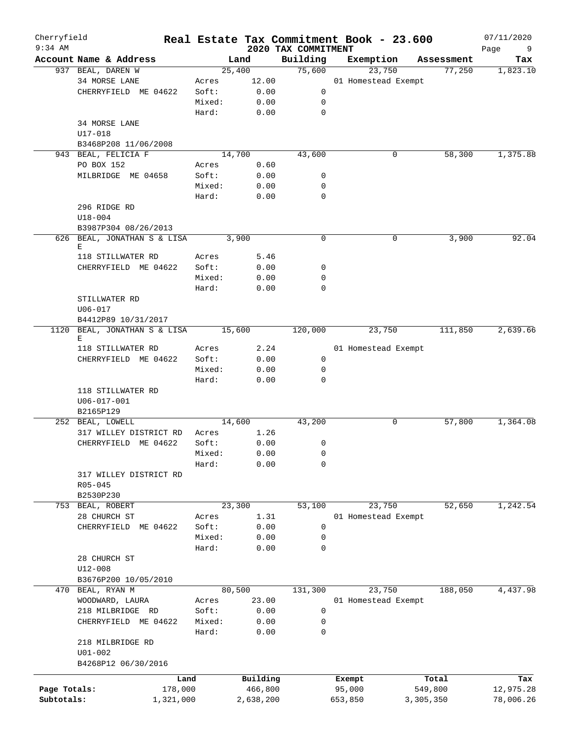Cherryfield · 9:34 AM

# Real Estate Tax Commitment Book - 23.600

## 2020 TAX COMMITMENT

07/11/2020

| Account | Name & Address | | Land | Building | Exemption | Assessment | Tax |
|---|---|---|---|---|---|---|---|
| 937 | BEAL, DAREN W | | 25,400 | 75,600 | 23,750 | 77,250 | 1,823.10 |
| | 34 MORSE LANE | Acres | 12.00 | | 01 Homestead Exempt | | |
| | CHERRYFIELD ME 04622 | Soft: | 0.00 | 0 | | | |
| | | Mixed: | 0.00 | 0 | | | |
| | | Hard: | 0.00 | 0 | | | |
| | 34 MORSE LANE | | | | | | |
| | U17-018 | | | | | | |
| | B3468P208 11/06/2008 | | | | | | |
| 943 | BEAL, FELICIA F | | 14,700 | 43,600 | 0 | 58,300 | 1,375.88 |
| | PO BOX 152 | Acres | 0.60 | | | | |
| | MILBRIDGE ME 04658 | Soft: | 0.00 | 0 | | | |
| | | Mixed: | 0.00 | 0 | | | |
| | | Hard: | 0.00 | 0 | | | |
| | 296 RIDGE RD | | | | | | |
| | U18-004 | | | | | | |
| | B3987P304 08/26/2013 | | | | | | |
| 626 | BEAL, JONATHAN S & LISA E | | 3,900 | 0 | 0 | 3,900 | 92.04 |
| | 118 STILLWATER RD | Acres | 5.46 | | | | |
| | CHERRYFIELD ME 04622 | Soft: | 0.00 | 0 | | | |
| | | Mixed: | 0.00 | 0 | | | |
| | | Hard: | 0.00 | 0 | | | |
| | STILLWATER RD | | | | | | |
| | U06-017 | | | | | | |
| | B4412P89 10/31/2017 | | | | | | |
| 1120 | BEAL, JONATHAN S & LISA E | | 15,600 | 120,000 | 23,750 | 111,850 | 2,639.66 |
| | 118 STILLWATER RD | Acres | 2.24 | | 01 Homestead Exempt | | |
| | CHERRYFIELD ME 04622 | Soft: | 0.00 | 0 | | | |
| | | Mixed: | 0.00 | 0 | | | |
| | | Hard: | 0.00 | 0 | | | |
| | 118 STILLWATER RD | | | | | | |
| | U06-017-001 | | | | | | |
| | B2165P129 | | | | | | |
| 252 | BEAL, LOWELL | | 14,600 | 43,200 | 0 | 57,800 | 1,364.08 |
| | 317 WILLEY DISTRICT RD | Acres | 1.26 | | | | |
| | CHERRYFIELD ME 04622 | Soft: | 0.00 | 0 | | | |
| | | Mixed: | 0.00 | 0 | | | |
| | | Hard: | 0.00 | 0 | | | |
| | 317 WILLEY DISTRICT RD | | | | | | |
| | R05-045 | | | | | | |
| | B2530P230 | | | | | | |
| 753 | BEAL, ROBERT | | 23,300 | 53,100 | 23,750 | 52,650 | 1,242.54 |
| | 28 CHURCH ST | Acres | 1.31 | | 01 Homestead Exempt | | |
| | CHERRYFIELD ME 04622 | Soft: | 0.00 | 0 | | | |
| | | Mixed: | 0.00 | 0 | | | |
| | | Hard: | 0.00 | 0 | | | |
| | 28 CHURCH ST | | | | | | |
| | U12-008 | | | | | | |
| | B3676P200 10/05/2010 | | | | | | |
| 470 | BEAL, RYAN M | | 80,500 | 131,300 | 23,750 | 188,050 | 4,437.98 |
| | WOODWARD, LAURA | Acres | 23.00 | | 01 Homestead Exempt | | |
| | 218 MILBRIDGE RD | Soft: | 0.00 | 0 | | | |
| | CHERRYFIELD ME 04622 | Mixed: | 0.00 | 0 | | | |
| | | Hard: | 0.00 | 0 | | | |
| | 218 MILBRIDGE RD | | | | | | |
| | U01-002 | | | | | | |
| | B4268P12 06/30/2016 | | | | | | |

| | Land | Building | Exempt | Total | Tax |
|---|---|---|---|---|---|
| Page Totals: | 178,000 | 466,800 | 95,000 | 549,800 | 12,975.28 |
| Subtotals: | 1,321,000 | 2,638,200 | 653,850 | 3,305,350 | 78,006.26 |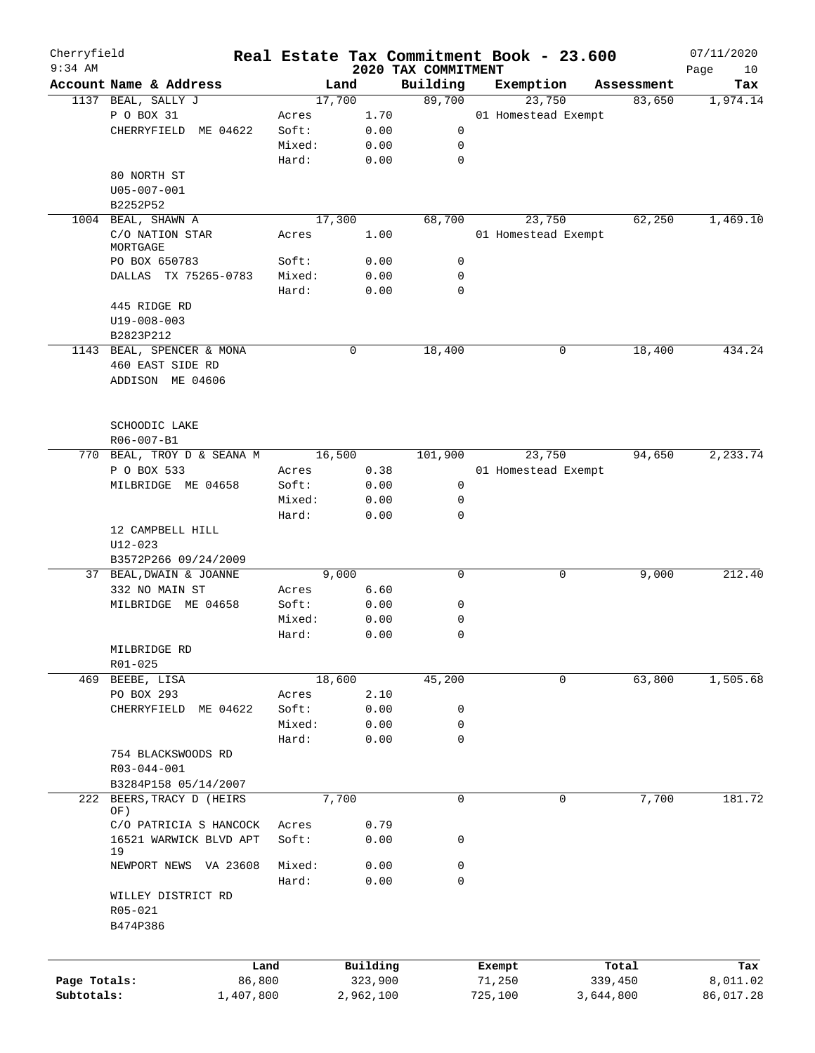Cherryfield

9:34 AM

# Real Estate Tax Commitment Book - 23.600

## 2020 TAX COMMITMENT

07/11/2020

| Account | Name & Address | Land | | Building | Exemption | Assessment | Tax |
|---|---|---|---|---|---|---|---|
| 1137 | BEAL, SALLY J | 17,700 | | 89,700 | 23,750 | 83,650 | 1,974.14 |
| | P O BOX 31 | Acres | 1.70 | | 01 Homestead Exempt | | |
| | CHERRYFIELD ME 04622 | Soft: | 0.00 | 0 | | | |
| | | Mixed: | 0.00 | 0 | | | |
| | | Hard: | 0.00 | 0 | | | |
| | 80 NORTH ST | | | | | | |
| | U05-007-001 | | | | | | |
| | B2252P52 | | | | | | |
| 1004 | BEAL, SHAWN A | 17,300 | | 68,700 | 23,750 | 62,250 | 1,469.10 |
| | C/O NATION STAR MORTGAGE | Acres | 1.00 | | 01 Homestead Exempt | | |
| | PO BOX 650783 | Soft: | 0.00 | 0 | | | |
| | DALLAS TX 75265-0783 | Mixed: | 0.00 | 0 | | | |
| | | Hard: | 0.00 | 0 | | | |
| | 445 RIDGE RD | | | | | | |
| | U19-008-003 | | | | | | |
| | B2823P212 | | | | | | |
| 1143 | BEAL, SPENCER & MONA | 0 | | 18,400 | 0 | 18,400 | 434.24 |
| | 460 EAST SIDE RD | | | | | | |
| | ADDISON ME 04606 | | | | | | |
| | SCHOODIC LAKE | | | | | | |
| | R06-007-B1 | | | | | | |
| 770 | BEAL, TROY D & SEANA M | 16,500 | | 101,900 | 23,750 | 94,650 | 2,233.74 |
| | P O BOX 533 | Acres | 0.38 | | 01 Homestead Exempt | | |
| | MILBRIDGE ME 04658 | Soft: | 0.00 | 0 | | | |
| | | Mixed: | 0.00 | 0 | | | |
| | | Hard: | 0.00 | 0 | | | |
| | 12 CAMPBELL HILL | | | | | | |
| | U12-023 | | | | | | |
| | B3572P266 09/24/2009 | | | | | | |
| 37 | BEAL, DWAIN & JOANNE | 9,000 | | 0 | 0 | 9,000 | 212.40 |
| | 332 NO MAIN ST | Acres | 6.60 | | | | |
| | MILBRIDGE ME 04658 | Soft: | 0.00 | 0 | | | |
| | | Mixed: | 0.00 | 0 | | | |
| | | Hard: | 0.00 | 0 | | | |
| | MILBRIDGE RD | | | | | | |
| | R01-025 | | | | | | |
| 469 | BEEBE, LISA | 18,600 | | 45,200 | 0 | 63,800 | 1,505.68 |
| | PO BOX 293 | Acres | 2.10 | | | | |
| | CHERRYFIELD ME 04622 | Soft: | 0.00 | 0 | | | |
| | | Mixed: | 0.00 | 0 | | | |
| | | Hard: | 0.00 | 0 | | | |
| | 754 BLACKSWOODS RD | | | | | | |
| | R03-044-001 | | | | | | |
| | B3284P158 05/14/2007 | | | | | | |
| 222 | BEERS, TRACY D (HEIRS OF) | 7,700 | | 0 | 0 | 7,700 | 181.72 |
| | C/O PATRICIA S HANCOCK | Acres | 0.79 | | | | |
| | 16521 WARWICK BLVD APT 19 | Soft: | 0.00 | 0 | | | |
| | NEWPORT NEWS VA 23608 | Mixed: | 0.00 | 0 | | | |
| | | Hard: | 0.00 | 0 | | | |
| | WILLEY DISTRICT RD | | | | | | |
| | R05-021 | | | | | | |
| | B474P386 | | | | | | |

| | Land | Building | Exempt | Total | Tax |
|---|---|---|---|---|---|
| Page Totals: | 86,800 | 323,900 | 71,250 | 339,450 | 8,011.02 |
| Subtotals: | 1,407,800 | 2,962,100 | 725,100 | 3,644,800 | 86,017.28 |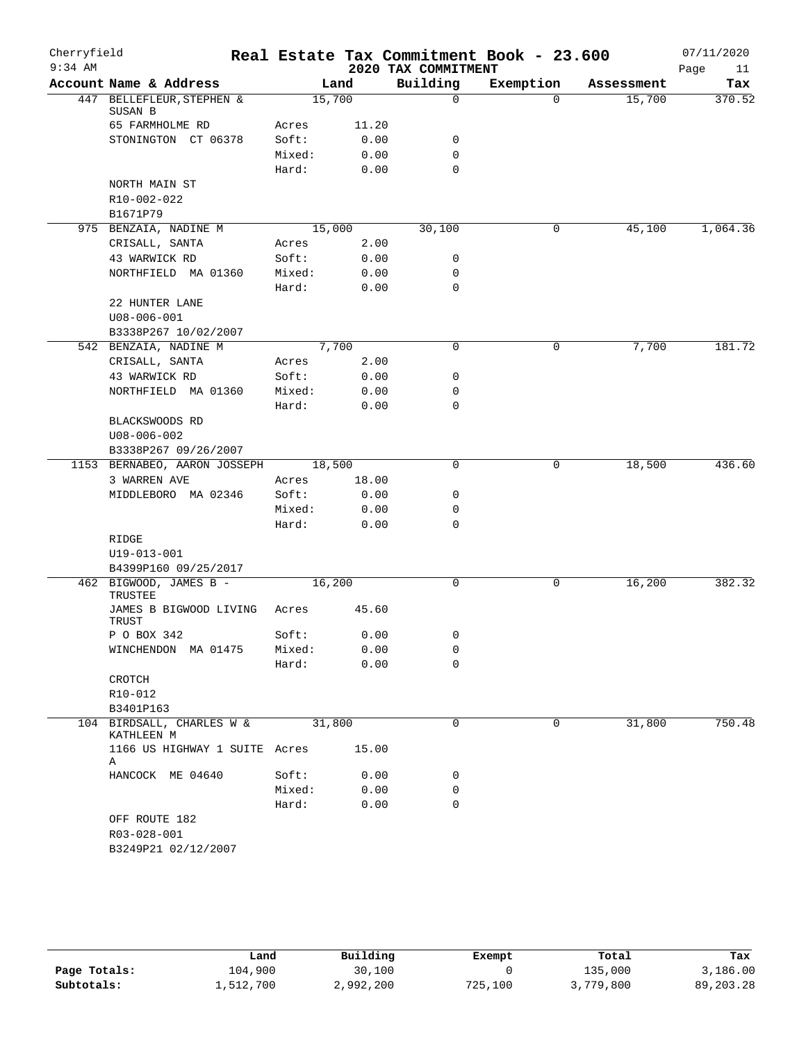# Cherryfield — Real Estate Tax Commitment Book - 23.600

9:34 AM — 2020 TAX COMMITMENT — 07/11/2020

| Account | Name & Address | Land | | Building | Exemption | Assessment | Tax |
|---|---|---|---|---|---|---|---|
| 447 | BELLEFLEUR, STEPHEN & SUSAN B | 15,700 | | 0 | 0 | 15,700 | 370.52 |
| | 65 FARMHOLME RD | Acres | 11.20 | | | | |
| | STONINGTON CT 06378 | Soft: | 0.00 | 0 | | | |
| | | Mixed: | 0.00 | 0 | | | |
| | | Hard: | 0.00 | 0 | | | |
| | NORTH MAIN ST | | | | | | |
| | R10-002-022 | | | | | | |
| | B1671P79 | | | | | | |
| 975 | BENZAIA, NADINE M | 15,000 | | 30,100 | 0 | 45,100 | 1,064.36 |
| | CRISALL, SANTA | Acres | 2.00 | | | | |
| | 43 WARWICK RD | Soft: | 0.00 | 0 | | | |
| | NORTHFIELD MA 01360 | Mixed: | 0.00 | 0 | | | |
| | | Hard: | 0.00 | 0 | | | |
| | 22 HUNTER LANE | | | | | | |
| | U08-006-001 | | | | | | |
| | B3338P267 10/02/2007 | | | | | | |
| 542 | BENZAIA, NADINE M | 7,700 | | 0 | 0 | 7,700 | 181.72 |
| | CRISALL, SANTA | Acres | 2.00 | | | | |
| | 43 WARWICK RD | Soft: | 0.00 | 0 | | | |
| | NORTHFIELD MA 01360 | Mixed: | 0.00 | 0 | | | |
| | | Hard: | 0.00 | 0 | | | |
| | BLACKSWOODS RD | | | | | | |
| | U08-006-002 | | | | | | |
| | B3338P267 09/26/2007 | | | | | | |
| 1153 | BERNABEO, AARON JOSSEPH | 18,500 | | 0 | 0 | 18,500 | 436.60 |
| | 3 WARREN AVE | Acres | 18.00 | | | | |
| | MIDDLEBORO MA 02346 | Soft: | 0.00 | 0 | | | |
| | | Mixed: | 0.00 | 0 | | | |
| | | Hard: | 0.00 | 0 | | | |
| | RIDGE | | | | | | |
| | U19-013-001 | | | | | | |
| | B4399P160 09/25/2017 | | | | | | |
| 462 | BIGWOOD, JAMES B - TRUSTEE | 16,200 | | 0 | 0 | 16,200 | 382.32 |
| | JAMES B BIGWOOD LIVING TRUST | Acres | 45.60 | | | | |
| | P O BOX 342 | Soft: | 0.00 | 0 | | | |
| | WINCHENDON MA 01475 | Mixed: | 0.00 | 0 | | | |
| | | Hard: | 0.00 | 0 | | | |
| | CROTCH | | | | | | |
| | R10-012 | | | | | | |
| | B3401P163 | | | | | | |
| 104 | BIRDSALL, CHARLES W & KATHLEEN M | 31,800 | | 0 | 0 | 31,800 | 750.48 |
| | 1166 US HIGHWAY 1 SUITE A | Acres | 15.00 | | | | |
| | HANCOCK ME 04640 | Soft: | 0.00 | 0 | | | |
| | | Mixed: | 0.00 | 0 | | | |
| | | Hard: | 0.00 | 0 | | | |
| | OFF ROUTE 182 | | | | | | |
| | R03-028-001 | | | | | | |
| | B3249P21 02/12/2007 | | | | | | |

| | Land | Building | Exempt | Total | Tax |
|---|---|---|---|---|---|
| Page Totals: | 104,900 | 30,100 | 0 | 135,000 | 3,186.00 |
| Subtotals: | 1,512,700 | 2,992,200 | 725,100 | 3,779,800 | 89,203.28 |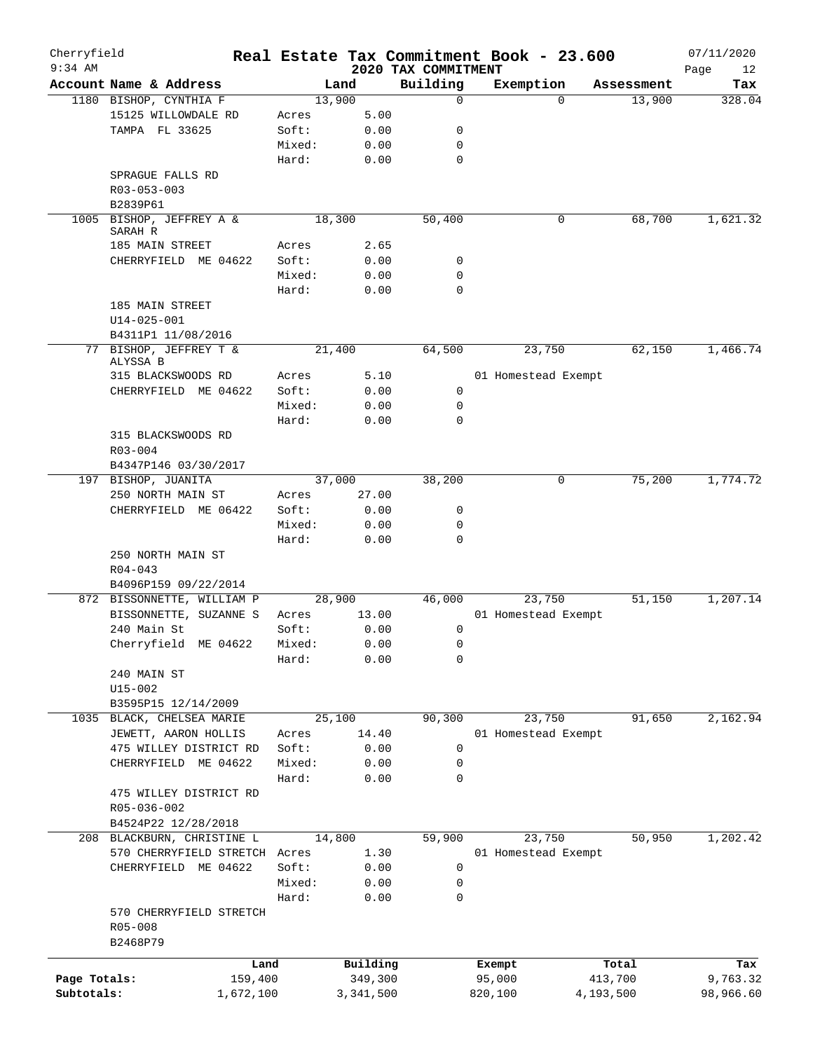# Real Estate Tax Commitment Book - 23.600

Cherryfield
9:34 AM

2020 TAX COMMITMENT

07/11/2020

| Account | Name & Address | Land | | Building | Exemption | Assessment | Tax |
|---|---|---|---|---|---|---|---|
| 1180 | BISHOP, CYNTHIA F | 13,900 | | 0 | 0 | 13,900 | 328.04 |
| | 15125 WILLOWDALE RD | Acres | 5.00 | | | | |
| | TAMPA FL 33625 | Soft: | 0.00 | 0 | | | |
| | | Mixed: | 0.00 | 0 | | | |
| | | Hard: | 0.00 | 0 | | | |
| | SPRAGUE FALLS RD | | | | | | |
| | R03-053-003 | | | | | | |
| | B2839P61 | | | | | | |
| 1005 | BISHOP, JEFFREY A & SARAH R | 18,300 | | 50,400 | 0 | 68,700 | 1,621.32 |
| | 185 MAIN STREET | Acres | 2.65 | | | | |
| | CHERRYFIELD ME 04622 | Soft: | 0.00 | 0 | | | |
| | | Mixed: | 0.00 | 0 | | | |
| | | Hard: | 0.00 | 0 | | | |
| | 185 MAIN STREET | | | | | | |
| | U14-025-001 | | | | | | |
| | B4311P1 11/08/2016 | | | | | | |
| 77 | BISHOP, JEFFREY T & ALYSSA B | 21,400 | | 64,500 | 23,750 | 62,150 | 1,466.74 |
| | 315 BLACKSWOODS RD | Acres | 5.10 | | 01 Homestead Exempt | | |
| | CHERRYFIELD ME 04622 | Soft: | 0.00 | 0 | | | |
| | | Mixed: | 0.00 | 0 | | | |
| | | Hard: | 0.00 | 0 | | | |
| | 315 BLACKSWOODS RD | | | | | | |
| | R03-004 | | | | | | |
| | B4347P146 03/30/2017 | | | | | | |
| 197 | BISHOP, JUANITA | 37,000 | | 38,200 | 0 | 75,200 | 1,774.72 |
| | 250 NORTH MAIN ST | Acres | 27.00 | | | | |
| | CHERRYFIELD ME 06422 | Soft: | 0.00 | 0 | | | |
| | | Mixed: | 0.00 | 0 | | | |
| | | Hard: | 0.00 | 0 | | | |
| | 250 NORTH MAIN ST | | | | | | |
| | R04-043 | | | | | | |
| | B4096P159 09/22/2014 | | | | | | |
| 872 | BISSONNETTE, WILLIAM P | 28,900 | | 46,000 | 23,750 | 51,150 | 1,207.14 |
| | BISSONNETTE, SUZANNE S | Acres | 13.00 | | 01 Homestead Exempt | | |
| | 240 Main St | Soft: | 0.00 | 0 | | | |
| | Cherryfield ME 04622 | Mixed: | 0.00 | 0 | | | |
| | | Hard: | 0.00 | 0 | | | |
| | 240 MAIN ST | | | | | | |
| | U15-002 | | | | | | |
| | B3595P15 12/14/2009 | | | | | | |
| 1035 | BLACK, CHELSEA MARIE | 25,100 | | 90,300 | 23,750 | 91,650 | 2,162.94 |
| | JEWETT, AARON HOLLIS | Acres | 14.40 | | 01 Homestead Exempt | | |
| | 475 WILLEY DISTRICT RD | Soft: | 0.00 | 0 | | | |
| | CHERRYFIELD ME 04622 | Mixed: | 0.00 | 0 | | | |
| | | Hard: | 0.00 | 0 | | | |
| | 475 WILLEY DISTRICT RD | | | | | | |
| | R05-036-002 | | | | | | |
| | B4524P22 12/28/2018 | | | | | | |
| 208 | BLACKBURN, CHRISTINE L | 14,800 | | 59,900 | 23,750 | 50,950 | 1,202.42 |
| | 570 CHERRYFIELD STRETCH | Acres | 1.30 | | 01 Homestead Exempt | | |
| | CHERRYFIELD ME 04622 | Soft: | 0.00 | 0 | | | |
| | | Mixed: | 0.00 | 0 | | | |
| | | Hard: | 0.00 | 0 | | | |
| | 570 CHERRYFIELD STRETCH | | | | | | |
| | R05-008 | | | | | | |
| | B2468P79 | | | | | | |

| | Land | Building | Exempt | Total | Tax |
|---|---|---|---|---|---|
| Page Totals: | 159,400 | 349,300 | 95,000 | 413,700 | 9,763.32 |
| Subtotals: | 1,672,100 | 3,341,500 | 820,100 | 4,193,500 | 98,966.60 |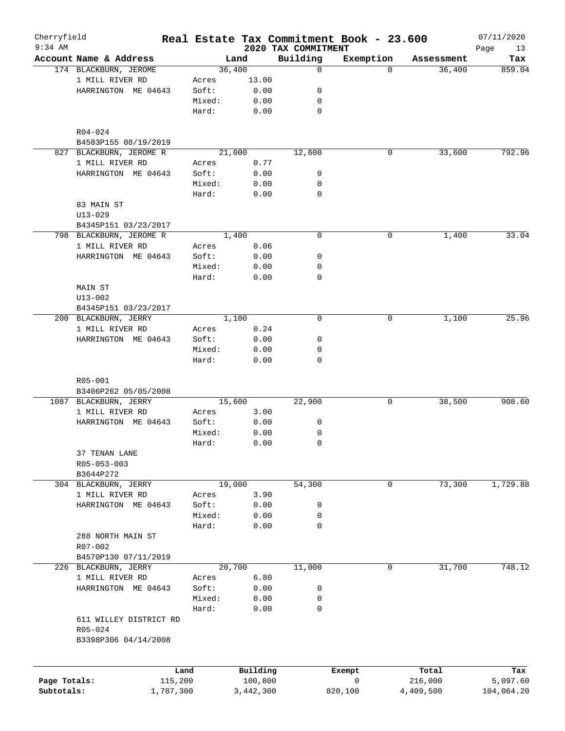# Real Estate Tax Commitment Book - 23.600

Cherryfield
9:34 AM

07/11/2020

## 2020 TAX COMMITMENT

| Account Name & Address | Land | | Building | Exemption | Assessment | Tax |
|---|---|---|---|---|---|---|
| 174 BLACKBURN, JEROME | | 36,400 | 0 | 0 | 36,400 | 859.04 |
| 1 MILL RIVER RD | Acres | 13.00 | | | | |
| HARRINGTON ME 04643 | Soft: | 0.00 | 0 | | | |
| | Mixed: | 0.00 | 0 | | | |
| | Hard: | 0.00 | 0 | | | |
| R04-024 | | | | | | |
| B4583P155 08/19/2019 | | | | | | |
| 827 BLACKBURN, JEROME R | | 21,000 | 12,600 | 0 | 33,600 | 792.96 |
| 1 MILL RIVER RD | Acres | 0.77 | | | | |
| HARRINGTON ME 04643 | Soft: | 0.00 | 0 | | | |
| | Mixed: | 0.00 | 0 | | | |
| | Hard: | 0.00 | 0 | | | |
| 83 MAIN ST | | | | | | |
| U13-029 | | | | | | |
| B4345P151 03/23/2017 | | | | | | |
| 798 BLACKBURN, JEROME R | | 1,400 | 0 | 0 | 1,400 | 33.04 |
| 1 MILL RIVER RD | Acres | 0.06 | | | | |
| HARRINGTON ME 04643 | Soft: | 0.00 | 0 | | | |
| | Mixed: | 0.00 | 0 | | | |
| | Hard: | 0.00 | 0 | | | |
| MAIN ST | | | | | | |
| U13-002 | | | | | | |
| B4345P151 03/23/2017 | | | | | | |
| 200 BLACKBURN, JERRY | | 1,100 | 0 | 0 | 1,100 | 25.96 |
| 1 MILL RIVER RD | Acres | 0.24 | | | | |
| HARRINGTON ME 04643 | Soft: | 0.00 | 0 | | | |
| | Mixed: | 0.00 | 0 | | | |
| | Hard: | 0.00 | 0 | | | |
| R05-001 | | | | | | |
| B3406P262 05/05/2008 | | | | | | |
| 1087 BLACKBURN, JERRY | | 15,600 | 22,900 | 0 | 38,500 | 908.60 |
| 1 MILL RIVER RD | Acres | 3.00 | | | | |
| HARRINGTON ME 04643 | Soft: | 0.00 | 0 | | | |
| | Mixed: | 0.00 | 0 | | | |
| | Hard: | 0.00 | 0 | | | |
| 37 TENAN LANE | | | | | | |
| R05-053-003 | | | | | | |
| B3644P272 | | | | | | |
| 304 BLACKBURN, JERRY | | 19,000 | 54,300 | 0 | 73,300 | 1,729.88 |
| 1 MILL RIVER RD | Acres | 3.90 | | | | |
| HARRINGTON ME 04643 | Soft: | 0.00 | 0 | | | |
| | Mixed: | 0.00 | 0 | | | |
| | Hard: | 0.00 | 0 | | | |
| 288 NORTH MAIN ST | | | | | | |
| R07-002 | | | | | | |
| B4570P130 07/11/2019 | | | | | | |
| 226 BLACKBURN, JERRY | | 20,700 | 11,000 | 0 | 31,700 | 748.12 |
| 1 MILL RIVER RD | Acres | 6.80 | | | | |
| HARRINGTON ME 04643 | Soft: | 0.00 | 0 | | | |
| | Mixed: | 0.00 | 0 | | | |
| | Hard: | 0.00 | 0 | | | |
| 611 WILLEY DISTRICT RD | | | | | | |
| R05-024 | | | | | | |
| B3398P306 04/14/2008 | | | | | | |

| | Land | Building | Exempt | Total | Tax |
|---|---|---|---|---|---|
| Page Totals: | 115,200 | 100,800 | 0 | 216,000 | 5,097.60 |
| Subtotals: | 1,787,300 | 3,442,300 | 820,100 | 4,409,500 | 104,064.20 |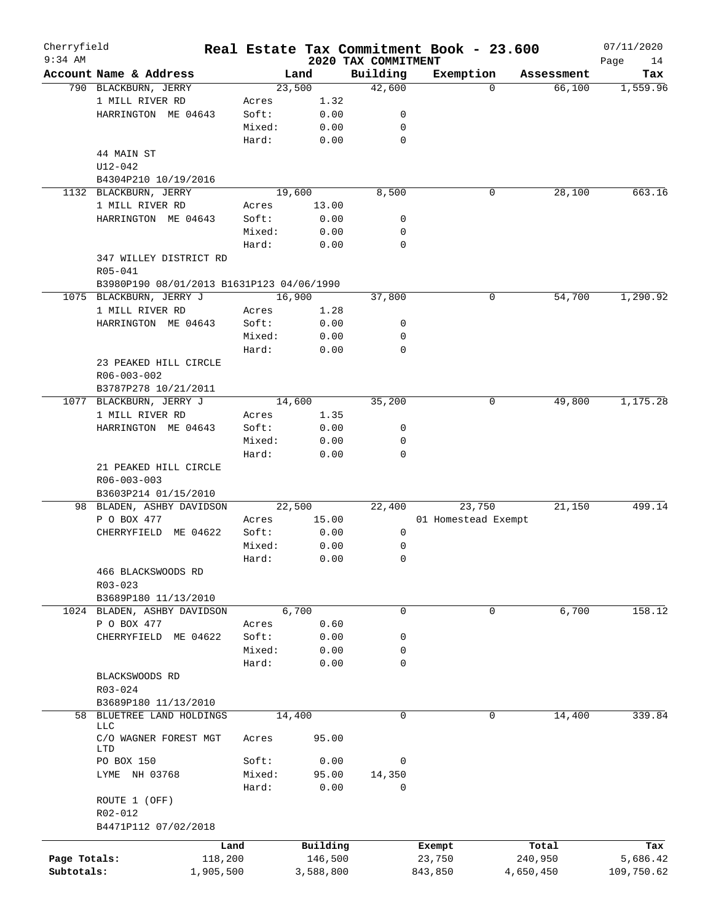Cherryfield 9:34 AM

# Real Estate Tax Commitment Book - 23.600

## 2020 TAX COMMITMENT

07/11/2020

| Account Name & Address | | Land | Building | Exemption | Assessment | Tax |
|---|---|---|---|---|---|---|
| 790 BLACKBURN, JERRY | | 23,500 | 42,600 | 0 | 66,100 | 1,559.96 |
| 1 MILL RIVER RD | Acres | 1.32 | | | | |
| HARRINGTON ME 04643 | Soft: | 0.00 | 0 | | | |
| | Mixed: | 0.00 | 0 | | | |
| | Hard: | 0.00 | 0 | | | |
| 44 MAIN ST | | | | | | |
| U12-042 | | | | | | |
| B4304P210 10/19/2016 | | | | | | |
| 1132 BLACKBURN, JERRY | | 19,600 | 8,500 | 0 | 28,100 | 663.16 |
| 1 MILL RIVER RD | Acres | 13.00 | | | | |
| HARRINGTON ME 04643 | Soft: | 0.00 | 0 | | | |
| | Mixed: | 0.00 | 0 | | | |
| | Hard: | 0.00 | 0 | | | |
| 347 WILLEY DISTRICT RD | | | | | | |
| R05-041 | | | | | | |
| B3980P190 08/01/2013 B1631P123 04/06/1990 | | | | | | |
| 1075 BLACKBURN, JERRY J | | 16,900 | 37,800 | 0 | 54,700 | 1,290.92 |
| 1 MILL RIVER RD | Acres | 1.28 | | | | |
| HARRINGTON ME 04643 | Soft: | 0.00 | 0 | | | |
| | Mixed: | 0.00 | 0 | | | |
| | Hard: | 0.00 | 0 | | | |
| 23 PEAKED HILL CIRCLE | | | | | | |
| R06-003-002 | | | | | | |
| B3787P278 10/21/2011 | | | | | | |
| 1077 BLACKBURN, JERRY J | | 14,600 | 35,200 | 0 | 49,800 | 1,175.28 |
| 1 MILL RIVER RD | Acres | 1.35 | | | | |
| HARRINGTON ME 04643 | Soft: | 0.00 | 0 | | | |
| | Mixed: | 0.00 | 0 | | | |
| | Hard: | 0.00 | 0 | | | |
| 21 PEAKED HILL CIRCLE | | | | | | |
| R06-003-003 | | | | | | |
| B3603P214 01/15/2010 | | | | | | |
| 98 BLADEN, ASHBY DAVIDSON | | 22,500 | 22,400 | 23,750 | 21,150 | 499.14 |
| P O BOX 477 | Acres | 15.00 | | 01 Homestead Exempt | | |
| CHERRYFIELD ME 04622 | Soft: | 0.00 | 0 | | | |
| | Mixed: | 0.00 | 0 | | | |
| | Hard: | 0.00 | 0 | | | |
| 466 BLACKSWOODS RD | | | | | | |
| R03-023 | | | | | | |
| B3689P180 11/13/2010 | | | | | | |
| 1024 BLADEN, ASHBY DAVIDSON | | 6,700 | 0 | 0 | 6,700 | 158.12 |
| P O BOX 477 | Acres | 0.60 | | | | |
| CHERRYFIELD ME 04622 | Soft: | 0.00 | 0 | | | |
| | Mixed: | 0.00 | 0 | | | |
| | Hard: | 0.00 | 0 | | | |
| BLACKSWOODS RD | | | | | | |
| R03-024 | | | | | | |
| B3689P180 11/13/2010 | | | | | | |
| 58 BLUETREE LAND HOLDINGS LLC | | 14,400 | 0 | 0 | 14,400 | 339.84 |
| C/O WAGNER FOREST MGT LTD | Acres | 95.00 | | | | |
| PO BOX 150 | Soft: | 0.00 | 0 | | | |
| LYME NH 03768 | Mixed: | 95.00 | 14,350 | | | |
| | Hard: | 0.00 | 0 | | | |
| ROUTE 1 (OFF) | | | | | | |
| R02-012 | | | | | | |
| B4471P112 07/02/2018 | | | | | | |

| | Land | Building | Exempt | Total | Tax |
|---|---|---|---|---|---|
| Page Totals: | 118,200 | 146,500 | 23,750 | 240,950 | 5,686.42 |
| Subtotals: | 1,905,500 | 3,588,800 | 843,850 | 4,650,450 | 109,750.62 |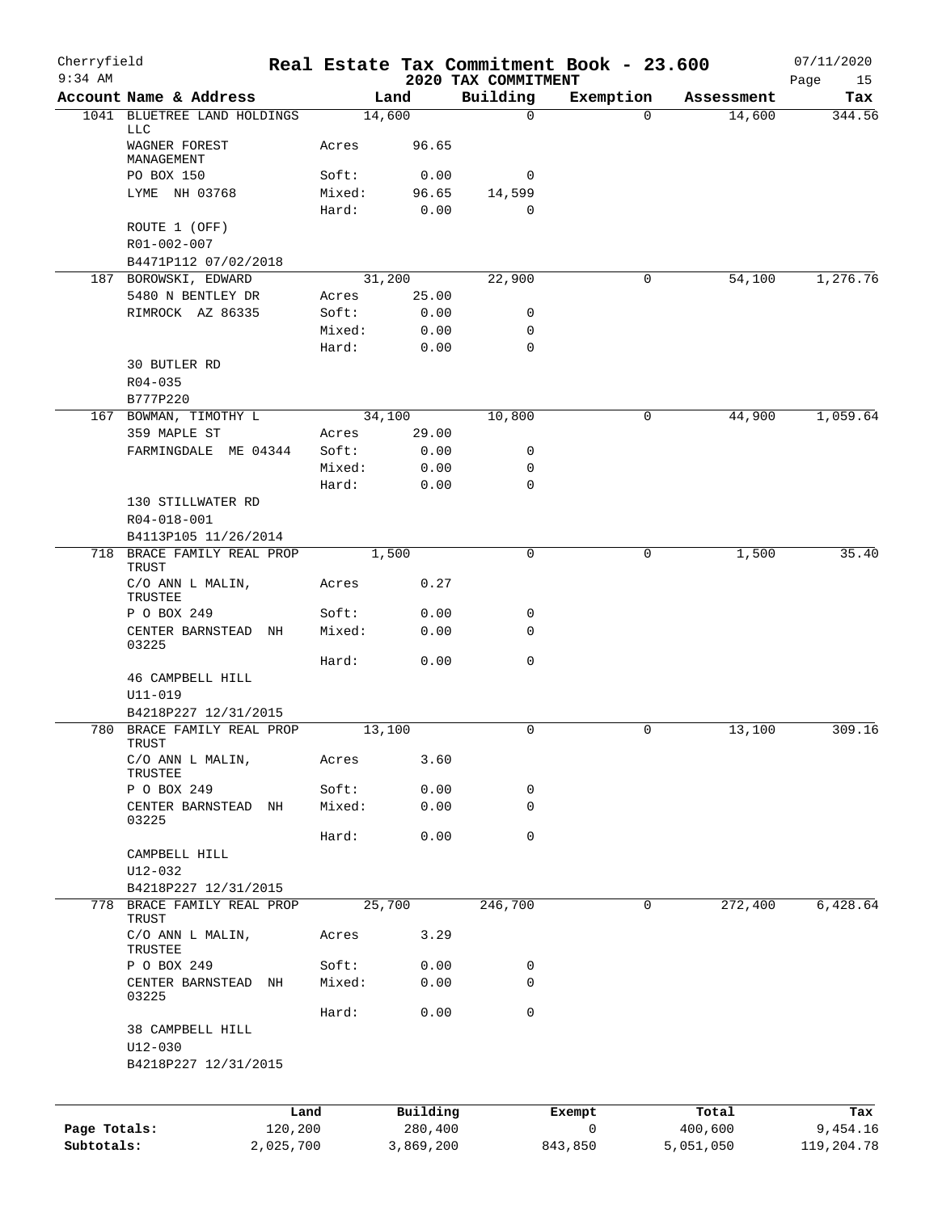# Real Estate Tax Commitment Book - 23.600

Cherryfield
9:34 AM

## 2020 TAX COMMITMENT

07/11/2020

| Account | Name & Address | | Land | Building | Exemption | Assessment | Tax |
|---|---|---|---|---|---|---|---|
| 1041 | BLUETREE LAND HOLDINGS LLC | | 14,600 | 0 | 0 | 14,600 | 344.56 |
| | WAGNER FOREST MANAGEMENT | Acres | 96.65 | | | | |
| | PO BOX 150 | Soft: | 0.00 | 0 | | | |
| | LYME NH 03768 | Mixed: | 96.65 | 14,599 | | | |
| | | Hard: | 0.00 | 0 | | | |
| | ROUTE 1 (OFF) | | | | | | |
| | R01-002-007 | | | | | | |
| | B4471P112 07/02/2018 | | | | | | |
| 187 | BOROWSKI, EDWARD | | 31,200 | 22,900 | 0 | 54,100 | 1,276.76 |
| | 5480 N BENTLEY DR | Acres | 25.00 | | | | |
| | RIMROCK AZ 86335 | Soft: | 0.00 | 0 | | | |
| | | Mixed: | 0.00 | 0 | | | |
| | | Hard: | 0.00 | 0 | | | |
| | 30 BUTLER RD | | | | | | |
| | R04-035 | | | | | | |
| | B777P220 | | | | | | |
| 167 | BOWMAN, TIMOTHY L | | 34,100 | 10,800 | 0 | 44,900 | 1,059.64 |
| | 359 MAPLE ST | Acres | 29.00 | | | | |
| | FARMINGDALE ME 04344 | Soft: | 0.00 | 0 | | | |
| | | Mixed: | 0.00 | 0 | | | |
| | | Hard: | 0.00 | 0 | | | |
| | 130 STILLWATER RD | | | | | | |
| | R04-018-001 | | | | | | |
| | B4113P105 11/26/2014 | | | | | | |
| 718 | BRACE FAMILY REAL PROP TRUST | | 1,500 | 0 | 0 | 1,500 | 35.40 |
| | C/O ANN L MALIN, TRUSTEE | Acres | 0.27 | | | | |
| | P O BOX 249 | Soft: | 0.00 | 0 | | | |
| | CENTER BARNSTEAD NH 03225 | Mixed: | 0.00 | 0 | | | |
| | | Hard: | 0.00 | 0 | | | |
| | 46 CAMPBELL HILL | | | | | | |
| | U11-019 | | | | | | |
| | B4218P227 12/31/2015 | | | | | | |
| 780 | BRACE FAMILY REAL PROP TRUST | | 13,100 | 0 | 0 | 13,100 | 309.16 |
| | C/O ANN L MALIN, TRUSTEE | Acres | 3.60 | | | | |
| | P O BOX 249 | Soft: | 0.00 | 0 | | | |
| | CENTER BARNSTEAD NH 03225 | Mixed: | 0.00 | 0 | | | |
| | | Hard: | 0.00 | 0 | | | |
| | CAMPBELL HILL | | | | | | |
| | U12-032 | | | | | | |
| | B4218P227 12/31/2015 | | | | | | |
| 778 | BRACE FAMILY REAL PROP TRUST | | 25,700 | 246,700 | 0 | 272,400 | 6,428.64 |
| | C/O ANN L MALIN, TRUSTEE | Acres | 3.29 | | | | |
| | P O BOX 249 | Soft: | 0.00 | 0 | | | |
| | CENTER BARNSTEAD NH 03225 | Mixed: | 0.00 | 0 | | | |
| | | Hard: | 0.00 | 0 | | | |
| | 38 CAMPBELL HILL | | | | | | |
| | U12-030 | | | | | | |
| | B4218P227 12/31/2015 | | | | | | |

| | Land | Building | Exempt | Total | Tax |
|---|---|---|---|---|---|
| Page Totals: | 120,200 | 280,400 | 0 | 400,600 | 9,454.16 |
| Subtotals: | 2,025,700 | 3,869,200 | 843,850 | 5,051,050 | 119,204.78 |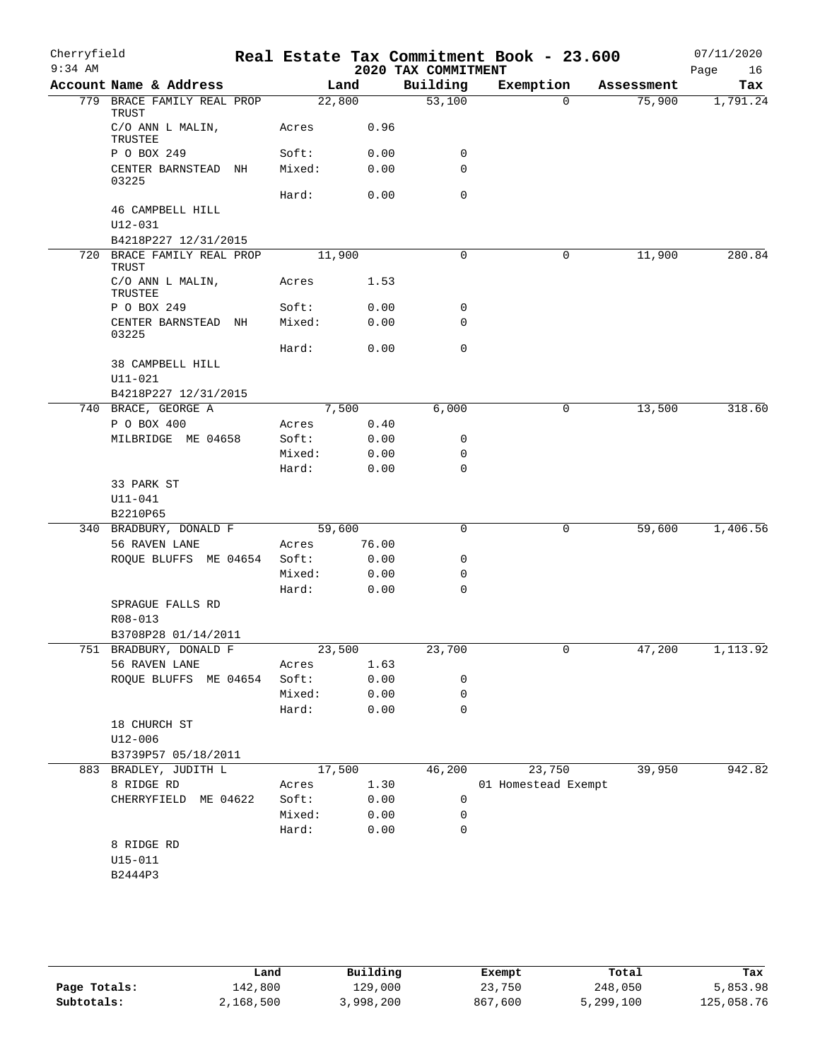# Real Estate Tax Commitment Book - 23.600

## 2020 TAX COMMITMENT

Cherryfield 9:34 AM — 07/11/2020

| Account Name & Address | Land | | Building | Exemption | Assessment | Tax |
|---|---|---|---|---|---|---|
| 779 BRACE FAMILY REAL PROP TRUST | 22,800 | | 53,100 | 0 | 75,900 | 1,791.24 |
| C/O ANN L MALIN, TRUSTEE | Acres | 0.96 | | | | |
| P O BOX 249 | Soft: | 0.00 | 0 | | | |
| CENTER BARNSTEAD NH 03225 | Mixed: | 0.00 | 0 | | | |
| | Hard: | 0.00 | 0 | | | |
| 46 CAMPBELL HILL | | | | | | |
| U12-031 | | | | | | |
| B4218P227 12/31/2015 | | | | | | |
| 720 BRACE FAMILY REAL PROP TRUST | 11,900 | | 0 | 0 | 11,900 | 280.84 |
| C/O ANN L MALIN, TRUSTEE | Acres | 1.53 | | | | |
| P O BOX 249 | Soft: | 0.00 | 0 | | | |
| CENTER BARNSTEAD NH 03225 | Mixed: | 0.00 | 0 | | | |
| | Hard: | 0.00 | 0 | | | |
| 38 CAMPBELL HILL | | | | | | |
| U11-021 | | | | | | |
| B4218P227 12/31/2015 | | | | | | |
| 740 BRACE, GEORGE A | 7,500 | | 6,000 | 0 | 13,500 | 318.60 |
| P O BOX 400 | Acres | 0.40 | | | | |
| MILBRIDGE ME 04658 | Soft: | 0.00 | 0 | | | |
| | Mixed: | 0.00 | 0 | | | |
| | Hard: | 0.00 | 0 | | | |
| 33 PARK ST | | | | | | |
| U11-041 | | | | | | |
| B2210P65 | | | | | | |
| 340 BRADBURY, DONALD F | 59,600 | | 0 | 0 | 59,600 | 1,406.56 |
| 56 RAVEN LANE | Acres | 76.00 | | | | |
| ROQUE BLUFFS ME 04654 | Soft: | 0.00 | 0 | | | |
| | Mixed: | 0.00 | 0 | | | |
| | Hard: | 0.00 | 0 | | | |
| SPRAGUE FALLS RD | | | | | | |
| R08-013 | | | | | | |
| B3708P28 01/14/2011 | | | | | | |
| 751 BRADBURY, DONALD F | 23,500 | | 23,700 | 0 | 47,200 | 1,113.92 |
| 56 RAVEN LANE | Acres | 1.63 | | | | |
| ROQUE BLUFFS ME 04654 | Soft: | 0.00 | 0 | | | |
| | Mixed: | 0.00 | 0 | | | |
| | Hard: | 0.00 | 0 | | | |
| 18 CHURCH ST | | | | | | |
| U12-006 | | | | | | |
| B3739P57 05/18/2011 | | | | | | |
| 883 BRADLEY, JUDITH L | 17,500 | | 46,200 | 23,750 | 39,950 | 942.82 |
| 8 RIDGE RD | Acres | 1.30 | | 01 Homestead Exempt | | |
| CHERRYFIELD ME 04622 | Soft: | 0.00 | 0 | | | |
| | Mixed: | 0.00 | 0 | | | |
| | Hard: | 0.00 | 0 | | | |
| 8 RIDGE RD | | | | | | |
| U15-011 | | | | | | |
| B2444P3 | | | | | | |

| | Land | Building | Exempt | Total | Tax |
|---|---|---|---|---|---|
| Page Totals: | 142,800 | 129,000 | 23,750 | 248,050 | 5,853.98 |
| Subtotals: | 2,168,500 | 3,998,200 | 867,600 | 5,299,100 | 125,058.76 |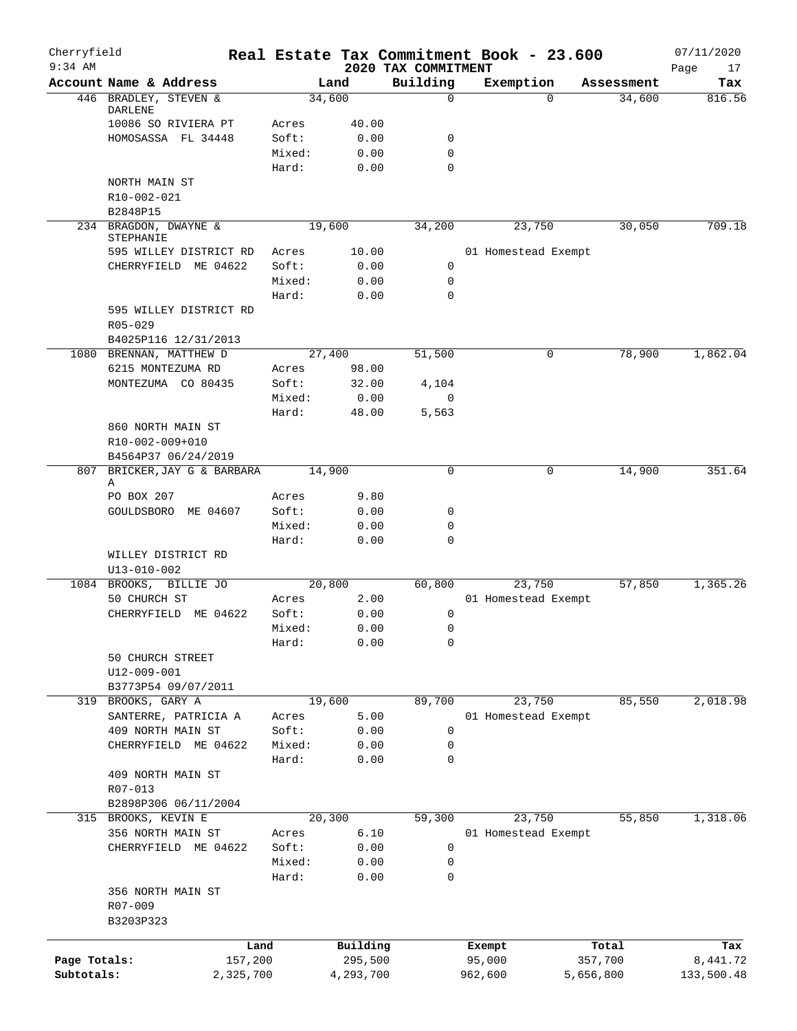# Real Estate Tax Commitment Book - 23.600

Cherryfield
9:34 AM

2020 TAX COMMITMENT

07/11/2020

| Account Name & Address | | Land | Building | Exemption | Assessment | Tax |
|---|---|---|---|---|---|---|
| 446 BRADLEY, STEVEN & DARLENE | | 34,600 | 0 | 0 | 34,600 | 816.56 |
| 10086 SO RIVIERA PT | Acres | 40.00 | | | | |
| HOMOSASSA FL 34448 | Soft: | 0.00 | 0 | | | |
| | Mixed: | 0.00 | 0 | | | |
| | Hard: | 0.00 | 0 | | | |
| NORTH MAIN ST | | | | | | |
| R10-002-021 | | | | | | |
| B2848P15 | | | | | | |
| 234 BRAGDON, DWAYNE & STEPHANIE | | 19,600 | 34,200 | 23,750 | 30,050 | 709.18 |
| 595 WILLEY DISTRICT RD | Acres | 10.00 | | 01 Homestead Exempt | | |
| CHERRYFIELD ME 04622 | Soft: | 0.00 | 0 | | | |
| | Mixed: | 0.00 | 0 | | | |
| | Hard: | 0.00 | 0 | | | |
| 595 WILLEY DISTRICT RD | | | | | | |
| R05-029 | | | | | | |
| B4025P116 12/31/2013 | | | | | | |
| 1080 BRENNAN, MATTHEW D | | 27,400 | 51,500 | 0 | 78,900 | 1,862.04 |
| 6215 MONTEZUMA RD | Acres | 98.00 | | | | |
| MONTEZUMA CO 80435 | Soft: | 32.00 | 4,104 | | | |
| | Mixed: | 0.00 | 0 | | | |
| | Hard: | 48.00 | 5,563 | | | |
| 860 NORTH MAIN ST | | | | | | |
| R10-002-009+010 | | | | | | |
| B4564P37 06/24/2019 | | | | | | |
| 807 BRICKER,JAY G & BARBARA A | | 14,900 | 0 | 0 | 14,900 | 351.64 |
| PO BOX 207 | Acres | 9.80 | | | | |
| GOULDSBORO ME 04607 | Soft: | 0.00 | 0 | | | |
| | Mixed: | 0.00 | 0 | | | |
| | Hard: | 0.00 | 0 | | | |
| WILLEY DISTRICT RD | | | | | | |
| U13-010-002 | | | | | | |
| 1084 BROOKS, BILLIE JO | | 20,800 | 60,800 | 23,750 | 57,850 | 1,365.26 |
| 50 CHURCH ST | Acres | 2.00 | | 01 Homestead Exempt | | |
| CHERRYFIELD ME 04622 | Soft: | 0.00 | 0 | | | |
| | Mixed: | 0.00 | 0 | | | |
| | Hard: | 0.00 | 0 | | | |
| 50 CHURCH STREET | | | | | | |
| U12-009-001 | | | | | | |
| B3773P54 09/07/2011 | | | | | | |
| 319 BROOKS, GARY A | | 19,600 | 89,700 | 23,750 | 85,550 | 2,018.98 |
| SANTERRE, PATRICIA A | Acres | 5.00 | | 01 Homestead Exempt | | |
| 409 NORTH MAIN ST | Soft: | 0.00 | 0 | | | |
| CHERRYFIELD ME 04622 | Mixed: | 0.00 | 0 | | | |
| | Hard: | 0.00 | 0 | | | |
| 409 NORTH MAIN ST | | | | | | |
| R07-013 | | | | | | |
| B2898P306 06/11/2004 | | | | | | |
| 315 BROOKS, KEVIN E | | 20,300 | 59,300 | 23,750 | 55,850 | 1,318.06 |
| 356 NORTH MAIN ST | Acres | 6.10 | | 01 Homestead Exempt | | |
| CHERRYFIELD ME 04622 | Soft: | 0.00 | 0 | | | |
| | Mixed: | 0.00 | 0 | | | |
| | Hard: | 0.00 | 0 | | | |
| 356 NORTH MAIN ST | | | | | | |
| R07-009 | | | | | | |
| B3203P323 | | | | | | |

| | Land | Building | Exempt | Total | Tax |
|---|---|---|---|---|---|
| Page Totals: | 157,200 | 295,500 | 95,000 | 357,700 | 8,441.72 |
| Subtotals: | 2,325,700 | 4,293,700 | 962,600 | 5,656,800 | 133,500.48 |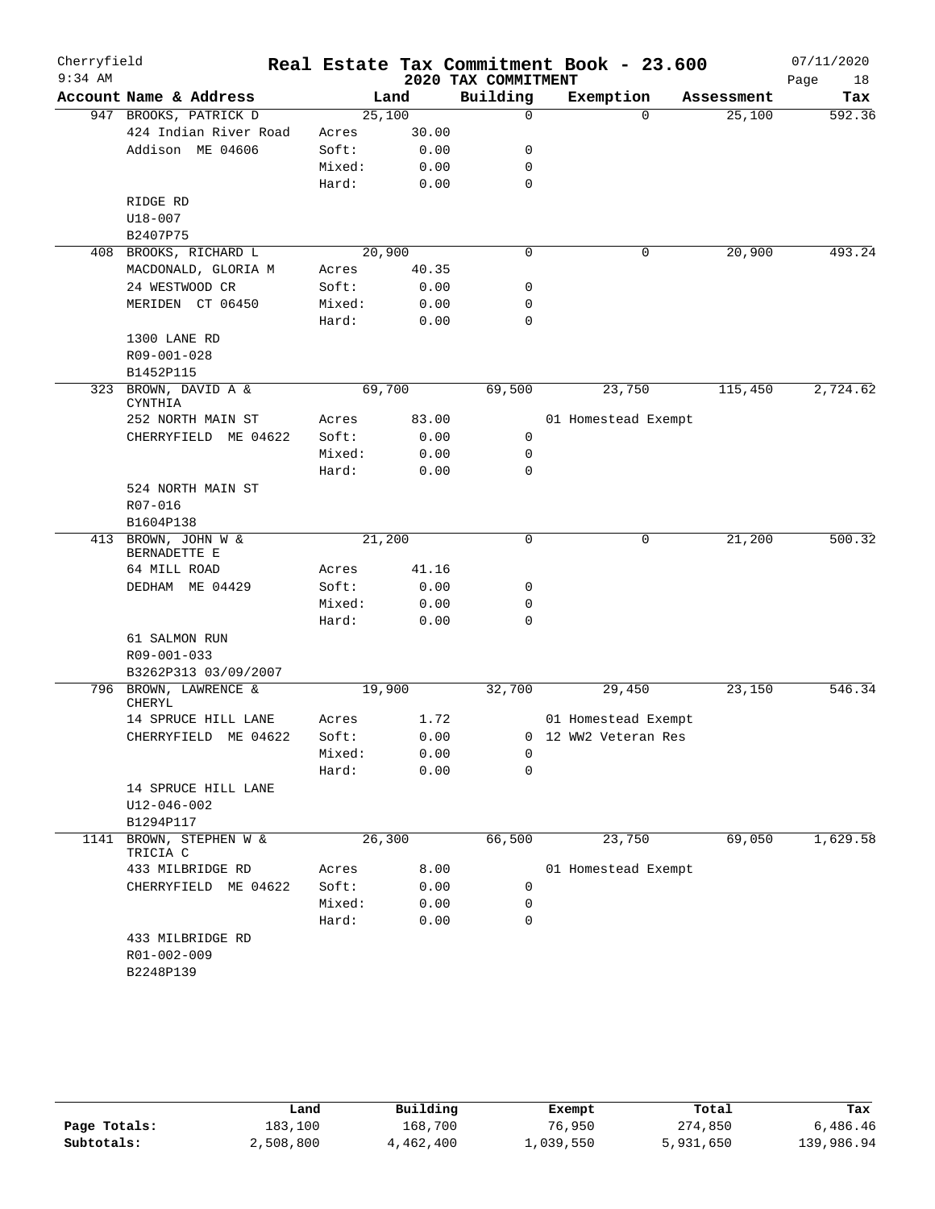Cherryfield — Real Estate Tax Commitment Book - 23.600 — 07/11/2020
9:34 AM — 2020 TAX COMMITMENT

| Account Name & Address | | Land | Building | Exemption | Assessment | Tax |
|---|---|---|---|---|---|---|
| 947 BROOKS, PATRICK D | | 25,100 | 0 | 0 | 25,100 | 592.36 |
| 424 Indian River Road | Acres | 30.00 | | | | |
| Addison ME 04606 | Soft: | 0.00 | 0 | | | |
| | Mixed: | 0.00 | 0 | | | |
| | Hard: | 0.00 | 0 | | | |
| RIDGE RD | | | | | | |
| U18-007 | | | | | | |
| B2407P75 | | | | | | |
| 408 BROOKS, RICHARD L | | 20,900 | 0 | 0 | 20,900 | 493.24 |
| MACDONALD, GLORIA M | Acres | 40.35 | | | | |
| 24 WESTWOOD CR | Soft: | 0.00 | 0 | | | |
| MERIDEN CT 06450 | Mixed: | 0.00 | 0 | | | |
| | Hard: | 0.00 | 0 | | | |
| 1300 LANE RD | | | | | | |
| R09-001-028 | | | | | | |
| B1452P115 | | | | | | |
| 323 BROWN, DAVID A & CYNTHIA | | 69,700 | 69,500 | 23,750 | 115,450 | 2,724.62 |
| 252 NORTH MAIN ST | Acres | 83.00 | | 01 Homestead Exempt | | |
| CHERRYFIELD ME 04622 | Soft: | 0.00 | 0 | | | |
| | Mixed: | 0.00 | 0 | | | |
| | Hard: | 0.00 | 0 | | | |
| 524 NORTH MAIN ST | | | | | | |
| R07-016 | | | | | | |
| B1604P138 | | | | | | |
| 413 BROWN, JOHN W & BERNADETTE E | | 21,200 | 0 | 0 | 21,200 | 500.32 |
| 64 MILL ROAD | Acres | 41.16 | | | | |
| DEDHAM ME 04429 | Soft: | 0.00 | 0 | | | |
| | Mixed: | 0.00 | 0 | | | |
| | Hard: | 0.00 | 0 | | | |
| 61 SALMON RUN | | | | | | |
| R09-001-033 | | | | | | |
| B3262P313 03/09/2007 | | | | | | |
| 796 BROWN, LAWRENCE & CHERYL | | 19,900 | 32,700 | 29,450 | 23,150 | 546.34 |
| 14 SPRUCE HILL LANE | Acres | 1.72 | | 01 Homestead Exempt | | |
| CHERRYFIELD ME 04622 | Soft: | 0.00 | 0 | 12 WW2 Veteran Res | | |
| | Mixed: | 0.00 | 0 | | | |
| | Hard: | 0.00 | 0 | | | |
| 14 SPRUCE HILL LANE | | | | | | |
| U12-046-002 | | | | | | |
| B1294P117 | | | | | | |
| 1141 BROWN, STEPHEN W & TRICIA C | | 26,300 | 66,500 | 23,750 | 69,050 | 1,629.58 |
| 433 MILBRIDGE RD | Acres | 8.00 | | 01 Homestead Exempt | | |
| CHERRYFIELD ME 04622 | Soft: | 0.00 | 0 | | | |
| | Mixed: | 0.00 | 0 | | | |
| | Hard: | 0.00 | 0 | | | |
| 433 MILBRIDGE RD | | | | | | |
| R01-002-009 | | | | | | |
| B2248P139 | | | | | | |

| | Land | Building | Exempt | Total | Tax |
|---|---|---|---|---|---|
| Page Totals: | 183,100 | 168,700 | 76,950 | 274,850 | 6,486.46 |
| Subtotals: | 2,508,800 | 4,462,400 | 1,039,550 | 5,931,650 | 139,986.94 |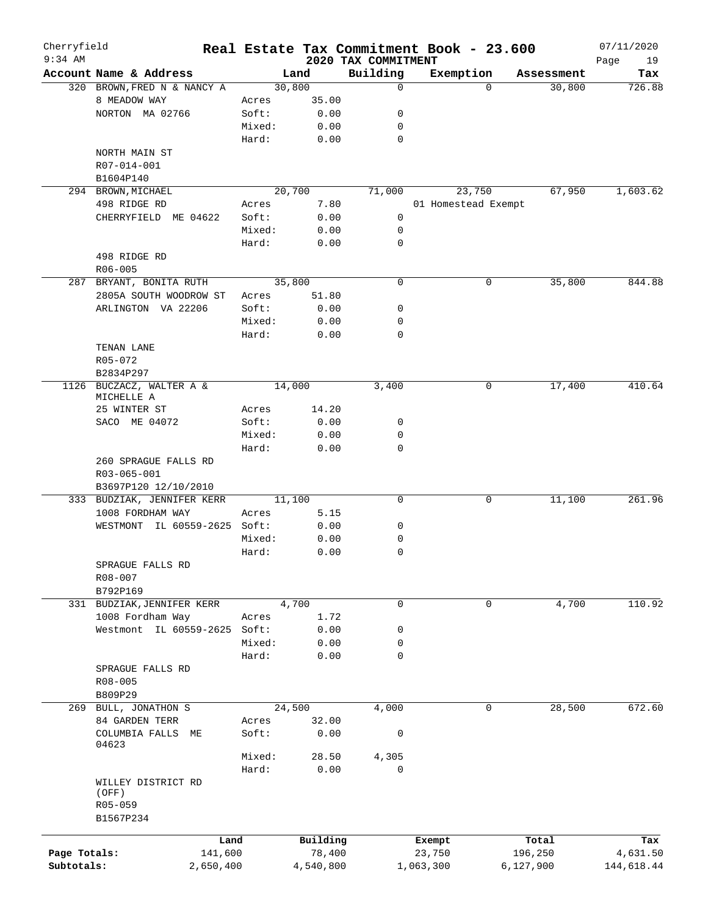# Real Estate Tax Commitment Book - 23.600

Cherryfield
9:34 AM

## 2020 TAX COMMITMENT

07/11/2020

| Account Name & Address | | Land | Building | Exemption | Assessment | Tax |
|---|---|---|---|---|---|---|
| 320 BROWN,FRED N & NANCY A | | 30,800 | 0 | 0 | 30,800 | 726.88 |
| 8 MEADOW WAY | Acres | 35.00 | | | | |
| NORTON MA 02766 | Soft: | 0.00 | 0 | | | |
| | Mixed: | 0.00 | 0 | | | |
| | Hard: | 0.00 | 0 | | | |
| NORTH MAIN ST | | | | | | |
| R07-014-001 | | | | | | |
| B1604P140 | | | | | | |
| 294 BROWN,MICHAEL | | 20,700 | 71,000 | 23,750 | 67,950 | 1,603.62 |
| 498 RIDGE RD | Acres | 7.80 | | 01 Homestead Exempt | | |
| CHERRYFIELD ME 04622 | Soft: | 0.00 | 0 | | | |
| | Mixed: | 0.00 | 0 | | | |
| | Hard: | 0.00 | 0 | | | |
| 498 RIDGE RD | | | | | | |
| R06-005 | | | | | | |
| 287 BRYANT, BONITA RUTH | | 35,800 | 0 | 0 | 35,800 | 844.88 |
| 2805A SOUTH WOODROW ST | Acres | 51.80 | | | | |
| ARLINGTON VA 22206 | Soft: | 0.00 | 0 | | | |
| | Mixed: | 0.00 | 0 | | | |
| | Hard: | 0.00 | 0 | | | |
| TENAN LANE | | | | | | |
| R05-072 | | | | | | |
| B2834P297 | | | | | | |
| 1126 BUCZACZ, WALTER A & MICHELLE A | | 14,000 | 3,400 | 0 | 17,400 | 410.64 |
| 25 WINTER ST | Acres | 14.20 | | | | |
| SACO ME 04072 | Soft: | 0.00 | 0 | | | |
| | Mixed: | 0.00 | 0 | | | |
| | Hard: | 0.00 | 0 | | | |
| 260 SPRAGUE FALLS RD | | | | | | |
| R03-065-001 | | | | | | |
| B3697P120 12/10/2010 | | | | | | |
| 333 BUDZIAK, JENNIFER KERR | | 11,100 | 0 | 0 | 11,100 | 261.96 |
| 1008 FORDHAM WAY | Acres | 5.15 | | | | |
| WESTMONT IL 60559-2625 | Soft: | 0.00 | 0 | | | |
| | Mixed: | 0.00 | 0 | | | |
| | Hard: | 0.00 | 0 | | | |
| SPRAGUE FALLS RD | | | | | | |
| R08-007 | | | | | | |
| B792P169 | | | | | | |
| 331 BUDZIAK,JENNIFER KERR | | 4,700 | 0 | 0 | 4,700 | 110.92 |
| 1008 Fordham Way | Acres | 1.72 | | | | |
| Westmont IL 60559-2625 | Soft: | 0.00 | 0 | | | |
| | Mixed: | 0.00 | 0 | | | |
| | Hard: | 0.00 | 0 | | | |
| SPRAGUE FALLS RD | | | | | | |
| R08-005 | | | | | | |
| B809P29 | | | | | | |
| 269 BULL, JONATHON S | | 24,500 | 4,000 | 0 | 28,500 | 672.60 |
| 84 GARDEN TERR | Acres | 32.00 | | | | |
| COLUMBIA FALLS ME 04623 | Soft: | 0.00 | 0 | | | |
| | Mixed: | 28.50 | 4,305 | | | |
| | Hard: | 0.00 | 0 | | | |
| WILLEY DISTRICT RD (OFF) | | | | | | |
| R05-059 | | | | | | |
| B1567P234 | | | | | | |

| | Land | Building | Exempt | Total | Tax |
|---|---|---|---|---|---|
| Page Totals: | 141,600 | 78,400 | 23,750 | 196,250 | 4,631.50 |
| Subtotals: | 2,650,400 | 4,540,800 | 1,063,300 | 6,127,900 | 144,618.44 |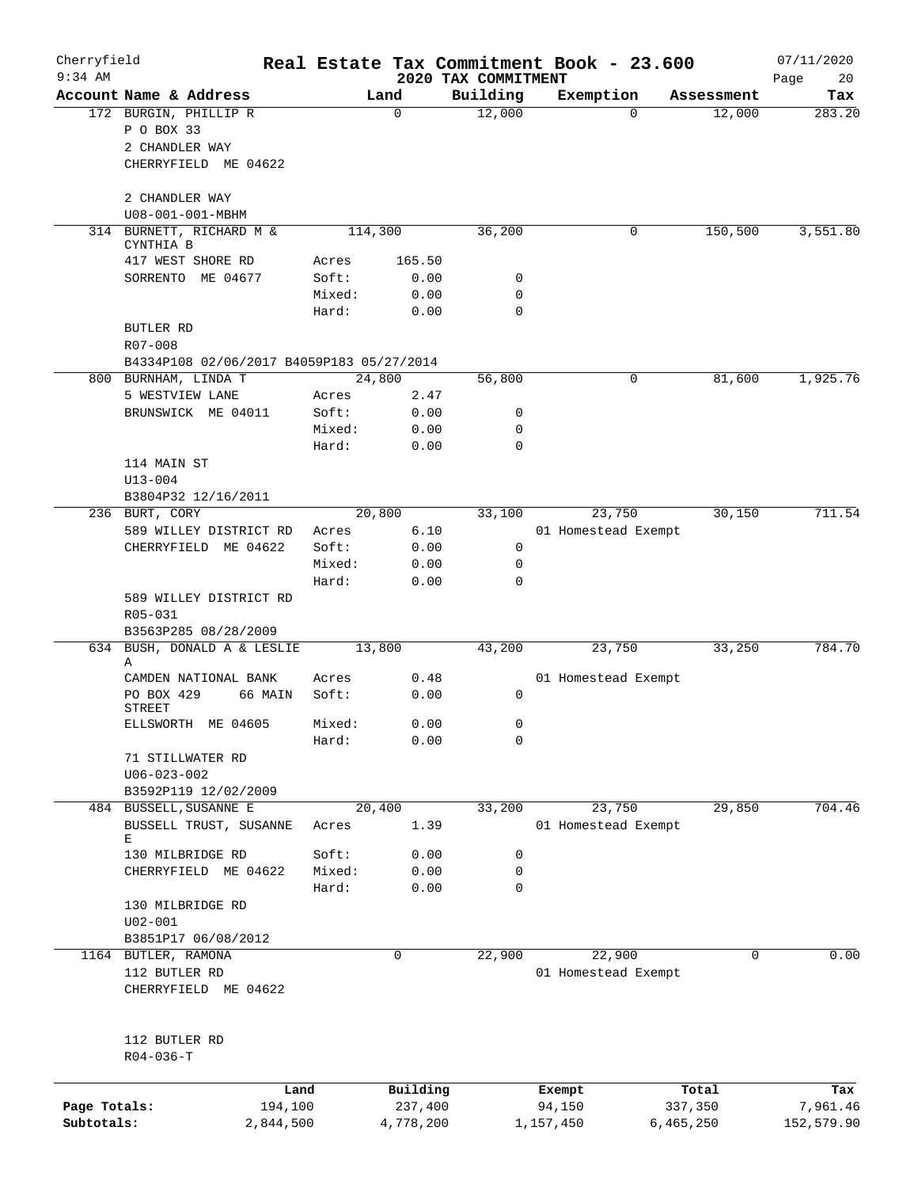Cherryfield — Real Estate Tax Commitment Book - 23.600 — 07/11/2020

9:34 AM — 2020 TAX COMMITMENT

| Account Name & Address | Land | | Building | Exemption | Assessment | Tax |
|---|---|---|---|---|---|---|
| 172 BURGIN, PHILLIP R | 0 | | 12,000 | 0 | 12,000 | 283.20 |
| P O BOX 33 | | | | | | |
| 2 CHANDLER WAY | | | | | | |
| CHERRYFIELD ME 04622 | | | | | | |
| 2 CHANDLER WAY | | | | | | |
| U08-001-001-MBHM | | | | | | |
| 314 BURNETT, RICHARD M & CYNTHIA B | 114,300 | | 36,200 | 0 | 150,500 | 3,551.80 |
| 417 WEST SHORE RD | Acres | 165.50 | | | | |
| SORRENTO ME 04677 | Soft: | 0.00 | 0 | | | |
| | Mixed: | 0.00 | 0 | | | |
| | Hard: | 0.00 | 0 | | | |
| BUTLER RD | | | | | | |
| R07-008 | | | | | | |
| B4334P108 02/06/2017 B4059P183 05/27/2014 | | | | | | |
| 800 BURNHAM, LINDA T | 24,800 | | 56,800 | 0 | 81,600 | 1,925.76 |
| 5 WESTVIEW LANE | Acres | 2.47 | | | | |
| BRUNSWICK ME 04011 | Soft: | 0.00 | 0 | | | |
| | Mixed: | 0.00 | 0 | | | |
| | Hard: | 0.00 | 0 | | | |
| 114 MAIN ST | | | | | | |
| U13-004 | | | | | | |
| B3804P32 12/16/2011 | | | | | | |
| 236 BURT, CORY | 20,800 | | 33,100 | 23,750 | 30,150 | 711.54 |
| 589 WILLEY DISTRICT RD | Acres | 6.10 | | 01 Homestead Exempt | | |
| CHERRYFIELD ME 04622 | Soft: | 0.00 | 0 | | | |
| | Mixed: | 0.00 | 0 | | | |
| | Hard: | 0.00 | 0 | | | |
| 589 WILLEY DISTRICT RD | | | | | | |
| R05-031 | | | | | | |
| B3563P285 08/28/2009 | | | | | | |
| 634 BUSH, DONALD A & LESLIE A | 13,800 | | 43,200 | 23,750 | 33,250 | 784.70 |
| CAMDEN NATIONAL BANK | Acres | 0.48 | | 01 Homestead Exempt | | |
| PO BOX 429 66 MAIN STREET | Soft: | 0.00 | 0 | | | |
| ELLSWORTH ME 04605 | Mixed: | 0.00 | 0 | | | |
| | Hard: | 0.00 | 0 | | | |
| 71 STILLWATER RD | | | | | | |
| U06-023-002 | | | | | | |
| B3592P119 12/02/2009 | | | | | | |
| 484 BUSSELL,SUSANNE E | 20,400 | | 33,200 | 23,750 | 29,850 | 704.46 |
| BUSSELL TRUST, SUSANNE E | Acres | 1.39 | | 01 Homestead Exempt | | |
| 130 MILBRIDGE RD | Soft: | 0.00 | 0 | | | |
| CHERRYFIELD ME 04622 | Mixed: | 0.00 | 0 | | | |
| | Hard: | 0.00 | 0 | | | |
| 130 MILBRIDGE RD | | | | | | |
| U02-001 | | | | | | |
| B3851P17 06/08/2012 | | | | | | |
| 1164 BUTLER, RAMONA | 0 | | 22,900 | 22,900 | 0 | 0.00 |
| 112 BUTLER RD | | | | 01 Homestead Exempt | | |
| CHERRYFIELD ME 04622 | | | | | | |
| 112 BUTLER RD | | | | | | |
| R04-036-T | | | | | | |

| | Land | Building | Exempt | Total | Tax |
|---|---|---|---|---|---|
| Page Totals: | 194,100 | 237,400 | 94,150 | 337,350 | 7,961.46 |
| Subtotals: | 2,844,500 | 4,778,200 | 1,157,450 | 6,465,250 | 152,579.90 |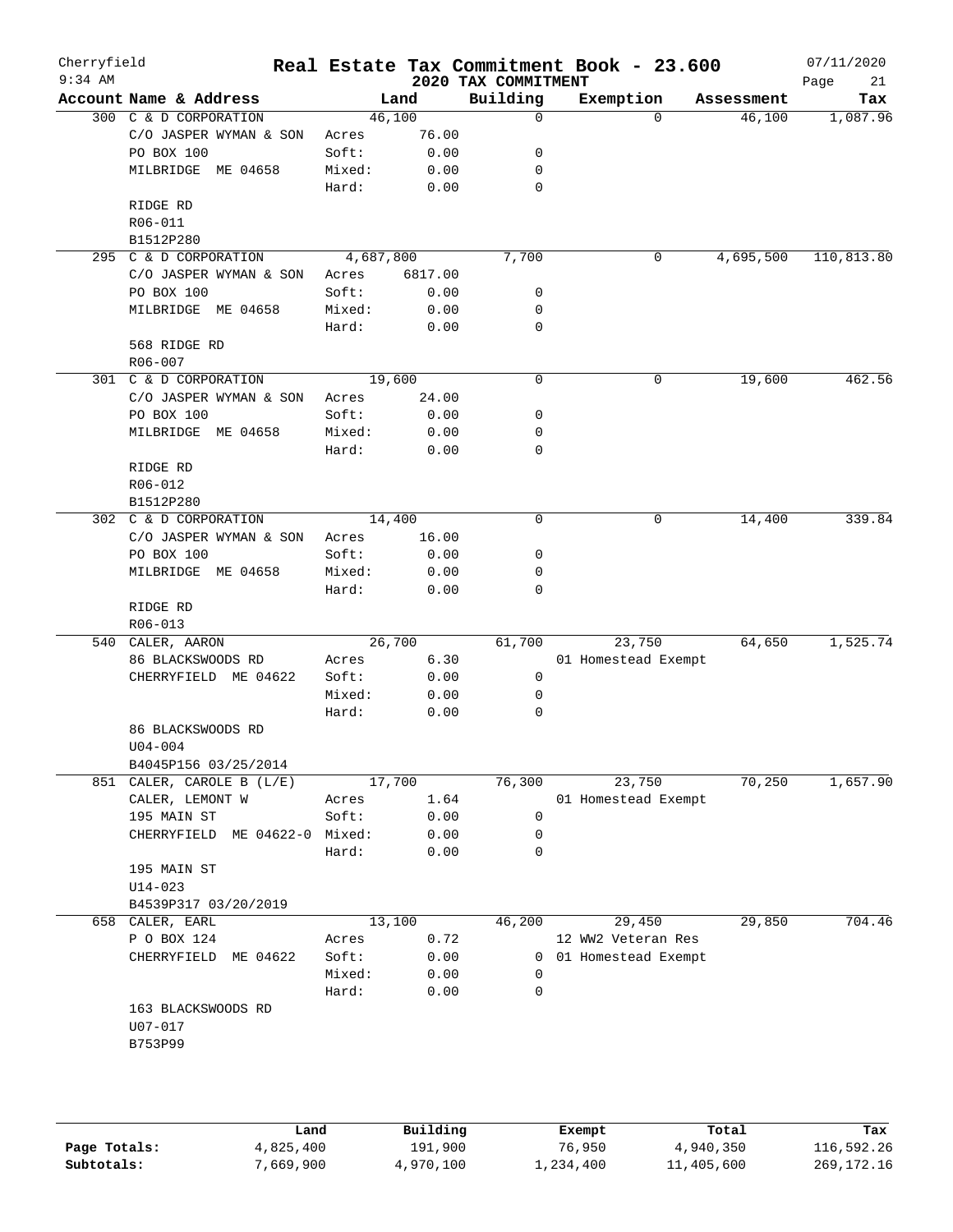Cherryfield | Real Estate Tax Commitment Book - 23.600 | 07/11/2020
9:34 AM | 2020 TAX COMMITMENT | Page 21

| Account Name & Address | Land | | Building | Exemption | Assessment | Tax |
|---|---|---|---|---|---|---|
| 300 C & D CORPORATION | 46,100 | | 0 | 0 | 46,100 | 1,087.96 |
| C/O JASPER WYMAN & SON | Acres | 76.00 | | | | |
| PO BOX 100 | Soft: | 0.00 | 0 | | | |
| MILBRIDGE ME 04658 | Mixed: | 0.00 | 0 | | | |
| | Hard: | 0.00 | 0 | | | |
| RIDGE RD | | | | | | |
| R06-011 | | | | | | |
| B1512P280 | | | | | | |
| 295 C & D CORPORATION | 4,687,800 | | 7,700 | 0 | 4,695,500 | 110,813.80 |
| C/O JASPER WYMAN & SON | Acres | 6817.00 | | | | |
| PO BOX 100 | Soft: | 0.00 | 0 | | | |
| MILBRIDGE ME 04658 | Mixed: | 0.00 | 0 | | | |
| | Hard: | 0.00 | 0 | | | |
| 568 RIDGE RD | | | | | | |
| R06-007 | | | | | | |
| 301 C & D CORPORATION | 19,600 | | 0 | 0 | 19,600 | 462.56 |
| C/O JASPER WYMAN & SON | Acres | 24.00 | | | | |
| PO BOX 100 | Soft: | 0.00 | 0 | | | |
| MILBRIDGE ME 04658 | Mixed: | 0.00 | 0 | | | |
| | Hard: | 0.00 | 0 | | | |
| RIDGE RD | | | | | | |
| R06-012 | | | | | | |
| B1512P280 | | | | | | |
| 302 C & D CORPORATION | 14,400 | | 0 | 0 | 14,400 | 339.84 |
| C/O JASPER WYMAN & SON | Acres | 16.00 | | | | |
| PO BOX 100 | Soft: | 0.00 | 0 | | | |
| MILBRIDGE ME 04658 | Mixed: | 0.00 | 0 | | | |
| | Hard: | 0.00 | 0 | | | |
| RIDGE RD | | | | | | |
| R06-013 | | | | | | |
| 540 CALER, AARON | 26,700 | | 61,700 | 23,750 | 64,650 | 1,525.74 |
| 86 BLACKSWOODS RD | Acres | 6.30 | | 01 Homestead Exempt | | |
| CHERRYFIELD ME 04622 | Soft: | 0.00 | 0 | | | |
| | Mixed: | 0.00 | 0 | | | |
| | Hard: | 0.00 | 0 | | | |
| 86 BLACKSWOODS RD | | | | | | |
| U04-004 | | | | | | |
| B4045P156 03/25/2014 | | | | | | |
| 851 CALER, CAROLE B (L/E) | 17,700 | | 76,300 | 23,750 | 70,250 | 1,657.90 |
| CALER, LEMONT W | Acres | 1.64 | | 01 Homestead Exempt | | |
| 195 MAIN ST | Soft: | 0.00 | 0 | | | |
| CHERRYFIELD ME 04622-0 | Mixed: | 0.00 | 0 | | | |
| | Hard: | 0.00 | 0 | | | |
| 195 MAIN ST | | | | | | |
| U14-023 | | | | | | |
| B4539P317 03/20/2019 | | | | | | |
| 658 CALER, EARL | 13,100 | | 46,200 | 29,450 | 29,850 | 704.46 |
| P O BOX 124 | Acres | 0.72 | | 12 WW2 Veteran Res | | |
| CHERRYFIELD ME 04622 | Soft: | 0.00 | 0 | 01 Homestead Exempt | | |
| | Mixed: | 0.00 | 0 | | | |
| | Hard: | 0.00 | 0 | | | |
| 163 BLACKSWOODS RD | | | | | | |
| U07-017 | | | | | | |
| B753P99 | | | | | | |

| | Land | Building | Exempt | Total | Tax |
|---|---|---|---|---|---|
| Page Totals: | 4,825,400 | 191,900 | 76,950 | 4,940,350 | 116,592.26 |
| Subtotals: | 7,669,900 | 4,970,100 | 1,234,400 | 11,405,600 | 269,172.16 |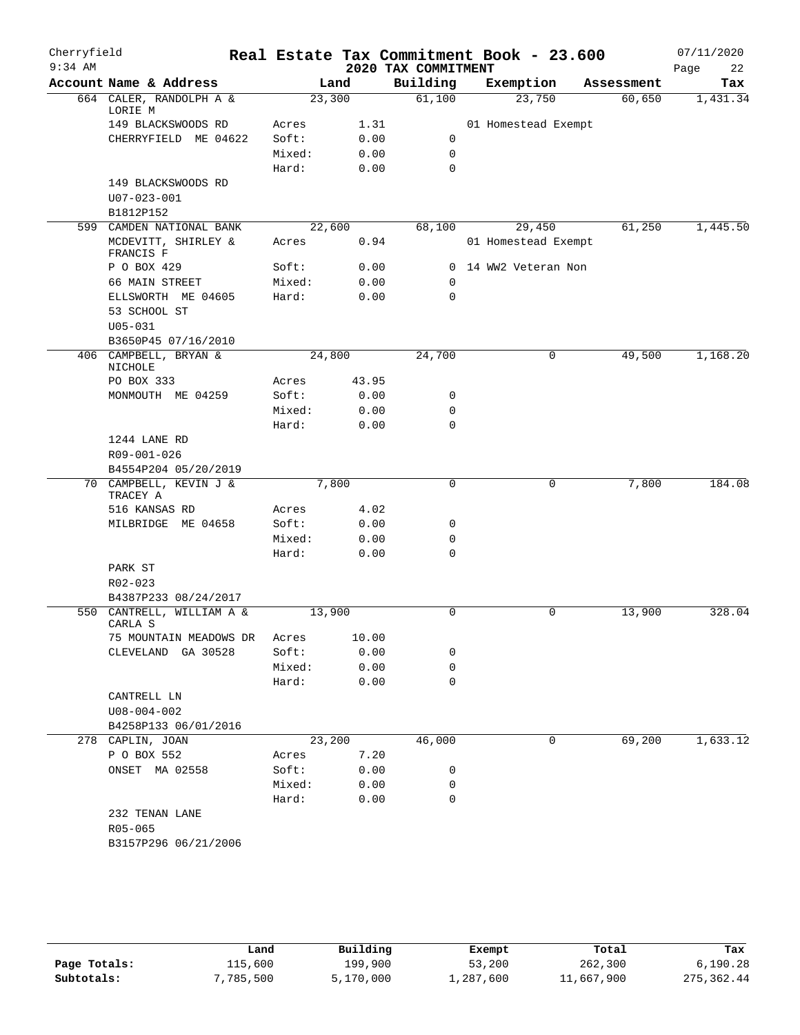# Real Estate Tax Commitment Book - 23.600

Cherryfield
9:34 AM

2020 TAX COMMITMENT

07/11/2020

| Account Name & Address | Land | | Building | Exemption | Assessment | Tax |
|---|---|---|---|---|---|---|
| 664 CALER, RANDOLPH A & LORIE M | 23,300 | | 61,100 | 23,750 | 60,650 | 1,431.34 |
| 149 BLACKSWOODS RD | Acres | 1.31 | | 01 Homestead Exempt | | |
| CHERRYFIELD ME 04622 | Soft: | 0.00 | 0 | | | |
| | Mixed: | 0.00 | 0 | | | |
| | Hard: | 0.00 | 0 | | | |
| 149 BLACKSWOODS RD | | | | | | |
| U07-023-001 | | | | | | |
| B1812P152 | | | | | | |
| 599 CAMDEN NATIONAL BANK | 22,600 | | 68,100 | 29,450 | 61,250 | 1,445.50 |
| MCDEVITT, SHIRLEY & FRANCIS F | Acres | 0.94 | | 01 Homestead Exempt | | |
| P O BOX 429 | Soft: | 0.00 | 0 | 14 WW2 Veteran Non | | |
| 66 MAIN STREET | Mixed: | 0.00 | 0 | | | |
| ELLSWORTH ME 04605 | Hard: | 0.00 | 0 | | | |
| 53 SCHOOL ST | | | | | | |
| U05-031 | | | | | | |
| B3650P45 07/16/2010 | | | | | | |
| 406 CAMPBELL, BRYAN & NICHOLE | 24,800 | | 24,700 | 0 | 49,500 | 1,168.20 |
| PO BOX 333 | Acres | 43.95 | | | | |
| MONMOUTH ME 04259 | Soft: | 0.00 | 0 | | | |
| | Mixed: | 0.00 | 0 | | | |
| | Hard: | 0.00 | 0 | | | |
| 1244 LANE RD | | | | | | |
| R09-001-026 | | | | | | |
| B4554P204 05/20/2019 | | | | | | |
| 70 CAMPBELL, KEVIN J & TRACEY A | 7,800 | | 0 | 0 | 7,800 | 184.08 |
| 516 KANSAS RD | Acres | 4.02 | | | | |
| MILBRIDGE ME 04658 | Soft: | 0.00 | 0 | | | |
| | Mixed: | 0.00 | 0 | | | |
| | Hard: | 0.00 | 0 | | | |
| PARK ST | | | | | | |
| R02-023 | | | | | | |
| B4387P233 08/24/2017 | | | | | | |
| 550 CANTRELL, WILLIAM A & CARLA S | 13,900 | | 0 | 0 | 13,900 | 328.04 |
| 75 MOUNTAIN MEADOWS DR | Acres | 10.00 | | | | |
| CLEVELAND GA 30528 | Soft: | 0.00 | 0 | | | |
| | Mixed: | 0.00 | 0 | | | |
| | Hard: | 0.00 | 0 | | | |
| CANTRELL LN | | | | | | |
| U08-004-002 | | | | | | |
| B4258P133 06/01/2016 | | | | | | |
| 278 CAPLIN, JOAN | 23,200 | | 46,000 | 0 | 69,200 | 1,633.12 |
| P O BOX 552 | Acres | 7.20 | | | | |
| ONSET MA 02558 | Soft: | 0.00 | 0 | | | |
| | Mixed: | 0.00 | 0 | | | |
| | Hard: | 0.00 | 0 | | | |
| 232 TENAN LANE | | | | | | |
| R05-065 | | | | | | |
| B3157P296 06/21/2006 | | | | | | |

| | Land | Building | Exempt | Total | Tax |
|---|---|---|---|---|---|
| Page Totals: | 115,600 | 199,900 | 53,200 | 262,300 | 6,190.28 |
| Subtotals: | 7,785,500 | 5,170,000 | 1,287,600 | 11,667,900 | 275,362.44 |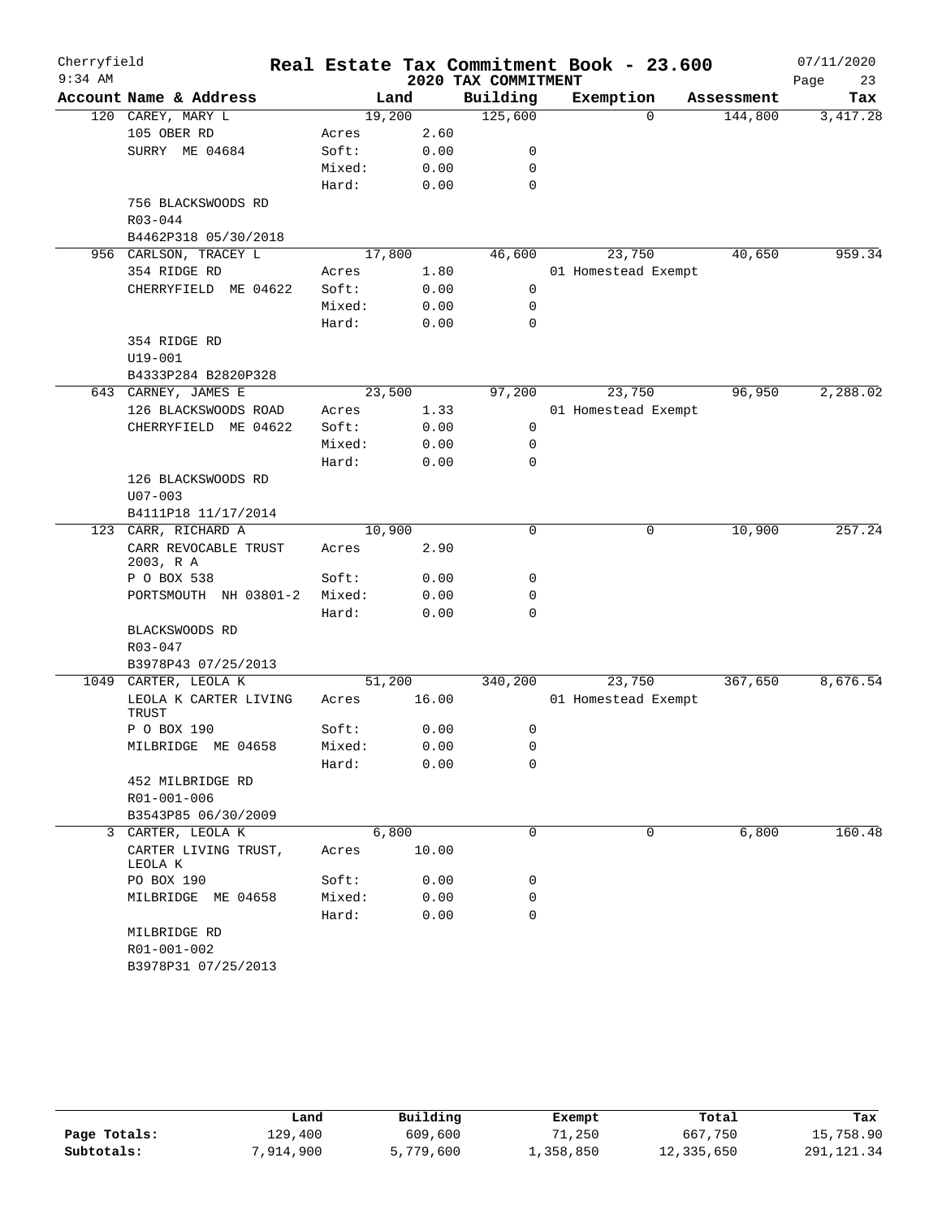# Real Estate Tax Commitment Book - 23.600

Cherryfield
9:34 AM

2020 TAX COMMITMENT

07/11/2020

| Account Name & Address | | Land | Building | Exemption | Assessment | Tax |
|---|---|---|---|---|---|---|
| 120 CAREY, MARY L | | 19,200 | 125,600 | 0 | 144,800 | 3,417.28 |
| 105 OBER RD | Acres | 2.60 | | | | |
| SURRY ME 04684 | Soft: | 0.00 | 0 | | | |
| | Mixed: | 0.00 | 0 | | | |
| | Hard: | 0.00 | 0 | | | |
| 756 BLACKSWOODS RD | | | | | | |
| R03-044 | | | | | | |
| B4462P318 05/30/2018 | | | | | | |
| 956 CARLSON, TRACEY L | | 17,800 | 46,600 | 23,750 | 40,650 | 959.34 |
| 354 RIDGE RD | Acres | 1.80 | | 01 Homestead Exempt | | |
| CHERRYFIELD ME 04622 | Soft: | 0.00 | 0 | | | |
| | Mixed: | 0.00 | 0 | | | |
| | Hard: | 0.00 | 0 | | | |
| 354 RIDGE RD | | | | | | |
| U19-001 | | | | | | |
| B4333P284 B2820P328 | | | | | | |
| 643 CARNEY, JAMES E | | 23,500 | 97,200 | 23,750 | 96,950 | 2,288.02 |
| 126 BLACKSWOODS ROAD | Acres | 1.33 | | 01 Homestead Exempt | | |
| CHERRYFIELD ME 04622 | Soft: | 0.00 | 0 | | | |
| | Mixed: | 0.00 | 0 | | | |
| | Hard: | 0.00 | 0 | | | |
| 126 BLACKSWOODS RD | | | | | | |
| U07-003 | | | | | | |
| B4111P18 11/17/2014 | | | | | | |
| 123 CARR, RICHARD A | | 10,900 | 0 | 0 | 10,900 | 257.24 |
| CARR REVOCABLE TRUST 2003, R A | Acres | 2.90 | | | | |
| P O BOX 538 | Soft: | 0.00 | 0 | | | |
| PORTSMOUTH NH 03801-2 | Mixed: | 0.00 | 0 | | | |
| | Hard: | 0.00 | 0 | | | |
| BLACKSWOODS RD | | | | | | |
| R03-047 | | | | | | |
| B3978P43 07/25/2013 | | | | | | |
| 1049 CARTER, LEOLA K | | 51,200 | 340,200 | 23,750 | 367,650 | 8,676.54 |
| LEOLA K CARTER LIVING TRUST | Acres | 16.00 | | 01 Homestead Exempt | | |
| P O BOX 190 | Soft: | 0.00 | 0 | | | |
| MILBRIDGE ME 04658 | Mixed: | 0.00 | 0 | | | |
| | Hard: | 0.00 | 0 | | | |
| 452 MILBRIDGE RD | | | | | | |
| R01-001-006 | | | | | | |
| B3543P85 06/30/2009 | | | | | | |
| 3 CARTER, LEOLA K | | 6,800 | 0 | 0 | 6,800 | 160.48 |
| CARTER LIVING TRUST, LEOLA K | Acres | 10.00 | | | | |
| PO BOX 190 | Soft: | 0.00 | 0 | | | |
| MILBRIDGE ME 04658 | Mixed: | 0.00 | 0 | | | |
| | Hard: | 0.00 | 0 | | | |
| MILBRIDGE RD | | | | | | |
| R01-001-002 | | | | | | |
| B3978P31 07/25/2013 | | | | | | |

| | Land | Building | Exempt | Total | Tax |
|---|---|---|---|---|---|
| Page Totals: | 129,400 | 609,600 | 71,250 | 667,750 | 15,758.90 |
| Subtotals: | 7,914,900 | 5,779,600 | 1,358,850 | 12,335,650 | 291,121.34 |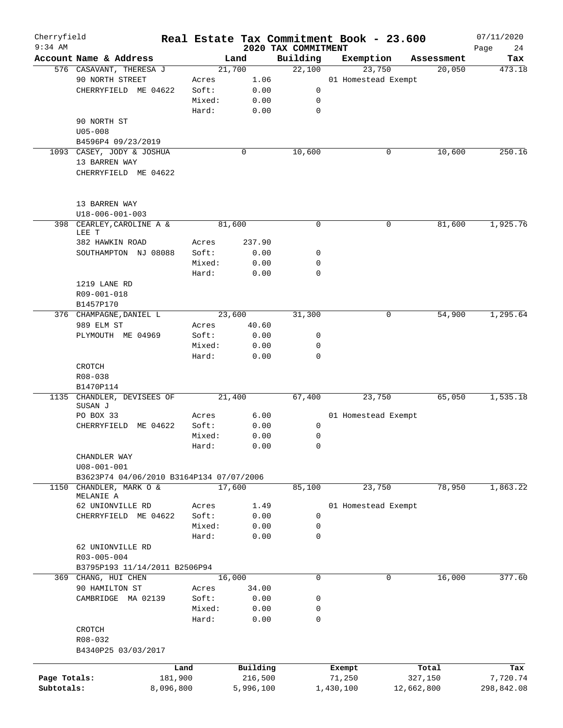Cherryfield 9:34 AM

# Real Estate Tax Commitment Book - 23.600

## 2020 TAX COMMITMENT

07/11/2020

| Account Name & Address | | Land | Building | Exemption | Assessment | Tax |
|---|---|---|---|---|---|---|
| 576 CASAVANT, THERESA J | | 21,700 | 22,100 | 23,750 | 20,050 | 473.18 |
| 90 NORTH STREET | Acres | 1.06 | | 01 Homestead Exempt | | |
| CHERRYFIELD ME 04622 | Soft: | 0.00 | 0 | | | |
| | Mixed: | 0.00 | 0 | | | |
| | Hard: | 0.00 | 0 | | | |
| 90 NORTH ST | | | | | | |
| U05-008 | | | | | | |
| B4596P4 09/23/2019 | | | | | | |
| 1093 CASEY, JODY & JOSHUA | | 0 | 10,600 | 0 | 10,600 | 250.16 |
| 13 BARREN WAY | | | | | | |
| CHERRYFIELD ME 04622 | | | | | | |
| 13 BARREN WAY | | | | | | |
| U18-006-001-003 | | | | | | |
| 398 CEARLEY,CAROLINE A & LEE T | | 81,600 | 0 | 0 | 81,600 | 1,925.76 |
| 382 HAWKIN ROAD | Acres | 237.90 | | | | |
| SOUTHAMPTON NJ 08088 | Soft: | 0.00 | 0 | | | |
| | Mixed: | 0.00 | 0 | | | |
| | Hard: | 0.00 | 0 | | | |
| 1219 LANE RD | | | | | | |
| R09-001-018 | | | | | | |
| B1457P170 | | | | | | |
| 376 CHAMPAGNE,DANIEL L | | 23,600 | 31,300 | 0 | 54,900 | 1,295.64 |
| 989 ELM ST | Acres | 40.60 | | | | |
| PLYMOUTH ME 04969 | Soft: | 0.00 | 0 | | | |
| | Mixed: | 0.00 | 0 | | | |
| | Hard: | 0.00 | 0 | | | |
| CROTCH | | | | | | |
| R08-038 | | | | | | |
| B1470P114 | | | | | | |
| 1135 CHANDLER, DEVISEES OF SUSAN J | | 21,400 | 67,400 | 23,750 | 65,050 | 1,535.18 |
| PO BOX 33 | Acres | 6.00 | | 01 Homestead Exempt | | |
| CHERRYFIELD ME 04622 | Soft: | 0.00 | 0 | | | |
| | Mixed: | 0.00 | 0 | | | |
| | Hard: | 0.00 | 0 | | | |
| CHANDLER WAY | | | | | | |
| U08-001-001 | | | | | | |
| B3623P74 04/06/2010 B3164P134 07/07/2006 | | | | | | |
| 1150 CHANDLER, MARK O & MELANIE A | | 17,600 | 85,100 | 23,750 | 78,950 | 1,863.22 |
| 62 UNIONVILLE RD | Acres | 1.49 | | 01 Homestead Exempt | | |
| CHERRYFIELD ME 04622 | Soft: | 0.00 | 0 | | | |
| | Mixed: | 0.00 | 0 | | | |
| | Hard: | 0.00 | 0 | | | |
| 62 UNIONVILLE RD | | | | | | |
| R03-005-004 | | | | | | |
| B3795P193 11/14/2011 B2506P94 | | | | | | |
| 369 CHANG, HUI CHEN | | 16,000 | 0 | 0 | 16,000 | 377.60 |
| 90 HAMILTON ST | Acres | 34.00 | | | | |
| CAMBRIDGE MA 02139 | Soft: | 0.00 | 0 | | | |
| | Mixed: | 0.00 | 0 | | | |
| | Hard: | 0.00 | 0 | | | |
| CROTCH | | | | | | |
| R08-032 | | | | | | |
| B4340P25 03/03/2017 | | | | | | |

| | Land | Building | Exempt | Total | Tax |
|---|---|---|---|---|---|
| Page Totals: | 181,900 | 216,500 | 71,250 | 327,150 | 7,720.74 |
| Subtotals: | 8,096,800 | 5,996,100 | 1,430,100 | 12,662,800 | 298,842.08 |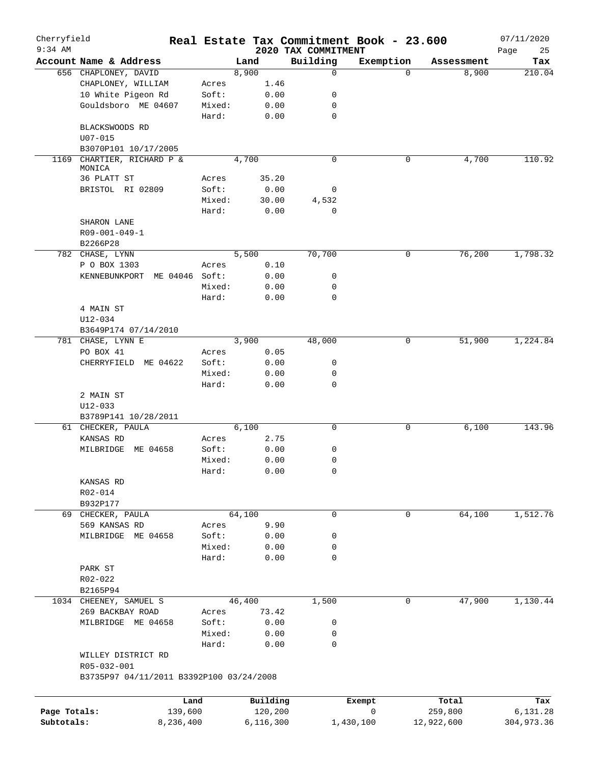Cherryfield 9:34 AM

# Real Estate Tax Commitment Book - 23.600

2020 TAX COMMITMENT

07/11/2020

| Account Name & Address | | Land | Building | Exemption | Assessment | Tax |
|---|---|---|---|---|---|---|
| 656 CHAPLONEY, DAVID | | 8,900 | 0 | 0 | 8,900 | 210.04 |
| CHAPLONEY, WILLIAM | Acres | 1.46 | | | | |
| 10 White Pigeon Rd | Soft: | 0.00 | 0 | | | |
| Gouldsboro ME 04607 | Mixed: | 0.00 | 0 | | | |
| | Hard: | 0.00 | 0 | | | |
| BLACKSWOODS RD | | | | | | |
| U07-015 | | | | | | |
| B3070P101 10/17/2005 | | | | | | |
| 1169 CHARTIER, RICHARD P & MONICA | | 4,700 | 0 | 0 | 4,700 | 110.92 |
| 36 PLATT ST | Acres | 35.20 | | | | |
| BRISTOL RI 02809 | Soft: | 0.00 | 0 | | | |
| | Mixed: | 30.00 | 4,532 | | | |
| | Hard: | 0.00 | 0 | | | |
| SHARON LANE | | | | | | |
| R09-001-049-1 | | | | | | |
| B2266P28 | | | | | | |
| 782 CHASE, LYNN | | 5,500 | 70,700 | 0 | 76,200 | 1,798.32 |
| P O BOX 1303 | Acres | 0.10 | | | | |
| KENNEBUNKPORT ME 04046 | Soft: | 0.00 | 0 | | | |
| | Mixed: | 0.00 | 0 | | | |
| | Hard: | 0.00 | 0 | | | |
| 4 MAIN ST | | | | | | |
| U12-034 | | | | | | |
| B3649P174 07/14/2010 | | | | | | |
| 781 CHASE, LYNN E | | 3,900 | 48,000 | 0 | 51,900 | 1,224.84 |
| PO BOX 41 | Acres | 0.05 | | | | |
| CHERRYFIELD ME 04622 | Soft: | 0.00 | 0 | | | |
| | Mixed: | 0.00 | 0 | | | |
| | Hard: | 0.00 | 0 | | | |
| 2 MAIN ST | | | | | | |
| U12-033 | | | | | | |
| B3789P141 10/28/2011 | | | | | | |
| 61 CHECKER, PAULA | | 6,100 | 0 | 0 | 6,100 | 143.96 |
| KANSAS RD | Acres | 2.75 | | | | |
| MILBRIDGE ME 04658 | Soft: | 0.00 | 0 | | | |
| | Mixed: | 0.00 | 0 | | | |
| | Hard: | 0.00 | 0 | | | |
| KANSAS RD | | | | | | |
| R02-014 | | | | | | |
| B932P177 | | | | | | |
| 69 CHECKER, PAULA | | 64,100 | 0 | 0 | 64,100 | 1,512.76 |
| 569 KANSAS RD | Acres | 9.90 | | | | |
| MILBRIDGE ME 04658 | Soft: | 0.00 | 0 | | | |
| | Mixed: | 0.00 | 0 | | | |
| | Hard: | 0.00 | 0 | | | |
| PARK ST | | | | | | |
| R02-022 | | | | | | |
| B2165P94 | | | | | | |
| 1034 CHEENEY, SAMUEL S | | 46,400 | 1,500 | 0 | 47,900 | 1,130.44 |
| 269 BACKBAY ROAD | Acres | 73.42 | | | | |
| MILBRIDGE ME 04658 | Soft: | 0.00 | 0 | | | |
| | Mixed: | 0.00 | 0 | | | |
| | Hard: | 0.00 | 0 | | | |
| WILLEY DISTRICT RD | | | | | | |
| R05-032-001 | | | | | | |
| B3735P97 04/11/2011 B3392P100 03/24/2008 | | | | | | |

| | Land | Building | Exempt | Total | Tax |
|---|---|---|---|---|---|
| Page Totals: | 139,600 | 120,200 | 0 | 259,800 | 6,131.28 |
| Subtotals: | 8,236,400 | 6,116,300 | 1,430,100 | 12,922,600 | 304,973.36 |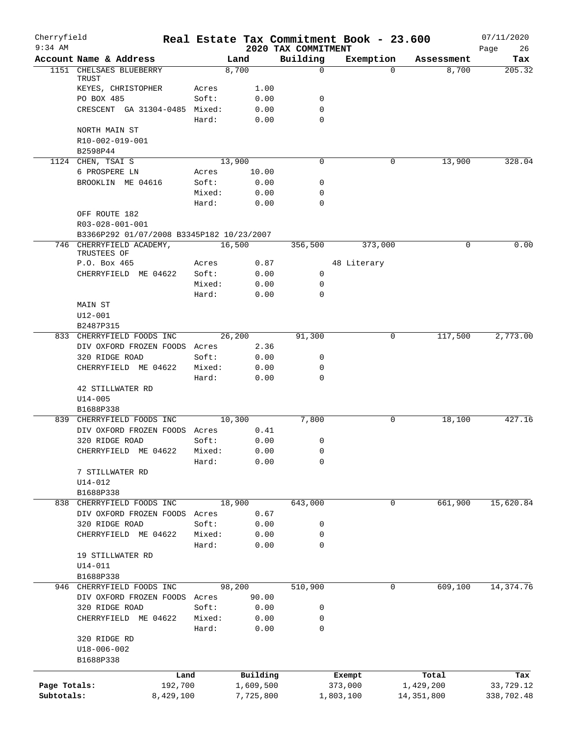Cherryfield 9:34 AM

# Real Estate Tax Commitment Book - 23.600

## 2020 TAX COMMITMENT

07/11/2020

| Account | Name & Address | | Land | Building | Exemption | Assessment | Tax |
|---|---|---|---|---|---|---|---|
| 1151 | CHELSAES BLUEBERRY TRUST | | 8,700 | 0 | 0 | 8,700 | 205.32 |
| | KEYES, CHRISTOPHER | Acres | 1.00 | | | | |
| | PO BOX 485 | Soft: | 0.00 | 0 | | | |
| | CRESCENT GA 31304-0485 | Mixed: | 0.00 | 0 | | | |
| | | Hard: | 0.00 | 0 | | | |
| | NORTH MAIN ST | | | | | | |
| | R10-002-019-001 | | | | | | |
| | B2598P44 | | | | | | |
| 1124 | CHEN, TSAI S | | 13,900 | 0 | 0 | 13,900 | 328.04 |
| | 6 PROSPERE LN | Acres | 10.00 | | | | |
| | BROOKLIN ME 04616 | Soft: | 0.00 | 0 | | | |
| | | Mixed: | 0.00 | 0 | | | |
| | | Hard: | 0.00 | 0 | | | |
| | OFF ROUTE 182 | | | | | | |
| | R03-028-001-001 | | | | | | |
| | B3366P292 01/07/2008 B3345P182 10/23/2007 | | | | | | |
| 746 | CHERRYFIELD ACADEMY, TRUSTEES OF | | 16,500 | 356,500 | 373,000 | 0 | 0.00 |
| | P.O. Box 465 | Acres | 0.87 | | 48 Literary | | |
| | CHERRYFIELD ME 04622 | Soft: | 0.00 | 0 | | | |
| | | Mixed: | 0.00 | 0 | | | |
| | | Hard: | 0.00 | 0 | | | |
| | MAIN ST | | | | | | |
| | U12-001 | | | | | | |
| | B2487P315 | | | | | | |
| 833 | CHERRYFIELD FOODS INC | | 26,200 | 91,300 | 0 | 117,500 | 2,773.00 |
| | DIV OXFORD FROZEN FOODS | Acres | 2.36 | | | | |
| | 320 RIDGE ROAD | Soft: | 0.00 | 0 | | | |
| | CHERRYFIELD ME 04622 | Mixed: | 0.00 | 0 | | | |
| | | Hard: | 0.00 | 0 | | | |
| | 42 STILLWATER RD | | | | | | |
| | U14-005 | | | | | | |
| | B1688P338 | | | | | | |
| 839 | CHERRYFIELD FOODS INC | | 10,300 | 7,800 | 0 | 18,100 | 427.16 |
| | DIV OXFORD FROZEN FOODS | Acres | 0.41 | | | | |
| | 320 RIDGE ROAD | Soft: | 0.00 | 0 | | | |
| | CHERRYFIELD ME 04622 | Mixed: | 0.00 | 0 | | | |
| | | Hard: | 0.00 | 0 | | | |
| | 7 STILLWATER RD | | | | | | |
| | U14-012 | | | | | | |
| | B1688P338 | | | | | | |
| 838 | CHERRYFIELD FOODS INC | | 18,900 | 643,000 | 0 | 661,900 | 15,620.84 |
| | DIV OXFORD FROZEN FOODS | Acres | 0.67 | | | | |
| | 320 RIDGE ROAD | Soft: | 0.00 | 0 | | | |
| | CHERRYFIELD ME 04622 | Mixed: | 0.00 | 0 | | | |
| | | Hard: | 0.00 | 0 | | | |
| | 19 STILLWATER RD | | | | | | |
| | U14-011 | | | | | | |
| | B1688P338 | | | | | | |
| 946 | CHERRYFIELD FOODS INC | | 98,200 | 510,900 | 0 | 609,100 | 14,374.76 |
| | DIV OXFORD FROZEN FOODS | Acres | 90.00 | | | | |
| | 320 RIDGE ROAD | Soft: | 0.00 | 0 | | | |
| | CHERRYFIELD ME 04622 | Mixed: | 0.00 | 0 | | | |
| | | Hard: | 0.00 | 0 | | | |
| | 320 RIDGE RD | | | | | | |
| | U18-006-002 | | | | | | |
| | B1688P338 | | | | | | |

| | Land | Building | Exempt | Total | Tax |
|---|---|---|---|---|---|
| Page Totals: | 192,700 | 1,609,500 | 373,000 | 1,429,200 | 33,729.12 |
| Subtotals: | 8,429,100 | 7,725,800 | 1,803,100 | 14,351,800 | 338,702.48 |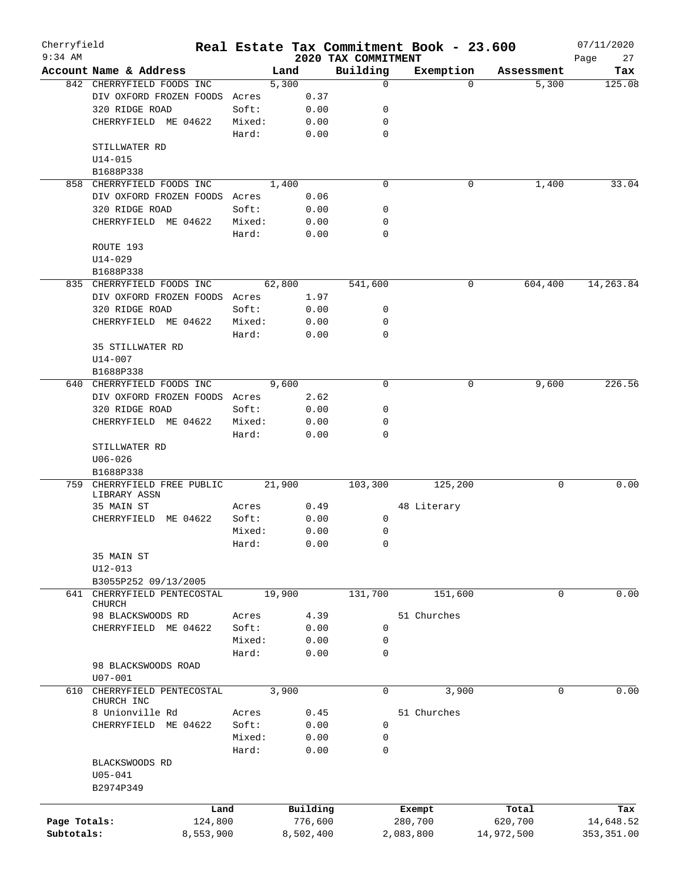# Cherryfield — Real Estate Tax Commitment Book - 23.600

2020 TAX COMMITMENT

9:34 AM — 07/11/2020

| Account | Name & Address | | Land | Building | Exemption | Assessment | Tax |
|---|---|---|---|---|---|---|---|
| 842 | CHERRYFIELD FOODS INC | | 5,300 | 0 | 0 | 5,300 | 125.08 |
| | DIV OXFORD FROZEN FOODS | Acres | 0.37 | | | | |
| | 320 RIDGE ROAD | Soft: | 0.00 | 0 | | | |
| | CHERRYFIELD ME 04622 | Mixed: | 0.00 | 0 | | | |
| | | Hard: | 0.00 | 0 | | | |
| | STILLWATER RD | | | | | | |
| | U14-015 | | | | | | |
| | B1688P338 | | | | | | |
| 858 | CHERRYFIELD FOODS INC | | 1,400 | 0 | 0 | 1,400 | 33.04 |
| | DIV OXFORD FROZEN FOODS | Acres | 0.06 | | | | |
| | 320 RIDGE ROAD | Soft: | 0.00 | 0 | | | |
| | CHERRYFIELD ME 04622 | Mixed: | 0.00 | 0 | | | |
| | | Hard: | 0.00 | 0 | | | |
| | ROUTE 193 | | | | | | |
| | U14-029 | | | | | | |
| | B1688P338 | | | | | | |
| 835 | CHERRYFIELD FOODS INC | | 62,800 | 541,600 | 0 | 604,400 | 14,263.84 |
| | DIV OXFORD FROZEN FOODS | Acres | 1.97 | | | | |
| | 320 RIDGE ROAD | Soft: | 0.00 | 0 | | | |
| | CHERRYFIELD ME 04622 | Mixed: | 0.00 | 0 | | | |
| | | Hard: | 0.00 | 0 | | | |
| | 35 STILLWATER RD | | | | | | |
| | U14-007 | | | | | | |
| | B1688P338 | | | | | | |
| 640 | CHERRYFIELD FOODS INC | | 9,600 | 0 | 0 | 9,600 | 226.56 |
| | DIV OXFORD FROZEN FOODS | Acres | 2.62 | | | | |
| | 320 RIDGE ROAD | Soft: | 0.00 | 0 | | | |
| | CHERRYFIELD ME 04622 | Mixed: | 0.00 | 0 | | | |
| | | Hard: | 0.00 | 0 | | | |
| | STILLWATER RD | | | | | | |
| | U06-026 | | | | | | |
| | B1688P338 | | | | | | |
| 759 | CHERRYFIELD FREE PUBLIC LIBRARY ASSN | | 21,900 | 103,300 | 125,200 | 0 | 0.00 |
| | 35 MAIN ST | Acres | 0.49 | | 48 Literary | | |
| | CHERRYFIELD ME 04622 | Soft: | 0.00 | 0 | | | |
| | | Mixed: | 0.00 | 0 | | | |
| | | Hard: | 0.00 | 0 | | | |
| | 35 MAIN ST | | | | | | |
| | U12-013 | | | | | | |
| | B3055P252 09/13/2005 | | | | | | |
| 641 | CHERRYFIELD PENTECOSTAL CHURCH | | 19,900 | 131,700 | 151,600 | 0 | 0.00 |
| | 98 BLACKSWOODS RD | Acres | 4.39 | | 51 Churches | | |
| | CHERRYFIELD ME 04622 | Soft: | 0.00 | 0 | | | |
| | | Mixed: | 0.00 | 0 | | | |
| | | Hard: | 0.00 | 0 | | | |
| | 98 BLACKSWOODS ROAD | | | | | | |
| | U07-001 | | | | | | |
| 610 | CHERRYFIELD PENTECOSTAL CHURCH INC | | 3,900 | 0 | 3,900 | 0 | 0.00 |
| | 8 Unionville Rd | Acres | 0.45 | | 51 Churches | | |
| | CHERRYFIELD ME 04622 | Soft: | 0.00 | 0 | | | |
| | | Mixed: | 0.00 | 0 | | | |
| | | Hard: | 0.00 | 0 | | | |
| | BLACKSWOODS RD | | | | | | |
| | U05-041 | | | | | | |
| | B2974P349 | | | | | | |

| | Land | Building | Exempt | Total | Tax |
|---|---|---|---|---|---|
| Page Totals: | 124,800 | 776,600 | 280,700 | 620,700 | 14,648.52 |
| Subtotals: | 8,553,900 | 8,502,400 | 2,083,800 | 14,972,500 | 353,351.00 |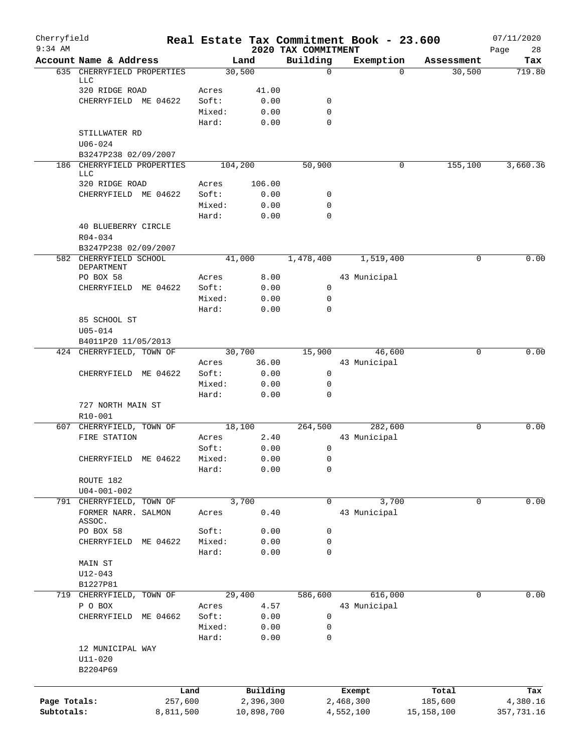Cherryfield  
9:34 AM

# Real Estate Tax Commitment Book - 23.600

## 2020 TAX COMMITMENT

07/11/2020

| Account Name & Address | | Land | Building | Exemption | Assessment | Tax |
|---|---|---|---|---|---|---|
| 635 CHERRYFIELD PROPERTIES LLC | | 30,500 | 0 | 0 | 30,500 | 719.80 |
| 320 RIDGE ROAD | Acres | 41.00 | | | | |
| CHERRYFIELD ME 04622 | Soft: | 0.00 | 0 | | | |
| | Mixed: | 0.00 | 0 | | | |
| | Hard: | 0.00 | 0 | | | |
| STILLWATER RD | | | | | | |
| U06-024 | | | | | | |
| B3247P238 02/09/2007 | | | | | | |
| 186 CHERRYFIELD PROPERTIES LLC | | 104,200 | 50,900 | 0 | 155,100 | 3,660.36 |
| 320 RIDGE ROAD | Acres | 106.00 | | | | |
| CHERRYFIELD ME 04622 | Soft: | 0.00 | 0 | | | |
| | Mixed: | 0.00 | 0 | | | |
| | Hard: | 0.00 | 0 | | | |
| 40 BLUEBERRY CIRCLE | | | | | | |
| R04-034 | | | | | | |
| B3247P238 02/09/2007 | | | | | | |
| 582 CHERRYFIELD SCHOOL DEPARTMENT | | 41,000 | 1,478,400 | 1,519,400 | 0 | 0.00 |
| PO BOX 58 | Acres | 8.00 | | 43 Municipal | | |
| CHERRYFIELD ME 04622 | Soft: | 0.00 | 0 | | | |
| | Mixed: | 0.00 | 0 | | | |
| | Hard: | 0.00 | 0 | | | |
| 85 SCHOOL ST | | | | | | |
| U05-014 | | | | | | |
| B4011P20 11/05/2013 | | | | | | |
| 424 CHERRYFIELD, TOWN OF | | 30,700 | 15,900 | 46,600 | 0 | 0.00 |
| | Acres | 36.00 | | 43 Municipal | | |
| CHERRYFIELD ME 04622 | Soft: | 0.00 | 0 | | | |
| | Mixed: | 0.00 | 0 | | | |
| | Hard: | 0.00 | 0 | | | |
| 727 NORTH MAIN ST | | | | | | |
| R10-001 | | | | | | |
| 607 CHERRYFIELD, TOWN OF | | 18,100 | 264,500 | 282,600 | 0 | 0.00 |
| FIRE STATION | Acres | 2.40 | | 43 Municipal | | |
| | Soft: | 0.00 | 0 | | | |
| CHERRYFIELD ME 04622 | Mixed: | 0.00 | 0 | | | |
| | Hard: | 0.00 | 0 | | | |
| ROUTE 182 | | | | | | |
| U04-001-002 | | | | | | |
| 791 CHERRYFIELD, TOWN OF | | 3,700 | 0 | 3,700 | 0 | 0.00 |
| FORMER NARR. SALMON ASSOC. | Acres | 0.40 | | 43 Municipal | | |
| PO BOX 58 | Soft: | 0.00 | 0 | | | |
| CHERRYFIELD ME 04622 | Mixed: | 0.00 | 0 | | | |
| | Hard: | 0.00 | 0 | | | |
| MAIN ST | | | | | | |
| U12-043 | | | | | | |
| B1227P81 | | | | | | |
| 719 CHERRYFIELD, TOWN OF | | 29,400 | 586,600 | 616,000 | 0 | 0.00 |
| P O BOX | Acres | 4.57 | | 43 Municipal | | |
| CHERRYFIELD ME 04662 | Soft: | 0.00 | 0 | | | |
| | Mixed: | 0.00 | 0 | | | |
| | Hard: | 0.00 | 0 | | | |
| 12 MUNICIPAL WAY | | | | | | |
| U11-020 | | | | | | |
| B2204P69 | | | | | | |

| | Land | Building | Exempt | Total | Tax |
|---|---|---|---|---|---|
| Page Totals: | 257,600 | 2,396,300 | 2,468,300 | 185,600 | 4,380.16 |
| Subtotals: | 8,811,500 | 10,898,700 | 4,552,100 | 15,158,100 | 357,731.16 |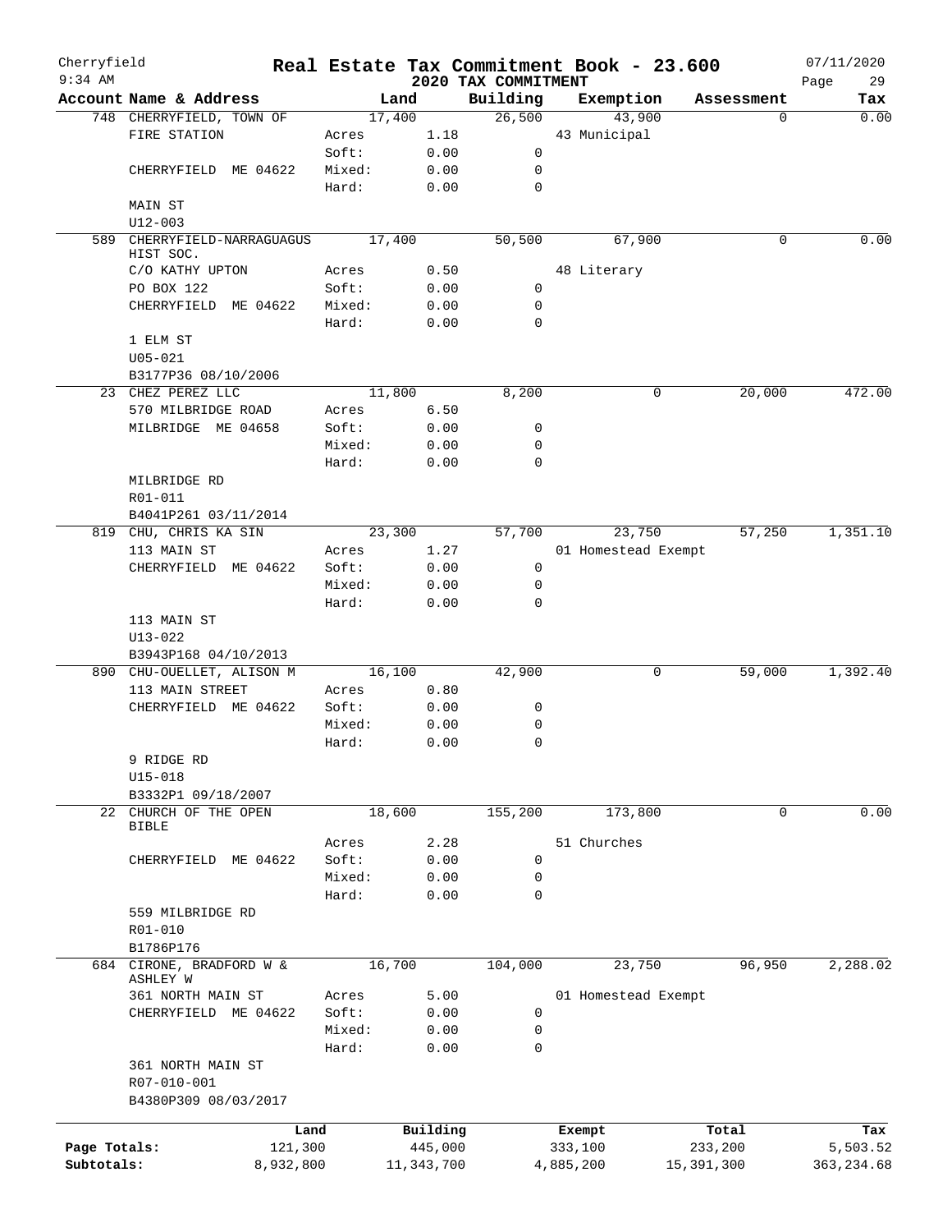Cherryfield — Real Estate Tax Commitment Book - 23.600 — 2020 TAX COMMITMENT — 07/11/2020 9:34 AM

| Account | Name & Address | | Land | | Building | Exemption | Assessment | Tax |
|---|---|---|---|---|---|---|---|---|
| 748 | CHERRYFIELD, TOWN OF | | 17,400 | | 26,500 | 43,900 | 0 | 0.00 |
| | FIRE STATION | Acres | 1.18 | | | 43 Municipal | | |
| | | Soft: | 0.00 | | 0 | | | |
| | CHERRYFIELD ME 04622 | Mixed: | 0.00 | | 0 | | | |
| | | Hard: | 0.00 | | 0 | | | |
| | MAIN ST | | | | | | | |
| | U12-003 | | | | | | | |
| 589 | CHERRYFIELD-NARRAGUAGUS HIST SOC. | | 17,400 | | 50,500 | 67,900 | 0 | 0.00 |
| | C/O KATHY UPTON | Acres | 0.50 | | | 48 Literary | | |
| | PO BOX 122 | Soft: | 0.00 | | 0 | | | |
| | CHERRYFIELD ME 04622 | Mixed: | 0.00 | | 0 | | | |
| | | Hard: | 0.00 | | 0 | | | |
| | 1 ELM ST | | | | | | | |
| | U05-021 | | | | | | | |
| | B3177P36 08/10/2006 | | | | | | | |
| 23 | CHEZ PEREZ LLC | | 11,800 | | 8,200 | 0 | 20,000 | 472.00 |
| | 570 MILBRIDGE ROAD | Acres | 6.50 | | | | | |
| | MILBRIDGE ME 04658 | Soft: | 0.00 | | 0 | | | |
| | | Mixed: | 0.00 | | 0 | | | |
| | | Hard: | 0.00 | | 0 | | | |
| | MILBRIDGE RD | | | | | | | |
| | R01-011 | | | | | | | |
| | B4041P261 03/11/2014 | | | | | | | |
| 819 | CHU, CHRIS KA SIN | | 23,300 | | 57,700 | 23,750 | 57,250 | 1,351.10 |
| | 113 MAIN ST | Acres | 1.27 | | | 01 Homestead Exempt | | |
| | CHERRYFIELD ME 04622 | Soft: | 0.00 | | 0 | | | |
| | | Mixed: | 0.00 | | 0 | | | |
| | | Hard: | 0.00 | | 0 | | | |
| | 113 MAIN ST | | | | | | | |
| | U13-022 | | | | | | | |
| | B3943P168 04/10/2013 | | | | | | | |
| 890 | CHU-OUELLET, ALISON M | | 16,100 | | 42,900 | 0 | 59,000 | 1,392.40 |
| | 113 MAIN STREET | Acres | 0.80 | | | | | |
| | CHERRYFIELD ME 04622 | Soft: | 0.00 | | 0 | | | |
| | | Mixed: | 0.00 | | 0 | | | |
| | | Hard: | 0.00 | | 0 | | | |
| | 9 RIDGE RD | | | | | | | |
| | U15-018 | | | | | | | |
| | B3332P1 09/18/2007 | | | | | | | |
| 22 | CHURCH OF THE OPEN BIBLE | | 18,600 | | 155,200 | 173,800 | 0 | 0.00 |
| | | Acres | 2.28 | | | 51 Churches | | |
| | CHERRYFIELD ME 04622 | Soft: | 0.00 | | 0 | | | |
| | | Mixed: | 0.00 | | 0 | | | |
| | | Hard: | 0.00 | | 0 | | | |
| | 559 MILBRIDGE RD | | | | | | | |
| | R01-010 | | | | | | | |
| | B1786P176 | | | | | | | |
| 684 | CIRONE, BRADFORD W & ASHLEY W | | 16,700 | | 104,000 | 23,750 | 96,950 | 2,288.02 |
| | 361 NORTH MAIN ST | Acres | 5.00 | | | 01 Homestead Exempt | | |
| | CHERRYFIELD ME 04622 | Soft: | 0.00 | | 0 | | | |
| | | Mixed: | 0.00 | | 0 | | | |
| | | Hard: | 0.00 | | 0 | | | |
| | 361 NORTH MAIN ST | | | | | | | |
| | R07-010-001 | | | | | | | |
| | B4380P309 08/03/2017 | | | | | | | |

| | Land | Building | Exempt | Total | Tax |
|---|---|---|---|---|---|
| Page Totals: | 121,300 | 445,000 | 333,100 | 233,200 | 5,503.52 |
| Subtotals: | 8,932,800 | 11,343,700 | 4,885,200 | 15,391,300 | 363,234.68 |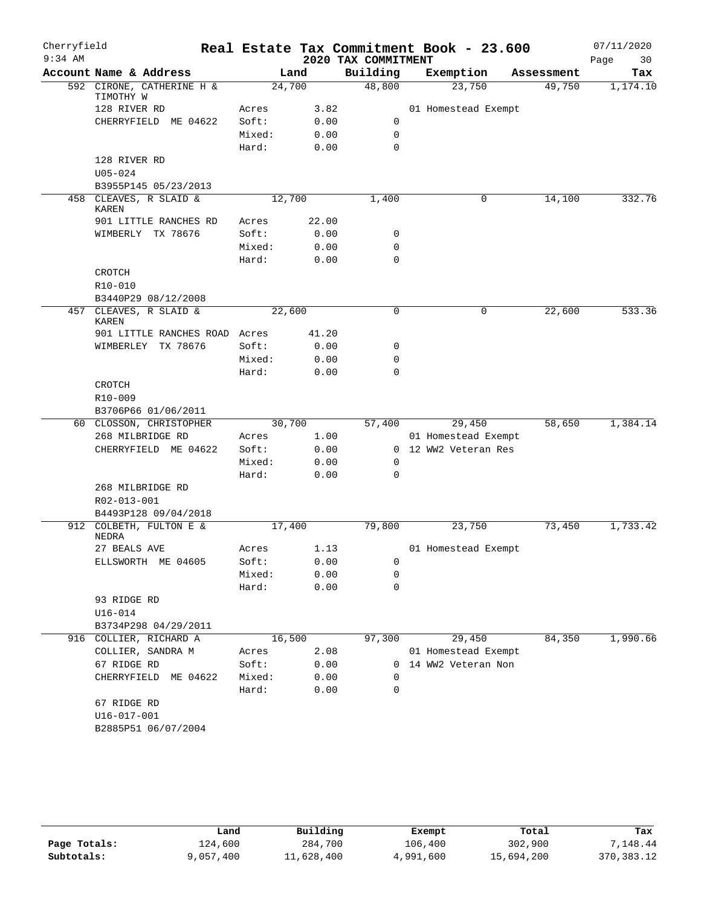Cherryfield

9:34 AM

# Real Estate Tax Commitment Book - 23.600

## 2020 TAX COMMITMENT

07/11/2020

| Account Name & Address | | Land | Building | Exemption | Assessment | Tax |
|---|---|---|---|---|---|---|
| 592 CIRONE, CATHERINE H & TIMOTHY W | | 24,700 | 48,800 | 23,750 | 49,750 | 1,174.10 |
| 128 RIVER RD | Acres | 3.82 | | 01 Homestead Exempt | | |
| CHERRYFIELD ME 04622 | Soft: | 0.00 | 0 | | | |
| | Mixed: | 0.00 | 0 | | | |
| | Hard: | 0.00 | 0 | | | |
| 128 RIVER RD | | | | | | |
| U05-024 | | | | | | |
| B3955P145 05/23/2013 | | | | | | |
| 458 CLEAVES, R SLAID & KAREN | | 12,700 | 1,400 | 0 | 14,100 | 332.76 |
| 901 LITTLE RANCHES RD | Acres | 22.00 | | | | |
| WIMBERLY TX 78676 | Soft: | 0.00 | 0 | | | |
| | Mixed: | 0.00 | 0 | | | |
| | Hard: | 0.00 | 0 | | | |
| CROTCH | | | | | | |
| R10-010 | | | | | | |
| B3440P29 08/12/2008 | | | | | | |
| 457 CLEAVES, R SLAID & KAREN | | 22,600 | 0 | 0 | 22,600 | 533.36 |
| 901 LITTLE RANCHES ROAD | Acres | 41.20 | | | | |
| WIMBERLEY TX 78676 | Soft: | 0.00 | 0 | | | |
| | Mixed: | 0.00 | 0 | | | |
| | Hard: | 0.00 | 0 | | | |
| CROTCH | | | | | | |
| R10-009 | | | | | | |
| B3706P66 01/06/2011 | | | | | | |
| 60 CLOSSON, CHRISTOPHER | | 30,700 | 57,400 | 29,450 | 58,650 | 1,384.14 |
| 268 MILBRIDGE RD | Acres | 1.00 | | 01 Homestead Exempt | | |
| CHERRYFIELD ME 04622 | Soft: | 0.00 | 0 | 12 WW2 Veteran Res | | |
| | Mixed: | 0.00 | 0 | | | |
| | Hard: | 0.00 | 0 | | | |
| 268 MILBRIDGE RD | | | | | | |
| R02-013-001 | | | | | | |
| B4493P128 09/04/2018 | | | | | | |
| 912 COLBETH, FULTON E & NEDRA | | 17,400 | 79,800 | 23,750 | 73,450 | 1,733.42 |
| 27 BEALS AVE | Acres | 1.13 | | 01 Homestead Exempt | | |
| ELLSWORTH ME 04605 | Soft: | 0.00 | 0 | | | |
| | Mixed: | 0.00 | 0 | | | |
| | Hard: | 0.00 | 0 | | | |
| 93 RIDGE RD | | | | | | |
| U16-014 | | | | | | |
| B3734P298 04/29/2011 | | | | | | |
| 916 COLLIER, RICHARD A | | 16,500 | 97,300 | 29,450 | 84,350 | 1,990.66 |
| COLLIER, SANDRA M | Acres | 2.08 | | 01 Homestead Exempt | | |
| 67 RIDGE RD | Soft: | 0.00 | 0 | 14 WW2 Veteran Non | | |
| CHERRYFIELD ME 04622 | Mixed: | 0.00 | 0 | | | |
| | Hard: | 0.00 | 0 | | | |
| 67 RIDGE RD | | | | | | |
| U16-017-001 | | | | | | |
| B2885P51 06/07/2004 | | | | | | |

| | Land | Building | Exempt | Total | Tax |
|---|---|---|---|---|---|
| Page Totals: | 124,600 | 284,700 | 106,400 | 302,900 | 7,148.44 |
| Subtotals: | 9,057,400 | 11,628,400 | 4,991,600 | 15,694,200 | 370,383.12 |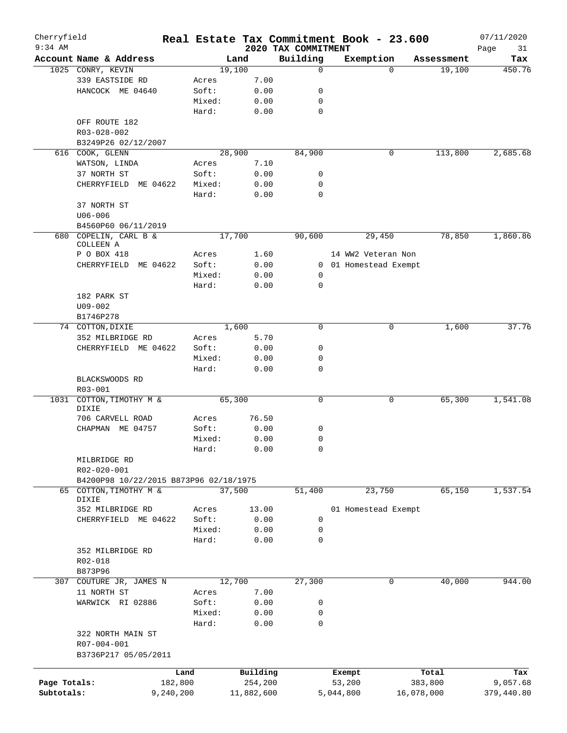Cherryfield 9:34 AM

# Real Estate Tax Commitment Book - 23.600

2020 TAX COMMITMENT

07/11/2020

| Account Name & Address | | Land | Building | Exemption | Assessment | Tax |
|---|---|---|---|---|---|---|
| 1025 CONRY, KEVIN | | 19,100 | 0 | 0 | 19,100 | 450.76 |
| 339 EASTSIDE RD | Acres | 7.00 | | | | |
| HANCOCK ME 04640 | Soft: | 0.00 | 0 | | | |
| | Mixed: | 0.00 | 0 | | | |
| | Hard: | 0.00 | 0 | | | |
| OFF ROUTE 182 | | | | | | |
| R03-028-002 | | | | | | |
| B3249P26 02/12/2007 | | | | | | |
| 616 COOK, GLENN | | 28,900 | 84,900 | 0 | 113,800 | 2,685.68 |
| WATSON, LINDA | Acres | 7.10 | | | | |
| 37 NORTH ST | Soft: | 0.00 | 0 | | | |
| CHERRYFIELD ME 04622 | Mixed: | 0.00 | 0 | | | |
| | Hard: | 0.00 | 0 | | | |
| 37 NORTH ST | | | | | | |
| U06-006 | | | | | | |
| B4560P60 06/11/2019 | | | | | | |
| 680 COPELIN, CARL B & COLLEEN A | | 17,700 | 90,600 | 29,450 | 78,850 | 1,860.86 |
| P O BOX 418 | Acres | 1.60 | | 14 WW2 Veteran Non | | |
| CHERRYFIELD ME 04622 | Soft: | 0.00 | 0 | 01 Homestead Exempt | | |
| | Mixed: | 0.00 | 0 | | | |
| | Hard: | 0.00 | 0 | | | |
| 182 PARK ST | | | | | | |
| U09-002 | | | | | | |
| B1746P278 | | | | | | |
| 74 COTTON,DIXIE | | 1,600 | 0 | 0 | 1,600 | 37.76 |
| 352 MILBRIDGE RD | Acres | 5.70 | | | | |
| CHERRYFIELD ME 04622 | Soft: | 0.00 | 0 | | | |
| | Mixed: | 0.00 | 0 | | | |
| | Hard: | 0.00 | 0 | | | |
| BLACKSWOODS RD | | | | | | |
| R03-001 | | | | | | |
| 1031 COTTON,TIMOTHY M & DIXIE | | 65,300 | 0 | 0 | 65,300 | 1,541.08 |
| 706 CARVELL ROAD | Acres | 76.50 | | | | |
| CHAPMAN ME 04757 | Soft: | 0.00 | 0 | | | |
| | Mixed: | 0.00 | 0 | | | |
| | Hard: | 0.00 | 0 | | | |
| MILBRIDGE RD | | | | | | |
| R02-020-001 | | | | | | |
| B4200P98 10/22/2015 B873P96 02/18/1975 | | | | | | |
| 65 COTTON,TIMOTHY M & DIXIE | | 37,500 | 51,400 | 23,750 | 65,150 | 1,537.54 |
| 352 MILBRIDGE RD | Acres | 13.00 | | 01 Homestead Exempt | | |
| CHERRYFIELD ME 04622 | Soft: | 0.00 | 0 | | | |
| | Mixed: | 0.00 | 0 | | | |
| | Hard: | 0.00 | 0 | | | |
| 352 MILBRIDGE RD | | | | | | |
| R02-018 | | | | | | |
| B873P96 | | | | | | |
| 307 COUTURE JR, JAMES N | | 12,700 | 27,300 | 0 | 40,000 | 944.00 |
| 11 NORTH ST | Acres | 7.00 | | | | |
| WARWICK RI 02886 | Soft: | 0.00 | 0 | | | |
| | Mixed: | 0.00 | 0 | | | |
| | Hard: | 0.00 | 0 | | | |
| 322 NORTH MAIN ST | | | | | | |
| R07-004-001 | | | | | | |
| B3736P217 05/05/2011 | | | | | | |

| | Land | Building | Exempt | Total | Tax |
|---|---|---|---|---|---|
| Page Totals: | 182,800 | 254,200 | 53,200 | 383,800 | 9,057.68 |
| Subtotals: | 9,240,200 | 11,882,600 | 5,044,800 | 16,078,000 | 379,440.80 |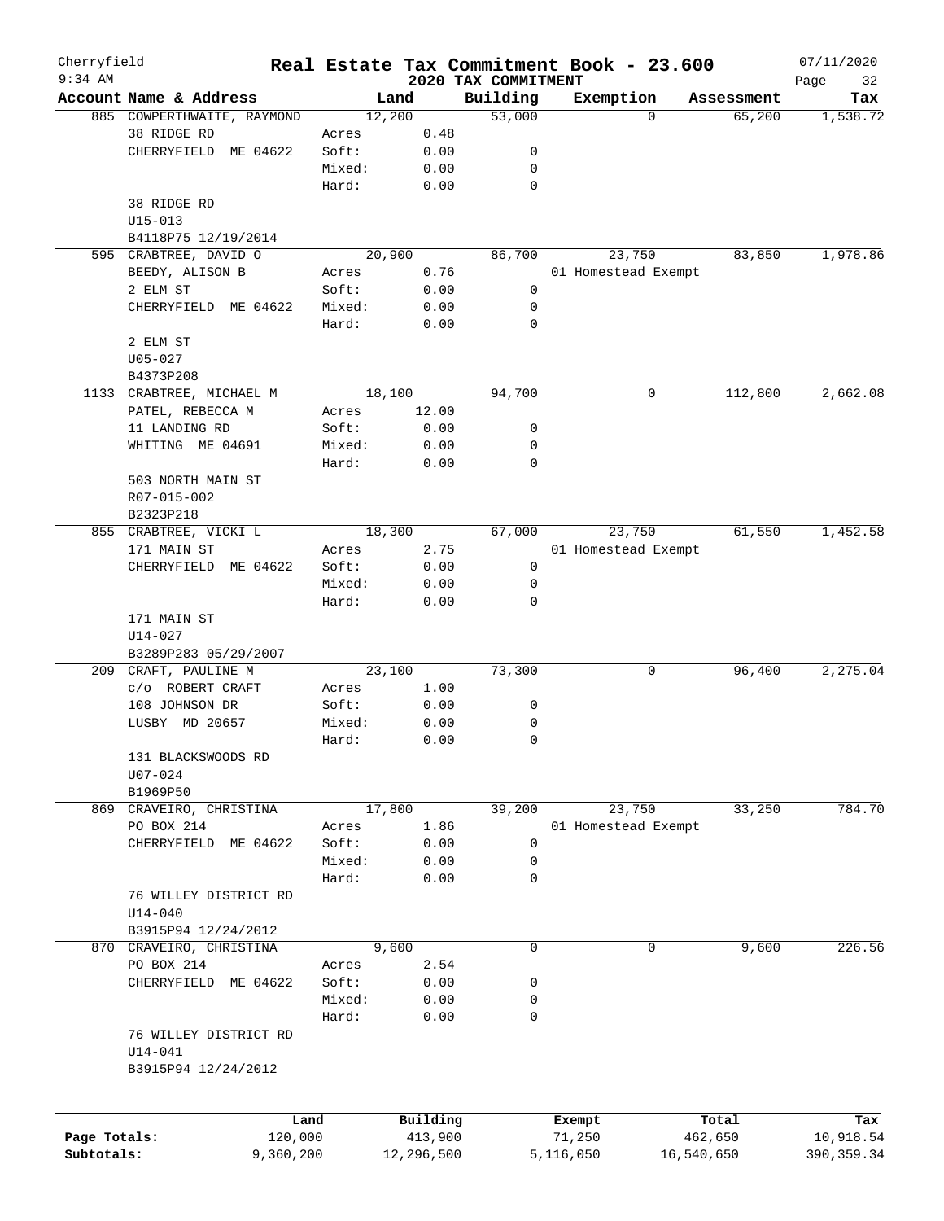# Real Estate Tax Commitment Book - 23.600

Cherryfield
9:34 AM

## 2020 TAX COMMITMENT

07/11/2020

| Account | Name & Address | Land | | Building | Exemption | Assessment | Tax |
|---|---|---|---|---|---|---|---|
| 885 | COWPERTHWAITE, RAYMOND | 12,200 | | 53,000 | 0 | 65,200 | 1,538.72 |
| | 38 RIDGE RD | Acres | 0.48 | | | | |
| | CHERRYFIELD ME 04622 | Soft: | 0.00 | 0 | | | |
| | | Mixed: | 0.00 | 0 | | | |
| | | Hard: | 0.00 | 0 | | | |
| | 38 RIDGE RD | | | | | | |
| | U15-013 | | | | | | |
| | B4118P75 12/19/2014 | | | | | | |
| 595 | CRABTREE, DAVID O | 20,900 | | 86,700 | 23,750 | 83,850 | 1,978.86 |
| | BEEDY, ALISON B | Acres | 0.76 | | 01 Homestead Exempt | | |
| | 2 ELM ST | Soft: | 0.00 | 0 | | | |
| | CHERRYFIELD ME 04622 | Mixed: | 0.00 | 0 | | | |
| | | Hard: | 0.00 | 0 | | | |
| | 2 ELM ST | | | | | | |
| | U05-027 | | | | | | |
| | B4373P208 | | | | | | |
| 1133 | CRABTREE, MICHAEL M | 18,100 | | 94,700 | 0 | 112,800 | 2,662.08 |
| | PATEL, REBECCA M | Acres | 12.00 | | | | |
| | 11 LANDING RD | Soft: | 0.00 | 0 | | | |
| | WHITING ME 04691 | Mixed: | 0.00 | 0 | | | |
| | | Hard: | 0.00 | 0 | | | |
| | 503 NORTH MAIN ST | | | | | | |
| | R07-015-002 | | | | | | |
| | B2323P218 | | | | | | |
| 855 | CRABTREE, VICKI L | 18,300 | | 67,000 | 23,750 | 61,550 | 1,452.58 |
| | 171 MAIN ST | Acres | 2.75 | | 01 Homestead Exempt | | |
| | CHERRYFIELD ME 04622 | Soft: | 0.00 | 0 | | | |
| | | Mixed: | 0.00 | 0 | | | |
| | | Hard: | 0.00 | 0 | | | |
| | 171 MAIN ST | | | | | | |
| | U14-027 | | | | | | |
| | B3289P283 05/29/2007 | | | | | | |
| 209 | CRAFT, PAULINE M | 23,100 | | 73,300 | 0 | 96,400 | 2,275.04 |
| | c/o ROBERT CRAFT | Acres | 1.00 | | | | |
| | 108 JOHNSON DR | Soft: | 0.00 | 0 | | | |
| | LUSBY MD 20657 | Mixed: | 0.00 | 0 | | | |
| | | Hard: | 0.00 | 0 | | | |
| | 131 BLACKSWOODS RD | | | | | | |
| | U07-024 | | | | | | |
| | B1969P50 | | | | | | |
| 869 | CRAVEIRO, CHRISTINA | 17,800 | | 39,200 | 23,750 | 33,250 | 784.70 |
| | PO BOX 214 | Acres | 1.86 | | 01 Homestead Exempt | | |
| | CHERRYFIELD ME 04622 | Soft: | 0.00 | 0 | | | |
| | | Mixed: | 0.00 | 0 | | | |
| | | Hard: | 0.00 | 0 | | | |
| | 76 WILLEY DISTRICT RD | | | | | | |
| | U14-040 | | | | | | |
| | B3915P94 12/24/2012 | | | | | | |
| 870 | CRAVEIRO, CHRISTINA | 9,600 | | 0 | 0 | 9,600 | 226.56 |
| | PO BOX 214 | Acres | 2.54 | | | | |
| | CHERRYFIELD ME 04622 | Soft: | 0.00 | 0 | | | |
| | | Mixed: | 0.00 | 0 | | | |
| | | Hard: | 0.00 | 0 | | | |
| | 76 WILLEY DISTRICT RD | | | | | | |
| | U14-041 | | | | | | |
| | B3915P94 12/24/2012 | | | | | | |

| | Land | Building | Exempt | Total | Tax |
|---|---|---|---|---|---|
| Page Totals: | 120,000 | 413,900 | 71,250 | 462,650 | 10,918.54 |
| Subtotals: | 9,360,200 | 12,296,500 | 5,116,050 | 16,540,650 | 390,359.34 |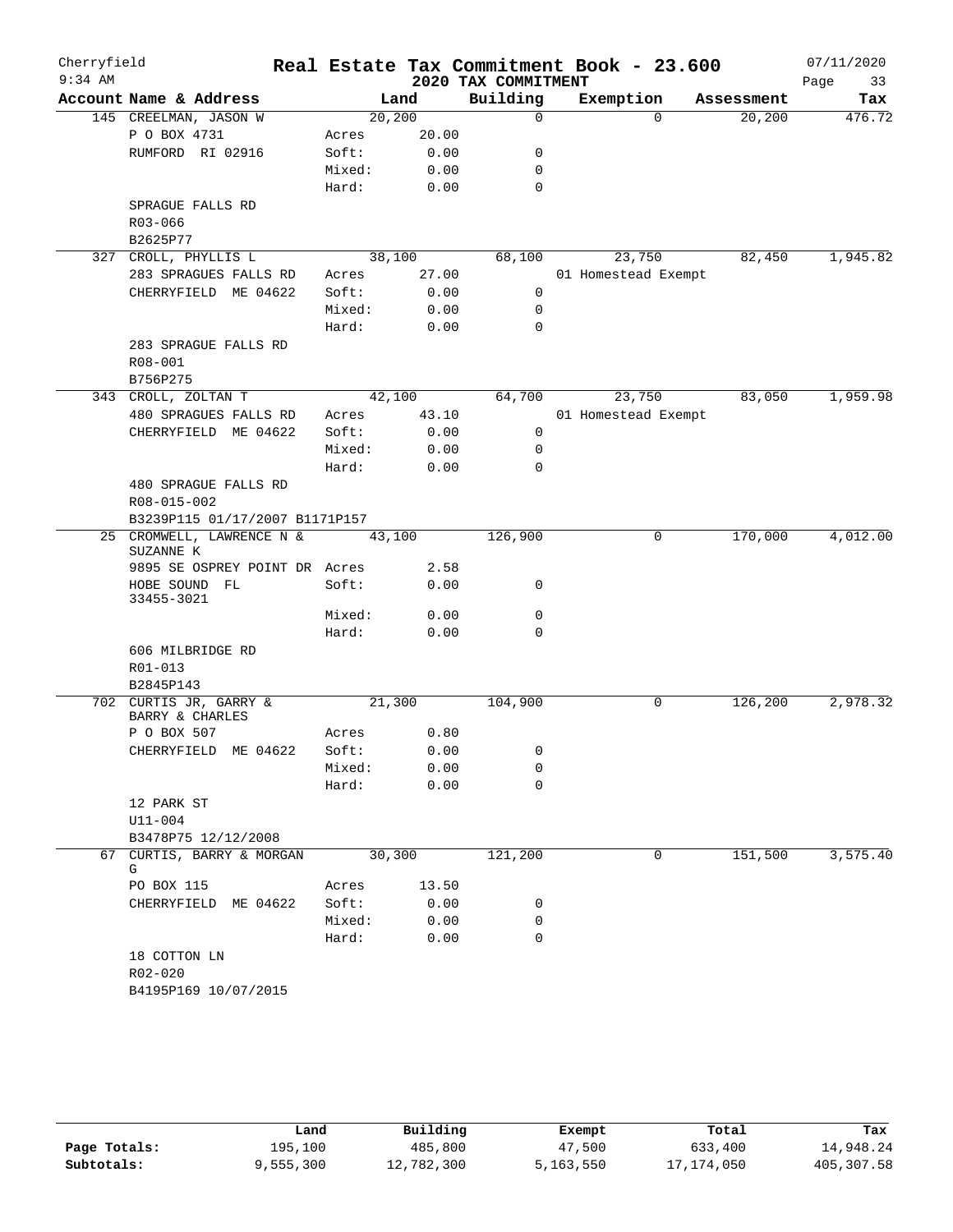Cherryfield 9:34 AM

# Real Estate Tax Commitment Book - 23.600

## 2020 TAX COMMITMENT

07/11/2020

| Account Name & Address | | Land | Building | Exemption | Assessment | Tax |
|---|---|---|---|---|---|---|
| 145 CREELMAN, JASON W | | 20,200 | 0 | 0 | 20,200 | 476.72 |
| P O BOX 4731 | Acres | 20.00 | | | | |
| RUMFORD RI 02916 | Soft: | 0.00 | 0 | | | |
| | Mixed: | 0.00 | 0 | | | |
| | Hard: | 0.00 | 0 | | | |
| SPRAGUE FALLS RD | | | | | | |
| R03-066 | | | | | | |
| B2625P77 | | | | | | |
| 327 CROLL, PHYLLIS L | | 38,100 | 68,100 | 23,750 | 82,450 | 1,945.82 |
| 283 SPRAGUES FALLS RD | Acres | 27.00 | | 01 Homestead Exempt | | |
| CHERRYFIELD ME 04622 | Soft: | 0.00 | 0 | | | |
| | Mixed: | 0.00 | 0 | | | |
| | Hard: | 0.00 | 0 | | | |
| 283 SPRAGUE FALLS RD | | | | | | |
| R08-001 | | | | | | |
| B756P275 | | | | | | |
| 343 CROLL, ZOLTAN T | | 42,100 | 64,700 | 23,750 | 83,050 | 1,959.98 |
| 480 SPRAGUES FALLS RD | Acres | 43.10 | | 01 Homestead Exempt | | |
| CHERRYFIELD ME 04622 | Soft: | 0.00 | 0 | | | |
| | Mixed: | 0.00 | 0 | | | |
| | Hard: | 0.00 | 0 | | | |
| 480 SPRAGUE FALLS RD | | | | | | |
| R08-015-002 | | | | | | |
| B3239P115 01/17/2007 B1171P157 | | | | | | |
| 25 CROMWELL, LAWRENCE N & SUZANNE K | | 43,100 | 126,900 | 0 | 170,000 | 4,012.00 |
| 9895 SE OSPREY POINT DR | Acres | 2.58 | | | | |
| HOBE SOUND FL 33455-3021 | Soft: | 0.00 | 0 | | | |
| | Mixed: | 0.00 | 0 | | | |
| | Hard: | 0.00 | 0 | | | |
| 606 MILBRIDGE RD | | | | | | |
| R01-013 | | | | | | |
| B2845P143 | | | | | | |
| 702 CURTIS JR, GARRY & BARRY & CHARLES | | 21,300 | 104,900 | 0 | 126,200 | 2,978.32 |
| P O BOX 507 | Acres | 0.80 | | | | |
| CHERRYFIELD ME 04622 | Soft: | 0.00 | 0 | | | |
| | Mixed: | 0.00 | 0 | | | |
| | Hard: | 0.00 | 0 | | | |
| 12 PARK ST | | | | | | |
| U11-004 | | | | | | |
| B3478P75 12/12/2008 | | | | | | |
| 67 CURTIS, BARRY & MORGAN G | | 30,300 | 121,200 | 0 | 151,500 | 3,575.40 |
| PO BOX 115 | Acres | 13.50 | | | | |
| CHERRYFIELD ME 04622 | Soft: | 0.00 | 0 | | | |
| | Mixed: | 0.00 | 0 | | | |
| | Hard: | 0.00 | 0 | | | |
| 18 COTTON LN | | | | | | |
| R02-020 | | | | | | |
| B4195P169 10/07/2015 | | | | | | |

| | Land | Building | Exempt | Total | Tax |
|---|---|---|---|---|---|
| Page Totals: | 195,100 | 485,800 | 47,500 | 633,400 | 14,948.24 |
| Subtotals: | 9,555,300 | 12,782,300 | 5,163,550 | 17,174,050 | 405,307.58 |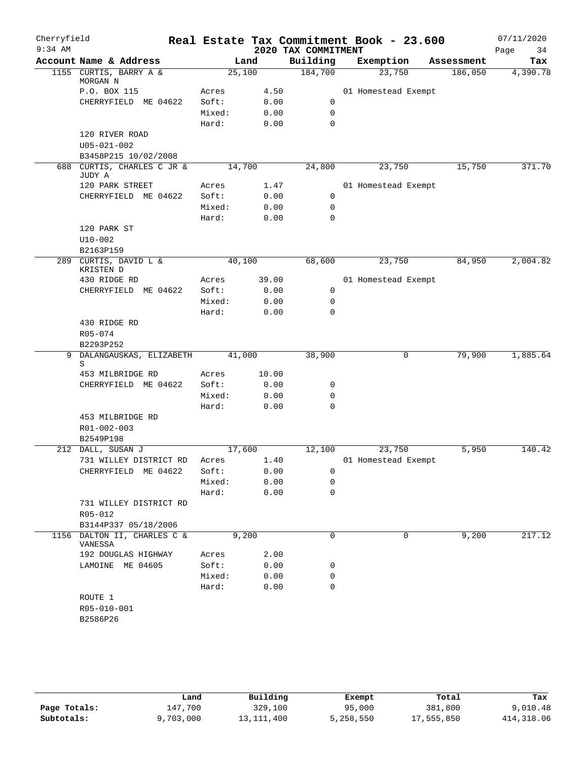# Real Estate Tax Commitment Book - 23.600

Cherryfield
9:34 AM

07/11/2020

## 2020 TAX COMMITMENT

| Account Name & Address | | Land | Building | Exemption | Assessment | Tax |
|---|---|---|---|---|---|---|
| 1155 CURTIS, BARRY A & MORGAN N | | 25,100 | 184,700 | 23,750 | 186,050 | 4,390.78 |
| P.O. BOX 115 | Acres | 4.50 | | 01 Homestead Exempt | | |
| CHERRYFIELD ME 04622 | Soft: | 0.00 | 0 | | | |
| | Mixed: | 0.00 | 0 | | | |
| | Hard: | 0.00 | 0 | | | |
| 120 RIVER ROAD | | | | | | |
| U05-021-002 | | | | | | |
| B3458P215 10/02/2008 | | | | | | |
| 688 CURTIS, CHARLES C JR & JUDY A | | 14,700 | 24,800 | 23,750 | 15,750 | 371.70 |
| 120 PARK STREET | Acres | 1.47 | | 01 Homestead Exempt | | |
| CHERRYFIELD ME 04622 | Soft: | 0.00 | 0 | | | |
| | Mixed: | 0.00 | 0 | | | |
| | Hard: | 0.00 | 0 | | | |
| 120 PARK ST | | | | | | |
| U10-002 | | | | | | |
| B2163P159 | | | | | | |
| 289 CURTIS, DAVID L & KRISTEN D | | 40,100 | 68,600 | 23,750 | 84,950 | 2,004.82 |
| 430 RIDGE RD | Acres | 39.00 | | 01 Homestead Exempt | | |
| CHERRYFIELD ME 04622 | Soft: | 0.00 | 0 | | | |
| | Mixed: | 0.00 | 0 | | | |
| | Hard: | 0.00 | 0 | | | |
| 430 RIDGE RD | | | | | | |
| R05-074 | | | | | | |
| B2293P252 | | | | | | |
| 9 DALANGAUSKAS, ELIZABETH S | | 41,000 | 38,900 | 0 | 79,900 | 1,885.64 |
| 453 MILBRIDGE RD | Acres | 10.00 | | | | |
| CHERRYFIELD ME 04622 | Soft: | 0.00 | 0 | | | |
| | Mixed: | 0.00 | 0 | | | |
| | Hard: | 0.00 | 0 | | | |
| 453 MILBRIDGE RD | | | | | | |
| R01-002-003 | | | | | | |
| B2549P198 | | | | | | |
| 212 DALL, SUSAN J | | 17,600 | 12,100 | 23,750 | 5,950 | 140.42 |
| 731 WILLEY DISTRICT RD | Acres | 1.40 | | 01 Homestead Exempt | | |
| CHERRYFIELD ME 04622 | Soft: | 0.00 | 0 | | | |
| | Mixed: | 0.00 | 0 | | | |
| | Hard: | 0.00 | 0 | | | |
| 731 WILLEY DISTRICT RD | | | | | | |
| R05-012 | | | | | | |
| B3144P337 05/18/2006 | | | | | | |
| 1156 DALTON II, CHARLES C & VANESSA | | 9,200 | 0 | 0 | 9,200 | 217.12 |
| 192 DOUGLAS HIGHWAY | Acres | 2.00 | | | | |
| LAMOINE ME 04605 | Soft: | 0.00 | 0 | | | |
| | Mixed: | 0.00 | 0 | | | |
| | Hard: | 0.00 | 0 | | | |
| ROUTE 1 | | | | | | |
| R05-010-001 | | | | | | |
| B2586P26 | | | | | | |

| | Land | Building | Exempt | Total | Tax |
|---|---|---|---|---|---|
| Page Totals: | 147,700 | 329,100 | 95,000 | 381,800 | 9,010.48 |
| Subtotals: | 9,703,000 | 13,111,400 | 5,258,550 | 17,555,850 | 414,318.06 |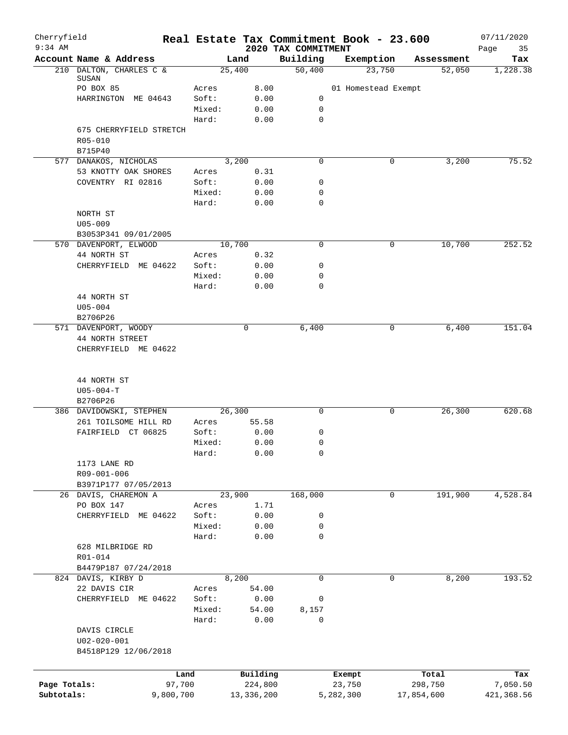# Real Estate Tax Commitment Book - 23.600

Cherryfield 9:34 AM — 2020 TAX COMMITMENT — 07/11/2020

| Account Name & Address | Land | | Building | Exemption | Assessment | Tax |
|---|---|---|---|---|---|---|
| 210 DALTON, CHARLES C & SUSAN | 25,400 | | 50,400 | 23,750 | 52,050 | 1,228.38 |
| PO BOX 85 | Acres | 8.00 | | 01 Homestead Exempt | | |
| HARRINGTON ME 04643 | Soft: | 0.00 | 0 | | | |
| | Mixed: | 0.00 | 0 | | | |
| | Hard: | 0.00 | 0 | | | |
| 675 CHERRYFIELD STRETCH | | | | | | |
| R05-010 | | | | | | |
| B715P40 | | | | | | |
| 577 DANAKOS, NICHOLAS | 3,200 | | 0 | 0 | 3,200 | 75.52 |
| 53 KNOTTY OAK SHORES | Acres | 0.31 | | | | |
| COVENTRY RI 02816 | Soft: | 0.00 | 0 | | | |
| | Mixed: | 0.00 | 0 | | | |
| | Hard: | 0.00 | 0 | | | |
| NORTH ST | | | | | | |
| U05-009 | | | | | | |
| B3053P341 09/01/2005 | | | | | | |
| 570 DAVENPORT, ELWOOD | 10,700 | | 0 | 0 | 10,700 | 252.52 |
| 44 NORTH ST | Acres | 0.32 | | | | |
| CHERRYFIELD ME 04622 | Soft: | 0.00 | 0 | | | |
| | Mixed: | 0.00 | 0 | | | |
| | Hard: | 0.00 | 0 | | | |
| 44 NORTH ST | | | | | | |
| U05-004 | | | | | | |
| B2706P26 | | | | | | |
| 571 DAVENPORT, WOODY | 0 | | 6,400 | 0 | 6,400 | 151.04 |
| 44 NORTH STREET | | | | | | |
| CHERRYFIELD ME 04622 | | | | | | |
| 44 NORTH ST | | | | | | |
| U05-004-T | | | | | | |
| B2706P26 | | | | | | |
| 386 DAVIDOWSKI, STEPHEN | 26,300 | | 0 | 0 | 26,300 | 620.68 |
| 261 TOILSOME HILL RD | Acres | 55.58 | | | | |
| FAIRFIELD CT 06825 | Soft: | 0.00 | 0 | | | |
| | Mixed: | 0.00 | 0 | | | |
| | Hard: | 0.00 | 0 | | | |
| 1173 LANE RD | | | | | | |
| R09-001-006 | | | | | | |
| B3971P177 07/05/2013 | | | | | | |
| 26 DAVIS, CHAREMON A | 23,900 | | 168,000 | 0 | 191,900 | 4,528.84 |
| PO BOX 147 | Acres | 1.71 | | | | |
| CHERRYFIELD ME 04622 | Soft: | 0.00 | 0 | | | |
| | Mixed: | 0.00 | 0 | | | |
| | Hard: | 0.00 | 0 | | | |
| 628 MILBRIDGE RD | | | | | | |
| R01-014 | | | | | | |
| B4479P187 07/24/2018 | | | | | | |
| 824 DAVIS, KIRBY D | 8,200 | | 0 | 0 | 8,200 | 193.52 |
| 22 DAVIS CIR | Acres | 54.00 | | | | |
| CHERRYFIELD ME 04622 | Soft: | 0.00 | 0 | | | |
| | Mixed: | 54.00 | 8,157 | | | |
| | Hard: | 0.00 | 0 | | | |
| DAVIS CIRCLE | | | | | | |
| U02-020-001 | | | | | | |
| B4518P129 12/06/2018 | | | | | | |

| | Land | Building | Exempt | Total | Tax |
|---|---|---|---|---|---|
| Page Totals: | 97,700 | 224,800 | 23,750 | 298,750 | 7,050.50 |
| Subtotals: | 9,800,700 | 13,336,200 | 5,282,300 | 17,854,600 | 421,368.56 |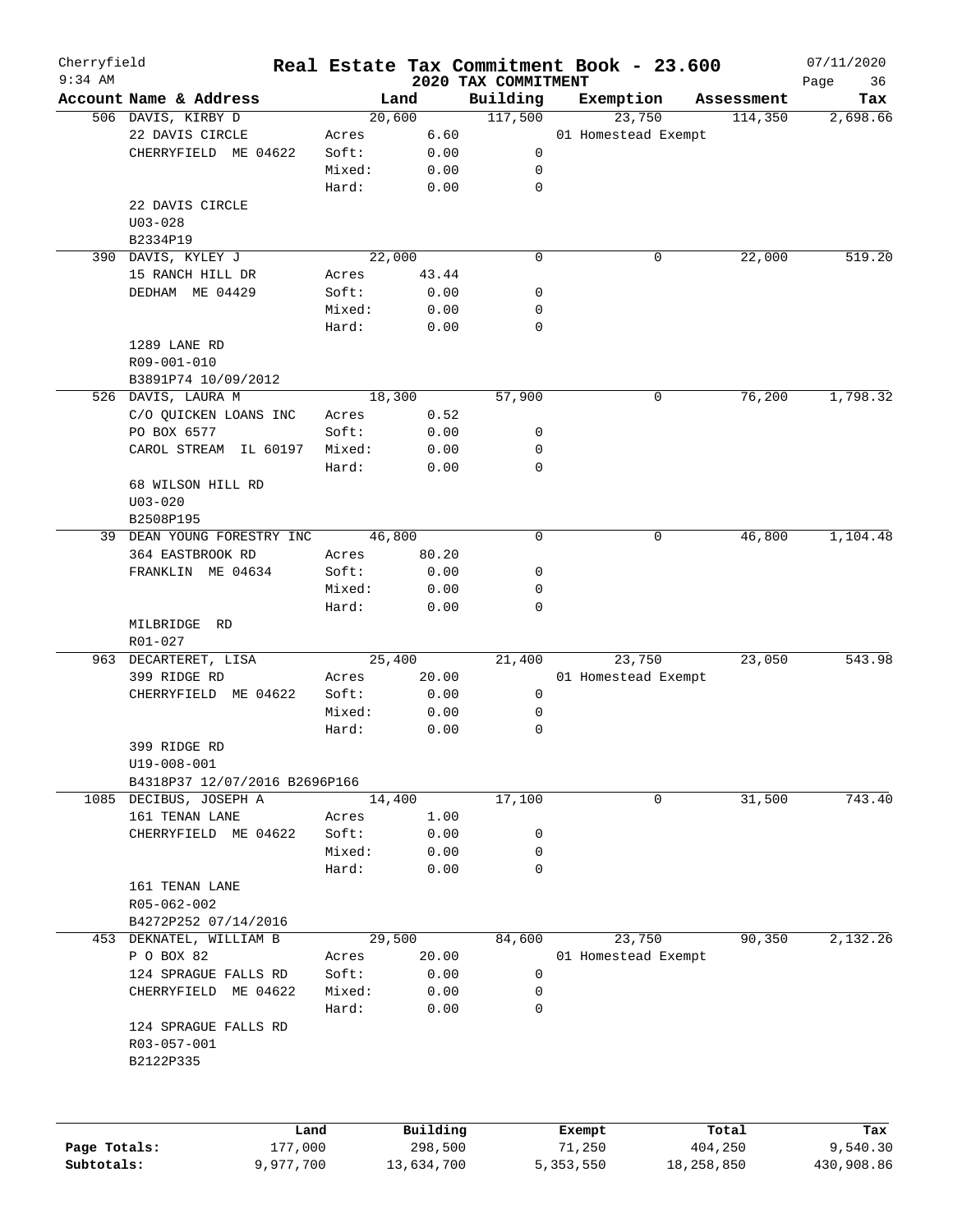Cherryfield 9:34 AM

# Real Estate Tax Commitment Book - 23.600

## 2020 TAX COMMITMENT

07/11/2020

| Account Name & Address | | Land | Building | Exemption | Assessment | Tax |
|---|---|---|---|---|---|---|
| 506 DAVIS, KIRBY D | | 20,600 | 117,500 | 23,750 | 114,350 | 2,698.66 |
| 22 DAVIS CIRCLE | Acres | 6.60 | | 01 Homestead Exempt | | |
| CHERRYFIELD ME 04622 | Soft: | 0.00 | 0 | | | |
| | Mixed: | 0.00 | 0 | | | |
| | Hard: | 0.00 | 0 | | | |
| 22 DAVIS CIRCLE | | | | | | |
| U03-028 | | | | | | |
| B2334P19 | | | | | | |
| 390 DAVIS, KYLEY J | | 22,000 | 0 | 0 | 22,000 | 519.20 |
| 15 RANCH HILL DR | Acres | 43.44 | | | | |
| DEDHAM ME 04429 | Soft: | 0.00 | 0 | | | |
| | Mixed: | 0.00 | 0 | | | |
| | Hard: | 0.00 | 0 | | | |
| 1289 LANE RD | | | | | | |
| R09-001-010 | | | | | | |
| B3891P74 10/09/2012 | | | | | | |
| 526 DAVIS, LAURA M | | 18,300 | 57,900 | 0 | 76,200 | 1,798.32 |
| C/O QUICKEN LOANS INC | Acres | 0.52 | | | | |
| PO BOX 6577 | Soft: | 0.00 | 0 | | | |
| CAROL STREAM IL 60197 | Mixed: | 0.00 | 0 | | | |
| | Hard: | 0.00 | 0 | | | |
| 68 WILSON HILL RD | | | | | | |
| U03-020 | | | | | | |
| B2508P195 | | | | | | |
| 39 DEAN YOUNG FORESTRY INC | | 46,800 | 0 | 0 | 46,800 | 1,104.48 |
| 364 EASTBROOK RD | Acres | 80.20 | | | | |
| FRANKLIN ME 04634 | Soft: | 0.00 | 0 | | | |
| | Mixed: | 0.00 | 0 | | | |
| | Hard: | 0.00 | 0 | | | |
| MILBRIDGE RD | | | | | | |
| R01-027 | | | | | | |
| 963 DECARTERET, LISA | | 25,400 | 21,400 | 23,750 | 23,050 | 543.98 |
| 399 RIDGE RD | Acres | 20.00 | | 01 Homestead Exempt | | |
| CHERRYFIELD ME 04622 | Soft: | 0.00 | 0 | | | |
| | Mixed: | 0.00 | 0 | | | |
| | Hard: | 0.00 | 0 | | | |
| 399 RIDGE RD | | | | | | |
| U19-008-001 | | | | | | |
| B4318P37 12/07/2016 B2696P166 | | | | | | |
| 1085 DECIBUS, JOSEPH A | | 14,400 | 17,100 | 0 | 31,500 | 743.40 |
| 161 TENAN LANE | Acres | 1.00 | | | | |
| CHERRYFIELD ME 04622 | Soft: | 0.00 | 0 | | | |
| | Mixed: | 0.00 | 0 | | | |
| | Hard: | 0.00 | 0 | | | |
| 161 TENAN LANE | | | | | | |
| R05-062-002 | | | | | | |
| B4272P252 07/14/2016 | | | | | | |
| 453 DEKNATEL, WILLIAM B | | 29,500 | 84,600 | 23,750 | 90,350 | 2,132.26 |
| P O BOX 82 | Acres | 20.00 | | 01 Homestead Exempt | | |
| 124 SPRAGUE FALLS RD | Soft: | 0.00 | 0 | | | |
| CHERRYFIELD ME 04622 | Mixed: | 0.00 | 0 | | | |
| | Hard: | 0.00 | 0 | | | |
| 124 SPRAGUE FALLS RD | | | | | | |
| R03-057-001 | | | | | | |
| B2122P335 | | | | | | |

| | Land | Building | Exempt | Total | Tax |
|---|---|---|---|---|---|
| Page Totals: | 177,000 | 298,500 | 71,250 | 404,250 | 9,540.30 |
| Subtotals: | 9,977,700 | 13,634,700 | 5,353,550 | 18,258,850 | 430,908.86 |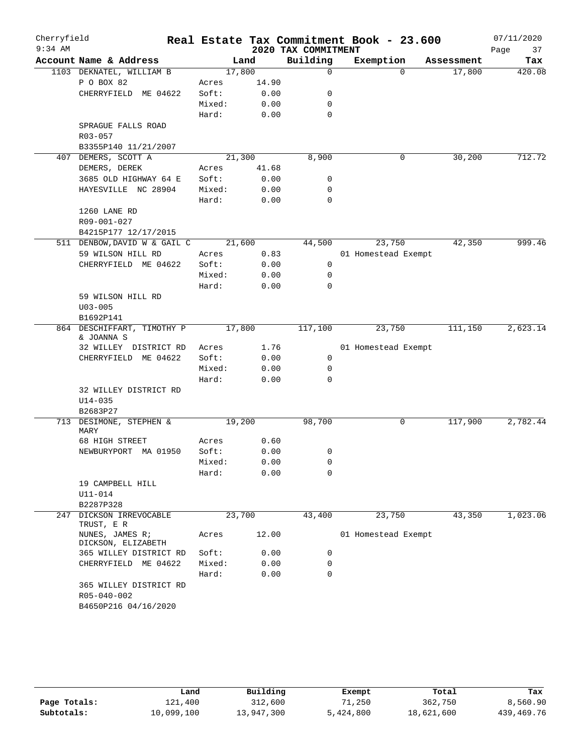# Real Estate Tax Commitment Book - 23.600

Cherryfield
9:34 AM

2020 TAX COMMITMENT

07/11/2020

| Account Name & Address | Land | | Building | Exemption | Assessment | Tax |
|---|---|---|---|---|---|---|
| 1103 DEKNATEL, WILLIAM B | 17,800 | | 0 | 0 | 17,800 | 420.08 |
| P O BOX 82 | Acres | 14.90 | | | | |
| CHERRYFIELD ME 04622 | Soft: | 0.00 | 0 | | | |
| | Mixed: | 0.00 | 0 | | | |
| | Hard: | 0.00 | 0 | | | |
| SPRAGUE FALLS ROAD | | | | | | |
| R03-057 | | | | | | |
| B3355P140 11/21/2007 | | | | | | |
| 407 DEMERS, SCOTT A | 21,300 | | 8,900 | 0 | 30,200 | 712.72 |
| DEMERS, DEREK | Acres | 41.68 | | | | |
| 3685 OLD HIGHWAY 64 E | Soft: | 0.00 | 0 | | | |
| HAYESVILLE NC 28904 | Mixed: | 0.00 | 0 | | | |
| | Hard: | 0.00 | 0 | | | |
| 1260 LANE RD | | | | | | |
| R09-001-027 | | | | | | |
| B4215P177 12/17/2015 | | | | | | |
| 511 DENBOW,DAVID W & GAIL C | 21,600 | | 44,500 | 23,750 | 42,350 | 999.46 |
| 59 WILSON HILL RD | Acres | 0.83 | | 01 Homestead Exempt | | |
| CHERRYFIELD ME 04622 | Soft: | 0.00 | 0 | | | |
| | Mixed: | 0.00 | 0 | | | |
| | Hard: | 0.00 | 0 | | | |
| 59 WILSON HILL RD | | | | | | |
| U03-005 | | | | | | |
| B1692P141 | | | | | | |
| 864 DESCHIFFART, TIMOTHY P & JOANNA S | 17,800 | | 117,100 | 23,750 | 111,150 | 2,623.14 |
| 32 WILLEY DISTRICT RD | Acres | 1.76 | | 01 Homestead Exempt | | |
| CHERRYFIELD ME 04622 | Soft: | 0.00 | 0 | | | |
| | Mixed: | 0.00 | 0 | | | |
| | Hard: | 0.00 | 0 | | | |
| 32 WILLEY DISTRICT RD | | | | | | |
| U14-035 | | | | | | |
| B2683P27 | | | | | | |
| 713 DESIMONE, STEPHEN & MARY | 19,200 | | 98,700 | 0 | 117,900 | 2,782.44 |
| 68 HIGH STREET | Acres | 0.60 | | | | |
| NEWBURYPORT MA 01950 | Soft: | 0.00 | 0 | | | |
| | Mixed: | 0.00 | 0 | | | |
| | Hard: | 0.00 | 0 | | | |
| 19 CAMPBELL HILL | | | | | | |
| U11-014 | | | | | | |
| B2287P328 | | | | | | |
| 247 DICKSON IRREVOCABLE TRUST, E R | 23,700 | | 43,400 | 23,750 | 43,350 | 1,023.06 |
| NUNES, JAMES R; DICKSON, ELIZABETH | Acres | 12.00 | | 01 Homestead Exempt | | |
| 365 WILLEY DISTRICT RD | Soft: | 0.00 | 0 | | | |
| CHERRYFIELD ME 04622 | Mixed: | 0.00 | 0 | | | |
| | Hard: | 0.00 | 0 | | | |
| 365 WILLEY DISTRICT RD | | | | | | |
| R05-040-002 | | | | | | |
| B4650P216 04/16/2020 | | | | | | |

| | Land | Building | Exempt | Total | Tax |
|---|---|---|---|---|---|
| Page Totals: | 121,400 | 312,600 | 71,250 | 362,750 | 8,560.90 |
| Subtotals: | 10,099,100 | 13,947,300 | 5,424,800 | 18,621,600 | 439,469.76 |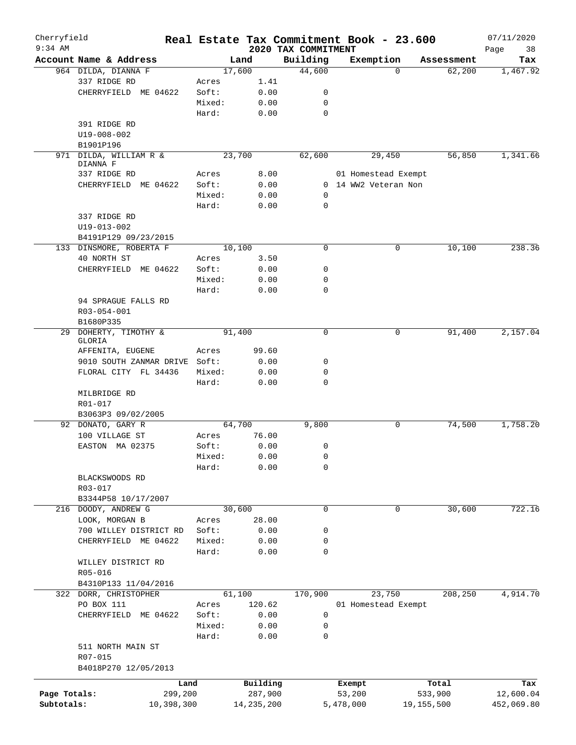Cherryfield 9:34 AM

# Real Estate Tax Commitment Book - 23.600

## 2020 TAX COMMITMENT

07/11/2020

| Account Name & Address | | Land | Building | Exemption | Assessment | Tax |
|---|---|---|---|---|---|---|
| 964 DILDA, DIANNA F | | 17,600 | 44,600 | 0 | 62,200 | 1,467.92 |
| 337 RIDGE RD | Acres | 1.41 | | | | |
| CHERRYFIELD ME 04622 | Soft: | 0.00 | 0 | | | |
| | Mixed: | 0.00 | 0 | | | |
| | Hard: | 0.00 | 0 | | | |
| 391 RIDGE RD | | | | | | |
| U19-008-002 | | | | | | |
| B1901P196 | | | | | | |
| 971 DILDA, WILLIAM R & DIANNA F | | 23,700 | 62,600 | 29,450 | 56,850 | 1,341.66 |
| 337 RIDGE RD | Acres | 8.00 | | 01 Homestead Exempt | | |
| CHERRYFIELD ME 04622 | Soft: | 0.00 | 0 | 14 WW2 Veteran Non | | |
| | Mixed: | 0.00 | 0 | | | |
| | Hard: | 0.00 | 0 | | | |
| 337 RIDGE RD | | | | | | |
| U19-013-002 | | | | | | |
| B4191P129 09/23/2015 | | | | | | |
| 133 DINSMORE, ROBERTA F | | 10,100 | 0 | 0 | 10,100 | 238.36 |
| 40 NORTH ST | Acres | 3.50 | | | | |
| CHERRYFIELD ME 04622 | Soft: | 0.00 | 0 | | | |
| | Mixed: | 0.00 | 0 | | | |
| | Hard: | 0.00 | 0 | | | |
| 94 SPRAGUE FALLS RD | | | | | | |
| R03-054-001 | | | | | | |
| B1680P335 | | | | | | |
| 29 DOHERTY, TIMOTHY & GLORIA | | 91,400 | 0 | 0 | 91,400 | 2,157.04 |
| AFFENITA, EUGENE | Acres | 99.60 | | | | |
| 9010 SOUTH ZANMAR DRIVE | Soft: | 0.00 | 0 | | | |
| FLORAL CITY FL 34436 | Mixed: | 0.00 | 0 | | | |
| | Hard: | 0.00 | 0 | | | |
| MILBRIDGE RD | | | | | | |
| R01-017 | | | | | | |
| B3063P3 09/02/2005 | | | | | | |
| 92 DONATO, GARY R | | 64,700 | 9,800 | 0 | 74,500 | 1,758.20 |
| 100 VILLAGE ST | Acres | 76.00 | | | | |
| EASTON MA 02375 | Soft: | 0.00 | 0 | | | |
| | Mixed: | 0.00 | 0 | | | |
| | Hard: | 0.00 | 0 | | | |
| BLACKSWOODS RD | | | | | | |
| R03-017 | | | | | | |
| B3344P58 10/17/2007 | | | | | | |
| 216 DOODY, ANDREW G | | 30,600 | 0 | 0 | 30,600 | 722.16 |
| LOOK, MORGAN B | Acres | 28.00 | | | | |
| 700 WILLEY DISTRICT RD | Soft: | 0.00 | 0 | | | |
| CHERRYFIELD ME 04622 | Mixed: | 0.00 | 0 | | | |
| | Hard: | 0.00 | 0 | | | |
| WILLEY DISTRICT RD | | | | | | |
| R05-016 | | | | | | |
| B4310P133 11/04/2016 | | | | | | |
| 322 DORR, CHRISTOPHER | | 61,100 | 170,900 | 23,750 | 208,250 | 4,914.70 |
| PO BOX 111 | Acres | 120.62 | | 01 Homestead Exempt | | |
| CHERRYFIELD ME 04622 | Soft: | 0.00 | 0 | | | |
| | Mixed: | 0.00 | 0 | | | |
| | Hard: | 0.00 | 0 | | | |
| 511 NORTH MAIN ST | | | | | | |
| R07-015 | | | | | | |
| B4018P270 12/05/2013 | | | | | | |

| | Land | Building | Exempt | Total | Tax |
|---|---|---|---|---|---|
| Page Totals: | 299,200 | 287,900 | 53,200 | 533,900 | 12,600.04 |
| Subtotals: | 10,398,300 | 14,235,200 | 5,478,000 | 19,155,500 | 452,069.80 |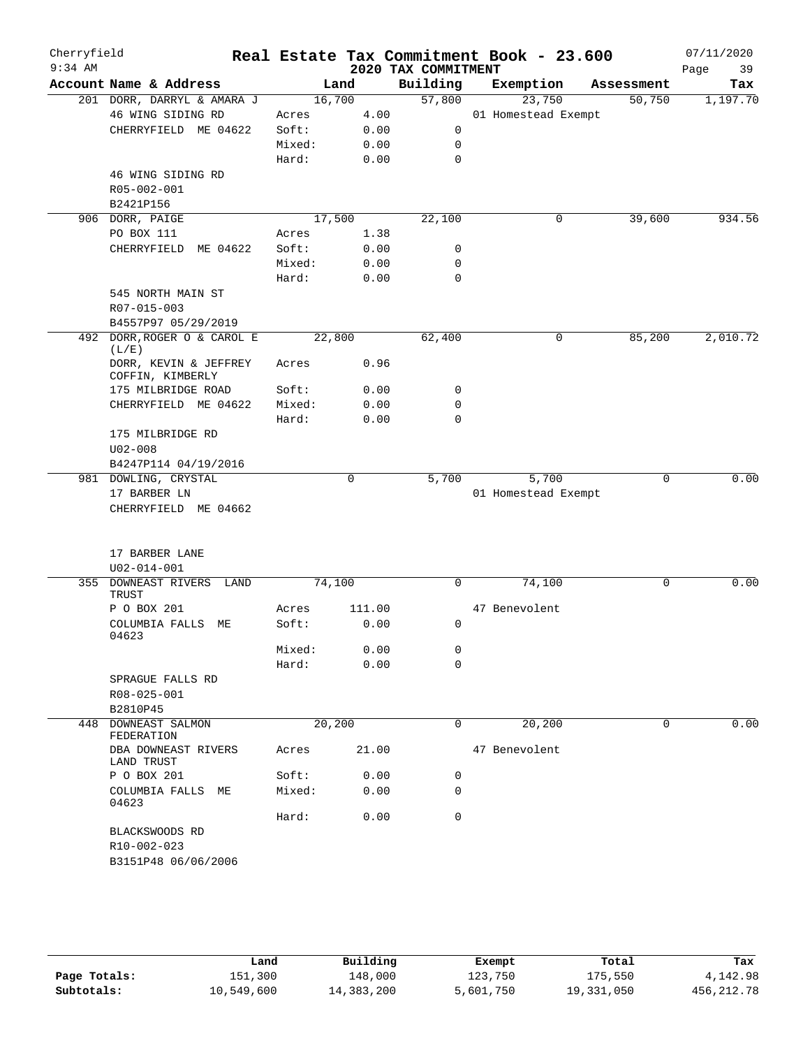Cherryfield

9:34 AM

# Real Estate Tax Commitment Book - 23.600

## 2020 TAX COMMITMENT

07/11/2020

| Account | Name & Address | | Land | Building | Exemption | Assessment | Tax |
|---|---|---|---|---|---|---|---|
| 201 | DORR, DARRYL & AMARA J | | 16,700 | 57,800 | 23,750 | 50,750 | 1,197.70 |
| | 46 WING SIDING RD | Acres | 4.00 | | 01 Homestead Exempt | | |
| | CHERRYFIELD ME 04622 | Soft: | 0.00 | 0 | | | |
| | | Mixed: | 0.00 | 0 | | | |
| | | Hard: | 0.00 | 0 | | | |
| | 46 WING SIDING RD | | | | | | |
| | R05-002-001 | | | | | | |
| | B2421P156 | | | | | | |
| 906 | DORR, PAIGE | | 17,500 | 22,100 | 0 | 39,600 | 934.56 |
| | PO BOX 111 | Acres | 1.38 | | | | |
| | CHERRYFIELD ME 04622 | Soft: | 0.00 | 0 | | | |
| | | Mixed: | 0.00 | 0 | | | |
| | | Hard: | 0.00 | 0 | | | |
| | 545 NORTH MAIN ST | | | | | | |
| | R07-015-003 | | | | | | |
| | B4557P97 05/29/2019 | | | | | | |
| 492 | DORR, ROGER O & CAROL E (L/E) | | 22,800 | 62,400 | 0 | 85,200 | 2,010.72 |
| | DORR, KEVIN & JEFFREY COFFIN, KIMBERLY | Acres | 0.96 | | | | |
| | 175 MILBRIDGE ROAD | Soft: | 0.00 | 0 | | | |
| | CHERRYFIELD ME 04622 | Mixed: | 0.00 | 0 | | | |
| | | Hard: | 0.00 | 0 | | | |
| | 175 MILBRIDGE RD | | | | | | |
| | U02-008 | | | | | | |
| | B4247P114 04/19/2016 | | | | | | |
| 981 | DOWLING, CRYSTAL | | 0 | 5,700 | 5,700 | 0 | 0.00 |
| | 17 BARBER LN | | | | 01 Homestead Exempt | | |
| | CHERRYFIELD ME 04662 | | | | | | |
| | 17 BARBER LANE | | | | | | |
| | U02-014-001 | | | | | | |
| 355 | DOWNEAST RIVERS LAND TRUST | | 74,100 | 0 | 74,100 | 0 | 0.00 |
| | P O BOX 201 | Acres | 111.00 | | 47 Benevolent | | |
| | COLUMBIA FALLS ME 04623 | Soft: | 0.00 | 0 | | | |
| | | Mixed: | 0.00 | 0 | | | |
| | | Hard: | 0.00 | 0 | | | |
| | SPRAGUE FALLS RD | | | | | | |
| | R08-025-001 | | | | | | |
| | B2810P45 | | | | | | |
| 448 | DOWNEAST SALMON FEDERATION | | 20,200 | 0 | 20,200 | 0 | 0.00 |
| | DBA DOWNEAST RIVERS LAND TRUST | Acres | 21.00 | | 47 Benevolent | | |
| | P O BOX 201 | Soft: | 0.00 | 0 | | | |
| | COLUMBIA FALLS ME 04623 | Mixed: | 0.00 | 0 | | | |
| | | Hard: | 0.00 | 0 | | | |
| | BLACKSWOODS RD | | | | | | |
| | R10-002-023 | | | | | | |
| | B3151P48 06/06/2006 | | | | | | |

| | Land | Building | Exempt | Total | Tax |
|---|---|---|---|---|---|
| Page Totals: | 151,300 | 148,000 | 123,750 | 175,550 | 4,142.98 |
| Subtotals: | 10,549,600 | 14,383,200 | 5,601,750 | 19,331,050 | 456,212.78 |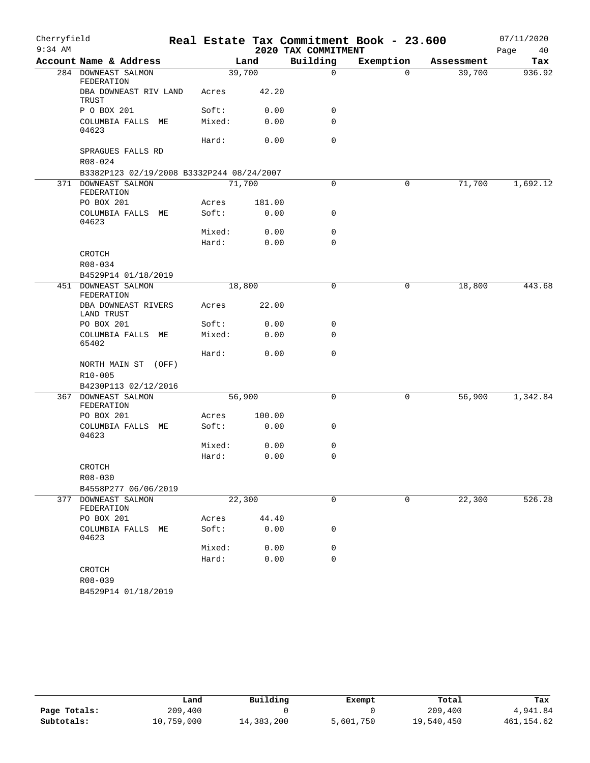# Real Estate Tax Commitment Book - 23.600

Cherryfield
9:34 AM

2020 TAX COMMITMENT

07/11/2020

| Account Name & Address | | Land | Building | Exemption | Assessment | Tax |
|---|---|---|---|---|---|---|
| 284 DOWNEAST SALMON FEDERATION | | 39,700 | 0 | 0 | 39,700 | 936.92 |
| DBA DOWNEAST RIV LAND TRUST | Acres | 42.20 | | | | |
| P O BOX 201 | Soft: | 0.00 | 0 | | | |
| COLUMBIA FALLS ME 04623 | Mixed: | 0.00 | 0 | | | |
| | Hard: | 0.00 | 0 | | | |
| SPRAGUES FALLS RD | | | | | | |
| R08-024 | | | | | | |
| B3382P123 02/19/2008 B3332P244 08/24/2007 | | | | | | |
| 371 DOWNEAST SALMON FEDERATION | | 71,700 | 0 | 0 | 71,700 | 1,692.12 |
| PO BOX 201 | Acres | 181.00 | | | | |
| COLUMBIA FALLS ME 04623 | Soft: | 0.00 | 0 | | | |
| | Mixed: | 0.00 | 0 | | | |
| | Hard: | 0.00 | 0 | | | |
| CROTCH | | | | | | |
| R08-034 | | | | | | |
| B4529P14 01/18/2019 | | | | | | |
| 451 DOWNEAST SALMON FEDERATION | | 18,800 | 0 | 0 | 18,800 | 443.68 |
| DBA DOWNEAST RIVERS LAND TRUST | Acres | 22.00 | | | | |
| PO BOX 201 | Soft: | 0.00 | 0 | | | |
| COLUMBIA FALLS ME 65402 | Mixed: | 0.00 | 0 | | | |
| | Hard: | 0.00 | 0 | | | |
| NORTH MAIN ST (OFF) | | | | | | |
| R10-005 | | | | | | |
| B4230P113 02/12/2016 | | | | | | |
| 367 DOWNEAST SALMON FEDERATION | | 56,900 | 0 | 0 | 56,900 | 1,342.84 |
| PO BOX 201 | Acres | 100.00 | | | | |
| COLUMBIA FALLS ME 04623 | Soft: | 0.00 | 0 | | | |
| | Mixed: | 0.00 | 0 | | | |
| | Hard: | 0.00 | 0 | | | |
| CROTCH | | | | | | |
| R08-030 | | | | | | |
| B4558P277 06/06/2019 | | | | | | |
| 377 DOWNEAST SALMON FEDERATION | | 22,300 | 0 | 0 | 22,300 | 526.28 |
| PO BOX 201 | Acres | 44.40 | | | | |
| COLUMBIA FALLS ME 04623 | Soft: | 0.00 | 0 | | | |
| | Mixed: | 0.00 | 0 | | | |
| | Hard: | 0.00 | 0 | | | |
| CROTCH | | | | | | |
| R08-039 | | | | | | |
| B4529P14 01/18/2019 | | | | | | |

| | Land | Building | Exempt | Total | Tax |
|---|---|---|---|---|---|
| Page Totals: | 209,400 | 0 | 0 | 209,400 | 4,941.84 |
| Subtotals: | 10,759,000 | 14,383,200 | 5,601,750 | 19,540,450 | 461,154.62 |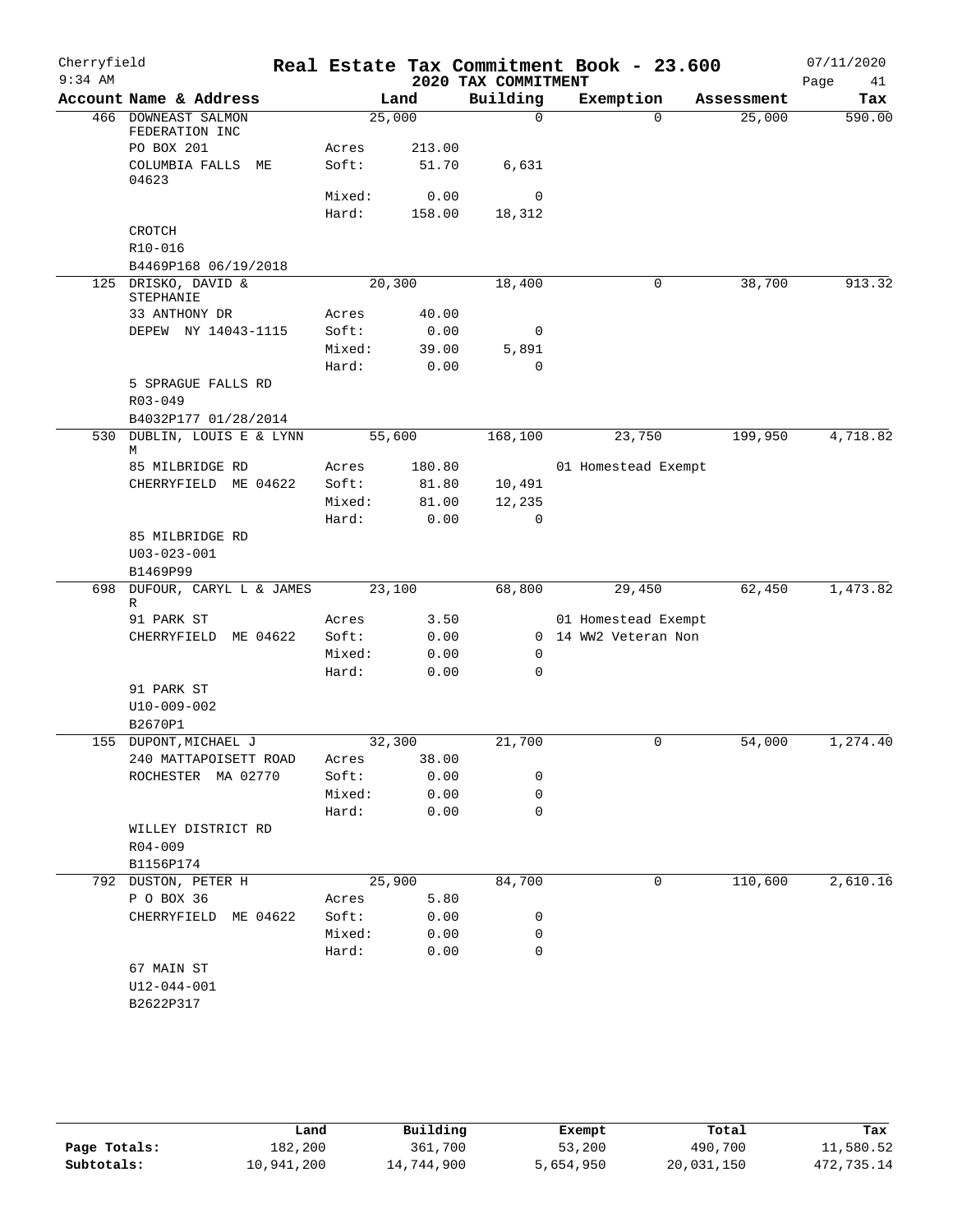# Real Estate Tax Commitment Book - 23.600

## 2020 TAX COMMITMENT

Cherryfield
9:34 AM
07/11/2020

| Account Name & Address | | Land | Building | Exemption | Assessment | Tax |
|---|---|---|---|---|---|---|
| 466 DOWNEAST SALMON FEDERATION INC | | 25,000 | 0 | 0 | 25,000 | 590.00 |
| PO BOX 201 | Acres | 213.00 | | | | |
| COLUMBIA FALLS ME 04623 | Soft: | 51.70 | 6,631 | | | |
| | Mixed: | 0.00 | 0 | | | |
| | Hard: | 158.00 | 18,312 | | | |
| CROTCH | | | | | | |
| R10-016 | | | | | | |
| B4469P168 06/19/2018 | | | | | | |
| 125 DRISKO, DAVID & STEPHANIE | | 20,300 | 18,400 | 0 | 38,700 | 913.32 |
| 33 ANTHONY DR | Acres | 40.00 | | | | |
| DEPEW NY 14043-1115 | Soft: | 0.00 | 0 | | | |
| | Mixed: | 39.00 | 5,891 | | | |
| | Hard: | 0.00 | 0 | | | |
| 5 SPRAGUE FALLS RD | | | | | | |
| R03-049 | | | | | | |
| B4032P177 01/28/2014 | | | | | | |
| 530 DUBLIN, LOUIS E & LYNN M | | 55,600 | 168,100 | 23,750 | 199,950 | 4,718.82 |
| 85 MILBRIDGE RD | Acres | 180.80 | | 01 Homestead Exempt | | |
| CHERRYFIELD ME 04622 | Soft: | 81.80 | 10,491 | | | |
| | Mixed: | 81.00 | 12,235 | | | |
| | Hard: | 0.00 | 0 | | | |
| 85 MILBRIDGE RD | | | | | | |
| U03-023-001 | | | | | | |
| B1469P99 | | | | | | |
| 698 DUFOUR, CARYL L & JAMES R | | 23,100 | 68,800 | 29,450 | 62,450 | 1,473.82 |
| 91 PARK ST | Acres | 3.50 | | 01 Homestead Exempt | | |
| CHERRYFIELD ME 04622 | Soft: | 0.00 | 0 | 14 WW2 Veteran Non | | |
| | Mixed: | 0.00 | 0 | | | |
| | Hard: | 0.00 | 0 | | | |
| 91 PARK ST | | | | | | |
| U10-009-002 | | | | | | |
| B2670P1 | | | | | | |
| 155 DUPONT, MICHAEL J | | 32,300 | 21,700 | 0 | 54,000 | 1,274.40 |
| 240 MATTAPOISETT ROAD | Acres | 38.00 | | | | |
| ROCHESTER MA 02770 | Soft: | 0.00 | 0 | | | |
| | Mixed: | 0.00 | 0 | | | |
| | Hard: | 0.00 | 0 | | | |
| WILLEY DISTRICT RD | | | | | | |
| R04-009 | | | | | | |
| B1156P174 | | | | | | |
| 792 DUSTON, PETER H | | 25,900 | 84,700 | 0 | 110,600 | 2,610.16 |
| P O BOX 36 | Acres | 5.80 | | | | |
| CHERRYFIELD ME 04622 | Soft: | 0.00 | 0 | | | |
| | Mixed: | 0.00 | 0 | | | |
| | Hard: | 0.00 | 0 | | | |
| 67 MAIN ST | | | | | | |
| U12-044-001 | | | | | | |
| B2622P317 | | | | | | |

| | Land | Building | Exempt | Total | Tax |
|---|---|---|---|---|---|
| Page Totals: | 182,200 | 361,700 | 53,200 | 490,700 | 11,580.52 |
| Subtotals: | 10,941,200 | 14,744,900 | 5,654,950 | 20,031,150 | 472,735.14 |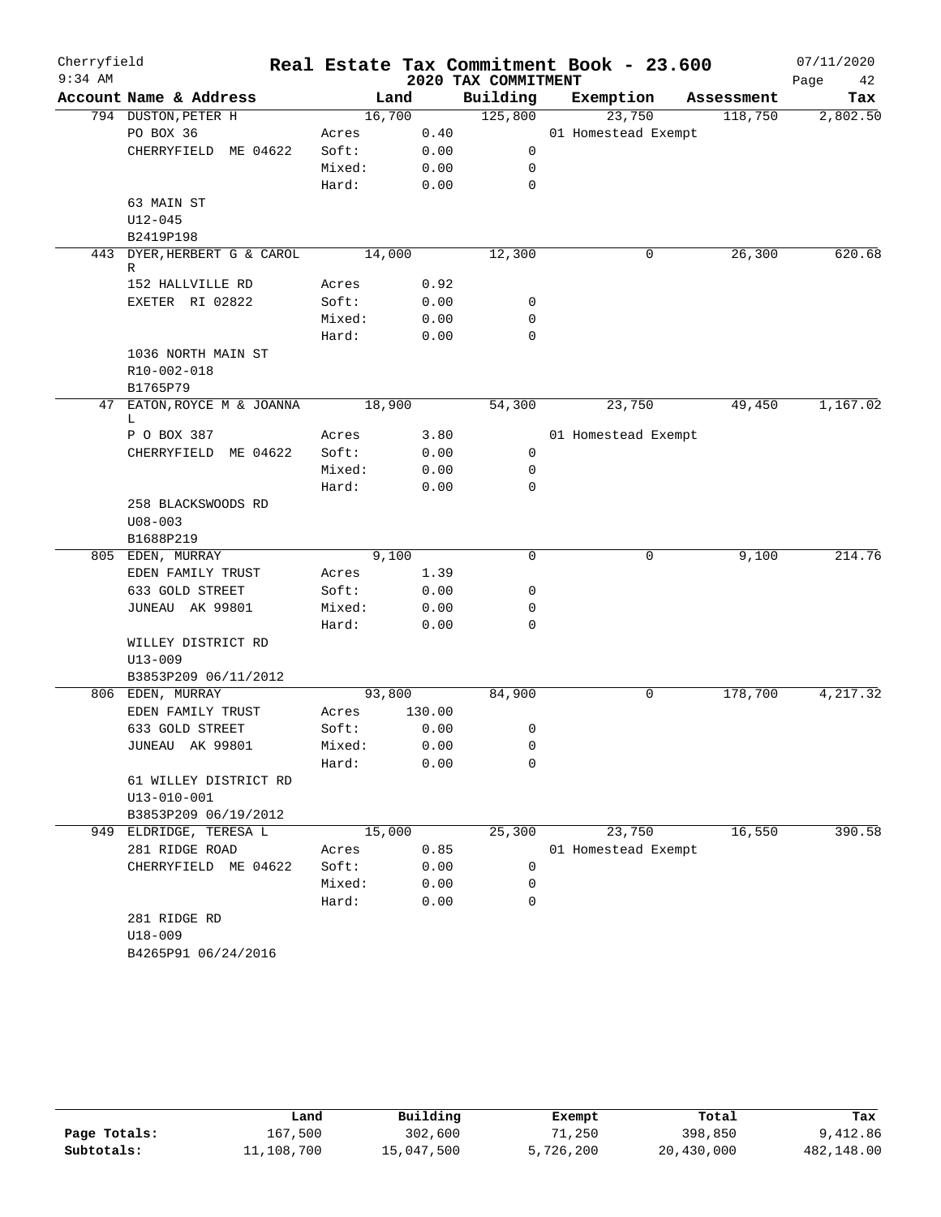# Real Estate Tax Commitment Book - 23.600

Cherryfield
9:34 AM

## 2020 TAX COMMITMENT

07/11/2020

| Account Name & Address | Land | | Building | Exemption | Assessment | Tax |
|---|---|---|---|---|---|---|
| 794 DUSTON, PETER H | 16,700 | | 125,800 | 23,750 | 118,750 | 2,802.50 |
| PO BOX 36 | Acres | 0.40 | | 01 Homestead Exempt | | |
| CHERRYFIELD ME 04622 | Soft: | 0.00 | 0 | | | |
| | Mixed: | 0.00 | 0 | | | |
| | Hard: | 0.00 | 0 | | | |
| 63 MAIN ST | | | | | | |
| U12-045 | | | | | | |
| B2419P198 | | | | | | |
| 443 DYER, HERBERT G & CAROL R | 14,000 | | 12,300 | 0 | 26,300 | 620.68 |
| 152 HALLVILLE RD | Acres | 0.92 | | | | |
| EXETER RI 02822 | Soft: | 0.00 | 0 | | | |
| | Mixed: | 0.00 | 0 | | | |
| | Hard: | 0.00 | 0 | | | |
| 1036 NORTH MAIN ST | | | | | | |
| R10-002-018 | | | | | | |
| B1765P79 | | | | | | |
| 47 EATON, ROYCE M & JOANNA L | 18,900 | | 54,300 | 23,750 | 49,450 | 1,167.02 |
| P O BOX 387 | Acres | 3.80 | | 01 Homestead Exempt | | |
| CHERRYFIELD ME 04622 | Soft: | 0.00 | 0 | | | |
| | Mixed: | 0.00 | 0 | | | |
| | Hard: | 0.00 | 0 | | | |
| 258 BLACKSWOODS RD | | | | | | |
| U08-003 | | | | | | |
| B1688P219 | | | | | | |
| 805 EDEN, MURRAY | 9,100 | | 0 | 0 | 9,100 | 214.76 |
| EDEN FAMILY TRUST | Acres | 1.39 | | | | |
| 633 GOLD STREET | Soft: | 0.00 | 0 | | | |
| JUNEAU AK 99801 | Mixed: | 0.00 | 0 | | | |
| | Hard: | 0.00 | 0 | | | |
| WILLEY DISTRICT RD | | | | | | |
| U13-009 | | | | | | |
| B3853P209 06/11/2012 | | | | | | |
| 806 EDEN, MURRAY | 93,800 | | 84,900 | 0 | 178,700 | 4,217.32 |
| EDEN FAMILY TRUST | Acres | 130.00 | | | | |
| 633 GOLD STREET | Soft: | 0.00 | 0 | | | |
| JUNEAU AK 99801 | Mixed: | 0.00 | 0 | | | |
| | Hard: | 0.00 | 0 | | | |
| 61 WILLEY DISTRICT RD | | | | | | |
| U13-010-001 | | | | | | |
| B3853P209 06/19/2012 | | | | | | |
| 949 ELDRIDGE, TERESA L | 15,000 | | 25,300 | 23,750 | 16,550 | 390.58 |
| 281 RIDGE ROAD | Acres | 0.85 | | 01 Homestead Exempt | | |
| CHERRYFIELD ME 04622 | Soft: | 0.00 | 0 | | | |
| | Mixed: | 0.00 | 0 | | | |
| | Hard: | 0.00 | 0 | | | |
| 281 RIDGE RD | | | | | | |
| U18-009 | | | | | | |
| B4265P91 06/24/2016 | | | | | | |

| | Land | Building | Exempt | Total | Tax |
|---|---|---|---|---|---|
| Page Totals: | 167,500 | 302,600 | 71,250 | 398,850 | 9,412.86 |
| Subtotals: | 11,108,700 | 15,047,500 | 5,726,200 | 20,430,000 | 482,148.00 |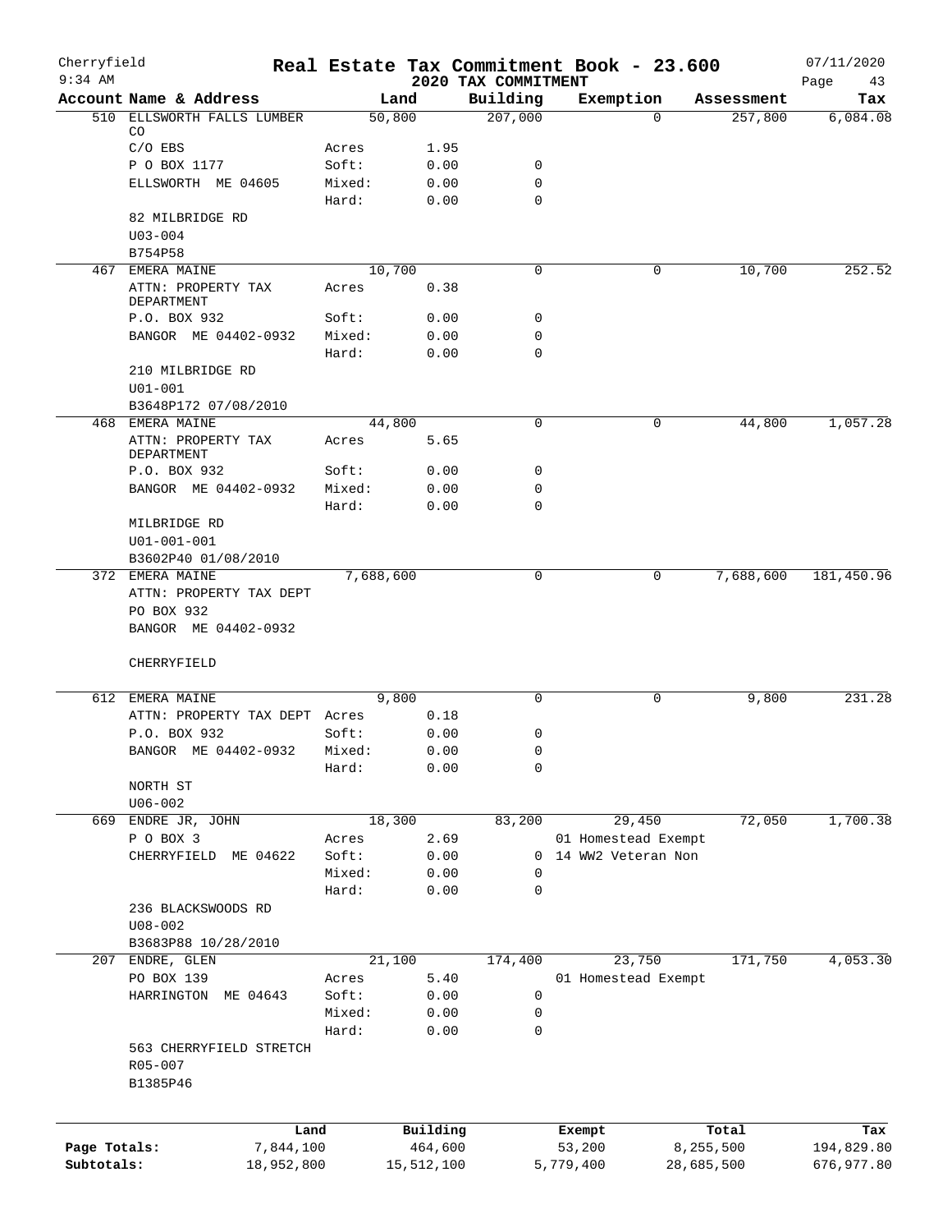# Real Estate Tax Commitment Book - 23.600

Cherryfield
9:34 AM

2020 TAX COMMITMENT

07/11/2020

| Account Name & Address | | Land | Building | Exemption | Assessment | Tax |
|---|---|---|---|---|---|---|
| 510 ELLSWORTH FALLS LUMBER CO | | 50,800 | 207,000 | 0 | 257,800 | 6,084.08 |
| C/O EBS | Acres | 1.95 | | | | |
| P O BOX 1177 | Soft: | 0.00 | 0 | | | |
| ELLSWORTH ME 04605 | Mixed: | 0.00 | 0 | | | |
| | Hard: | 0.00 | 0 | | | |
| 82 MILBRIDGE RD | | | | | | |
| U03-004 | | | | | | |
| B754P58 | | | | | | |
| 467 EMERA MAINE | | 10,700 | 0 | 0 | 10,700 | 252.52 |
| ATTN: PROPERTY TAX DEPARTMENT | Acres | 0.38 | | | | |
| P.O. BOX 932 | Soft: | 0.00 | 0 | | | |
| BANGOR ME 04402-0932 | Mixed: | 0.00 | 0 | | | |
| | Hard: | 0.00 | 0 | | | |
| 210 MILBRIDGE RD | | | | | | |
| U01-001 | | | | | | |
| B3648P172 07/08/2010 | | | | | | |
| 468 EMERA MAINE | | 44,800 | 0 | 0 | 44,800 | 1,057.28 |
| ATTN: PROPERTY TAX DEPARTMENT | Acres | 5.65 | | | | |
| P.O. BOX 932 | Soft: | 0.00 | 0 | | | |
| BANGOR ME 04402-0932 | Mixed: | 0.00 | 0 | | | |
| | Hard: | 0.00 | 0 | | | |
| MILBRIDGE RD | | | | | | |
| U01-001-001 | | | | | | |
| B3602P40 01/08/2010 | | | | | | |
| 372 EMERA MAINE | | 7,688,600 | 0 | 0 | 7,688,600 | 181,450.96 |
| ATTN: PROPERTY TAX DEPT | | | | | | |
| PO BOX 932 | | | | | | |
| BANGOR ME 04402-0932 | | | | | | |
| CHERRYFIELD | | | | | | |
| 612 EMERA MAINE | | 9,800 | 0 | 0 | 9,800 | 231.28 |
| ATTN: PROPERTY TAX DEPT | Acres | 0.18 | | | | |
| P.O. BOX 932 | Soft: | 0.00 | 0 | | | |
| BANGOR ME 04402-0932 | Mixed: | 0.00 | 0 | | | |
| | Hard: | 0.00 | 0 | | | |
| NORTH ST | | | | | | |
| U06-002 | | | | | | |
| 669 ENDRE JR, JOHN | | 18,300 | 83,200 | 29,450 | 72,050 | 1,700.38 |
| P O BOX 3 | Acres | 2.69 | | 01 Homestead Exempt | | |
| CHERRYFIELD ME 04622 | Soft: | 0.00 | 0 | 14 WW2 Veteran Non | | |
| | Mixed: | 0.00 | 0 | | | |
| | Hard: | 0.00 | 0 | | | |
| 236 BLACKSWOODS RD | | | | | | |
| U08-002 | | | | | | |
| B3683P88 10/28/2010 | | | | | | |
| 207 ENDRE, GLEN | | 21,100 | 174,400 | 23,750 | 171,750 | 4,053.30 |
| PO BOX 139 | Acres | 5.40 | | 01 Homestead Exempt | | |
| HARRINGTON ME 04643 | Soft: | 0.00 | 0 | | | |
| | Mixed: | 0.00 | 0 | | | |
| | Hard: | 0.00 | 0 | | | |
| 563 CHERRYFIELD STRETCH | | | | | | |
| R05-007 | | | | | | |
| B1385P46 | | | | | | |

| | Land | Building | Exempt | Total | Tax |
|---|---|---|---|---|---|
| Page Totals: | 7,844,100 | 464,600 | 53,200 | 8,255,500 | 194,829.80 |
| Subtotals: | 18,952,800 | 15,512,100 | 5,779,400 | 28,685,500 | 676,977.80 |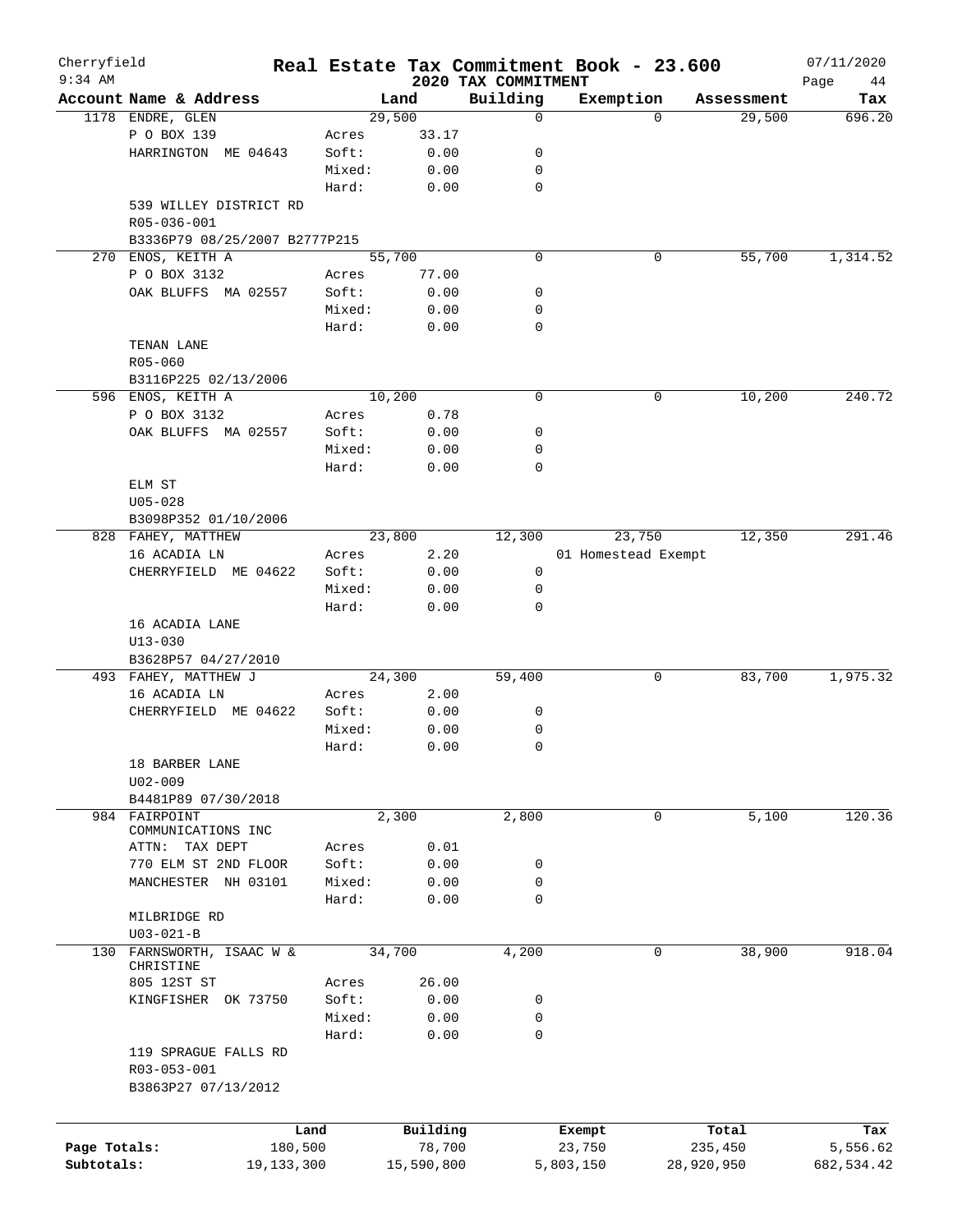Cherryfield

9:34 AM

# Real Estate Tax Commitment Book - 23.600

## 2020 TAX COMMITMENT

07/11/2020

| Account Name & Address | | Land | Building | Exemption | Assessment | Tax |
|---|---|---|---|---|---|---|
| 1178 ENDRE, GLEN | | 29,500 | 0 | 0 | 29,500 | 696.20 |
| P O BOX 139 | Acres | 33.17 | | | | |
| HARRINGTON ME 04643 | Soft: | 0.00 | 0 | | | |
| | Mixed: | 0.00 | 0 | | | |
| | Hard: | 0.00 | 0 | | | |
| 539 WILLEY DISTRICT RD | | | | | | |
| R05-036-001 | | | | | | |
| B3336P79 08/25/2007 B2777P215 | | | | | | |
| 270 ENOS, KEITH A | | 55,700 | 0 | 0 | 55,700 | 1,314.52 |
| P O BOX 3132 | Acres | 77.00 | | | | |
| OAK BLUFFS MA 02557 | Soft: | 0.00 | 0 | | | |
| | Mixed: | 0.00 | 0 | | | |
| | Hard: | 0.00 | 0 | | | |
| TENAN LANE | | | | | | |
| R05-060 | | | | | | |
| B3116P225 02/13/2006 | | | | | | |
| 596 ENOS, KEITH A | | 10,200 | 0 | 0 | 10,200 | 240.72 |
| P O BOX 3132 | Acres | 0.78 | | | | |
| OAK BLUFFS MA 02557 | Soft: | 0.00 | 0 | | | |
| | Mixed: | 0.00 | 0 | | | |
| | Hard: | 0.00 | 0 | | | |
| ELM ST | | | | | | |
| U05-028 | | | | | | |
| B3098P352 01/10/2006 | | | | | | |
| 828 FAHEY, MATTHEW | | 23,800 | 12,300 | 23,750 | 12,350 | 291.46 |
| 16 ACADIA LN | Acres | 2.20 | | 01 Homestead Exempt | | |
| CHERRYFIELD ME 04622 | Soft: | 0.00 | 0 | | | |
| | Mixed: | 0.00 | 0 | | | |
| | Hard: | 0.00 | 0 | | | |
| 16 ACADIA LANE | | | | | | |
| U13-030 | | | | | | |
| B3628P57 04/27/2010 | | | | | | |
| 493 FAHEY, MATTHEW J | | 24,300 | 59,400 | 0 | 83,700 | 1,975.32 |
| 16 ACADIA LN | Acres | 2.00 | | | | |
| CHERRYFIELD ME 04622 | Soft: | 0.00 | 0 | | | |
| | Mixed: | 0.00 | 0 | | | |
| | Hard: | 0.00 | 0 | | | |
| 18 BARBER LANE | | | | | | |
| U02-009 | | | | | | |
| B4481P89 07/30/2018 | | | | | | |
| 984 FAIRPOINT COMMUNICATIONS INC | | 2,300 | 2,800 | 0 | 5,100 | 120.36 |
| ATTN: TAX DEPT | Acres | 0.01 | | | | |
| 770 ELM ST 2ND FLOOR | Soft: | 0.00 | 0 | | | |
| MANCHESTER NH 03101 | Mixed: | 0.00 | 0 | | | |
| | Hard: | 0.00 | 0 | | | |
| MILBRIDGE RD | | | | | | |
| U03-021-B | | | | | | |
| 130 FARNSWORTH, ISAAC W & CHRISTINE | | 34,700 | 4,200 | 0 | 38,900 | 918.04 |
| 805 12ST ST | Acres | 26.00 | | | | |
| KINGFISHER OK 73750 | Soft: | 0.00 | 0 | | | |
| | Mixed: | 0.00 | 0 | | | |
| | Hard: | 0.00 | 0 | | | |
| 119 SPRAGUE FALLS RD | | | | | | |
| R03-053-001 | | | | | | |
| B3863P27 07/13/2012 | | | | | | |

| | Land | Building | Exempt | Total | Tax |
|---|---|---|---|---|---|
| Page Totals: | 180,500 | 78,700 | 23,750 | 235,450 | 5,556.62 |
| Subtotals: | 19,133,300 | 15,590,800 | 5,803,150 | 28,920,950 | 682,534.42 |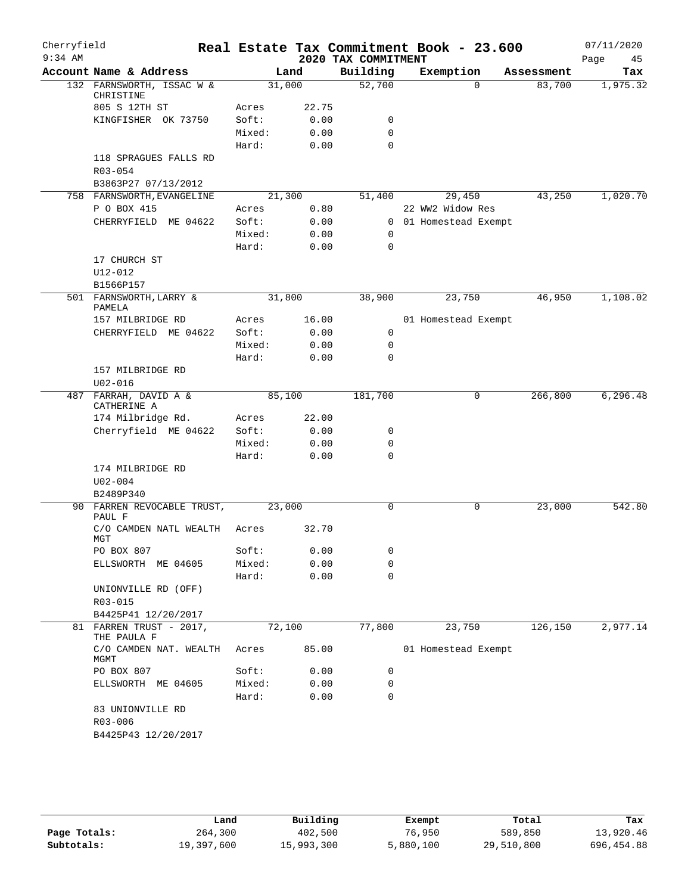# Real Estate Tax Commitment Book - 23.600

Cherryfield
9:34 AM

2020 TAX COMMITMENT

07/11/2020

| Account | Name & Address | Land | | Building | Exemption | Assessment | Tax |
|---|---|---|---|---|---|---|---|
| 132 | FARNSWORTH, ISSAC W & CHRISTINE | 31,000 | | 52,700 | 0 | 83,700 | 1,975.32 |
| | 805 S 12TH ST | Acres | 22.75 | | | | |
| | KINGFISHER OK 73750 | Soft: | 0.00 | 0 | | | |
| | | Mixed: | 0.00 | 0 | | | |
| | | Hard: | 0.00 | 0 | | | |
| | 118 SPRAGUES FALLS RD | | | | | | |
| | R03-054 | | | | | | |
| | B3863P27 07/13/2012 | | | | | | |
| 758 | FARNSWORTH, EVANGELINE | 21,300 | | 51,400 | 29,450 | 43,250 | 1,020.70 |
| | P O BOX 415 | Acres | 0.80 | | 22 WW2 Widow Res | | |
| | CHERRYFIELD ME 04622 | Soft: | 0.00 | 0 | 01 Homestead Exempt | | |
| | | Mixed: | 0.00 | 0 | | | |
| | | Hard: | 0.00 | 0 | | | |
| | 17 CHURCH ST | | | | | | |
| | U12-012 | | | | | | |
| | B1566P157 | | | | | | |
| 501 | FARNSWORTH, LARRY & PAMELA | 31,800 | | 38,900 | 23,750 | 46,950 | 1,108.02 |
| | 157 MILBRIDGE RD | Acres | 16.00 | | 01 Homestead Exempt | | |
| | CHERRYFIELD ME 04622 | Soft: | 0.00 | 0 | | | |
| | | Mixed: | 0.00 | 0 | | | |
| | | Hard: | 0.00 | 0 | | | |
| | 157 MILBRIDGE RD | | | | | | |
| | U02-016 | | | | | | |
| 487 | FARRAH, DAVID A & CATHERINE A | 85,100 | | 181,700 | 0 | 266,800 | 6,296.48 |
| | 174 Milbridge Rd. | Acres | 22.00 | | | | |
| | Cherryfield ME 04622 | Soft: | 0.00 | 0 | | | |
| | | Mixed: | 0.00 | 0 | | | |
| | | Hard: | 0.00 | 0 | | | |
| | 174 MILBRIDGE RD | | | | | | |
| | U02-004 | | | | | | |
| | B2489P340 | | | | | | |
| 90 | FARREN REVOCABLE TRUST, PAUL F | 23,000 | | 0 | 0 | 23,000 | 542.80 |
| | C/O CAMDEN NATL WEALTH MGT | Acres | 32.70 | | | | |
| | PO BOX 807 | Soft: | 0.00 | 0 | | | |
| | ELLSWORTH ME 04605 | Mixed: | 0.00 | 0 | | | |
| | | Hard: | 0.00 | 0 | | | |
| | UNIONVILLE RD (OFF) | | | | | | |
| | R03-015 | | | | | | |
| | B4425P41 12/20/2017 | | | | | | |
| 81 | FARREN TRUST - 2017, THE PAULA F | 72,100 | | 77,800 | 23,750 | 126,150 | 2,977.14 |
| | C/O CAMDEN NAT. WEALTH MGMT | Acres | 85.00 | | 01 Homestead Exempt | | |
| | PO BOX 807 | Soft: | 0.00 | 0 | | | |
| | ELLSWORTH ME 04605 | Mixed: | 0.00 | 0 | | | |
| | | Hard: | 0.00 | 0 | | | |
| | 83 UNIONVILLE RD | | | | | | |
| | R03-006 | | | | | | |
| | B4425P43 12/20/2017 | | | | | | |

| | Land | Building | Exempt | Total | Tax |
|---|---|---|---|---|---|
| Page Totals: | 264,300 | 402,500 | 76,950 | 589,850 | 13,920.46 |
| Subtotals: | 19,397,600 | 15,993,300 | 5,880,100 | 29,510,800 | 696,454.88 |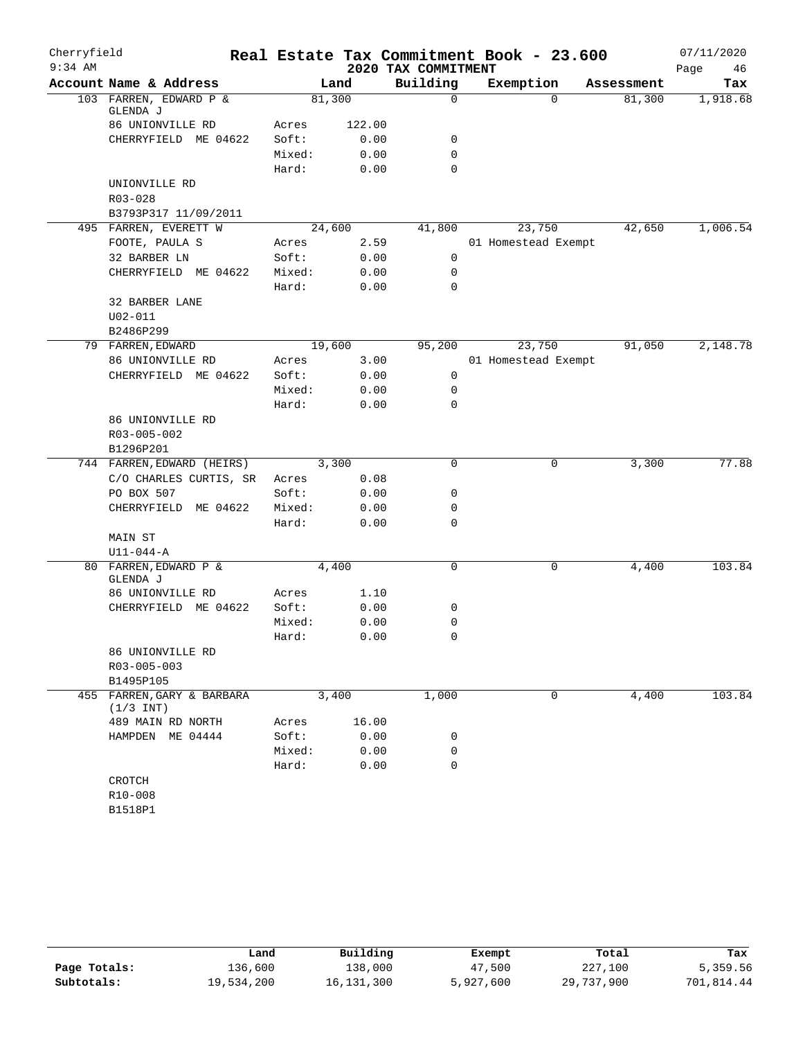# Real Estate Tax Commitment Book - 23.600

Cherryfield
9:34 AM

2020 TAX COMMITMENT

07/11/2020

| Account | Name & Address | | Land | Building | Exemption | Assessment | Tax |
|---|---|---|---|---|---|---|---|
| 103 | FARREN, EDWARD P & GLENDA J | | 81,300 | 0 | 0 | 81,300 | 1,918.68 |
| | 86 UNIONVILLE RD | Acres | 122.00 | | | | |
| | CHERRYFIELD ME 04622 | Soft: | 0.00 | 0 | | | |
| | | Mixed: | 0.00 | 0 | | | |
| | | Hard: | 0.00 | 0 | | | |
| | UNIONVILLE RD | | | | | | |
| | R03-028 | | | | | | |
| | B3793P317 11/09/2011 | | | | | | |
| 495 | FARREN, EVERETT W | | 24,600 | 41,800 | 23,750 | 42,650 | 1,006.54 |
| | FOOTE, PAULA S | Acres | 2.59 | | 01 Homestead Exempt | | |
| | 32 BARBER LN | Soft: | 0.00 | 0 | | | |
| | CHERRYFIELD ME 04622 | Mixed: | 0.00 | 0 | | | |
| | | Hard: | 0.00 | 0 | | | |
| | 32 BARBER LANE | | | | | | |
| | U02-011 | | | | | | |
| | B2486P299 | | | | | | |
| 79 | FARREN, EDWARD | | 19,600 | 95,200 | 23,750 | 91,050 | 2,148.78 |
| | 86 UNIONVILLE RD | Acres | 3.00 | | 01 Homestead Exempt | | |
| | CHERRYFIELD ME 04622 | Soft: | 0.00 | 0 | | | |
| | | Mixed: | 0.00 | 0 | | | |
| | | Hard: | 0.00 | 0 | | | |
| | 86 UNIONVILLE RD | | | | | | |
| | R03-005-002 | | | | | | |
| | B1296P201 | | | | | | |
| 744 | FARREN, EDWARD (HEIRS) | | 3,300 | 0 | 0 | 3,300 | 77.88 |
| | C/O CHARLES CURTIS, SR | Acres | 0.08 | | | | |
| | PO BOX 507 | Soft: | 0.00 | 0 | | | |
| | CHERRYFIELD ME 04622 | Mixed: | 0.00 | 0 | | | |
| | | Hard: | 0.00 | 0 | | | |
| | MAIN ST | | | | | | |
| | U11-044-A | | | | | | |
| 80 | FARREN, EDWARD P & GLENDA J | | 4,400 | 0 | 0 | 4,400 | 103.84 |
| | 86 UNIONVILLE RD | Acres | 1.10 | | | | |
| | CHERRYFIELD ME 04622 | Soft: | 0.00 | 0 | | | |
| | | Mixed: | 0.00 | 0 | | | |
| | | Hard: | 0.00 | 0 | | | |
| | 86 UNIONVILLE RD | | | | | | |
| | R03-005-003 | | | | | | |
| | B1495P105 | | | | | | |
| 455 | FARREN, GARY & BARBARA (1/3 INT) | | 3,400 | 1,000 | 0 | 4,400 | 103.84 |
| | 489 MAIN RD NORTH | Acres | 16.00 | | | | |
| | HAMPDEN ME 04444 | Soft: | 0.00 | 0 | | | |
| | | Mixed: | 0.00 | 0 | | | |
| | | Hard: | 0.00 | 0 | | | |
| | CROTCH | | | | | | |
| | R10-008 | | | | | | |
| | B1518P1 | | | | | | |

| | Land | Building | Exempt | Total | Tax |
|---|---|---|---|---|---|
| Page Totals: | 136,600 | 138,000 | 47,500 | 227,100 | 5,359.56 |
| Subtotals: | 19,534,200 | 16,131,300 | 5,927,600 | 29,737,900 | 701,814.44 |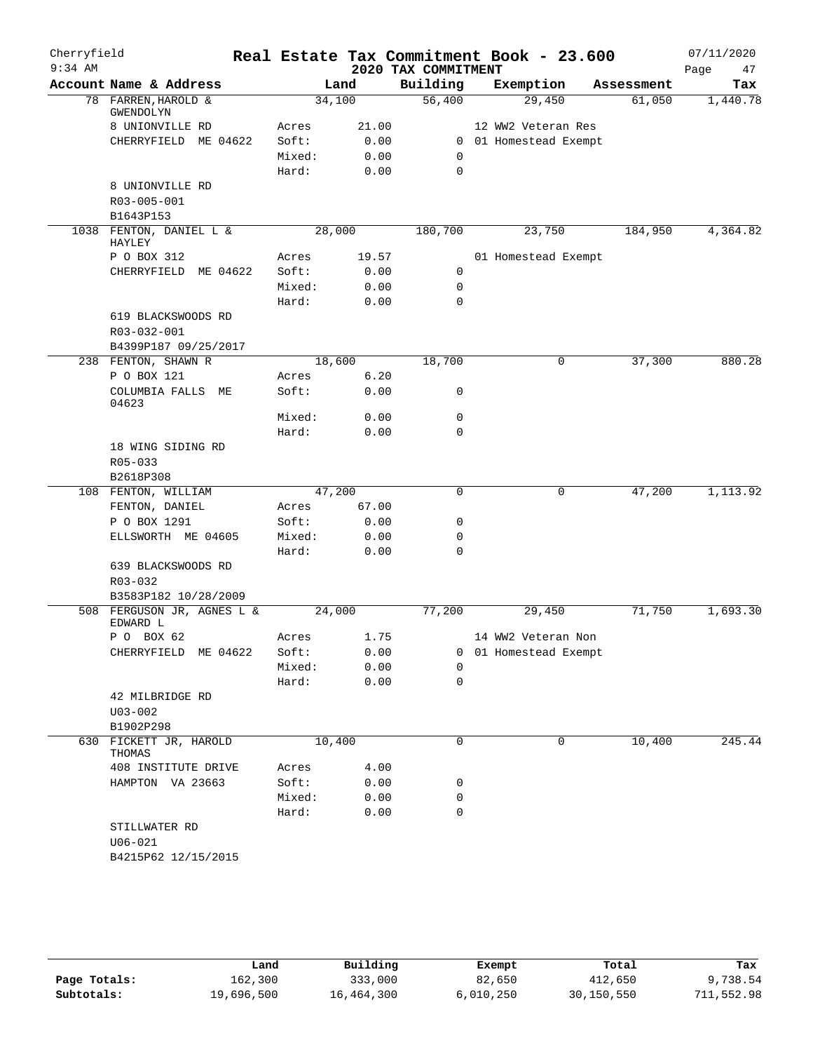# Cherryfield — Real Estate Tax Commitment Book - 23.600

9:34 AM — 2020 TAX COMMITMENT — 07/11/2020

| Account Name & Address | Land | | Building | Exemption | Assessment | Tax |
|---|---|---|---|---|---|---|
| 78 FARREN, HAROLD & GWENDOLYN | 34,100 | | 56,400 | 29,450 | 61,050 | 1,440.78 |
| 8 UNIONVILLE RD | Acres | 21.00 | | 12 WW2 Veteran Res | | |
| CHERRYFIELD ME 04622 | Soft: | 0.00 | 0 | 01 Homestead Exempt | | |
| | Mixed: | 0.00 | 0 | | | |
| | Hard: | 0.00 | 0 | | | |
| 8 UNIONVILLE RD | | | | | | |
| R03-005-001 | | | | | | |
| B1643P153 | | | | | | |
| 1038 FENTON, DANIEL L & HAYLEY | 28,000 | | 180,700 | 23,750 | 184,950 | 4,364.82 |
| P O BOX 312 | Acres | 19.57 | | 01 Homestead Exempt | | |
| CHERRYFIELD ME 04622 | Soft: | 0.00 | 0 | | | |
| | Mixed: | 0.00 | 0 | | | |
| | Hard: | 0.00 | 0 | | | |
| 619 BLACKSWOODS RD | | | | | | |
| R03-032-001 | | | | | | |
| B4399P187 09/25/2017 | | | | | | |
| 238 FENTON, SHAWN R | 18,600 | | 18,700 | 0 | 37,300 | 880.28 |
| P O BOX 121 | Acres | 6.20 | | | | |
| COLUMBIA FALLS ME 04623 | Soft: | 0.00 | 0 | | | |
| | Mixed: | 0.00 | 0 | | | |
| | Hard: | 0.00 | 0 | | | |
| 18 WING SIDING RD | | | | | | |
| R05-033 | | | | | | |
| B2618P308 | | | | | | |
| 108 FENTON, WILLIAM | 47,200 | | 0 | 0 | 47,200 | 1,113.92 |
| FENTON, DANIEL | Acres | 67.00 | | | | |
| P O BOX 1291 | Soft: | 0.00 | 0 | | | |
| ELLSWORTH ME 04605 | Mixed: | 0.00 | 0 | | | |
| | Hard: | 0.00 | 0 | | | |
| 639 BLACKSWOODS RD | | | | | | |
| R03-032 | | | | | | |
| B3583P182 10/28/2009 | | | | | | |
| 508 FERGUSON JR, AGNES L & EDWARD L | 24,000 | | 77,200 | 29,450 | 71,750 | 1,693.30 |
| P O BOX 62 | Acres | 1.75 | | 14 WW2 Veteran Non | | |
| CHERRYFIELD ME 04622 | Soft: | 0.00 | 0 | 01 Homestead Exempt | | |
| | Mixed: | 0.00 | 0 | | | |
| | Hard: | 0.00 | 0 | | | |
| 42 MILBRIDGE RD | | | | | | |
| U03-002 | | | | | | |
| B1902P298 | | | | | | |
| 630 FICKETT JR, HAROLD THOMAS | 10,400 | | 0 | 0 | 10,400 | 245.44 |
| 408 INSTITUTE DRIVE | Acres | 4.00 | | | | |
| HAMPTON VA 23663 | Soft: | 0.00 | 0 | | | |
| | Mixed: | 0.00 | 0 | | | |
| | Hard: | 0.00 | 0 | | | |
| STILLWATER RD | | | | | | |
| U06-021 | | | | | | |
| B4215P62 12/15/2015 | | | | | | |

| | Land | Building | Exempt | Total | Tax |
|---|---|---|---|---|---|
| Page Totals: | 162,300 | 333,000 | 82,650 | 412,650 | 9,738.54 |
| Subtotals: | 19,696,500 | 16,464,300 | 6,010,250 | 30,150,550 | 711,552.98 |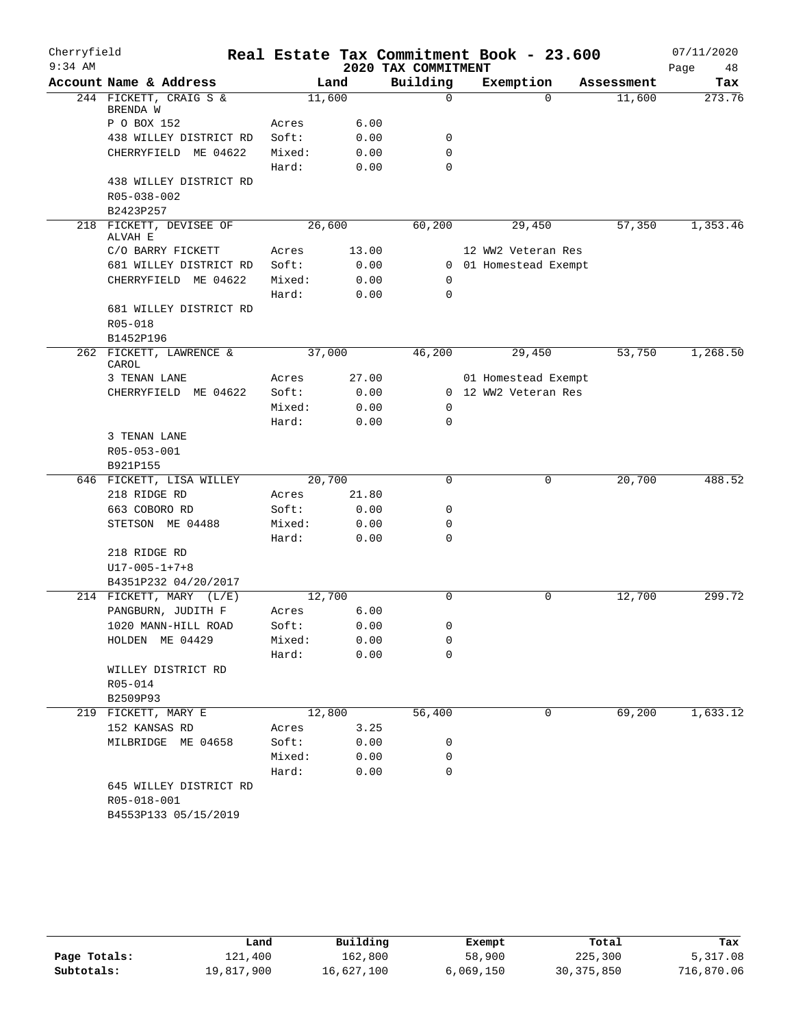Cherryfield 9:34 AM

# Real Estate Tax Commitment Book - 23.600

## 2020 TAX COMMITMENT

07/11/2020

| Account Name & Address | Land | | Building | Exemption | Assessment | Tax |
|---|---|---|---|---|---|---|
| 244 FICKETT, CRAIG S & BRENDA W | 11,600 | | 0 | 0 | 11,600 | 273.76 |
| P O BOX 152 | Acres | 6.00 | | | | |
| 438 WILLEY DISTRICT RD | Soft: | 0.00 | 0 | | | |
| CHERRYFIELD ME 04622 | Mixed: | 0.00 | 0 | | | |
| | Hard: | 0.00 | 0 | | | |
| 438 WILLEY DISTRICT RD | | | | | | |
| R05-038-002 | | | | | | |
| B2423P257 | | | | | | |
| 218 FICKETT, DEVISEE OF ALVAH E | 26,600 | | 60,200 | 29,450 | 57,350 | 1,353.46 |
| C/O BARRY FICKETT | Acres | 13.00 | | 12 WW2 Veteran Res | | |
| 681 WILLEY DISTRICT RD | Soft: | 0.00 | 0 | 01 Homestead Exempt | | |
| CHERRYFIELD ME 04622 | Mixed: | 0.00 | 0 | | | |
| | Hard: | 0.00 | 0 | | | |
| 681 WILLEY DISTRICT RD | | | | | | |
| R05-018 | | | | | | |
| B1452P196 | | | | | | |
| 262 FICKETT, LAWRENCE & CAROL | 37,000 | | 46,200 | 29,450 | 53,750 | 1,268.50 |
| 3 TENAN LANE | Acres | 27.00 | | 01 Homestead Exempt | | |
| CHERRYFIELD ME 04622 | Soft: | 0.00 | 0 | 12 WW2 Veteran Res | | |
| | Mixed: | 0.00 | 0 | | | |
| | Hard: | 0.00 | 0 | | | |
| 3 TENAN LANE | | | | | | |
| R05-053-001 | | | | | | |
| B921P155 | | | | | | |
| 646 FICKETT, LISA WILLEY | 20,700 | | 0 | 0 | 20,700 | 488.52 |
| 218 RIDGE RD | Acres | 21.80 | | | | |
| 663 COBORO RD | Soft: | 0.00 | 0 | | | |
| STETSON ME 04488 | Mixed: | 0.00 | 0 | | | |
| | Hard: | 0.00 | 0 | | | |
| 218 RIDGE RD | | | | | | |
| U17-005-1+7+8 | | | | | | |
| B4351P232 04/20/2017 | | | | | | |
| 214 FICKETT, MARY (L/E) | 12,700 | | 0 | 0 | 12,700 | 299.72 |
| PANGBURN, JUDITH F | Acres | 6.00 | | | | |
| 1020 MANN-HILL ROAD | Soft: | 0.00 | 0 | | | |
| HOLDEN ME 04429 | Mixed: | 0.00 | 0 | | | |
| | Hard: | 0.00 | 0 | | | |
| WILLEY DISTRICT RD | | | | | | |
| R05-014 | | | | | | |
| B2509P93 | | | | | | |
| 219 FICKETT, MARY E | 12,800 | | 56,400 | 0 | 69,200 | 1,633.12 |
| 152 KANSAS RD | Acres | 3.25 | | | | |
| MILBRIDGE ME 04658 | Soft: | 0.00 | 0 | | | |
| | Mixed: | 0.00 | 0 | | | |
| | Hard: | 0.00 | 0 | | | |
| 645 WILLEY DISTRICT RD | | | | | | |
| R05-018-001 | | | | | | |
| B4553P133 05/15/2019 | | | | | | |

| | Land | Building | Exempt | Total | Tax |
|---|---|---|---|---|---|
| Page Totals: | 121,400 | 162,800 | 58,900 | 225,300 | 5,317.08 |
| Subtotals: | 19,817,900 | 16,627,100 | 6,069,150 | 30,375,850 | 716,870.06 |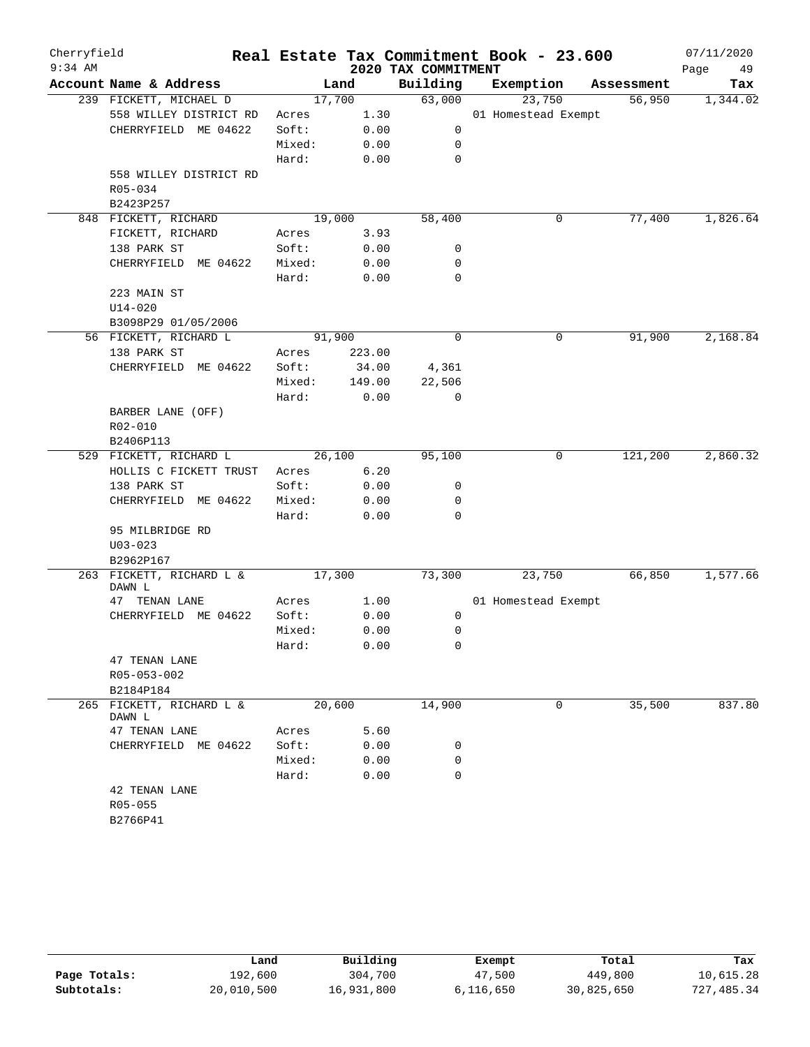Cherryfield
9:34 AM

# Real Estate Tax Commitment Book - 23.600

## 2020 TAX COMMITMENT

07/11/2020

| Account Name & Address | | Land | Building | Exemption | Assessment | Tax |
|---|---|---|---|---|---|---|
| 239 FICKETT, MICHAEL D | | 17,700 | 63,000 | 23,750 | 56,950 | 1,344.02 |
| 558 WILLEY DISTRICT RD | Acres | 1.30 | | 01 Homestead Exempt | | |
| CHERRYFIELD ME 04622 | Soft: | 0.00 | 0 | | | |
| | Mixed: | 0.00 | 0 | | | |
| | Hard: | 0.00 | 0 | | | |
| 558 WILLEY DISTRICT RD | | | | | | |
| R05-034 | | | | | | |
| B2423P257 | | | | | | |
| 848 FICKETT, RICHARD | | 19,000 | 58,400 | 0 | 77,400 | 1,826.64 |
| FICKETT, RICHARD | Acres | 3.93 | | | | |
| 138 PARK ST | Soft: | 0.00 | 0 | | | |
| CHERRYFIELD ME 04622 | Mixed: | 0.00 | 0 | | | |
| | Hard: | 0.00 | 0 | | | |
| 223 MAIN ST | | | | | | |
| U14-020 | | | | | | |
| B3098P29 01/05/2006 | | | | | | |
| 56 FICKETT, RICHARD L | | 91,900 | 0 | 0 | 91,900 | 2,168.84 |
| 138 PARK ST | Acres | 223.00 | | | | |
| CHERRYFIELD ME 04622 | Soft: | 34.00 | 4,361 | | | |
| | Mixed: | 149.00 | 22,506 | | | |
| | Hard: | 0.00 | 0 | | | |
| BARBER LANE (OFF) | | | | | | |
| R02-010 | | | | | | |
| B2406P113 | | | | | | |
| 529 FICKETT, RICHARD L | | 26,100 | 95,100 | 0 | 121,200 | 2,860.32 |
| HOLLIS C FICKETT TRUST | Acres | 6.20 | | | | |
| 138 PARK ST | Soft: | 0.00 | 0 | | | |
| CHERRYFIELD ME 04622 | Mixed: | 0.00 | 0 | | | |
| | Hard: | 0.00 | 0 | | | |
| 95 MILBRIDGE RD | | | | | | |
| U03-023 | | | | | | |
| B2962P167 | | | | | | |
| 263 FICKETT, RICHARD L & DAWN L | | 17,300 | 73,300 | 23,750 | 66,850 | 1,577.66 |
| 47 TENAN LANE | Acres | 1.00 | | 01 Homestead Exempt | | |
| CHERRYFIELD ME 04622 | Soft: | 0.00 | 0 | | | |
| | Mixed: | 0.00 | 0 | | | |
| | Hard: | 0.00 | 0 | | | |
| 47 TENAN LANE | | | | | | |
| R05-053-002 | | | | | | |
| B2184P184 | | | | | | |
| 265 FICKETT, RICHARD L & DAWN L | | 20,600 | 14,900 | 0 | 35,500 | 837.80 |
| 47 TENAN LANE | Acres | 5.60 | | | | |
| CHERRYFIELD ME 04622 | Soft: | 0.00 | 0 | | | |
| | Mixed: | 0.00 | 0 | | | |
| | Hard: | 0.00 | 0 | | | |
| 42 TENAN LANE | | | | | | |
| R05-055 | | | | | | |
| B2766P41 | | | | | | |

| | Land | Building | Exempt | Total | Tax |
|---|---|---|---|---|---|
| Page Totals: | 192,600 | 304,700 | 47,500 | 449,800 | 10,615.28 |
| Subtotals: | 20,010,500 | 16,931,800 | 6,116,650 | 30,825,650 | 727,485.34 |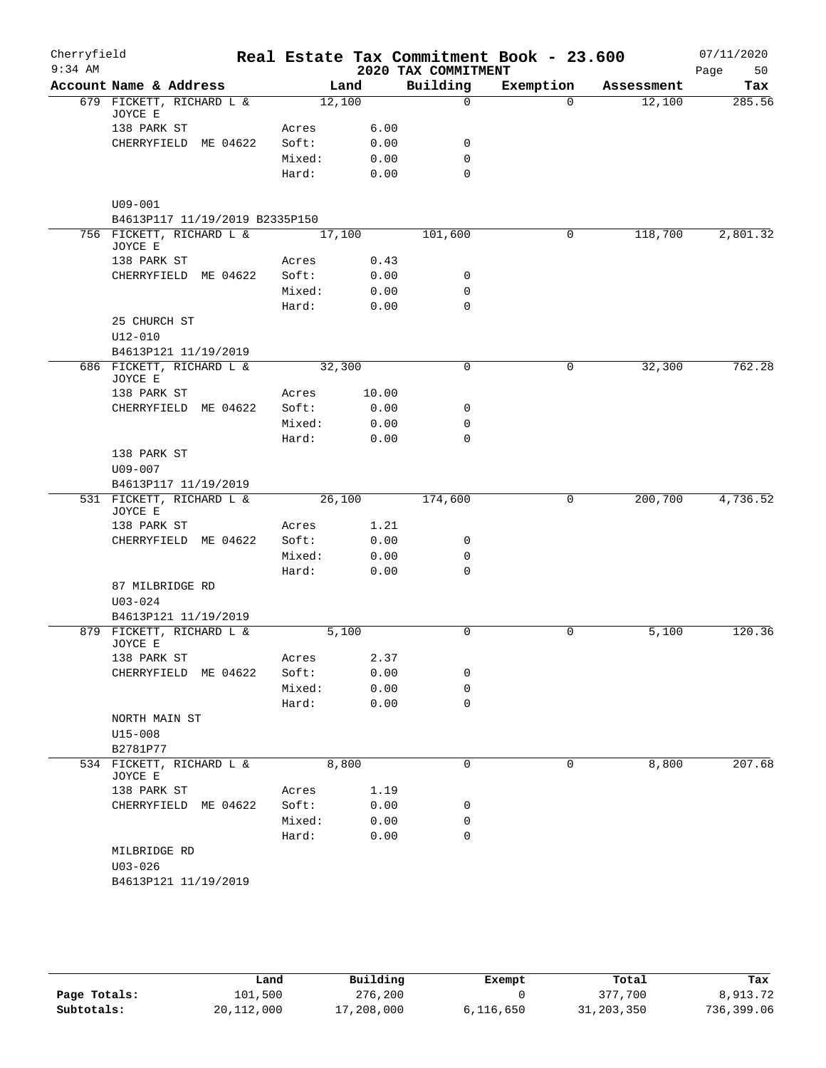# Cherryfield Real Estate Tax Commitment Book - 23.600

9:34 AM — 2020 TAX COMMITMENT — 07/11/2020

| Account Name & Address | Land | | Building | Exemption | Assessment | Tax |
|---|---|---|---|---|---|---|
| 679 FICKETT, RICHARD L & JOYCE E | 12,100 | | 0 | 0 | 12,100 | 285.56 |
| 138 PARK ST | Acres | 6.00 | | | | |
| CHERRYFIELD ME 04622 | Soft: | 0.00 | 0 | | | |
| | Mixed: | 0.00 | 0 | | | |
| | Hard: | 0.00 | 0 | | | |
| U09-001 | | | | | | |
| B4613P117 11/19/2019 B2335P150 | | | | | | |
| 756 FICKETT, RICHARD L & JOYCE E | 17,100 | | 101,600 | 0 | 118,700 | 2,801.32 |
| 138 PARK ST | Acres | 0.43 | | | | |
| CHERRYFIELD ME 04622 | Soft: | 0.00 | 0 | | | |
| | Mixed: | 0.00 | 0 | | | |
| | Hard: | 0.00 | 0 | | | |
| 25 CHURCH ST | | | | | | |
| U12-010 | | | | | | |
| B4613P121 11/19/2019 | | | | | | |
| 686 FICKETT, RICHARD L & JOYCE E | 32,300 | | 0 | 0 | 32,300 | 762.28 |
| 138 PARK ST | Acres | 10.00 | | | | |
| CHERRYFIELD ME 04622 | Soft: | 0.00 | 0 | | | |
| | Mixed: | 0.00 | 0 | | | |
| | Hard: | 0.00 | 0 | | | |
| 138 PARK ST | | | | | | |
| U09-007 | | | | | | |
| B4613P117 11/19/2019 | | | | | | |
| 531 FICKETT, RICHARD L & JOYCE E | 26,100 | | 174,600 | 0 | 200,700 | 4,736.52 |
| 138 PARK ST | Acres | 1.21 | | | | |
| CHERRYFIELD ME 04622 | Soft: | 0.00 | 0 | | | |
| | Mixed: | 0.00 | 0 | | | |
| | Hard: | 0.00 | 0 | | | |
| 87 MILBRIDGE RD | | | | | | |
| U03-024 | | | | | | |
| B4613P121 11/19/2019 | | | | | | |
| 879 FICKETT, RICHARD L & JOYCE E | 5,100 | | 0 | 0 | 5,100 | 120.36 |
| 138 PARK ST | Acres | 2.37 | | | | |
| CHERRYFIELD ME 04622 | Soft: | 0.00 | 0 | | | |
| | Mixed: | 0.00 | 0 | | | |
| | Hard: | 0.00 | 0 | | | |
| NORTH MAIN ST | | | | | | |
| U15-008 | | | | | | |
| B2781P77 | | | | | | |
| 534 FICKETT, RICHARD L & JOYCE E | 8,800 | | 0 | 0 | 8,800 | 207.68 |
| 138 PARK ST | Acres | 1.19 | | | | |
| CHERRYFIELD ME 04622 | Soft: | 0.00 | 0 | | | |
| | Mixed: | 0.00 | 0 | | | |
| | Hard: | 0.00 | 0 | | | |
| MILBRIDGE RD | | | | | | |
| U03-026 | | | | | | |
| B4613P121 11/19/2019 | | | | | | |

| | Land | Building | Exempt | Total | Tax |
|---|---|---|---|---|---|
| Page Totals: | 101,500 | 276,200 | 0 | 377,700 | 8,913.72 |
| Subtotals: | 20,112,000 | 17,208,000 | 6,116,650 | 31,203,350 | 736,399.06 |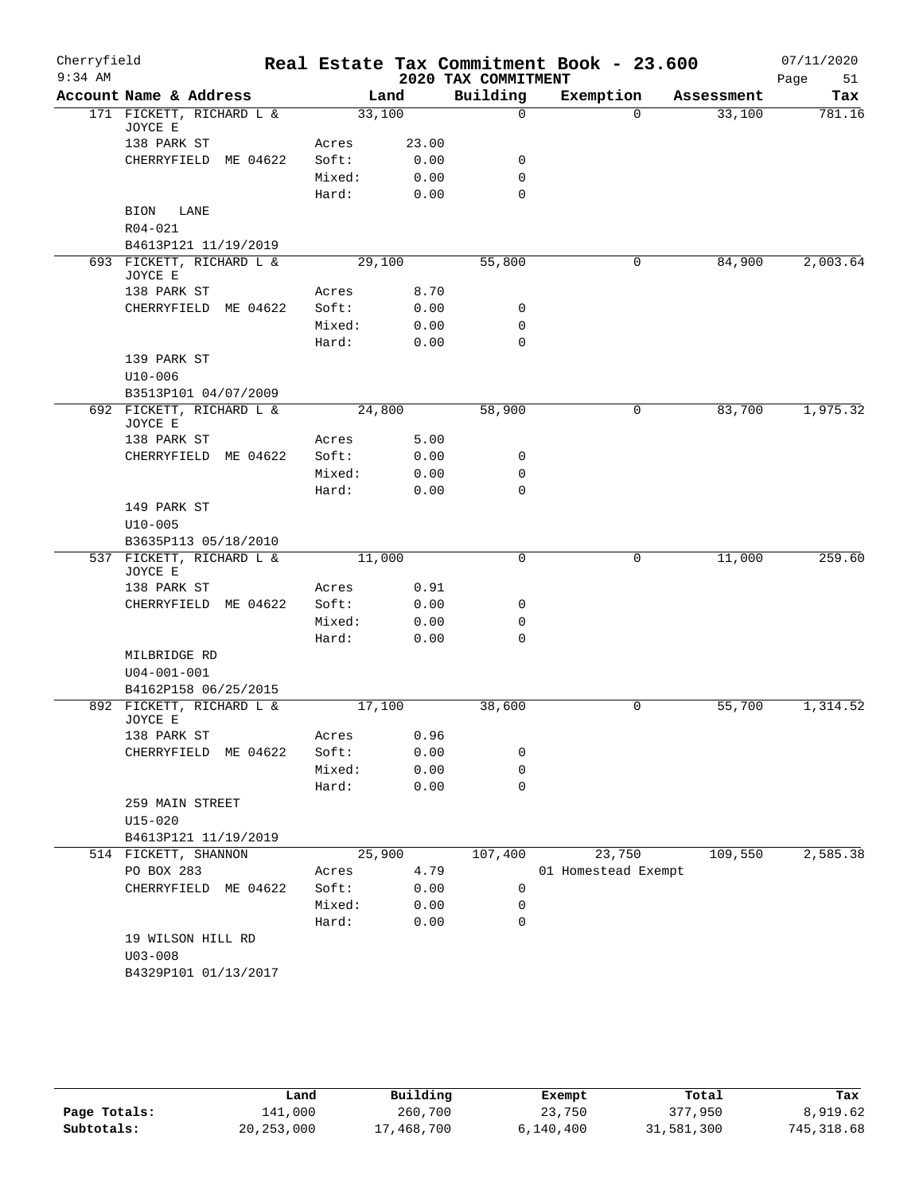# Cherryfield — Real Estate Tax Commitment Book - 23.600

## 2020 TAX COMMITMENT

07/11/2020 9:34 AM

| Account Name & Address | | Land | Building | Exemption | Assessment | Tax |
|---|---|---|---|---|---|---|
| 171 FICKETT, RICHARD L & JOYCE E | | 33,100 | 0 | 0 | 33,100 | 781.16 |
| 138 PARK ST | Acres | 23.00 | | | | |
| CHERRYFIELD ME 04622 | Soft: | 0.00 | 0 | | | |
| | Mixed: | 0.00 | 0 | | | |
| | Hard: | 0.00 | 0 | | | |
| BION LANE | | | | | | |
| R04-021 | | | | | | |
| B4613P121 11/19/2019 | | | | | | |
| 693 FICKETT, RICHARD L & JOYCE E | | 29,100 | 55,800 | 0 | 84,900 | 2,003.64 |
| 138 PARK ST | Acres | 8.70 | | | | |
| CHERRYFIELD ME 04622 | Soft: | 0.00 | 0 | | | |
| | Mixed: | 0.00 | 0 | | | |
| | Hard: | 0.00 | 0 | | | |
| 139 PARK ST | | | | | | |
| U10-006 | | | | | | |
| B3513P101 04/07/2009 | | | | | | |
| 692 FICKETT, RICHARD L & JOYCE E | | 24,800 | 58,900 | 0 | 83,700 | 1,975.32 |
| 138 PARK ST | Acres | 5.00 | | | | |
| CHERRYFIELD ME 04622 | Soft: | 0.00 | 0 | | | |
| | Mixed: | 0.00 | 0 | | | |
| | Hard: | 0.00 | 0 | | | |
| 149 PARK ST | | | | | | |
| U10-005 | | | | | | |
| B3635P113 05/18/2010 | | | | | | |
| 537 FICKETT, RICHARD L & JOYCE E | | 11,000 | 0 | 0 | 11,000 | 259.60 |
| 138 PARK ST | Acres | 0.91 | | | | |
| CHERRYFIELD ME 04622 | Soft: | 0.00 | 0 | | | |
| | Mixed: | 0.00 | 0 | | | |
| | Hard: | 0.00 | 0 | | | |
| MILBRIDGE RD | | | | | | |
| U04-001-001 | | | | | | |
| B4162P158 06/25/2015 | | | | | | |
| 892 FICKETT, RICHARD L & JOYCE E | | 17,100 | 38,600 | 0 | 55,700 | 1,314.52 |
| 138 PARK ST | Acres | 0.96 | | | | |
| CHERRYFIELD ME 04622 | Soft: | 0.00 | 0 | | | |
| | Mixed: | 0.00 | 0 | | | |
| | Hard: | 0.00 | 0 | | | |
| 259 MAIN STREET | | | | | | |
| U15-020 | | | | | | |
| B4613P121 11/19/2019 | | | | | | |
| 514 FICKETT, SHANNON | | 25,900 | 107,400 | 23,750 | 109,550 | 2,585.38 |
| PO BOX 283 | Acres | 4.79 | | 01 Homestead Exempt | | |
| CHERRYFIELD ME 04622 | Soft: | 0.00 | 0 | | | |
| | Mixed: | 0.00 | 0 | | | |
| | Hard: | 0.00 | 0 | | | |
| 19 WILSON HILL RD | | | | | | |
| U03-008 | | | | | | |
| B4329P101 01/13/2017 | | | | | | |

| | Land | Building | Exempt | Total | Tax |
|---|---|---|---|---|---|
| Page Totals: | 141,000 | 260,700 | 23,750 | 377,950 | 8,919.62 |
| Subtotals: | 20,253,000 | 17,468,700 | 6,140,400 | 31,581,300 | 745,318.68 |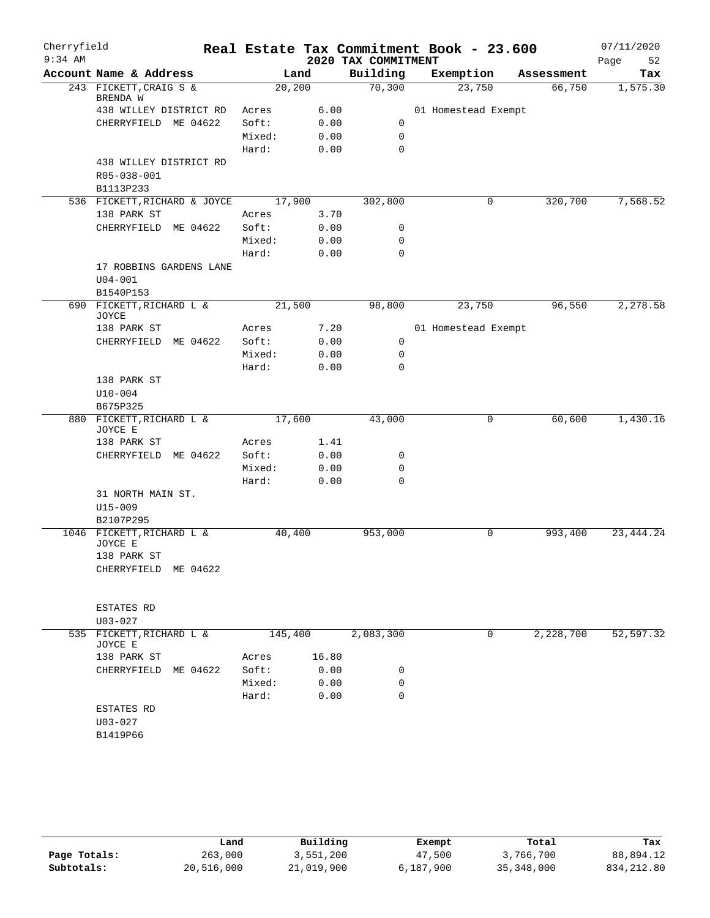Cherryfield 9:34 AM

# Real Estate Tax Commitment Book - 23.600

## 2020 TAX COMMITMENT

07/11/2020

| Account | Name & Address | | Land | Building | Exemption | Assessment | Tax |
|---|---|---|---|---|---|---|---|
| 243 | FICKETT,CRAIG S & BRENDA W | | 20,200 | 70,300 | 23,750 | 66,750 | 1,575.30 |
| | 438 WILLEY DISTRICT RD | Acres | 6.00 | | 01 Homestead Exempt | | |
| | CHERRYFIELD ME 04622 | Soft: | 0.00 | 0 | | | |
| | | Mixed: | 0.00 | 0 | | | |
| | | Hard: | 0.00 | 0 | | | |
| | 438 WILLEY DISTRICT RD | | | | | | |
| | R05-038-001 | | | | | | |
| | B1113P233 | | | | | | |
| 536 | FICKETT,RICHARD & JOYCE | | 17,900 | 302,800 | 0 | 320,700 | 7,568.52 |
| | 138 PARK ST | Acres | 3.70 | | | | |
| | CHERRYFIELD ME 04622 | Soft: | 0.00 | 0 | | | |
| | | Mixed: | 0.00 | 0 | | | |
| | | Hard: | 0.00 | 0 | | | |
| | 17 ROBBINS GARDENS LANE | | | | | | |
| | U04-001 | | | | | | |
| | B1540P153 | | | | | | |
| 690 | FICKETT,RICHARD L & JOYCE | | 21,500 | 98,800 | 23,750 | 96,550 | 2,278.58 |
| | 138 PARK ST | Acres | 7.20 | | 01 Homestead Exempt | | |
| | CHERRYFIELD ME 04622 | Soft: | 0.00 | 0 | | | |
| | | Mixed: | 0.00 | 0 | | | |
| | | Hard: | 0.00 | 0 | | | |
| | 138 PARK ST | | | | | | |
| | U10-004 | | | | | | |
| | B675P325 | | | | | | |
| 880 | FICKETT,RICHARD L & JOYCE E | | 17,600 | 43,000 | 0 | 60,600 | 1,430.16 |
| | 138 PARK ST | Acres | 1.41 | | | | |
| | CHERRYFIELD ME 04622 | Soft: | 0.00 | 0 | | | |
| | | Mixed: | 0.00 | 0 | | | |
| | | Hard: | 0.00 | 0 | | | |
| | 31 NORTH MAIN ST. | | | | | | |
| | U15-009 | | | | | | |
| | B2107P295 | | | | | | |
| 1046 | FICKETT,RICHARD L & JOYCE E | | 40,400 | 953,000 | 0 | 993,400 | 23,444.24 |
| | 138 PARK ST | | | | | | |
| | CHERRYFIELD ME 04622 | | | | | | |
| | ESTATES RD | | | | | | |
| | U03-027 | | | | | | |
| 535 | FICKETT,RICHARD L & JOYCE E | | 145,400 | 2,083,300 | 0 | 2,228,700 | 52,597.32 |
| | 138 PARK ST | Acres | 16.80 | | | | |
| | CHERRYFIELD ME 04622 | Soft: | 0.00 | 0 | | | |
| | | Mixed: | 0.00 | 0 | | | |
| | | Hard: | 0.00 | 0 | | | |
| | ESTATES RD | | | | | | |
| | U03-027 | | | | | | |
| | B1419P66 | | | | | | |

| | Land | Building | Exempt | Total | Tax |
|---|---|---|---|---|---|
| Page Totals: | 263,000 | 3,551,200 | 47,500 | 3,766,700 | 88,894.12 |
| Subtotals: | 20,516,000 | 21,019,900 | 6,187,900 | 35,348,000 | 834,212.80 |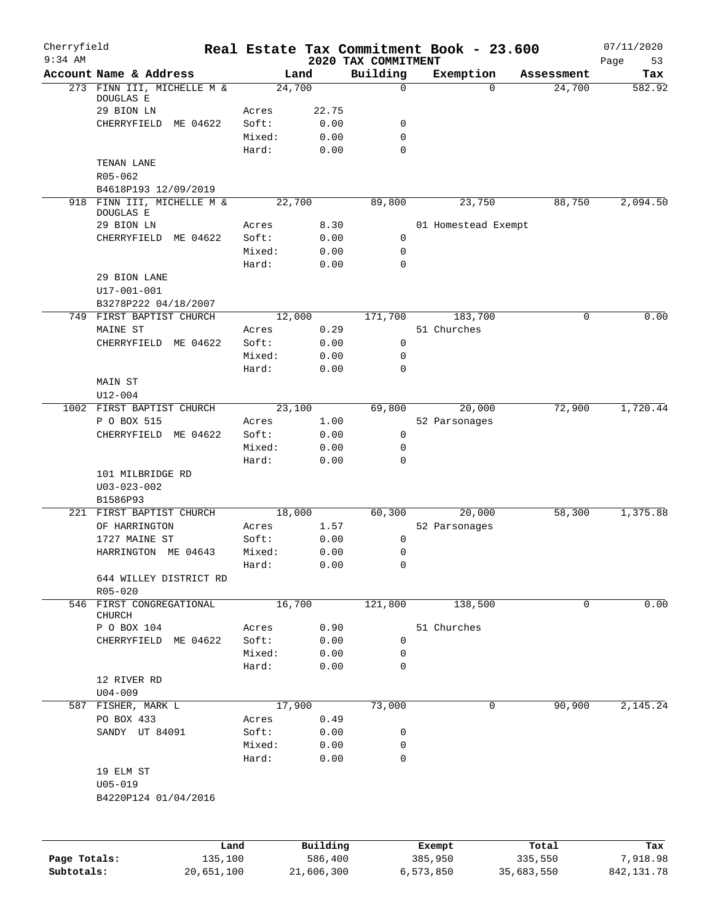Cherryfield 9:34 AM

# Real Estate Tax Commitment Book - 23.600

## 2020 TAX COMMITMENT

07/11/2020

| Account Name & Address | | Land | Building | Exemption | Assessment | Tax |
|---|---|---|---|---|---|---|
| 273 FINN III, MICHELLE M & DOUGLAS E | | 24,700 | 0 | 0 | 24,700 | 582.92 |
| 29 BION LN | Acres | 22.75 | | | | |
| CHERRYFIELD ME 04622 | Soft: | 0.00 | 0 | | | |
| | Mixed: | 0.00 | 0 | | | |
| | Hard: | 0.00 | 0 | | | |
| TENAN LANE | | | | | | |
| R05-062 | | | | | | |
| B4618P193 12/09/2019 | | | | | | |
| 918 FINN III, MICHELLE M & DOUGLAS E | | 22,700 | 89,800 | 23,750 | 88,750 | 2,094.50 |
| 29 BION LN | Acres | 8.30 | | 01 Homestead Exempt | | |
| CHERRYFIELD ME 04622 | Soft: | 0.00 | 0 | | | |
| | Mixed: | 0.00 | 0 | | | |
| | Hard: | 0.00 | 0 | | | |
| 29 BION LANE | | | | | | |
| U17-001-001 | | | | | | |
| B3278P222 04/18/2007 | | | | | | |
| 749 FIRST BAPTIST CHURCH | | 12,000 | 171,700 | 183,700 | 0 | 0.00 |
| MAINE ST | Acres | 0.29 | | 51 Churches | | |
| CHERRYFIELD ME 04622 | Soft: | 0.00 | 0 | | | |
| | Mixed: | 0.00 | 0 | | | |
| | Hard: | 0.00 | 0 | | | |
| MAIN ST | | | | | | |
| U12-004 | | | | | | |
| 1002 FIRST BAPTIST CHURCH | | 23,100 | 69,800 | 20,000 | 72,900 | 1,720.44 |
| P O BOX 515 | Acres | 1.00 | | 52 Parsonages | | |
| CHERRYFIELD ME 04622 | Soft: | 0.00 | 0 | | | |
| | Mixed: | 0.00 | 0 | | | |
| | Hard: | 0.00 | 0 | | | |
| 101 MILBRIDGE RD | | | | | | |
| U03-023-002 | | | | | | |
| B1586P93 | | | | | | |
| 221 FIRST BAPTIST CHURCH | | 18,000 | 60,300 | 20,000 | 58,300 | 1,375.88 |
| OF HARRINGTON | Acres | 1.57 | | 52 Parsonages | | |
| 1727 MAINE ST | Soft: | 0.00 | 0 | | | |
| HARRINGTON ME 04643 | Mixed: | 0.00 | 0 | | | |
| | Hard: | 0.00 | 0 | | | |
| 644 WILLEY DISTRICT RD | | | | | | |
| R05-020 | | | | | | |
| 546 FIRST CONGREGATIONAL CHURCH | | 16,700 | 121,800 | 138,500 | 0 | 0.00 |
| P O BOX 104 | Acres | 0.90 | | 51 Churches | | |
| CHERRYFIELD ME 04622 | Soft: | 0.00 | 0 | | | |
| | Mixed: | 0.00 | 0 | | | |
| | Hard: | 0.00 | 0 | | | |
| 12 RIVER RD | | | | | | |
| U04-009 | | | | | | |
| 587 FISHER, MARK L | | 17,900 | 73,000 | 0 | 90,900 | 2,145.24 |
| PO BOX 433 | Acres | 0.49 | | | | |
| SANDY UT 84091 | Soft: | 0.00 | 0 | | | |
| | Mixed: | 0.00 | 0 | | | |
| | Hard: | 0.00 | 0 | | | |
| 19 ELM ST | | | | | | |
| U05-019 | | | | | | |
| B4220P124 01/04/2016 | | | | | | |

| | Land | Building | Exempt | Total | Tax |
|---|---|---|---|---|---|
| Page Totals: | 135,100 | 586,400 | 385,950 | 335,550 | 7,918.98 |
| Subtotals: | 20,651,100 | 21,606,300 | 6,573,850 | 35,683,550 | 842,131.78 |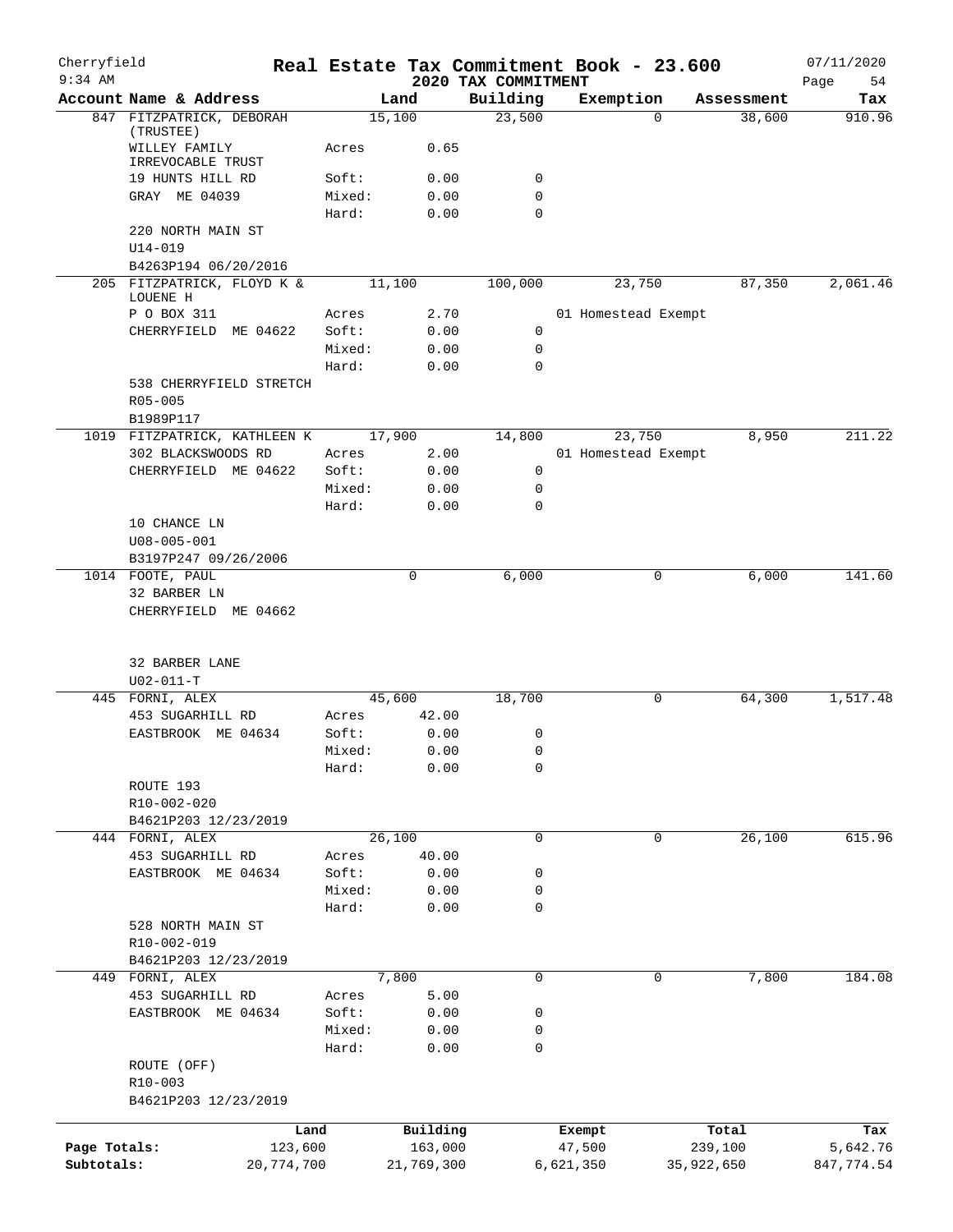# Real Estate Tax Commitment Book - 23.600

Cherryfield 9:34 AM — 2020 TAX COMMITMENT — 07/11/2020

| Account Name & Address | | Land | Building | Exemption | Assessment | Tax |
|---|---|---|---|---|---|---|
| 847 FITZPATRICK, DEBORAH (TRUSTEE) | | 15,100 | 23,500 | 0 | 38,600 | 910.96 |
| WILLEY FAMILY IRREVOCABLE TRUST | Acres | 0.65 | | | | |
| 19 HUNTS HILL RD | Soft: | 0.00 | 0 | | | |
| GRAY ME 04039 | Mixed: | 0.00 | 0 | | | |
| | Hard: | 0.00 | 0 | | | |
| 220 NORTH MAIN ST | | | | | | |
| U14-019 | | | | | | |
| B4263P194 06/20/2016 | | | | | | |
| 205 FITZPATRICK, FLOYD K & LOUENE H | | 11,100 | 100,000 | 23,750 | 87,350 | 2,061.46 |
| P O BOX 311 | Acres | 2.70 | | 01 Homestead Exempt | | |
| CHERRYFIELD ME 04622 | Soft: | 0.00 | 0 | | | |
| | Mixed: | 0.00 | 0 | | | |
| | Hard: | 0.00 | 0 | | | |
| 538 CHERRYFIELD STRETCH | | | | | | |
| R05-005 | | | | | | |
| B1989P117 | | | | | | |
| 1019 FITZPATRICK, KATHLEEN K | | 17,900 | 14,800 | 23,750 | 8,950 | 211.22 |
| 302 BLACKSWOODS RD | Acres | 2.00 | | 01 Homestead Exempt | | |
| CHERRYFIELD ME 04622 | Soft: | 0.00 | 0 | | | |
| | Mixed: | 0.00 | 0 | | | |
| | Hard: | 0.00 | 0 | | | |
| 10 CHANCE LN | | | | | | |
| U08-005-001 | | | | | | |
| B3197P247 09/26/2006 | | | | | | |
| 1014 FOOTE, PAUL | | 0 | 6,000 | 0 | 6,000 | 141.60 |
| 32 BARBER LN | | | | | | |
| CHERRYFIELD ME 04662 | | | | | | |
| 32 BARBER LANE | | | | | | |
| U02-011-T | | | | | | |
| 445 FORNI, ALEX | | 45,600 | 18,700 | 0 | 64,300 | 1,517.48 |
| 453 SUGARHILL RD | Acres | 42.00 | | | | |
| EASTBROOK ME 04634 | Soft: | 0.00 | 0 | | | |
| | Mixed: | 0.00 | 0 | | | |
| | Hard: | 0.00 | 0 | | | |
| ROUTE 193 | | | | | | |
| R10-002-020 | | | | | | |
| B4621P203 12/23/2019 | | | | | | |
| 444 FORNI, ALEX | | 26,100 | 0 | 0 | 26,100 | 615.96 |
| 453 SUGARHILL RD | Acres | 40.00 | | | | |
| EASTBROOK ME 04634 | Soft: | 0.00 | 0 | | | |
| | Mixed: | 0.00 | 0 | | | |
| | Hard: | 0.00 | 0 | | | |
| 528 NORTH MAIN ST | | | | | | |
| R10-002-019 | | | | | | |
| B4621P203 12/23/2019 | | | | | | |
| 449 FORNI, ALEX | | 7,800 | 0 | 0 | 7,800 | 184.08 |
| 453 SUGARHILL RD | Acres | 5.00 | | | | |
| EASTBROOK ME 04634 | Soft: | 0.00 | 0 | | | |
| | Mixed: | 0.00 | 0 | | | |
| | Hard: | 0.00 | 0 | | | |
| ROUTE (OFF) | | | | | | |
| R10-003 | | | | | | |
| B4621P203 12/23/2019 | | | | | | |

| | Land | Building | Exempt | Total | Tax |
|---|---|---|---|---|---|
| Page Totals: | 123,600 | 163,000 | 47,500 | 239,100 | 5,642.76 |
| Subtotals: | 20,774,700 | 21,769,300 | 6,621,350 | 35,922,650 | 847,774.54 |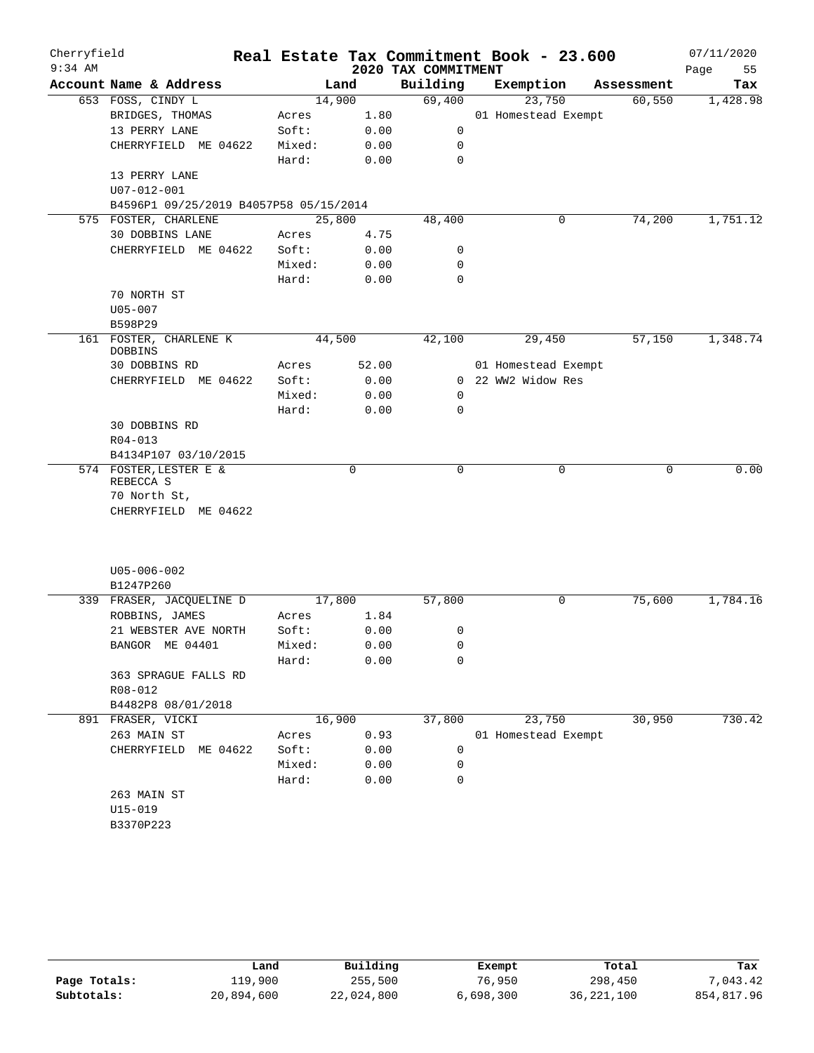# Real Estate Tax Commitment Book - 23.600

Cherryfield
9:34 AM

2020 TAX COMMITMENT

07/11/2020

| Account Name & Address | | Land | Building | Exemption | Assessment | Tax |
|---|---|---|---|---|---|---|
| 653 FOSS, CINDY L | | 14,900 | 69,400 | 23,750 | 60,550 | 1,428.98 |
| BRIDGES, THOMAS | Acres | 1.80 | | 01 Homestead Exempt | | |
| 13 PERRY LANE | Soft: | 0.00 | 0 | | | |
| CHERRYFIELD ME 04622 | Mixed: | 0.00 | 0 | | | |
| | Hard: | 0.00 | 0 | | | |
| 13 PERRY LANE | | | | | | |
| U07-012-001 | | | | | | |
| B4596P1 09/25/2019 B4057P58 05/15/2014 | | | | | | |
| 575 FOSTER, CHARLENE | | 25,800 | 48,400 | 0 | 74,200 | 1,751.12 |
| 30 DOBBINS LANE | Acres | 4.75 | | | | |
| CHERRYFIELD ME 04622 | Soft: | 0.00 | 0 | | | |
| | Mixed: | 0.00 | 0 | | | |
| | Hard: | 0.00 | 0 | | | |
| 70 NORTH ST | | | | | | |
| U05-007 | | | | | | |
| B598P29 | | | | | | |
| 161 FOSTER, CHARLENE K DOBBINS | | 44,500 | 42,100 | 29,450 | 57,150 | 1,348.74 |
| 30 DOBBINS RD | Acres | 52.00 | | 01 Homestead Exempt | | |
| CHERRYFIELD ME 04622 | Soft: | 0.00 | 0 | 22 WW2 Widow Res | | |
| | Mixed: | 0.00 | 0 | | | |
| | Hard: | 0.00 | 0 | | | |
| 30 DOBBINS RD | | | | | | |
| R04-013 | | | | | | |
| B4134P107 03/10/2015 | | | | | | |
| 574 FOSTER, LESTER E & REBECCA S | | 0 | 0 | 0 | 0 | 0.00 |
| 70 North St, | | | | | | |
| CHERRYFIELD ME 04622 | | | | | | |
| U05-006-002 | | | | | | |
| B1247P260 | | | | | | |
| 339 FRASER, JACQUELINE D | | 17,800 | 57,800 | 0 | 75,600 | 1,784.16 |
| ROBBINS, JAMES | Acres | 1.84 | | | | |
| 21 WEBSTER AVE NORTH | Soft: | 0.00 | 0 | | | |
| BANGOR ME 04401 | Mixed: | 0.00 | 0 | | | |
| | Hard: | 0.00 | 0 | | | |
| 363 SPRAGUE FALLS RD | | | | | | |
| R08-012 | | | | | | |
| B4482P8 08/01/2018 | | | | | | |
| 891 FRASER, VICKI | | 16,900 | 37,800 | 23,750 | 30,950 | 730.42 |
| 263 MAIN ST | Acres | 0.93 | | 01 Homestead Exempt | | |
| CHERRYFIELD ME 04622 | Soft: | 0.00 | 0 | | | |
| | Mixed: | 0.00 | 0 | | | |
| | Hard: | 0.00 | 0 | | | |
| 263 MAIN ST | | | | | | |
| U15-019 | | | | | | |
| B3370P223 | | | | | | |

| | Land | Building | Exempt | Total | Tax |
|---|---|---|---|---|---|
| Page Totals: | 119,900 | 255,500 | 76,950 | 298,450 | 7,043.42 |
| Subtotals: | 20,894,600 | 22,024,800 | 6,698,300 | 36,221,100 | 854,817.96 |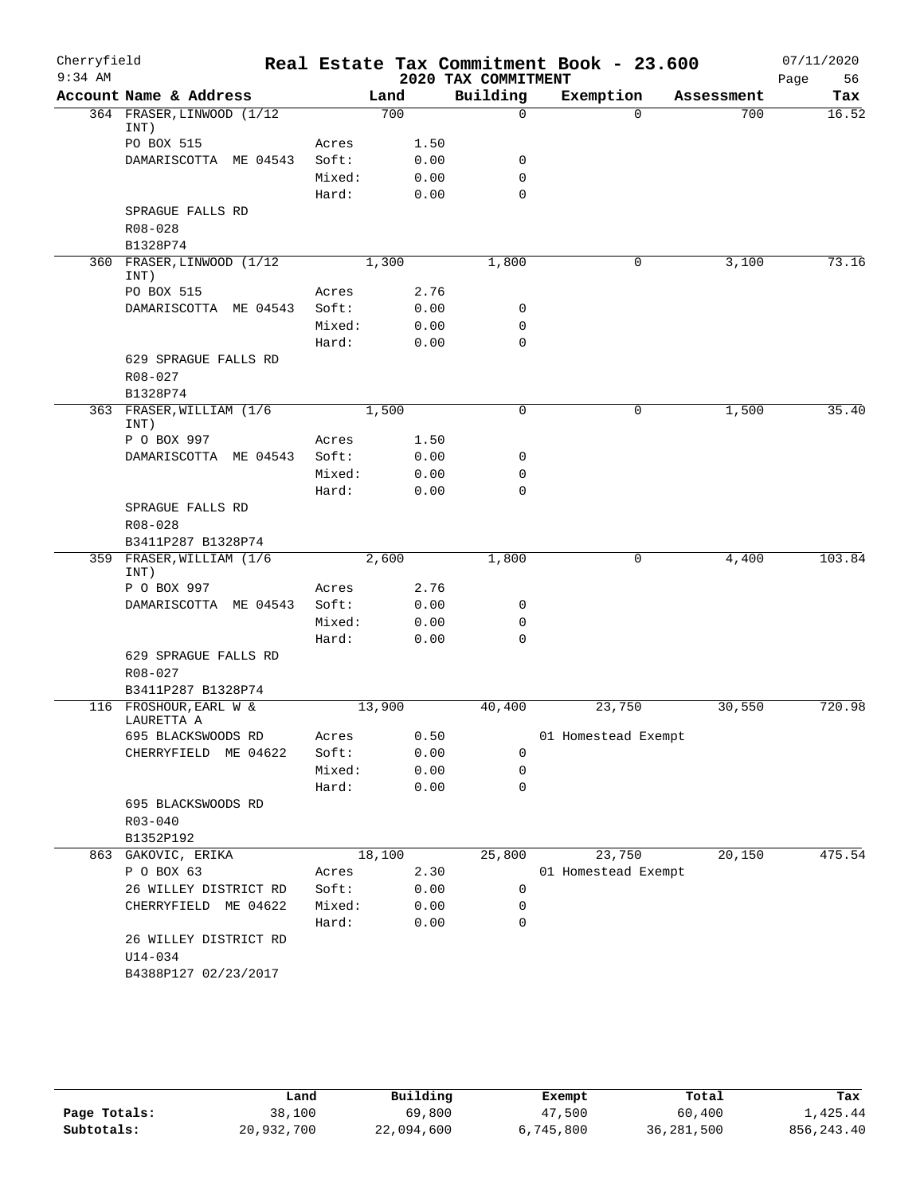Cherryfield
9:34 AM

# Real Estate Tax Commitment Book - 23.600

## 2020 TAX COMMITMENT

07/11/2020

| Account | Name & Address | | Land | Building | Exemption | Assessment | Tax |
|---|---|---|---|---|---|---|---|
| 364 | FRASER,LINWOOD (1/12 INT) | | 700 | 0 | 0 | 700 | 16.52 |
| | PO BOX 515 | Acres | 1.50 | | | | |
| | DAMARISCOTTA ME 04543 | Soft: | 0.00 | 0 | | | |
| | | Mixed: | 0.00 | 0 | | | |
| | | Hard: | 0.00 | 0 | | | |
| | SPRAGUE FALLS RD | | | | | | |
| | R08-028 | | | | | | |
| | B1328P74 | | | | | | |
| 360 | FRASER,LINWOOD (1/12 INT) | | 1,300 | 1,800 | 0 | 3,100 | 73.16 |
| | PO BOX 515 | Acres | 2.76 | | | | |
| | DAMARISCOTTA ME 04543 | Soft: | 0.00 | 0 | | | |
| | | Mixed: | 0.00 | 0 | | | |
| | | Hard: | 0.00 | 0 | | | |
| | 629 SPRAGUE FALLS RD | | | | | | |
| | R08-027 | | | | | | |
| | B1328P74 | | | | | | |
| 363 | FRASER,WILLIAM (1/6 INT) | | 1,500 | 0 | 0 | 1,500 | 35.40 |
| | P O BOX 997 | Acres | 1.50 | | | | |
| | DAMARISCOTTA ME 04543 | Soft: | 0.00 | 0 | | | |
| | | Mixed: | 0.00 | 0 | | | |
| | | Hard: | 0.00 | 0 | | | |
| | SPRAGUE FALLS RD | | | | | | |
| | R08-028 | | | | | | |
| | B3411P287 B1328P74 | | | | | | |
| 359 | FRASER,WILLIAM (1/6 INT) | | 2,600 | 1,800 | 0 | 4,400 | 103.84 |
| | P O BOX 997 | Acres | 2.76 | | | | |
| | DAMARISCOTTA ME 04543 | Soft: | 0.00 | 0 | | | |
| | | Mixed: | 0.00 | 0 | | | |
| | | Hard: | 0.00 | 0 | | | |
| | 629 SPRAGUE FALLS RD | | | | | | |
| | R08-027 | | | | | | |
| | B3411P287 B1328P74 | | | | | | |
| 116 | FROSHOUR,EARL W & LAURETTA A | | 13,900 | 40,400 | 23,750 | 30,550 | 720.98 |
| | 695 BLACKSWOODS RD | Acres | 0.50 | | 01 Homestead Exempt | | |
| | CHERRYFIELD ME 04622 | Soft: | 0.00 | 0 | | | |
| | | Mixed: | 0.00 | 0 | | | |
| | | Hard: | 0.00 | 0 | | | |
| | 695 BLACKSWOODS RD | | | | | | |
| | R03-040 | | | | | | |
| | B1352P192 | | | | | | |
| 863 | GAKOVIC, ERIKA | | 18,100 | 25,800 | 23,750 | 20,150 | 475.54 |
| | P O BOX 63 | Acres | 2.30 | | 01 Homestead Exempt | | |
| | 26 WILLEY DISTRICT RD | Soft: | 0.00 | 0 | | | |
| | CHERRYFIELD ME 04622 | Mixed: | 0.00 | 0 | | | |
| | | Hard: | 0.00 | 0 | | | |
| | 26 WILLEY DISTRICT RD | | | | | | |
| | U14-034 | | | | | | |
| | B4388P127 02/23/2017 | | | | | | |

| | Land | Building | Exempt | Total | Tax |
|---|---|---|---|---|---|
| Page Totals: | 38,100 | 69,800 | 47,500 | 60,400 | 1,425.44 |
| Subtotals: | 20,932,700 | 22,094,600 | 6,745,800 | 36,281,500 | 856,243.40 |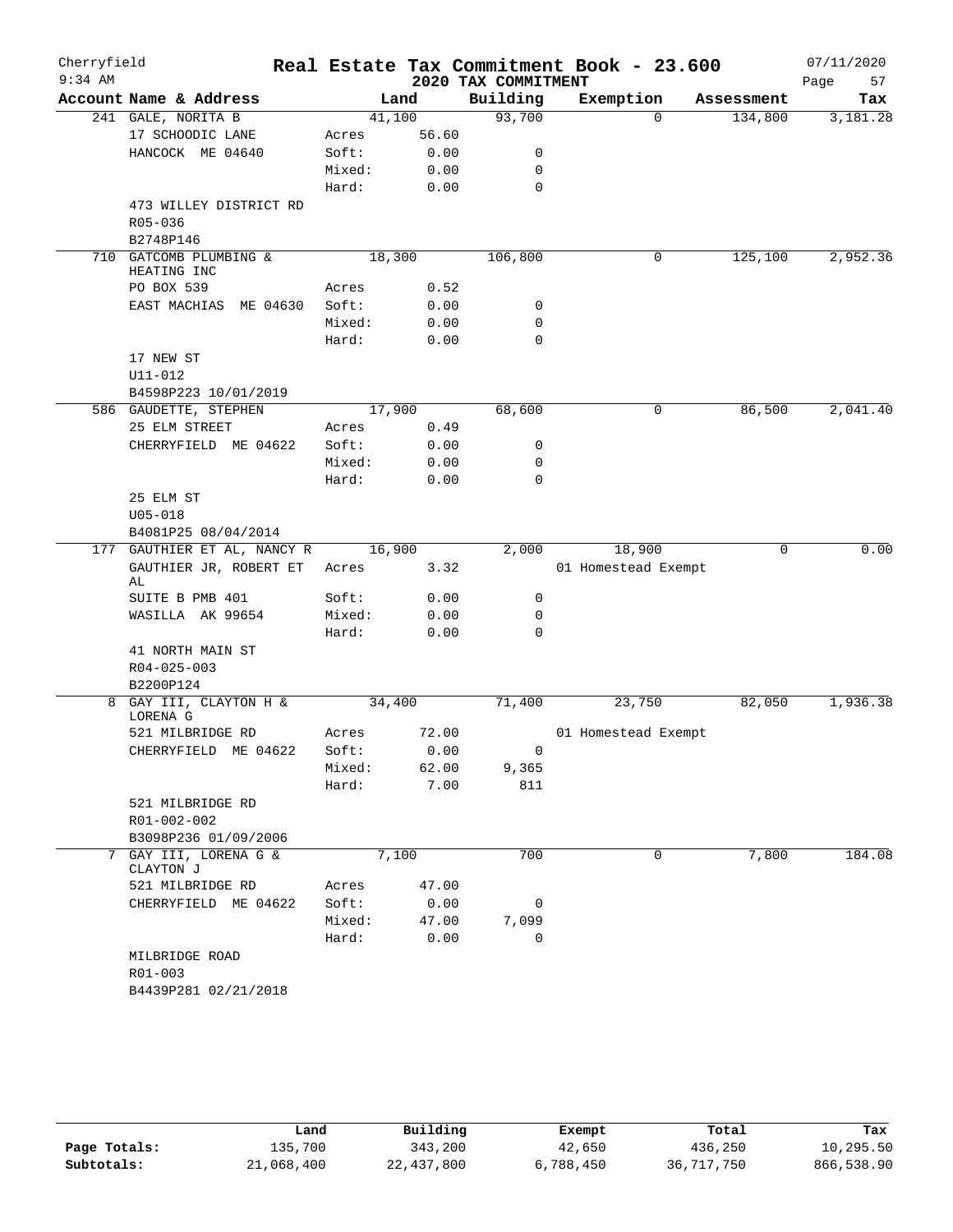Cherryfield 9:34 AM

# Real Estate Tax Commitment Book - 23.600

## 2020 TAX COMMITMENT

07/11/2020

| Account | Name & Address | | Land | Building | Exemption | Assessment | Tax |
|---|---|---|---|---|---|---|---|
| 241 | GALE, NORITA B | | 41,100 | 93,700 | 0 | 134,800 | 3,181.28 |
| | 17 SCHOODIC LANE | Acres | 56.60 | | | | |
| | HANCOCK ME 04640 | Soft: | 0.00 | 0 | | | |
| | | Mixed: | 0.00 | 0 | | | |
| | | Hard: | 0.00 | 0 | | | |
| | 473 WILLEY DISTRICT RD | | | | | | |
| | R05-036 | | | | | | |
| | B2748P146 | | | | | | |
| 710 | GATCOMB PLUMBING & HEATING INC | | 18,300 | 106,800 | 0 | 125,100 | 2,952.36 |
| | PO BOX 539 | Acres | 0.52 | | | | |
| | EAST MACHIAS ME 04630 | Soft: | 0.00 | 0 | | | |
| | | Mixed: | 0.00 | 0 | | | |
| | | Hard: | 0.00 | 0 | | | |
| | 17 NEW ST | | | | | | |
| | U11-012 | | | | | | |
| | B4598P223 10/01/2019 | | | | | | |
| 586 | GAUDETTE, STEPHEN | | 17,900 | 68,600 | 0 | 86,500 | 2,041.40 |
| | 25 ELM STREET | Acres | 0.49 | | | | |
| | CHERRYFIELD ME 04622 | Soft: | 0.00 | 0 | | | |
| | | Mixed: | 0.00 | 0 | | | |
| | | Hard: | 0.00 | 0 | | | |
| | 25 ELM ST | | | | | | |
| | U05-018 | | | | | | |
| | B4081P25 08/04/2014 | | | | | | |
| 177 | GAUTHIER ET AL, NANCY R | | 16,900 | 2,000 | 18,900 | 0 | 0.00 |
| | GAUTHIER JR, ROBERT ET AL | Acres | 3.32 | | 01 Homestead Exempt | | |
| | SUITE B PMB 401 | Soft: | 0.00 | 0 | | | |
| | WASILLA AK 99654 | Mixed: | 0.00 | 0 | | | |
| | | Hard: | 0.00 | 0 | | | |
| | 41 NORTH MAIN ST | | | | | | |
| | R04-025-003 | | | | | | |
| | B2200P124 | | | | | | |
| 8 | GAY III, CLAYTON H & LORENA G | | 34,400 | 71,400 | 23,750 | 82,050 | 1,936.38 |
| | 521 MILBRIDGE RD | Acres | 72.00 | | 01 Homestead Exempt | | |
| | CHERRYFIELD ME 04622 | Soft: | 0.00 | 0 | | | |
| | | Mixed: | 62.00 | 9,365 | | | |
| | | Hard: | 7.00 | 811 | | | |
| | 521 MILBRIDGE RD | | | | | | |
| | R01-002-002 | | | | | | |
| | B3098P236 01/09/2006 | | | | | | |
| 7 | GAY III, LORENA G & CLAYTON J | | 7,100 | 700 | 0 | 7,800 | 184.08 |
| | 521 MILBRIDGE RD | Acres | 47.00 | | | | |
| | CHERRYFIELD ME 04622 | Soft: | 0.00 | 0 | | | |
| | | Mixed: | 47.00 | 7,099 | | | |
| | | Hard: | 0.00 | 0 | | | |
| | MILBRIDGE ROAD | | | | | | |
| | R01-003 | | | | | | |
| | B4439P281 02/21/2018 | | | | | | |

| | Land | Building | Exempt | Total | Tax |
|---|---|---|---|---|---|
| Page Totals: | 135,700 | 343,200 | 42,650 | 436,250 | 10,295.50 |
| Subtotals: | 21,068,400 | 22,437,800 | 6,788,450 | 36,717,750 | 866,538.90 |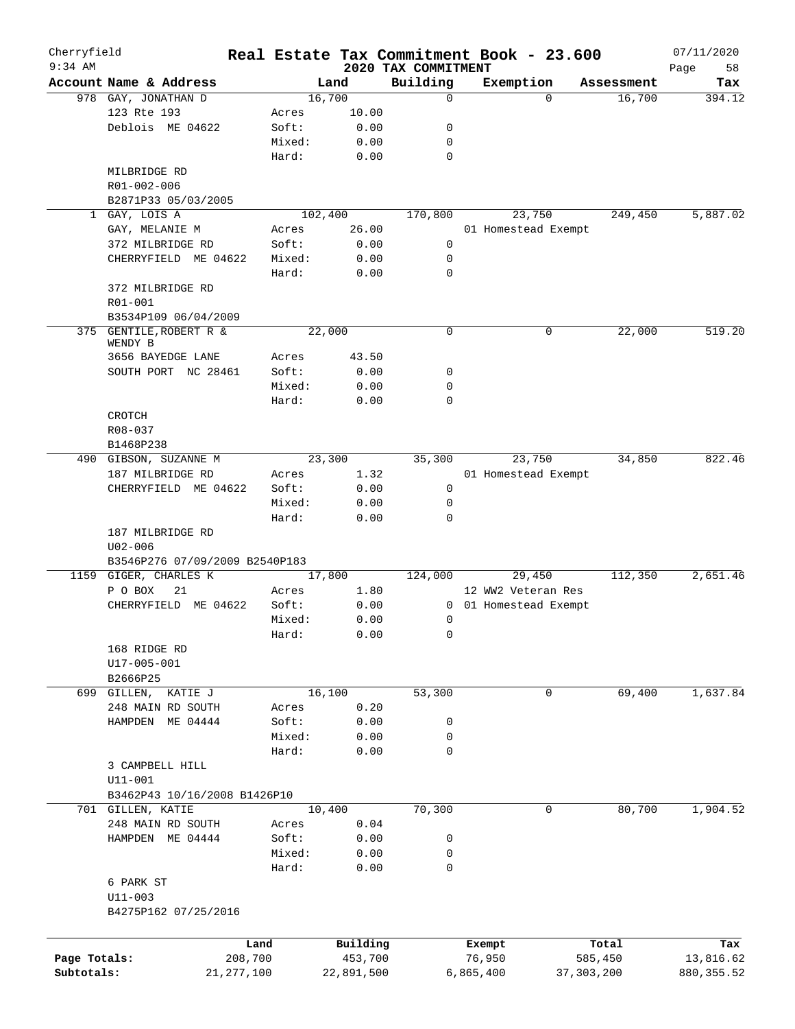# Cherryfield — Real Estate Tax Commitment Book - 23.600

9:34 AM — 2020 TAX COMMITMENT — 07/11/2020

| Account Name & Address | | Land | Building | Exemption | Assessment | Tax |
|---|---|---|---|---|---|---|
| 978 GAY, JONATHAN D | | 16,700 | 0 | 0 | 16,700 | 394.12 |
| 123 Rte 193 | Acres | 10.00 | | | | |
| Deblois ME 04622 | Soft: | 0.00 | 0 | | | |
| | Mixed: | 0.00 | 0 | | | |
| | Hard: | 0.00 | 0 | | | |
| MILBRIDGE RD | | | | | | |
| R01-002-006 | | | | | | |
| B2871P33 05/03/2005 | | | | | | |
| 1 GAY, LOIS A | | 102,400 | 170,800 | 23,750 | 249,450 | 5,887.02 |
| GAY, MELANIE M | Acres | 26.00 | | 01 Homestead Exempt | | |
| 372 MILBRIDGE RD | Soft: | 0.00 | 0 | | | |
| CHERRYFIELD ME 04622 | Mixed: | 0.00 | 0 | | | |
| | Hard: | 0.00 | 0 | | | |
| 372 MILBRIDGE RD | | | | | | |
| R01-001 | | | | | | |
| B3534P109 06/04/2009 | | | | | | |
| 375 GENTILE,ROBERT R & WENDY B | | 22,000 | 0 | 0 | 22,000 | 519.20 |
| 3656 BAYEDGE LANE | Acres | 43.50 | | | | |
| SOUTH PORT NC 28461 | Soft: | 0.00 | 0 | | | |
| | Mixed: | 0.00 | 0 | | | |
| | Hard: | 0.00 | 0 | | | |
| CROTCH | | | | | | |
| R08-037 | | | | | | |
| B1468P238 | | | | | | |
| 490 GIBSON, SUZANNE M | | 23,300 | 35,300 | 23,750 | 34,850 | 822.46 |
| 187 MILBRIDGE RD | Acres | 1.32 | | 01 Homestead Exempt | | |
| CHERRYFIELD ME 04622 | Soft: | 0.00 | 0 | | | |
| | Mixed: | 0.00 | 0 | | | |
| | Hard: | 0.00 | 0 | | | |
| 187 MILBRIDGE RD | | | | | | |
| U02-006 | | | | | | |
| B3546P276 07/09/2009 B2540P183 | | | | | | |
| 1159 GIGER, CHARLES K | | 17,800 | 124,000 | 29,450 | 112,350 | 2,651.46 |
| P O BOX 21 | Acres | 1.80 | | 12 WW2 Veteran Res | | |
| CHERRYFIELD ME 04622 | Soft: | 0.00 | 0 | 01 Homestead Exempt | | |
| | Mixed: | 0.00 | 0 | | | |
| | Hard: | 0.00 | 0 | | | |
| 168 RIDGE RD | | | | | | |
| U17-005-001 | | | | | | |
| B2666P25 | | | | | | |
| 699 GILLEN, KATIE J | | 16,100 | 53,300 | 0 | 69,400 | 1,637.84 |
| 248 MAIN RD SOUTH | Acres | 0.20 | | | | |
| HAMPDEN ME 04444 | Soft: | 0.00 | 0 | | | |
| | Mixed: | 0.00 | 0 | | | |
| | Hard: | 0.00 | 0 | | | |
| 3 CAMPBELL HILL | | | | | | |
| U11-001 | | | | | | |
| B3462P43 10/16/2008 B1426P10 | | | | | | |
| 701 GILLEN, KATIE | | 10,400 | 70,300 | 0 | 80,700 | 1,904.52 |
| 248 MAIN RD SOUTH | Acres | 0.04 | | | | |
| HAMPDEN ME 04444 | Soft: | 0.00 | 0 | | | |
| | Mixed: | 0.00 | 0 | | | |
| | Hard: | 0.00 | 0 | | | |
| 6 PARK ST | | | | | | |
| U11-003 | | | | | | |
| B4275P162 07/25/2016 | | | | | | |

| | Land | Building | Exempt | Total | Tax |
|---|---|---|---|---|---|
| Page Totals: | 208,700 | 453,700 | 76,950 | 585,450 | 13,816.62 |
| Subtotals: | 21,277,100 | 22,891,500 | 6,865,400 | 37,303,200 | 880,355.52 |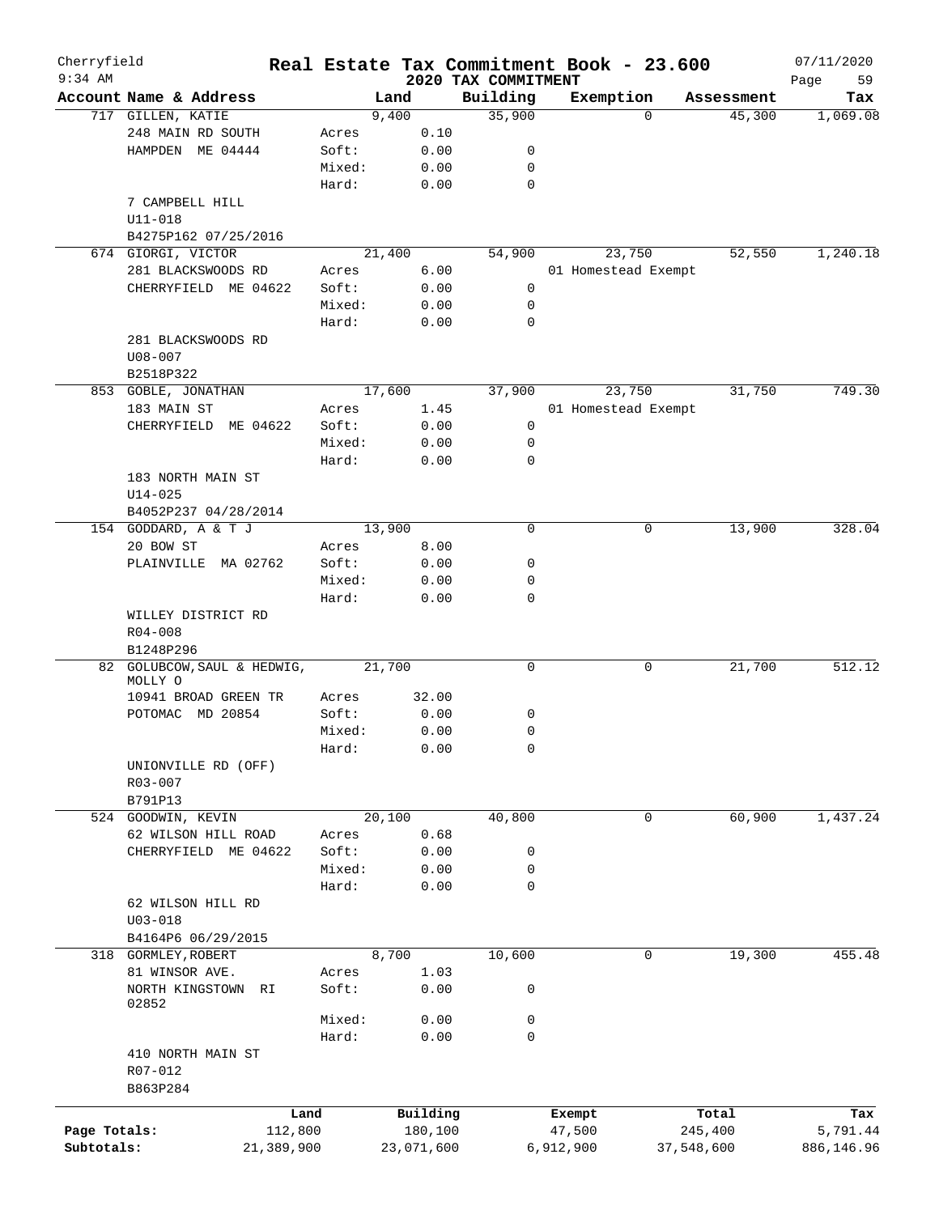# Real Estate Tax Commitment Book - 23.600

Cherryfield
9:34 AM

2020 TAX COMMITMENT

07/11/2020

| Account | Name & Address | Land | | Building | Exemption | Assessment | Tax |
|---|---|---|---|---|---|---|---|
| 717 | GILLEN, KATIE | | 9,400 | 35,900 | 0 | 45,300 | 1,069.08 |
| | 248 MAIN RD SOUTH | Acres | 0.10 | | | | |
| | HAMPDEN ME 04444 | Soft: | 0.00 | 0 | | | |
| | | Mixed: | 0.00 | 0 | | | |
| | | Hard: | 0.00 | 0 | | | |
| | 7 CAMPBELL HILL | | | | | | |
| | U11-018 | | | | | | |
| | B4275P162 07/25/2016 | | | | | | |
| 674 | GIORGI, VICTOR | | 21,400 | 54,900 | 23,750 | 52,550 | 1,240.18 |
| | 281 BLACKSWOODS RD | Acres | 6.00 | | 01 Homestead Exempt | | |
| | CHERRYFIELD ME 04622 | Soft: | 0.00 | 0 | | | |
| | | Mixed: | 0.00 | 0 | | | |
| | | Hard: | 0.00 | 0 | | | |
| | 281 BLACKSWOODS RD | | | | | | |
| | U08-007 | | | | | | |
| | B2518P322 | | | | | | |
| 853 | GOBLE, JONATHAN | | 17,600 | 37,900 | 23,750 | 31,750 | 749.30 |
| | 183 MAIN ST | Acres | 1.45 | | 01 Homestead Exempt | | |
| | CHERRYFIELD ME 04622 | Soft: | 0.00 | 0 | | | |
| | | Mixed: | 0.00 | 0 | | | |
| | | Hard: | 0.00 | 0 | | | |
| | 183 NORTH MAIN ST | | | | | | |
| | U14-025 | | | | | | |
| | B4052P237 04/28/2014 | | | | | | |
| 154 | GODDARD, A & T J | | 13,900 | 0 | 0 | 13,900 | 328.04 |
| | 20 BOW ST | Acres | 8.00 | | | | |
| | PLAINVILLE MA 02762 | Soft: | 0.00 | 0 | | | |
| | | Mixed: | 0.00 | 0 | | | |
| | | Hard: | 0.00 | 0 | | | |
| | WILLEY DISTRICT RD | | | | | | |
| | R04-008 | | | | | | |
| | B1248P296 | | | | | | |
| 82 | GOLUBCOW, SAUL & HEDWIG, MOLLY O | | 21,700 | 0 | 0 | 21,700 | 512.12 |
| | 10941 BROAD GREEN TR | Acres | 32.00 | | | | |
| | POTOMAC MD 20854 | Soft: | 0.00 | 0 | | | |
| | | Mixed: | 0.00 | 0 | | | |
| | | Hard: | 0.00 | 0 | | | |
| | UNIONVILLE RD (OFF) | | | | | | |
| | R03-007 | | | | | | |
| | B791P13 | | | | | | |
| 524 | GOODWIN, KEVIN | | 20,100 | 40,800 | 0 | 60,900 | 1,437.24 |
| | 62 WILSON HILL ROAD | Acres | 0.68 | | | | |
| | CHERRYFIELD ME 04622 | Soft: | 0.00 | 0 | | | |
| | | Mixed: | 0.00 | 0 | | | |
| | | Hard: | 0.00 | 0 | | | |
| | 62 WILSON HILL RD | | | | | | |
| | U03-018 | | | | | | |
| | B4164P6 06/29/2015 | | | | | | |
| 318 | GORMLEY, ROBERT | | 8,700 | 10,600 | 0 | 19,300 | 455.48 |
| | 81 WINSOR AVE. | Acres | 1.03 | | | | |
| | NORTH KINGSTOWN RI 02852 | Soft: | 0.00 | 0 | | | |
| | | Mixed: | 0.00 | 0 | | | |
| | | Hard: | 0.00 | 0 | | | |
| | 410 NORTH MAIN ST | | | | | | |
| | R07-012 | | | | | | |
| | B863P284 | | | | | | |

| | Land | Building | Exempt | Total | Tax |
|---|---|---|---|---|---|
| Page Totals: | 112,800 | 180,100 | 47,500 | 245,400 | 5,791.44 |
| Subtotals: | 21,389,900 | 23,071,600 | 6,912,900 | 37,548,600 | 886,146.96 |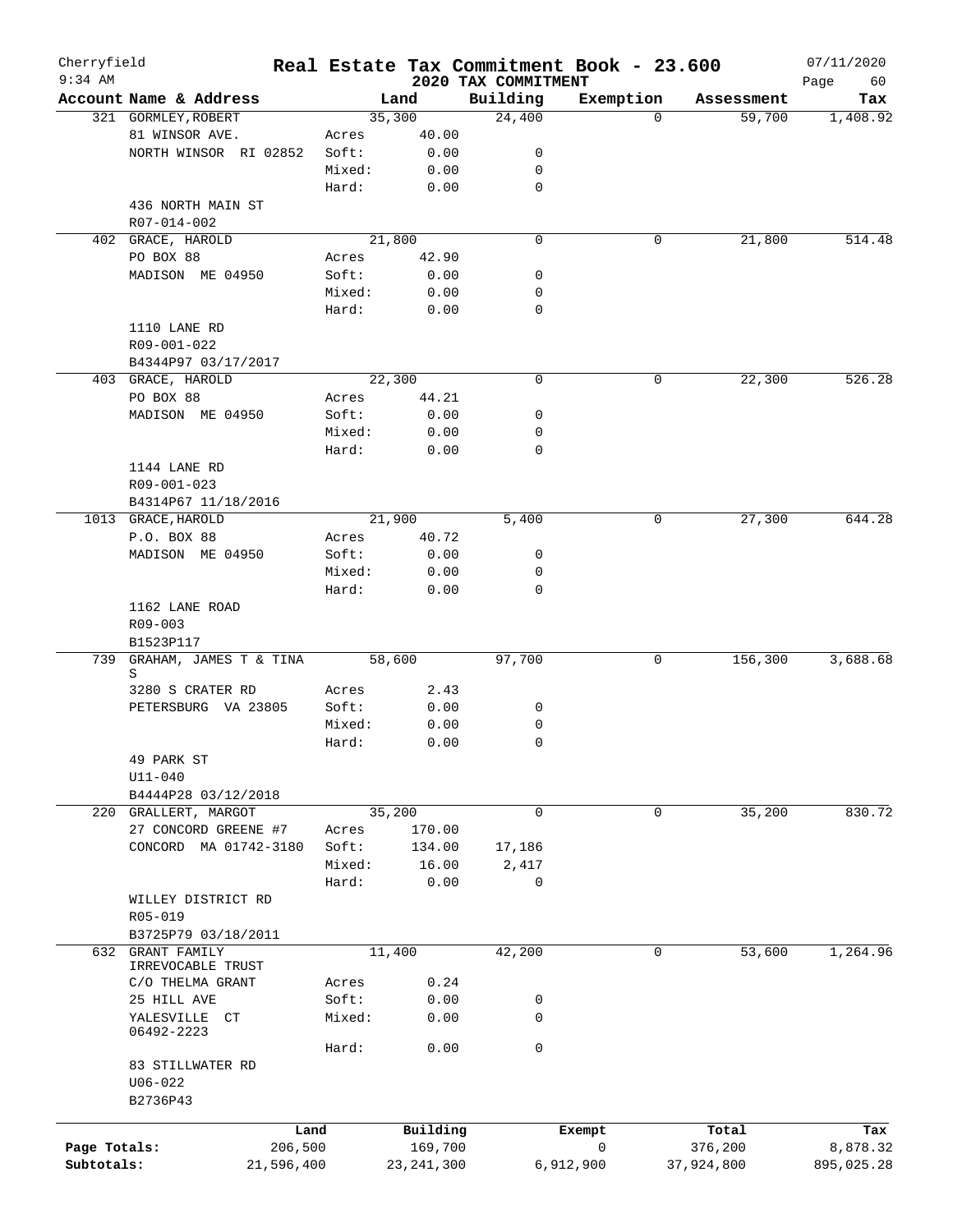Cherryfield — Real Estate Tax Commitment Book - 23.600 — 07/11/2020
9:34 AM — 2020 TAX COMMITMENT

| Account Name & Address | | Land | Building | Exemption | Assessment | Tax |
|---|---|---|---|---|---|---|
| 321 GORMLEY, ROBERT | | 35,300 | 24,400 | 0 | 59,700 | 1,408.92 |
| 81 WINSOR AVE. | Acres | 40.00 | | | | |
| NORTH WINSOR RI 02852 | Soft: | 0.00 | 0 | | | |
| | Mixed: | 0.00 | 0 | | | |
| | Hard: | 0.00 | 0 | | | |
| 436 NORTH MAIN ST | | | | | | |
| R07-014-002 | | | | | | |
| 402 GRACE, HAROLD | | 21,800 | 0 | 0 | 21,800 | 514.48 |
| PO BOX 88 | Acres | 42.90 | | | | |
| MADISON ME 04950 | Soft: | 0.00 | 0 | | | |
| | Mixed: | 0.00 | 0 | | | |
| | Hard: | 0.00 | 0 | | | |
| 1110 LANE RD | | | | | | |
| R09-001-022 | | | | | | |
| B4344P97 03/17/2017 | | | | | | |
| 403 GRACE, HAROLD | | 22,300 | 0 | 0 | 22,300 | 526.28 |
| PO BOX 88 | Acres | 44.21 | | | | |
| MADISON ME 04950 | Soft: | 0.00 | 0 | | | |
| | Mixed: | 0.00 | 0 | | | |
| | Hard: | 0.00 | 0 | | | |
| 1144 LANE RD | | | | | | |
| R09-001-023 | | | | | | |
| B4314P67 11/18/2016 | | | | | | |
| 1013 GRACE, HAROLD | | 21,900 | 5,400 | 0 | 27,300 | 644.28 |
| P.O. BOX 88 | Acres | 40.72 | | | | |
| MADISON ME 04950 | Soft: | 0.00 | 0 | | | |
| | Mixed: | 0.00 | 0 | | | |
| | Hard: | 0.00 | 0 | | | |
| 1162 LANE ROAD | | | | | | |
| R09-003 | | | | | | |
| B1523P117 | | | | | | |
| 739 GRAHAM, JAMES T & TINA S | | 58,600 | 97,700 | 0 | 156,300 | 3,688.68 |
| 3280 S CRATER RD | Acres | 2.43 | | | | |
| PETERSBURG VA 23805 | Soft: | 0.00 | 0 | | | |
| | Mixed: | 0.00 | 0 | | | |
| | Hard: | 0.00 | 0 | | | |
| 49 PARK ST | | | | | | |
| U11-040 | | | | | | |
| B4444P28 03/12/2018 | | | | | | |
| 220 GRALLERT, MARGOT | | 35,200 | 0 | 0 | 35,200 | 830.72 |
| 27 CONCORD GREENE #7 | Acres | 170.00 | | | | |
| CONCORD MA 01742-3180 | Soft: | 134.00 | 17,186 | | | |
| | Mixed: | 16.00 | 2,417 | | | |
| | Hard: | 0.00 | 0 | | | |
| WILLEY DISTRICT RD | | | | | | |
| R05-019 | | | | | | |
| B3725P79 03/18/2011 | | | | | | |
| 632 GRANT FAMILY IRREVOCABLE TRUST | | 11,400 | 42,200 | 0 | 53,600 | 1,264.96 |
| C/O THELMA GRANT | Acres | 0.24 | | | | |
| 25 HILL AVE | Soft: | 0.00 | 0 | | | |
| YALESVILLE CT 06492-2223 | Mixed: | 0.00 | 0 | | | |
| | Hard: | 0.00 | 0 | | | |
| 83 STILLWATER RD | | | | | | |
| U06-022 | | | | | | |
| B2736P43 | | | | | | |

| | Land | Building | Exempt | Total | Tax |
|---|---|---|---|---|---|
| Page Totals: | 206,500 | 169,700 | 0 | 376,200 | 8,878.32 |
| Subtotals: | 21,596,400 | 23,241,300 | 6,912,900 | 37,924,800 | 895,025.28 |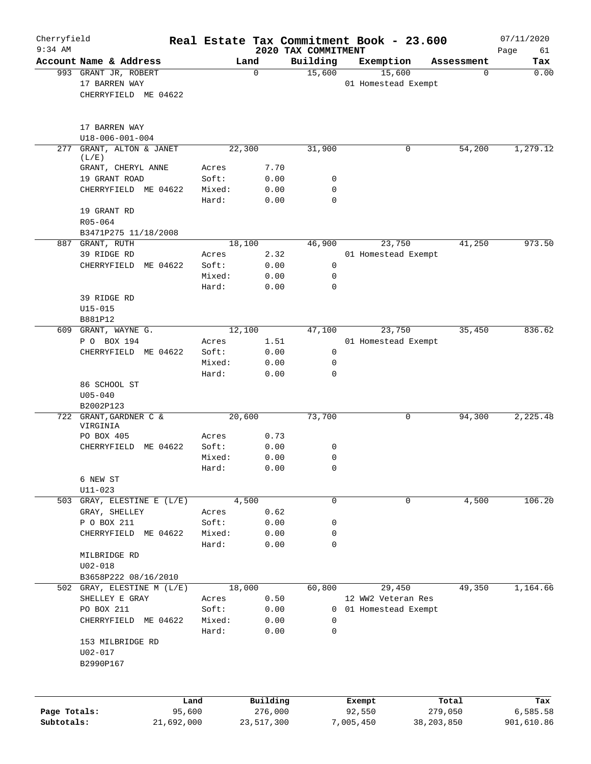Cherryfield 9:34 AM

# Real Estate Tax Commitment Book - 23.600

## 2020 TAX COMMITMENT

07/11/2020 Page 61

| Account Name & Address | | Land | Building | Exemption | Assessment | Tax |
|---|---|---|---|---|---|---|
| 993 GRANT JR, ROBERT | | 0 | 15,600 | 15,600 | 0 | 0.00 |
| 17 BARREN WAY | | | | 01 Homestead Exempt | | |
| CHERRYFIELD ME 04622 | | | | | | |
| 17 BARREN WAY | | | | | | |
| U18-006-001-004 | | | | | | |
| 277 GRANT, ALTON & JANET (L/E) | | 22,300 | 31,900 | 0 | 54,200 | 1,279.12 |
| GRANT, CHERYL ANNE | Acres | 7.70 | | | | |
| 19 GRANT ROAD | Soft: | 0.00 | 0 | | | |
| CHERRYFIELD ME 04622 | Mixed: | 0.00 | 0 | | | |
| | Hard: | 0.00 | 0 | | | |
| 19 GRANT RD | | | | | | |
| R05-064 | | | | | | |
| B3471P275 11/18/2008 | | | | | | |
| 887 GRANT, RUTH | | 18,100 | 46,900 | 23,750 | 41,250 | 973.50 |
| 39 RIDGE RD | Acres | 2.32 | | 01 Homestead Exempt | | |
| CHERRYFIELD ME 04622 | Soft: | 0.00 | 0 | | | |
| | Mixed: | 0.00 | 0 | | | |
| | Hard: | 0.00 | 0 | | | |
| 39 RIDGE RD | | | | | | |
| U15-015 | | | | | | |
| B881P12 | | | | | | |
| 609 GRANT, WAYNE G. | | 12,100 | 47,100 | 23,750 | 35,450 | 836.62 |
| P O BOX 194 | Acres | 1.51 | | 01 Homestead Exempt | | |
| CHERRYFIELD ME 04622 | Soft: | 0.00 | 0 | | | |
| | Mixed: | 0.00 | 0 | | | |
| | Hard: | 0.00 | 0 | | | |
| 86 SCHOOL ST | | | | | | |
| U05-040 | | | | | | |
| B2002P123 | | | | | | |
| 722 GRANT,GARDNER C & VIRGINIA | | 20,600 | 73,700 | 0 | 94,300 | 2,225.48 |
| PO BOX 405 | Acres | 0.73 | | | | |
| CHERRYFIELD ME 04622 | Soft: | 0.00 | 0 | | | |
| | Mixed: | 0.00 | 0 | | | |
| | Hard: | 0.00 | 0 | | | |
| 6 NEW ST | | | | | | |
| U11-023 | | | | | | |
| 503 GRAY, ELESTINE E (L/E) | | 4,500 | 0 | 0 | 4,500 | 106.20 |
| GRAY, SHELLEY | Acres | 0.62 | | | | |
| P O BOX 211 | Soft: | 0.00 | 0 | | | |
| CHERRYFIELD ME 04622 | Mixed: | 0.00 | 0 | | | |
| | Hard: | 0.00 | 0 | | | |
| MILBRIDGE RD | | | | | | |
| U02-018 | | | | | | |
| B3658P222 08/16/2010 | | | | | | |
| 502 GRAY, ELESTINE M (L/E) | | 18,000 | 60,800 | 29,450 | 49,350 | 1,164.66 |
| SHELLEY E GRAY | Acres | 0.50 | | 12 WW2 Veteran Res | | |
| PO BOX 211 | Soft: | 0.00 | 0 | 01 Homestead Exempt | | |
| CHERRYFIELD ME 04622 | Mixed: | 0.00 | 0 | | | |
| | Hard: | 0.00 | 0 | | | |
| 153 MILBRIDGE RD | | | | | | |
| U02-017 | | | | | | |
| B2990P167 | | | | | | |

| | Land | Building | Exempt | Total | Tax |
|---|---|---|---|---|---|
| Page Totals: | 95,600 | 276,000 | 92,550 | 279,050 | 6,585.58 |
| Subtotals: | 21,692,000 | 23,517,300 | 7,005,450 | 38,203,850 | 901,610.86 |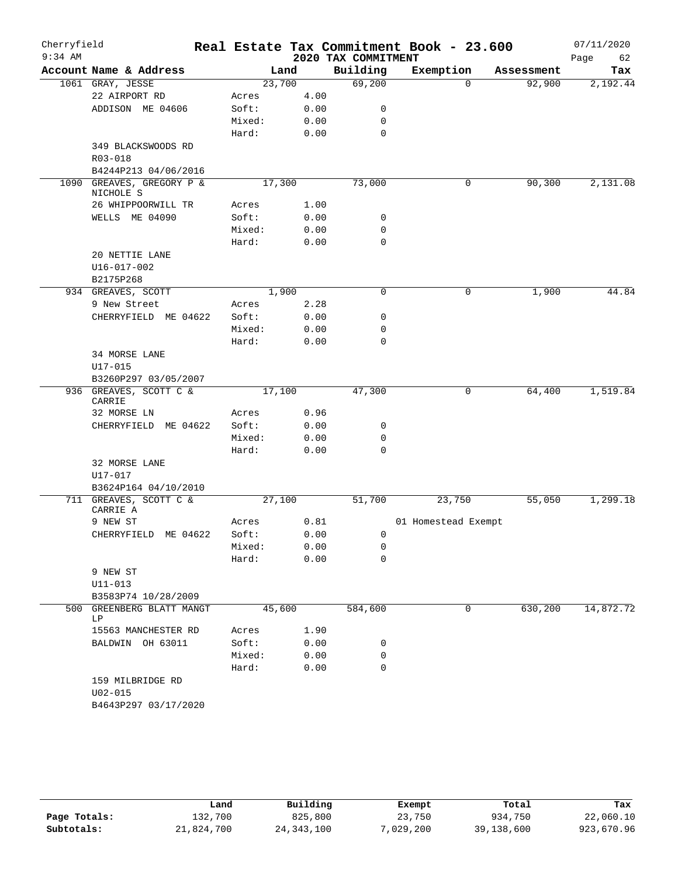# Real Estate Tax Commitment Book - 23.600

Cherryfield
9:34 AM

2020 TAX COMMITMENT

07/11/2020

| Account Name & Address | Land | | Building | Exemption | Assessment | Tax |
|---|---|---|---|---|---|---|
| 1061 GRAY, JESSE | 23,700 | | 69,200 | 0 | 92,900 | 2,192.44 |
| 22 AIRPORT RD | Acres | 4.00 | | | | |
| ADDISON ME 04606 | Soft: | 0.00 | 0 | | | |
| | Mixed: | 0.00 | 0 | | | |
| | Hard: | 0.00 | 0 | | | |
| 349 BLACKSWOODS RD | | | | | | |
| R03-018 | | | | | | |
| B4244P213 04/06/2016 | | | | | | |
| 1090 GREAVES, GREGORY P & NICHOLE S | 17,300 | | 73,000 | 0 | 90,300 | 2,131.08 |
| 26 WHIPPOORWILL TR | Acres | 1.00 | | | | |
| WELLS ME 04090 | Soft: | 0.00 | 0 | | | |
| | Mixed: | 0.00 | 0 | | | |
| | Hard: | 0.00 | 0 | | | |
| 20 NETTIE LANE | | | | | | |
| U16-017-002 | | | | | | |
| B2175P268 | | | | | | |
| 934 GREAVES, SCOTT | 1,900 | | 0 | 0 | 1,900 | 44.84 |
| 9 New Street | Acres | 2.28 | | | | |
| CHERRYFIELD ME 04622 | Soft: | 0.00 | 0 | | | |
| | Mixed: | 0.00 | 0 | | | |
| | Hard: | 0.00 | 0 | | | |
| 34 MORSE LANE | | | | | | |
| U17-015 | | | | | | |
| B3260P297 03/05/2007 | | | | | | |
| 936 GREAVES, SCOTT C & CARRIE | 17,100 | | 47,300 | 0 | 64,400 | 1,519.84 |
| 32 MORSE LN | Acres | 0.96 | | | | |
| CHERRYFIELD ME 04622 | Soft: | 0.00 | 0 | | | |
| | Mixed: | 0.00 | 0 | | | |
| | Hard: | 0.00 | 0 | | | |
| 32 MORSE LANE | | | | | | |
| U17-017 | | | | | | |
| B3624P164 04/10/2010 | | | | | | |
| 711 GREAVES, SCOTT C & CARRIE A | 27,100 | | 51,700 | 23,750 | 55,050 | 1,299.18 |
| 9 NEW ST | Acres | 0.81 | | 01 Homestead Exempt | | |
| CHERRYFIELD ME 04622 | Soft: | 0.00 | 0 | | | |
| | Mixed: | 0.00 | 0 | | | |
| | Hard: | 0.00 | 0 | | | |
| 9 NEW ST | | | | | | |
| U11-013 | | | | | | |
| B3583P74 10/28/2009 | | | | | | |
| 500 GREENBERG BLATT MANGT LP | 45,600 | | 584,600 | 0 | 630,200 | 14,872.72 |
| 15563 MANCHESTER RD | Acres | 1.90 | | | | |
| BALDWIN OH 63011 | Soft: | 0.00 | 0 | | | |
| | Mixed: | 0.00 | 0 | | | |
| | Hard: | 0.00 | 0 | | | |
| 159 MILBRIDGE RD | | | | | | |
| U02-015 | | | | | | |
| B4643P297 03/17/2020 | | | | | | |

| | Land | Building | Exempt | Total | Tax |
|---|---|---|---|---|---|
| Page Totals: | 132,700 | 825,800 | 23,750 | 934,750 | 22,060.10 |
| Subtotals: | 21,824,700 | 24,343,100 | 7,029,200 | 39,138,600 | 923,670.96 |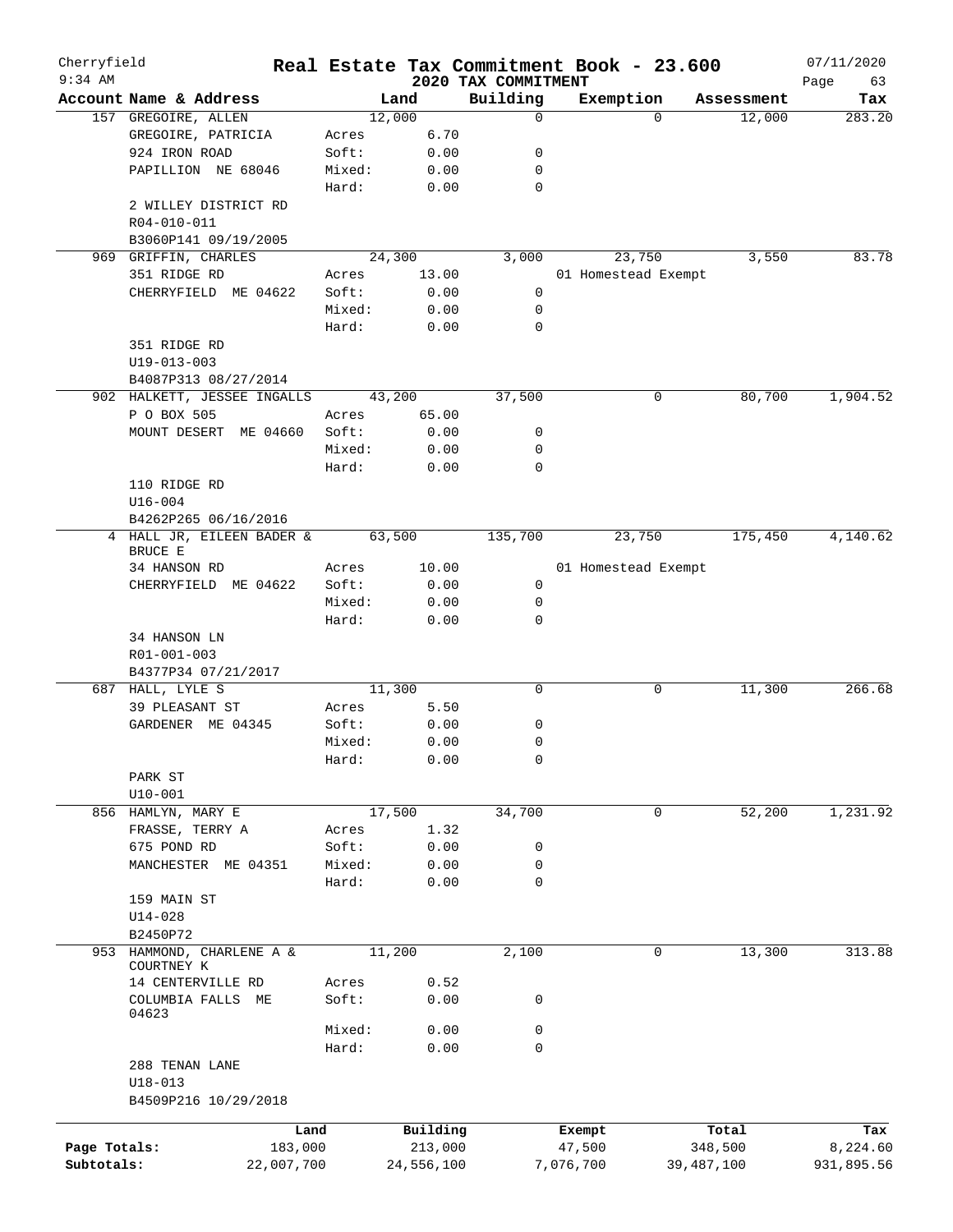# Cherryfield — Real Estate Tax Commitment Book - 23.600

2020 TAX COMMITMENT

9:34 AM — 07/11/2020

| Account Name & Address | | Land | Building | Exemption | Assessment | Tax |
|---|---|---|---|---|---|---|
| 157 GREGOIRE, ALLEN | | 12,000 | 0 | 0 | 12,000 | 283.20 |
| GREGOIRE, PATRICIA | Acres | 6.70 | | | | |
| 924 IRON ROAD | Soft: | 0.00 | 0 | | | |
| PAPILLION NE 68046 | Mixed: | 0.00 | 0 | | | |
| | Hard: | 0.00 | 0 | | | |
| 2 WILLEY DISTRICT RD | | | | | | |
| R04-010-011 | | | | | | |
| B3060P141 09/19/2005 | | | | | | |
| 969 GRIFFIN, CHARLES | | 24,300 | 3,000 | 23,750 | 3,550 | 83.78 |
| 351 RIDGE RD | Acres | 13.00 | | 01 Homestead Exempt | | |
| CHERRYFIELD ME 04622 | Soft: | 0.00 | 0 | | | |
| | Mixed: | 0.00 | 0 | | | |
| | Hard: | 0.00 | 0 | | | |
| 351 RIDGE RD | | | | | | |
| U19-013-003 | | | | | | |
| B4087P313 08/27/2014 | | | | | | |
| 902 HALKETT, JESSEE INGALLS | | 43,200 | 37,500 | 0 | 80,700 | 1,904.52 |
| P O BOX 505 | Acres | 65.00 | | | | |
| MOUNT DESERT ME 04660 | Soft: | 0.00 | 0 | | | |
| | Mixed: | 0.00 | 0 | | | |
| | Hard: | 0.00 | 0 | | | |
| 110 RIDGE RD | | | | | | |
| U16-004 | | | | | | |
| B4262P265 06/16/2016 | | | | | | |
| 4 HALL JR, EILEEN BADER & BRUCE E | | 63,500 | 135,700 | 23,750 | 175,450 | 4,140.62 |
| 34 HANSON RD | Acres | 10.00 | | 01 Homestead Exempt | | |
| CHERRYFIELD ME 04622 | Soft: | 0.00 | 0 | | | |
| | Mixed: | 0.00 | 0 | | | |
| | Hard: | 0.00 | 0 | | | |
| 34 HANSON LN | | | | | | |
| R01-001-003 | | | | | | |
| B4377P34 07/21/2017 | | | | | | |
| 687 HALL, LYLE S | | 11,300 | 0 | 0 | 11,300 | 266.68 |
| 39 PLEASANT ST | Acres | 5.50 | | | | |
| GARDENER ME 04345 | Soft: | 0.00 | 0 | | | |
| | Mixed: | 0.00 | 0 | | | |
| | Hard: | 0.00 | 0 | | | |
| PARK ST | | | | | | |
| U10-001 | | | | | | |
| 856 HAMLYN, MARY E | | 17,500 | 34,700 | 0 | 52,200 | 1,231.92 |
| FRASSE, TERRY A | Acres | 1.32 | | | | |
| 675 POND RD | Soft: | 0.00 | 0 | | | |
| MANCHESTER ME 04351 | Mixed: | 0.00 | 0 | | | |
| | Hard: | 0.00 | 0 | | | |
| 159 MAIN ST | | | | | | |
| U14-028 | | | | | | |
| B2450P72 | | | | | | |
| 953 HAMMOND, CHARLENE A & COURTNEY K | | 11,200 | 2,100 | 0 | 13,300 | 313.88 |
| 14 CENTERVILLE RD | Acres | 0.52 | | | | |
| COLUMBIA FALLS ME 04623 | Soft: | 0.00 | 0 | | | |
| | Mixed: | 0.00 | 0 | | | |
| | Hard: | 0.00 | 0 | | | |
| 288 TENAN LANE | | | | | | |
| U18-013 | | | | | | |
| B4509P216 10/29/2018 | | | | | | |

| | Land | Building | Exempt | Total | Tax |
|---|---|---|---|---|---|
| Page Totals: | 183,000 | 213,000 | 47,500 | 348,500 | 8,224.60 |
| Subtotals: | 22,007,700 | 24,556,100 | 7,076,700 | 39,487,100 | 931,895.56 |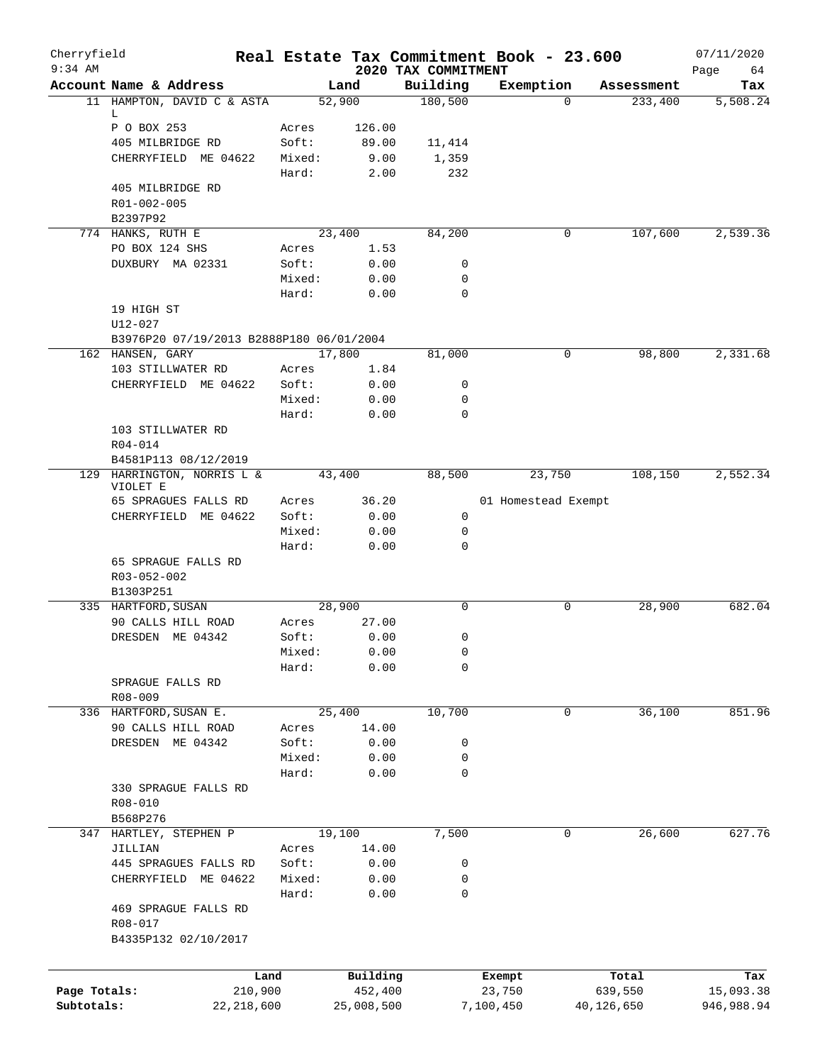# Real Estate Tax Commitment Book - 23.600

Cherryfield
9:34 AM

2020 TAX COMMITMENT

07/11/2020

| Account | Name & Address | | Land | Building | Exemption | Assessment | Tax |
|---|---|---|---|---|---|---|---|
| 11 | HAMPTON, DAVID C & ASTA L | | 52,900 | 180,500 | 0 | 233,400 | 5,508.24 |
| | P O BOX 253 | Acres | 126.00 | | | | |
| | 405 MILBRIDGE RD | Soft: | 89.00 | 11,414 | | | |
| | CHERRYFIELD ME 04622 | Mixed: | 9.00 | 1,359 | | | |
| | | Hard: | 2.00 | 232 | | | |
| | 405 MILBRIDGE RD | | | | | | |
| | R01-002-005 | | | | | | |
| | B2397P92 | | | | | | |
| 774 | HANKS, RUTH E | | 23,400 | 84,200 | 0 | 107,600 | 2,539.36 |
| | PO BOX 124 SHS | Acres | 1.53 | | | | |
| | DUXBURY MA 02331 | Soft: | 0.00 | 0 | | | |
| | | Mixed: | 0.00 | 0 | | | |
| | | Hard: | 0.00 | 0 | | | |
| | 19 HIGH ST | | | | | | |
| | U12-027 | | | | | | |
| | B3976P20 07/19/2013 B2888P180 06/01/2004 | | | | | | |
| 162 | HANSEN, GARY | | 17,800 | 81,000 | 0 | 98,800 | 2,331.68 |
| | 103 STILLWATER RD | Acres | 1.84 | | | | |
| | CHERRYFIELD ME 04622 | Soft: | 0.00 | 0 | | | |
| | | Mixed: | 0.00 | 0 | | | |
| | | Hard: | 0.00 | 0 | | | |
| | 103 STILLWATER RD | | | | | | |
| | R04-014 | | | | | | |
| | B4581P113 08/12/2019 | | | | | | |
| 129 | HARRINGTON, NORRIS L & VIOLET E | | 43,400 | 88,500 | 23,750 | 108,150 | 2,552.34 |
| | 65 SPRAGUES FALLS RD | Acres | 36.20 | | 01 Homestead Exempt | | |
| | CHERRYFIELD ME 04622 | Soft: | 0.00 | 0 | | | |
| | | Mixed: | 0.00 | 0 | | | |
| | | Hard: | 0.00 | 0 | | | |
| | 65 SPRAGUE FALLS RD | | | | | | |
| | R03-052-002 | | | | | | |
| | B1303P251 | | | | | | |
| 335 | HARTFORD, SUSAN | | 28,900 | 0 | 0 | 28,900 | 682.04 |
| | 90 CALLS HILL ROAD | Acres | 27.00 | | | | |
| | DRESDEN ME 04342 | Soft: | 0.00 | 0 | | | |
| | | Mixed: | 0.00 | 0 | | | |
| | | Hard: | 0.00 | 0 | | | |
| | SPRAGUE FALLS RD | | | | | | |
| | R08-009 | | | | | | |
| 336 | HARTFORD, SUSAN E. | | 25,400 | 10,700 | 0 | 36,100 | 851.96 |
| | 90 CALLS HILL ROAD | Acres | 14.00 | | | | |
| | DRESDEN ME 04342 | Soft: | 0.00 | 0 | | | |
| | | Mixed: | 0.00 | 0 | | | |
| | | Hard: | 0.00 | 0 | | | |
| | 330 SPRAGUE FALLS RD | | | | | | |
| | R08-010 | | | | | | |
| | B568P276 | | | | | | |
| 347 | HARTLEY, STEPHEN P | | 19,100 | 7,500 | 0 | 26,600 | 627.76 |
| | JILLIAN | Acres | 14.00 | | | | |
| | 445 SPRAGUES FALLS RD | Soft: | 0.00 | 0 | | | |
| | CHERRYFIELD ME 04622 | Mixed: | 0.00 | 0 | | | |
| | | Hard: | 0.00 | 0 | | | |
| | 469 SPRAGUE FALLS RD | | | | | | |
| | R08-017 | | | | | | |
| | B4335P132 02/10/2017 | | | | | | |

| | Land | Building | Exempt | Total | Tax |
|---|---|---|---|---|---|
| Page Totals: | 210,900 | 452,400 | 23,750 | 639,550 | 15,093.38 |
| Subtotals: | 22,218,600 | 25,008,500 | 7,100,450 | 40,126,650 | 946,988.94 |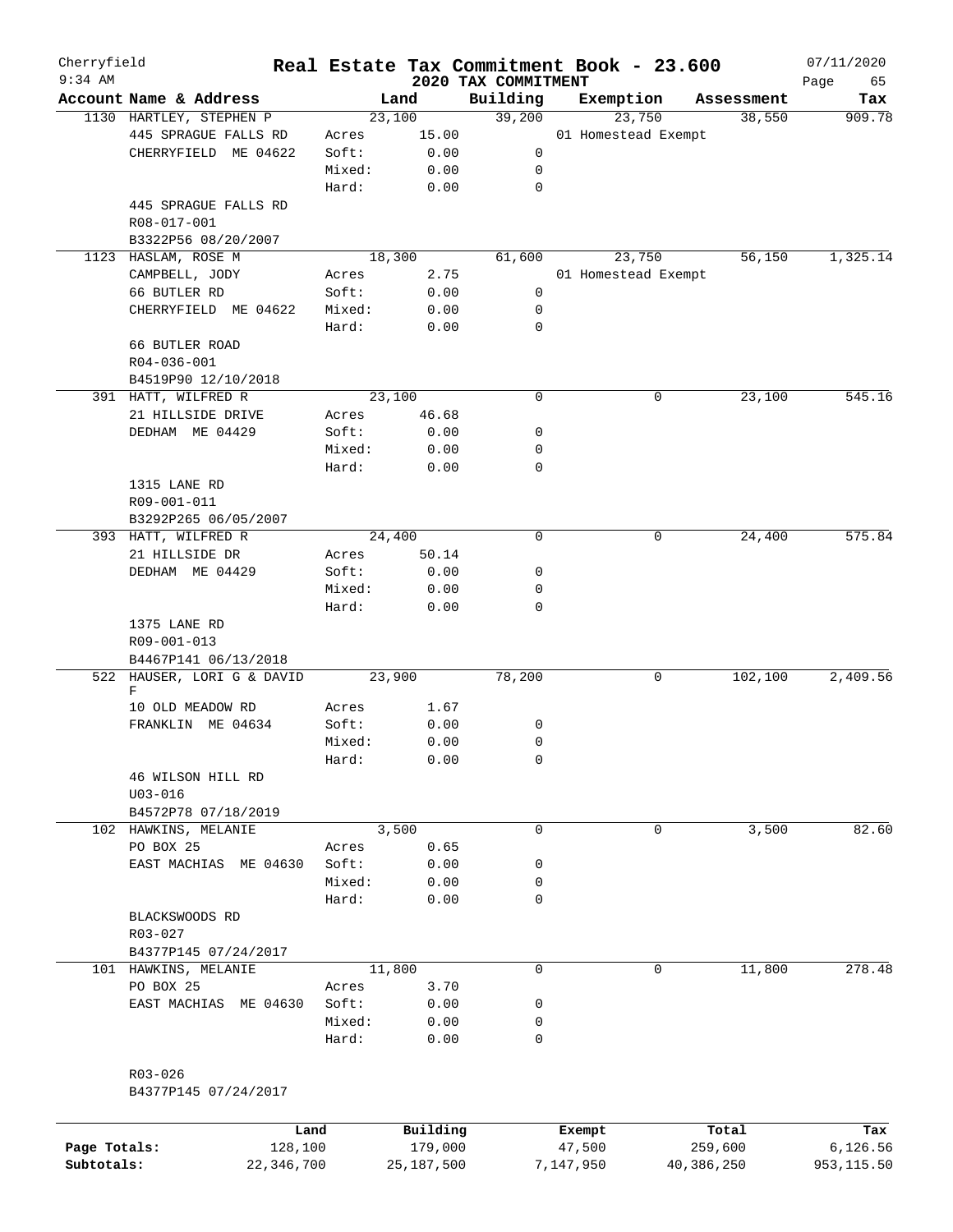Cherryfield

9:34 AM

# Real Estate Tax Commitment Book - 23.600

## 2020 TAX COMMITMENT

07/11/2020

| Account Name & Address | | Land | Building | Exemption | Assessment | Tax |
|---|---|---|---|---|---|---|
| 1130 HARTLEY, STEPHEN P | | 23,100 | 39,200 | 23,750 | 38,550 | 909.78 |
| 445 SPRAGUE FALLS RD | Acres | 15.00 | | 01 Homestead Exempt | | |
| CHERRYFIELD ME 04622 | Soft: | 0.00 | 0 | | | |
| | Mixed: | 0.00 | 0 | | | |
| | Hard: | 0.00 | 0 | | | |
| 445 SPRAGUE FALLS RD | | | | | | |
| R08-017-001 | | | | | | |
| B3322P56 08/20/2007 | | | | | | |
| 1123 HASLAM, ROSE M | | 18,300 | 61,600 | 23,750 | 56,150 | 1,325.14 |
| CAMPBELL, JODY | Acres | 2.75 | | 01 Homestead Exempt | | |
| 66 BUTLER RD | Soft: | 0.00 | 0 | | | |
| CHERRYFIELD ME 04622 | Mixed: | 0.00 | 0 | | | |
| | Hard: | 0.00 | 0 | | | |
| 66 BUTLER ROAD | | | | | | |
| R04-036-001 | | | | | | |
| B4519P90 12/10/2018 | | | | | | |
| 391 HATT, WILFRED R | | 23,100 | 0 | 0 | 23,100 | 545.16 |
| 21 HILLSIDE DRIVE | Acres | 46.68 | | | | |
| DEDHAM ME 04429 | Soft: | 0.00 | 0 | | | |
| | Mixed: | 0.00 | 0 | | | |
| | Hard: | 0.00 | 0 | | | |
| 1315 LANE RD | | | | | | |
| R09-001-011 | | | | | | |
| B3292P265 06/05/2007 | | | | | | |
| 393 HATT, WILFRED R | | 24,400 | 0 | 0 | 24,400 | 575.84 |
| 21 HILLSIDE DR | Acres | 50.14 | | | | |
| DEDHAM ME 04429 | Soft: | 0.00 | 0 | | | |
| | Mixed: | 0.00 | 0 | | | |
| | Hard: | 0.00 | 0 | | | |
| 1375 LANE RD | | | | | | |
| R09-001-013 | | | | | | |
| B4467P141 06/13/2018 | | | | | | |
| 522 HAUSER, LORI G & DAVID F | | 23,900 | 78,200 | 0 | 102,100 | 2,409.56 |
| 10 OLD MEADOW RD | Acres | 1.67 | | | | |
| FRANKLIN ME 04634 | Soft: | 0.00 | 0 | | | |
| | Mixed: | 0.00 | 0 | | | |
| | Hard: | 0.00 | 0 | | | |
| 46 WILSON HILL RD | | | | | | |
| U03-016 | | | | | | |
| B4572P78 07/18/2019 | | | | | | |
| 102 HAWKINS, MELANIE | | 3,500 | 0 | 0 | 3,500 | 82.60 |
| PO BOX 25 | Acres | 0.65 | | | | |
| EAST MACHIAS ME 04630 | Soft: | 0.00 | 0 | | | |
| | Mixed: | 0.00 | 0 | | | |
| | Hard: | 0.00 | 0 | | | |
| BLACKSWOODS RD | | | | | | |
| R03-027 | | | | | | |
| B4377P145 07/24/2017 | | | | | | |
| 101 HAWKINS, MELANIE | | 11,800 | 0 | 0 | 11,800 | 278.48 |
| PO BOX 25 | Acres | 3.70 | | | | |
| EAST MACHIAS ME 04630 | Soft: | 0.00 | 0 | | | |
| | Mixed: | 0.00 | 0 | | | |
| | Hard: | 0.00 | 0 | | | |
| R03-026 | | | | | | |
| B4377P145 07/24/2017 | | | | | | |

| | Land | Building | Exempt | Total | Tax |
|---|---|---|---|---|---|
| Page Totals: | 128,100 | 179,000 | 47,500 | 259,600 | 6,126.56 |
| Subtotals: | 22,346,700 | 25,187,500 | 7,147,950 | 40,386,250 | 953,115.50 |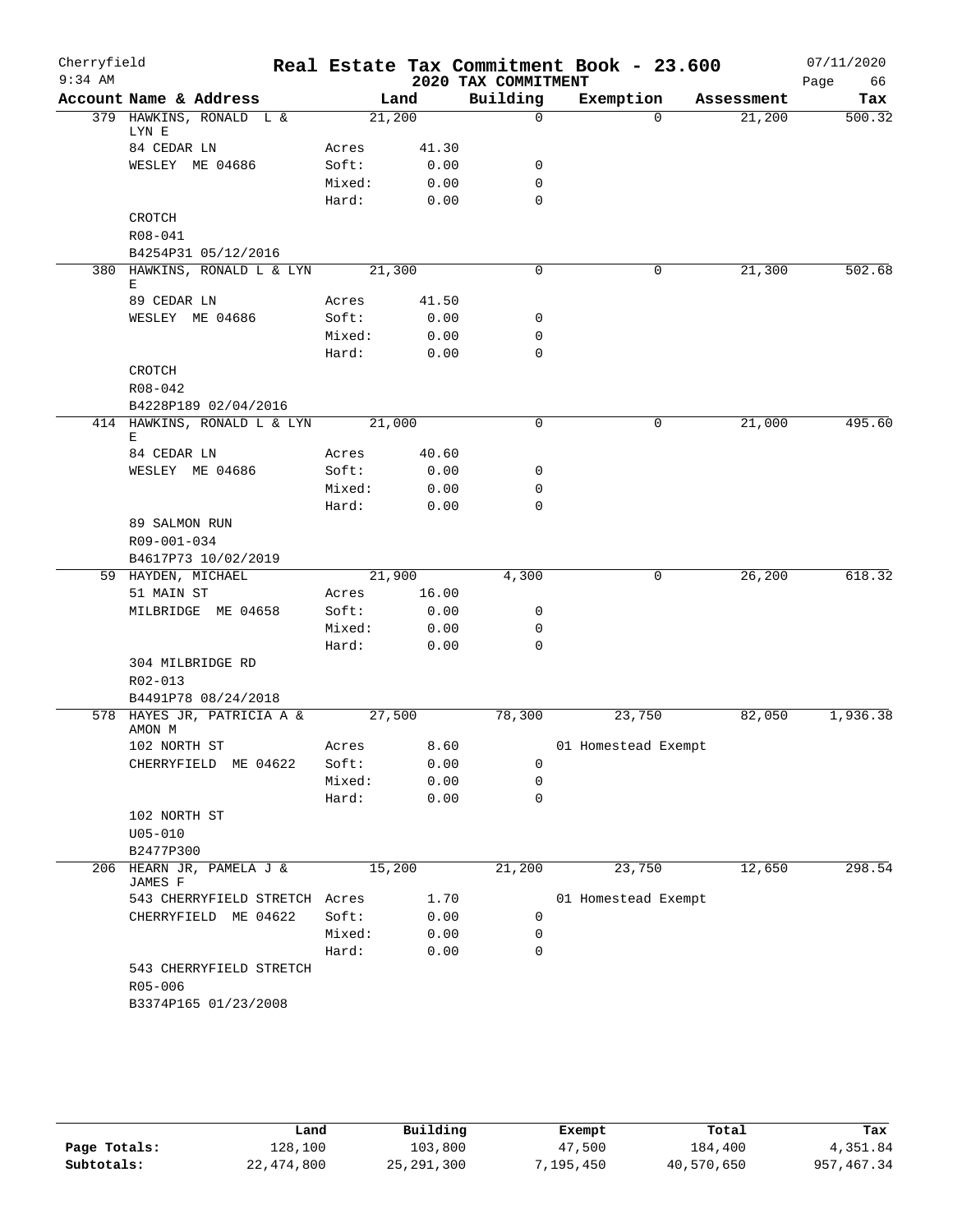Cherryfield — 9:34 AM

# Real Estate Tax Commitment Book - 23.600

## 2020 TAX COMMITMENT

07/11/2020

| Account Name & Address | | Land | Building | Exemption | Assessment | Tax |
|---|---|---|---|---|---|---|
| 379 HAWKINS, RONALD L & LYN E | | 21,200 | 0 | 0 | 21,200 | 500.32 |
| 84 CEDAR LN | Acres | 41.30 | | | | |
| WESLEY ME 04686 | Soft: | 0.00 | 0 | | | |
| | Mixed: | 0.00 | 0 | | | |
| | Hard: | 0.00 | 0 | | | |
| CROTCH | | | | | | |
| R08-041 | | | | | | |
| B4254P31 05/12/2016 | | | | | | |
| 380 HAWKINS, RONALD L & LYN E | | 21,300 | 0 | 0 | 21,300 | 502.68 |
| 89 CEDAR LN | Acres | 41.50 | | | | |
| WESLEY ME 04686 | Soft: | 0.00 | 0 | | | |
| | Mixed: | 0.00 | 0 | | | |
| | Hard: | 0.00 | 0 | | | |
| CROTCH | | | | | | |
| R08-042 | | | | | | |
| B4228P189 02/04/2016 | | | | | | |
| 414 HAWKINS, RONALD L & LYN E | | 21,000 | 0 | 0 | 21,000 | 495.60 |
| 84 CEDAR LN | Acres | 40.60 | | | | |
| WESLEY ME 04686 | Soft: | 0.00 | 0 | | | |
| | Mixed: | 0.00 | 0 | | | |
| | Hard: | 0.00 | 0 | | | |
| 89 SALMON RUN | | | | | | |
| R09-001-034 | | | | | | |
| B4617P73 10/02/2019 | | | | | | |
| 59 HAYDEN, MICHAEL | | 21,900 | 4,300 | 0 | 26,200 | 618.32 |
| 51 MAIN ST | Acres | 16.00 | | | | |
| MILBRIDGE ME 04658 | Soft: | 0.00 | 0 | | | |
| | Mixed: | 0.00 | 0 | | | |
| | Hard: | 0.00 | 0 | | | |
| 304 MILBRIDGE RD | | | | | | |
| R02-013 | | | | | | |
| B4491P78 08/24/2018 | | | | | | |
| 578 HAYES JR, PATRICIA A & AMON M | | 27,500 | 78,300 | 23,750 | 82,050 | 1,936.38 |
| 102 NORTH ST | Acres | 8.60 | | 01 Homestead Exempt | | |
| CHERRYFIELD ME 04622 | Soft: | 0.00 | 0 | | | |
| | Mixed: | 0.00 | 0 | | | |
| | Hard: | 0.00 | 0 | | | |
| 102 NORTH ST | | | | | | |
| U05-010 | | | | | | |
| B2477P300 | | | | | | |
| 206 HEARN JR, PAMELA J & JAMES F | | 15,200 | 21,200 | 23,750 | 12,650 | 298.54 |
| 543 CHERRYFIELD STRETCH | Acres | 1.70 | | 01 Homestead Exempt | | |
| CHERRYFIELD ME 04622 | Soft: | 0.00 | 0 | | | |
| | Mixed: | 0.00 | 0 | | | |
| | Hard: | 0.00 | 0 | | | |
| 543 CHERRYFIELD STRETCH | | | | | | |
| R05-006 | | | | | | |
| B3374P165 01/23/2008 | | | | | | |

| | Land | Building | Exempt | Total | Tax |
|---|---|---|---|---|---|
| Page Totals: | 128,100 | 103,800 | 47,500 | 184,400 | 4,351.84 |
| Subtotals: | 22,474,800 | 25,291,300 | 7,195,450 | 40,570,650 | 957,467.34 |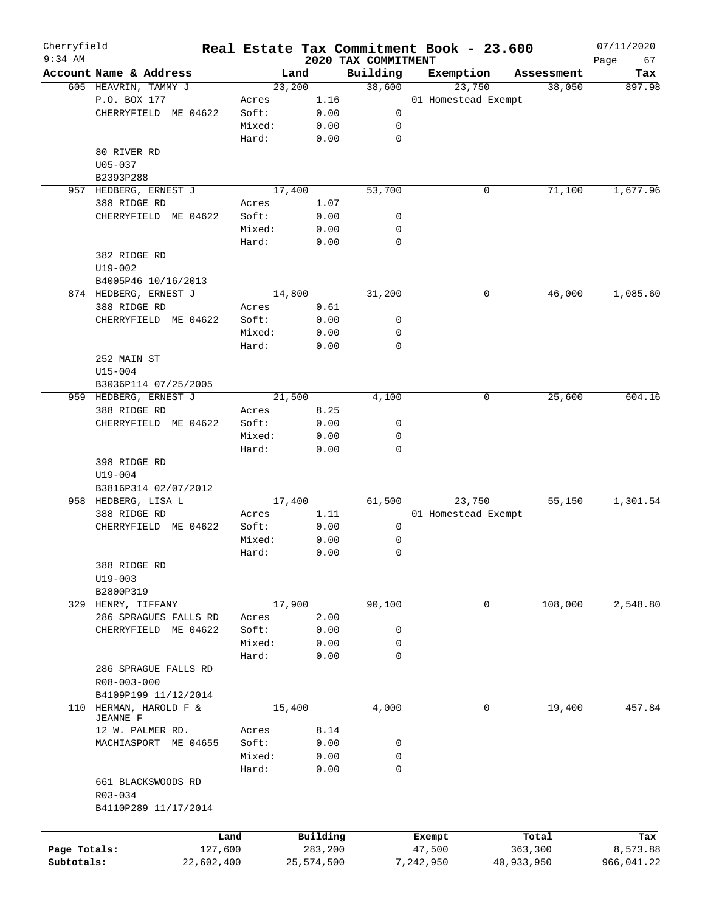Cherryfield | 9:34 AM

# Real Estate Tax Commitment Book - 23.600

## 2020 TAX COMMITMENT

07/11/2020

| Account Name & Address | Land | | Building | Exemption | Assessment | Tax |
|---|---|---|---|---|---|---|
| 605 HEAVRIN, TAMMY J | 23,200 | | 38,600 | 23,750 | 38,050 | 897.98 |
| P.O. BOX 177 | Acres | 1.16 | | 01 Homestead Exempt | | |
| CHERRYFIELD ME 04622 | Soft: | 0.00 | 0 | | | |
| | Mixed: | 0.00 | 0 | | | |
| | Hard: | 0.00 | 0 | | | |
| 80 RIVER RD | | | | | | |
| U05-037 | | | | | | |
| B2393P288 | | | | | | |
| 957 HEDBERG, ERNEST J | 17,400 | | 53,700 | 0 | 71,100 | 1,677.96 |
| 388 RIDGE RD | Acres | 1.07 | | | | |
| CHERRYFIELD ME 04622 | Soft: | 0.00 | 0 | | | |
| | Mixed: | 0.00 | 0 | | | |
| | Hard: | 0.00 | 0 | | | |
| 382 RIDGE RD | | | | | | |
| U19-002 | | | | | | |
| B4005P46 10/16/2013 | | | | | | |
| 874 HEDBERG, ERNEST J | 14,800 | | 31,200 | 0 | 46,000 | 1,085.60 |
| 388 RIDGE RD | Acres | 0.61 | | | | |
| CHERRYFIELD ME 04622 | Soft: | 0.00 | 0 | | | |
| | Mixed: | 0.00 | 0 | | | |
| | Hard: | 0.00 | 0 | | | |
| 252 MAIN ST | | | | | | |
| U15-004 | | | | | | |
| B3036P114 07/25/2005 | | | | | | |
| 959 HEDBERG, ERNEST J | 21,500 | | 4,100 | 0 | 25,600 | 604.16 |
| 388 RIDGE RD | Acres | 8.25 | | | | |
| CHERRYFIELD ME 04622 | Soft: | 0.00 | 0 | | | |
| | Mixed: | 0.00 | 0 | | | |
| | Hard: | 0.00 | 0 | | | |
| 398 RIDGE RD | | | | | | |
| U19-004 | | | | | | |
| B3816P314 02/07/2012 | | | | | | |
| 958 HEDBERG, LISA L | 17,400 | | 61,500 | 23,750 | 55,150 | 1,301.54 |
| 388 RIDGE RD | Acres | 1.11 | | 01 Homestead Exempt | | |
| CHERRYFIELD ME 04622 | Soft: | 0.00 | 0 | | | |
| | Mixed: | 0.00 | 0 | | | |
| | Hard: | 0.00 | 0 | | | |
| 388 RIDGE RD | | | | | | |
| U19-003 | | | | | | |
| B2800P319 | | | | | | |
| 329 HENRY, TIFFANY | 17,900 | | 90,100 | 0 | 108,000 | 2,548.80 |
| 286 SPRAGUES FALLS RD | Acres | 2.00 | | | | |
| CHERRYFIELD ME 04622 | Soft: | 0.00 | 0 | | | |
| | Mixed: | 0.00 | 0 | | | |
| | Hard: | 0.00 | 0 | | | |
| 286 SPRAGUE FALLS RD | | | | | | |
| R08-003-000 | | | | | | |
| B4109P199 11/12/2014 | | | | | | |
| 110 HERMAN, HAROLD F & JEANNE F | 15,400 | | 4,000 | 0 | 19,400 | 457.84 |
| 12 W. PALMER RD. | Acres | 8.14 | | | | |
| MACHIASPORT ME 04655 | Soft: | 0.00 | 0 | | | |
| | Mixed: | 0.00 | 0 | | | |
| | Hard: | 0.00 | 0 | | | |
| 661 BLACKSWOODS RD | | | | | | |
| R03-034 | | | | | | |
| B4110P289 11/17/2014 | | | | | | |

| | Land | Building | Exempt | Total | Tax |
|---|---|---|---|---|---|
| Page Totals: | 127,600 | 283,200 | 47,500 | 363,300 | 8,573.88 |
| Subtotals: | 22,602,400 | 25,574,500 | 7,242,950 | 40,933,950 | 966,041.22 |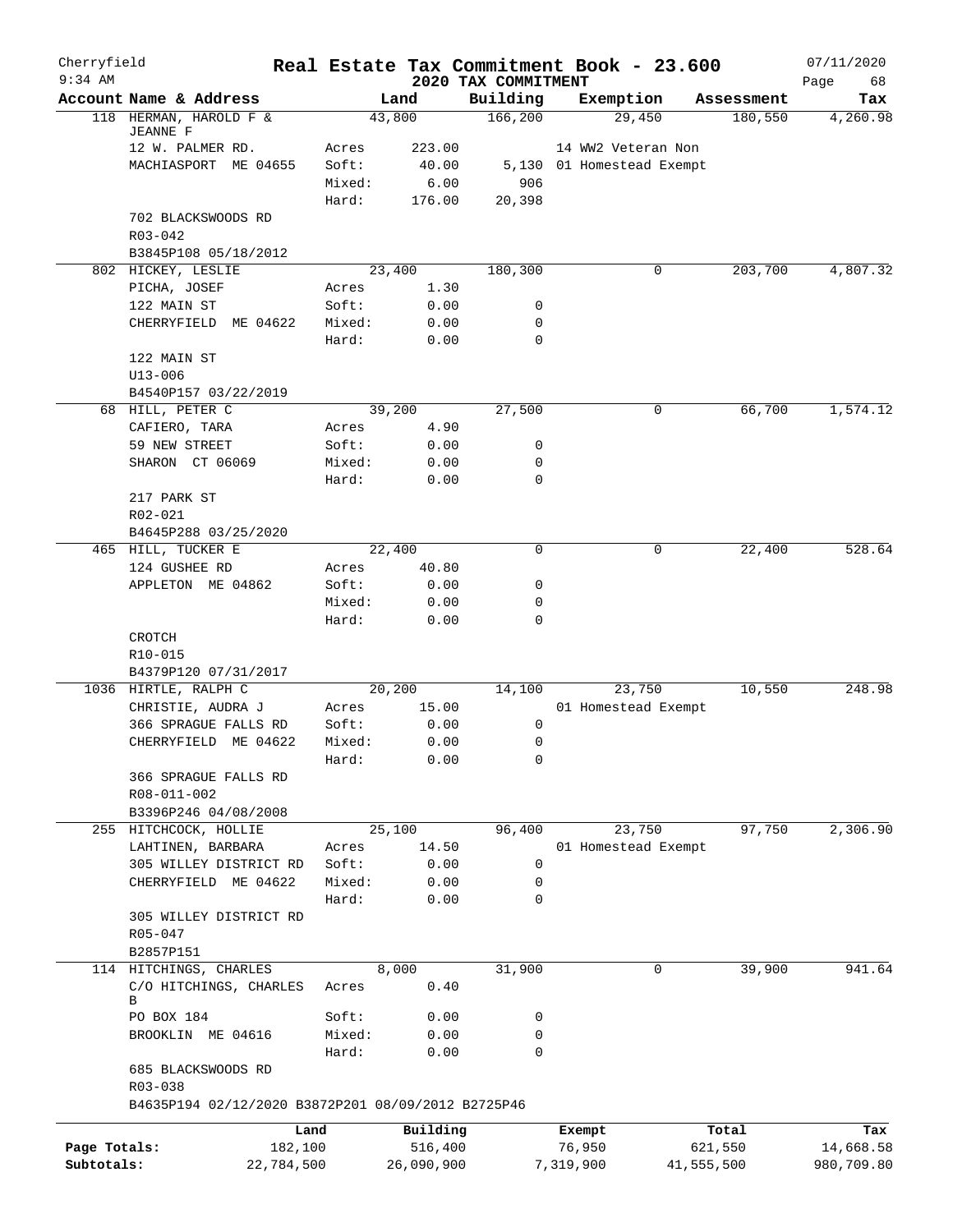# Real Estate Tax Commitment Book - 23.600

Cherryfield
9:34 AM

2020 TAX COMMITMENT

07/11/2020

| Account Name & Address | | Land | Building | Exemption | Assessment | Tax |
|---|---|---|---|---|---|---|
| 118 HERMAN, HAROLD F & JEANNE F | | 43,800 | 166,200 | 29,450 | 180,550 | 4,260.98 |
| 12 W. PALMER RD. | Acres | 223.00 | | 14 WW2 Veteran Non | | |
| MACHIASPORT ME 04655 | Soft: | 40.00 | 5,130 | 01 Homestead Exempt | | |
| | Mixed: | 6.00 | 906 | | | |
| | Hard: | 176.00 | 20,398 | | | |
| 702 BLACKSWOODS RD | | | | | | |
| R03-042 | | | | | | |
| B3845P108 05/18/2012 | | | | | | |
| 802 HICKEY, LESLIE | | 23,400 | 180,300 | 0 | 203,700 | 4,807.32 |
| PICHA, JOSEF | Acres | 1.30 | | | | |
| 122 MAIN ST | Soft: | 0.00 | 0 | | | |
| CHERRYFIELD ME 04622 | Mixed: | 0.00 | 0 | | | |
| | Hard: | 0.00 | 0 | | | |
| 122 MAIN ST | | | | | | |
| U13-006 | | | | | | |
| B4540P157 03/22/2019 | | | | | | |
| 68 HILL, PETER C | | 39,200 | 27,500 | 0 | 66,700 | 1,574.12 |
| CAFIERO, TARA | Acres | 4.90 | | | | |
| 59 NEW STREET | Soft: | 0.00 | 0 | | | |
| SHARON CT 06069 | Mixed: | 0.00 | 0 | | | |
| | Hard: | 0.00 | 0 | | | |
| 217 PARK ST | | | | | | |
| R02-021 | | | | | | |
| B4645P288 03/25/2020 | | | | | | |
| 465 HILL, TUCKER E | | 22,400 | 0 | 0 | 22,400 | 528.64 |
| 124 GUSHEE RD | Acres | 40.80 | | | | |
| APPLETON ME 04862 | Soft: | 0.00 | 0 | | | |
| | Mixed: | 0.00 | 0 | | | |
| | Hard: | 0.00 | 0 | | | |
| CROTCH | | | | | | |
| R10-015 | | | | | | |
| B4379P120 07/31/2017 | | | | | | |
| 1036 HIRTLE, RALPH C | | 20,200 | 14,100 | 23,750 | 10,550 | 248.98 |
| CHRISTIE, AUDRA J | Acres | 15.00 | | 01 Homestead Exempt | | |
| 366 SPRAGUE FALLS RD | Soft: | 0.00 | 0 | | | |
| CHERRYFIELD ME 04622 | Mixed: | 0.00 | 0 | | | |
| | Hard: | 0.00 | 0 | | | |
| 366 SPRAGUE FALLS RD | | | | | | |
| R08-011-002 | | | | | | |
| B3396P246 04/08/2008 | | | | | | |
| 255 HITCHCOCK, HOLLIE | | 25,100 | 96,400 | 23,750 | 97,750 | 2,306.90 |
| LAHTINEN, BARBARA | Acres | 14.50 | | 01 Homestead Exempt | | |
| 305 WILLEY DISTRICT RD | Soft: | 0.00 | 0 | | | |
| CHERRYFIELD ME 04622 | Mixed: | 0.00 | 0 | | | |
| | Hard: | 0.00 | 0 | | | |
| 305 WILLEY DISTRICT RD | | | | | | |
| R05-047 | | | | | | |
| B2857P151 | | | | | | |
| 114 HITCHINGS, CHARLES | | 8,000 | 31,900 | 0 | 39,900 | 941.64 |
| C/O HITCHINGS, CHARLES B | Acres | 0.40 | | | | |
| PO BOX 184 | Soft: | 0.00 | 0 | | | |
| BROOKLIN ME 04616 | Mixed: | 0.00 | 0 | | | |
| | Hard: | 0.00 | 0 | | | |
| 685 BLACKSWOODS RD | | | | | | |
| R03-038 | | | | | | |
| B4635P194 02/12/2020 B3872P201 08/09/2012 B2725P46 | | | | | | |

| | Land | Building | Exempt | Total | Tax |
|---|---|---|---|---|---|
| Page Totals: | 182,100 | 516,400 | 76,950 | 621,550 | 14,668.58 |
| Subtotals: | 22,784,500 | 26,090,900 | 7,319,900 | 41,555,500 | 980,709.80 |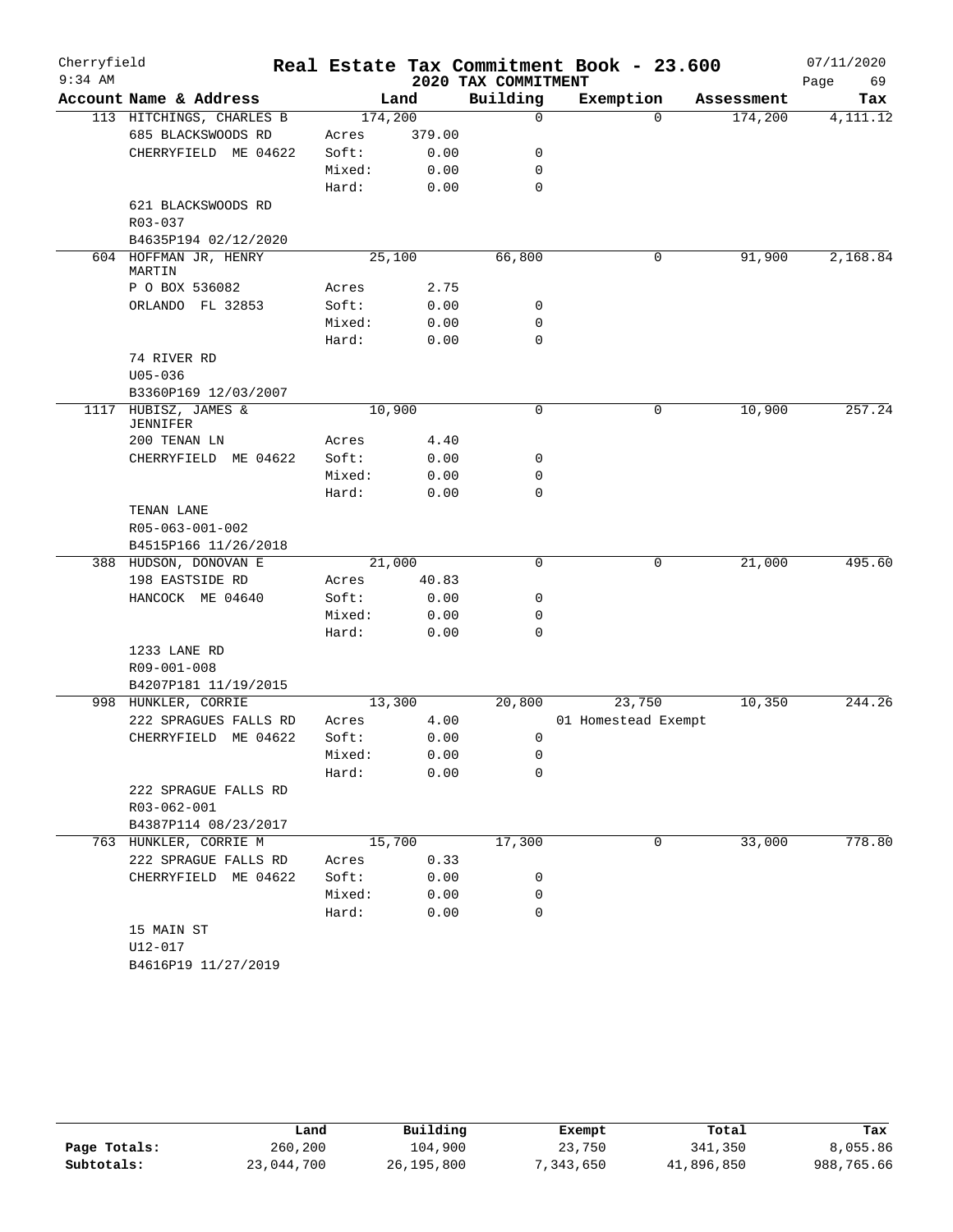Cherryfield 9:34 AM

# Real Estate Tax Commitment Book - 23.600

## 2020 TAX COMMITMENT

07/11/2020

| Account Name & Address | Land | | Building | Exemption | Assessment | Tax |
|---|---|---|---|---|---|---|
| 113 HITCHINGS, CHARLES B | 174,200 | | 0 | 0 | 174,200 | 4,111.12 |
| 685 BLACKSWOODS RD | Acres | 379.00 | | | | |
| CHERRYFIELD ME 04622 | Soft: | 0.00 | 0 | | | |
| | Mixed: | 0.00 | 0 | | | |
| | Hard: | 0.00 | 0 | | | |
| 621 BLACKSWOODS RD | | | | | | |
| R03-037 | | | | | | |
| B4635P194 02/12/2020 | | | | | | |
| 604 HOFFMAN JR, HENRY MARTIN | 25,100 | | 66,800 | 0 | 91,900 | 2,168.84 |
| P O BOX 536082 | Acres | 2.75 | | | | |
| ORLANDO FL 32853 | Soft: | 0.00 | 0 | | | |
| | Mixed: | 0.00 | 0 | | | |
| | Hard: | 0.00 | 0 | | | |
| 74 RIVER RD | | | | | | |
| U05-036 | | | | | | |
| B3360P169 12/03/2007 | | | | | | |
| 1117 HUBISZ, JAMES & JENNIFER | 10,900 | | 0 | 0 | 10,900 | 257.24 |
| 200 TENAN LN | Acres | 4.40 | | | | |
| CHERRYFIELD ME 04622 | Soft: | 0.00 | 0 | | | |
| | Mixed: | 0.00 | 0 | | | |
| | Hard: | 0.00 | 0 | | | |
| TENAN LANE | | | | | | |
| R05-063-001-002 | | | | | | |
| B4515P166 11/26/2018 | | | | | | |
| 388 HUDSON, DONOVAN E | 21,000 | | 0 | 0 | 21,000 | 495.60 |
| 198 EASTSIDE RD | Acres | 40.83 | | | | |
| HANCOCK ME 04640 | Soft: | 0.00 | 0 | | | |
| | Mixed: | 0.00 | 0 | | | |
| | Hard: | 0.00 | 0 | | | |
| 1233 LANE RD | | | | | | |
| R09-001-008 | | | | | | |
| B4207P181 11/19/2015 | | | | | | |
| 998 HUNKLER, CORRIE | 13,300 | | 20,800 | 23,750 | 10,350 | 244.26 |
| 222 SPRAGUES FALLS RD | Acres | 4.00 | | 01 Homestead Exempt | | |
| CHERRYFIELD ME 04622 | Soft: | 0.00 | 0 | | | |
| | Mixed: | 0.00 | 0 | | | |
| | Hard: | 0.00 | 0 | | | |
| 222 SPRAGUE FALLS RD | | | | | | |
| R03-062-001 | | | | | | |
| B4387P114 08/23/2017 | | | | | | |
| 763 HUNKLER, CORRIE M | 15,700 | | 17,300 | 0 | 33,000 | 778.80 |
| 222 SPRAGUE FALLS RD | Acres | 0.33 | | | | |
| CHERRYFIELD ME 04622 | Soft: | 0.00 | 0 | | | |
| | Mixed: | 0.00 | 0 | | | |
| | Hard: | 0.00 | 0 | | | |
| 15 MAIN ST | | | | | | |
| U12-017 | | | | | | |
| B4616P19 11/27/2019 | | | | | | |

| | Land | Building | Exempt | Total | Tax |
|---|---|---|---|---|---|
| Page Totals: | 260,200 | 104,900 | 23,750 | 341,350 | 8,055.86 |
| Subtotals: | 23,044,700 | 26,195,800 | 7,343,650 | 41,896,850 | 988,765.66 |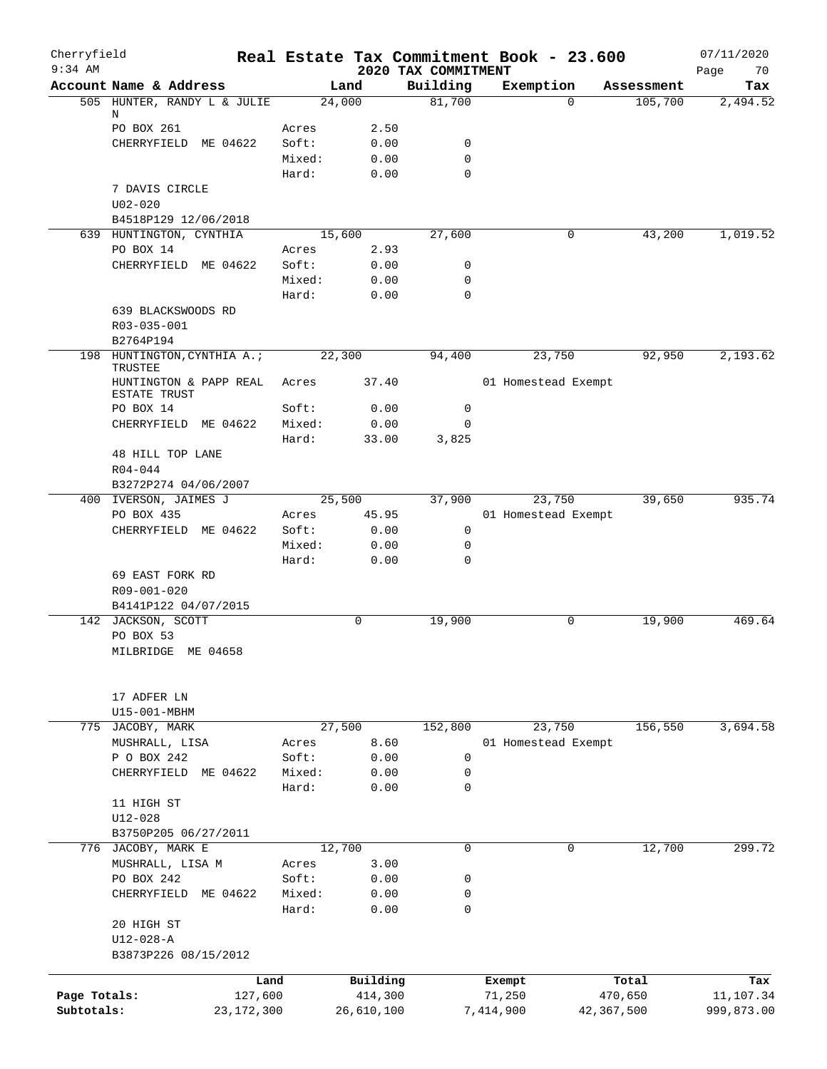# Real Estate Tax Commitment Book - 23.600

Cherryfield
9:34 AM

2020 TAX COMMITMENT

07/11/2020

| Account Name & Address | Land | | Building | Exemption | Assessment | Tax |
|---|---|---|---|---|---|---|
| 505 HUNTER, RANDY L & JULIE N | 24,000 | | 81,700 | 0 | 105,700 | 2,494.52 |
| PO BOX 261 | Acres | 2.50 | | | | |
| CHERRYFIELD ME 04622 | Soft: | 0.00 | 0 | | | |
| | Mixed: | 0.00 | 0 | | | |
| | Hard: | 0.00 | 0 | | | |
| 7 DAVIS CIRCLE | | | | | | |
| U02-020 | | | | | | |
| B4518P129 12/06/2018 | | | | | | |
| 639 HUNTINGTON, CYNTHIA | 15,600 | | 27,600 | 0 | 43,200 | 1,019.52 |
| PO BOX 14 | Acres | 2.93 | | | | |
| CHERRYFIELD ME 04622 | Soft: | 0.00 | 0 | | | |
| | Mixed: | 0.00 | 0 | | | |
| | Hard: | 0.00 | 0 | | | |
| 639 BLACKSWOODS RD | | | | | | |
| R03-035-001 | | | | | | |
| B2764P194 | | | | | | |
| 198 HUNTINGTON,CYNTHIA A.; TRUSTEE | 22,300 | | 94,400 | 23,750 | 92,950 | 2,193.62 |
| HUNTINGTON & PAPP REAL ESTATE TRUST | Acres | 37.40 | | 01 Homestead Exempt | | |
| PO BOX 14 | Soft: | 0.00 | 0 | | | |
| CHERRYFIELD ME 04622 | Mixed: | 0.00 | 0 | | | |
| | Hard: | 33.00 | 3,825 | | | |
| 48 HILL TOP LANE | | | | | | |
| R04-044 | | | | | | |
| B3272P274 04/06/2007 | | | | | | |
| 400 IVERSON, JAIMES J | 25,500 | | 37,900 | 23,750 | 39,650 | 935.74 |
| PO BOX 435 | Acres | 45.95 | | 01 Homestead Exempt | | |
| CHERRYFIELD ME 04622 | Soft: | 0.00 | 0 | | | |
| | Mixed: | 0.00 | 0 | | | |
| | Hard: | 0.00 | 0 | | | |
| 69 EAST FORK RD | | | | | | |
| R09-001-020 | | | | | | |
| B4141P122 04/07/2015 | | | | | | |
| 142 JACKSON, SCOTT | 0 | | 19,900 | 0 | 19,900 | 469.64 |
| PO BOX 53 | | | | | | |
| MILBRIDGE ME 04658 | | | | | | |
| 17 ADFER LN | | | | | | |
| U15-001-MBHM | | | | | | |
| 775 JACOBY, MARK | 27,500 | | 152,800 | 23,750 | 156,550 | 3,694.58 |
| MUSHRALL, LISA | Acres | 8.60 | | 01 Homestead Exempt | | |
| P O BOX 242 | Soft: | 0.00 | 0 | | | |
| CHERRYFIELD ME 04622 | Mixed: | 0.00 | 0 | | | |
| | Hard: | 0.00 | 0 | | | |
| 11 HIGH ST | | | | | | |
| U12-028 | | | | | | |
| B3750P205 06/27/2011 | | | | | | |
| 776 JACOBY, MARK E | 12,700 | | 0 | 0 | 12,700 | 299.72 |
| MUSHRALL, LISA M | Acres | 3.00 | | | | |
| PO BOX 242 | Soft: | 0.00 | 0 | | | |
| CHERRYFIELD ME 04622 | Mixed: | 0.00 | 0 | | | |
| | Hard: | 0.00 | 0 | | | |
| 20 HIGH ST | | | | | | |
| U12-028-A | | | | | | |
| B3873P226 08/15/2012 | | | | | | |

| | Land | Building | Exempt | Total | Tax |
|---|---|---|---|---|---|
| Page Totals: | 127,600 | 414,300 | 71,250 | 470,650 | 11,107.34 |
| Subtotals: | 23,172,300 | 26,610,100 | 7,414,900 | 42,367,500 | 999,873.00 |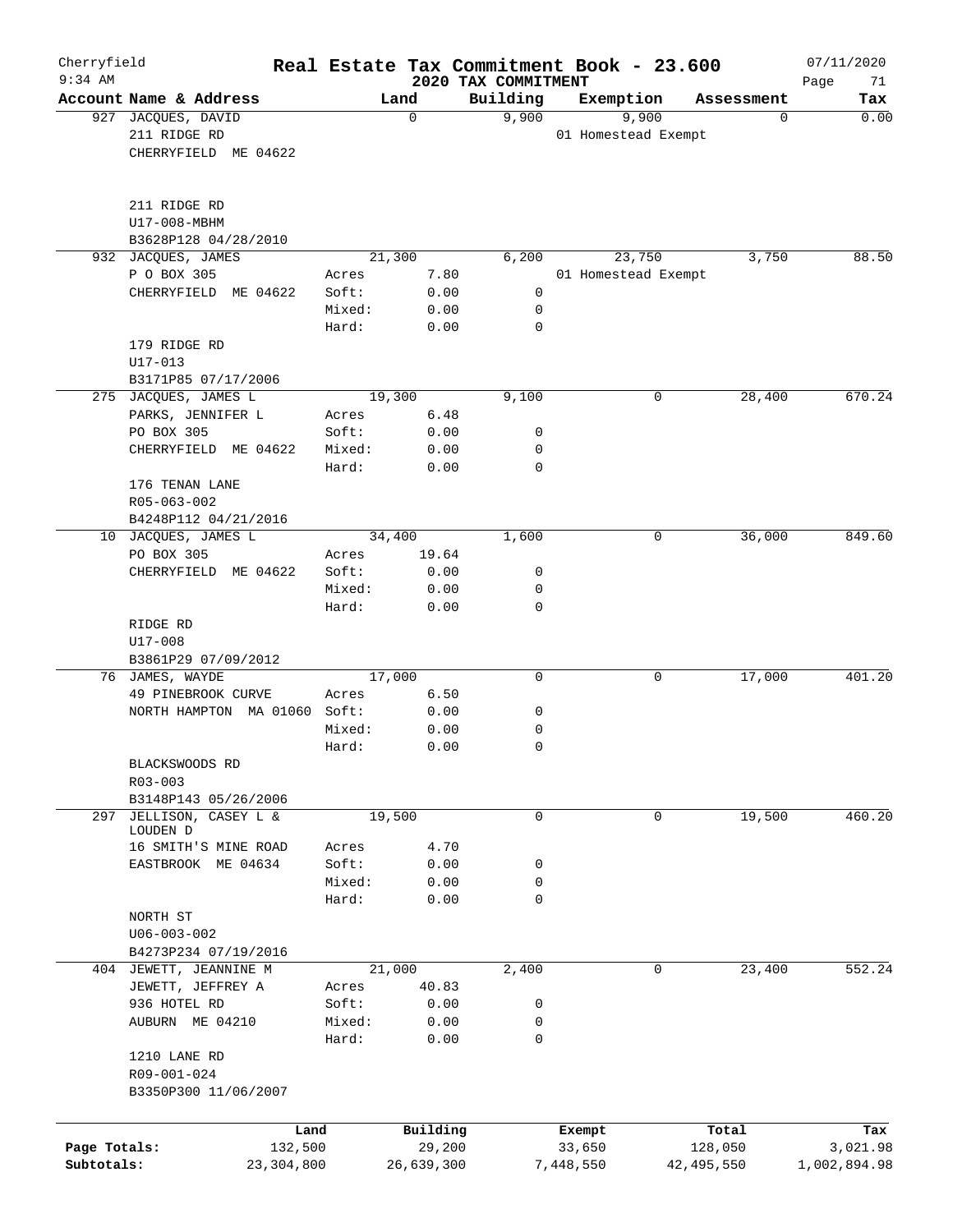Cherryfield

# Real Estate Tax Commitment Book - 23.600

## 2020 TAX COMMITMENT

9:34 AM — 07/11/2020

| Account Name & Address | Land | | Building | Exemption | Assessment | Tax |
|---|---|---|---|---|---|---|
| 927 JACQUES, DAVID | | 0 | 9,900 | 9,900 | 0 | 0.00 |
| 211 RIDGE RD | | | | 01 Homestead Exempt | | |
| CHERRYFIELD ME 04622 | | | | | | |
| 211 RIDGE RD | | | | | | |
| U17-008-MBHM | | | | | | |
| B3628P128 04/28/2010 | | | | | | |
| 932 JACQUES, JAMES | | 21,300 | 6,200 | 23,750 | 3,750 | 88.50 |
| P O BOX 305 | Acres | 7.80 | | 01 Homestead Exempt | | |
| CHERRYFIELD ME 04622 | Soft: | 0.00 | 0 | | | |
| | Mixed: | 0.00 | 0 | | | |
| | Hard: | 0.00 | 0 | | | |
| 179 RIDGE RD | | | | | | |
| U17-013 | | | | | | |
| B3171P85 07/17/2006 | | | | | | |
| 275 JACQUES, JAMES L | | 19,300 | 9,100 | 0 | 28,400 | 670.24 |
| PARKS, JENNIFER L | Acres | 6.48 | | | | |
| PO BOX 305 | Soft: | 0.00 | 0 | | | |
| CHERRYFIELD ME 04622 | Mixed: | 0.00 | 0 | | | |
| | Hard: | 0.00 | 0 | | | |
| 176 TENAN LANE | | | | | | |
| R05-063-002 | | | | | | |
| B4248P112 04/21/2016 | | | | | | |
| 10 JACQUES, JAMES L | | 34,400 | 1,600 | 0 | 36,000 | 849.60 |
| PO BOX 305 | Acres | 19.64 | | | | |
| CHERRYFIELD ME 04622 | Soft: | 0.00 | 0 | | | |
| | Mixed: | 0.00 | 0 | | | |
| | Hard: | 0.00 | 0 | | | |
| RIDGE RD | | | | | | |
| U17-008 | | | | | | |
| B3861P29 07/09/2012 | | | | | | |
| 76 JAMES, WAYDE | | 17,000 | 0 | 0 | 17,000 | 401.20 |
| 49 PINEBROOK CURVE | Acres | 6.50 | | | | |
| NORTH HAMPTON MA 01060 | Soft: | 0.00 | 0 | | | |
| | Mixed: | 0.00 | 0 | | | |
| | Hard: | 0.00 | 0 | | | |
| BLACKSWOODS RD | | | | | | |
| R03-003 | | | | | | |
| B3148P143 05/26/2006 | | | | | | |
| 297 JELLISON, CASEY L & LOUDEN D | | 19,500 | 0 | 0 | 19,500 | 460.20 |
| 16 SMITH'S MINE ROAD | Acres | 4.70 | | | | |
| EASTBROOK ME 04634 | Soft: | 0.00 | 0 | | | |
| | Mixed: | 0.00 | 0 | | | |
| | Hard: | 0.00 | 0 | | | |
| NORTH ST | | | | | | |
| U06-003-002 | | | | | | |
| B4273P234 07/19/2016 | | | | | | |
| 404 JEWETT, JEANNINE M | | 21,000 | 2,400 | 0 | 23,400 | 552.24 |
| JEWETT, JEFFREY A | Acres | 40.83 | | | | |
| 936 HOTEL RD | Soft: | 0.00 | 0 | | | |
| AUBURN ME 04210 | Mixed: | 0.00 | 0 | | | |
| | Hard: | 0.00 | 0 | | | |
| 1210 LANE RD | | | | | | |
| R09-001-024 | | | | | | |
| B3350P300 11/06/2007 | | | | | | |

| | Land | Building | Exempt | Total | Tax |
|---|---|---|---|---|---|
| Page Totals: | 132,500 | 29,200 | 33,650 | 128,050 | 3,021.98 |
| Subtotals: | 23,304,800 | 26,639,300 | 7,448,550 | 42,495,550 | 1,002,894.98 |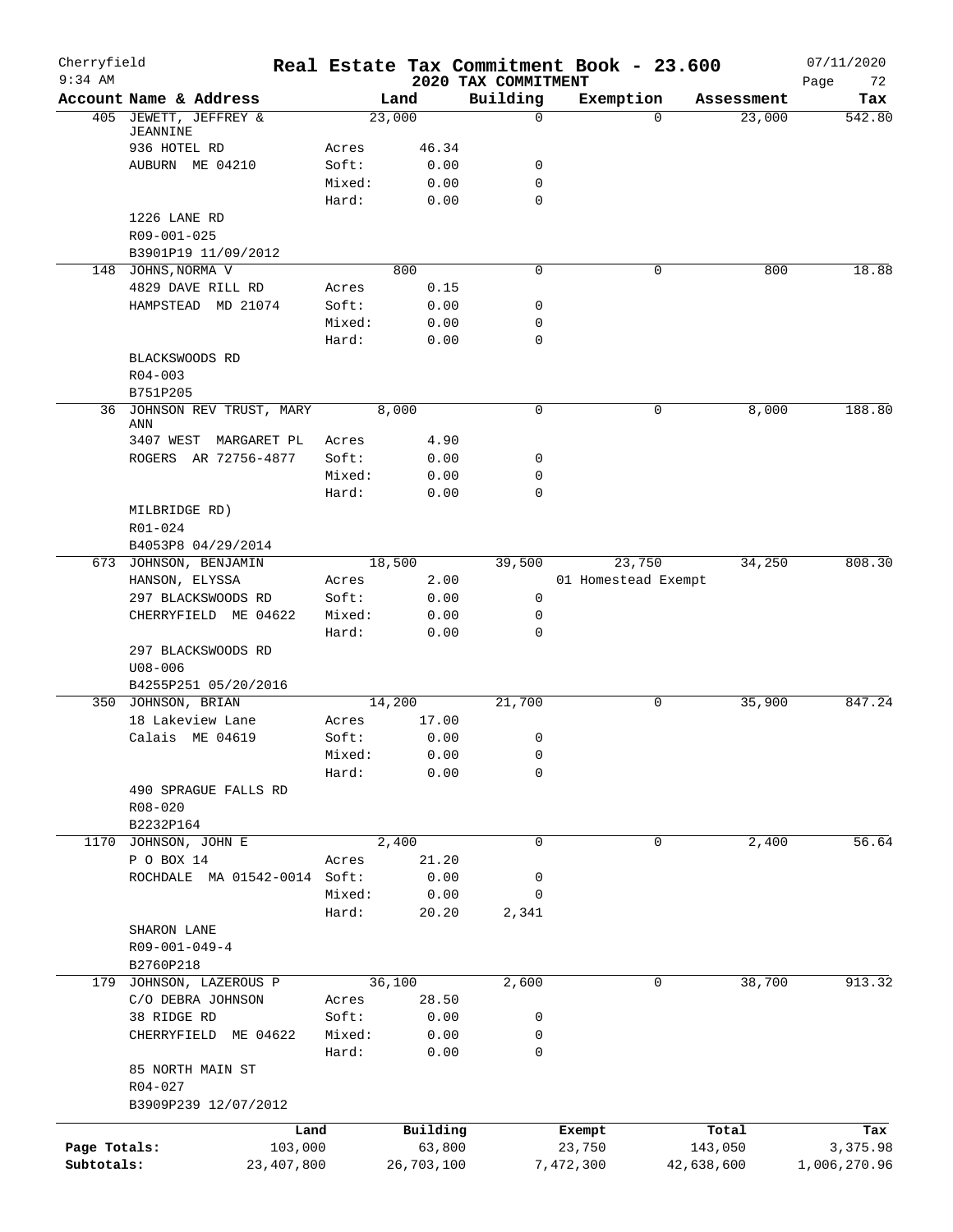Cherryfield | Real Estate Tax Commitment Book - 23.600 | 07/11/2020
9:34 AM | 2020 TAX COMMITMENT | Page 72

| Account Name & Address | | Land | Building | Exemption | Assessment | Tax |
|---|---|---|---|---|---|---|
| 405 JEWETT, JEFFREY & JEANNINE | | 23,000 | 0 | 0 | 23,000 | 542.80 |
| 936 HOTEL RD | Acres | 46.34 | | | | |
| AUBURN ME 04210 | Soft: | 0.00 | 0 | | | |
| | Mixed: | 0.00 | 0 | | | |
| | Hard: | 0.00 | 0 | | | |
| 1226 LANE RD | | | | | | |
| R09-001-025 | | | | | | |
| B3901P19 11/09/2012 | | | | | | |
| 148 JOHNS, NORMA V | | 800 | 0 | 0 | 800 | 18.88 |
| 4829 DAVE RILL RD | Acres | 0.15 | | | | |
| HAMPSTEAD MD 21074 | Soft: | 0.00 | 0 | | | |
| | Mixed: | 0.00 | 0 | | | |
| | Hard: | 0.00 | 0 | | | |
| BLACKSWOODS RD | | | | | | |
| R04-003 | | | | | | |
| B751P205 | | | | | | |
| 36 JOHNSON REV TRUST, MARY ANN | | 8,000 | 0 | 0 | 8,000 | 188.80 |
| 3407 WEST MARGARET PL | Acres | 4.90 | | | | |
| ROGERS AR 72756-4877 | Soft: | 0.00 | 0 | | | |
| | Mixed: | 0.00 | 0 | | | |
| | Hard: | 0.00 | 0 | | | |
| MILBRIDGE RD) | | | | | | |
| R01-024 | | | | | | |
| B4053P8 04/29/2014 | | | | | | |
| 673 JOHNSON, BENJAMIN | | 18,500 | 39,500 | 23,750 | 34,250 | 808.30 |
| HANSON, ELYSSA | Acres | 2.00 | | 01 Homestead Exempt | | |
| 297 BLACKSWOODS RD | Soft: | 0.00 | 0 | | | |
| CHERRYFIELD ME 04622 | Mixed: | 0.00 | 0 | | | |
| | Hard: | 0.00 | 0 | | | |
| 297 BLACKSWOODS RD | | | | | | |
| U08-006 | | | | | | |
| B4255P251 05/20/2016 | | | | | | |
| 350 JOHNSON, BRIAN | | 14,200 | 21,700 | 0 | 35,900 | 847.24 |
| 18 Lakeview Lane | Acres | 17.00 | | | | |
| Calais ME 04619 | Soft: | 0.00 | 0 | | | |
| | Mixed: | 0.00 | 0 | | | |
| | Hard: | 0.00 | 0 | | | |
| 490 SPRAGUE FALLS RD | | | | | | |
| R08-020 | | | | | | |
| B2232P164 | | | | | | |
| 1170 JOHNSON, JOHN E | | 2,400 | 0 | 0 | 2,400 | 56.64 |
| P O BOX 14 | Acres | 21.20 | | | | |
| ROCHDALE MA 01542-0014 | Soft: | 0.00 | 0 | | | |
| | Mixed: | 0.00 | 0 | | | |
| | Hard: | 20.20 | 2,341 | | | |
| SHARON LANE | | | | | | |
| R09-001-049-4 | | | | | | |
| B2760P218 | | | | | | |
| 179 JOHNSON, LAZEROUS P | | 36,100 | 2,600 | 0 | 38,700 | 913.32 |
| C/O DEBRA JOHNSON | Acres | 28.50 | | | | |
| 38 RIDGE RD | Soft: | 0.00 | 0 | | | |
| CHERRYFIELD ME 04622 | Mixed: | 0.00 | 0 | | | |
| | Hard: | 0.00 | 0 | | | |
| 85 NORTH MAIN ST | | | | | | |
| R04-027 | | | | | | |
| B3909P239 12/07/2012 | | | | | | |

| | Land | Building | Exempt | Total | Tax |
|---|---|---|---|---|---|
| Page Totals: | 103,000 | 63,800 | 23,750 | 143,050 | 3,375.98 |
| Subtotals: | 23,407,800 | 26,703,100 | 7,472,300 | 42,638,600 | 1,006,270.96 |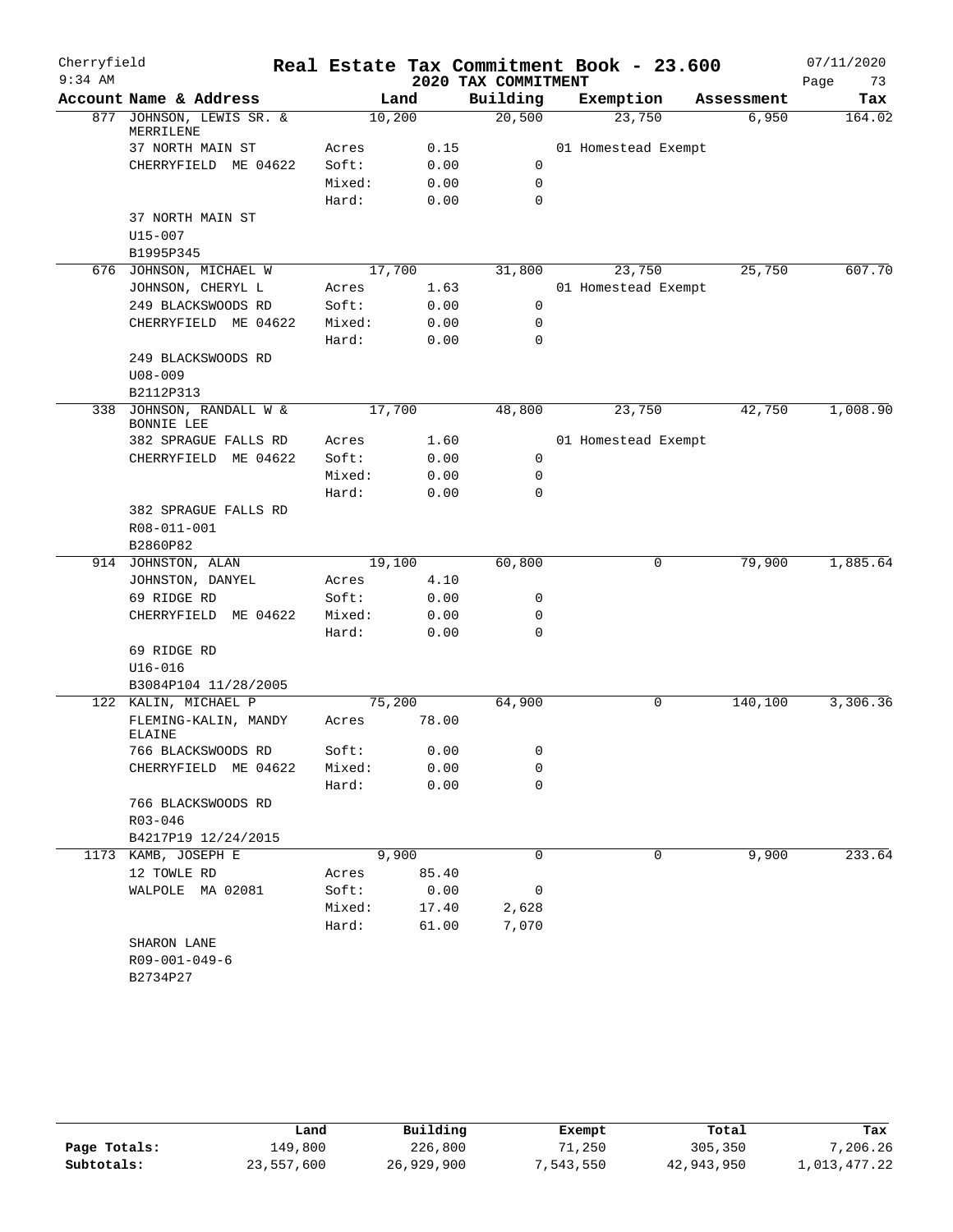# Real Estate Tax Commitment Book - 23.600

Cherryfield
9:34 AM

**2020 TAX COMMITMENT**

07/11/2020

| Account Name & Address | Land | | Building | Exemption | Assessment | Tax |
|---|---|---|---|---|---|---|
| 877 JOHNSON, LEWIS SR. & MERRILENE | 10,200 | | 20,500 | 23,750 | 6,950 | 164.02 |
| 37 NORTH MAIN ST | Acres | 0.15 | | 01 Homestead Exempt | | |
| CHERRYFIELD ME 04622 | Soft: | 0.00 | 0 | | | |
| | Mixed: | 0.00 | 0 | | | |
| | Hard: | 0.00 | 0 | | | |
| 37 NORTH MAIN ST | | | | | | |
| U15-007 | | | | | | |
| B1995P345 | | | | | | |
| 676 JOHNSON, MICHAEL W | 17,700 | | 31,800 | 23,750 | 25,750 | 607.70 |
| JOHNSON, CHERYL L | Acres | 1.63 | | 01 Homestead Exempt | | |
| 249 BLACKSWOODS RD | Soft: | 0.00 | 0 | | | |
| CHERRYFIELD ME 04622 | Mixed: | 0.00 | 0 | | | |
| | Hard: | 0.00 | 0 | | | |
| 249 BLACKSWOODS RD | | | | | | |
| U08-009 | | | | | | |
| B2112P313 | | | | | | |
| 338 JOHNSON, RANDALL W & BONNIE LEE | 17,700 | | 48,800 | 23,750 | 42,750 | 1,008.90 |
| 382 SPRAGUE FALLS RD | Acres | 1.60 | | 01 Homestead Exempt | | |
| CHERRYFIELD ME 04622 | Soft: | 0.00 | 0 | | | |
| | Mixed: | 0.00 | 0 | | | |
| | Hard: | 0.00 | 0 | | | |
| 382 SPRAGUE FALLS RD | | | | | | |
| R08-011-001 | | | | | | |
| B2860P82 | | | | | | |
| 914 JOHNSTON, ALAN | 19,100 | | 60,800 | 0 | 79,900 | 1,885.64 |
| JOHNSTON, DANYEL | Acres | 4.10 | | | | |
| 69 RIDGE RD | Soft: | 0.00 | 0 | | | |
| CHERRYFIELD ME 04622 | Mixed: | 0.00 | 0 | | | |
| | Hard: | 0.00 | 0 | | | |
| 69 RIDGE RD | | | | | | |
| U16-016 | | | | | | |
| B3084P104 11/28/2005 | | | | | | |
| 122 KALIN, MICHAEL P | 75,200 | | 64,900 | 0 | 140,100 | 3,306.36 |
| FLEMING-KALIN, MANDY ELAINE | Acres | 78.00 | | | | |
| 766 BLACKSWOODS RD | Soft: | 0.00 | 0 | | | |
| CHERRYFIELD ME 04622 | Mixed: | 0.00 | 0 | | | |
| | Hard: | 0.00 | 0 | | | |
| 766 BLACKSWOODS RD | | | | | | |
| R03-046 | | | | | | |
| B4217P19 12/24/2015 | | | | | | |
| 1173 KAMB, JOSEPH E | 9,900 | | 0 | 0 | 9,900 | 233.64 |
| 12 TOWLE RD | Acres | 85.40 | | | | |
| WALPOLE MA 02081 | Soft: | 0.00 | 0 | | | |
| | Mixed: | 17.40 | 2,628 | | | |
| | Hard: | 61.00 | 7,070 | | | |
| SHARON LANE | | | | | | |
| R09-001-049-6 | | | | | | |
| B2734P27 | | | | | | |

| | Land | Building | Exempt | Total | Tax |
|---|---|---|---|---|---|
| Page Totals: | 149,800 | 226,800 | 71,250 | 305,350 | 7,206.26 |
| Subtotals: | 23,557,600 | 26,929,900 | 7,543,550 | 42,943,950 | 1,013,477.22 |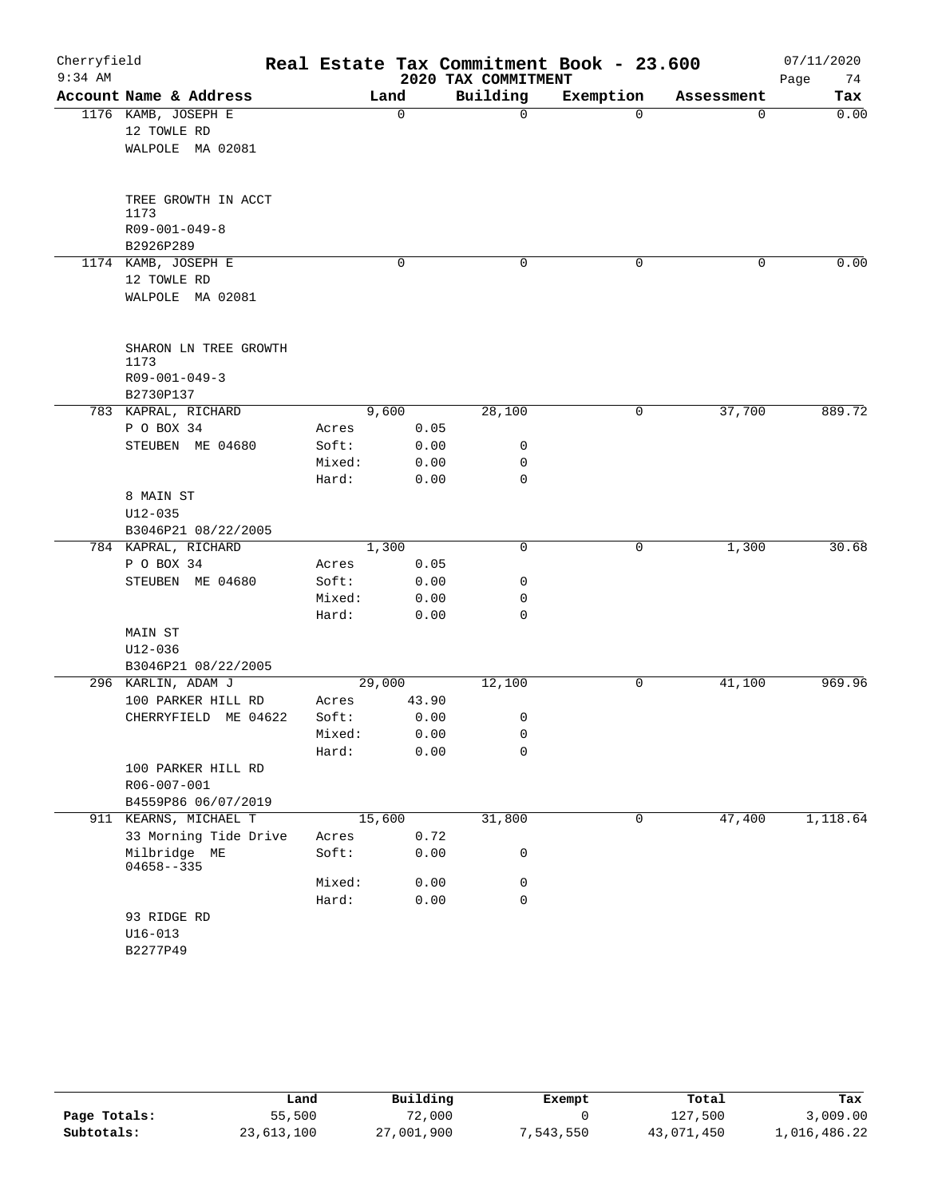Cherryfield 9:34 AM

# Real Estate Tax Commitment Book - 23.600

## 2020 TAX COMMITMENT

07/11/2020 Page 74

| Account Name & Address | Land | | Building | Exemption | Assessment | Tax |
|---|---|---|---|---|---|---|
| 1176 KAMB, JOSEPH E | 0 | | 0 | 0 | 0 | 0.00 |
| 12 TOWLE RD | | | | | | |
| WALPOLE MA 02081 | | | | | | |
| TREE GROWTH IN ACCT 1173 | | | | | | |
| R09-001-049-8 | | | | | | |
| B2926P289 | | | | | | |
| 1174 KAMB, JOSEPH E | 0 | | 0 | 0 | 0 | 0.00 |
| 12 TOWLE RD | | | | | | |
| WALPOLE MA 02081 | | | | | | |
| SHARON LN TREE GROWTH 1173 | | | | | | |
| R09-001-049-3 | | | | | | |
| B2730P137 | | | | | | |
| 783 KAPRAL, RICHARD | 9,600 | | 28,100 | 0 | 37,700 | 889.72 |
| P O BOX 34 | Acres | 0.05 | | | | |
| STEUBEN ME 04680 | Soft: | 0.00 | 0 | | | |
| | Mixed: | 0.00 | 0 | | | |
| | Hard: | 0.00 | 0 | | | |
| 8 MAIN ST | | | | | | |
| U12-035 | | | | | | |
| B3046P21 08/22/2005 | | | | | | |
| 784 KAPRAL, RICHARD | 1,300 | | 0 | 0 | 1,300 | 30.68 |
| P O BOX 34 | Acres | 0.05 | | | | |
| STEUBEN ME 04680 | Soft: | 0.00 | 0 | | | |
| | Mixed: | 0.00 | 0 | | | |
| | Hard: | 0.00 | 0 | | | |
| MAIN ST | | | | | | |
| U12-036 | | | | | | |
| B3046P21 08/22/2005 | | | | | | |
| 296 KARLIN, ADAM J | 29,000 | | 12,100 | 0 | 41,100 | 969.96 |
| 100 PARKER HILL RD | Acres | 43.90 | | | | |
| CHERRYFIELD ME 04622 | Soft: | 0.00 | 0 | | | |
| | Mixed: | 0.00 | 0 | | | |
| | Hard: | 0.00 | 0 | | | |
| 100 PARKER HILL RD | | | | | | |
| R06-007-001 | | | | | | |
| B4559P86 06/07/2019 | | | | | | |
| 911 KEARNS, MICHAEL T | 15,600 | | 31,800 | 0 | 47,400 | 1,118.64 |
| 33 Morning Tide Drive | Acres | 0.72 | | | | |
| Milbridge ME 04658--335 | Soft: | 0.00 | 0 | | | |
| | Mixed: | 0.00 | 0 | | | |
| | Hard: | 0.00 | 0 | | | |
| 93 RIDGE RD | | | | | | |
| U16-013 | | | | | | |
| B2277P49 | | | | | | |

| | Land | Building | Exempt | Total | Tax |
|---|---|---|---|---|---|
| Page Totals: | 55,500 | 72,000 | 0 | 127,500 | 3,009.00 |
| Subtotals: | 23,613,100 | 27,001,900 | 7,543,550 | 43,071,450 | 1,016,486.22 |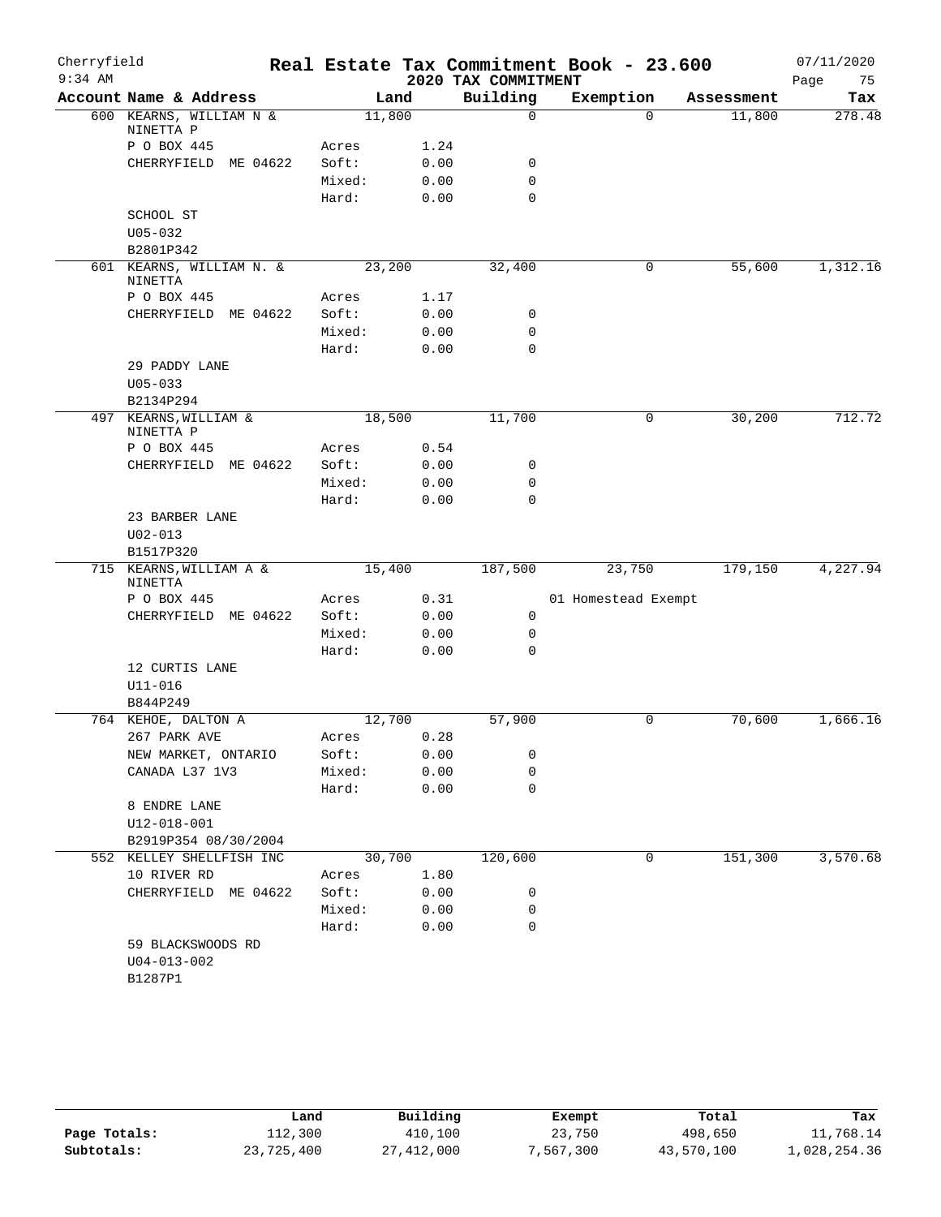Cherryfield
9:34 AM

# Real Estate Tax Commitment Book - 23.600

## 2020 TAX COMMITMENT

07/11/2020

| Account Name & Address | | Land | Building | Exemption | Assessment | Tax |
|---|---|---|---|---|---|---|
| 600 KEARNS, WILLIAM N & NINETTA P | | 11,800 | 0 | 0 | 11,800 | 278.48 |
| P O BOX 445 | Acres | 1.24 | | | | |
| CHERRYFIELD ME 04622 | Soft: | 0.00 | 0 | | | |
| | Mixed: | 0.00 | 0 | | | |
| | Hard: | 0.00 | 0 | | | |
| SCHOOL ST | | | | | | |
| U05-032 | | | | | | |
| B2801P342 | | | | | | |
| 601 KEARNS, WILLIAM N. & NINETTA | | 23,200 | 32,400 | 0 | 55,600 | 1,312.16 |
| P O BOX 445 | Acres | 1.17 | | | | |
| CHERRYFIELD ME 04622 | Soft: | 0.00 | 0 | | | |
| | Mixed: | 0.00 | 0 | | | |
| | Hard: | 0.00 | 0 | | | |
| 29 PADDY LANE | | | | | | |
| U05-033 | | | | | | |
| B2134P294 | | | | | | |
| 497 KEARNS, WILLIAM & NINETTA P | | 18,500 | 11,700 | 0 | 30,200 | 712.72 |
| P O BOX 445 | Acres | 0.54 | | | | |
| CHERRYFIELD ME 04622 | Soft: | 0.00 | 0 | | | |
| | Mixed: | 0.00 | 0 | | | |
| | Hard: | 0.00 | 0 | | | |
| 23 BARBER LANE | | | | | | |
| U02-013 | | | | | | |
| B1517P320 | | | | | | |
| 715 KEARNS, WILLIAM A & NINETTA | | 15,400 | 187,500 | 23,750 | 179,150 | 4,227.94 |
| P O BOX 445 | Acres | 0.31 | | 01 Homestead Exempt | | |
| CHERRYFIELD ME 04622 | Soft: | 0.00 | 0 | | | |
| | Mixed: | 0.00 | 0 | | | |
| | Hard: | 0.00 | 0 | | | |
| 12 CURTIS LANE | | | | | | |
| U11-016 | | | | | | |
| B844P249 | | | | | | |
| 764 KEHOE, DALTON A | | 12,700 | 57,900 | 0 | 70,600 | 1,666.16 |
| 267 PARK AVE | Acres | 0.28 | | | | |
| NEW MARKET, ONTARIO | Soft: | 0.00 | 0 | | | |
| CANADA L37 1V3 | Mixed: | 0.00 | 0 | | | |
| | Hard: | 0.00 | 0 | | | |
| 8 ENDRE LANE | | | | | | |
| U12-018-001 | | | | | | |
| B2919P354 08/30/2004 | | | | | | |
| 552 KELLEY SHELLFISH INC | | 30,700 | 120,600 | 0 | 151,300 | 3,570.68 |
| 10 RIVER RD | Acres | 1.80 | | | | |
| CHERRYFIELD ME 04622 | Soft: | 0.00 | 0 | | | |
| | Mixed: | 0.00 | 0 | | | |
| | Hard: | 0.00 | 0 | | | |
| 59 BLACKSWOODS RD | | | | | | |
| U04-013-002 | | | | | | |
| B1287P1 | | | | | | |

| | Land | Building | Exempt | Total | Tax |
|---|---|---|---|---|---|
| Page Totals: | 112,300 | 410,100 | 23,750 | 498,650 | 11,768.14 |
| Subtotals: | 23,725,400 | 27,412,000 | 7,567,300 | 43,570,100 | 1,028,254.36 |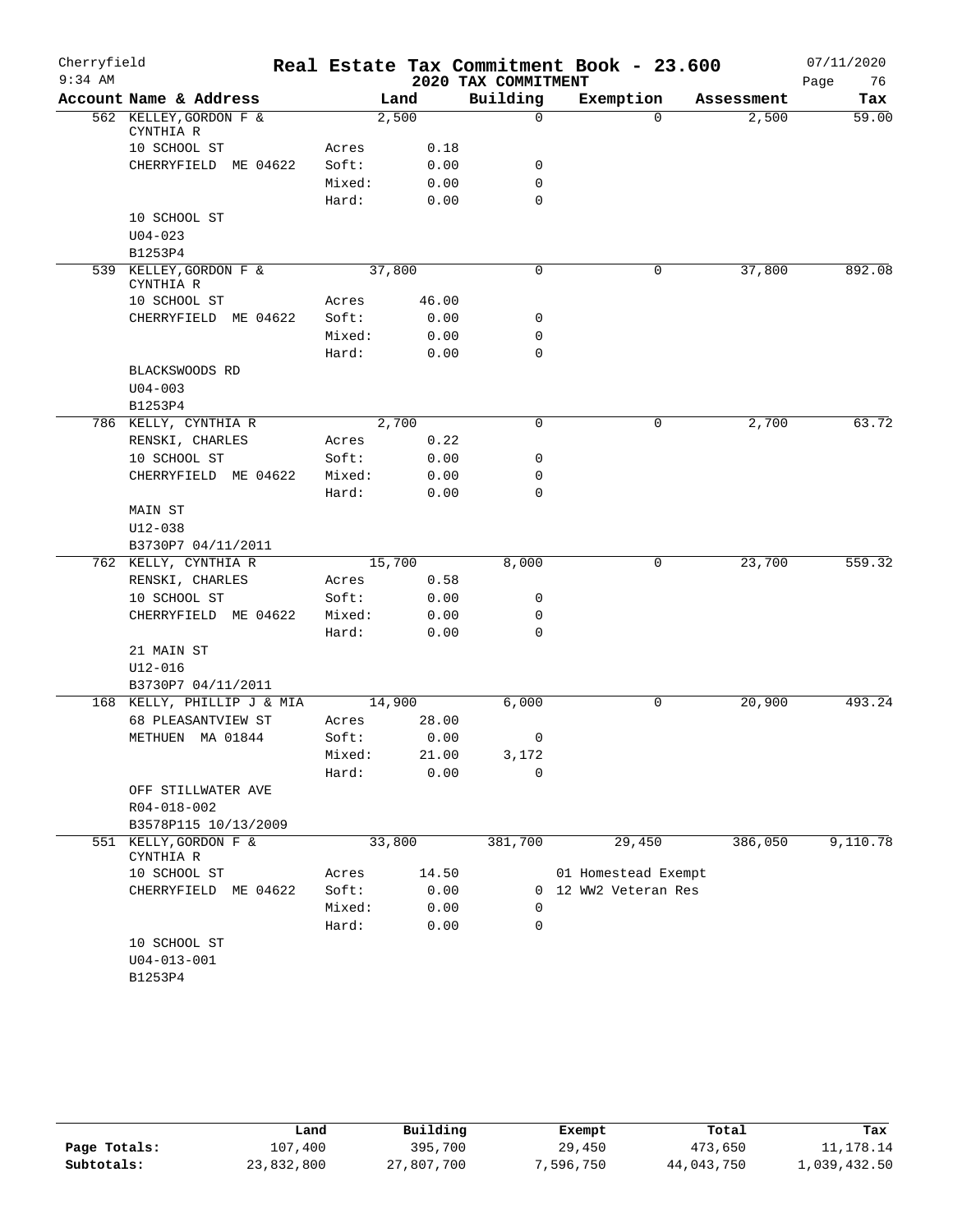Cherryfield 9:34 AM

# Real Estate Tax Commitment Book - 23.600

## 2020 TAX COMMITMENT

07/11/2020

| Account Name & Address | | Land | Building | Exemption | Assessment | Tax |
|---|---|---|---|---|---|---|
| 562 KELLEY, GORDON F & CYNTHIA R | | 2,500 | 0 | 0 | 2,500 | 59.00 |
| 10 SCHOOL ST | Acres | 0.18 | | | | |
| CHERRYFIELD ME 04622 | Soft: | 0.00 | 0 | | | |
| | Mixed: | 0.00 | 0 | | | |
| | Hard: | 0.00 | 0 | | | |
| 10 SCHOOL ST | | | | | | |
| U04-023 | | | | | | |
| B1253P4 | | | | | | |
| 539 KELLEY, GORDON F & CYNTHIA R | | 37,800 | 0 | 0 | 37,800 | 892.08 |
| 10 SCHOOL ST | Acres | 46.00 | | | | |
| CHERRYFIELD ME 04622 | Soft: | 0.00 | 0 | | | |
| | Mixed: | 0.00 | 0 | | | |
| | Hard: | 0.00 | 0 | | | |
| BLACKSWOODS RD | | | | | | |
| U04-003 | | | | | | |
| B1253P4 | | | | | | |
| 786 KELLY, CYNTHIA R | | 2,700 | 0 | 0 | 2,700 | 63.72 |
| RENSKI, CHARLES | Acres | 0.22 | | | | |
| 10 SCHOOL ST | Soft: | 0.00 | 0 | | | |
| CHERRYFIELD ME 04622 | Mixed: | 0.00 | 0 | | | |
| | Hard: | 0.00 | 0 | | | |
| MAIN ST | | | | | | |
| U12-038 | | | | | | |
| B3730P7 04/11/2011 | | | | | | |
| 762 KELLY, CYNTHIA R | | 15,700 | 8,000 | 0 | 23,700 | 559.32 |
| RENSKI, CHARLES | Acres | 0.58 | | | | |
| 10 SCHOOL ST | Soft: | 0.00 | 0 | | | |
| CHERRYFIELD ME 04622 | Mixed: | 0.00 | 0 | | | |
| | Hard: | 0.00 | 0 | | | |
| 21 MAIN ST | | | | | | |
| U12-016 | | | | | | |
| B3730P7 04/11/2011 | | | | | | |
| 168 KELLY, PHILLIP J & MIA | | 14,900 | 6,000 | 0 | 20,900 | 493.24 |
| 68 PLEASANTVIEW ST | Acres | 28.00 | | | | |
| METHUEN MA 01844 | Soft: | 0.00 | 0 | | | |
| | Mixed: | 21.00 | 3,172 | | | |
| | Hard: | 0.00 | 0 | | | |
| OFF STILLWATER AVE | | | | | | |
| R04-018-002 | | | | | | |
| B3578P115 10/13/2009 | | | | | | |
| 551 KELLY, GORDON F & CYNTHIA R | | 33,800 | 381,700 | 29,450 | 386,050 | 9,110.78 |
| 10 SCHOOL ST | Acres | 14.50 | | 01 Homestead Exempt | | |
| CHERRYFIELD ME 04622 | Soft: | 0.00 | 0 | 12 WW2 Veteran Res | | |
| | Mixed: | 0.00 | 0 | | | |
| | Hard: | 0.00 | 0 | | | |
| 10 SCHOOL ST | | | | | | |
| U04-013-001 | | | | | | |
| B1253P4 | | | | | | |

| | Land | Building | Exempt | Total | Tax |
|---|---|---|---|---|---|
| Page Totals: | 107,400 | 395,700 | 29,450 | 473,650 | 11,178.14 |
| Subtotals: | 23,832,800 | 27,807,700 | 7,596,750 | 44,043,750 | 1,039,432.50 |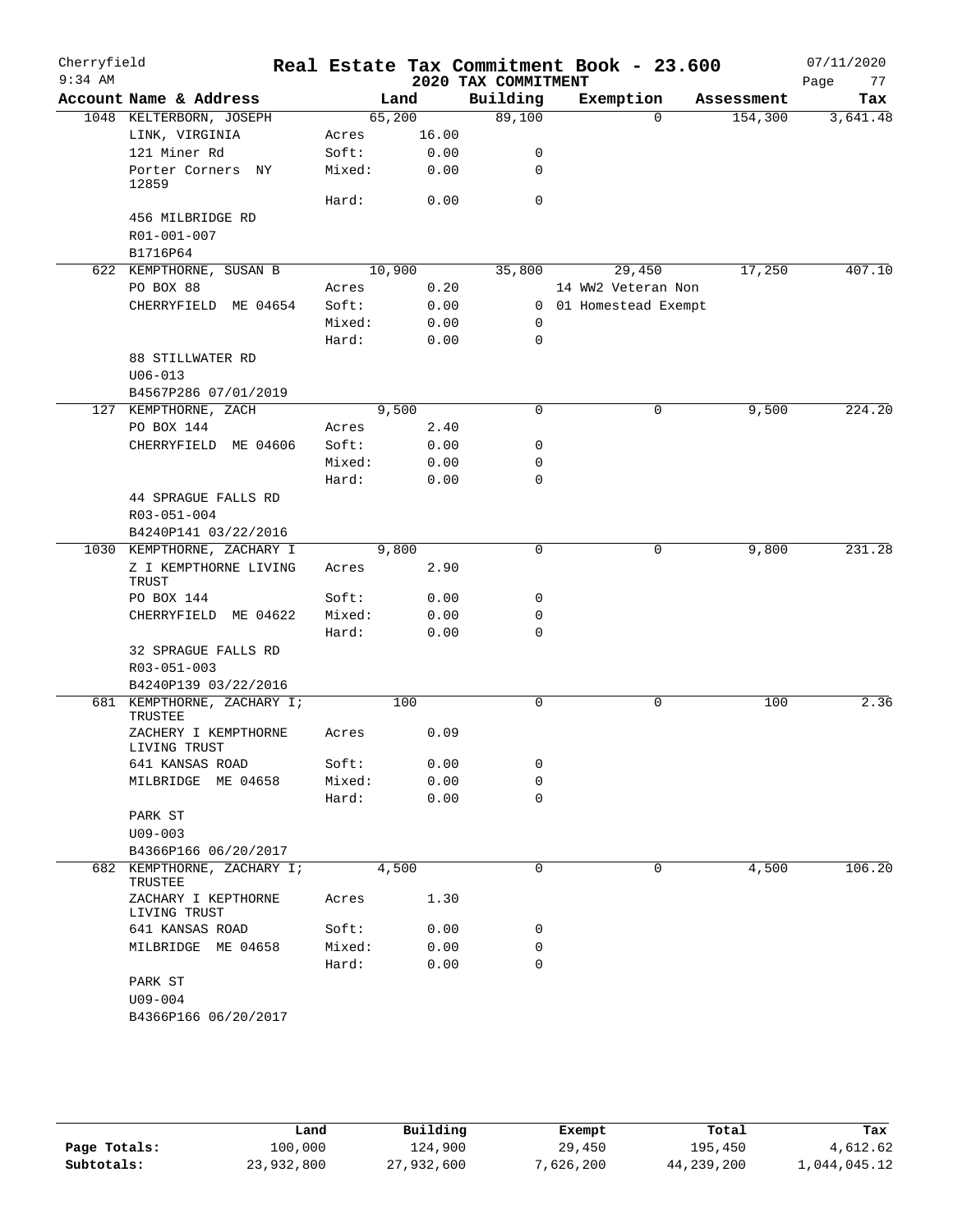# Real Estate Tax Commitment Book - 23.600

Cherryfield
9:34 AM

## 2020 TAX COMMITMENT

07/11/2020

| Account Name & Address | | Land | Building | Exemption | Assessment | Tax |
|---|---|---|---|---|---|---|
| 1048 KELTERBORN, JOSEPH | | 65,200 | 89,100 | 0 | 154,300 | 3,641.48 |
| LINK, VIRGINIA | Acres | 16.00 | | | | |
| 121 Miner Rd | Soft: | 0.00 | 0 | | | |
| Porter Corners NY 12859 | Mixed: | 0.00 | 0 | | | |
| | Hard: | 0.00 | 0 | | | |
| 456 MILBRIDGE RD | | | | | | |
| R01-001-007 | | | | | | |
| B1716P64 | | | | | | |
| 622 KEMPTHORNE, SUSAN B | | 10,900 | 35,800 | 29,450 | 17,250 | 407.10 |
| PO BOX 88 | Acres | 0.20 | | 14 WW2 Veteran Non | | |
| CHERRYFIELD ME 04654 | Soft: | 0.00 | 0 | 01 Homestead Exempt | | |
| | Mixed: | 0.00 | 0 | | | |
| | Hard: | 0.00 | 0 | | | |
| 88 STILLWATER RD | | | | | | |
| U06-013 | | | | | | |
| B4567P286 07/01/2019 | | | | | | |
| 127 KEMPTHORNE, ZACH | | 9,500 | 0 | 0 | 9,500 | 224.20 |
| PO BOX 144 | Acres | 2.40 | | | | |
| CHERRYFIELD ME 04606 | Soft: | 0.00 | 0 | | | |
| | Mixed: | 0.00 | 0 | | | |
| | Hard: | 0.00 | 0 | | | |
| 44 SPRAGUE FALLS RD | | | | | | |
| R03-051-004 | | | | | | |
| B4240P141 03/22/2016 | | | | | | |
| 1030 KEMPTHORNE, ZACHARY I | | 9,800 | 0 | 0 | 9,800 | 231.28 |
| Z I KEMPTHORNE LIVING TRUST | Acres | 2.90 | | | | |
| PO BOX 144 | Soft: | 0.00 | 0 | | | |
| CHERRYFIELD ME 04622 | Mixed: | 0.00 | 0 | | | |
| | Hard: | 0.00 | 0 | | | |
| 32 SPRAGUE FALLS RD | | | | | | |
| R03-051-003 | | | | | | |
| B4240P139 03/22/2016 | | | | | | |
| 681 KEMPTHORNE, ZACHARY I; TRUSTEE | | 100 | 0 | 0 | 100 | 2.36 |
| ZACHERY I KEMPTHORNE LIVING TRUST | Acres | 0.09 | | | | |
| 641 KANSAS ROAD | Soft: | 0.00 | 0 | | | |
| MILBRIDGE ME 04658 | Mixed: | 0.00 | 0 | | | |
| | Hard: | 0.00 | 0 | | | |
| PARK ST | | | | | | |
| U09-003 | | | | | | |
| B4366P166 06/20/2017 | | | | | | |
| 682 KEMPTHORNE, ZACHARY I; TRUSTEE | | 4,500 | 0 | 0 | 4,500 | 106.20 |
| ZACHARY I KEPTHORNE LIVING TRUST | Acres | 1.30 | | | | |
| 641 KANSAS ROAD | Soft: | 0.00 | 0 | | | |
| MILBRIDGE ME 04658 | Mixed: | 0.00 | 0 | | | |
| | Hard: | 0.00 | 0 | | | |
| PARK ST | | | | | | |
| U09-004 | | | | | | |
| B4366P166 06/20/2017 | | | | | | |

| | Land | Building | Exempt | Total | Tax |
|---|---|---|---|---|---|
| Page Totals: | 100,000 | 124,900 | 29,450 | 195,450 | 4,612.62 |
| Subtotals: | 23,932,800 | 27,932,600 | 7,626,200 | 44,239,200 | 1,044,045.12 |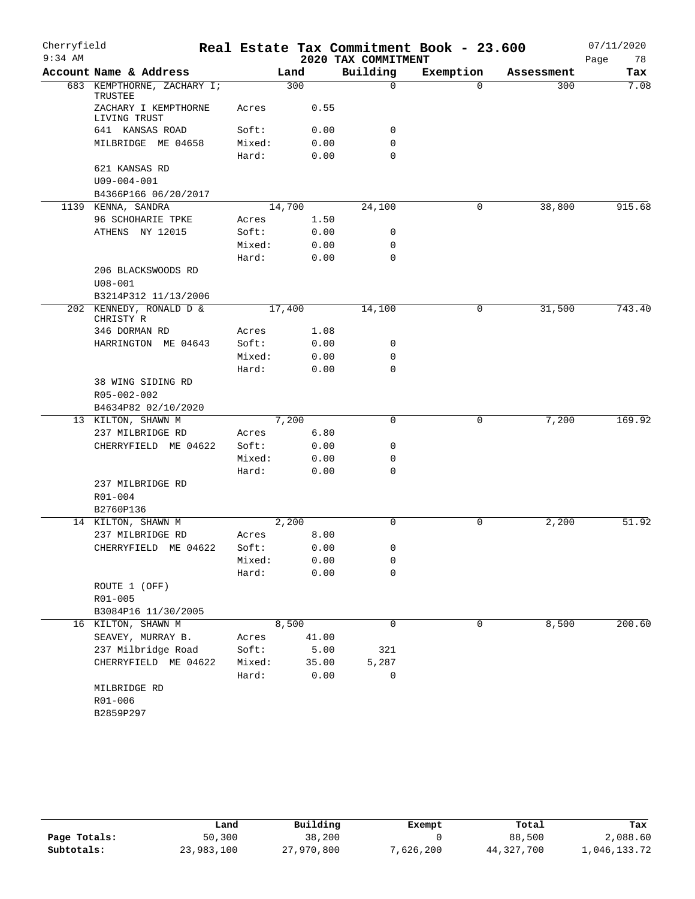# Real Estate Tax Commitment Book - 23.600

Cherryfield
9:34 AM
2020 TAX COMMITMENT
07/11/2020
Page 78

| Account Name & Address | | Land | Building | Exemption | Assessment | Tax |
|---|---|---|---|---|---|---|
| 683 KEMPTHORNE, ZACHARY I; TRUSTEE | | 300 | 0 | 0 | 300 | 7.08 |
| ZACHARY I KEMPTHORNE LIVING TRUST | Acres | 0.55 | | | | |
| 641 KANSAS ROAD | Soft: | 0.00 | 0 | | | |
| MILBRIDGE ME 04658 | Mixed: | 0.00 | 0 | | | |
| | Hard: | 0.00 | 0 | | | |
| 621 KANSAS RD | | | | | | |
| U09-004-001 | | | | | | |
| B4366P166 06/20/2017 | | | | | | |
| 1139 KENNA, SANDRA | | 14,700 | 24,100 | 0 | 38,800 | 915.68 |
| 96 SCHOHARIE TPKE | Acres | 1.50 | | | | |
| ATHENS NY 12015 | Soft: | 0.00 | 0 | | | |
| | Mixed: | 0.00 | 0 | | | |
| | Hard: | 0.00 | 0 | | | |
| 206 BLACKSWOODS RD | | | | | | |
| U08-001 | | | | | | |
| B3214P312 11/13/2006 | | | | | | |
| 202 KENNEDY, RONALD D & CHRISTY R | | 17,400 | 14,100 | 0 | 31,500 | 743.40 |
| 346 DORMAN RD | Acres | 1.08 | | | | |
| HARRINGTON ME 04643 | Soft: | 0.00 | 0 | | | |
| | Mixed: | 0.00 | 0 | | | |
| | Hard: | 0.00 | 0 | | | |
| 38 WING SIDING RD | | | | | | |
| R05-002-002 | | | | | | |
| B4634P82 02/10/2020 | | | | | | |
| 13 KILTON, SHAWN M | | 7,200 | 0 | 0 | 7,200 | 169.92 |
| 237 MILBRIDGE RD | Acres | 6.80 | | | | |
| CHERRYFIELD ME 04622 | Soft: | 0.00 | 0 | | | |
| | Mixed: | 0.00 | 0 | | | |
| | Hard: | 0.00 | 0 | | | |
| 237 MILBRIDGE RD | | | | | | |
| R01-004 | | | | | | |
| B2760P136 | | | | | | |
| 14 KILTON, SHAWN M | | 2,200 | 0 | 0 | 2,200 | 51.92 |
| 237 MILBRIDGE RD | Acres | 8.00 | | | | |
| CHERRYFIELD ME 04622 | Soft: | 0.00 | 0 | | | |
| | Mixed: | 0.00 | 0 | | | |
| | Hard: | 0.00 | 0 | | | |
| ROUTE 1 (OFF) | | | | | | |
| R01-005 | | | | | | |
| B3084P16 11/30/2005 | | | | | | |
| 16 KILTON, SHAWN M | | 8,500 | 0 | 0 | 8,500 | 200.60 |
| SEAVEY, MURRAY B. | Acres | 41.00 | | | | |
| 237 Milbridge Road | Soft: | 5.00 | 321 | | | |
| CHERRYFIELD ME 04622 | Mixed: | 35.00 | 5,287 | | | |
| | Hard: | 0.00 | 0 | | | |
| MILBRIDGE RD | | | | | | |
| R01-006 | | | | | | |
| B2859P297 | | | | | | |

| | Land | Building | Exempt | Total | Tax |
|---|---|---|---|---|---|
| Page Totals: | 50,300 | 38,200 | 0 | 88,500 | 2,088.60 |
| Subtotals: | 23,983,100 | 27,970,800 | 7,626,200 | 44,327,700 | 1,046,133.72 |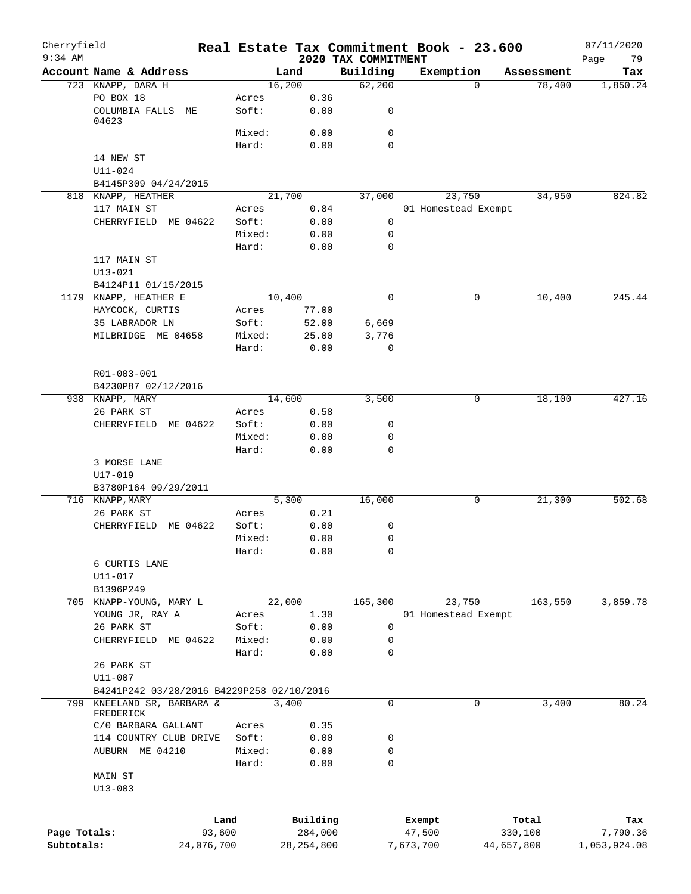Cherryfield 9:34 AM

# Real Estate Tax Commitment Book - 23.600

## 2020 TAX COMMITMENT

07/11/2020 Page 79

| Account Name & Address | | Land | Building | Exemption | Assessment | Tax |
|---|---|---|---|---|---|---|
| 723 KNAPP, DARA H | | 16,200 | 62,200 | 0 | 78,400 | 1,850.24 |
| PO BOX 18 | Acres | 0.36 | | | | |
| COLUMBIA FALLS ME 04623 | Soft: | 0.00 | 0 | | | |
| | Mixed: | 0.00 | 0 | | | |
| | Hard: | 0.00 | 0 | | | |
| 14 NEW ST | | | | | | |
| U11-024 | | | | | | |
| B4145P309 04/24/2015 | | | | | | |
| 818 KNAPP, HEATHER | | 21,700 | 37,000 | 23,750 | 34,950 | 824.82 |
| 117 MAIN ST | Acres | 0.84 | | 01 Homestead Exempt | | |
| CHERRYFIELD ME 04622 | Soft: | 0.00 | 0 | | | |
| | Mixed: | 0.00 | 0 | | | |
| | Hard: | 0.00 | 0 | | | |
| 117 MAIN ST | | | | | | |
| U13-021 | | | | | | |
| B4124P11 01/15/2015 | | | | | | |
| 1179 KNAPP, HEATHER E | | 10,400 | 0 | 0 | 10,400 | 245.44 |
| HAYCOCK, CURTIS | Acres | 77.00 | | | | |
| 35 LABRADOR LN | Soft: | 52.00 | 6,669 | | | |
| MILBRIDGE ME 04658 | Mixed: | 25.00 | 3,776 | | | |
| | Hard: | 0.00 | 0 | | | |
| R01-003-001 | | | | | | |
| B4230P87 02/12/2016 | | | | | | |
| 938 KNAPP, MARY | | 14,600 | 3,500 | 0 | 18,100 | 427.16 |
| 26 PARK ST | Acres | 0.58 | | | | |
| CHERRYFIELD ME 04622 | Soft: | 0.00 | 0 | | | |
| | Mixed: | 0.00 | 0 | | | |
| | Hard: | 0.00 | 0 | | | |
| 3 MORSE LANE | | | | | | |
| U17-019 | | | | | | |
| B3780P164 09/29/2011 | | | | | | |
| 716 KNAPP, MARY | | 5,300 | 16,000 | 0 | 21,300 | 502.68 |
| 26 PARK ST | Acres | 0.21 | | | | |
| CHERRYFIELD ME 04622 | Soft: | 0.00 | 0 | | | |
| | Mixed: | 0.00 | 0 | | | |
| | Hard: | 0.00 | 0 | | | |
| 6 CURTIS LANE | | | | | | |
| U11-017 | | | | | | |
| B1396P249 | | | | | | |
| 705 KNAPP-YOUNG, MARY L | | 22,000 | 165,300 | 23,750 | 163,550 | 3,859.78 |
| YOUNG JR, RAY A | Acres | 1.30 | | 01 Homestead Exempt | | |
| 26 PARK ST | Soft: | 0.00 | 0 | | | |
| CHERRYFIELD ME 04622 | Mixed: | 0.00 | 0 | | | |
| | Hard: | 0.00 | 0 | | | |
| 26 PARK ST | | | | | | |
| U11-007 | | | | | | |
| B4241P242 03/28/2016 B4229P258 02/10/2016 | | | | | | |
| 799 KNEELAND SR, BARBARA & FREDERICK | | 3,400 | 0 | 0 | 3,400 | 80.24 |
| C/0 BARBARA GALLANT | Acres | 0.35 | | | | |
| 114 COUNTRY CLUB DRIVE | Soft: | 0.00 | 0 | | | |
| AUBURN ME 04210 | Mixed: | 0.00 | 0 | | | |
| | Hard: | 0.00 | 0 | | | |
| MAIN ST | | | | | | |
| U13-003 | | | | | | |

| | Land | Building | Exempt | Total | Tax |
|---|---|---|---|---|---|
| Page Totals: | 93,600 | 284,000 | 47,500 | 330,100 | 7,790.36 |
| Subtotals: | 24,076,700 | 28,254,800 | 7,673,700 | 44,657,800 | 1,053,924.08 |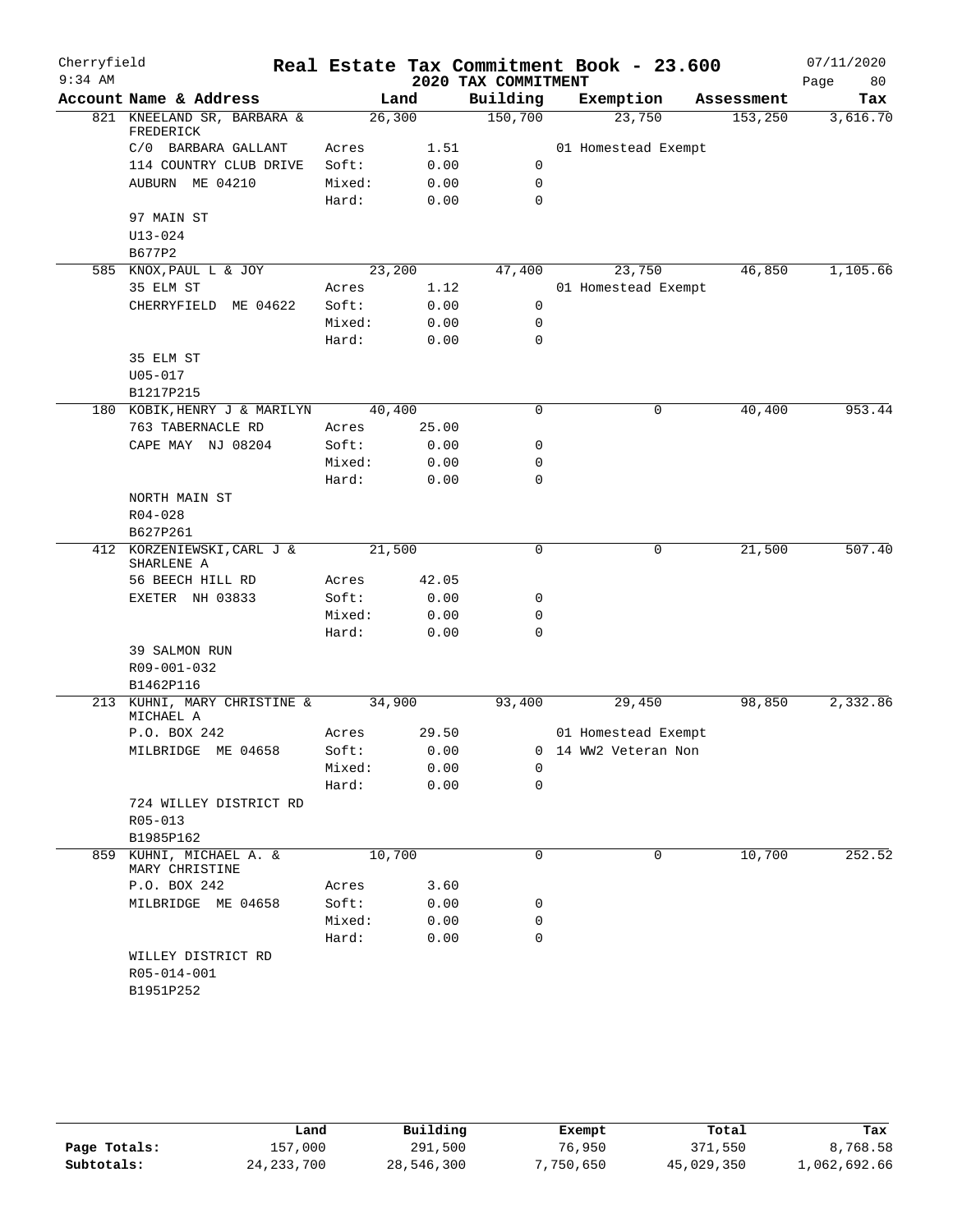Cherryfield
9:34 AM

# Real Estate Tax Commitment Book - 23.600

## 2020 TAX COMMITMENT

07/11/2020

| Account Name & Address | Land | | Building | Exemption | Assessment | Tax |
|---|---|---|---|---|---|---|
| 821 KNEELAND SR, BARBARA & FREDERICK | 26,300 | | 150,700 | 23,750 | 153,250 | 3,616.70 |
| C/0 BARBARA GALLANT | Acres | 1.51 | | 01 Homestead Exempt | | |
| 114 COUNTRY CLUB DRIVE | Soft: | 0.00 | 0 | | | |
| AUBURN ME 04210 | Mixed: | 0.00 | 0 | | | |
| | Hard: | 0.00 | 0 | | | |
| 97 MAIN ST | | | | | | |
| U13-024 | | | | | | |
| B677P2 | | | | | | |
| 585 KNOX,PAUL L & JOY | 23,200 | | 47,400 | 23,750 | 46,850 | 1,105.66 |
| 35 ELM ST | Acres | 1.12 | | 01 Homestead Exempt | | |
| CHERRYFIELD ME 04622 | Soft: | 0.00 | 0 | | | |
| | Mixed: | 0.00 | 0 | | | |
| | Hard: | 0.00 | 0 | | | |
| 35 ELM ST | | | | | | |
| U05-017 | | | | | | |
| B1217P215 | | | | | | |
| 180 KOBIK,HENRY J & MARILYN | 40,400 | | 0 | 0 | 40,400 | 953.44 |
| 763 TABERNACLE RD | Acres | 25.00 | | | | |
| CAPE MAY NJ 08204 | Soft: | 0.00 | 0 | | | |
| | Mixed: | 0.00 | 0 | | | |
| | Hard: | 0.00 | 0 | | | |
| NORTH MAIN ST | | | | | | |
| R04-028 | | | | | | |
| B627P261 | | | | | | |
| 412 KORZENIEWSKI,CARL J & SHARLENE A | 21,500 | | 0 | 0 | 21,500 | 507.40 |
| 56 BEECH HILL RD | Acres | 42.05 | | | | |
| EXETER NH 03833 | Soft: | 0.00 | 0 | | | |
| | Mixed: | 0.00 | 0 | | | |
| | Hard: | 0.00 | 0 | | | |
| 39 SALMON RUN | | | | | | |
| R09-001-032 | | | | | | |
| B1462P116 | | | | | | |
| 213 KUHNI, MARY CHRISTINE & MICHAEL A | 34,900 | | 93,400 | 29,450 | 98,850 | 2,332.86 |
| P.O. BOX 242 | Acres | 29.50 | | 01 Homestead Exempt | | |
| MILBRIDGE ME 04658 | Soft: | 0.00 | 0 | 14 WW2 Veteran Non | | |
| | Mixed: | 0.00 | 0 | | | |
| | Hard: | 0.00 | 0 | | | |
| 724 WILLEY DISTRICT RD | | | | | | |
| R05-013 | | | | | | |
| B1985P162 | | | | | | |
| 859 KUHNI, MICHAEL A. & MARY CHRISTINE | 10,700 | | 0 | 0 | 10,700 | 252.52 |
| P.O. BOX 242 | Acres | 3.60 | | | | |
| MILBRIDGE ME 04658 | Soft: | 0.00 | 0 | | | |
| | Mixed: | 0.00 | 0 | | | |
| | Hard: | 0.00 | 0 | | | |
| WILLEY DISTRICT RD | | | | | | |
| R05-014-001 | | | | | | |
| B1951P252 | | | | | | |

| | Land | Building | Exempt | Total | Tax |
|---|---|---|---|---|---|
| Page Totals: | 157,000 | 291,500 | 76,950 | 371,550 | 8,768.58 |
| Subtotals: | 24,233,700 | 28,546,300 | 7,750,650 | 45,029,350 | 1,062,692.66 |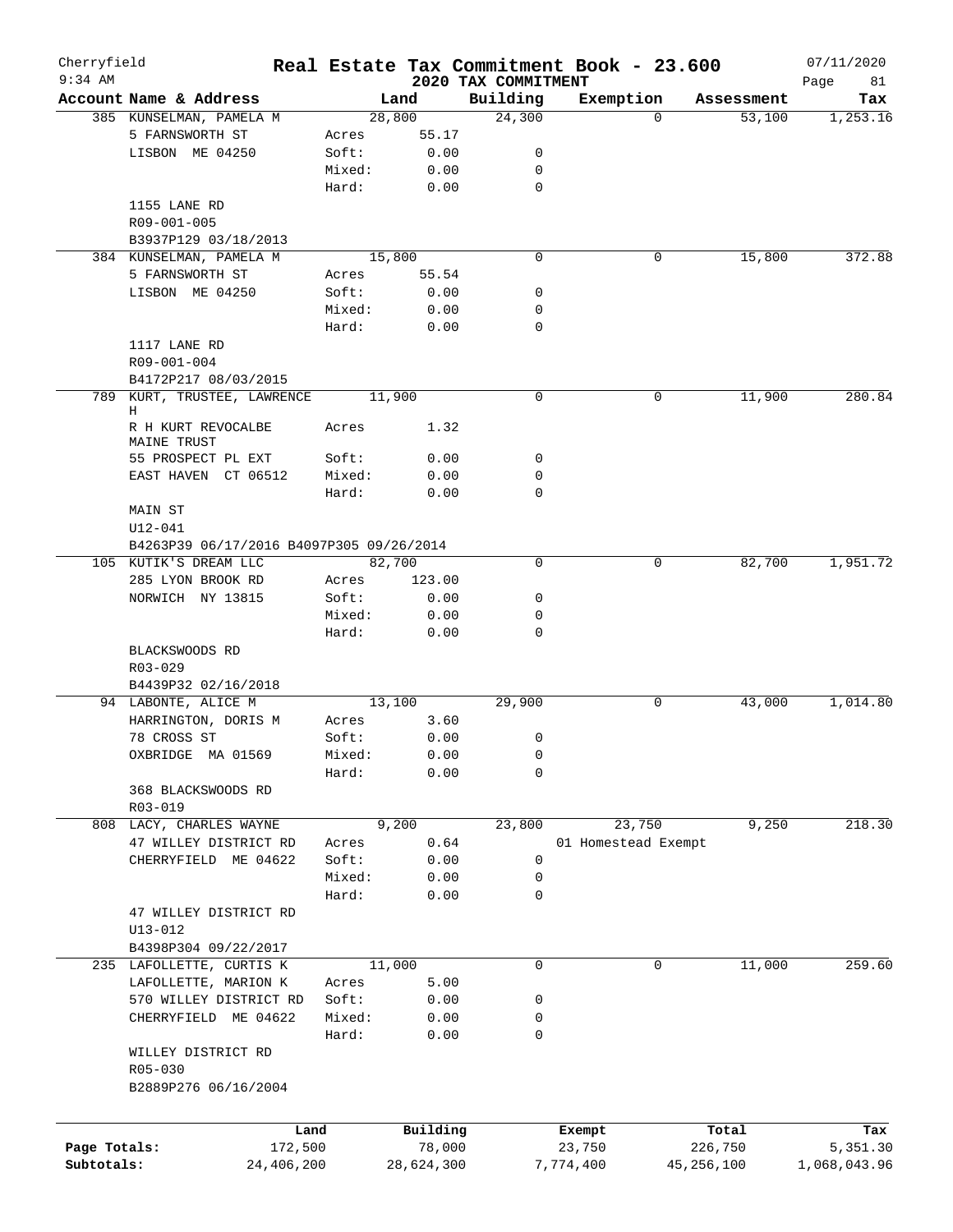# Cherryfield — Real Estate Tax Commitment Book - 23.600

2020 TAX COMMITMENT — 07/11/2020 — 9:34 AM

| Account Name & Address | Land | | Building | Exemption | Assessment | Tax |
|---|---|---|---|---|---|---|
| 385 KUNSELMAN, PAMELA M | 28,800 | | 24,300 | 0 | 53,100 | 1,253.16 |
| 5 FARNSWORTH ST | Acres | 55.17 | | | | |
| LISBON ME 04250 | Soft: | 0.00 | 0 | | | |
| | Mixed: | 0.00 | 0 | | | |
| | Hard: | 0.00 | 0 | | | |
| 1155 LANE RD | | | | | | |
| R09-001-005 | | | | | | |
| B3937P129 03/18/2013 | | | | | | |
| 384 KUNSELMAN, PAMELA M | 15,800 | | 0 | 0 | 15,800 | 372.88 |
| 5 FARNSWORTH ST | Acres | 55.54 | | | | |
| LISBON ME 04250 | Soft: | 0.00 | 0 | | | |
| | Mixed: | 0.00 | 0 | | | |
| | Hard: | 0.00 | 0 | | | |
| 1117 LANE RD | | | | | | |
| R09-001-004 | | | | | | |
| B4172P217 08/03/2015 | | | | | | |
| 789 KURT, TRUSTEE, LAWRENCE H | 11,900 | | 0 | 0 | 11,900 | 280.84 |
| R H KURT REVOCALBE MAINE TRUST | Acres | 1.32 | | | | |
| 55 PROSPECT PL EXT | Soft: | 0.00 | 0 | | | |
| EAST HAVEN CT 06512 | Mixed: | 0.00 | 0 | | | |
| | Hard: | 0.00 | 0 | | | |
| MAIN ST | | | | | | |
| U12-041 | | | | | | |
| B4263P39 06/17/2016 B4097P305 09/26/2014 | | | | | | |
| 105 KUTIK'S DREAM LLC | 82,700 | | 0 | 0 | 82,700 | 1,951.72 |
| 285 LYON BROOK RD | Acres | 123.00 | | | | |
| NORWICH NY 13815 | Soft: | 0.00 | 0 | | | |
| | Mixed: | 0.00 | 0 | | | |
| | Hard: | 0.00 | 0 | | | |
| BLACKSWOODS RD | | | | | | |
| R03-029 | | | | | | |
| B4439P32 02/16/2018 | | | | | | |
| 94 LABONTE, ALICE M | 13,100 | | 29,900 | 0 | 43,000 | 1,014.80 |
| HARRINGTON, DORIS M | Acres | 3.60 | | | | |
| 78 CROSS ST | Soft: | 0.00 | 0 | | | |
| OXBRIDGE MA 01569 | Mixed: | 0.00 | 0 | | | |
| | Hard: | 0.00 | 0 | | | |
| 368 BLACKSWOODS RD | | | | | | |
| R03-019 | | | | | | |
| 808 LACY, CHARLES WAYNE | 9,200 | | 23,800 | 23,750 | 9,250 | 218.30 |
| 47 WILLEY DISTRICT RD | Acres | 0.64 | | 01 Homestead Exempt | | |
| CHERRYFIELD ME 04622 | Soft: | 0.00 | 0 | | | |
| | Mixed: | 0.00 | 0 | | | |
| | Hard: | 0.00 | 0 | | | |
| 47 WILLEY DISTRICT RD | | | | | | |
| U13-012 | | | | | | |
| B4398P304 09/22/2017 | | | | | | |
| 235 LAFOLLETTE, CURTIS K | 11,000 | | 0 | 0 | 11,000 | 259.60 |
| LAFOLLETTE, MARION K | Acres | 5.00 | | | | |
| 570 WILLEY DISTRICT RD | Soft: | 0.00 | 0 | | | |
| CHERRYFIELD ME 04622 | Mixed: | 0.00 | 0 | | | |
| | Hard: | 0.00 | 0 | | | |
| WILLEY DISTRICT RD | | | | | | |
| R05-030 | | | | | | |
| B2889P276 06/16/2004 | | | | | | |

| | Land | Building | Exempt | Total | Tax |
|---|---|---|---|---|---|
| Page Totals: | 172,500 | 78,000 | 23,750 | 226,750 | 5,351.30 |
| Subtotals: | 24,406,200 | 28,624,300 | 7,774,400 | 45,256,100 | 1,068,043.96 |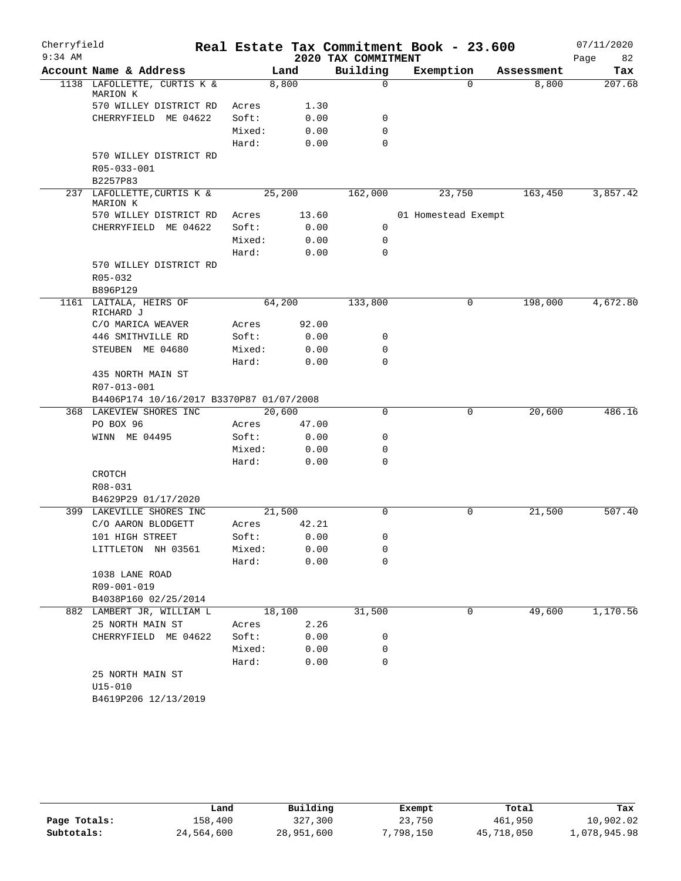# Real Estate Tax Commitment Book - 23.600

Cherryfield
9:34 AM

## 2020 TAX COMMITMENT

07/11/2020

| Account Name & Address | | Land | Building | Exemption | Assessment | Tax |
|---|---|---|---|---|---|---|
| 1138 LAFOLLETTE, CURTIS K & MARION K | | 8,800 | 0 | 0 | 8,800 | 207.68 |
| 570 WILLEY DISTRICT RD | Acres | 1.30 | | | | |
| CHERRYFIELD ME 04622 | Soft: | 0.00 | 0 | | | |
| | Mixed: | 0.00 | 0 | | | |
| | Hard: | 0.00 | 0 | | | |
| 570 WILLEY DISTRICT RD | | | | | | |
| R05-033-001 | | | | | | |
| B2257P83 | | | | | | |
| 237 LAFOLLETTE,CURTIS K & MARION K | | 25,200 | 162,000 | 23,750 | 163,450 | 3,857.42 |
| 570 WILLEY DISTRICT RD | Acres | 13.60 | | 01 Homestead Exempt | | |
| CHERRYFIELD ME 04622 | Soft: | 0.00 | 0 | | | |
| | Mixed: | 0.00 | 0 | | | |
| | Hard: | 0.00 | 0 | | | |
| 570 WILLEY DISTRICT RD | | | | | | |
| R05-032 | | | | | | |
| B896P129 | | | | | | |
| 1161 LAITALA, HEIRS OF RICHARD J | | 64,200 | 133,800 | 0 | 198,000 | 4,672.80 |
| C/O MARICA WEAVER | Acres | 92.00 | | | | |
| 446 SMITHVILLE RD | Soft: | 0.00 | 0 | | | |
| STEUBEN ME 04680 | Mixed: | 0.00 | 0 | | | |
| | Hard: | 0.00 | 0 | | | |
| 435 NORTH MAIN ST | | | | | | |
| R07-013-001 | | | | | | |
| B4406P174 10/16/2017 B3370P87 01/07/2008 | | | | | | |
| 368 LAKEVIEW SHORES INC | | 20,600 | 0 | 0 | 20,600 | 486.16 |
| PO BOX 96 | Acres | 47.00 | | | | |
| WINN ME 04495 | Soft: | 0.00 | 0 | | | |
| | Mixed: | 0.00 | 0 | | | |
| | Hard: | 0.00 | 0 | | | |
| CROTCH | | | | | | |
| R08-031 | | | | | | |
| B4629P29 01/17/2020 | | | | | | |
| 399 LAKEVILLE SHORES INC | | 21,500 | 0 | 0 | 21,500 | 507.40 |
| C/O AARON BLODGETT | Acres | 42.21 | | | | |
| 101 HIGH STREET | Soft: | 0.00 | 0 | | | |
| LITTLETON NH 03561 | Mixed: | 0.00 | 0 | | | |
| | Hard: | 0.00 | 0 | | | |
| 1038 LANE ROAD | | | | | | |
| R09-001-019 | | | | | | |
| B4038P160 02/25/2014 | | | | | | |
| 882 LAMBERT JR, WILLIAM L | | 18,100 | 31,500 | 0 | 49,600 | 1,170.56 |
| 25 NORTH MAIN ST | Acres | 2.26 | | | | |
| CHERRYFIELD ME 04622 | Soft: | 0.00 | 0 | | | |
| | Mixed: | 0.00 | 0 | | | |
| | Hard: | 0.00 | 0 | | | |
| 25 NORTH MAIN ST | | | | | | |
| U15-010 | | | | | | |
| B4619P206 12/13/2019 | | | | | | |

| | Land | Building | Exempt | Total | Tax |
|---|---|---|---|---|---|
| Page Totals: | 158,400 | 327,300 | 23,750 | 461,950 | 10,902.02 |
| Subtotals: | 24,564,600 | 28,951,600 | 7,798,150 | 45,718,050 | 1,078,945.98 |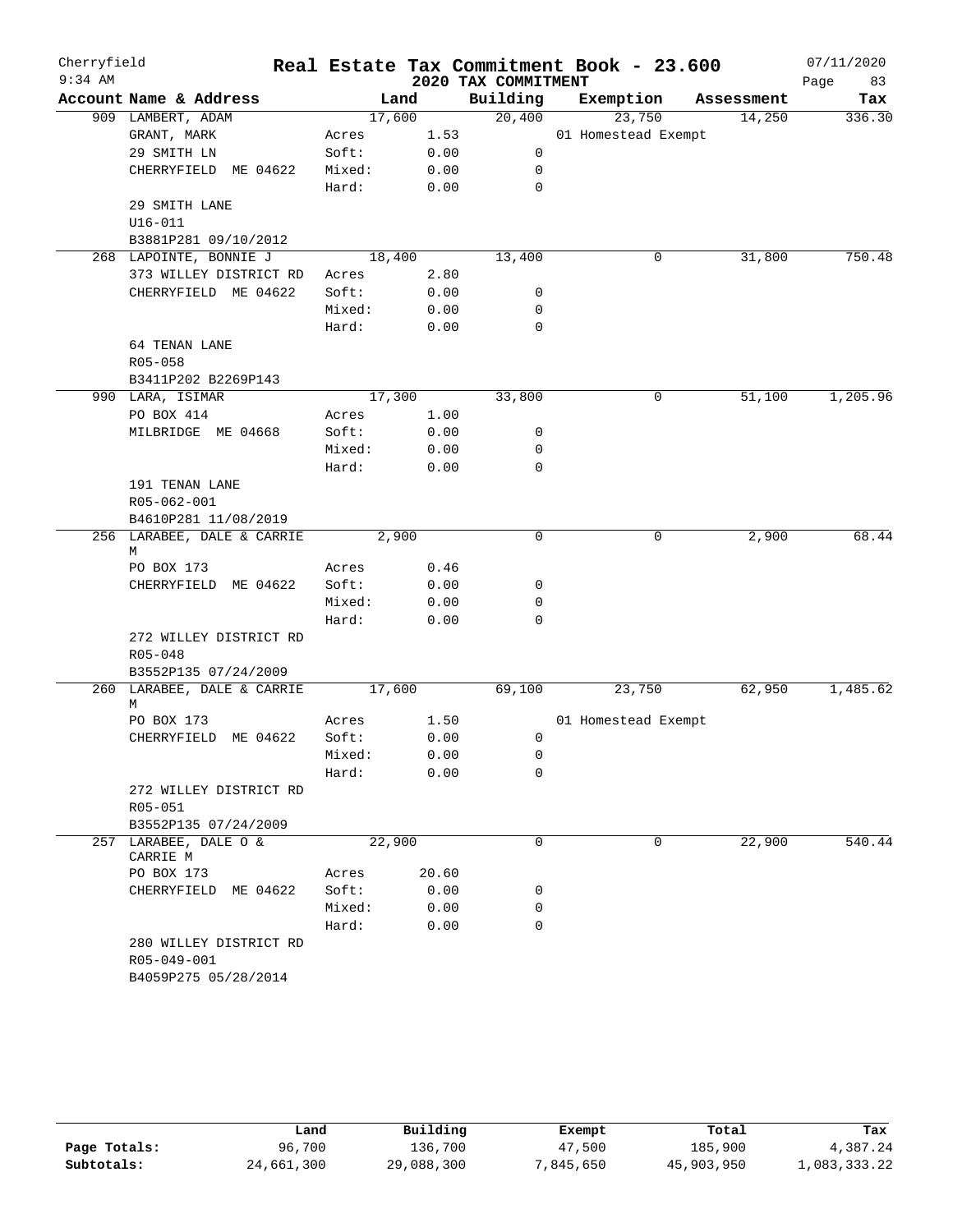# Real Estate Tax Commitment Book - 23.600

Cherryfield
9:34 AM

2020 TAX COMMITMENT

07/11/2020

| Account Name & Address | Land | | Building | Exemption | Assessment | Tax |
|---|---|---|---|---|---|---|
| 909 LAMBERT, ADAM | 17,600 | | 20,400 | 23,750 | 14,250 | 336.30 |
| GRANT, MARK | Acres | 1.53 | | 01 Homestead Exempt | | |
| 29 SMITH LN | Soft: | 0.00 | 0 | | | |
| CHERRYFIELD ME 04622 | Mixed: | 0.00 | 0 | | | |
| | Hard: | 0.00 | 0 | | | |
| 29 SMITH LANE | | | | | | |
| U16-011 | | | | | | |
| B3881P281 09/10/2012 | | | | | | |
| 268 LAPOINTE, BONNIE J | 18,400 | | 13,400 | 0 | 31,800 | 750.48 |
| 373 WILLEY DISTRICT RD | Acres | 2.80 | | | | |
| CHERRYFIELD ME 04622 | Soft: | 0.00 | 0 | | | |
| | Mixed: | 0.00 | 0 | | | |
| | Hard: | 0.00 | 0 | | | |
| 64 TENAN LANE | | | | | | |
| R05-058 | | | | | | |
| B3411P202 B2269P143 | | | | | | |
| 990 LARA, ISIMAR | 17,300 | | 33,800 | 0 | 51,100 | 1,205.96 |
| PO BOX 414 | Acres | 1.00 | | | | |
| MILBRIDGE ME 04668 | Soft: | 0.00 | 0 | | | |
| | Mixed: | 0.00 | 0 | | | |
| | Hard: | 0.00 | 0 | | | |
| 191 TENAN LANE | | | | | | |
| R05-062-001 | | | | | | |
| B4610P281 11/08/2019 | | | | | | |
| 256 LARABEE, DALE & CARRIE M | 2,900 | | 0 | 0 | 2,900 | 68.44 |
| PO BOX 173 | Acres | 0.46 | | | | |
| CHERRYFIELD ME 04622 | Soft: | 0.00 | 0 | | | |
| | Mixed: | 0.00 | 0 | | | |
| | Hard: | 0.00 | 0 | | | |
| 272 WILLEY DISTRICT RD | | | | | | |
| R05-048 | | | | | | |
| B3552P135 07/24/2009 | | | | | | |
| 260 LARABEE, DALE & CARRIE M | 17,600 | | 69,100 | 23,750 | 62,950 | 1,485.62 |
| PO BOX 173 | Acres | 1.50 | | 01 Homestead Exempt | | |
| CHERRYFIELD ME 04622 | Soft: | 0.00 | 0 | | | |
| | Mixed: | 0.00 | 0 | | | |
| | Hard: | 0.00 | 0 | | | |
| 272 WILLEY DISTRICT RD | | | | | | |
| R05-051 | | | | | | |
| B3552P135 07/24/2009 | | | | | | |
| 257 LARABEE, DALE O & CARRIE M | 22,900 | | 0 | 0 | 22,900 | 540.44 |
| PO BOX 173 | Acres | 20.60 | | | | |
| CHERRYFIELD ME 04622 | Soft: | 0.00 | 0 | | | |
| | Mixed: | 0.00 | 0 | | | |
| | Hard: | 0.00 | 0 | | | |
| 280 WILLEY DISTRICT RD | | | | | | |
| R05-049-001 | | | | | | |
| B4059P275 05/28/2014 | | | | | | |

| | Land | Building | Exempt | Total | Tax |
|---|---|---|---|---|---|
| Page Totals: | 96,700 | 136,700 | 47,500 | 185,900 | 4,387.24 |
| Subtotals: | 24,661,300 | 29,088,300 | 7,845,650 | 45,903,950 | 1,083,333.22 |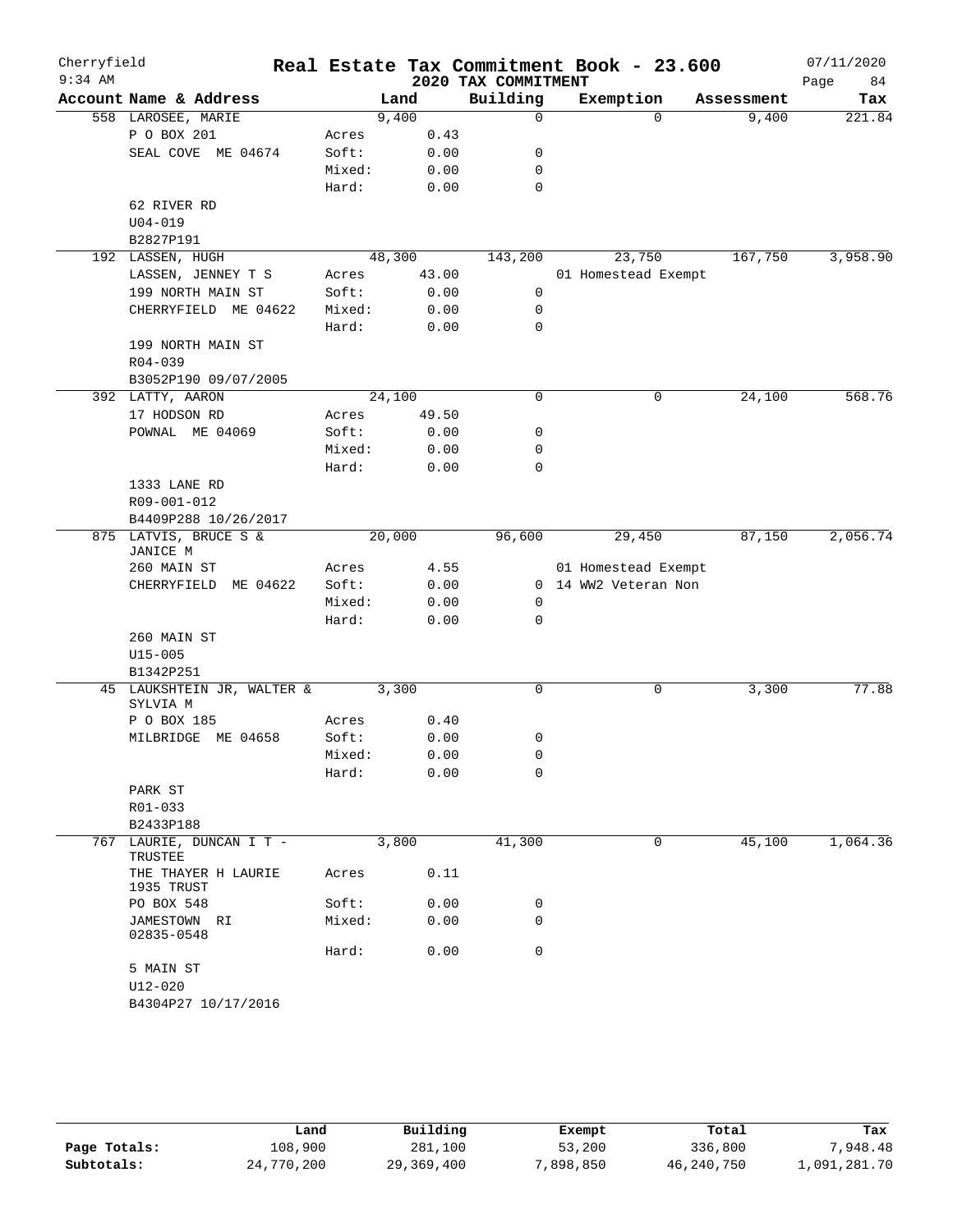# Real Estate Tax Commitment Book - 23.600

Cherryfield
9:34 AM

2020 TAX COMMITMENT

07/11/2020

| Account Name & Address | | Land | Building | Exemption | Assessment | Tax |
|---|---|---|---|---|---|---|
| 558 LAROSEE, MARIE | | 9,400 | 0 | 0 | 9,400 | 221.84 |
| P O BOX 201 | Acres | 0.43 | | | | |
| SEAL COVE ME 04674 | Soft: | 0.00 | 0 | | | |
| | Mixed: | 0.00 | 0 | | | |
| | Hard: | 0.00 | 0 | | | |
| 62 RIVER RD | | | | | | |
| U04-019 | | | | | | |
| B2827P191 | | | | | | |
| 192 LASSEN, HUGH | | 48,300 | 143,200 | 23,750 | 167,750 | 3,958.90 |
| LASSEN, JENNEY T S | Acres | 43.00 | | 01 Homestead Exempt | | |
| 199 NORTH MAIN ST | Soft: | 0.00 | 0 | | | |
| CHERRYFIELD ME 04622 | Mixed: | 0.00 | 0 | | | |
| | Hard: | 0.00 | 0 | | | |
| 199 NORTH MAIN ST | | | | | | |
| R04-039 | | | | | | |
| B3052P190 09/07/2005 | | | | | | |
| 392 LATTY, AARON | | 24,100 | 0 | 0 | 24,100 | 568.76 |
| 17 HODSON RD | Acres | 49.50 | | | | |
| POWNAL ME 04069 | Soft: | 0.00 | 0 | | | |
| | Mixed: | 0.00 | 0 | | | |
| | Hard: | 0.00 | 0 | | | |
| 1333 LANE RD | | | | | | |
| R09-001-012 | | | | | | |
| B4409P288 10/26/2017 | | | | | | |
| 875 LATVIS, BRUCE S & JANICE M | | 20,000 | 96,600 | 29,450 | 87,150 | 2,056.74 |
| 260 MAIN ST | Acres | 4.55 | | 01 Homestead Exempt | | |
| CHERRYFIELD ME 04622 | Soft: | 0.00 | 0 | 14 WW2 Veteran Non | | |
| | Mixed: | 0.00 | 0 | | | |
| | Hard: | 0.00 | 0 | | | |
| 260 MAIN ST | | | | | | |
| U15-005 | | | | | | |
| B1342P251 | | | | | | |
| 45 LAUKSHTEIN JR, WALTER & SYLVIA M | | 3,300 | 0 | 0 | 3,300 | 77.88 |
| P O BOX 185 | Acres | 0.40 | | | | |
| MILBRIDGE ME 04658 | Soft: | 0.00 | 0 | | | |
| | Mixed: | 0.00 | 0 | | | |
| | Hard: | 0.00 | 0 | | | |
| PARK ST | | | | | | |
| R01-033 | | | | | | |
| B2433P188 | | | | | | |
| 767 LAURIE, DUNCAN I T - TRUSTEE | | 3,800 | 41,300 | 0 | 45,100 | 1,064.36 |
| THE THAYER H LAURIE 1935 TRUST | Acres | 0.11 | | | | |
| PO BOX 548 | Soft: | 0.00 | 0 | | | |
| JAMESTOWN RI 02835-0548 | Mixed: | 0.00 | 0 | | | |
| | Hard: | 0.00 | 0 | | | |
| 5 MAIN ST | | | | | | |
| U12-020 | | | | | | |
| B4304P27 10/17/2016 | | | | | | |

| | Land | Building | Exempt | Total | Tax |
|---|---|---|---|---|---|
| Page Totals: | 108,900 | 281,100 | 53,200 | 336,800 | 7,948.48 |
| Subtotals: | 24,770,200 | 29,369,400 | 7,898,850 | 46,240,750 | 1,091,281.70 |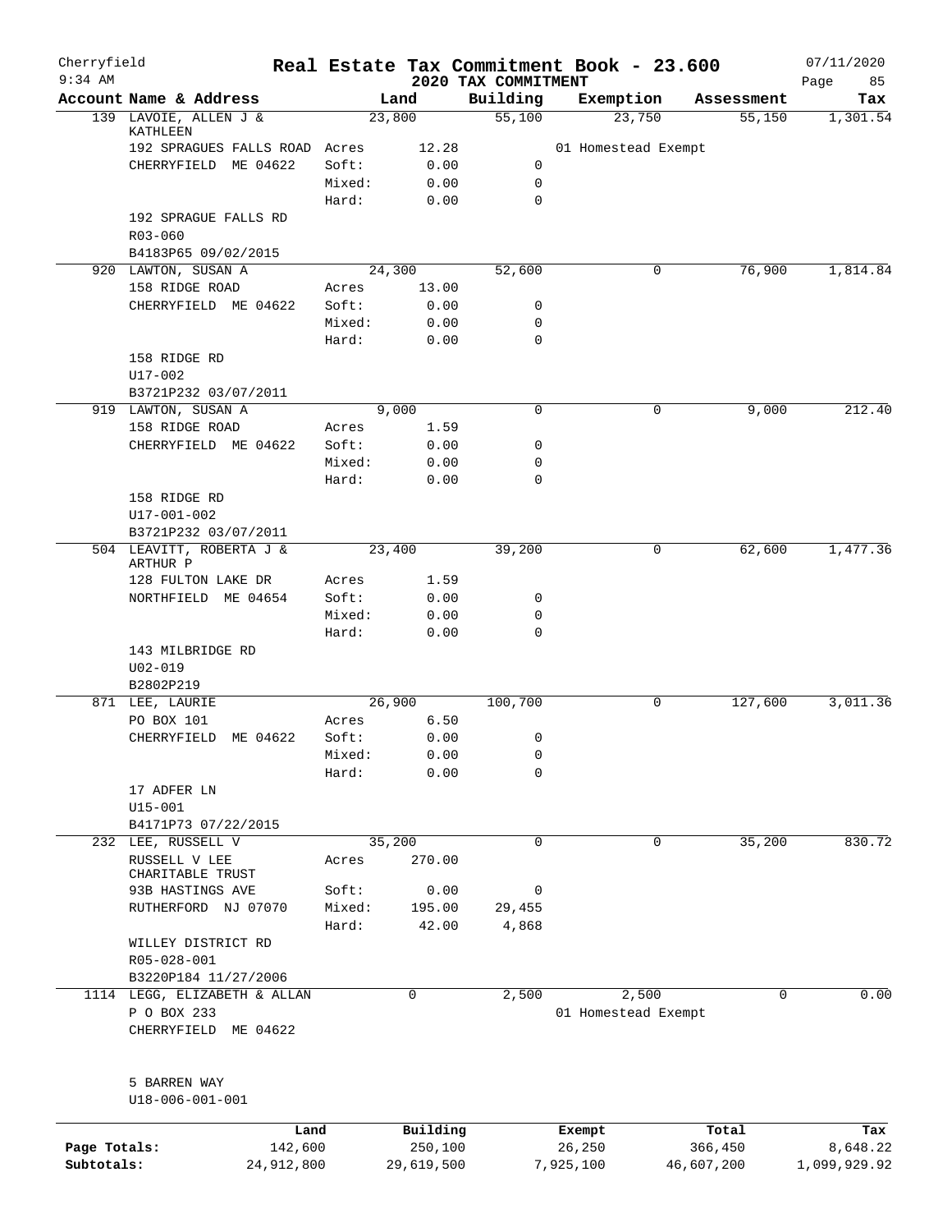Cherryfield — Real Estate Tax Commitment Book - 23.600 — 07/11/2020
9:34 AM — 2020 TAX COMMITMENT

| Account Name & Address | | Land | Building | Exemption | Assessment | Tax |
|---|---|---|---|---|---|---|
| 139 LAVOIE, ALLEN J & KATHLEEN | | 23,800 | 55,100 | 23,750 | 55,150 | 1,301.54 |
| 192 SPRAGUES FALLS ROAD | Acres | 12.28 | | 01 Homestead Exempt | | |
| CHERRYFIELD ME 04622 | Soft: | 0.00 | 0 | | | |
| | Mixed: | 0.00 | 0 | | | |
| | Hard: | 0.00 | 0 | | | |
| 192 SPRAGUE FALLS RD | | | | | | |
| R03-060 | | | | | | |
| B4183P65 09/02/2015 | | | | | | |
| 920 LAWTON, SUSAN A | | 24,300 | 52,600 | 0 | 76,900 | 1,814.84 |
| 158 RIDGE ROAD | Acres | 13.00 | | | | |
| CHERRYFIELD ME 04622 | Soft: | 0.00 | 0 | | | |
| | Mixed: | 0.00 | 0 | | | |
| | Hard: | 0.00 | 0 | | | |
| 158 RIDGE RD | | | | | | |
| U17-002 | | | | | | |
| B3721P232 03/07/2011 | | | | | | |
| 919 LAWTON, SUSAN A | | 9,000 | 0 | 0 | 9,000 | 212.40 |
| 158 RIDGE ROAD | Acres | 1.59 | | | | |
| CHERRYFIELD ME 04622 | Soft: | 0.00 | 0 | | | |
| | Mixed: | 0.00 | 0 | | | |
| | Hard: | 0.00 | 0 | | | |
| 158 RIDGE RD | | | | | | |
| U17-001-002 | | | | | | |
| B3721P232 03/07/2011 | | | | | | |
| 504 LEAVITT, ROBERTA J & ARTHUR P | | 23,400 | 39,200 | 0 | 62,600 | 1,477.36 |
| 128 FULTON LAKE DR | Acres | 1.59 | | | | |
| NORTHFIELD ME 04654 | Soft: | 0.00 | 0 | | | |
| | Mixed: | 0.00 | 0 | | | |
| | Hard: | 0.00 | 0 | | | |
| 143 MILBRIDGE RD | | | | | | |
| U02-019 | | | | | | |
| B2802P219 | | | | | | |
| 871 LEE, LAURIE | | 26,900 | 100,700 | 0 | 127,600 | 3,011.36 |
| PO BOX 101 | Acres | 6.50 | | | | |
| CHERRYFIELD ME 04622 | Soft: | 0.00 | 0 | | | |
| | Mixed: | 0.00 | 0 | | | |
| | Hard: | 0.00 | 0 | | | |
| 17 ADFER LN | | | | | | |
| U15-001 | | | | | | |
| B4171P73 07/22/2015 | | | | | | |
| 232 LEE, RUSSELL V | | 35,200 | 0 | 0 | 35,200 | 830.72 |
| RUSSELL V LEE CHARITABLE TRUST | Acres | 270.00 | | | | |
| 93B HASTINGS AVE | Soft: | 0.00 | 0 | | | |
| RUTHERFORD NJ 07070 | Mixed: | 195.00 | 29,455 | | | |
| | Hard: | 42.00 | 4,868 | | | |
| WILLEY DISTRICT RD | | | | | | |
| R05-028-001 | | | | | | |
| B3220P184 11/27/2006 | | | | | | |
| 1114 LEGG, ELIZABETH & ALLAN | | 0 | 2,500 | 2,500 | 0 | 0.00 |
| P O BOX 233 | | | | 01 Homestead Exempt | | |
| CHERRYFIELD ME 04622 | | | | | | |
| 5 BARREN WAY | | | | | | |
| U18-006-001-001 | | | | | | |

| | Land | Building | Exempt | Total | Tax |
|---|---|---|---|---|---|
| Page Totals: | 142,600 | 250,100 | 26,250 | 366,450 | 8,648.22 |
| Subtotals: | 24,912,800 | 29,619,500 | 7,925,100 | 46,607,200 | 1,099,929.92 |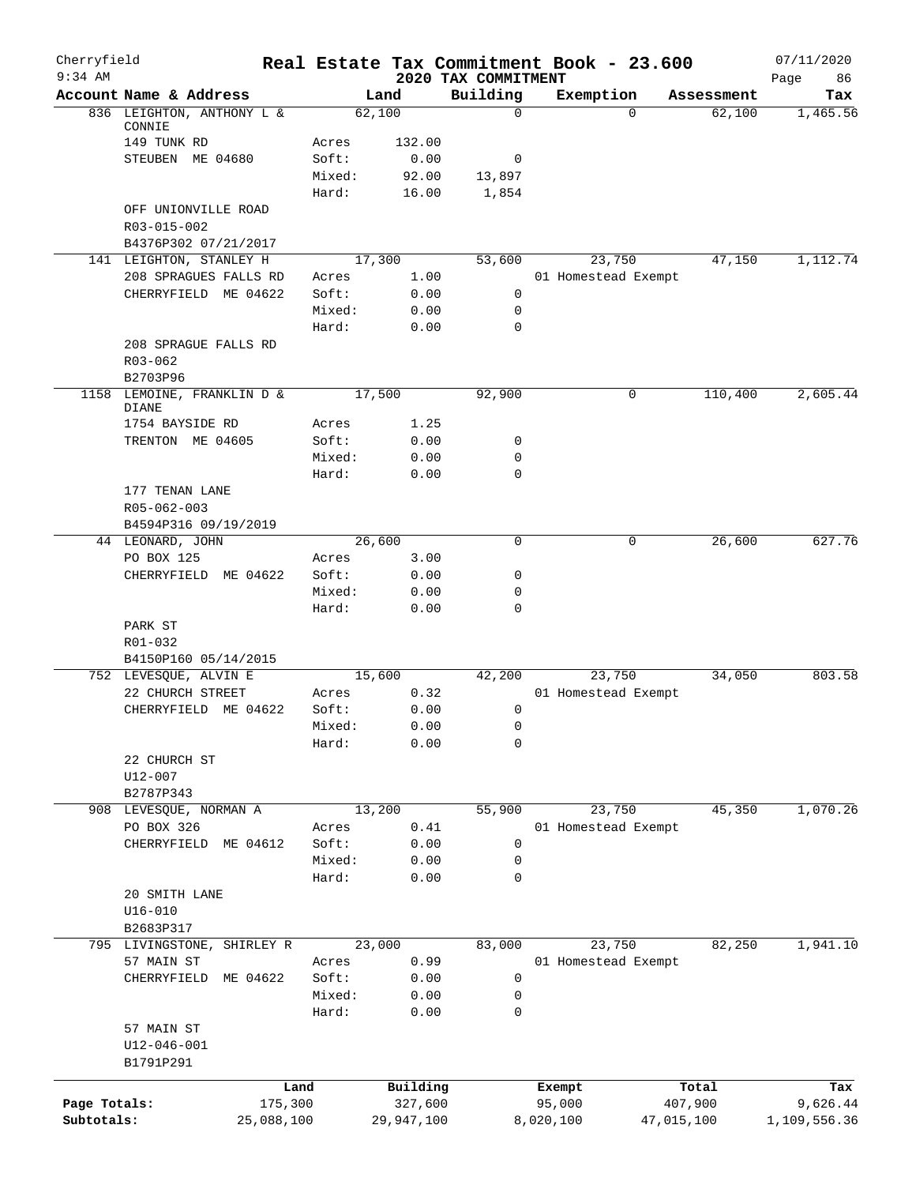Cherryfield
9:34 AM

# Real Estate Tax Commitment Book - 23.600

## 2020 TAX COMMITMENT

07/11/2020
Page 86

| Account Name & Address | | Land | Building | Exemption | Assessment | Tax |
|---|---|---|---|---|---|---|
| 836 LEIGHTON, ANTHONY L & CONNIE | | 62,100 | 0 | 0 | 62,100 | 1,465.56 |
| 149 TUNK RD | Acres | 132.00 | | | | |
| STEUBEN ME 04680 | Soft: | 0.00 | 0 | | | |
| | Mixed: | 92.00 | 13,897 | | | |
| | Hard: | 16.00 | 1,854 | | | |
| OFF UNIONVILLE ROAD | | | | | | |
| R03-015-002 | | | | | | |
| B4376P302 07/21/2017 | | | | | | |
| 141 LEIGHTON, STANLEY H | | 17,300 | 53,600 | 23,750 | 47,150 | 1,112.74 |
| 208 SPRAGUES FALLS RD | Acres | 1.00 | | 01 Homestead Exempt | | |
| CHERRYFIELD ME 04622 | Soft: | 0.00 | 0 | | | |
| | Mixed: | 0.00 | 0 | | | |
| | Hard: | 0.00 | 0 | | | |
| 208 SPRAGUE FALLS RD | | | | | | |
| R03-062 | | | | | | |
| B2703P96 | | | | | | |
| 1158 LEMOINE, FRANKLIN D & DIANE | | 17,500 | 92,900 | 0 | 110,400 | 2,605.44 |
| 1754 BAYSIDE RD | Acres | 1.25 | | | | |
| TRENTON ME 04605 | Soft: | 0.00 | 0 | | | |
| | Mixed: | 0.00 | 0 | | | |
| | Hard: | 0.00 | 0 | | | |
| 177 TENAN LANE | | | | | | |
| R05-062-003 | | | | | | |
| B4594P316 09/19/2019 | | | | | | |
| 44 LEONARD, JOHN | | 26,600 | 0 | 0 | 26,600 | 627.76 |
| PO BOX 125 | Acres | 3.00 | | | | |
| CHERRYFIELD ME 04622 | Soft: | 0.00 | 0 | | | |
| | Mixed: | 0.00 | 0 | | | |
| | Hard: | 0.00 | 0 | | | |
| PARK ST | | | | | | |
| R01-032 | | | | | | |
| B4150P160 05/14/2015 | | | | | | |
| 752 LEVESQUE, ALVIN E | | 15,600 | 42,200 | 23,750 | 34,050 | 803.58 |
| 22 CHURCH STREET | Acres | 0.32 | | 01 Homestead Exempt | | |
| CHERRYFIELD ME 04622 | Soft: | 0.00 | 0 | | | |
| | Mixed: | 0.00 | 0 | | | |
| | Hard: | 0.00 | 0 | | | |
| 22 CHURCH ST | | | | | | |
| U12-007 | | | | | | |
| B2787P343 | | | | | | |
| 908 LEVESQUE, NORMAN A | | 13,200 | 55,900 | 23,750 | 45,350 | 1,070.26 |
| PO BOX 326 | Acres | 0.41 | | 01 Homestead Exempt | | |
| CHERRYFIELD ME 04612 | Soft: | 0.00 | 0 | | | |
| | Mixed: | 0.00 | 0 | | | |
| | Hard: | 0.00 | 0 | | | |
| 20 SMITH LANE | | | | | | |
| U16-010 | | | | | | |
| B2683P317 | | | | | | |
| 795 LIVINGSTONE, SHIRLEY R | | 23,000 | 83,000 | 23,750 | 82,250 | 1,941.10 |
| 57 MAIN ST | Acres | 0.99 | | 01 Homestead Exempt | | |
| CHERRYFIELD ME 04622 | Soft: | 0.00 | 0 | | | |
| | Mixed: | 0.00 | 0 | | | |
| | Hard: | 0.00 | 0 | | | |
| 57 MAIN ST | | | | | | |
| U12-046-001 | | | | | | |
| B1791P291 | | | | | | |

| | Land | Building | Exempt | Total | Tax |
|---|---|---|---|---|---|
| Page Totals: | 175,300 | 327,600 | 95,000 | 407,900 | 9,626.44 |
| Subtotals: | 25,088,100 | 29,947,100 | 8,020,100 | 47,015,100 | 1,109,556.36 |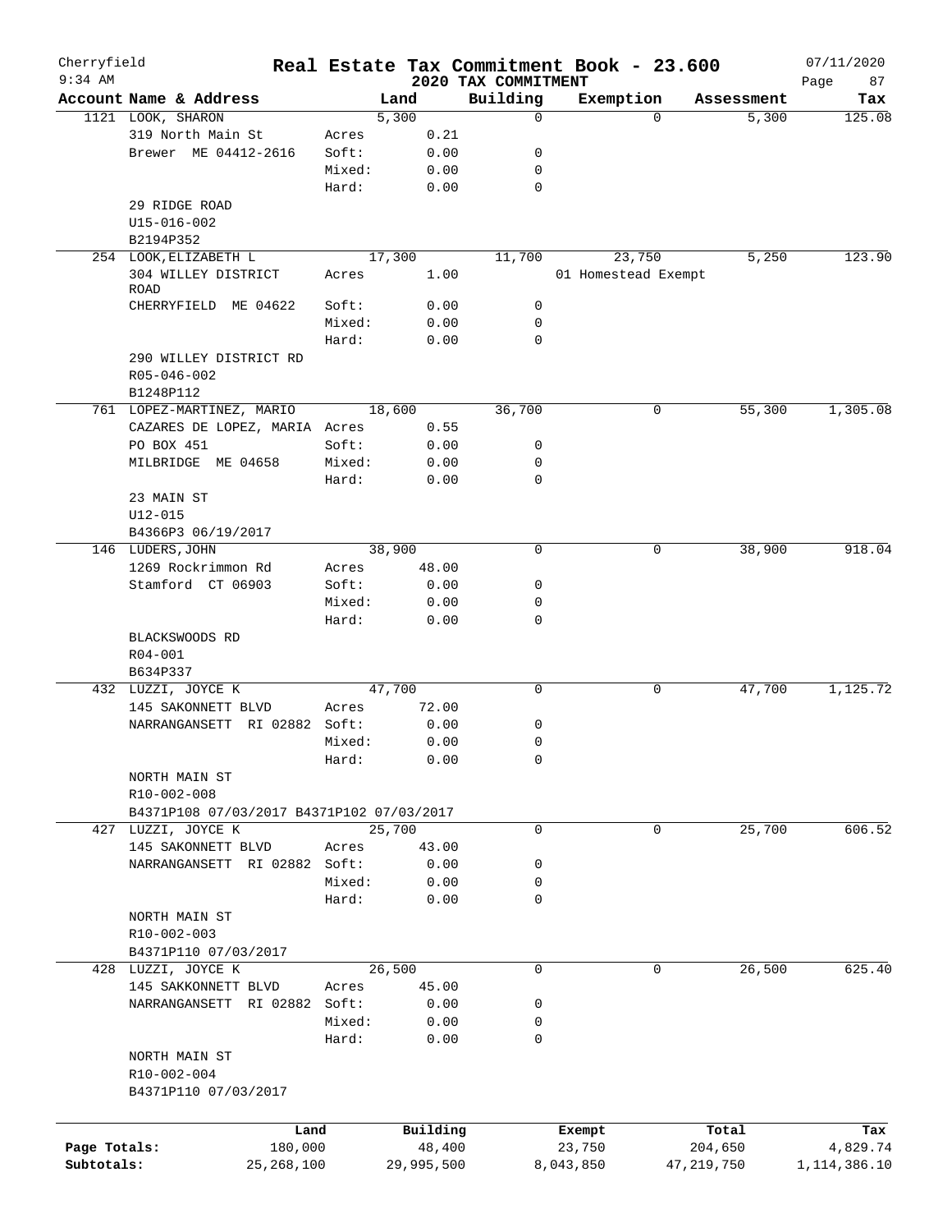Cherryfield 9:34 AM

# Real Estate Tax Commitment Book - 23.600

## 2020 TAX COMMITMENT

07/11/2020

| Account Name & Address | | Land | Building | Exemption | Assessment | Tax |
|---|---|---|---|---|---|---|
| 1121 LOOK, SHARON | | 5,300 | 0 | 0 | 5,300 | 125.08 |
| 319 North Main St | Acres | 0.21 | | | | |
| Brewer ME 04412-2616 | Soft: | 0.00 | 0 | | | |
| | Mixed: | 0.00 | 0 | | | |
| | Hard: | 0.00 | 0 | | | |
| 29 RIDGE ROAD | | | | | | |
| U15-016-002 | | | | | | |
| B2194P352 | | | | | | |
| 254 LOOK,ELIZABETH L | | 17,300 | 11,700 | 23,750 | 5,250 | 123.90 |
| 304 WILLEY DISTRICT ROAD | Acres | 1.00 | | 01 Homestead Exempt | | |
| CHERRYFIELD ME 04622 | Soft: | 0.00 | 0 | | | |
| | Mixed: | 0.00 | 0 | | | |
| | Hard: | 0.00 | 0 | | | |
| 290 WILLEY DISTRICT RD | | | | | | |
| R05-046-002 | | | | | | |
| B1248P112 | | | | | | |
| 761 LOPEZ-MARTINEZ, MARIO | | 18,600 | 36,700 | 0 | 55,300 | 1,305.08 |
| CAZARES DE LOPEZ, MARIA | Acres | 0.55 | | | | |
| PO BOX 451 | Soft: | 0.00 | 0 | | | |
| MILBRIDGE ME 04658 | Mixed: | 0.00 | 0 | | | |
| | Hard: | 0.00 | 0 | | | |
| 23 MAIN ST | | | | | | |
| U12-015 | | | | | | |
| B4366P3 06/19/2017 | | | | | | |
| 146 LUDERS,JOHN | | 38,900 | 0 | 0 | 38,900 | 918.04 |
| 1269 Rockrimmon Rd | Acres | 48.00 | | | | |
| Stamford CT 06903 | Soft: | 0.00 | 0 | | | |
| | Mixed: | 0.00 | 0 | | | |
| | Hard: | 0.00 | 0 | | | |
| BLACKSWOODS RD | | | | | | |
| R04-001 | | | | | | |
| B634P337 | | | | | | |
| 432 LUZZI, JOYCE K | | 47,700 | 0 | 0 | 47,700 | 1,125.72 |
| 145 SAKONNETT BLVD | Acres | 72.00 | | | | |
| NARRANGANSETT RI 02882 | Soft: | 0.00 | 0 | | | |
| | Mixed: | 0.00 | 0 | | | |
| | Hard: | 0.00 | 0 | | | |
| NORTH MAIN ST | | | | | | |
| R10-002-008 | | | | | | |
| B4371P108 07/03/2017 B4371P102 07/03/2017 | | | | | | |
| 427 LUZZI, JOYCE K | | 25,700 | 0 | 0 | 25,700 | 606.52 |
| 145 SAKONNETT BLVD | Acres | 43.00 | | | | |
| NARRANGANSETT RI 02882 | Soft: | 0.00 | 0 | | | |
| | Mixed: | 0.00 | 0 | | | |
| | Hard: | 0.00 | 0 | | | |
| NORTH MAIN ST | | | | | | |
| R10-002-003 | | | | | | |
| B4371P110 07/03/2017 | | | | | | |
| 428 LUZZI, JOYCE K | | 26,500 | 0 | 0 | 26,500 | 625.40 |
| 145 SAKKONNETT BLVD | Acres | 45.00 | | | | |
| NARRANGANSETT RI 02882 | Soft: | 0.00 | 0 | | | |
| | Mixed: | 0.00 | 0 | | | |
| | Hard: | 0.00 | 0 | | | |
| NORTH MAIN ST | | | | | | |
| R10-002-004 | | | | | | |
| B4371P110 07/03/2017 | | | | | | |

| | Land | Building | Exempt | Total | Tax |
|---|---|---|---|---|---|
| Page Totals: | 180,000 | 48,400 | 23,750 | 204,650 | 4,829.74 |
| Subtotals: | 25,268,100 | 29,995,500 | 8,043,850 | 47,219,750 | 1,114,386.10 |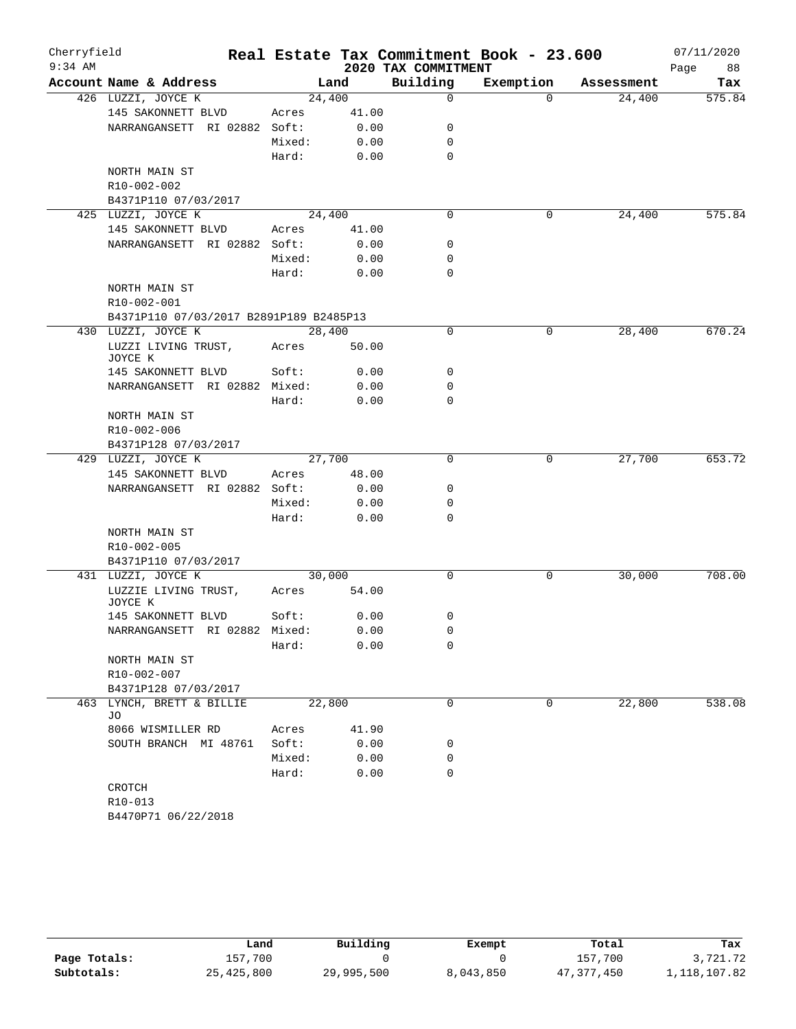# Real Estate Tax Commitment Book - 23.600

Cherryfield
9:34 AM

2020 TAX COMMITMENT

07/11/2020

| Account Name & Address | | Land | Building | Exemption | Assessment | Tax |
|---|---|---|---|---|---|---|
| 426 LUZZI, JOYCE K | | 24,400 | 0 | 0 | 24,400 | 575.84 |
| 145 SAKONNETT BLVD | Acres | 41.00 | | | | |
| NARRANGANSETT RI 02882 | Soft: | 0.00 | 0 | | | |
| | Mixed: | 0.00 | 0 | | | |
| | Hard: | 0.00 | 0 | | | |
| NORTH MAIN ST | | | | | | |
| R10-002-002 | | | | | | |
| B4371P110 07/03/2017 | | | | | | |
| 425 LUZZI, JOYCE K | | 24,400 | 0 | 0 | 24,400 | 575.84 |
| 145 SAKONNETT BLVD | Acres | 41.00 | | | | |
| NARRANGANSETT RI 02882 | Soft: | 0.00 | 0 | | | |
| | Mixed: | 0.00 | 0 | | | |
| | Hard: | 0.00 | 0 | | | |
| NORTH MAIN ST | | | | | | |
| R10-002-001 | | | | | | |
| B4371P110 07/03/2017 B2891P189 B2485P13 | | | | | | |
| 430 LUZZI, JOYCE K | | 28,400 | 0 | 0 | 28,400 | 670.24 |
| LUZZI LIVING TRUST, JOYCE K | Acres | 50.00 | | | | |
| 145 SAKONNETT BLVD | Soft: | 0.00 | 0 | | | |
| NARRANGANSETT RI 02882 | Mixed: | 0.00 | 0 | | | |
| | Hard: | 0.00 | 0 | | | |
| NORTH MAIN ST | | | | | | |
| R10-002-006 | | | | | | |
| B4371P128 07/03/2017 | | | | | | |
| 429 LUZZI, JOYCE K | | 27,700 | 0 | 0 | 27,700 | 653.72 |
| 145 SAKONNETT BLVD | Acres | 48.00 | | | | |
| NARRANGANSETT RI 02882 | Soft: | 0.00 | 0 | | | |
| | Mixed: | 0.00 | 0 | | | |
| | Hard: | 0.00 | 0 | | | |
| NORTH MAIN ST | | | | | | |
| R10-002-005 | | | | | | |
| B4371P110 07/03/2017 | | | | | | |
| 431 LUZZI, JOYCE K | | 30,000 | 0 | 0 | 30,000 | 708.00 |
| LUZZIE LIVING TRUST, JOYCE K | Acres | 54.00 | | | | |
| 145 SAKONNETT BLVD | Soft: | 0.00 | 0 | | | |
| NARRANGANSETT RI 02882 | Mixed: | 0.00 | 0 | | | |
| | Hard: | 0.00 | 0 | | | |
| NORTH MAIN ST | | | | | | |
| R10-002-007 | | | | | | |
| B4371P128 07/03/2017 | | | | | | |
| 463 LYNCH, BRETT & BILLIE JO | | 22,800 | 0 | 0 | 22,800 | 538.08 |
| 8066 WISMILLER RD | Acres | 41.90 | | | | |
| SOUTH BRANCH MI 48761 | Soft: | 0.00 | 0 | | | |
| | Mixed: | 0.00 | 0 | | | |
| | Hard: | 0.00 | 0 | | | |
| CROTCH | | | | | | |
| R10-013 | | | | | | |
| B4470P71 06/22/2018 | | | | | | |

| | Land | Building | Exempt | Total | Tax |
|---|---|---|---|---|---|
| Page Totals: | 157,700 | 0 | 0 | 157,700 | 3,721.72 |
| Subtotals: | 25,425,800 | 29,995,500 | 8,043,850 | 47,377,450 | 1,118,107.82 |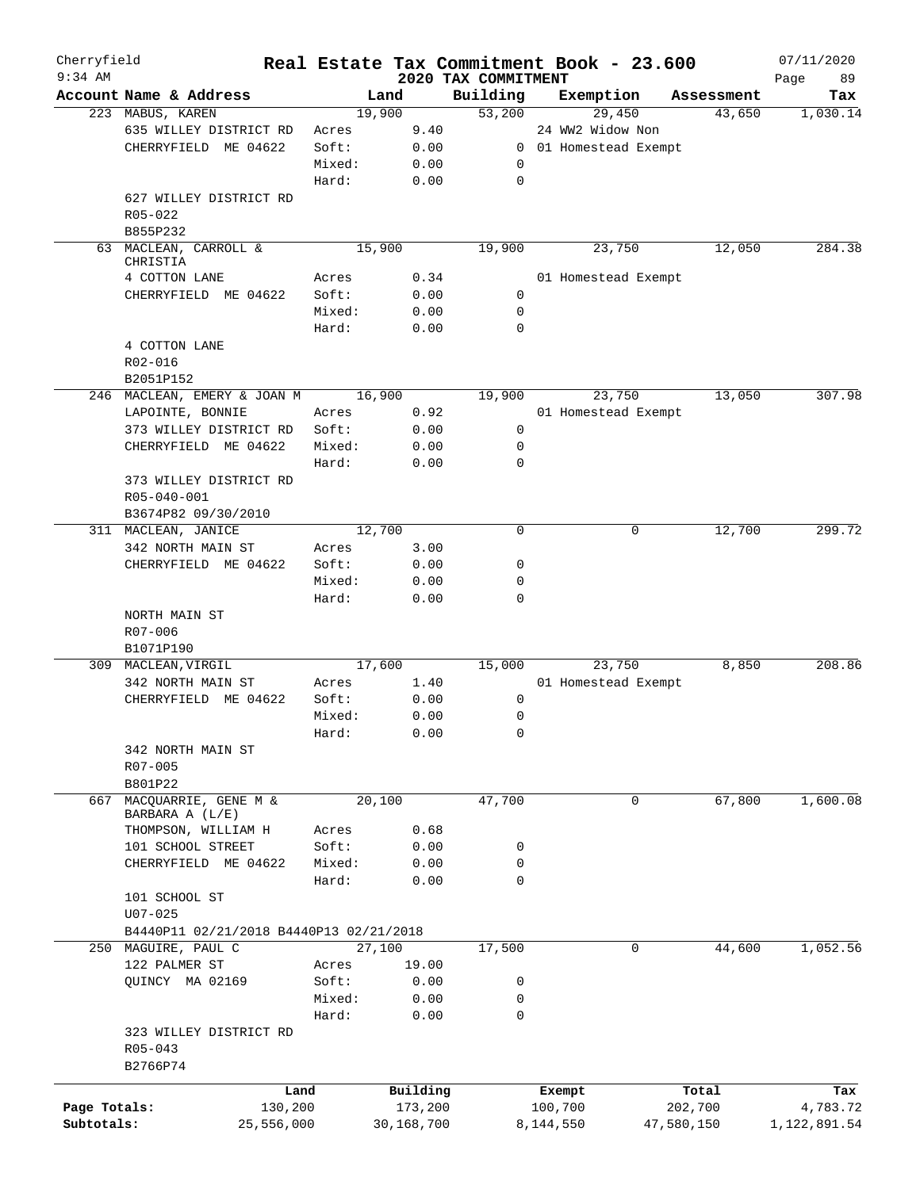Cherryfield
9:34 AM

# Real Estate Tax Commitment Book - 23.600

## 2020 TAX COMMITMENT

07/11/2020

| Account | Name & Address | Land | | Building | Exemption | Assessment | Tax |
|---|---|---|---|---|---|---|---|
| 223 | MABUS, KAREN | 19,900 | | 53,200 | 29,450 | 43,650 | 1,030.14 |
| | 635 WILLEY DISTRICT RD | Acres | 9.40 | | 24 WW2 Widow Non | | |
| | CHERRYFIELD ME 04622 | Soft: | 0.00 | 0 | 01 Homestead Exempt | | |
| | | Mixed: | 0.00 | 0 | | | |
| | | Hard: | 0.00 | 0 | | | |
| | 627 WILLEY DISTRICT RD | | | | | | |
| | R05-022 | | | | | | |
| | B855P232 | | | | | | |
| 63 | MACLEAN, CARROLL & CHRISTIA | 15,900 | | 19,900 | 23,750 | 12,050 | 284.38 |
| | 4 COTTON LANE | Acres | 0.34 | | 01 Homestead Exempt | | |
| | CHERRYFIELD ME 04622 | Soft: | 0.00 | 0 | | | |
| | | Mixed: | 0.00 | 0 | | | |
| | | Hard: | 0.00 | 0 | | | |
| | 4 COTTON LANE | | | | | | |
| | R02-016 | | | | | | |
| | B2051P152 | | | | | | |
| 246 | MACLEAN, EMERY & JOAN M | 16,900 | | 19,900 | 23,750 | 13,050 | 307.98 |
| | LAPOINTE, BONNIE | Acres | 0.92 | | 01 Homestead Exempt | | |
| | 373 WILLEY DISTRICT RD | Soft: | 0.00 | 0 | | | |
| | CHERRYFIELD ME 04622 | Mixed: | 0.00 | 0 | | | |
| | | Hard: | 0.00 | 0 | | | |
| | 373 WILLEY DISTRICT RD | | | | | | |
| | R05-040-001 | | | | | | |
| | B3674P82 09/30/2010 | | | | | | |
| 311 | MACLEAN, JANICE | 12,700 | | 0 | 0 | 12,700 | 299.72 |
| | 342 NORTH MAIN ST | Acres | 3.00 | | | | |
| | CHERRYFIELD ME 04622 | Soft: | 0.00 | 0 | | | |
| | | Mixed: | 0.00 | 0 | | | |
| | | Hard: | 0.00 | 0 | | | |
| | NORTH MAIN ST | | | | | | |
| | R07-006 | | | | | | |
| | B1071P190 | | | | | | |
| 309 | MACLEAN,VIRGIL | 17,600 | | 15,000 | 23,750 | 8,850 | 208.86 |
| | 342 NORTH MAIN ST | Acres | 1.40 | | 01 Homestead Exempt | | |
| | CHERRYFIELD ME 04622 | Soft: | 0.00 | 0 | | | |
| | | Mixed: | 0.00 | 0 | | | |
| | | Hard: | 0.00 | 0 | | | |
| | 342 NORTH MAIN ST | | | | | | |
| | R07-005 | | | | | | |
| | B801P22 | | | | | | |
| 667 | MACQUARRIE, GENE M & BARBARA A (L/E) | 20,100 | | 47,700 | 0 | 67,800 | 1,600.08 |
| | THOMPSON, WILLIAM H | Acres | 0.68 | | | | |
| | 101 SCHOOL STREET | Soft: | 0.00 | 0 | | | |
| | CHERRYFIELD ME 04622 | Mixed: | 0.00 | 0 | | | |
| | | Hard: | 0.00 | 0 | | | |
| | 101 SCHOOL ST | | | | | | |
| | U07-025 | | | | | | |
| | B4440P11 02/21/2018 B4440P13 02/21/2018 | | | | | | |
| 250 | MAGUIRE, PAUL C | 27,100 | | 17,500 | 0 | 44,600 | 1,052.56 |
| | 122 PALMER ST | Acres | 19.00 | | | | |
| | QUINCY MA 02169 | Soft: | 0.00 | 0 | | | |
| | | Mixed: | 0.00 | 0 | | | |
| | | Hard: | 0.00 | 0 | | | |
| | 323 WILLEY DISTRICT RD | | | | | | |
| | R05-043 | | | | | | |
| | B2766P74 | | | | | | |

| | Land | Building | Exempt | Total | Tax |
|---|---|---|---|---|---|
| Page Totals: | 130,200 | 173,200 | 100,700 | 202,700 | 4,783.72 |
| Subtotals: | 25,556,000 | 30,168,700 | 8,144,550 | 47,580,150 | 1,122,891.54 |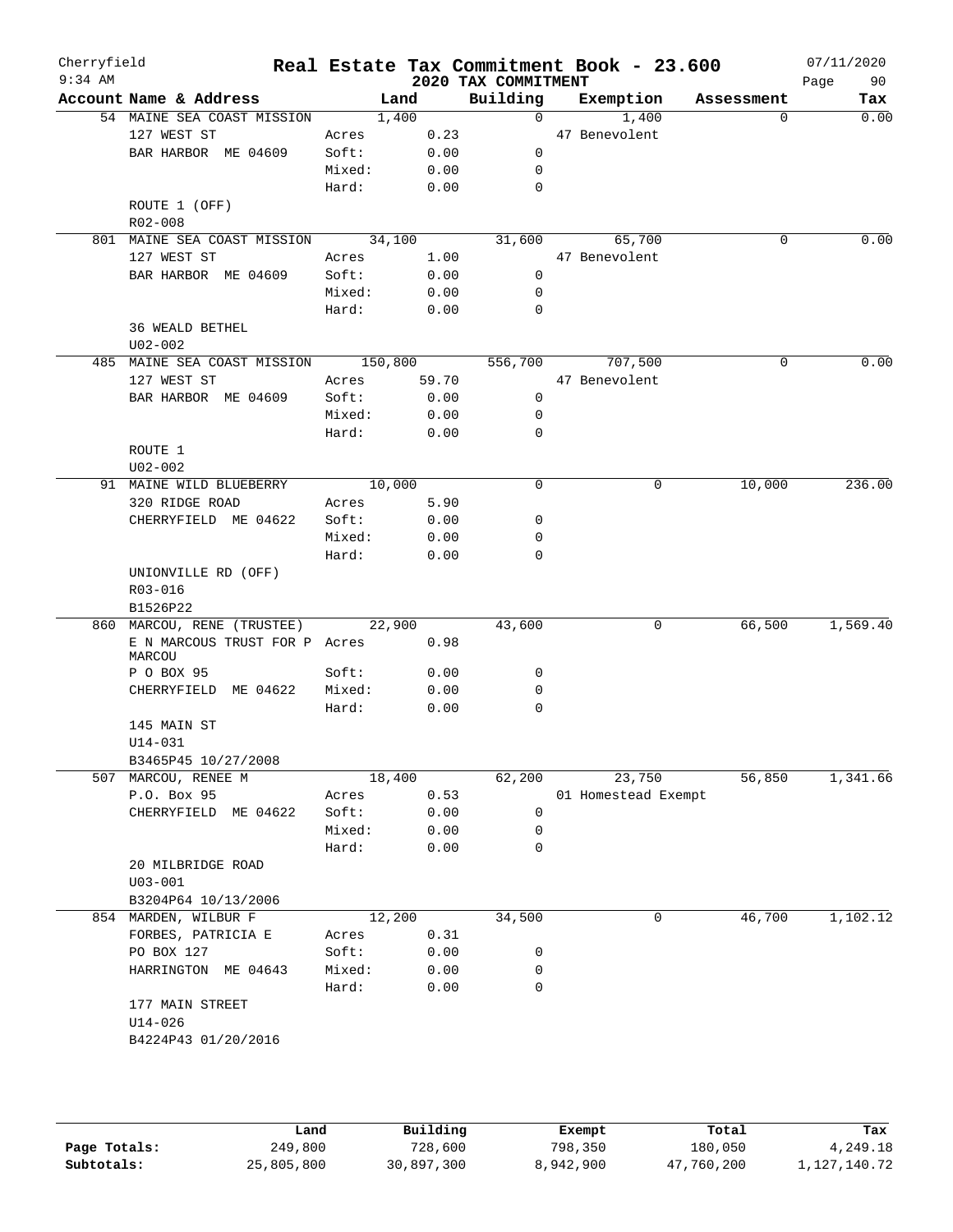Cherryfield 9:34 AM

# Real Estate Tax Commitment Book - 23.600

## 2020 TAX COMMITMENT

07/11/2020

| Account | Name & Address | | Land | Building | Exemption | Assessment | Tax |
|---|---|---|---|---|---|---|---|
| 54 | MAINE SEA COAST MISSION | | 1,400 | 0 | 1,400 | 0 | 0.00 |
| | 127 WEST ST | Acres | 0.23 | | 47 Benevolent | | |
| | BAR HARBOR ME 04609 | Soft: | 0.00 | 0 | | | |
| | | Mixed: | 0.00 | 0 | | | |
| | | Hard: | 0.00 | 0 | | | |
| | ROUTE 1 (OFF) | | | | | | |
| | R02-008 | | | | | | |
| 801 | MAINE SEA COAST MISSION | | 34,100 | 31,600 | 65,700 | 0 | 0.00 |
| | 127 WEST ST | Acres | 1.00 | | 47 Benevolent | | |
| | BAR HARBOR ME 04609 | Soft: | 0.00 | 0 | | | |
| | | Mixed: | 0.00 | 0 | | | |
| | | Hard: | 0.00 | 0 | | | |
| | 36 WEALD BETHEL | | | | | | |
| | U02-002 | | | | | | |
| 485 | MAINE SEA COAST MISSION | | 150,800 | 556,700 | 707,500 | 0 | 0.00 |
| | 127 WEST ST | Acres | 59.70 | | 47 Benevolent | | |
| | BAR HARBOR ME 04609 | Soft: | 0.00 | 0 | | | |
| | | Mixed: | 0.00 | 0 | | | |
| | | Hard: | 0.00 | 0 | | | |
| | ROUTE 1 | | | | | | |
| | U02-002 | | | | | | |
| 91 | MAINE WILD BLUEBERRY | | 10,000 | 0 | 0 | 10,000 | 236.00 |
| | 320 RIDGE ROAD | Acres | 5.90 | | | | |
| | CHERRYFIELD ME 04622 | Soft: | 0.00 | 0 | | | |
| | | Mixed: | 0.00 | 0 | | | |
| | | Hard: | 0.00 | 0 | | | |
| | UNIONVILLE RD (OFF) | | | | | | |
| | R03-016 | | | | | | |
| | B1526P22 | | | | | | |
| 860 | MARCOU, RENE (TRUSTEE) | | 22,900 | 43,600 | 0 | 66,500 | 1,569.40 |
| | E N MARCOUS TRUST FOR P MARCOU | Acres | 0.98 | | | | |
| | P O BOX 95 | Soft: | 0.00 | 0 | | | |
| | CHERRYFIELD ME 04622 | Mixed: | 0.00 | 0 | | | |
| | | Hard: | 0.00 | 0 | | | |
| | 145 MAIN ST | | | | | | |
| | U14-031 | | | | | | |
| | B3465P45 10/27/2008 | | | | | | |
| 507 | MARCOU, RENEE M | | 18,400 | 62,200 | 23,750 | 56,850 | 1,341.66 |
| | P.O. Box 95 | Acres | 0.53 | | 01 Homestead Exempt | | |
| | CHERRYFIELD ME 04622 | Soft: | 0.00 | 0 | | | |
| | | Mixed: | 0.00 | 0 | | | |
| | | Hard: | 0.00 | 0 | | | |
| | 20 MILBRIDGE ROAD | | | | | | |
| | U03-001 | | | | | | |
| | B3204P64 10/13/2006 | | | | | | |
| 854 | MARDEN, WILBUR F | | 12,200 | 34,500 | 0 | 46,700 | 1,102.12 |
| | FORBES, PATRICIA E | Acres | 0.31 | | | | |
| | PO BOX 127 | Soft: | 0.00 | 0 | | | |
| | HARRINGTON ME 04643 | Mixed: | 0.00 | 0 | | | |
| | | Hard: | 0.00 | 0 | | | |
| | 177 MAIN STREET | | | | | | |
| | U14-026 | | | | | | |
| | B4224P43 01/20/2016 | | | | | | |

| | Land | Building | Exempt | Total | Tax |
|---|---|---|---|---|---|
| Page Totals: | 249,800 | 728,600 | 798,350 | 180,050 | 4,249.18 |
| Subtotals: | 25,805,800 | 30,897,300 | 8,942,900 | 47,760,200 | 1,127,140.72 |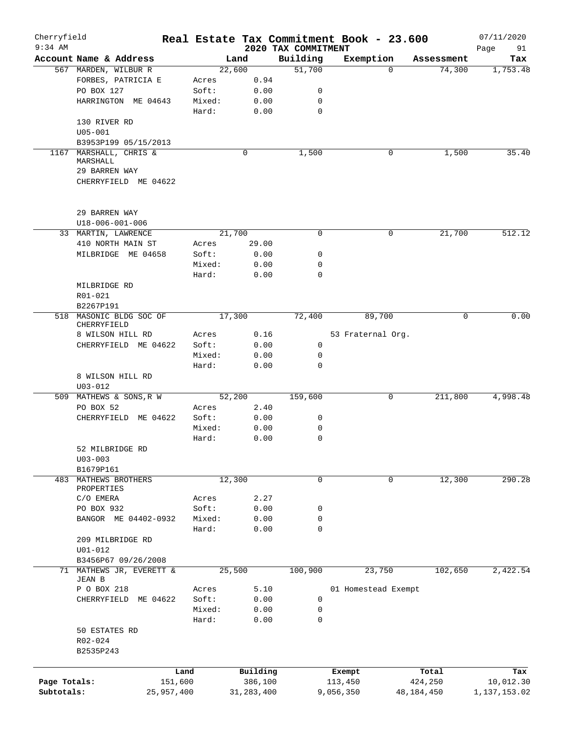Cherryfield — Real Estate Tax Commitment Book - 23.600 — 07/11/2020
9:34 AM — 2020 TAX COMMITMENT

| Account Name & Address | | Land | Building | Exemption | Assessment | Tax |
|---|---|---|---|---|---|---|
| 567 MARDEN, WILBUR R | | 22,600 | 51,700 | 0 | 74,300 | 1,753.48 |
| FORBES, PATRICIA E | Acres | 0.94 | | | | |
| PO BOX 127 | Soft: | 0.00 | 0 | | | |
| HARRINGTON ME 04643 | Mixed: | 0.00 | 0 | | | |
| | Hard: | 0.00 | 0 | | | |
| 130 RIVER RD | | | | | | |
| U05-001 | | | | | | |
| B3953P199 05/15/2013 | | | | | | |
| 1167 MARSHALL, CHRIS & MARSHALL | | 0 | 1,500 | 0 | 1,500 | 35.40 |
| 29 BARREN WAY | | | | | | |
| CHERRYFIELD ME 04622 | | | | | | |
| 29 BARREN WAY | | | | | | |
| U18-006-001-006 | | | | | | |
| 33 MARTIN, LAWRENCE | | 21,700 | 0 | 0 | 21,700 | 512.12 |
| 410 NORTH MAIN ST | Acres | 29.00 | | | | |
| MILBRIDGE ME 04658 | Soft: | 0.00 | 0 | | | |
| | Mixed: | 0.00 | 0 | | | |
| | Hard: | 0.00 | 0 | | | |
| MILBRIDGE RD | | | | | | |
| R01-021 | | | | | | |
| B2267P191 | | | | | | |
| 518 MASONIC BLDG SOC OF CHERRYFIELD | | 17,300 | 72,400 | 89,700 | 0 | 0.00 |
| 8 WILSON HILL RD | Acres | 0.16 | | 53 Fraternal Org. | | |
| CHERRYFIELD ME 04622 | Soft: | 0.00 | 0 | | | |
| | Mixed: | 0.00 | 0 | | | |
| | Hard: | 0.00 | 0 | | | |
| 8 WILSON HILL RD | | | | | | |
| U03-012 | | | | | | |
| 509 MATHEWS & SONS,R W | | 52,200 | 159,600 | 0 | 211,800 | 4,998.48 |
| PO BOX 52 | Acres | 2.40 | | | | |
| CHERRYFIELD ME 04622 | Soft: | 0.00 | 0 | | | |
| | Mixed: | 0.00 | 0 | | | |
| | Hard: | 0.00 | 0 | | | |
| 52 MILBRIDGE RD | | | | | | |
| U03-003 | | | | | | |
| B1679P161 | | | | | | |
| 483 MATHEWS BROTHERS PROPERTIES | | 12,300 | 0 | 0 | 12,300 | 290.28 |
| C/O EMERA | Acres | 2.27 | | | | |
| PO BOX 932 | Soft: | 0.00 | 0 | | | |
| BANGOR ME 04402-0932 | Mixed: | 0.00 | 0 | | | |
| | Hard: | 0.00 | 0 | | | |
| 209 MILBRIDGE RD | | | | | | |
| U01-012 | | | | | | |
| B3456P67 09/26/2008 | | | | | | |
| 71 MATHEWS JR, EVERETT & JEAN B | | 25,500 | 100,900 | 23,750 | 102,650 | 2,422.54 |
| P O BOX 218 | Acres | 5.10 | | 01 Homestead Exempt | | |
| CHERRYFIELD ME 04622 | Soft: | 0.00 | 0 | | | |
| | Mixed: | 0.00 | 0 | | | |
| | Hard: | 0.00 | 0 | | | |
| 50 ESTATES RD | | | | | | |
| R02-024 | | | | | | |
| B2535P243 | | | | | | |

| | Land | Building | Exempt | Total | Tax |
|---|---|---|---|---|---|
| Page Totals: | 151,600 | 386,100 | 113,450 | 424,250 | 10,012.30 |
| Subtotals: | 25,957,400 | 31,283,400 | 9,056,350 | 48,184,450 | 1,137,153.02 |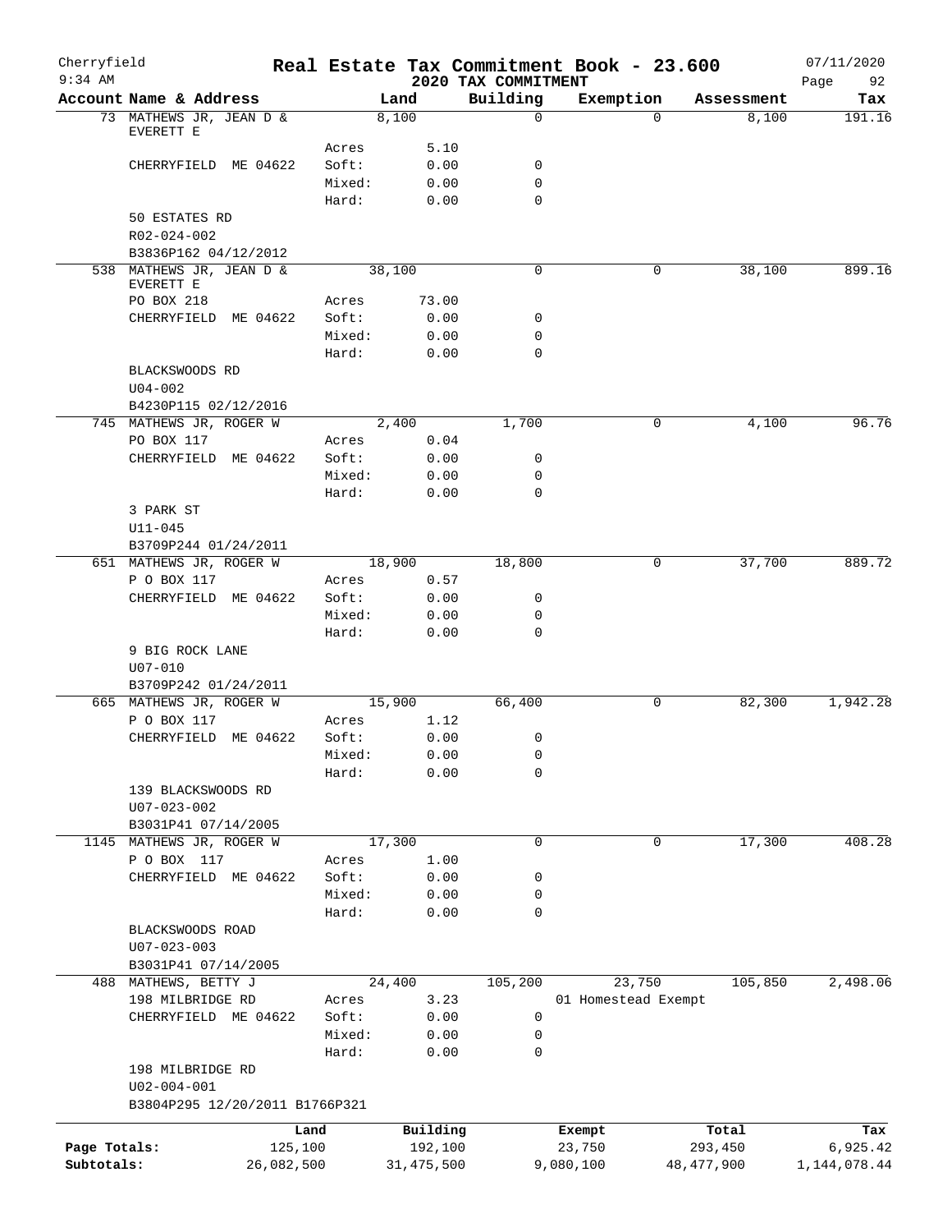# Cherryfield — Real Estate Tax Commitment Book - 23.600

9:34 AM — 2020 TAX COMMITMENT — 07/11/2020

| Account Name & Address | | Land | Building | Exemption | Assessment | Tax |
|---|---|---|---|---|---|---|
| 73 MATHEWS JR, JEAN D & EVERETT E | | 8,100 | 0 | 0 | 8,100 | 191.16 |
| | Acres | 5.10 | | | | |
| CHERRYFIELD ME 04622 | Soft: | 0.00 | 0 | | | |
| | Mixed: | 0.00 | 0 | | | |
| | Hard: | 0.00 | 0 | | | |
| 50 ESTATES RD | | | | | | |
| R02-024-002 | | | | | | |
| B3836P162 04/12/2012 | | | | | | |
| 538 MATHEWS JR, JEAN D & EVERETT E | | 38,100 | 0 | 0 | 38,100 | 899.16 |
| PO BOX 218 | Acres | 73.00 | | | | |
| CHERRYFIELD ME 04622 | Soft: | 0.00 | 0 | | | |
| | Mixed: | 0.00 | 0 | | | |
| | Hard: | 0.00 | 0 | | | |
| BLACKSWOODS RD | | | | | | |
| U04-002 | | | | | | |
| B4230P115 02/12/2016 | | | | | | |
| 745 MATHEWS JR, ROGER W | | 2,400 | 1,700 | 0 | 4,100 | 96.76 |
| PO BOX 117 | Acres | 0.04 | | | | |
| CHERRYFIELD ME 04622 | Soft: | 0.00 | 0 | | | |
| | Mixed: | 0.00 | 0 | | | |
| | Hard: | 0.00 | 0 | | | |
| 3 PARK ST | | | | | | |
| U11-045 | | | | | | |
| B3709P244 01/24/2011 | | | | | | |
| 651 MATHEWS JR, ROGER W | | 18,900 | 18,800 | 0 | 37,700 | 889.72 |
| P O BOX 117 | Acres | 0.57 | | | | |
| CHERRYFIELD ME 04622 | Soft: | 0.00 | 0 | | | |
| | Mixed: | 0.00 | 0 | | | |
| | Hard: | 0.00 | 0 | | | |
| 9 BIG ROCK LANE | | | | | | |
| U07-010 | | | | | | |
| B3709P242 01/24/2011 | | | | | | |
| 665 MATHEWS JR, ROGER W | | 15,900 | 66,400 | 0 | 82,300 | 1,942.28 |
| P O BOX 117 | Acres | 1.12 | | | | |
| CHERRYFIELD ME 04622 | Soft: | 0.00 | 0 | | | |
| | Mixed: | 0.00 | 0 | | | |
| | Hard: | 0.00 | 0 | | | |
| 139 BLACKSWOODS RD | | | | | | |
| U07-023-002 | | | | | | |
| B3031P41 07/14/2005 | | | | | | |
| 1145 MATHEWS JR, ROGER W | | 17,300 | 0 | 0 | 17,300 | 408.28 |
| P O BOX 117 | Acres | 1.00 | | | | |
| CHERRYFIELD ME 04622 | Soft: | 0.00 | 0 | | | |
| | Mixed: | 0.00 | 0 | | | |
| | Hard: | 0.00 | 0 | | | |
| BLACKSWOODS ROAD | | | | | | |
| U07-023-003 | | | | | | |
| B3031P41 07/14/2005 | | | | | | |
| 488 MATHEWS, BETTY J | | 24,400 | 105,200 | 23,750 | 105,850 | 2,498.06 |
| 198 MILBRIDGE RD | Acres | 3.23 | | 01 Homestead Exempt | | |
| CHERRYFIELD ME 04622 | Soft: | 0.00 | 0 | | | |
| | Mixed: | 0.00 | 0 | | | |
| | Hard: | 0.00 | 0 | | | |
| 198 MILBRIDGE RD | | | | | | |
| U02-004-001 | | | | | | |
| B3804P295 12/20/2011 B1766P321 | | | | | | |

| | Land | Building | Exempt | Total | Tax |
|---|---|---|---|---|---|
| Page Totals: | 125,100 | 192,100 | 23,750 | 293,450 | 6,925.42 |
| Subtotals: | 26,082,500 | 31,475,500 | 9,080,100 | 48,477,900 | 1,144,078.44 |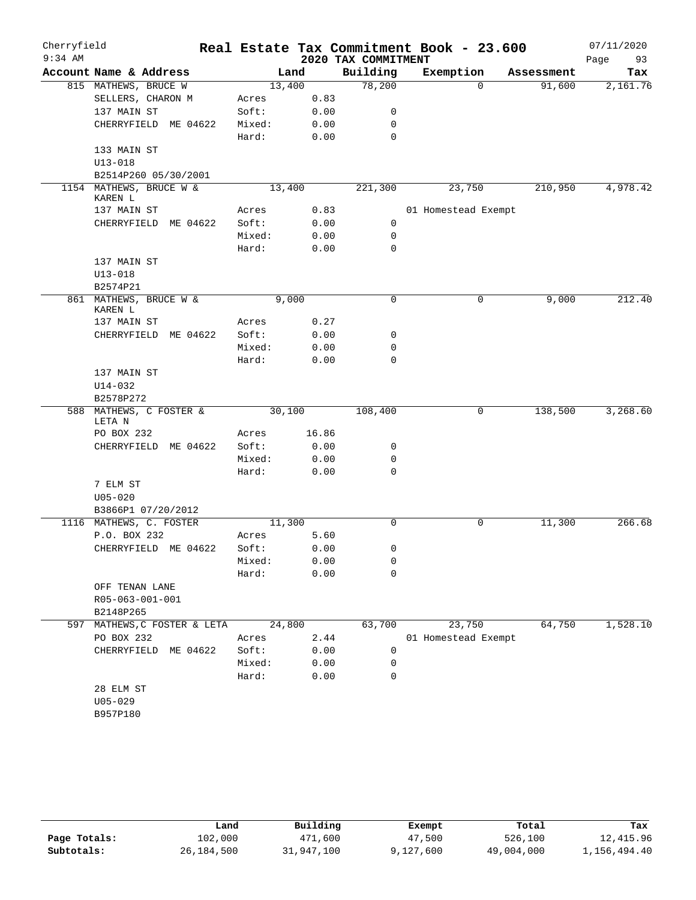# Real Estate Tax Commitment Book - 23.600

Cherryfield, 9:34 AM — 2020 TAX COMMITMENT — 07/11/2020

| Account Name & Address | | Land | Building | Exemption | Assessment | Tax |
|---|---|---|---|---|---|---|
| 815 MATHEWS, BRUCE W | | 13,400 | 78,200 | 0 | 91,600 | 2,161.76 |
| SELLERS, CHARON M | Acres | 0.83 | | | | |
| 137 MAIN ST | Soft: | 0.00 | 0 | | | |
| CHERRYFIELD ME 04622 | Mixed: | 0.00 | 0 | | | |
| | Hard: | 0.00 | 0 | | | |
| 133 MAIN ST | | | | | | |
| U13-018 | | | | | | |
| B2514P260 05/30/2001 | | | | | | |
| 1154 MATHEWS, BRUCE W & KAREN L | | 13,400 | 221,300 | 23,750 | 210,950 | 4,978.42 |
| 137 MAIN ST | Acres | 0.83 | | 01 Homestead Exempt | | |
| CHERRYFIELD ME 04622 | Soft: | 0.00 | 0 | | | |
| | Mixed: | 0.00 | 0 | | | |
| | Hard: | 0.00 | 0 | | | |
| 137 MAIN ST | | | | | | |
| U13-018 | | | | | | |
| B2574P21 | | | | | | |
| 861 MATHEWS, BRUCE W & KAREN L | | 9,000 | 0 | 0 | 9,000 | 212.40 |
| 137 MAIN ST | Acres | 0.27 | | | | |
| CHERRYFIELD ME 04622 | Soft: | 0.00 | 0 | | | |
| | Mixed: | 0.00 | 0 | | | |
| | Hard: | 0.00 | 0 | | | |
| 137 MAIN ST | | | | | | |
| U14-032 | | | | | | |
| B2578P272 | | | | | | |
| 588 MATHEWS, C FOSTER & LETA N | | 30,100 | 108,400 | 0 | 138,500 | 3,268.60 |
| PO BOX 232 | Acres | 16.86 | | | | |
| CHERRYFIELD ME 04622 | Soft: | 0.00 | 0 | | | |
| | Mixed: | 0.00 | 0 | | | |
| | Hard: | 0.00 | 0 | | | |
| 7 ELM ST | | | | | | |
| U05-020 | | | | | | |
| B3866P1 07/20/2012 | | | | | | |
| 1116 MATHEWS, C. FOSTER | | 11,300 | 0 | 0 | 11,300 | 266.68 |
| P.O. BOX 232 | Acres | 5.60 | | | | |
| CHERRYFIELD ME 04622 | Soft: | 0.00 | 0 | | | |
| | Mixed: | 0.00 | 0 | | | |
| | Hard: | 0.00 | 0 | | | |
| OFF TENAN LANE | | | | | | |
| R05-063-001-001 | | | | | | |
| B2148P265 | | | | | | |
| 597 MATHEWS,C FOSTER & LETA | | 24,800 | 63,700 | 23,750 | 64,750 | 1,528.10 |
| PO BOX 232 | Acres | 2.44 | | 01 Homestead Exempt | | |
| CHERRYFIELD ME 04622 | Soft: | 0.00 | 0 | | | |
| | Mixed: | 0.00 | 0 | | | |
| | Hard: | 0.00 | 0 | | | |
| 28 ELM ST | | | | | | |
| U05-029 | | | | | | |
| B957P180 | | | | | | |

| | Land | Building | Exempt | Total | Tax |
|---|---|---|---|---|---|
| Page Totals: | 102,000 | 471,600 | 47,500 | 526,100 | 12,415.96 |
| Subtotals: | 26,184,500 | 31,947,100 | 9,127,600 | 49,004,000 | 1,156,494.40 |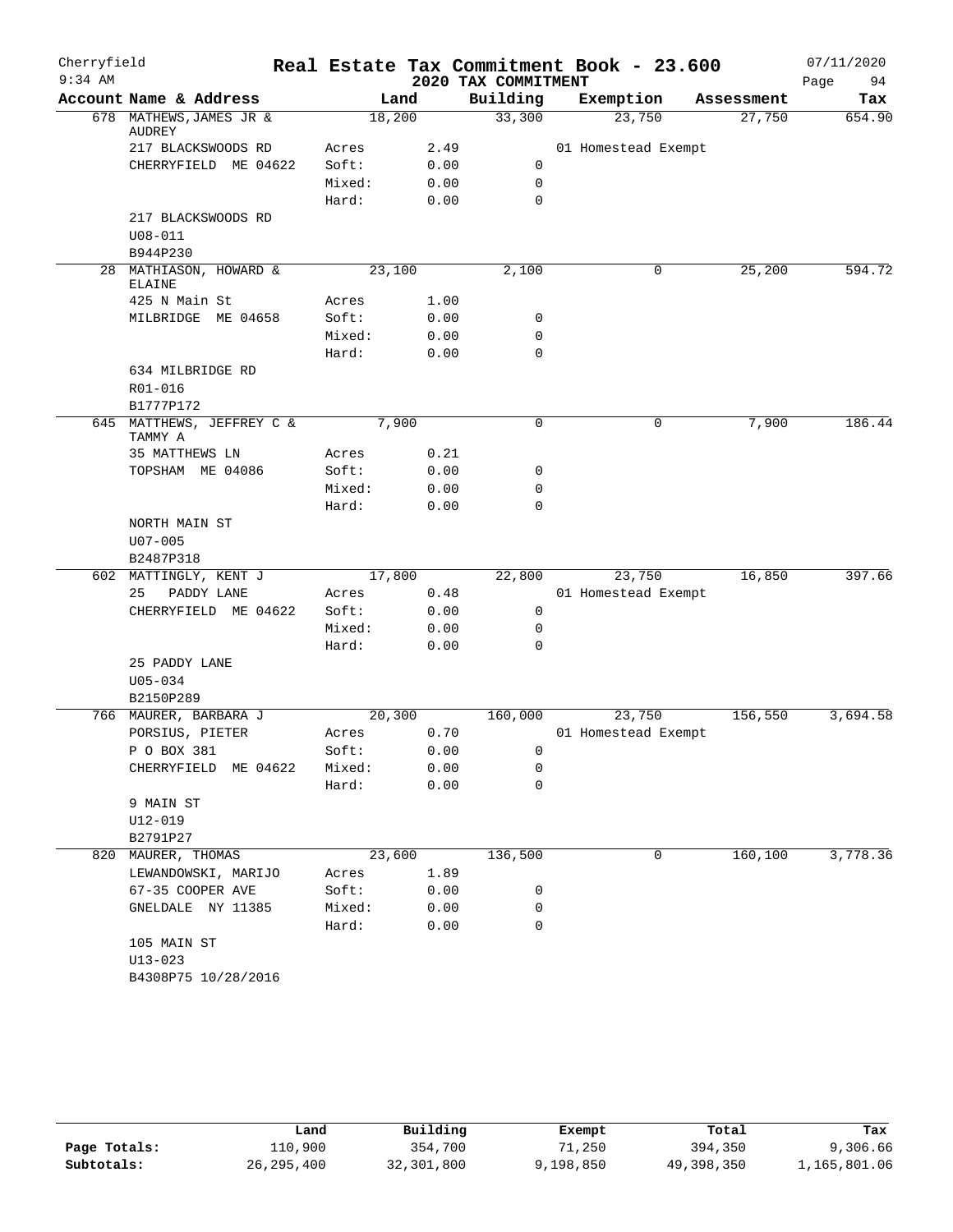# Real Estate Tax Commitment Book - 23.600

Cherryfield
9:34 AM

## 2020 TAX COMMITMENT

07/11/2020
Page 94

| Account Name & Address | | Land | Building | Exemption | Assessment | Tax |
|---|---|---|---|---|---|---|
| 678 MATHEWS, JAMES JR & AUDREY | | 18,200 | 33,300 | 23,750 | 27,750 | 654.90 |
| 217 BLACKSWOODS RD | Acres | 2.49 | | 01 Homestead Exempt | | |
| CHERRYFIELD ME 04622 | Soft: | 0.00 | 0 | | | |
| | Mixed: | 0.00 | 0 | | | |
| | Hard: | 0.00 | 0 | | | |
| 217 BLACKSWOODS RD | | | | | | |
| U08-011 | | | | | | |
| B944P230 | | | | | | |
| 28 MATHIASON, HOWARD & ELAINE | | 23,100 | 2,100 | 0 | 25,200 | 594.72 |
| 425 N Main St | Acres | 1.00 | | | | |
| MILBRIDGE ME 04658 | Soft: | 0.00 | 0 | | | |
| | Mixed: | 0.00 | 0 | | | |
| | Hard: | 0.00 | 0 | | | |
| 634 MILBRIDGE RD | | | | | | |
| R01-016 | | | | | | |
| B1777P172 | | | | | | |
| 645 MATTHEWS, JEFFREY C & TAMMY A | | 7,900 | 0 | 0 | 7,900 | 186.44 |
| 35 MATTHEWS LN | Acres | 0.21 | | | | |
| TOPSHAM ME 04086 | Soft: | 0.00 | 0 | | | |
| | Mixed: | 0.00 | 0 | | | |
| | Hard: | 0.00 | 0 | | | |
| NORTH MAIN ST | | | | | | |
| U07-005 | | | | | | |
| B2487P318 | | | | | | |
| 602 MATTINGLY, KENT J | | 17,800 | 22,800 | 23,750 | 16,850 | 397.66 |
| 25 PADDY LANE | Acres | 0.48 | | 01 Homestead Exempt | | |
| CHERRYFIELD ME 04622 | Soft: | 0.00 | 0 | | | |
| | Mixed: | 0.00 | 0 | | | |
| | Hard: | 0.00 | 0 | | | |
| 25 PADDY LANE | | | | | | |
| U05-034 | | | | | | |
| B2150P289 | | | | | | |
| 766 MAURER, BARBARA J | | 20,300 | 160,000 | 23,750 | 156,550 | 3,694.58 |
| PORSIUS, PIETER | Acres | 0.70 | | 01 Homestead Exempt | | |
| P O BOX 381 | Soft: | 0.00 | 0 | | | |
| CHERRYFIELD ME 04622 | Mixed: | 0.00 | 0 | | | |
| | Hard: | 0.00 | 0 | | | |
| 9 MAIN ST | | | | | | |
| U12-019 | | | | | | |
| B2791P27 | | | | | | |
| 820 MAURER, THOMAS | | 23,600 | 136,500 | 0 | 160,100 | 3,778.36 |
| LEWANDOWSKI, MARIJO | Acres | 1.89 | | | | |
| 67-35 COOPER AVE | Soft: | 0.00 | 0 | | | |
| GNELDALE NY 11385 | Mixed: | 0.00 | 0 | | | |
| | Hard: | 0.00 | 0 | | | |
| 105 MAIN ST | | | | | | |
| U13-023 | | | | | | |
| B4308P75 10/28/2016 | | | | | | |

| | Land | Building | Exempt | Total | Tax |
|---|---|---|---|---|---|
| Page Totals: | 110,900 | 354,700 | 71,250 | 394,350 | 9,306.66 |
| Subtotals: | 26,295,400 | 32,301,800 | 9,198,850 | 49,398,350 | 1,165,801.06 |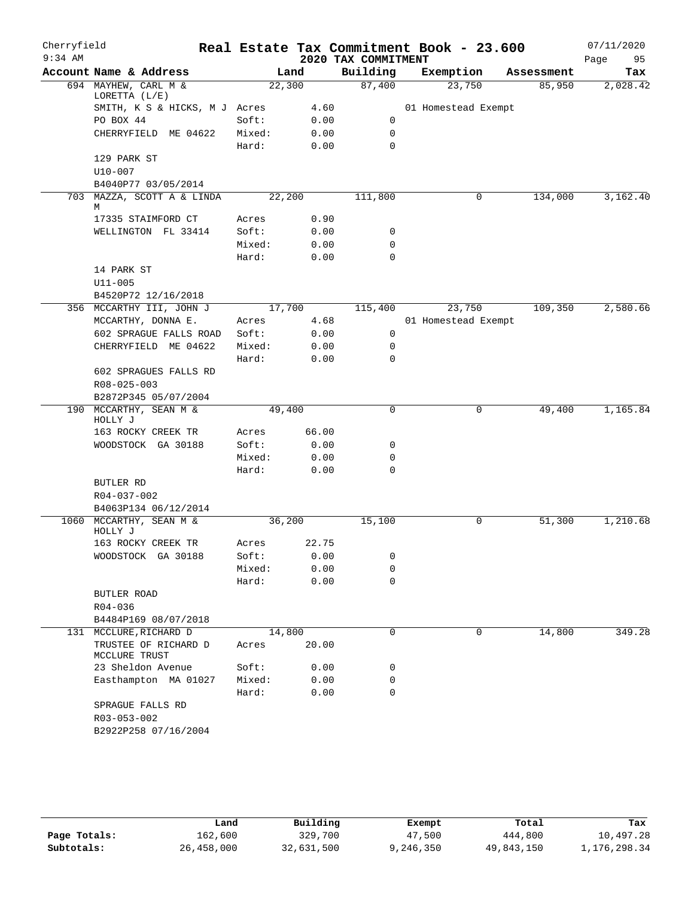# Cherryfield — Real Estate Tax Commitment Book - 23.600

9:34 AM — 2020 TAX COMMITMENT — 07/11/2020

| Account Name & Address | Land | Building | Exemption | Assessment | Tax |
|---|---|---|---|---|---|
| 694 MAYHEW, CARL M & LORETTA (L/E) | 22,300 | 87,400 | 23,750 | 85,950 | 2,028.42 |
| SMITH, K S & HICKS, M J | Acres 4.60 | | 01 Homestead Exempt | | |
| PO BOX 44 | Soft: 0.00 | 0 | | | |
| CHERRYFIELD ME 04622 | Mixed: 0.00 | 0 | | | |
| | Hard: 0.00 | 0 | | | |
| 129 PARK ST | | | | | |
| U10-007 | | | | | |
| B4040P77 03/05/2014 | | | | | |
| 703 MAZZA, SCOTT A & LINDA M | 22,200 | 111,800 | 0 | 134,000 | 3,162.40 |
| 17335 STAIMFORD CT | Acres 0.90 | | | | |
| WELLINGTON FL 33414 | Soft: 0.00 | 0 | | | |
| | Mixed: 0.00 | 0 | | | |
| | Hard: 0.00 | 0 | | | |
| 14 PARK ST | | | | | |
| U11-005 | | | | | |
| B4520P72 12/16/2018 | | | | | |
| 356 MCCARTHY III, JOHN J | 17,700 | 115,400 | 23,750 | 109,350 | 2,580.66 |
| MCCARTHY, DONNA E. | Acres 4.68 | | 01 Homestead Exempt | | |
| 602 SPRAGUE FALLS ROAD | Soft: 0.00 | 0 | | | |
| CHERRYFIELD ME 04622 | Mixed: 0.00 | 0 | | | |
| | Hard: 0.00 | 0 | | | |
| 602 SPRAGUES FALLS RD | | | | | |
| R08-025-003 | | | | | |
| B2872P345 05/07/2004 | | | | | |
| 190 MCCARTHY, SEAN M & HOLLY J | 49,400 | 0 | 0 | 49,400 | 1,165.84 |
| 163 ROCKY CREEK TR | Acres 66.00 | | | | |
| WOODSTOCK GA 30188 | Soft: 0.00 | 0 | | | |
| | Mixed: 0.00 | 0 | | | |
| | Hard: 0.00 | 0 | | | |
| BUTLER RD | | | | | |
| R04-037-002 | | | | | |
| B4063P134 06/12/2014 | | | | | |
| 1060 MCCARTHY, SEAN M & HOLLY J | 36,200 | 15,100 | 0 | 51,300 | 1,210.68 |
| 163 ROCKY CREEK TR | Acres 22.75 | | | | |
| WOODSTOCK GA 30188 | Soft: 0.00 | 0 | | | |
| | Mixed: 0.00 | 0 | | | |
| | Hard: 0.00 | 0 | | | |
| BUTLER ROAD | | | | | |
| R04-036 | | | | | |
| B4484P169 08/07/2018 | | | | | |
| 131 MCCLURE, RICHARD D | 14,800 | 0 | 0 | 14,800 | 349.28 |
| TRUSTEE OF RICHARD D MCCLURE TRUST | Acres 20.00 | | | | |
| 23 Sheldon Avenue | Soft: 0.00 | 0 | | | |
| Easthampton MA 01027 | Mixed: 0.00 | 0 | | | |
| | Hard: 0.00 | 0 | | | |
| SPRAGUE FALLS RD | | | | | |
| R03-053-002 | | | | | |
| B2922P258 07/16/2004 | | | | | |

| | Land | Building | Exempt | Total | Tax |
|---|---|---|---|---|---|
| Page Totals: | 162,600 | 329,700 | 47,500 | 444,800 | 10,497.28 |
| Subtotals: | 26,458,000 | 32,631,500 | 9,246,350 | 49,843,150 | 1,176,298.34 |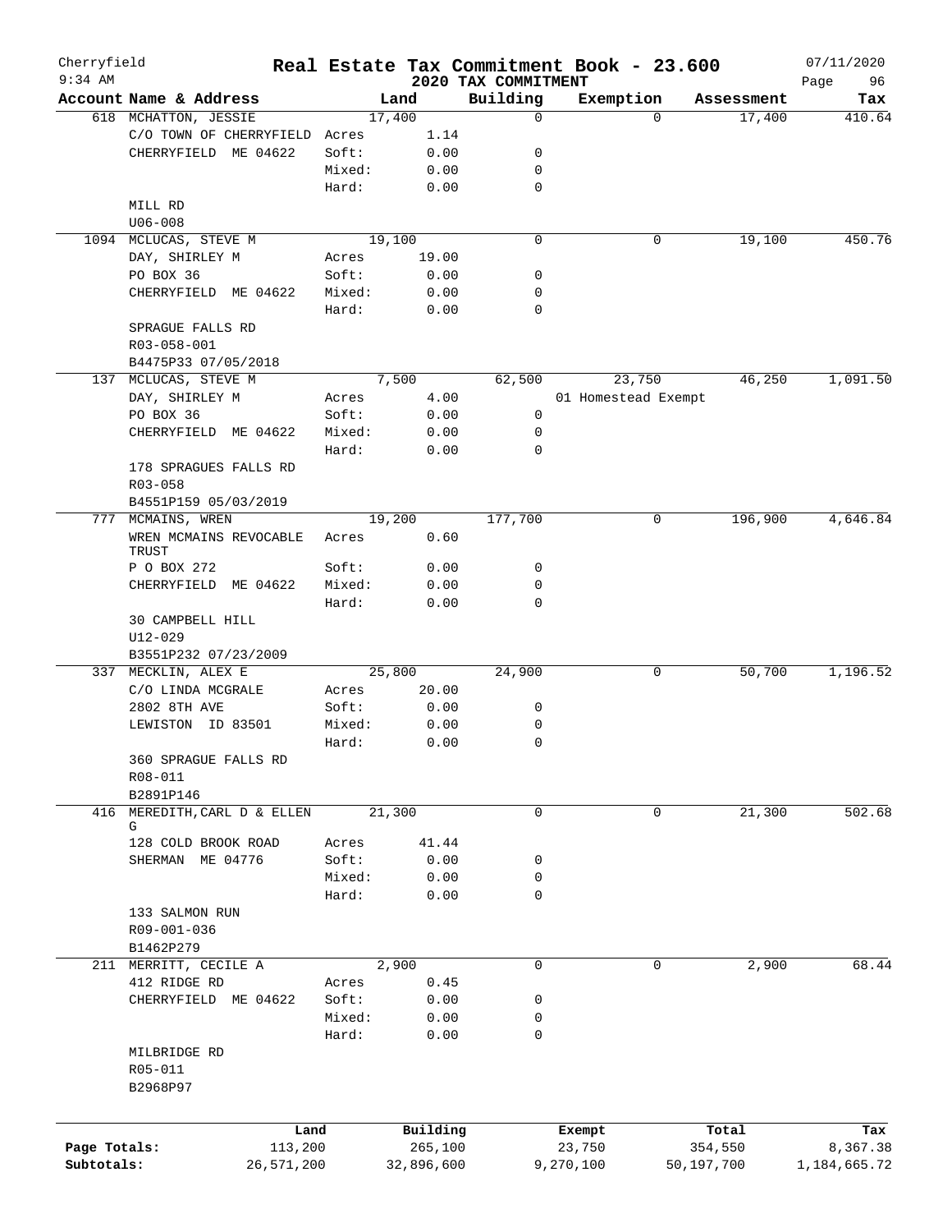Cherryfield 9:34 AM

# Real Estate Tax Commitment Book - 23.600

## 2020 TAX COMMITMENT

07/11/2020 Page 96

| Account | Name & Address | Land | | Building | Exemption | Assessment | Tax |
|---|---|---|---|---|---|---|---|
| 618 | MCHATTON, JESSIE | 17,400 | | 0 | 0 | 17,400 | 410.64 |
| | C/O TOWN OF CHERRYFIELD | Acres | 1.14 | | | | |
| | CHERRYFIELD ME 04622 | Soft: | 0.00 | 0 | | | |
| | | Mixed: | 0.00 | 0 | | | |
| | | Hard: | 0.00 | 0 | | | |
| | MILL RD | | | | | | |
| | U06-008 | | | | | | |
| 1094 | MCLUCAS, STEVE M | 19,100 | | 0 | 0 | 19,100 | 450.76 |
| | DAY, SHIRLEY M | Acres | 19.00 | | | | |
| | PO BOX 36 | Soft: | 0.00 | 0 | | | |
| | CHERRYFIELD ME 04622 | Mixed: | 0.00 | 0 | | | |
| | | Hard: | 0.00 | 0 | | | |
| | SPRAGUE FALLS RD | | | | | | |
| | R03-058-001 | | | | | | |
| | B4475P33 07/05/2018 | | | | | | |
| 137 | MCLUCAS, STEVE M | 7,500 | | 62,500 | 23,750 | 46,250 | 1,091.50 |
| | DAY, SHIRLEY M | Acres | 4.00 | | 01 Homestead Exempt | | |
| | PO BOX 36 | Soft: | 0.00 | 0 | | | |
| | CHERRYFIELD ME 04622 | Mixed: | 0.00 | 0 | | | |
| | | Hard: | 0.00 | 0 | | | |
| | 178 SPRAGUES FALLS RD | | | | | | |
| | R03-058 | | | | | | |
| | B4551P159 05/03/2019 | | | | | | |
| 777 | MCMAINS, WREN | 19,200 | | 177,700 | 0 | 196,900 | 4,646.84 |
| | WREN MCMAINS REVOCABLE TRUST | Acres | 0.60 | | | | |
| | P O BOX 272 | Soft: | 0.00 | 0 | | | |
| | CHERRYFIELD ME 04622 | Mixed: | 0.00 | 0 | | | |
| | | Hard: | 0.00 | 0 | | | |
| | 30 CAMPBELL HILL | | | | | | |
| | U12-029 | | | | | | |
| | B3551P232 07/23/2009 | | | | | | |
| 337 | MECKLIN, ALEX E | 25,800 | | 24,900 | 0 | 50,700 | 1,196.52 |
| | C/O LINDA MCGRALE | Acres | 20.00 | | | | |
| | 2802 8TH AVE | Soft: | 0.00 | 0 | | | |
| | LEWISTON ID 83501 | Mixed: | 0.00 | 0 | | | |
| | | Hard: | 0.00 | 0 | | | |
| | 360 SPRAGUE FALLS RD | | | | | | |
| | R08-011 | | | | | | |
| | B2891P146 | | | | | | |
| 416 | MEREDITH, CARL D & ELLEN G | 21,300 | | 0 | 0 | 21,300 | 502.68 |
| | 128 COLD BROOK ROAD | Acres | 41.44 | | | | |
| | SHERMAN ME 04776 | Soft: | 0.00 | 0 | | | |
| | | Mixed: | 0.00 | 0 | | | |
| | | Hard: | 0.00 | 0 | | | |
| | 133 SALMON RUN | | | | | | |
| | R09-001-036 | | | | | | |
| | B1462P279 | | | | | | |
| 211 | MERRITT, CECILE A | 2,900 | | 0 | 0 | 2,900 | 68.44 |
| | 412 RIDGE RD | Acres | 0.45 | | | | |
| | CHERRYFIELD ME 04622 | Soft: | 0.00 | 0 | | | |
| | | Mixed: | 0.00 | 0 | | | |
| | | Hard: | 0.00 | 0 | | | |
| | MILBRIDGE RD | | | | | | |
| | R05-011 | | | | | | |
| | B2968P97 | | | | | | |

| | Land | Building | Exempt | Total | Tax |
|---|---|---|---|---|---|
| Page Totals: | 113,200 | 265,100 | 23,750 | 354,550 | 8,367.38 |
| Subtotals: | 26,571,200 | 32,896,600 | 9,270,100 | 50,197,700 | 1,184,665.72 |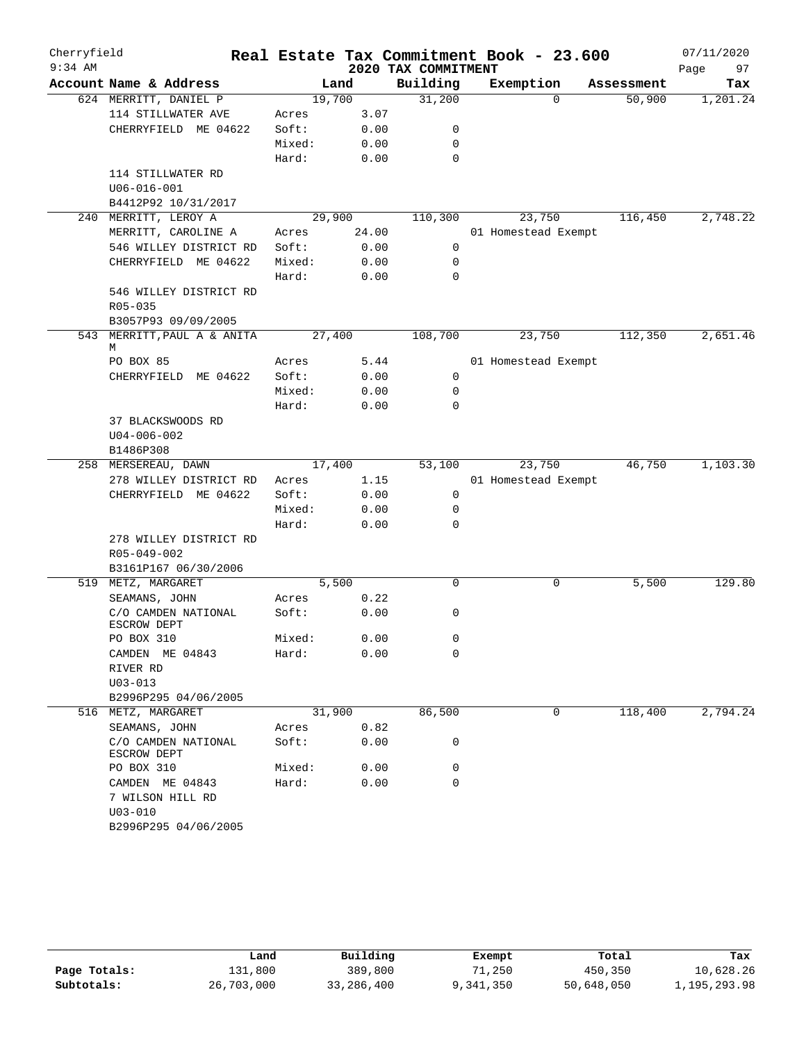# Cherryfield — Real Estate Tax Commitment Book - 23.600

9:34 AM — 2020 TAX COMMITMENT — 07/11/2020

| Account Name & Address | Land | | Building | Exemption | Assessment | Tax |
|---|---|---|---|---|---|---|
| 624 MERRITT, DANIEL P | 19,700 | | 31,200 | 0 | 50,900 | 1,201.24 |
| 114 STILLWATER AVE | Acres | 3.07 | | | | |
| CHERRYFIELD ME 04622 | Soft: | 0.00 | 0 | | | |
| | Mixed: | 0.00 | 0 | | | |
| | Hard: | 0.00 | 0 | | | |
| 114 STILLWATER RD | | | | | | |
| U06-016-001 | | | | | | |
| B4412P92 10/31/2017 | | | | | | |
| 240 MERRITT, LEROY A | 29,900 | | 110,300 | 23,750 | 116,450 | 2,748.22 |
| MERRITT, CAROLINE A | Acres | 24.00 | | 01 Homestead Exempt | | |
| 546 WILLEY DISTRICT RD | Soft: | 0.00 | 0 | | | |
| CHERRYFIELD ME 04622 | Mixed: | 0.00 | 0 | | | |
| | Hard: | 0.00 | 0 | | | |
| 546 WILLEY DISTRICT RD | | | | | | |
| R05-035 | | | | | | |
| B3057P93 09/09/2005 | | | | | | |
| 543 MERRITT, PAUL A & ANITA M | 27,400 | | 108,700 | 23,750 | 112,350 | 2,651.46 |
| PO BOX 85 | Acres | 5.44 | | 01 Homestead Exempt | | |
| CHERRYFIELD ME 04622 | Soft: | 0.00 | 0 | | | |
| | Mixed: | 0.00 | 0 | | | |
| | Hard: | 0.00 | 0 | | | |
| 37 BLACKSWOODS RD | | | | | | |
| U04-006-002 | | | | | | |
| B1486P308 | | | | | | |
| 258 MERSEREAU, DAWN | 17,400 | | 53,100 | 23,750 | 46,750 | 1,103.30 |
| 278 WILLEY DISTRICT RD | Acres | 1.15 | | 01 Homestead Exempt | | |
| CHERRYFIELD ME 04622 | Soft: | 0.00 | 0 | | | |
| | Mixed: | 0.00 | 0 | | | |
| | Hard: | 0.00 | 0 | | | |
| 278 WILLEY DISTRICT RD | | | | | | |
| R05-049-002 | | | | | | |
| B3161P167 06/30/2006 | | | | | | |
| 519 METZ, MARGARET | 5,500 | | 0 | 0 | 5,500 | 129.80 |
| SEAMANS, JOHN | Acres | 0.22 | | | | |
| C/O CAMDEN NATIONAL ESCROW DEPT | Soft: | 0.00 | 0 | | | |
| PO BOX 310 | Mixed: | 0.00 | 0 | | | |
| CAMDEN ME 04843 | Hard: | 0.00 | 0 | | | |
| RIVER RD | | | | | | |
| U03-013 | | | | | | |
| B2996P295 04/06/2005 | | | | | | |
| 516 METZ, MARGARET | 31,900 | | 86,500 | 0 | 118,400 | 2,794.24 |
| SEAMANS, JOHN | Acres | 0.82 | | | | |
| C/O CAMDEN NATIONAL ESCROW DEPT | Soft: | 0.00 | 0 | | | |
| PO BOX 310 | Mixed: | 0.00 | 0 | | | |
| CAMDEN ME 04843 | Hard: | 0.00 | 0 | | | |
| 7 WILSON HILL RD | | | | | | |
| U03-010 | | | | | | |
| B2996P295 04/06/2005 | | | | | | |

| | Land | Building | Exempt | Total | Tax |
|---|---|---|---|---|---|
| Page Totals: | 131,800 | 389,800 | 71,250 | 450,350 | 10,628.26 |
| Subtotals: | 26,703,000 | 33,286,400 | 9,341,350 | 50,648,050 | 1,195,293.98 |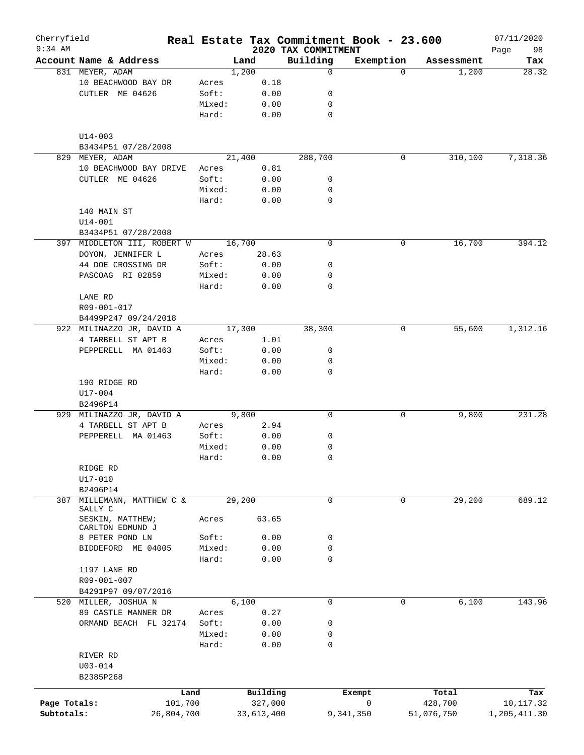# Real Estate Tax Commitment Book - 23.600

Cherryfield
9:34 AM

2020 TAX COMMITMENT

07/11/2020

| Account Name & Address | | Land | Building | Exemption | Assessment | Tax |
|---|---|---|---|---|---|---|
| 831 MEYER, ADAM | | 1,200 | 0 | 0 | 1,200 | 28.32 |
| 10 BEACHWOOD BAY DR | Acres | 0.18 | | | | |
| CUTLER ME 04626 | Soft: | 0.00 | 0 | | | |
| | Mixed: | 0.00 | 0 | | | |
| | Hard: | 0.00 | 0 | | | |
| U14-003 | | | | | | |
| B3434P51 07/28/2008 | | | | | | |
| 829 MEYER, ADAM | | 21,400 | 288,700 | 0 | 310,100 | 7,318.36 |
| 10 BEACHWOOD BAY DRIVE | Acres | 0.81 | | | | |
| CUTLER ME 04626 | Soft: | 0.00 | 0 | | | |
| | Mixed: | 0.00 | 0 | | | |
| | Hard: | 0.00 | 0 | | | |
| 140 MAIN ST | | | | | | |
| U14-001 | | | | | | |
| B3434P51 07/28/2008 | | | | | | |
| 397 MIDDLETON III, ROBERT W | | 16,700 | 0 | 0 | 16,700 | 394.12 |
| DOYON, JENNIFER L | Acres | 28.63 | | | | |
| 44 DOE CROSSING DR | Soft: | 0.00 | 0 | | | |
| PASCOAG RI 02859 | Mixed: | 0.00 | 0 | | | |
| | Hard: | 0.00 | 0 | | | |
| LANE RD | | | | | | |
| R09-001-017 | | | | | | |
| B4499P247 09/24/2018 | | | | | | |
| 922 MILINAZZO JR, DAVID A | | 17,300 | 38,300 | 0 | 55,600 | 1,312.16 |
| 4 TARBELL ST APT B | Acres | 1.01 | | | | |
| PEPPERELL MA 01463 | Soft: | 0.00 | 0 | | | |
| | Mixed: | 0.00 | 0 | | | |
| | Hard: | 0.00 | 0 | | | |
| 190 RIDGE RD | | | | | | |
| U17-004 | | | | | | |
| B2496P14 | | | | | | |
| 929 MILINAZZO JR, DAVID A | | 9,800 | 0 | 0 | 9,800 | 231.28 |
| 4 TARBELL ST APT B | Acres | 2.94 | | | | |
| PEPPERELL MA 01463 | Soft: | 0.00 | 0 | | | |
| | Mixed: | 0.00 | 0 | | | |
| | Hard: | 0.00 | 0 | | | |
| RIDGE RD | | | | | | |
| U17-010 | | | | | | |
| B2496P14 | | | | | | |
| 387 MILLEMANN, MATTHEW C & SALLY C | | 29,200 | 0 | 0 | 29,200 | 689.12 |
| SESKIN, MATTHEW; CARLTON EDMUND J | Acres | 63.65 | | | | |
| 8 PETER POND LN | Soft: | 0.00 | 0 | | | |
| BIDDEFORD ME 04005 | Mixed: | 0.00 | 0 | | | |
| | Hard: | 0.00 | 0 | | | |
| 1197 LANE RD | | | | | | |
| R09-001-007 | | | | | | |
| B4291P97 09/07/2016 | | | | | | |
| 520 MILLER, JOSHUA N | | 6,100 | 0 | 0 | 6,100 | 143.96 |
| 89 CASTLE MANNER DR | Acres | 0.27 | | | | |
| ORMAND BEACH FL 32174 | Soft: | 0.00 | 0 | | | |
| | Mixed: | 0.00 | 0 | | | |
| | Hard: | 0.00 | 0 | | | |
| RIVER RD | | | | | | |
| U03-014 | | | | | | |
| B2385P268 | | | | | | |

| | Land | Building | Exempt | Total | Tax |
|---|---|---|---|---|---|
| Page Totals: | 101,700 | 327,000 | 0 | 428,700 | 10,117.32 |
| Subtotals: | 26,804,700 | 33,613,400 | 9,341,350 | 51,076,750 | 1,205,411.30 |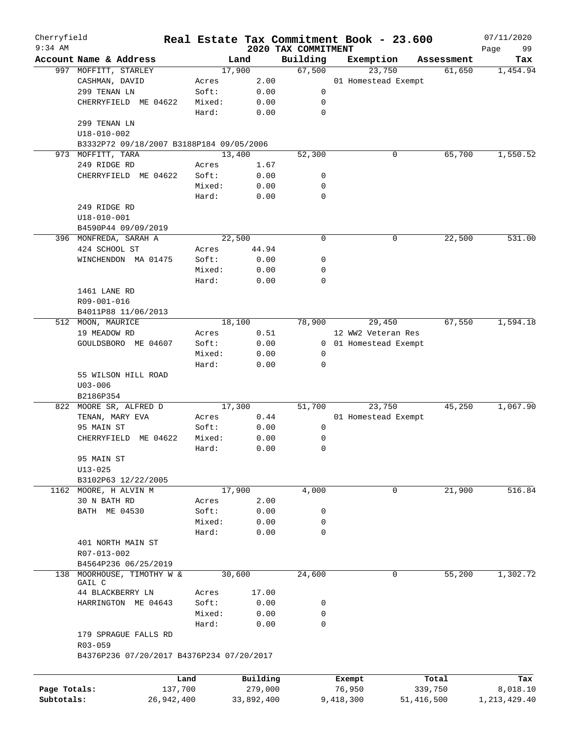# Real Estate Tax Commitment Book - 23.600

Cherryfield 9:34 AM — 2020 TAX COMMITMENT — 07/11/2020

| Account Name & Address | | Land | Building | Exemption | Assessment | Tax |
|---|---|---|---|---|---|---|
| 997 MOFFITT, STARLEY | | 17,900 | 67,500 | 23,750 | 61,650 | 1,454.94 |
| CASHMAN, DAVID | Acres | 2.00 | | 01 Homestead Exempt | | |
| 299 TENAN LN | Soft: | 0.00 | 0 | | | |
| CHERRYFIELD ME 04622 | Mixed: | 0.00 | 0 | | | |
| | Hard: | 0.00 | 0 | | | |
| 299 TENAN LN | | | | | | |
| U18-010-002 | | | | | | |
| B3332P72 09/18/2007 B3188P184 09/05/2006 | | | | | | |
| 973 MOFFITT, TARA | | 13,400 | 52,300 | 0 | 65,700 | 1,550.52 |
| 249 RIDGE RD | Acres | 1.67 | | | | |
| CHERRYFIELD ME 04622 | Soft: | 0.00 | 0 | | | |
| | Mixed: | 0.00 | 0 | | | |
| | Hard: | 0.00 | 0 | | | |
| 249 RIDGE RD | | | | | | |
| U18-010-001 | | | | | | |
| B4590P44 09/09/2019 | | | | | | |
| 396 MONFREDA, SARAH A | | 22,500 | 0 | 0 | 22,500 | 531.00 |
| 424 SCHOOL ST | Acres | 44.94 | | | | |
| WINCHENDON MA 01475 | Soft: | 0.00 | 0 | | | |
| | Mixed: | 0.00 | 0 | | | |
| | Hard: | 0.00 | 0 | | | |
| 1461 LANE RD | | | | | | |
| R09-001-016 | | | | | | |
| B4011P88 11/06/2013 | | | | | | |
| 512 MOON, MAURICE | | 18,100 | 78,900 | 29,450 | 67,550 | 1,594.18 |
| 19 MEADOW RD | Acres | 0.51 | | 12 WW2 Veteran Res | | |
| GOULDSBORO ME 04607 | Soft: | 0.00 | 0 | 01 Homestead Exempt | | |
| | Mixed: | 0.00 | 0 | | | |
| | Hard: | 0.00 | 0 | | | |
| 55 WILSON HILL ROAD | | | | | | |
| U03-006 | | | | | | |
| B2186P354 | | | | | | |
| 822 MOORE SR, ALFRED D | | 17,300 | 51,700 | 23,750 | 45,250 | 1,067.90 |
| TENAN, MARY EVA | Acres | 0.44 | | 01 Homestead Exempt | | |
| 95 MAIN ST | Soft: | 0.00 | 0 | | | |
| CHERRYFIELD ME 04622 | Mixed: | 0.00 | 0 | | | |
| | Hard: | 0.00 | 0 | | | |
| 95 MAIN ST | | | | | | |
| U13-025 | | | | | | |
| B3102P63 12/22/2005 | | | | | | |
| 1162 MOORE, H ALVIN M | | 17,900 | 4,000 | 0 | 21,900 | 516.84 |
| 30 N BATH RD | Acres | 2.00 | | | | |
| BATH ME 04530 | Soft: | 0.00 | 0 | | | |
| | Mixed: | 0.00 | 0 | | | |
| | Hard: | 0.00 | 0 | | | |
| 401 NORTH MAIN ST | | | | | | |
| R07-013-002 | | | | | | |
| B4564P236 06/25/2019 | | | | | | |
| 138 MOORHOUSE, TIMOTHY W & GAIL C | | 30,600 | 24,600 | 0 | 55,200 | 1,302.72 |
| 44 BLACKBERRY LN | Acres | 17.00 | | | | |
| HARRINGTON ME 04643 | Soft: | 0.00 | 0 | | | |
| | Mixed: | 0.00 | 0 | | | |
| | Hard: | 0.00 | 0 | | | |
| 179 SPRAGUE FALLS RD | | | | | | |
| R03-059 | | | | | | |
| B4376P236 07/20/2017 B4376P234 07/20/2017 | | | | | | |

| | Land | Building | Exempt | Total | Tax |
|---|---|---|---|---|---|
| Page Totals: | 137,700 | 279,000 | 76,950 | 339,750 | 8,018.10 |
| Subtotals: | 26,942,400 | 33,892,400 | 9,418,300 | 51,416,500 | 1,213,429.40 |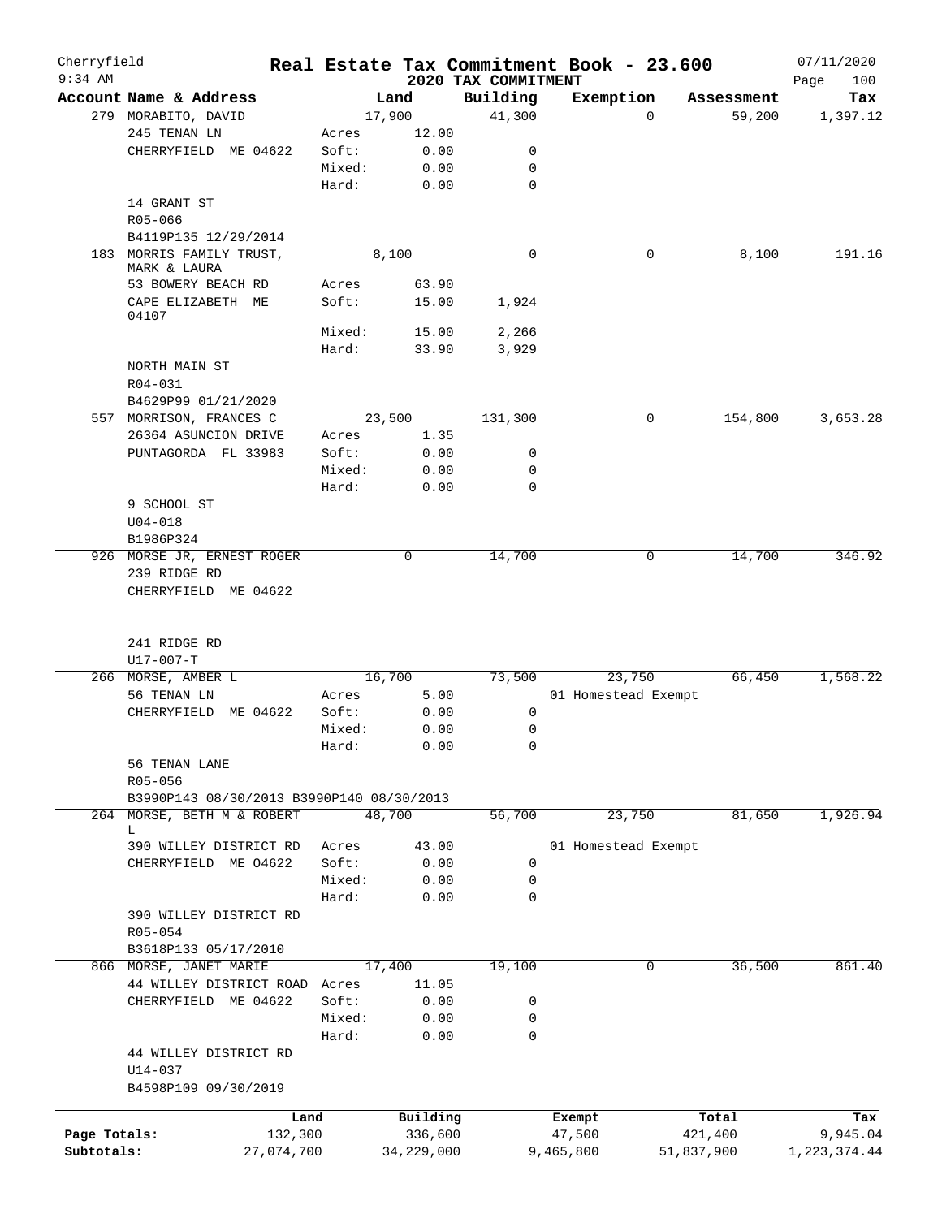Cherryfield  
9:34 AM

# Real Estate Tax Commitment Book - 23.600

## 2020 TAX COMMITMENT

07/11/2020  
Page 100

| Account | Name & Address | | Land | Building | Exemption | Assessment | Tax |
|---|---|---|---|---|---|---|---|
| 279 | MORABITO, DAVID | | 17,900 | 41,300 | 0 | 59,200 | 1,397.12 |
| | 245 TENAN LN | Acres | 12.00 | | | | |
| | CHERRYFIELD ME 04622 | Soft: | 0.00 | 0 | | | |
| | | Mixed: | 0.00 | 0 | | | |
| | | Hard: | 0.00 | 0 | | | |
| | 14 GRANT ST | | | | | | |
| | R05-066 | | | | | | |
| | B4119P135 12/29/2014 | | | | | | |
| 183 | MORRIS FAMILY TRUST, MARK & LAURA | | 8,100 | 0 | 0 | 8,100 | 191.16 |
| | 53 BOWERY BEACH RD | Acres | 63.90 | | | | |
| | CAPE ELIZABETH ME 04107 | Soft: | 15.00 | 1,924 | | | |
| | | Mixed: | 15.00 | 2,266 | | | |
| | | Hard: | 33.90 | 3,929 | | | |
| | NORTH MAIN ST | | | | | | |
| | R04-031 | | | | | | |
| | B4629P99 01/21/2020 | | | | | | |
| 557 | MORRISON, FRANCES C | | 23,500 | 131,300 | 0 | 154,800 | 3,653.28 |
| | 26364 ASUNCION DRIVE | Acres | 1.35 | | | | |
| | PUNTAGORDA FL 33983 | Soft: | 0.00 | 0 | | | |
| | | Mixed: | 0.00 | 0 | | | |
| | | Hard: | 0.00 | 0 | | | |
| | 9 SCHOOL ST | | | | | | |
| | U04-018 | | | | | | |
| | B1986P324 | | | | | | |
| 926 | MORSE JR, ERNEST ROGER | | 0 | 14,700 | 0 | 14,700 | 346.92 |
| | 239 RIDGE RD | | | | | | |
| | CHERRYFIELD ME 04622 | | | | | | |
| | 241 RIDGE RD | | | | | | |
| | U17-007-T | | | | | | |
| 266 | MORSE, AMBER L | | 16,700 | 73,500 | 23,750 | 66,450 | 1,568.22 |
| | 56 TENAN LN | Acres | 5.00 | | 01 Homestead Exempt | | |
| | CHERRYFIELD ME 04622 | Soft: | 0.00 | 0 | | | |
| | | Mixed: | 0.00 | 0 | | | |
| | | Hard: | 0.00 | 0 | | | |
| | 56 TENAN LANE | | | | | | |
| | R05-056 | | | | | | |
| | B3990P143 08/30/2013 B3990P140 08/30/2013 | | | | | | |
| 264 | MORSE, BETH M & ROBERT L | | 48,700 | 56,700 | 23,750 | 81,650 | 1,926.94 |
| | 390 WILLEY DISTRICT RD | Acres | 43.00 | | 01 Homestead Exempt | | |
| | CHERRYFIELD ME 04622 | Soft: | 0.00 | 0 | | | |
| | | Mixed: | 0.00 | 0 | | | |
| | | Hard: | 0.00 | 0 | | | |
| | 390 WILLEY DISTRICT RD | | | | | | |
| | R05-054 | | | | | | |
| | B3618P133 05/17/2010 | | | | | | |
| 866 | MORSE, JANET MARIE | | 17,400 | 19,100 | 0 | 36,500 | 861.40 |
| | 44 WILLEY DISTRICT ROAD | Acres | 11.05 | | | | |
| | CHERRYFIELD ME 04622 | Soft: | 0.00 | 0 | | | |
| | | Mixed: | 0.00 | 0 | | | |
| | | Hard: | 0.00 | 0 | | | |
| | 44 WILLEY DISTRICT RD | | | | | | |
| | U14-037 | | | | | | |
| | B4598P109 09/30/2019 | | | | | | |

| | Land | Building | Exempt | Total | Tax |
|---|---|---|---|---|---|
| Page Totals: | 132,300 | 336,600 | 47,500 | 421,400 | 9,945.04 |
| Subtotals: | 27,074,700 | 34,229,000 | 9,465,800 | 51,837,900 | 1,223,374.44 |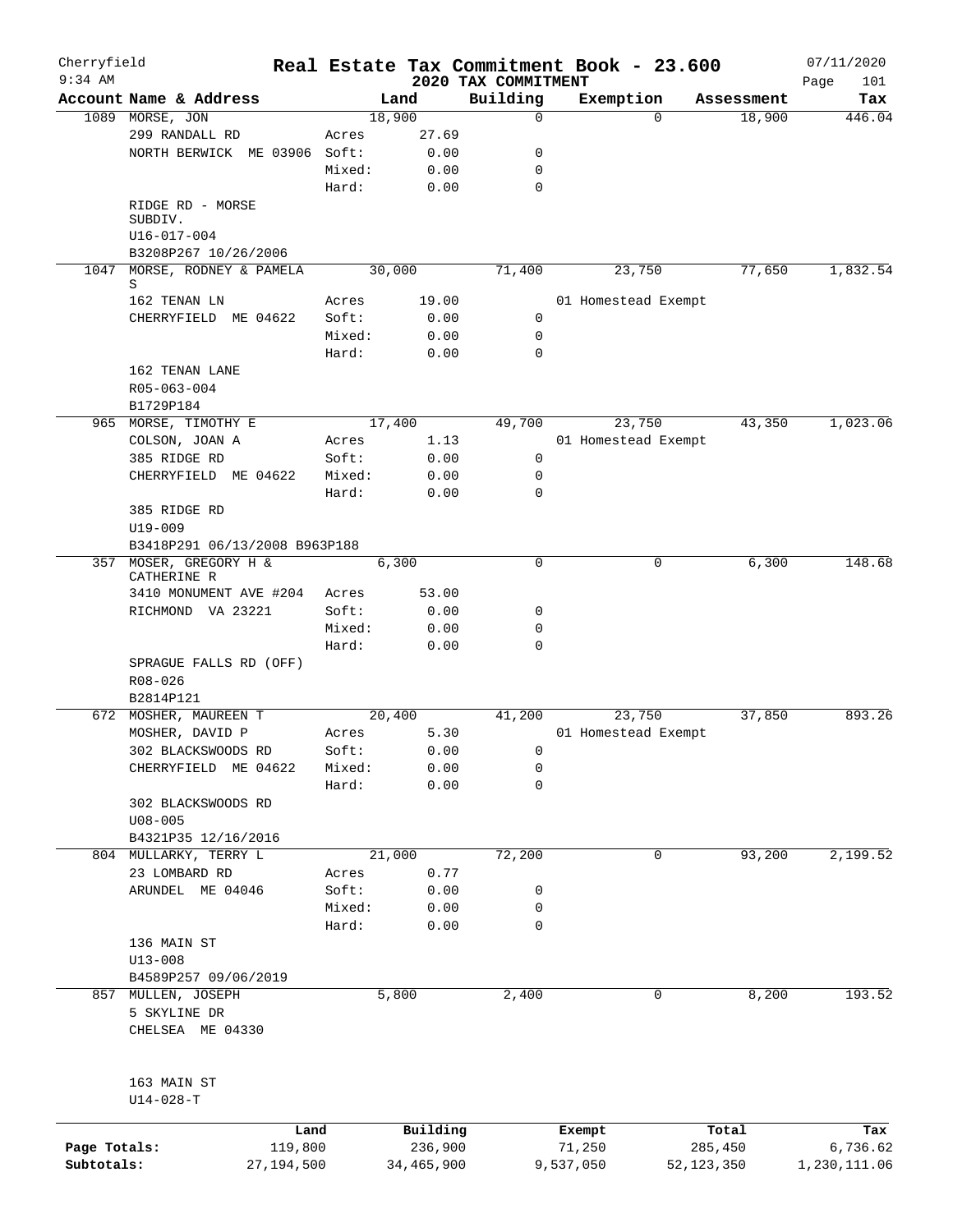Cherryfield

9:34 AM

# Real Estate Tax Commitment Book - 23.600

## 2020 TAX COMMITMENT

07/11/2020

| Account Name & Address | | Land | Building | Exemption | Assessment | Tax |
|---|---|---|---|---|---|---|
| 1089 MORSE, JON | | 18,900 | 0 | 0 | 18,900 | 446.04 |
| 299 RANDALL RD | Acres | 27.69 | | | | |
| NORTH BERWICK ME 03906 | Soft: | 0.00 | 0 | | | |
| | Mixed: | 0.00 | 0 | | | |
| | Hard: | 0.00 | 0 | | | |
| RIDGE RD - MORSE SUBDIV. | | | | | | |
| U16-017-004 | | | | | | |
| B3208P267 10/26/2006 | | | | | | |
| 1047 MORSE, RODNEY & PAMELA S | | 30,000 | 71,400 | 23,750 | 77,650 | 1,832.54 |
| 162 TENAN LN | Acres | 19.00 | | 01 Homestead Exempt | | |
| CHERRYFIELD ME 04622 | Soft: | 0.00 | 0 | | | |
| | Mixed: | 0.00 | 0 | | | |
| | Hard: | 0.00 | 0 | | | |
| 162 TENAN LANE | | | | | | |
| R05-063-004 | | | | | | |
| B1729P184 | | | | | | |
| 965 MORSE, TIMOTHY E | | 17,400 | 49,700 | 23,750 | 43,350 | 1,023.06 |
| COLSON, JOAN A | Acres | 1.13 | | 01 Homestead Exempt | | |
| 385 RIDGE RD | Soft: | 0.00 | 0 | | | |
| CHERRYFIELD ME 04622 | Mixed: | 0.00 | 0 | | | |
| | Hard: | 0.00 | 0 | | | |
| 385 RIDGE RD | | | | | | |
| U19-009 | | | | | | |
| B3418P291 06/13/2008 B963P188 | | | | | | |
| 357 MOSER, GREGORY H & CATHERINE R | | 6,300 | 0 | 0 | 6,300 | 148.68 |
| 3410 MONUMENT AVE #204 | Acres | 53.00 | | | | |
| RICHMOND VA 23221 | Soft: | 0.00 | 0 | | | |
| | Mixed: | 0.00 | 0 | | | |
| | Hard: | 0.00 | 0 | | | |
| SPRAGUE FALLS RD (OFF) | | | | | | |
| R08-026 | | | | | | |
| B2814P121 | | | | | | |
| 672 MOSHER, MAUREEN T | | 20,400 | 41,200 | 23,750 | 37,850 | 893.26 |
| MOSHER, DAVID P | Acres | 5.30 | | 01 Homestead Exempt | | |
| 302 BLACKSWOODS RD | Soft: | 0.00 | 0 | | | |
| CHERRYFIELD ME 04622 | Mixed: | 0.00 | 0 | | | |
| | Hard: | 0.00 | 0 | | | |
| 302 BLACKSWOODS RD | | | | | | |
| U08-005 | | | | | | |
| B4321P35 12/16/2016 | | | | | | |
| 804 MULLARKY, TERRY L | | 21,000 | 72,200 | 0 | 93,200 | 2,199.52 |
| 23 LOMBARD RD | Acres | 0.77 | | | | |
| ARUNDEL ME 04046 | Soft: | 0.00 | 0 | | | |
| | Mixed: | 0.00 | 0 | | | |
| | Hard: | 0.00 | 0 | | | |
| 136 MAIN ST | | | | | | |
| U13-008 | | | | | | |
| B4589P257 09/06/2019 | | | | | | |
| 857 MULLEN, JOSEPH | | 5,800 | 2,400 | 0 | 8,200 | 193.52 |
| 5 SKYLINE DR | | | | | | |
| CHELSEA ME 04330 | | | | | | |
| 163 MAIN ST | | | | | | |
| U14-028-T | | | | | | |

| | Land | Building | Exempt | Total | Tax |
|---|---|---|---|---|---|
| Page Totals: | 119,800 | 236,900 | 71,250 | 285,450 | 6,736.62 |
| Subtotals: | 27,194,500 | 34,465,900 | 9,537,050 | 52,123,350 | 1,230,111.06 |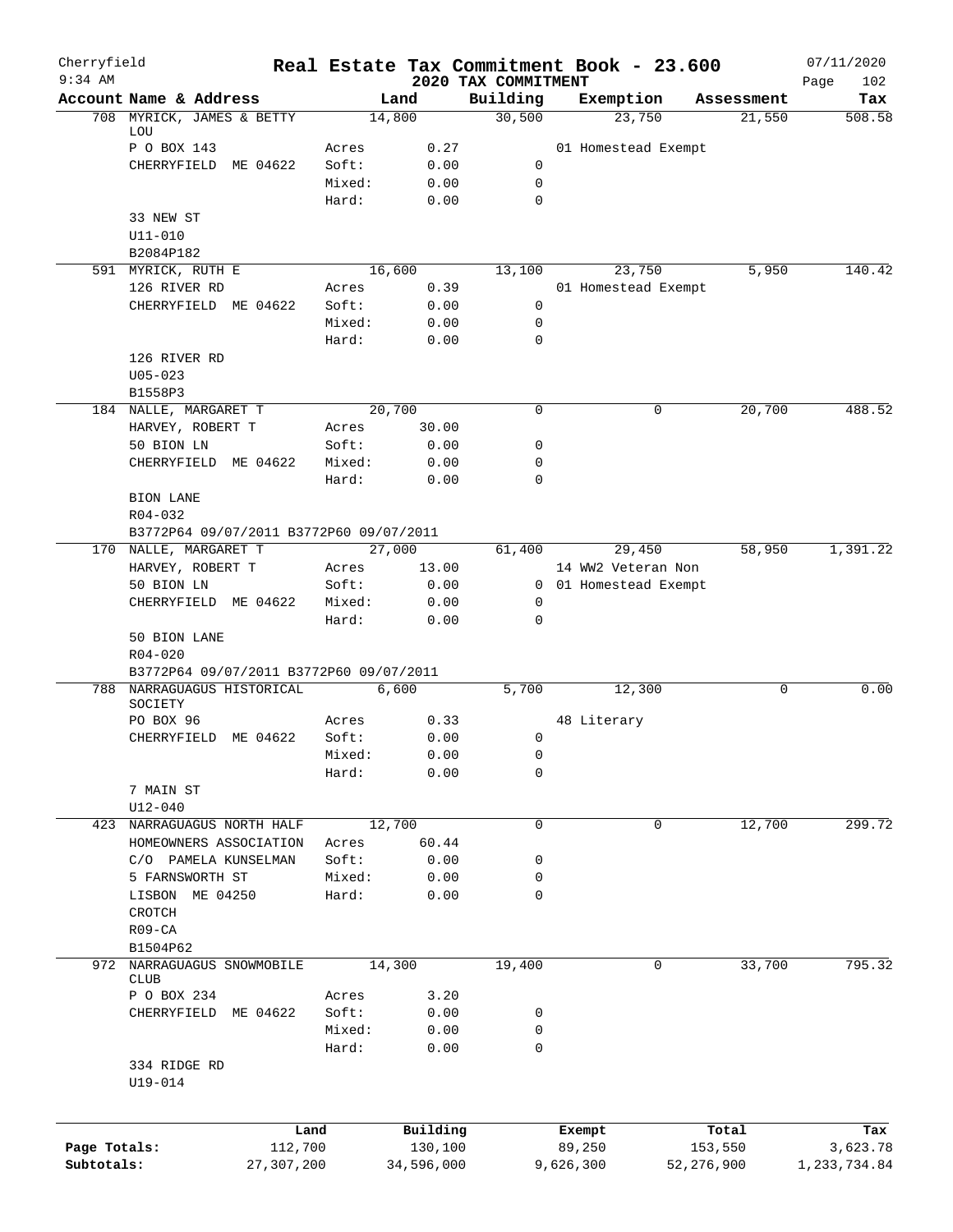Cherryfield
9:34 AM

# Real Estate Tax Commitment Book - 23.600

## 2020 TAX COMMITMENT

07/11/2020

| Account Name & Address | | Land | Building | Exemption | Assessment | Tax |
|---|---|---|---|---|---|---|
| 708 MYRICK, JAMES & BETTY LOU | | 14,800 | 30,500 | 23,750 | 21,550 | 508.58 |
| P O BOX 143 | Acres | 0.27 | | 01 Homestead Exempt | | |
| CHERRYFIELD ME 04622 | Soft: | 0.00 | 0 | | | |
| | Mixed: | 0.00 | 0 | | | |
| | Hard: | 0.00 | 0 | | | |
| 33 NEW ST | | | | | | |
| U11-010 | | | | | | |
| B2084P182 | | | | | | |
| 591 MYRICK, RUTH E | | 16,600 | 13,100 | 23,750 | 5,950 | 140.42 |
| 126 RIVER RD | Acres | 0.39 | | 01 Homestead Exempt | | |
| CHERRYFIELD ME 04622 | Soft: | 0.00 | 0 | | | |
| | Mixed: | 0.00 | 0 | | | |
| | Hard: | 0.00 | 0 | | | |
| 126 RIVER RD | | | | | | |
| U05-023 | | | | | | |
| B1558P3 | | | | | | |
| 184 NALLE, MARGARET T | | 20,700 | 0 | 0 | 20,700 | 488.52 |
| HARVEY, ROBERT T | Acres | 30.00 | | | | |
| 50 BION LN | Soft: | 0.00 | 0 | | | |
| CHERRYFIELD ME 04622 | Mixed: | 0.00 | 0 | | | |
| | Hard: | 0.00 | 0 | | | |
| BION LANE | | | | | | |
| R04-032 | | | | | | |
| B3772P64 09/07/2011 B3772P60 09/07/2011 | | | | | | |
| 170 NALLE, MARGARET T | | 27,000 | 61,400 | 29,450 | 58,950 | 1,391.22 |
| HARVEY, ROBERT T | Acres | 13.00 | | 14 WW2 Veteran Non | | |
| 50 BION LN | Soft: | 0.00 | 0 | 01 Homestead Exempt | | |
| CHERRYFIELD ME 04622 | Mixed: | 0.00 | 0 | | | |
| | Hard: | 0.00 | 0 | | | |
| 50 BION LANE | | | | | | |
| R04-020 | | | | | | |
| B3772P64 09/07/2011 B3772P60 09/07/2011 | | | | | | |
| 788 NARRAGUAGUS HISTORICAL SOCIETY | | 6,600 | 5,700 | 12,300 | 0 | 0.00 |
| PO BOX 96 | Acres | 0.33 | | 48 Literary | | |
| CHERRYFIELD ME 04622 | Soft: | 0.00 | 0 | | | |
| | Mixed: | 0.00 | 0 | | | |
| | Hard: | 0.00 | 0 | | | |
| 7 MAIN ST | | | | | | |
| U12-040 | | | | | | |
| 423 NARRAGUAGUS NORTH HALF | | 12,700 | 0 | 0 | 12,700 | 299.72 |
| HOMEOWNERS ASSOCIATION | Acres | 60.44 | | | | |
| C/O PAMELA KUNSELMAN | Soft: | 0.00 | 0 | | | |
| 5 FARNSWORTH ST | Mixed: | 0.00 | 0 | | | |
| LISBON ME 04250 | Hard: | 0.00 | 0 | | | |
| CROTCH | | | | | | |
| R09-CA | | | | | | |
| B1504P62 | | | | | | |
| 972 NARRAGUAGUS SNOWMOBILE CLUB | | 14,300 | 19,400 | 0 | 33,700 | 795.32 |
| P O BOX 234 | Acres | 3.20 | | | | |
| CHERRYFIELD ME 04622 | Soft: | 0.00 | 0 | | | |
| | Mixed: | 0.00 | 0 | | | |
| | Hard: | 0.00 | 0 | | | |
| 334 RIDGE RD | | | | | | |
| U19-014 | | | | | | |

| | Land | Building | Exempt | Total | Tax |
|---|---|---|---|---|---|
| Page Totals: | 112,700 | 130,100 | 89,250 | 153,550 | 3,623.78 |
| Subtotals: | 27,307,200 | 34,596,000 | 9,626,300 | 52,276,900 | 1,233,734.84 |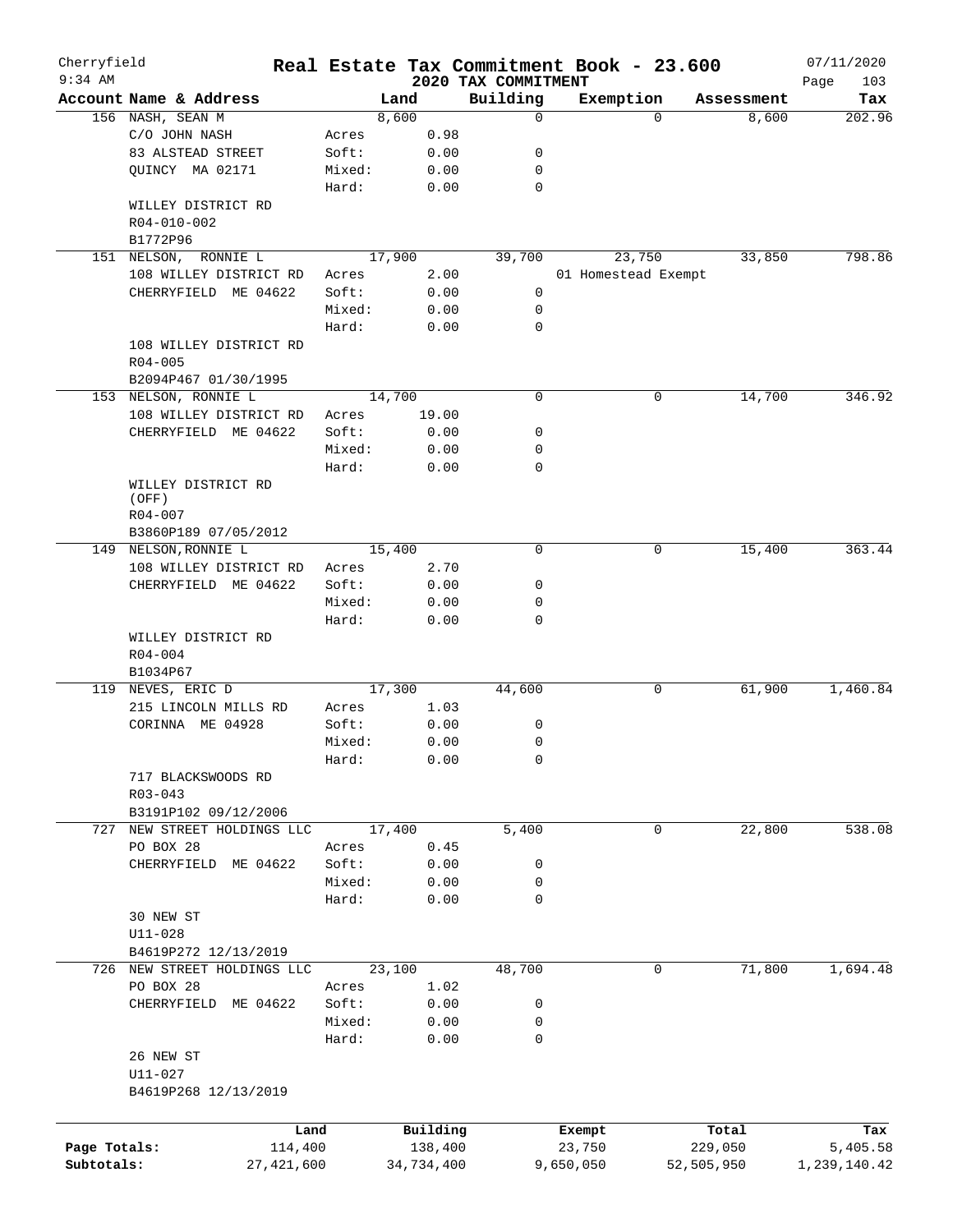# Cherryfield — Real Estate Tax Commitment Book - 23.600

9:34 AM — 2020 TAX COMMITMENT — 07/11/2020

| Account Name & Address | | Land | Building | Exemption | Assessment | Tax |
|---|---|---|---|---|---|---|
| 156 NASH, SEAN M | | 8,600 | 0 | 0 | 8,600 | 202.96 |
| C/O JOHN NASH | Acres | 0.98 | | | | |
| 83 ALSTEAD STREET | Soft: | 0.00 | 0 | | | |
| QUINCY MA 02171 | Mixed: | 0.00 | 0 | | | |
| | Hard: | 0.00 | 0 | | | |
| WILLEY DISTRICT RD | | | | | | |
| R04-010-002 | | | | | | |
| B1772P96 | | | | | | |
| 151 NELSON, RONNIE L | | 17,900 | 39,700 | 23,750 | 33,850 | 798.86 |
| 108 WILLEY DISTRICT RD | Acres | 2.00 | | 01 Homestead Exempt | | |
| CHERRYFIELD ME 04622 | Soft: | 0.00 | 0 | | | |
| | Mixed: | 0.00 | 0 | | | |
| | Hard: | 0.00 | 0 | | | |
| 108 WILLEY DISTRICT RD | | | | | | |
| R04-005 | | | | | | |
| B2094P467 01/30/1995 | | | | | | |
| 153 NELSON, RONNIE L | | 14,700 | 0 | 0 | 14,700 | 346.92 |
| 108 WILLEY DISTRICT RD | Acres | 19.00 | | | | |
| CHERRYFIELD ME 04622 | Soft: | 0.00 | 0 | | | |
| | Mixed: | 0.00 | 0 | | | |
| | Hard: | 0.00 | 0 | | | |
| WILLEY DISTRICT RD (OFF) | | | | | | |
| R04-007 | | | | | | |
| B3860P189 07/05/2012 | | | | | | |
| 149 NELSON,RONNIE L | | 15,400 | 0 | 0 | 15,400 | 363.44 |
| 108 WILLEY DISTRICT RD | Acres | 2.70 | | | | |
| CHERRYFIELD ME 04622 | Soft: | 0.00 | 0 | | | |
| | Mixed: | 0.00 | 0 | | | |
| | Hard: | 0.00 | 0 | | | |
| WILLEY DISTRICT RD | | | | | | |
| R04-004 | | | | | | |
| B1034P67 | | | | | | |
| 119 NEVES, ERIC D | | 17,300 | 44,600 | 0 | 61,900 | 1,460.84 |
| 215 LINCOLN MILLS RD | Acres | 1.03 | | | | |
| CORINNA ME 04928 | Soft: | 0.00 | 0 | | | |
| | Mixed: | 0.00 | 0 | | | |
| | Hard: | 0.00 | 0 | | | |
| 717 BLACKSWOODS RD | | | | | | |
| R03-043 | | | | | | |
| B3191P102 09/12/2006 | | | | | | |
| 727 NEW STREET HOLDINGS LLC | | 17,400 | 5,400 | 0 | 22,800 | 538.08 |
| PO BOX 28 | Acres | 0.45 | | | | |
| CHERRYFIELD ME 04622 | Soft: | 0.00 | 0 | | | |
| | Mixed: | 0.00 | 0 | | | |
| | Hard: | 0.00 | 0 | | | |
| 30 NEW ST | | | | | | |
| U11-028 | | | | | | |
| B4619P272 12/13/2019 | | | | | | |
| 726 NEW STREET HOLDINGS LLC | | 23,100 | 48,700 | 0 | 71,800 | 1,694.48 |
| PO BOX 28 | Acres | 1.02 | | | | |
| CHERRYFIELD ME 04622 | Soft: | 0.00 | 0 | | | |
| | Mixed: | 0.00 | 0 | | | |
| | Hard: | 0.00 | 0 | | | |
| 26 NEW ST | | | | | | |
| U11-027 | | | | | | |
| B4619P268 12/13/2019 | | | | | | |

| | Land | Building | Exempt | Total | Tax |
|---|---|---|---|---|---|
| Page Totals: | 114,400 | 138,400 | 23,750 | 229,050 | 5,405.58 |
| Subtotals: | 27,421,600 | 34,734,400 | 9,650,050 | 52,505,950 | 1,239,140.42 |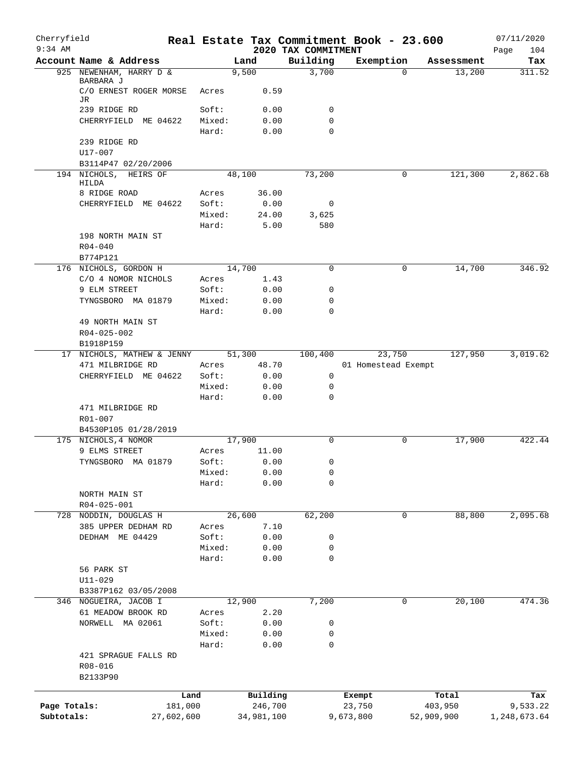# Real Estate Tax Commitment Book - 23.600

Cherryfield
9:34 AM

**2020 TAX COMMITMENT**

07/11/2020

| Account Name & Address | | Land | Building | Exemption | Assessment | Tax |
|---|---|---|---|---|---|---|
| 925 NEWENHAM, HARRY D & BARBARA J | | 9,500 | 3,700 | 0 | 13,200 | 311.52 |
| C/O ERNEST ROGER MORSE JR | Acres | 0.59 | | | | |
| 239 RIDGE RD | Soft: | 0.00 | 0 | | | |
| CHERRYFIELD ME 04622 | Mixed: | 0.00 | 0 | | | |
| | Hard: | 0.00 | 0 | | | |
| 239 RIDGE RD | | | | | | |
| U17-007 | | | | | | |
| B3114P47 02/20/2006 | | | | | | |
| 194 NICHOLS, HEIRS OF HILDA | | 48,100 | 73,200 | 0 | 121,300 | 2,862.68 |
| 8 RIDGE ROAD | Acres | 36.00 | | | | |
| CHERRYFIELD ME 04622 | Soft: | 0.00 | 0 | | | |
| | Mixed: | 24.00 | 3,625 | | | |
| | Hard: | 5.00 | 580 | | | |
| 198 NORTH MAIN ST | | | | | | |
| R04-040 | | | | | | |
| B774P121 | | | | | | |
| 176 NICHOLS, GORDON H | | 14,700 | 0 | 0 | 14,700 | 346.92 |
| C/O 4 NOMOR NICHOLS | Acres | 1.43 | | | | |
| 9 ELM STREET | Soft: | 0.00 | 0 | | | |
| TYNGSBORO MA 01879 | Mixed: | 0.00 | 0 | | | |
| | Hard: | 0.00 | 0 | | | |
| 49 NORTH MAIN ST | | | | | | |
| R04-025-002 | | | | | | |
| B1918P159 | | | | | | |
| 17 NICHOLS, MATHEW & JENNY | | 51,300 | 100,400 | 23,750 | 127,950 | 3,019.62 |
| 471 MILBRIDGE RD | Acres | 48.70 | | 01 Homestead Exempt | | |
| CHERRYFIELD ME 04622 | Soft: | 0.00 | 0 | | | |
| | Mixed: | 0.00 | 0 | | | |
| | Hard: | 0.00 | 0 | | | |
| 471 MILBRIDGE RD | | | | | | |
| R01-007 | | | | | | |
| B4530P105 01/28/2019 | | | | | | |
| 175 NICHOLS,4 NOMOR | | 17,900 | 0 | 0 | 17,900 | 422.44 |
| 9 ELMS STREET | Acres | 11.00 | | | | |
| TYNGSBORO MA 01879 | Soft: | 0.00 | 0 | | | |
| | Mixed: | 0.00 | 0 | | | |
| | Hard: | 0.00 | 0 | | | |
| NORTH MAIN ST | | | | | | |
| R04-025-001 | | | | | | |
| 728 NODDIN, DOUGLAS H | | 26,600 | 62,200 | 0 | 88,800 | 2,095.68 |
| 385 UPPER DEDHAM RD | Acres | 7.10 | | | | |
| DEDHAM ME 04429 | Soft: | 0.00 | 0 | | | |
| | Mixed: | 0.00 | 0 | | | |
| | Hard: | 0.00 | 0 | | | |
| 56 PARK ST | | | | | | |
| U11-029 | | | | | | |
| B3387P162 03/05/2008 | | | | | | |
| 346 NOGUEIRA, JACOB I | | 12,900 | 7,200 | 0 | 20,100 | 474.36 |
| 61 MEADOW BROOK RD | Acres | 2.20 | | | | |
| NORWELL MA 02061 | Soft: | 0.00 | 0 | | | |
| | Mixed: | 0.00 | 0 | | | |
| | Hard: | 0.00 | 0 | | | |
| 421 SPRAGUE FALLS RD | | | | | | |
| R08-016 | | | | | | |
| B2133P90 | | | | | | |

| | Land | Building | Exempt | Total | Tax |
|---|---|---|---|---|---|
| Page Totals: | 181,000 | 246,700 | 23,750 | 403,950 | 9,533.22 |
| Subtotals: | 27,602,600 | 34,981,100 | 9,673,800 | 52,909,900 | 1,248,673.64 |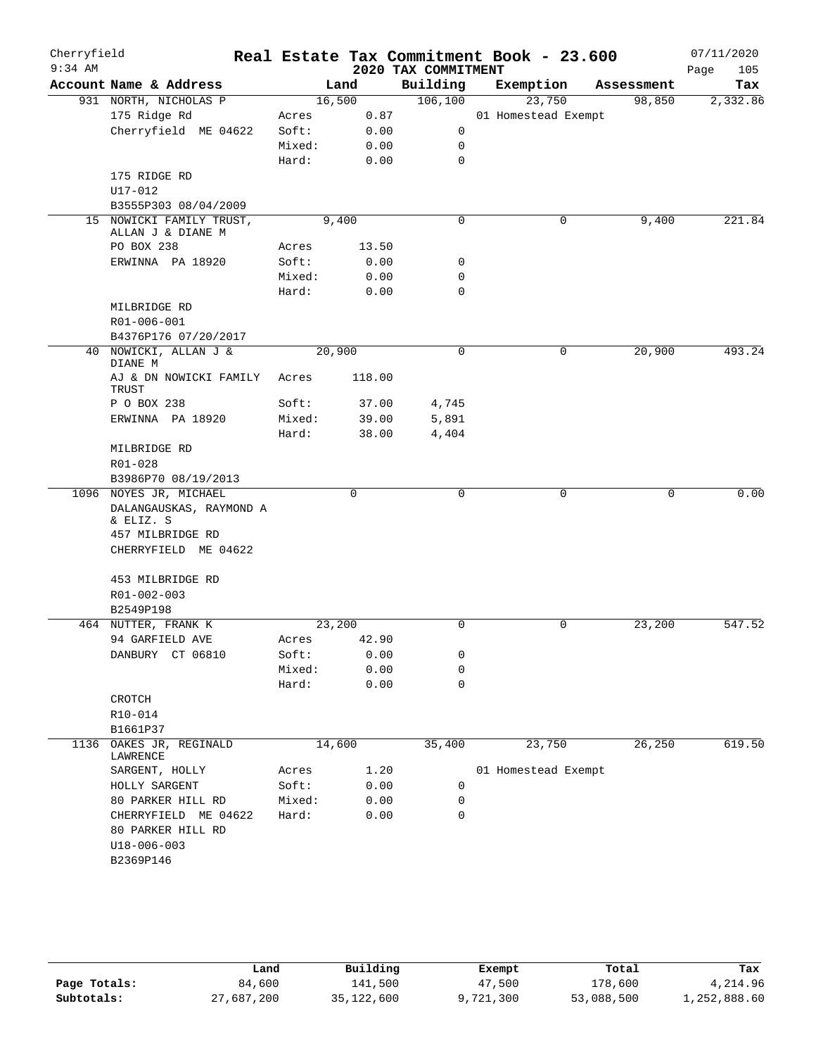Cherryfield 9:34 AM

# Real Estate Tax Commitment Book - 23.600

## 2020 TAX COMMITMENT

07/11/2020

| Account Name & Address | | Land | Building | Exemption | Assessment | Tax |
|---|---|---|---|---|---|---|
| 931 NORTH, NICHOLAS P | | 16,500 | 106,100 | 23,750 | 98,850 | 2,332.86 |
| 175 Ridge Rd | Acres | 0.87 | | 01 Homestead Exempt | | |
| Cherryfield ME 04622 | Soft: | 0.00 | 0 | | | |
| | Mixed: | 0.00 | 0 | | | |
| | Hard: | 0.00 | 0 | | | |
| 175 RIDGE RD | | | | | | |
| U17-012 | | | | | | |
| B3555P303 08/04/2009 | | | | | | |
| 15 NOWICKI FAMILY TRUST, ALLAN J & DIANE M | | 9,400 | 0 | 0 | 9,400 | 221.84 |
| PO BOX 238 | Acres | 13.50 | | | | |
| ERWINNA PA 18920 | Soft: | 0.00 | 0 | | | |
| | Mixed: | 0.00 | 0 | | | |
| | Hard: | 0.00 | 0 | | | |
| MILBRIDGE RD | | | | | | |
| R01-006-001 | | | | | | |
| B4376P176 07/20/2017 | | | | | | |
| 40 NOWICKI, ALLAN J & DIANE M | | 20,900 | 0 | 0 | 20,900 | 493.24 |
| AJ & DN NOWICKI FAMILY TRUST | Acres | 118.00 | | | | |
| P O BOX 238 | Soft: | 37.00 | 4,745 | | | |
| ERWINNA PA 18920 | Mixed: | 39.00 | 5,891 | | | |
| | Hard: | 38.00 | 4,404 | | | |
| MILBRIDGE RD | | | | | | |
| R01-028 | | | | | | |
| B3986P70 08/19/2013 | | | | | | |
| 1096 NOYES JR, MICHAEL | | 0 | 0 | 0 | 0 | 0.00 |
| DALANGAUSKAS, RAYMOND A & ELIZ. S | | | | | | |
| 457 MILBRIDGE RD | | | | | | |
| CHERRYFIELD ME 04622 | | | | | | |
| 453 MILBRIDGE RD | | | | | | |
| R01-002-003 | | | | | | |
| B2549P198 | | | | | | |
| 464 NUTTER, FRANK K | | 23,200 | 0 | 0 | 23,200 | 547.52 |
| 94 GARFIELD AVE | Acres | 42.90 | | | | |
| DANBURY CT 06810 | Soft: | 0.00 | 0 | | | |
| | Mixed: | 0.00 | 0 | | | |
| | Hard: | 0.00 | 0 | | | |
| CROTCH | | | | | | |
| R10-014 | | | | | | |
| B1661P37 | | | | | | |
| 1136 OAKES JR, REGINALD LAWRENCE | | 14,600 | 35,400 | 23,750 | 26,250 | 619.50 |
| SARGENT, HOLLY | Acres | 1.20 | | 01 Homestead Exempt | | |
| HOLLY SARGENT | Soft: | 0.00 | 0 | | | |
| 80 PARKER HILL RD | Mixed: | 0.00 | 0 | | | |
| CHERRYFIELD ME 04622 | Hard: | 0.00 | 0 | | | |
| 80 PARKER HILL RD | | | | | | |
| U18-006-003 | | | | | | |
| B2369P146 | | | | | | |

| | Land | Building | Exempt | Total | Tax |
|---|---|---|---|---|---|
| Page Totals: | 84,600 | 141,500 | 47,500 | 178,600 | 4,214.96 |
| Subtotals: | 27,687,200 | 35,122,600 | 9,721,300 | 53,088,500 | 1,252,888.60 |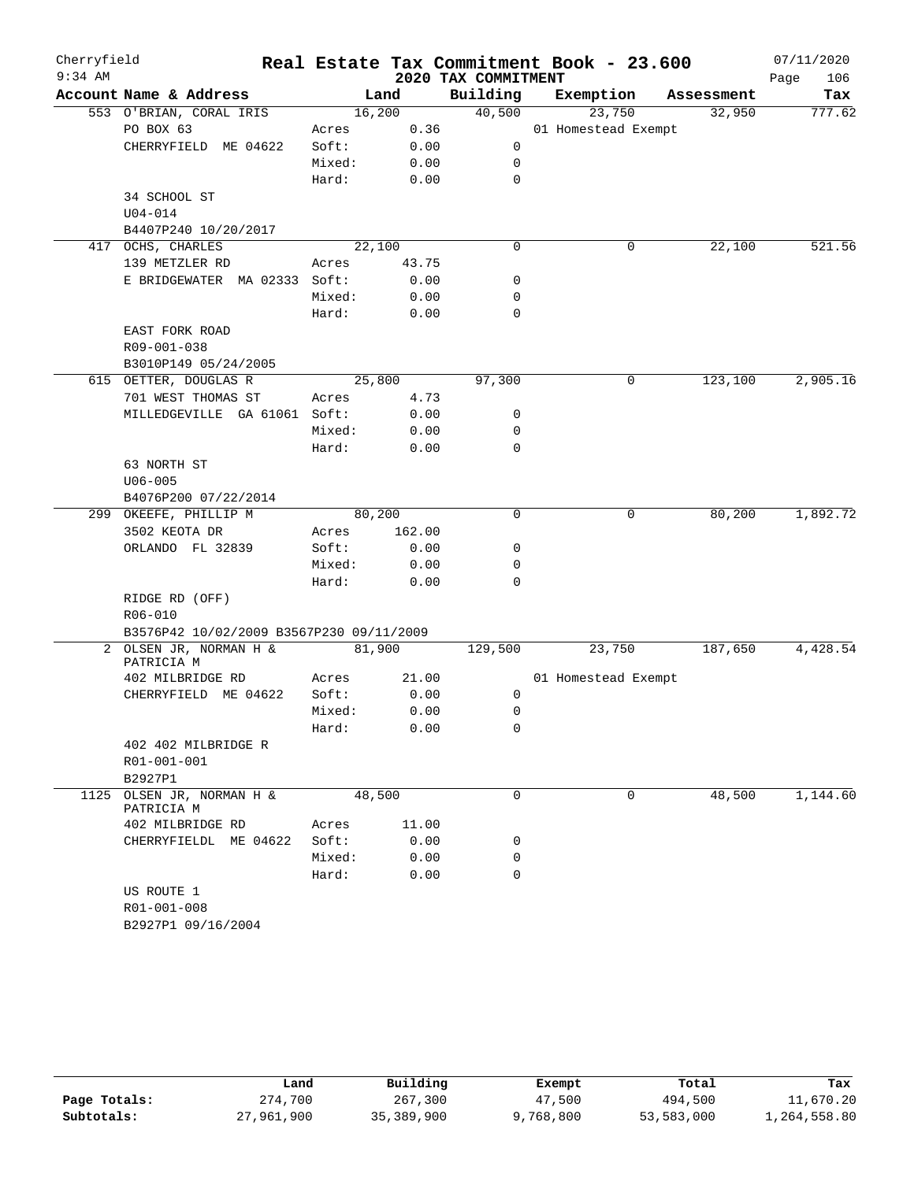# Real Estate Tax Commitment Book - 23.600

Cherryfield
9:34 AM

2020 TAX COMMITMENT

07/11/2020

| Account | Name & Address | | Land | Building | Exemption | Assessment | Tax |
|---|---|---|---|---|---|---|---|
| 553 | O'BRIAN, CORAL IRIS | | 16,200 | 40,500 | 23,750 | 32,950 | 777.62 |
| | PO BOX 63 | Acres | 0.36 | | 01 Homestead Exempt | | |
| | CHERRYFIELD ME 04622 | Soft: | 0.00 | 0 | | | |
| | | Mixed: | 0.00 | 0 | | | |
| | | Hard: | 0.00 | 0 | | | |
| | 34 SCHOOL ST | | | | | | |
| | U04-014 | | | | | | |
| | B4407P240 10/20/2017 | | | | | | |
| 417 | OCHS, CHARLES | | 22,100 | 0 | 0 | 22,100 | 521.56 |
| | 139 METZLER RD | Acres | 43.75 | | | | |
| | E BRIDGEWATER MA 02333 | Soft: | 0.00 | 0 | | | |
| | | Mixed: | 0.00 | 0 | | | |
| | | Hard: | 0.00 | 0 | | | |
| | EAST FORK ROAD | | | | | | |
| | R09-001-038 | | | | | | |
| | B3010P149 05/24/2005 | | | | | | |
| 615 | OETTER, DOUGLAS R | | 25,800 | 97,300 | 0 | 123,100 | 2,905.16 |
| | 701 WEST THOMAS ST | Acres | 4.73 | | | | |
| | MILLEDGEVILLE GA 61061 | Soft: | 0.00 | 0 | | | |
| | | Mixed: | 0.00 | 0 | | | |
| | | Hard: | 0.00 | 0 | | | |
| | 63 NORTH ST | | | | | | |
| | U06-005 | | | | | | |
| | B4076P200 07/22/2014 | | | | | | |
| 299 | OKEEFE, PHILLIP M | | 80,200 | 0 | 0 | 80,200 | 1,892.72 |
| | 3502 KEOTA DR | Acres | 162.00 | | | | |
| | ORLANDO FL 32839 | Soft: | 0.00 | 0 | | | |
| | | Mixed: | 0.00 | 0 | | | |
| | | Hard: | 0.00 | 0 | | | |
| | RIDGE RD (OFF) | | | | | | |
| | R06-010 | | | | | | |
| | B3576P42 10/02/2009 B3567P230 09/11/2009 | | | | | | |
| 2 | OLSEN JR, NORMAN H & PATRICIA M | | 81,900 | 129,500 | 23,750 | 187,650 | 4,428.54 |
| | 402 MILBRIDGE RD | Acres | 21.00 | | 01 Homestead Exempt | | |
| | CHERRYFIELD ME 04622 | Soft: | 0.00 | 0 | | | |
| | | Mixed: | 0.00 | 0 | | | |
| | | Hard: | 0.00 | 0 | | | |
| | 402 402 MILBRIDGE R | | | | | | |
| | R01-001-001 | | | | | | |
| | B2927P1 | | | | | | |
| 1125 | OLSEN JR, NORMAN H & PATRICIA M | | 48,500 | 0 | 0 | 48,500 | 1,144.60 |
| | 402 MILBRIDGE RD | Acres | 11.00 | | | | |
| | CHERRYFIELDL ME 04622 | Soft: | 0.00 | 0 | | | |
| | | Mixed: | 0.00 | 0 | | | |
| | | Hard: | 0.00 | 0 | | | |
| | US ROUTE 1 | | | | | | |
| | R01-001-008 | | | | | | |
| | B2927P1 09/16/2004 | | | | | | |

| | Land | Building | Exempt | Total | Tax |
|---|---|---|---|---|---|
| Page Totals: | 274,700 | 267,300 | 47,500 | 494,500 | 11,670.20 |
| Subtotals: | 27,961,900 | 35,389,900 | 9,768,800 | 53,583,000 | 1,264,558.80 |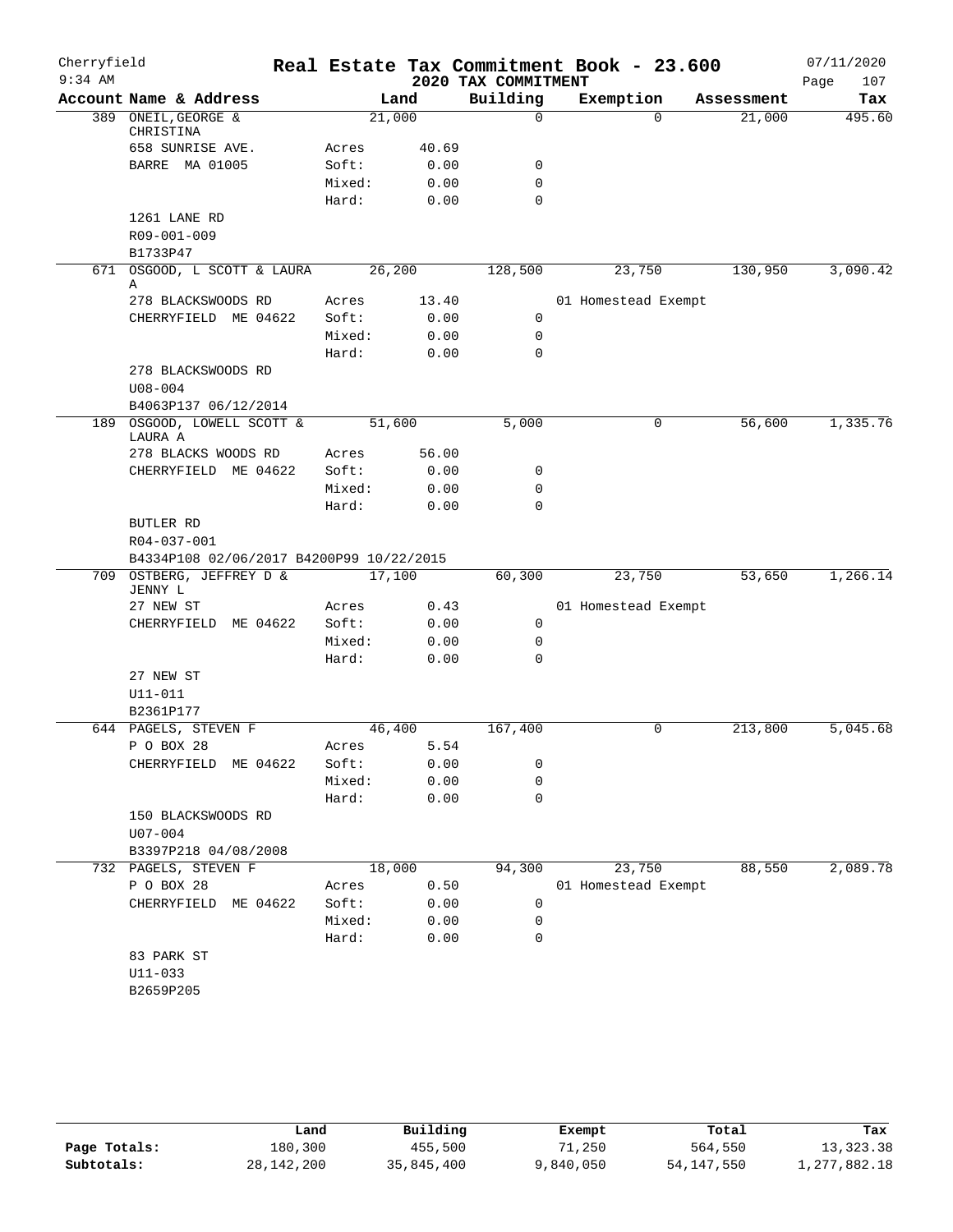Cherryfield
9:34 AM

# Real Estate Tax Commitment Book - 23.600

## 2020 TAX COMMITMENT

07/11/2020

| Account Name & Address | | Land | Building | Exemption | Assessment | Tax |
|---|---|---|---|---|---|---|
| 389 ONEIL,GEORGE & CHRISTINA | | 21,000 | 0 | 0 | 21,000 | 495.60 |
| 658 SUNRISE AVE. | Acres | 40.69 | | | | |
| BARRE MA 01005 | Soft: | 0.00 | 0 | | | |
| | Mixed: | 0.00 | 0 | | | |
| | Hard: | 0.00 | 0 | | | |
| 1261 LANE RD | | | | | | |
| R09-001-009 | | | | | | |
| B1733P47 | | | | | | |
| 671 OSGOOD, L SCOTT & LAURA A | | 26,200 | 128,500 | 23,750 | 130,950 | 3,090.42 |
| 278 BLACKSWOODS RD | Acres | 13.40 | | 01 Homestead Exempt | | |
| CHERRYFIELD ME 04622 | Soft: | 0.00 | 0 | | | |
| | Mixed: | 0.00 | 0 | | | |
| | Hard: | 0.00 | 0 | | | |
| 278 BLACKSWOODS RD | | | | | | |
| U08-004 | | | | | | |
| B4063P137 06/12/2014 | | | | | | |
| 189 OSGOOD, LOWELL SCOTT & LAURA A | | 51,600 | 5,000 | 0 | 56,600 | 1,335.76 |
| 278 BLACKS WOODS RD | Acres | 56.00 | | | | |
| CHERRYFIELD ME 04622 | Soft: | 0.00 | 0 | | | |
| | Mixed: | 0.00 | 0 | | | |
| | Hard: | 0.00 | 0 | | | |
| BUTLER RD | | | | | | |
| R04-037-001 | | | | | | |
| B4334P108 02/06/2017 B4200P99 10/22/2015 | | | | | | |
| 709 OSTBERG, JEFFREY D & JENNY L | | 17,100 | 60,300 | 23,750 | 53,650 | 1,266.14 |
| 27 NEW ST | Acres | 0.43 | | 01 Homestead Exempt | | |
| CHERRYFIELD ME 04622 | Soft: | 0.00 | 0 | | | |
| | Mixed: | 0.00 | 0 | | | |
| | Hard: | 0.00 | 0 | | | |
| 27 NEW ST | | | | | | |
| U11-011 | | | | | | |
| B2361P177 | | | | | | |
| 644 PAGELS, STEVEN F | | 46,400 | 167,400 | 0 | 213,800 | 5,045.68 |
| P O BOX 28 | Acres | 5.54 | | | | |
| CHERRYFIELD ME 04622 | Soft: | 0.00 | 0 | | | |
| | Mixed: | 0.00 | 0 | | | |
| | Hard: | 0.00 | 0 | | | |
| 150 BLACKSWOODS RD | | | | | | |
| U07-004 | | | | | | |
| B3397P218 04/08/2008 | | | | | | |
| 732 PAGELS, STEVEN F | | 18,000 | 94,300 | 23,750 | 88,550 | 2,089.78 |
| P O BOX 28 | Acres | 0.50 | | 01 Homestead Exempt | | |
| CHERRYFIELD ME 04622 | Soft: | 0.00 | 0 | | | |
| | Mixed: | 0.00 | 0 | | | |
| | Hard: | 0.00 | 0 | | | |
| 83 PARK ST | | | | | | |
| U11-033 | | | | | | |
| B2659P205 | | | | | | |

| | Land | Building | Exempt | Total | Tax |
|---|---|---|---|---|---|
| Page Totals: | 180,300 | 455,500 | 71,250 | 564,550 | 13,323.38 |
| Subtotals: | 28,142,200 | 35,845,400 | 9,840,050 | 54,147,550 | 1,277,882.18 |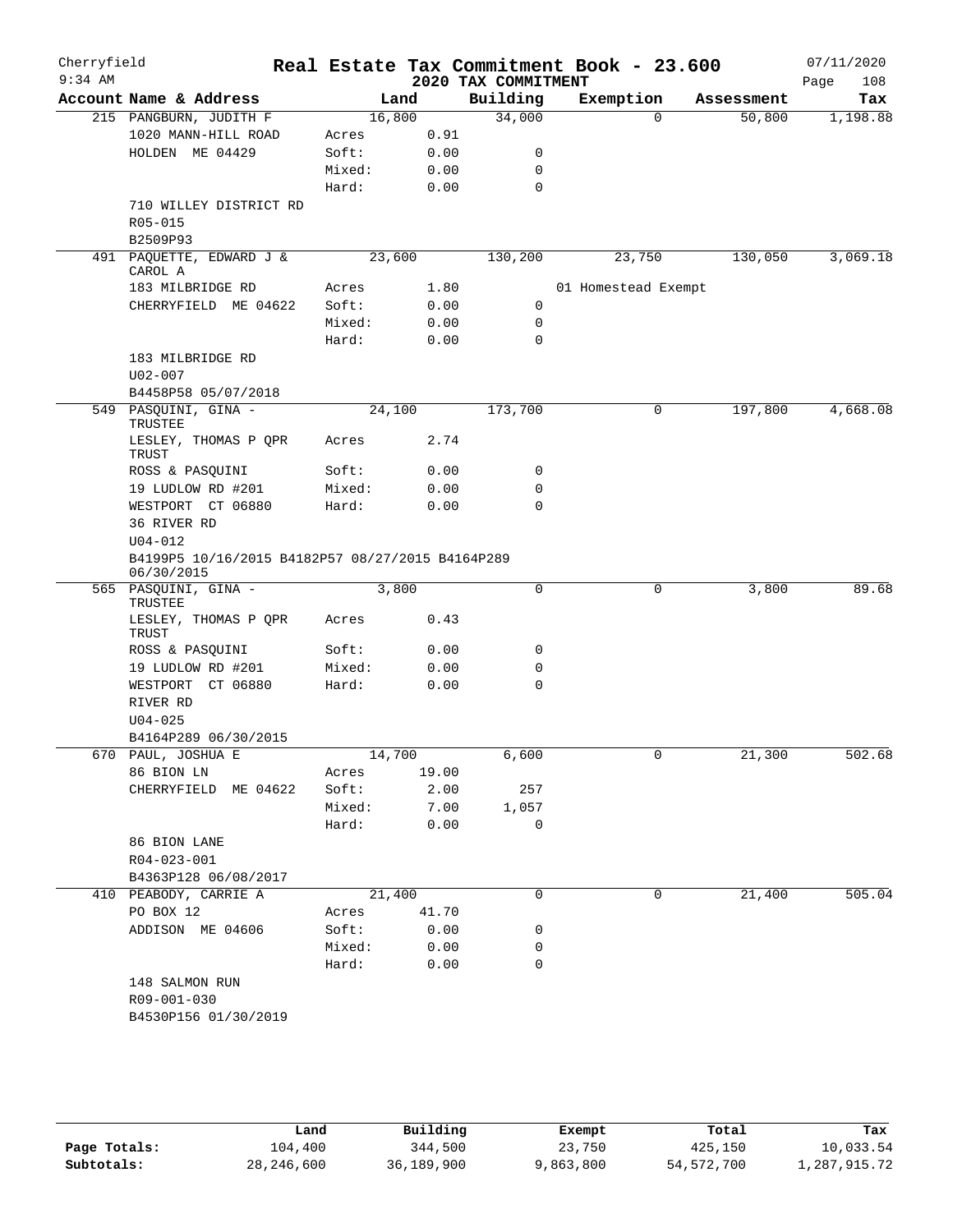Cherryfield 9:34 AM

# Real Estate Tax Commitment Book - 23.600

## 2020 TAX COMMITMENT

07/11/2020

| Account Name & Address | Land | | Building | Exemption | Assessment | Tax |
|---|---|---|---|---|---|---|
| 215 PANGBURN, JUDITH F | 16,800 | | 34,000 | 0 | 50,800 | 1,198.88 |
| 1020 MANN-HILL ROAD | Acres | 0.91 | | | | |
| HOLDEN ME 04429 | Soft: | 0.00 | 0 | | | |
| | Mixed: | 0.00 | 0 | | | |
| | Hard: | 0.00 | 0 | | | |
| 710 WILLEY DISTRICT RD | | | | | | |
| R05-015 | | | | | | |
| B2509P93 | | | | | | |
| 491 PAQUETTE, EDWARD J & CAROL A | 23,600 | | 130,200 | 23,750 | 130,050 | 3,069.18 |
| 183 MILBRIDGE RD | Acres | 1.80 | | 01 Homestead Exempt | | |
| CHERRYFIELD ME 04622 | Soft: | 0.00 | 0 | | | |
| | Mixed: | 0.00 | 0 | | | |
| | Hard: | 0.00 | 0 | | | |
| 183 MILBRIDGE RD | | | | | | |
| U02-007 | | | | | | |
| B4458P58 05/07/2018 | | | | | | |
| 549 PASQUINI, GINA - TRUSTEE | 24,100 | | 173,700 | 0 | 197,800 | 4,668.08 |
| LESLEY, THOMAS P QPR TRUST | Acres | 2.74 | | | | |
| ROSS & PASQUINI | Soft: | 0.00 | 0 | | | |
| 19 LUDLOW RD #201 | Mixed: | 0.00 | 0 | | | |
| WESTPORT CT 06880 | Hard: | 0.00 | 0 | | | |
| 36 RIVER RD | | | | | | |
| U04-012 | | | | | | |
| B4199P5 10/16/2015 B4182P57 08/27/2015 B4164P289 06/30/2015 | | | | | | |
| 565 PASQUINI, GINA - TRUSTEE | 3,800 | | 0 | 0 | 3,800 | 89.68 |
| LESLEY, THOMAS P QPR TRUST | Acres | 0.43 | | | | |
| ROSS & PASQUINI | Soft: | 0.00 | 0 | | | |
| 19 LUDLOW RD #201 | Mixed: | 0.00 | 0 | | | |
| WESTPORT CT 06880 | Hard: | 0.00 | 0 | | | |
| RIVER RD | | | | | | |
| U04-025 | | | | | | |
| B4164P289 06/30/2015 | | | | | | |
| 670 PAUL, JOSHUA E | 14,700 | | 6,600 | 0 | 21,300 | 502.68 |
| 86 BION LN | Acres | 19.00 | | | | |
| CHERRYFIELD ME 04622 | Soft: | 2.00 | 257 | | | |
| | Mixed: | 7.00 | 1,057 | | | |
| | Hard: | 0.00 | 0 | | | |
| 86 BION LANE | | | | | | |
| R04-023-001 | | | | | | |
| B4363P128 06/08/2017 | | | | | | |
| 410 PEABODY, CARRIE A | 21,400 | | 0 | 0 | 21,400 | 505.04 |
| PO BOX 12 | Acres | 41.70 | | | | |
| ADDISON ME 04606 | Soft: | 0.00 | 0 | | | |
| | Mixed: | 0.00 | 0 | | | |
| | Hard: | 0.00 | 0 | | | |
| 148 SALMON RUN | | | | | | |
| R09-001-030 | | | | | | |
| B4530P156 01/30/2019 | | | | | | |

| | Land | Building | Exempt | Total | Tax |
|---|---|---|---|---|---|
| Page Totals: | 104,400 | 344,500 | 23,750 | 425,150 | 10,033.54 |
| Subtotals: | 28,246,600 | 36,189,900 | 9,863,800 | 54,572,700 | 1,287,915.72 |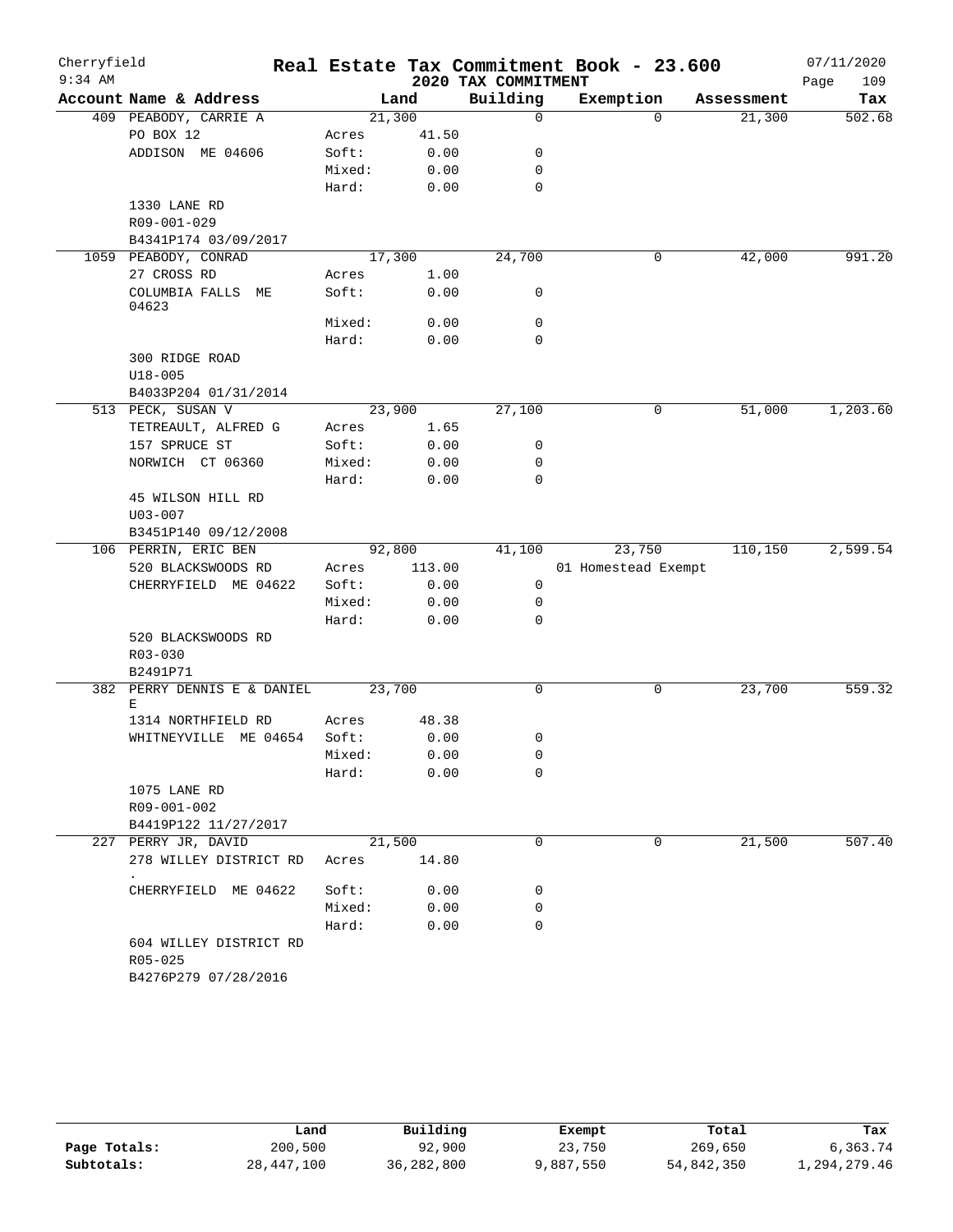# Real Estate Tax Commitment Book - 23.600

Cherryfield
9:34 AM

2020 TAX COMMITMENT

07/11/2020

| Account Name & Address | | Land | Building | Exemption | Assessment | Tax |
|---|---|---|---|---|---|---|
| 409 PEABODY, CARRIE A | | 21,300 | 0 | 0 | 21,300 | 502.68 |
| PO BOX 12 | Acres | 41.50 | | | | |
| ADDISON ME 04606 | Soft: | 0.00 | 0 | | | |
| | Mixed: | 0.00 | 0 | | | |
| | Hard: | 0.00 | 0 | | | |
| 1330 LANE RD | | | | | | |
| R09-001-029 | | | | | | |
| B4341P174 03/09/2017 | | | | | | |
| 1059 PEABODY, CONRAD | | 17,300 | 24,700 | 0 | 42,000 | 991.20 |
| 27 CROSS RD | Acres | 1.00 | | | | |
| COLUMBIA FALLS ME 04623 | Soft: | 0.00 | 0 | | | |
| | Mixed: | 0.00 | 0 | | | |
| | Hard: | 0.00 | 0 | | | |
| 300 RIDGE ROAD | | | | | | |
| U18-005 | | | | | | |
| B4033P204 01/31/2014 | | | | | | |
| 513 PECK, SUSAN V | | 23,900 | 27,100 | 0 | 51,000 | 1,203.60 |
| TETREAULT, ALFRED G | Acres | 1.65 | | | | |
| 157 SPRUCE ST | Soft: | 0.00 | 0 | | | |
| NORWICH CT 06360 | Mixed: | 0.00 | 0 | | | |
| | Hard: | 0.00 | 0 | | | |
| 45 WILSON HILL RD | | | | | | |
| U03-007 | | | | | | |
| B3451P140 09/12/2008 | | | | | | |
| 106 PERRIN, ERIC BEN | | 92,800 | 41,100 | 23,750 | 110,150 | 2,599.54 |
| 520 BLACKSWOODS RD | Acres | 113.00 | | 01 Homestead Exempt | | |
| CHERRYFIELD ME 04622 | Soft: | 0.00 | 0 | | | |
| | Mixed: | 0.00 | 0 | | | |
| | Hard: | 0.00 | 0 | | | |
| 520 BLACKSWOODS RD | | | | | | |
| R03-030 | | | | | | |
| B2491P71 | | | | | | |
| 382 PERRY DENNIS E & DANIEL E | | 23,700 | 0 | 0 | 23,700 | 559.32 |
| 1314 NORTHFIELD RD | Acres | 48.38 | | | | |
| WHITNEYVILLE ME 04654 | Soft: | 0.00 | 0 | | | |
| | Mixed: | 0.00 | 0 | | | |
| | Hard: | 0.00 | 0 | | | |
| 1075 LANE RD | | | | | | |
| R09-001-002 | | | | | | |
| B4419P122 11/27/2017 | | | | | | |
| 227 PERRY JR, DAVID | | 21,500 | 0 | 0 | 21,500 | 507.40 |
| 278 WILLEY DISTRICT RD . | Acres | 14.80 | | | | |
| CHERRYFIELD ME 04622 | Soft: | 0.00 | 0 | | | |
| | Mixed: | 0.00 | 0 | | | |
| | Hard: | 0.00 | 0 | | | |
| 604 WILLEY DISTRICT RD | | | | | | |
| R05-025 | | | | | | |
| B4276P279 07/28/2016 | | | | | | |

| | Land | Building | Exempt | Total | Tax |
|---|---|---|---|---|---|
| Page Totals: | 200,500 | 92,900 | 23,750 | 269,650 | 6,363.74 |
| Subtotals: | 28,447,100 | 36,282,800 | 9,887,550 | 54,842,350 | 1,294,279.46 |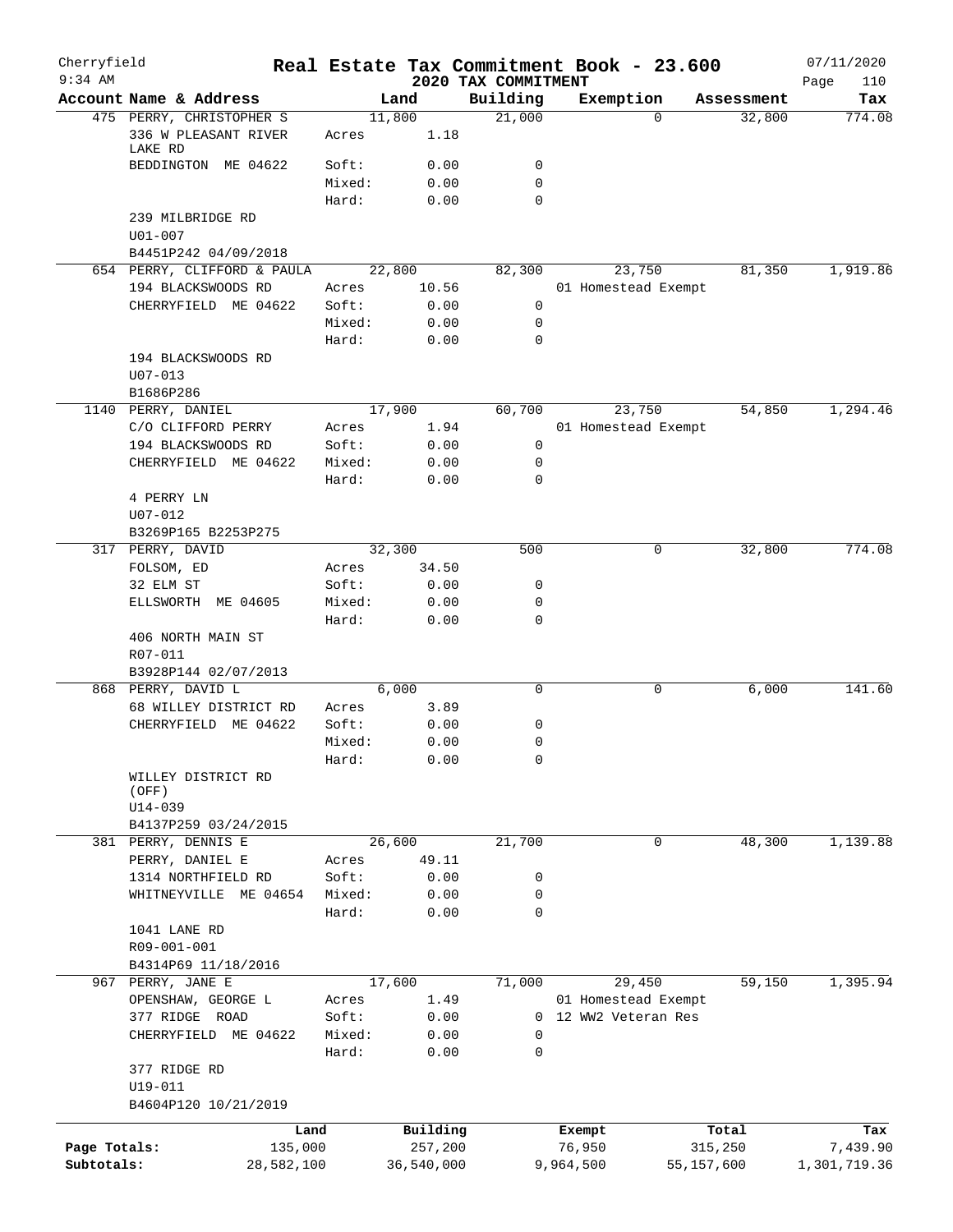Cherryfield
9:34 AM

# Real Estate Tax Commitment Book - 23.600

## 2020 TAX COMMITMENT

07/11/2020

| Account Name & Address | | Land | Building | Exemption | Assessment | Tax |
|---|---|---|---|---|---|---|
| 475 PERRY, CHRISTOPHER S | | 11,800 | 21,000 | 0 | 32,800 | 774.08 |
| 336 W PLEASANT RIVER LAKE RD | Acres | 1.18 | | | | |
| BEDDINGTON ME 04622 | Soft: | 0.00 | 0 | | | |
| | Mixed: | 0.00 | 0 | | | |
| | Hard: | 0.00 | 0 | | | |
| 239 MILBRIDGE RD | | | | | | |
| U01-007 | | | | | | |
| B4451P242 04/09/2018 | | | | | | |
| 654 PERRY, CLIFFORD & PAULA | | 22,800 | 82,300 | 23,750 | 81,350 | 1,919.86 |
| 194 BLACKSWOODS RD | Acres | 10.56 | | 01 Homestead Exempt | | |
| CHERRYFIELD ME 04622 | Soft: | 0.00 | 0 | | | |
| | Mixed: | 0.00 | 0 | | | |
| | Hard: | 0.00 | 0 | | | |
| 194 BLACKSWOODS RD | | | | | | |
| U07-013 | | | | | | |
| B1686P286 | | | | | | |
| 1140 PERRY, DANIEL | | 17,900 | 60,700 | 23,750 | 54,850 | 1,294.46 |
| C/O CLIFFORD PERRY | Acres | 1.94 | | 01 Homestead Exempt | | |
| 194 BLACKSWOODS RD | Soft: | 0.00 | 0 | | | |
| CHERRYFIELD ME 04622 | Mixed: | 0.00 | 0 | | | |
| | Hard: | 0.00 | 0 | | | |
| 4 PERRY LN | | | | | | |
| U07-012 | | | | | | |
| B3269P165 B2253P275 | | | | | | |
| 317 PERRY, DAVID | | 32,300 | 500 | 0 | 32,800 | 774.08 |
| FOLSOM, ED | Acres | 34.50 | | | | |
| 32 ELM ST | Soft: | 0.00 | 0 | | | |
| ELLSWORTH ME 04605 | Mixed: | 0.00 | 0 | | | |
| | Hard: | 0.00 | 0 | | | |
| 406 NORTH MAIN ST | | | | | | |
| R07-011 | | | | | | |
| B3928P144 02/07/2013 | | | | | | |
| 868 PERRY, DAVID L | | 6,000 | 0 | 0 | 6,000 | 141.60 |
| 68 WILLEY DISTRICT RD | Acres | 3.89 | | | | |
| CHERRYFIELD ME 04622 | Soft: | 0.00 | 0 | | | |
| | Mixed: | 0.00 | 0 | | | |
| | Hard: | 0.00 | 0 | | | |
| WILLEY DISTRICT RD (OFF) | | | | | | |
| U14-039 | | | | | | |
| B4137P259 03/24/2015 | | | | | | |
| 381 PERRY, DENNIS E | | 26,600 | 21,700 | 0 | 48,300 | 1,139.88 |
| PERRY, DANIEL E | Acres | 49.11 | | | | |
| 1314 NORTHFIELD RD | Soft: | 0.00 | 0 | | | |
| WHITNEYVILLE ME 04654 | Mixed: | 0.00 | 0 | | | |
| | Hard: | 0.00 | 0 | | | |
| 1041 LANE RD | | | | | | |
| R09-001-001 | | | | | | |
| B4314P69 11/18/2016 | | | | | | |
| 967 PERRY, JANE E | | 17,600 | 71,000 | 29,450 | 59,150 | 1,395.94 |
| OPENSHAW, GEORGE L | Acres | 1.49 | | 01 Homestead Exempt | | |
| 377 RIDGE ROAD | Soft: | 0.00 | 0 | 12 WW2 Veteran Res | | |
| CHERRYFIELD ME 04622 | Mixed: | 0.00 | 0 | | | |
| | Hard: | 0.00 | 0 | | | |
| 377 RIDGE RD | | | | | | |
| U19-011 | | | | | | |
| B4604P120 10/21/2019 | | | | | | |

| | Land | Building | Exempt | Total | Tax |
|---|---|---|---|---|---|
| Page Totals: | 135,000 | 257,200 | 76,950 | 315,250 | 7,439.90 |
| Subtotals: | 28,582,100 | 36,540,000 | 9,964,500 | 55,157,600 | 1,301,719.36 |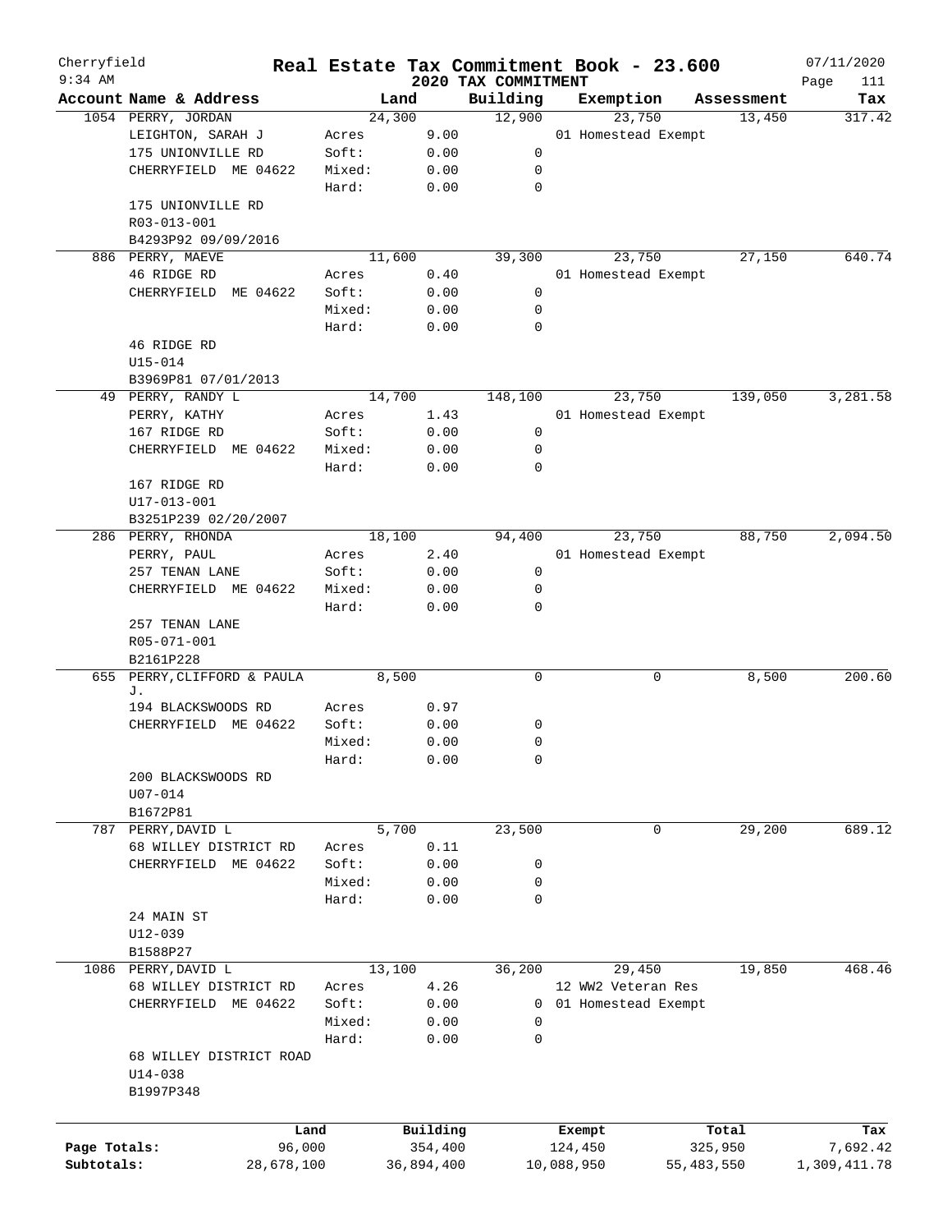# Real Estate Tax Commitment Book - 23.600

Cherryfield
9:34 AM

2020 TAX COMMITMENT

07/11/2020

| Account Name & Address | | Land | Building | Exemption | Assessment | Tax |
|---|---|---|---|---|---|---|
| 1054 PERRY, JORDAN | | 24,300 | 12,900 | 23,750 | 13,450 | 317.42 |
| LEIGHTON, SARAH J | Acres | 9.00 | | 01 Homestead Exempt | | |
| 175 UNIONVILLE RD | Soft: | 0.00 | 0 | | | |
| CHERRYFIELD ME 04622 | Mixed: | 0.00 | 0 | | | |
| | Hard: | 0.00 | 0 | | | |
| 175 UNIONVILLE RD | | | | | | |
| R03-013-001 | | | | | | |
| B4293P92 09/09/2016 | | | | | | |
| 886 PERRY, MAEVE | | 11,600 | 39,300 | 23,750 | 27,150 | 640.74 |
| 46 RIDGE RD | Acres | 0.40 | | 01 Homestead Exempt | | |
| CHERRYFIELD ME 04622 | Soft: | 0.00 | 0 | | | |
| | Mixed: | 0.00 | 0 | | | |
| | Hard: | 0.00 | 0 | | | |
| 46 RIDGE RD | | | | | | |
| U15-014 | | | | | | |
| B3969P81 07/01/2013 | | | | | | |
| 49 PERRY, RANDY L | | 14,700 | 148,100 | 23,750 | 139,050 | 3,281.58 |
| PERRY, KATHY | Acres | 1.43 | | 01 Homestead Exempt | | |
| 167 RIDGE RD | Soft: | 0.00 | 0 | | | |
| CHERRYFIELD ME 04622 | Mixed: | 0.00 | 0 | | | |
| | Hard: | 0.00 | 0 | | | |
| 167 RIDGE RD | | | | | | |
| U17-013-001 | | | | | | |
| B3251P239 02/20/2007 | | | | | | |
| 286 PERRY, RHONDA | | 18,100 | 94,400 | 23,750 | 88,750 | 2,094.50 |
| PERRY, PAUL | Acres | 2.40 | | 01 Homestead Exempt | | |
| 257 TENAN LANE | Soft: | 0.00 | 0 | | | |
| CHERRYFIELD ME 04622 | Mixed: | 0.00 | 0 | | | |
| | Hard: | 0.00 | 0 | | | |
| 257 TENAN LANE | | | | | | |
| R05-071-001 | | | | | | |
| B2161P228 | | | | | | |
| 655 PERRY, CLIFFORD & PAULA J. | | 8,500 | 0 | 0 | 8,500 | 200.60 |
| 194 BLACKSWOODS RD | Acres | 0.97 | | | | |
| CHERRYFIELD ME 04622 | Soft: | 0.00 | 0 | | | |
| | Mixed: | 0.00 | 0 | | | |
| | Hard: | 0.00 | 0 | | | |
| 200 BLACKSWOODS RD | | | | | | |
| U07-014 | | | | | | |
| B1672P81 | | | | | | |
| 787 PERRY, DAVID L | | 5,700 | 23,500 | 0 | 29,200 | 689.12 |
| 68 WILLEY DISTRICT RD | Acres | 0.11 | | | | |
| CHERRYFIELD ME 04622 | Soft: | 0.00 | 0 | | | |
| | Mixed: | 0.00 | 0 | | | |
| | Hard: | 0.00 | 0 | | | |
| 24 MAIN ST | | | | | | |
| U12-039 | | | | | | |
| B1588P27 | | | | | | |
| 1086 PERRY, DAVID L | | 13,100 | 36,200 | 29,450 | 19,850 | 468.46 |
| 68 WILLEY DISTRICT RD | Acres | 4.26 | | 12 WW2 Veteran Res | | |
| CHERRYFIELD ME 04622 | Soft: | 0.00 | 0 | 01 Homestead Exempt | | |
| | Mixed: | 0.00 | 0 | | | |
| | Hard: | 0.00 | 0 | | | |
| 68 WILLEY DISTRICT ROAD | | | | | | |
| U14-038 | | | | | | |
| B1997P348 | | | | | | |

| | Land | Building | Exempt | Total | Tax |
|---|---|---|---|---|---|
| Page Totals: | 96,000 | 354,400 | 124,450 | 325,950 | 7,692.42 |
| Subtotals: | 28,678,100 | 36,894,400 | 10,088,950 | 55,483,550 | 1,309,411.78 |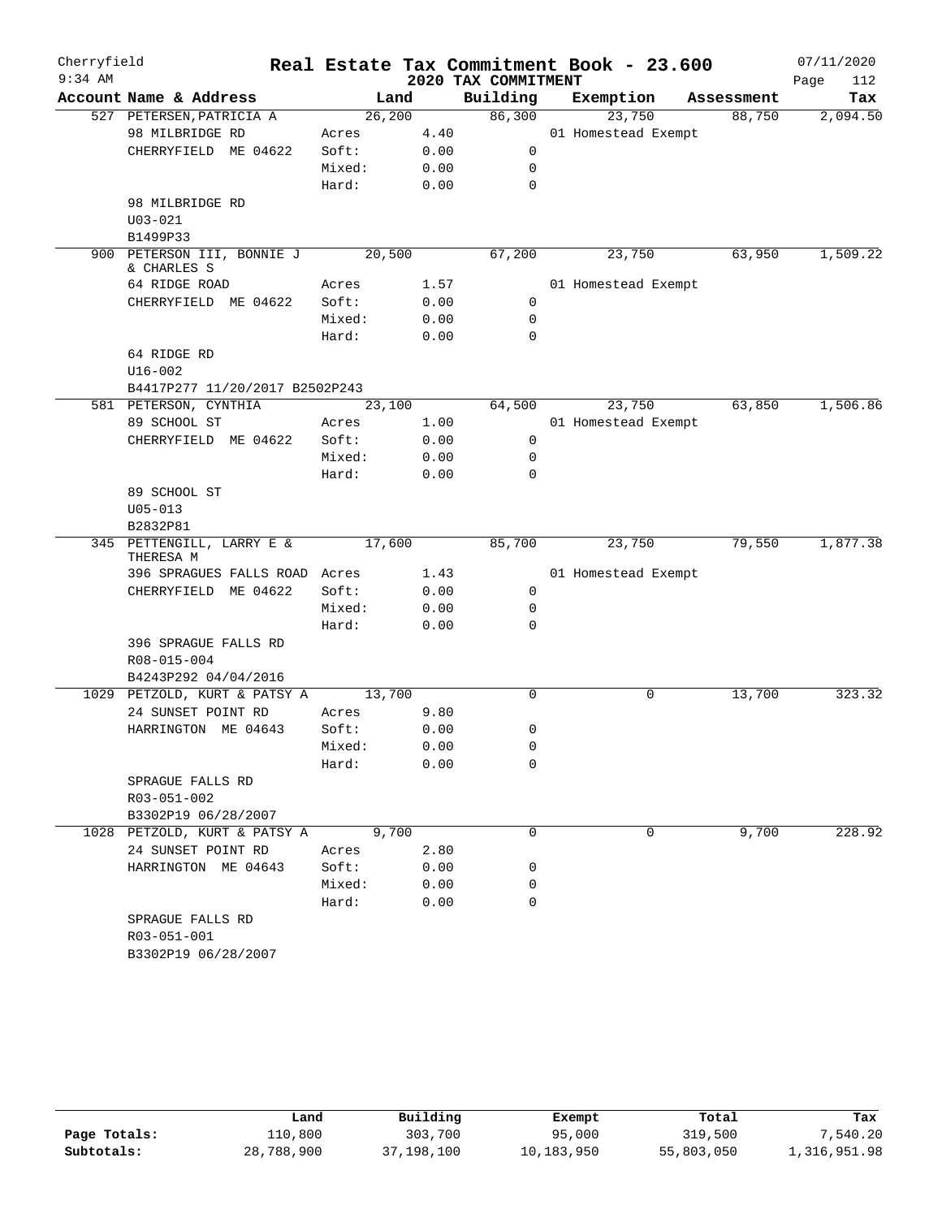# Real Estate Tax Commitment Book - 23.600

Cherryfield
9:34 AM

2020 TAX COMMITMENT

07/11/2020

| Account Name & Address | Land | | Building | Exemption | Assessment | Tax |
|---|---|---|---|---|---|---|
| 527 PETERSEN,PATRICIA A | 26,200 | | 86,300 | 23,750 | 88,750 | 2,094.50 |
| 98 MILBRIDGE RD | Acres | 4.40 | | 01 Homestead Exempt | | |
| CHERRYFIELD ME 04622 | Soft: | 0.00 | 0 | | | |
| | Mixed: | 0.00 | 0 | | | |
| | Hard: | 0.00 | 0 | | | |
| 98 MILBRIDGE RD | | | | | | |
| U03-021 | | | | | | |
| B1499P33 | | | | | | |
| 900 PETERSON III, BONNIE J & CHARLES S | 20,500 | | 67,200 | 23,750 | 63,950 | 1,509.22 |
| 64 RIDGE ROAD | Acres | 1.57 | | 01 Homestead Exempt | | |
| CHERRYFIELD ME 04622 | Soft: | 0.00 | 0 | | | |
| | Mixed: | 0.00 | 0 | | | |
| | Hard: | 0.00 | 0 | | | |
| 64 RIDGE RD | | | | | | |
| U16-002 | | | | | | |
| B4417P277 11/20/2017 B2502P243 | | | | | | |
| 581 PETERSON, CYNTHIA | 23,100 | | 64,500 | 23,750 | 63,850 | 1,506.86 |
| 89 SCHOOL ST | Acres | 1.00 | | 01 Homestead Exempt | | |
| CHERRYFIELD ME 04622 | Soft: | 0.00 | 0 | | | |
| | Mixed: | 0.00 | 0 | | | |
| | Hard: | 0.00 | 0 | | | |
| 89 SCHOOL ST | | | | | | |
| U05-013 | | | | | | |
| B2832P81 | | | | | | |
| 345 PETTENGILL, LARRY E & THERESA M | 17,600 | | 85,700 | 23,750 | 79,550 | 1,877.38 |
| 396 SPRAGUES FALLS ROAD | Acres | 1.43 | | 01 Homestead Exempt | | |
| CHERRYFIELD ME 04622 | Soft: | 0.00 | 0 | | | |
| | Mixed: | 0.00 | 0 | | | |
| | Hard: | 0.00 | 0 | | | |
| 396 SPRAGUE FALLS RD | | | | | | |
| R08-015-004 | | | | | | |
| B4243P292 04/04/2016 | | | | | | |
| 1029 PETZOLD, KURT & PATSY A | 13,700 | | 0 | 0 | 13,700 | 323.32 |
| 24 SUNSET POINT RD | Acres | 9.80 | | | | |
| HARRINGTON ME 04643 | Soft: | 0.00 | 0 | | | |
| | Mixed: | 0.00 | 0 | | | |
| | Hard: | 0.00 | 0 | | | |
| SPRAGUE FALLS RD | | | | | | |
| R03-051-002 | | | | | | |
| B3302P19 06/28/2007 | | | | | | |
| 1028 PETZOLD, KURT & PATSY A | 9,700 | | 0 | 0 | 9,700 | 228.92 |
| 24 SUNSET POINT RD | Acres | 2.80 | | | | |
| HARRINGTON ME 04643 | Soft: | 0.00 | 0 | | | |
| | Mixed: | 0.00 | 0 | | | |
| | Hard: | 0.00 | 0 | | | |
| SPRAGUE FALLS RD | | | | | | |
| R03-051-001 | | | | | | |
| B3302P19 06/28/2007 | | | | | | |

| | Land | Building | Exempt | Total | Tax |
|---|---|---|---|---|---|
| Page Totals: | 110,800 | 303,700 | 95,000 | 319,500 | 7,540.20 |
| Subtotals: | 28,788,900 | 37,198,100 | 10,183,950 | 55,803,050 | 1,316,951.98 |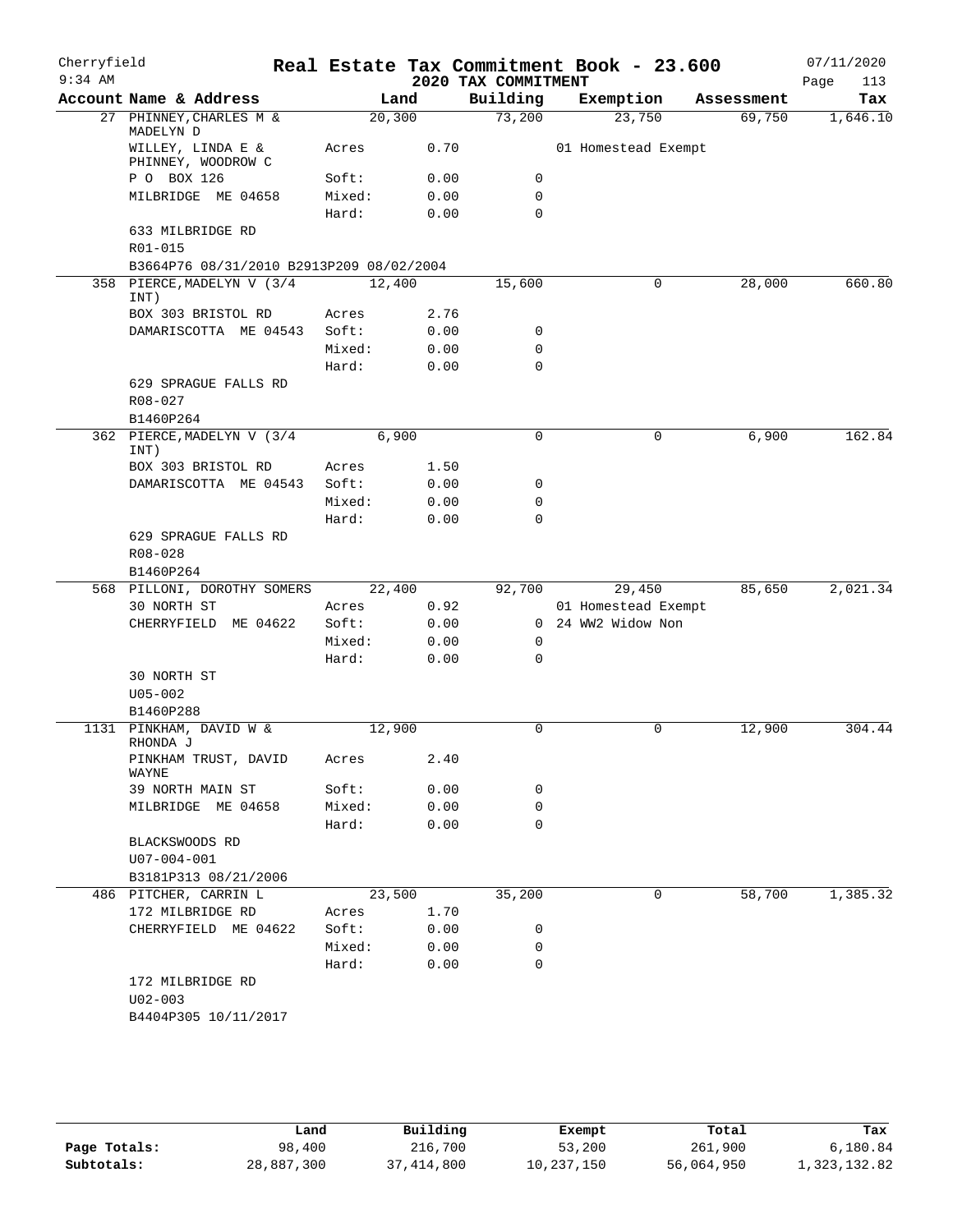Cherryfield **Real Estate Tax Commitment Book - 23.600** 07/11/2020
9:34 AM **2020 TAX COMMITMENT**

| Account Name & Address | Land | | Building | Exemption | Assessment | Tax |
|---|---|---|---|---|---|---|
| 27 PHINNEY, CHARLES M & MADELYN D | 20,300 | | 73,200 | 23,750 | 69,750 | 1,646.10 |
| WILLEY, LINDA E & PHINNEY, WOODROW C | Acres | 0.70 | | 01 Homestead Exempt | | |
| P O BOX 126 | Soft: | 0.00 | 0 | | | |
| MILBRIDGE ME 04658 | Mixed: | 0.00 | 0 | | | |
| | Hard: | 0.00 | 0 | | | |
| 633 MILBRIDGE RD | | | | | | |
| R01-015 | | | | | | |
| B3664P76 08/31/2010 B2913P209 08/02/2004 | | | | | | |
| 358 PIERCE, MADELYN V (3/4 INT) | 12,400 | | 15,600 | 0 | 28,000 | 660.80 |
| BOX 303 BRISTOL RD | Acres | 2.76 | | | | |
| DAMARISCOTTA ME 04543 | Soft: | 0.00 | 0 | | | |
| | Mixed: | 0.00 | 0 | | | |
| | Hard: | 0.00 | 0 | | | |
| 629 SPRAGUE FALLS RD | | | | | | |
| R08-027 | | | | | | |
| B1460P264 | | | | | | |
| 362 PIERCE, MADELYN V (3/4 INT) | 6,900 | | 0 | 0 | 6,900 | 162.84 |
| BOX 303 BRISTOL RD | Acres | 1.50 | | | | |
| DAMARISCOTTA ME 04543 | Soft: | 0.00 | 0 | | | |
| | Mixed: | 0.00 | 0 | | | |
| | Hard: | 0.00 | 0 | | | |
| 629 SPRAGUE FALLS RD | | | | | | |
| R08-028 | | | | | | |
| B1460P264 | | | | | | |
| 568 PILLONI, DOROTHY SOMERS | 22,400 | | 92,700 | 29,450 | 85,650 | 2,021.34 |
| 30 NORTH ST | Acres | 0.92 | | 01 Homestead Exempt | | |
| CHERRYFIELD ME 04622 | Soft: | 0.00 | 0 | 24 WW2 Widow Non | | |
| | Mixed: | 0.00 | 0 | | | |
| | Hard: | 0.00 | 0 | | | |
| 30 NORTH ST | | | | | | |
| U05-002 | | | | | | |
| B1460P288 | | | | | | |
| 1131 PINKHAM, DAVID W & RHONDA J | 12,900 | | 0 | 0 | 12,900 | 304.44 |
| PINKHAM TRUST, DAVID WAYNE | Acres | 2.40 | | | | |
| 39 NORTH MAIN ST | Soft: | 0.00 | 0 | | | |
| MILBRIDGE ME 04658 | Mixed: | 0.00 | 0 | | | |
| | Hard: | 0.00 | 0 | | | |
| BLACKSWOODS RD | | | | | | |
| U07-004-001 | | | | | | |
| B3181P313 08/21/2006 | | | | | | |
| 486 PITCHER, CARRIN L | 23,500 | | 35,200 | 0 | 58,700 | 1,385.32 |
| 172 MILBRIDGE RD | Acres | 1.70 | | | | |
| CHERRYFIELD ME 04622 | Soft: | 0.00 | 0 | | | |
| | Mixed: | 0.00 | 0 | | | |
| | Hard: | 0.00 | 0 | | | |
| 172 MILBRIDGE RD | | | | | | |
| U02-003 | | | | | | |
| B4404P305 10/11/2017 | | | | | | |

| | Land | Building | Exempt | Total | Tax |
|---|---|---|---|---|---|
| Page Totals: | 98,400 | 216,700 | 53,200 | 261,900 | 6,180.84 |
| Subtotals: | 28,887,300 | 37,414,800 | 10,237,150 | 56,064,950 | 1,323,132.82 |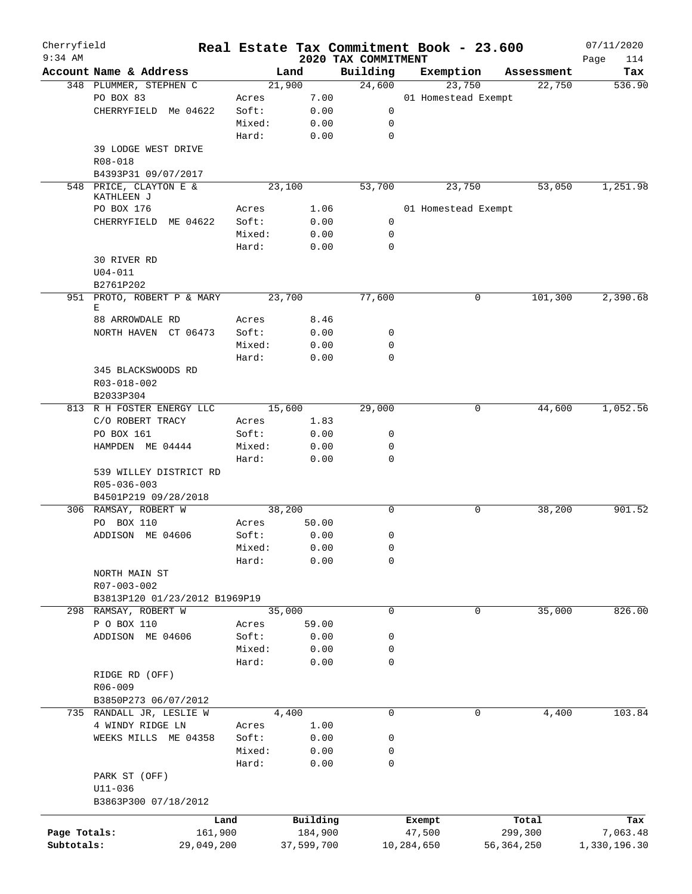Cherryfield 9:34 AM

# Real Estate Tax Commitment Book - 23.600

## 2020 TAX COMMITMENT

07/11/2020 Page 114

| Account Name & Address | | Land | Building | Exemption | Assessment | Tax |
|---|---|---|---|---|---|---|
| 348 PLUMMER, STEPHEN C | | 21,900 | 24,600 | 23,750 | 22,750 | 536.90 |
| PO BOX 83 | Acres | 7.00 | | 01 Homestead Exempt | | |
| CHERRYFIELD Me 04622 | Soft: | 0.00 | 0 | | | |
| | Mixed: | 0.00 | 0 | | | |
| | Hard: | 0.00 | 0 | | | |
| 39 LODGE WEST DRIVE | | | | | | |
| R08-018 | | | | | | |
| B4393P31 09/07/2017 | | | | | | |
| 548 PRICE, CLAYTON E & KATHLEEN J | | 23,100 | 53,700 | 23,750 | 53,050 | 1,251.98 |
| PO BOX 176 | Acres | 1.06 | | 01 Homestead Exempt | | |
| CHERRYFIELD ME 04622 | Soft: | 0.00 | 0 | | | |
| | Mixed: | 0.00 | 0 | | | |
| | Hard: | 0.00 | 0 | | | |
| 30 RIVER RD | | | | | | |
| U04-011 | | | | | | |
| B2761P202 | | | | | | |
| 951 PROTO, ROBERT P & MARY E | | 23,700 | 77,600 | 0 | 101,300 | 2,390.68 |
| 88 ARROWDALE RD | Acres | 8.46 | | | | |
| NORTH HAVEN CT 06473 | Soft: | 0.00 | 0 | | | |
| | Mixed: | 0.00 | 0 | | | |
| | Hard: | 0.00 | 0 | | | |
| 345 BLACKSWOODS RD | | | | | | |
| R03-018-002 | | | | | | |
| B2033P304 | | | | | | |
| 813 R H FOSTER ENERGY LLC | | 15,600 | 29,000 | 0 | 44,600 | 1,052.56 |
| C/O ROBERT TRACY | Acres | 1.83 | | | | |
| PO BOX 161 | Soft: | 0.00 | 0 | | | |
| HAMPDEN ME 04444 | Mixed: | 0.00 | 0 | | | |
| | Hard: | 0.00 | 0 | | | |
| 539 WILLEY DISTRICT RD | | | | | | |
| R05-036-003 | | | | | | |
| B4501P219 09/28/2018 | | | | | | |
| 306 RAMSAY, ROBERT W | | 38,200 | 0 | 0 | 38,200 | 901.52 |
| PO BOX 110 | Acres | 50.00 | | | | |
| ADDISON ME 04606 | Soft: | 0.00 | 0 | | | |
| | Mixed: | 0.00 | 0 | | | |
| | Hard: | 0.00 | 0 | | | |
| NORTH MAIN ST | | | | | | |
| R07-003-002 | | | | | | |
| B3813P120 01/23/2012 B1969P19 | | | | | | |
| 298 RAMSAY, ROBERT W | | 35,000 | 0 | 0 | 35,000 | 826.00 |
| P O BOX 110 | Acres | 59.00 | | | | |
| ADDISON ME 04606 | Soft: | 0.00 | 0 | | | |
| | Mixed: | 0.00 | 0 | | | |
| | Hard: | 0.00 | 0 | | | |
| RIDGE RD (OFF) | | | | | | |
| R06-009 | | | | | | |
| B3850P273 06/07/2012 | | | | | | |
| 735 RANDALL JR, LESLIE W | | 4,400 | 0 | 0 | 4,400 | 103.84 |
| 4 WINDY RIDGE LN | Acres | 1.00 | | | | |
| WEEKS MILLS ME 04358 | Soft: | 0.00 | 0 | | | |
| | Mixed: | 0.00 | 0 | | | |
| | Hard: | 0.00 | 0 | | | |
| PARK ST (OFF) | | | | | | |
| U11-036 | | | | | | |
| B3863P300 07/18/2012 | | | | | | |

| | Land | Building | Exempt | Total | Tax |
|---|---|---|---|---|---|
| Page Totals: | 161,900 | 184,900 | 47,500 | 299,300 | 7,063.48 |
| Subtotals: | 29,049,200 | 37,599,700 | 10,284,650 | 56,364,250 | 1,330,196.30 |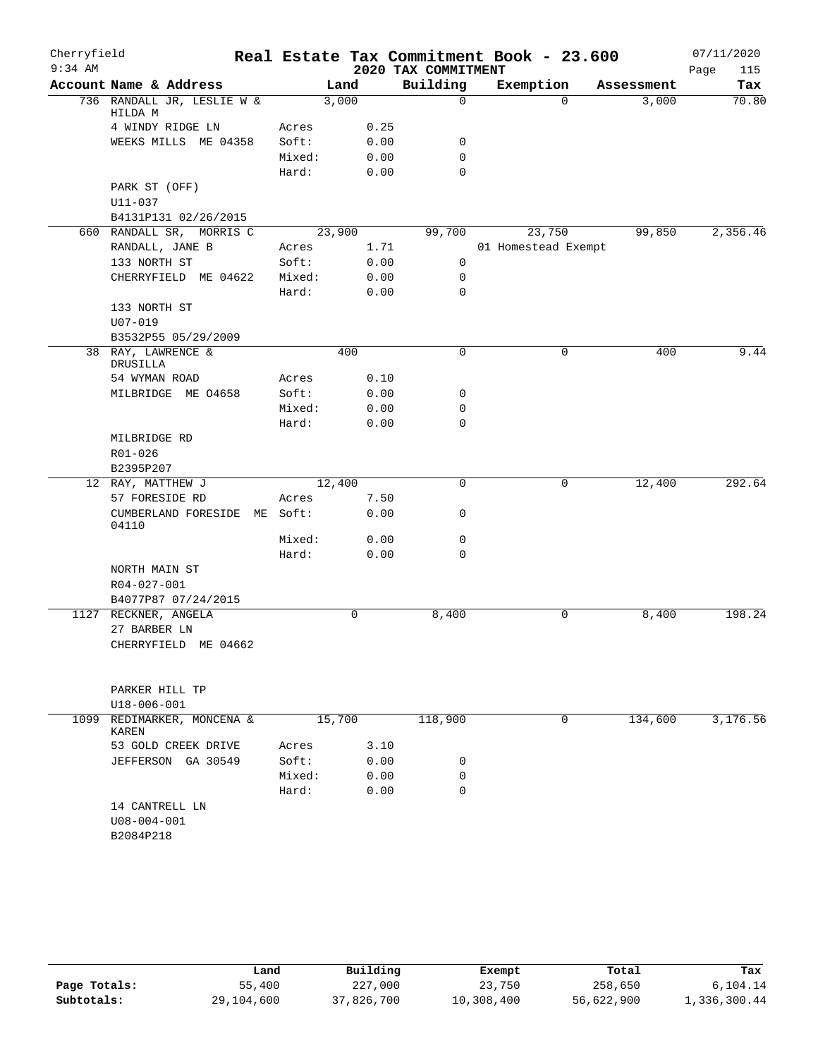Cherryfield 9:34 AM

# Real Estate Tax Commitment Book - 23.600

## 2020 TAX COMMITMENT

07/11/2020 Page 115

| Account Name & Address | | Land | Building | Exemption | Assessment | Tax |
|---|---|---|---|---|---|---|
| 736 RANDALL JR, LESLIE W & HILDA M | | 3,000 | 0 | 0 | 3,000 | 70.80 |
| 4 WINDY RIDGE LN | Acres | 0.25 | | | | |
| WEEKS MILLS ME 04358 | Soft: | 0.00 | 0 | | | |
| | Mixed: | 0.00 | 0 | | | |
| | Hard: | 0.00 | 0 | | | |
| PARK ST (OFF) | | | | | | |
| U11-037 | | | | | | |
| B4131P131 02/26/2015 | | | | | | |
| 660 RANDALL SR, MORRIS C | | 23,900 | 99,700 | 23,750 | 99,850 | 2,356.46 |
| RANDALL, JANE B | Acres | 1.71 | | 01 Homestead Exempt | | |
| 133 NORTH ST | Soft: | 0.00 | 0 | | | |
| CHERRYFIELD ME 04622 | Mixed: | 0.00 | 0 | | | |
| | Hard: | 0.00 | 0 | | | |
| 133 NORTH ST | | | | | | |
| U07-019 | | | | | | |
| B3532P55 05/29/2009 | | | | | | |
| 38 RAY, LAWRENCE & DRUSILLA | | 400 | 0 | 0 | 400 | 9.44 |
| 54 WYMAN ROAD | Acres | 0.10 | | | | |
| MILBRIDGE ME O4658 | Soft: | 0.00 | 0 | | | |
| | Mixed: | 0.00 | 0 | | | |
| | Hard: | 0.00 | 0 | | | |
| MILBRIDGE RD | | | | | | |
| R01-026 | | | | | | |
| B2395P207 | | | | | | |
| 12 RAY, MATTHEW J | | 12,400 | 0 | 0 | 12,400 | 292.64 |
| 57 FORESIDE RD | Acres | 7.50 | | | | |
| CUMBERLAND FORESIDE ME 04110 | Soft: | 0.00 | 0 | | | |
| | Mixed: | 0.00 | 0 | | | |
| | Hard: | 0.00 | 0 | | | |
| NORTH MAIN ST | | | | | | |
| R04-027-001 | | | | | | |
| B4077P87 07/24/2015 | | | | | | |
| 1127 RECKNER, ANGELA | | 0 | 8,400 | 0 | 8,400 | 198.24 |
| 27 BARBER LN | | | | | | |
| CHERRYFIELD ME 04662 | | | | | | |
| PARKER HILL TP | | | | | | |
| U18-006-001 | | | | | | |
| 1099 REDIMARKER, MONCENA & KAREN | | 15,700 | 118,900 | 0 | 134,600 | 3,176.56 |
| 53 GOLD CREEK DRIVE | Acres | 3.10 | | | | |
| JEFFERSON GA 30549 | Soft: | 0.00 | 0 | | | |
| | Mixed: | 0.00 | 0 | | | |
| | Hard: | 0.00 | 0 | | | |
| 14 CANTRELL LN | | | | | | |
| U08-004-001 | | | | | | |
| B2084P218 | | | | | | |

| | Land | Building | Exempt | Total | Tax |
|---|---|---|---|---|---|
| Page Totals: | 55,400 | 227,000 | 23,750 | 258,650 | 6,104.14 |
| Subtotals: | 29,104,600 | 37,826,700 | 10,308,400 | 56,622,900 | 1,336,300.44 |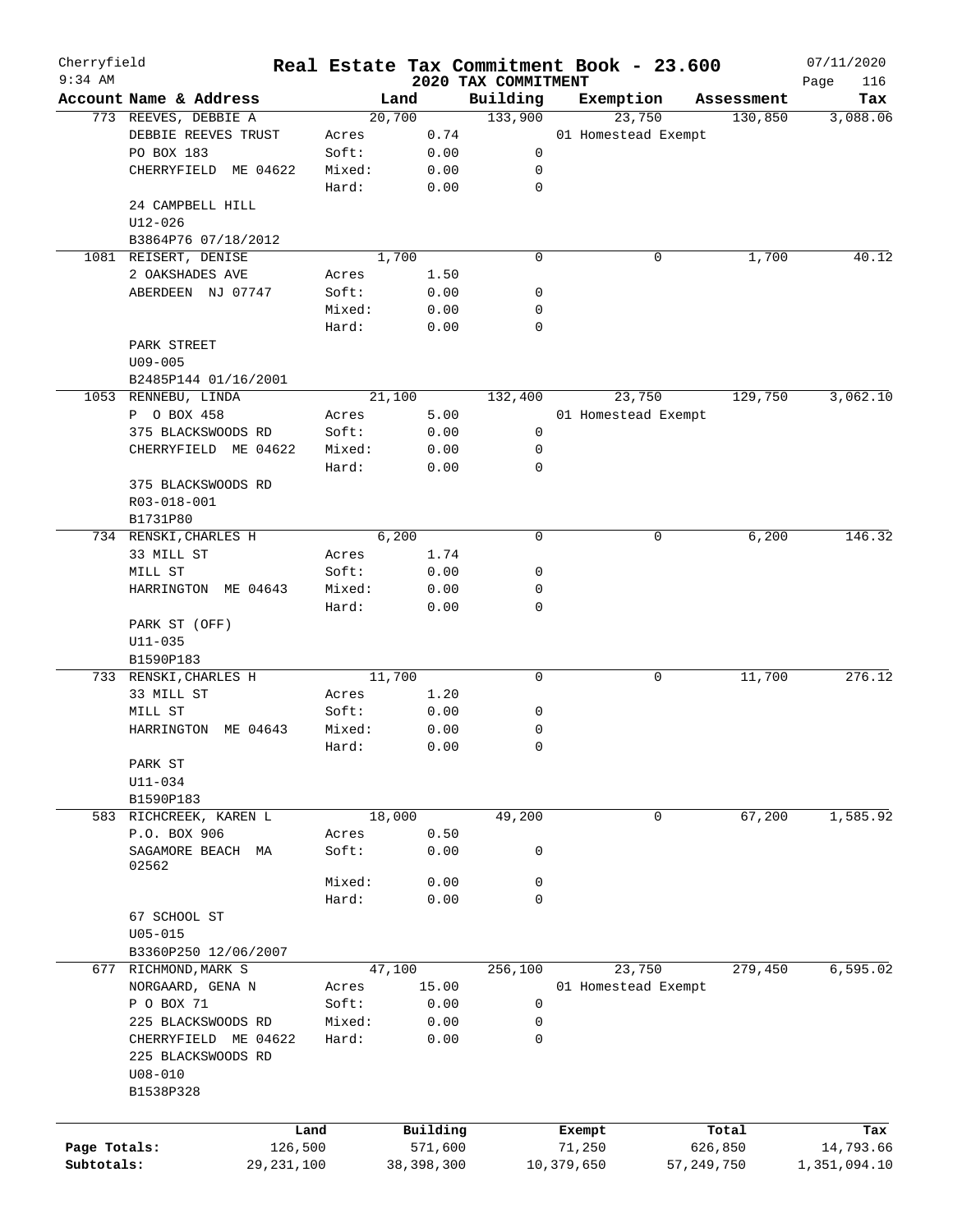# Real Estate Tax Commitment Book - 23.600

Cherryfield
9:34 AM

2020 TAX COMMITMENT

07/11/2020

| Account Name & Address | Land | | Building | Exemption | Assessment | Tax |
|---|---|---|---|---|---|---|
| 773 REEVES, DEBBIE A | 20,700 | | 133,900 | 23,750 | 130,850 | 3,088.06 |
| DEBBIE REEVES TRUST | Acres | 0.74 | | 01 Homestead Exempt | | |
| PO BOX 183 | Soft: | 0.00 | 0 | | | |
| CHERRYFIELD ME 04622 | Mixed: | 0.00 | 0 | | | |
| | Hard: | 0.00 | 0 | | | |
| 24 CAMPBELL HILL | | | | | | |
| U12-026 | | | | | | |
| B3864P76 07/18/2012 | | | | | | |
| 1081 REISERT, DENISE | 1,700 | | 0 | 0 | 1,700 | 40.12 |
| 2 OAKSHADES AVE | Acres | 1.50 | | | | |
| ABERDEEN NJ 07747 | Soft: | 0.00 | 0 | | | |
| | Mixed: | 0.00 | 0 | | | |
| | Hard: | 0.00 | 0 | | | |
| PARK STREET | | | | | | |
| U09-005 | | | | | | |
| B2485P144 01/16/2001 | | | | | | |
| 1053 RENNEBU, LINDA | 21,100 | | 132,400 | 23,750 | 129,750 | 3,062.10 |
| P O BOX 458 | Acres | 5.00 | | 01 Homestead Exempt | | |
| 375 BLACKSWOODS RD | Soft: | 0.00 | 0 | | | |
| CHERRYFIELD ME 04622 | Mixed: | 0.00 | 0 | | | |
| | Hard: | 0.00 | 0 | | | |
| 375 BLACKSWOODS RD | | | | | | |
| R03-018-001 | | | | | | |
| B1731P80 | | | | | | |
| 734 RENSKI, CHARLES H | 6,200 | | 0 | 0 | 6,200 | 146.32 |
| 33 MILL ST | Acres | 1.74 | | | | |
| MILL ST | Soft: | 0.00 | 0 | | | |
| HARRINGTON ME 04643 | Mixed: | 0.00 | 0 | | | |
| | Hard: | 0.00 | 0 | | | |
| PARK ST (OFF) | | | | | | |
| U11-035 | | | | | | |
| B1590P183 | | | | | | |
| 733 RENSKI, CHARLES H | 11,700 | | 0 | 0 | 11,700 | 276.12 |
| 33 MILL ST | Acres | 1.20 | | | | |
| MILL ST | Soft: | 0.00 | 0 | | | |
| HARRINGTON ME 04643 | Mixed: | 0.00 | 0 | | | |
| | Hard: | 0.00 | 0 | | | |
| PARK ST | | | | | | |
| U11-034 | | | | | | |
| B1590P183 | | | | | | |
| 583 RICHCREEK, KAREN L | 18,000 | | 49,200 | 0 | 67,200 | 1,585.92 |
| P.O. BOX 906 | Acres | 0.50 | | | | |
| SAGAMORE BEACH MA 02562 | Soft: | 0.00 | 0 | | | |
| | Mixed: | 0.00 | 0 | | | |
| | Hard: | 0.00 | 0 | | | |
| 67 SCHOOL ST | | | | | | |
| U05-015 | | | | | | |
| B3360P250 12/06/2007 | | | | | | |
| 677 RICHMOND, MARK S | 47,100 | | 256,100 | 23,750 | 279,450 | 6,595.02 |
| NORGAARD, GENA N | Acres | 15.00 | | 01 Homestead Exempt | | |
| P O BOX 71 | Soft: | 0.00 | 0 | | | |
| 225 BLACKSWOODS RD | Mixed: | 0.00 | 0 | | | |
| CHERRYFIELD ME 04622 | Hard: | 0.00 | 0 | | | |
| 225 BLACKSWOODS RD | | | | | | |
| U08-010 | | | | | | |
| B1538P328 | | | | | | |

| | Land | Building | Exempt | Total | Tax |
|---|---|---|---|---|---|
| Page Totals: | 126,500 | 571,600 | 71,250 | 626,850 | 14,793.66 |
| Subtotals: | 29,231,100 | 38,398,300 | 10,379,650 | 57,249,750 | 1,351,094.10 |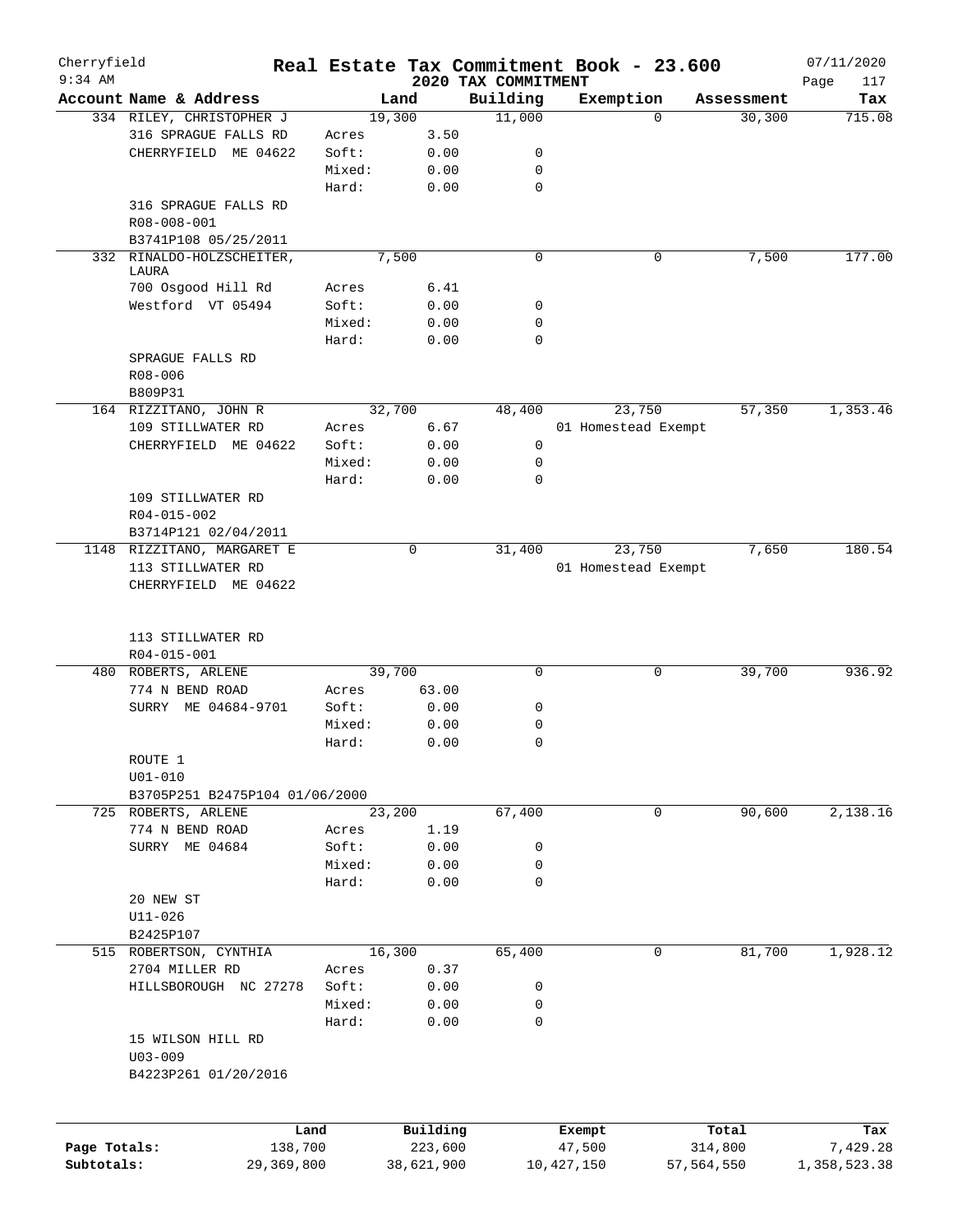# Real Estate Tax Commitment Book - 23.600

Cherryfield
9:34 AM

2020 TAX COMMITMENT

07/11/2020

| Account Name & Address | Land | | Building | Exemption | Assessment | Tax |
|---|---|---|---|---|---|---|
| 334 RILEY, CHRISTOPHER J | 19,300 | | 11,000 | 0 | 30,300 | 715.08 |
| 316 SPRAGUE FALLS RD | Acres | 3.50 | | | | |
| CHERRYFIELD ME 04622 | Soft: | 0.00 | 0 | | | |
| | Mixed: | 0.00 | 0 | | | |
| | Hard: | 0.00 | 0 | | | |
| 316 SPRAGUE FALLS RD | | | | | | |
| R08-008-001 | | | | | | |
| B3741P108 05/25/2011 | | | | | | |
| 332 RINALDO-HOLZSCHEITER, LAURA | 7,500 | | 0 | 0 | 7,500 | 177.00 |
| 700 Osgood Hill Rd | Acres | 6.41 | | | | |
| Westford VT 05494 | Soft: | 0.00 | 0 | | | |
| | Mixed: | 0.00 | 0 | | | |
| | Hard: | 0.00 | 0 | | | |
| SPRAGUE FALLS RD | | | | | | |
| R08-006 | | | | | | |
| B809P31 | | | | | | |
| 164 RIZZITANO, JOHN R | 32,700 | | 48,400 | 23,750 | 57,350 | 1,353.46 |
| 109 STILLWATER RD | Acres | 6.67 | | 01 Homestead Exempt | | |
| CHERRYFIELD ME 04622 | Soft: | 0.00 | 0 | | | |
| | Mixed: | 0.00 | 0 | | | |
| | Hard: | 0.00 | 0 | | | |
| 109 STILLWATER RD | | | | | | |
| R04-015-002 | | | | | | |
| B3714P121 02/04/2011 | | | | | | |
| 1148 RIZZITANO, MARGARET E | 0 | | 31,400 | 23,750 | 7,650 | 180.54 |
| 113 STILLWATER RD | | | | 01 Homestead Exempt | | |
| CHERRYFIELD ME 04622 | | | | | | |
| 113 STILLWATER RD | | | | | | |
| R04-015-001 | | | | | | |
| 480 ROBERTS, ARLENE | 39,700 | | 0 | 0 | 39,700 | 936.92 |
| 774 N BEND ROAD | Acres | 63.00 | | | | |
| SURRY ME 04684-9701 | Soft: | 0.00 | 0 | | | |
| | Mixed: | 0.00 | 0 | | | |
| | Hard: | 0.00 | 0 | | | |
| ROUTE 1 | | | | | | |
| U01-010 | | | | | | |
| B3705P251 B2475P104 01/06/2000 | | | | | | |
| 725 ROBERTS, ARLENE | 23,200 | | 67,400 | 0 | 90,600 | 2,138.16 |
| 774 N BEND ROAD | Acres | 1.19 | | | | |
| SURRY ME 04684 | Soft: | 0.00 | 0 | | | |
| | Mixed: | 0.00 | 0 | | | |
| | Hard: | 0.00 | 0 | | | |
| 20 NEW ST | | | | | | |
| U11-026 | | | | | | |
| B2425P107 | | | | | | |
| 515 ROBERTSON, CYNTHIA | 16,300 | | 65,400 | 0 | 81,700 | 1,928.12 |
| 2704 MILLER RD | Acres | 0.37 | | | | |
| HILLSBOROUGH NC 27278 | Soft: | 0.00 | 0 | | | |
| | Mixed: | 0.00 | 0 | | | |
| | Hard: | 0.00 | 0 | | | |
| 15 WILSON HILL RD | | | | | | |
| U03-009 | | | | | | |
| B4223P261 01/20/2016 | | | | | | |

| | Land | Building | Exempt | Total | Tax |
|---|---|---|---|---|---|
| Page Totals: | 138,700 | 223,600 | 47,500 | 314,800 | 7,429.28 |
| Subtotals: | 29,369,800 | 38,621,900 | 10,427,150 | 57,564,550 | 1,358,523.38 |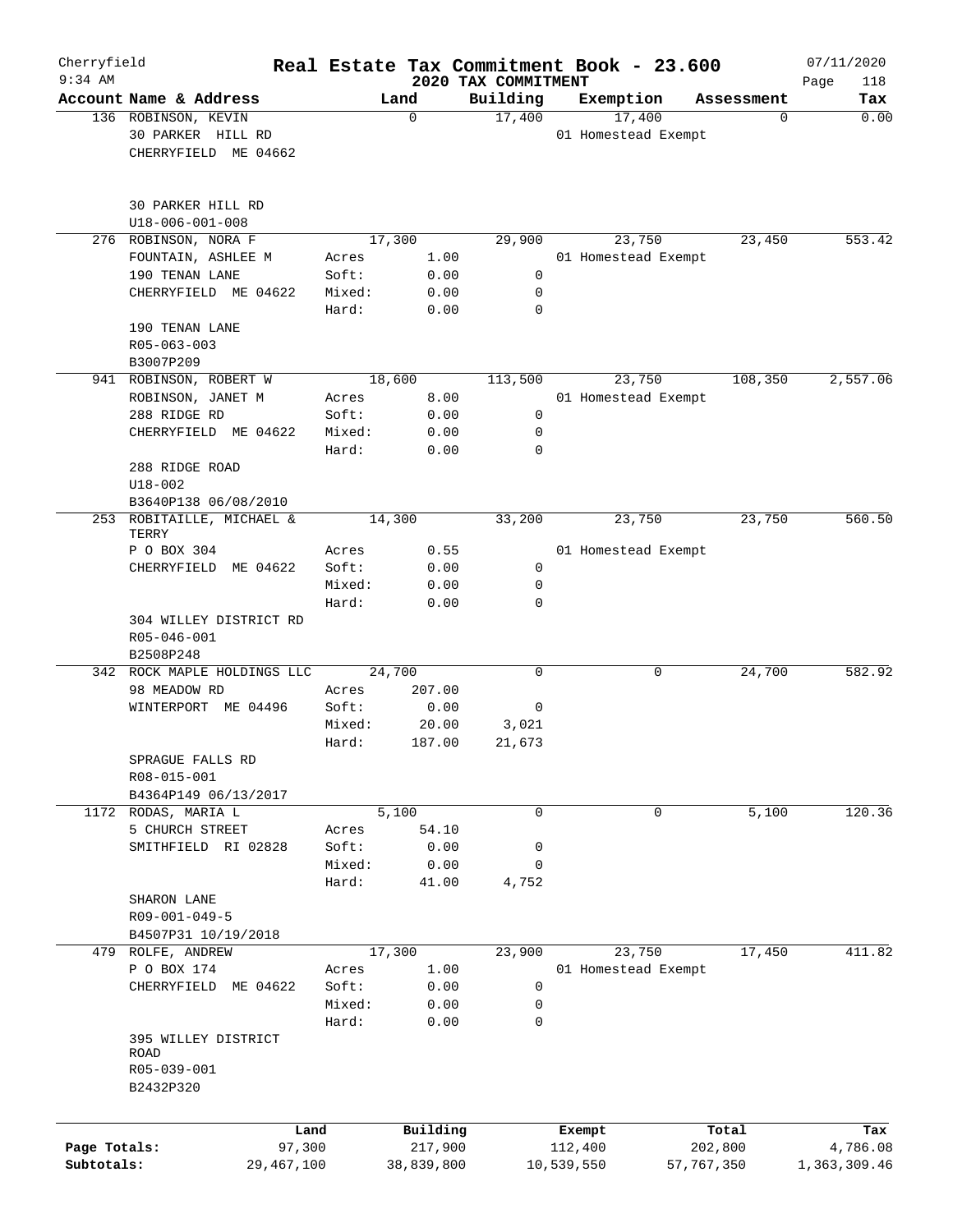Cherryfield — Real Estate Tax Commitment Book - 23.600 — 07/11/2020
9:34 AM — 2020 TAX COMMITMENT

| Account Name & Address | | Land | Building | Exemption | Assessment | Tax |
|---|---|---|---|---|---|---|
| 136 ROBINSON, KEVIN | | 0 | 17,400 | 17,400 | 0 | 0.00 |
| 30 PARKER HILL RD | | | | 01 Homestead Exempt | | |
| CHERRYFIELD ME 04662 | | | | | | |
| 30 PARKER HILL RD | | | | | | |
| U18-006-001-008 | | | | | | |
| 276 ROBINSON, NORA F | | 17,300 | 29,900 | 23,750 | 23,450 | 553.42 |
| FOUNTAIN, ASHLEE M | Acres | 1.00 | | 01 Homestead Exempt | | |
| 190 TENAN LANE | Soft: | 0.00 | 0 | | | |
| CHERRYFIELD ME 04622 | Mixed: | 0.00 | 0 | | | |
| | Hard: | 0.00 | 0 | | | |
| 190 TENAN LANE | | | | | | |
| R05-063-003 | | | | | | |
| B3007P209 | | | | | | |
| 941 ROBINSON, ROBERT W | | 18,600 | 113,500 | 23,750 | 108,350 | 2,557.06 |
| ROBINSON, JANET M | Acres | 8.00 | | 01 Homestead Exempt | | |
| 288 RIDGE RD | Soft: | 0.00 | 0 | | | |
| CHERRYFIELD ME 04622 | Mixed: | 0.00 | 0 | | | |
| | Hard: | 0.00 | 0 | | | |
| 288 RIDGE ROAD | | | | | | |
| U18-002 | | | | | | |
| B3640P138 06/08/2010 | | | | | | |
| 253 ROBITAILLE, MICHAEL & TERRY | | 14,300 | 33,200 | 23,750 | 23,750 | 560.50 |
| P O BOX 304 | Acres | 0.55 | | 01 Homestead Exempt | | |
| CHERRYFIELD ME 04622 | Soft: | 0.00 | 0 | | | |
| | Mixed: | 0.00 | 0 | | | |
| | Hard: | 0.00 | 0 | | | |
| 304 WILLEY DISTRICT RD | | | | | | |
| R05-046-001 | | | | | | |
| B2508P248 | | | | | | |
| 342 ROCK MAPLE HOLDINGS LLC | | 24,700 | 0 | 0 | 24,700 | 582.92 |
| 98 MEADOW RD | Acres | 207.00 | | | | |
| WINTERPORT ME 04496 | Soft: | 0.00 | 0 | | | |
| | Mixed: | 20.00 | 3,021 | | | |
| | Hard: | 187.00 | 21,673 | | | |
| SPRAGUE FALLS RD | | | | | | |
| R08-015-001 | | | | | | |
| B4364P149 06/13/2017 | | | | | | |
| 1172 RODAS, MARIA L | | 5,100 | 0 | 0 | 5,100 | 120.36 |
| 5 CHURCH STREET | Acres | 54.10 | | | | |
| SMITHFIELD RI 02828 | Soft: | 0.00 | 0 | | | |
| | Mixed: | 0.00 | 0 | | | |
| | Hard: | 41.00 | 4,752 | | | |
| SHARON LANE | | | | | | |
| R09-001-049-5 | | | | | | |
| B4507P31 10/19/2018 | | | | | | |
| 479 ROLFE, ANDREW | | 17,300 | 23,900 | 23,750 | 17,450 | 411.82 |
| P O BOX 174 | Acres | 1.00 | | 01 Homestead Exempt | | |
| CHERRYFIELD ME 04622 | Soft: | 0.00 | 0 | | | |
| | Mixed: | 0.00 | 0 | | | |
| | Hard: | 0.00 | 0 | | | |
| 395 WILLEY DISTRICT ROAD | | | | | | |
| R05-039-001 | | | | | | |
| B2432P320 | | | | | | |

| | Land | Building | Exempt | Total | Tax |
|---|---|---|---|---|---|
| Page Totals: | 97,300 | 217,900 | 112,400 | 202,800 | 4,786.08 |
| Subtotals: | 29,467,100 | 38,839,800 | 10,539,550 | 57,767,350 | 1,363,309.46 |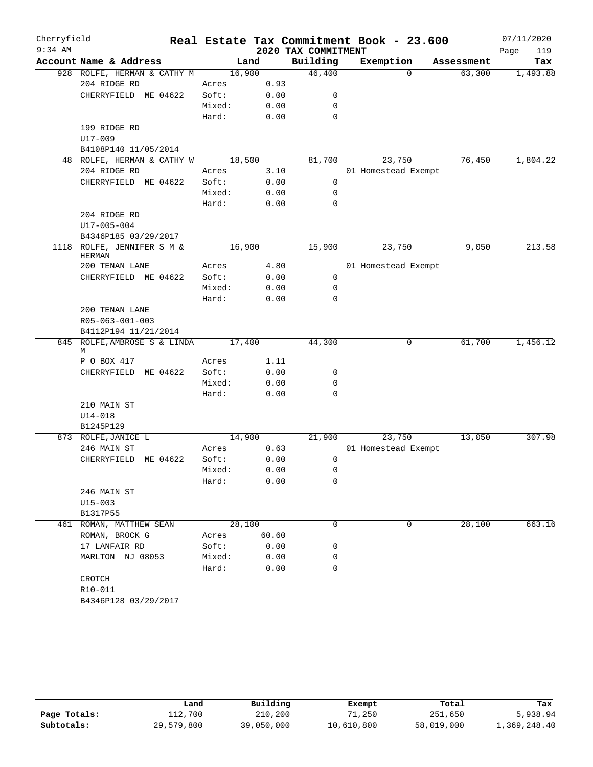Cherryfield

9:34 AM

# Real Estate Tax Commitment Book - 23.600

## 2020 TAX COMMITMENT

07/11/2020

| Account Name & Address | Land | | Building | Exemption | Assessment | Tax |
|---|---|---|---|---|---|---|
| 928 ROLFE, HERMAN & CATHY M | 16,900 | | 46,400 | 0 | 63,300 | 1,493.88 |
| 204 RIDGE RD | Acres | 0.93 | | | | |
| CHERRYFIELD ME 04622 | Soft: | 0.00 | 0 | | | |
| | Mixed: | 0.00 | 0 | | | |
| | Hard: | 0.00 | 0 | | | |
| 199 RIDGE RD | | | | | | |
| U17-009 | | | | | | |
| B4108P140 11/05/2014 | | | | | | |
| 48 ROLFE, HERMAN & CATHY W | 18,500 | | 81,700 | 23,750 | 76,450 | 1,804.22 |
| 204 RIDGE RD | Acres | 3.10 | | 01 Homestead Exempt | | |
| CHERRYFIELD ME 04622 | Soft: | 0.00 | 0 | | | |
| | Mixed: | 0.00 | 0 | | | |
| | Hard: | 0.00 | 0 | | | |
| 204 RIDGE RD | | | | | | |
| U17-005-004 | | | | | | |
| B4346P185 03/29/2017 | | | | | | |
| 1118 ROLFE, JENNIFER S M & HERMAN | 16,900 | | 15,900 | 23,750 | 9,050 | 213.58 |
| 200 TENAN LANE | Acres | 4.80 | | 01 Homestead Exempt | | |
| CHERRYFIELD ME 04622 | Soft: | 0.00 | 0 | | | |
| | Mixed: | 0.00 | 0 | | | |
| | Hard: | 0.00 | 0 | | | |
| 200 TENAN LANE | | | | | | |
| R05-063-001-003 | | | | | | |
| B4112P194 11/21/2014 | | | | | | |
| 845 ROLFE, AMBROSE S & LINDA M | 17,400 | | 44,300 | 0 | 61,700 | 1,456.12 |
| P O BOX 417 | Acres | 1.11 | | | | |
| CHERRYFIELD ME 04622 | Soft: | 0.00 | 0 | | | |
| | Mixed: | 0.00 | 0 | | | |
| | Hard: | 0.00 | 0 | | | |
| 210 MAIN ST | | | | | | |
| U14-018 | | | | | | |
| B1245P129 | | | | | | |
| 873 ROLFE, JANICE L | 14,900 | | 21,900 | 23,750 | 13,050 | 307.98 |
| 246 MAIN ST | Acres | 0.63 | | 01 Homestead Exempt | | |
| CHERRYFIELD ME 04622 | Soft: | 0.00 | 0 | | | |
| | Mixed: | 0.00 | 0 | | | |
| | Hard: | 0.00 | 0 | | | |
| 246 MAIN ST | | | | | | |
| U15-003 | | | | | | |
| B1317P55 | | | | | | |
| 461 ROMAN, MATTHEW SEAN | 28,100 | | 0 | 0 | 28,100 | 663.16 |
| ROMAN, BROCK G | Acres | 60.60 | | | | |
| 17 LANFAIR RD | Soft: | 0.00 | 0 | | | |
| MARLTON NJ 08053 | Mixed: | 0.00 | 0 | | | |
| | Hard: | 0.00 | 0 | | | |
| CROTCH | | | | | | |
| R10-011 | | | | | | |
| B4346P128 03/29/2017 | | | | | | |

| | Land | Building | Exempt | Total | Tax |
|---|---|---|---|---|---|
| Page Totals: | 112,700 | 210,200 | 71,250 | 251,650 | 5,938.94 |
| Subtotals: | 29,579,800 | 39,050,000 | 10,610,800 | 58,019,000 | 1,369,248.40 |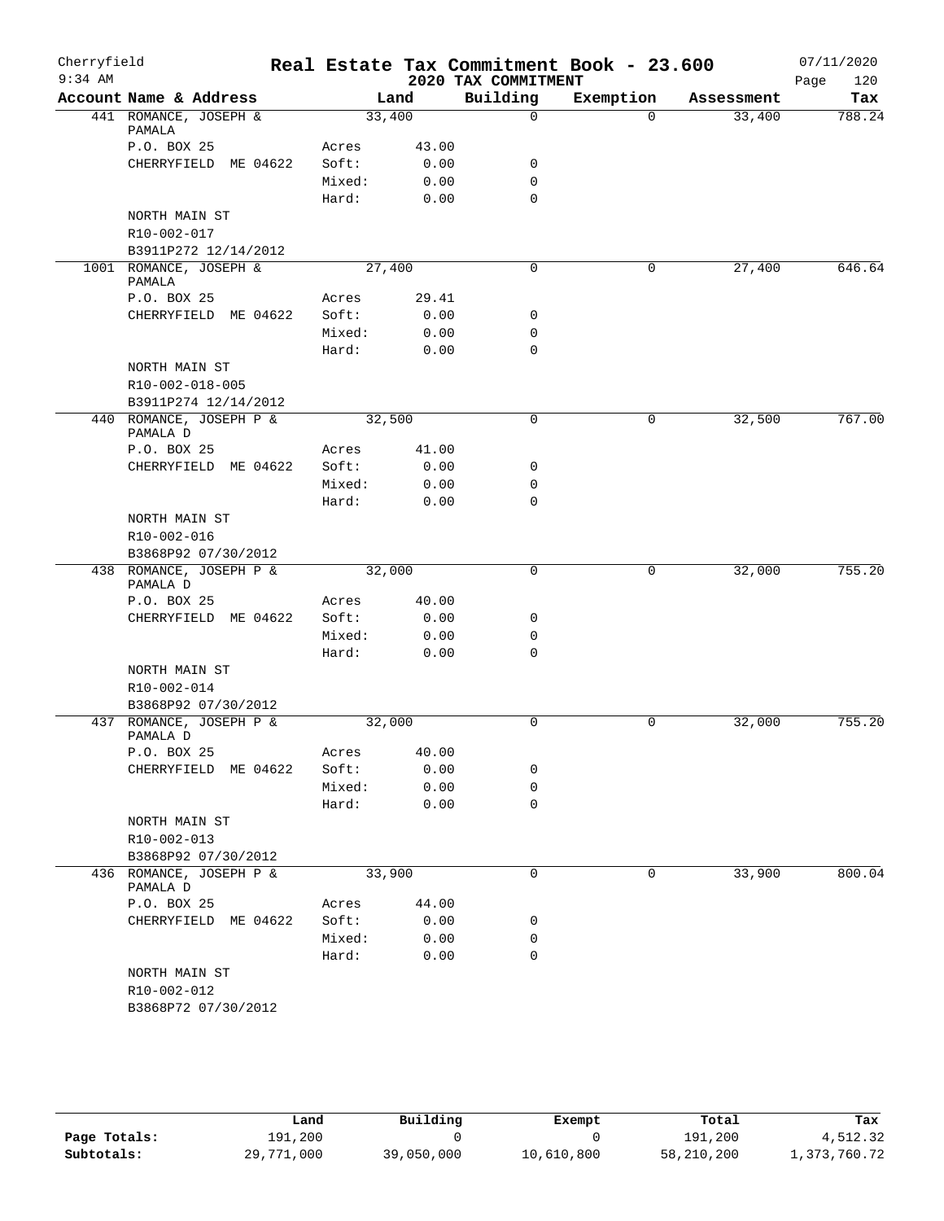Cherryfield
9:34 AM

# Real Estate Tax Commitment Book - 23.600

## 2020 TAX COMMITMENT

07/11/2020

| Account Name & Address | | Land | Building | Exemption | Assessment | Tax |
|---|---|---|---|---|---|---|
| 441 ROMANCE, JOSEPH & PAMALA | | 33,400 | 0 | 0 | 33,400 | 788.24 |
| P.O. BOX 25 | Acres | 43.00 | | | | |
| CHERRYFIELD ME 04622 | Soft: | 0.00 | 0 | | | |
| | Mixed: | 0.00 | 0 | | | |
| | Hard: | 0.00 | 0 | | | |
| NORTH MAIN ST | | | | | | |
| R10-002-017 | | | | | | |
| B3911P272 12/14/2012 | | | | | | |
| 1001 ROMANCE, JOSEPH & PAMALA | | 27,400 | 0 | 0 | 27,400 | 646.64 |
| P.O. BOX 25 | Acres | 29.41 | | | | |
| CHERRYFIELD ME 04622 | Soft: | 0.00 | 0 | | | |
| | Mixed: | 0.00 | 0 | | | |
| | Hard: | 0.00 | 0 | | | |
| NORTH MAIN ST | | | | | | |
| R10-002-018-005 | | | | | | |
| B3911P274 12/14/2012 | | | | | | |
| 440 ROMANCE, JOSEPH P & PAMALA D | | 32,500 | 0 | 0 | 32,500 | 767.00 |
| P.O. BOX 25 | Acres | 41.00 | | | | |
| CHERRYFIELD ME 04622 | Soft: | 0.00 | 0 | | | |
| | Mixed: | 0.00 | 0 | | | |
| | Hard: | 0.00 | 0 | | | |
| NORTH MAIN ST | | | | | | |
| R10-002-016 | | | | | | |
| B3868P92 07/30/2012 | | | | | | |
| 438 ROMANCE, JOSEPH P & PAMALA D | | 32,000 | 0 | 0 | 32,000 | 755.20 |
| P.O. BOX 25 | Acres | 40.00 | | | | |
| CHERRYFIELD ME 04622 | Soft: | 0.00 | 0 | | | |
| | Mixed: | 0.00 | 0 | | | |
| | Hard: | 0.00 | 0 | | | |
| NORTH MAIN ST | | | | | | |
| R10-002-014 | | | | | | |
| B3868P92 07/30/2012 | | | | | | |
| 437 ROMANCE, JOSEPH P & PAMALA D | | 32,000 | 0 | 0 | 32,000 | 755.20 |
| P.O. BOX 25 | Acres | 40.00 | | | | |
| CHERRYFIELD ME 04622 | Soft: | 0.00 | 0 | | | |
| | Mixed: | 0.00 | 0 | | | |
| | Hard: | 0.00 | 0 | | | |
| NORTH MAIN ST | | | | | | |
| R10-002-013 | | | | | | |
| B3868P92 07/30/2012 | | | | | | |
| 436 ROMANCE, JOSEPH P & PAMALA D | | 33,900 | 0 | 0 | 33,900 | 800.04 |
| P.O. BOX 25 | Acres | 44.00 | | | | |
| CHERRYFIELD ME 04622 | Soft: | 0.00 | 0 | | | |
| | Mixed: | 0.00 | 0 | | | |
| | Hard: | 0.00 | 0 | | | |
| NORTH MAIN ST | | | | | | |
| R10-002-012 | | | | | | |
| B3868P72 07/30/2012 | | | | | | |

| | Land | Building | Exempt | Total | Tax |
|---|---|---|---|---|---|
| Page Totals: | 191,200 | 0 | 0 | 191,200 | 4,512.32 |
| Subtotals: | 29,771,000 | 39,050,000 | 10,610,800 | 58,210,200 | 1,373,760.72 |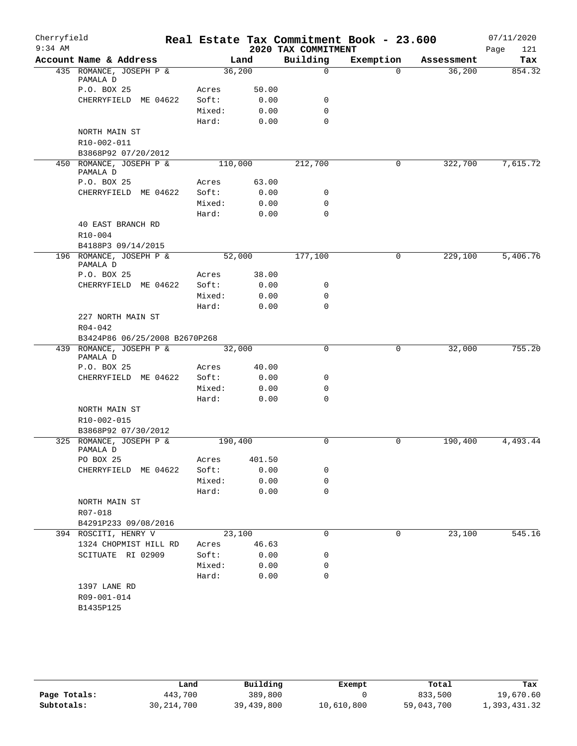Cherryfield 9:34 AM

# Real Estate Tax Commitment Book - 23.600

## 2020 TAX COMMITMENT

07/11/2020

| Account Name & Address | | Land | Building | Exemption | Assessment | Tax |
|---|---|---|---|---|---|---|
| 435 ROMANCE, JOSEPH P & PAMALA D | | 36,200 | 0 | 0 | 36,200 | 854.32 |
| P.O. BOX 25 | Acres | 50.00 | | | | |
| CHERRYFIELD ME 04622 | Soft: | 0.00 | 0 | | | |
| | Mixed: | 0.00 | 0 | | | |
| | Hard: | 0.00 | 0 | | | |
| NORTH MAIN ST | | | | | | |
| R10-002-011 | | | | | | |
| B3868P92 07/20/2012 | | | | | | |
| 450 ROMANCE, JOSEPH P & PAMALA D | | 110,000 | 212,700 | 0 | 322,700 | 7,615.72 |
| P.O. BOX 25 | Acres | 63.00 | | | | |
| CHERRYFIELD ME 04622 | Soft: | 0.00 | 0 | | | |
| | Mixed: | 0.00 | 0 | | | |
| | Hard: | 0.00 | 0 | | | |
| 40 EAST BRANCH RD | | | | | | |
| R10-004 | | | | | | |
| B4188P3 09/14/2015 | | | | | | |
| 196 ROMANCE, JOSEPH P & PAMALA D | | 52,000 | 177,100 | 0 | 229,100 | 5,406.76 |
| P.O. BOX 25 | Acres | 38.00 | | | | |
| CHERRYFIELD ME 04622 | Soft: | 0.00 | 0 | | | |
| | Mixed: | 0.00 | 0 | | | |
| | Hard: | 0.00 | 0 | | | |
| 227 NORTH MAIN ST | | | | | | |
| R04-042 | | | | | | |
| B3424P86 06/25/2008 B2670P268 | | | | | | |
| 439 ROMANCE, JOSEPH P & PAMALA D | | 32,000 | 0 | 0 | 32,000 | 755.20 |
| P.O. BOX 25 | Acres | 40.00 | | | | |
| CHERRYFIELD ME 04622 | Soft: | 0.00 | 0 | | | |
| | Mixed: | 0.00 | 0 | | | |
| | Hard: | 0.00 | 0 | | | |
| NORTH MAIN ST | | | | | | |
| R10-002-015 | | | | | | |
| B3868P92 07/30/2012 | | | | | | |
| 325 ROMANCE, JOSEPH P & PAMALA D | | 190,400 | 0 | 0 | 190,400 | 4,493.44 |
| PO BOX 25 | Acres | 401.50 | | | | |
| CHERRYFIELD ME 04622 | Soft: | 0.00 | 0 | | | |
| | Mixed: | 0.00 | 0 | | | |
| | Hard: | 0.00 | 0 | | | |
| NORTH MAIN ST | | | | | | |
| R07-018 | | | | | | |
| B4291P233 09/08/2016 | | | | | | |
| 394 ROSCITI, HENRY V | | 23,100 | 0 | 0 | 23,100 | 545.16 |
| 1324 CHOPMIST HILL RD | Acres | 46.63 | | | | |
| SCITUATE RI 02909 | Soft: | 0.00 | 0 | | | |
| | Mixed: | 0.00 | 0 | | | |
| | Hard: | 0.00 | 0 | | | |
| 1397 LANE RD | | | | | | |
| R09-001-014 | | | | | | |
| B1435P125 | | | | | | |

| | Land | Building | Exempt | Total | Tax |
|---|---|---|---|---|---|
| Page Totals: | 443,700 | 389,800 | 0 | 833,500 | 19,670.60 |
| Subtotals: | 30,214,700 | 39,439,800 | 10,610,800 | 59,043,700 | 1,393,431.32 |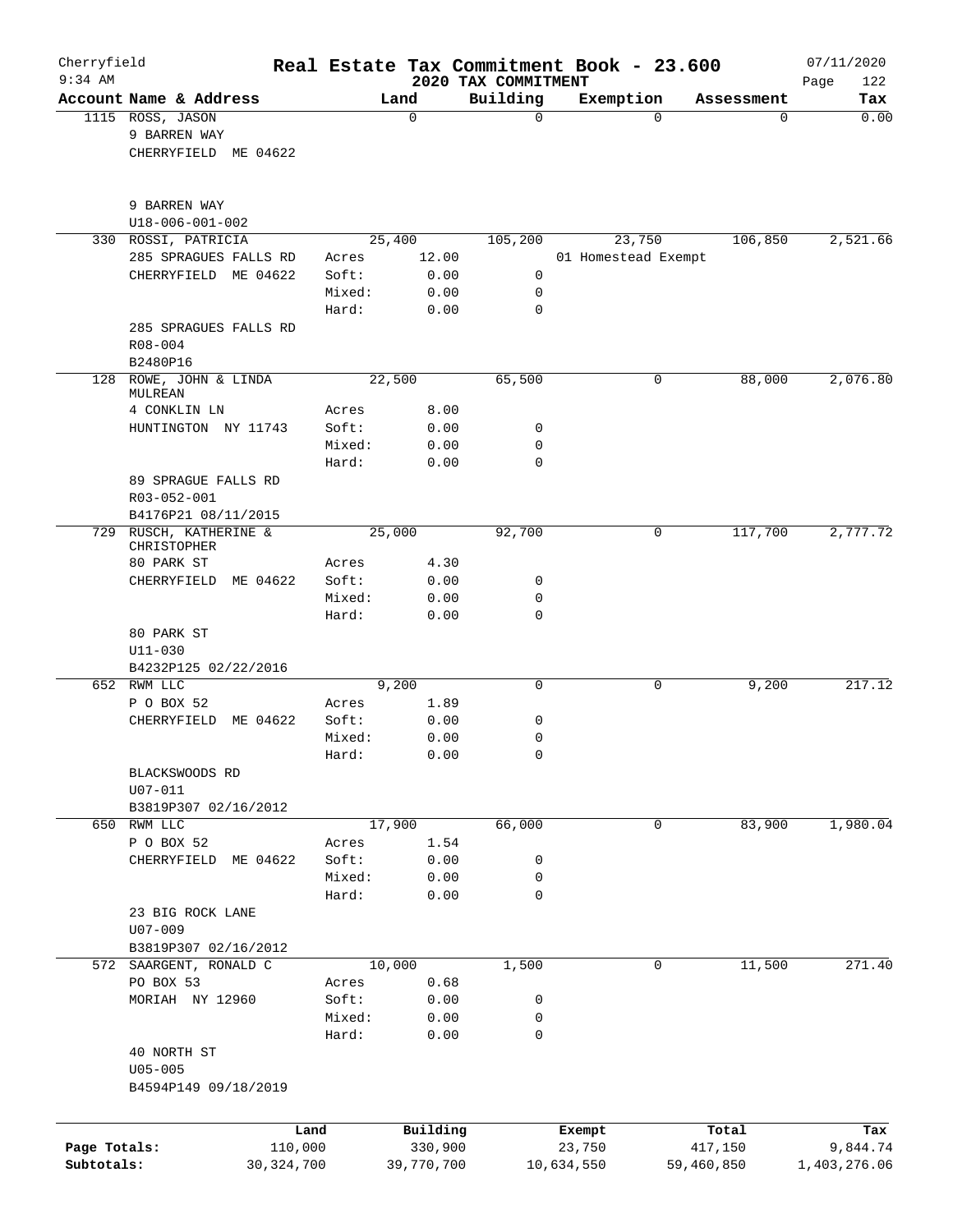# Real Estate Tax Commitment Book - 23.600

Cherryfield
9:34 AM

**2020 TAX COMMITMENT**

07/11/2020
Page 122

| Account Name & Address | | Land | Building | Exemption | Assessment | Tax |
|---|---|---|---|---|---|---|
| 1115 ROSS, JASON | | 0 | 0 | 0 | 0 | 0.00 |
| 9 BARREN WAY | | | | | | |
| CHERRYFIELD ME 04622 | | | | | | |
| 9 BARREN WAY | | | | | | |
| U18-006-001-002 | | | | | | |
| 330 ROSSI, PATRICIA | | 25,400 | 105,200 | 23,750 | 106,850 | 2,521.66 |
| 285 SPRAGUES FALLS RD | Acres | 12.00 | | 01 Homestead Exempt | | |
| CHERRYFIELD ME 04622 | Soft: | 0.00 | 0 | | | |
| | Mixed: | 0.00 | 0 | | | |
| | Hard: | 0.00 | 0 | | | |
| 285 SPRAGUES FALLS RD | | | | | | |
| R08-004 | | | | | | |
| B2480P16 | | | | | | |
| 128 ROWE, JOHN & LINDA MULREAN | | 22,500 | 65,500 | 0 | 88,000 | 2,076.80 |
| 4 CONKLIN LN | Acres | 8.00 | | | | |
| HUNTINGTON NY 11743 | Soft: | 0.00 | 0 | | | |
| | Mixed: | 0.00 | 0 | | | |
| | Hard: | 0.00 | 0 | | | |
| 89 SPRAGUE FALLS RD | | | | | | |
| R03-052-001 | | | | | | |
| B4176P21 08/11/2015 | | | | | | |
| 729 RUSCH, KATHERINE & CHRISTOPHER | | 25,000 | 92,700 | 0 | 117,700 | 2,777.72 |
| 80 PARK ST | Acres | 4.30 | | | | |
| CHERRYFIELD ME 04622 | Soft: | 0.00 | 0 | | | |
| | Mixed: | 0.00 | 0 | | | |
| | Hard: | 0.00 | 0 | | | |
| 80 PARK ST | | | | | | |
| U11-030 | | | | | | |
| B4232P125 02/22/2016 | | | | | | |
| 652 RWM LLC | | 9,200 | 0 | 0 | 9,200 | 217.12 |
| P O BOX 52 | Acres | 1.89 | | | | |
| CHERRYFIELD ME 04622 | Soft: | 0.00 | 0 | | | |
| | Mixed: | 0.00 | 0 | | | |
| | Hard: | 0.00 | 0 | | | |
| BLACKSWOODS RD | | | | | | |
| U07-011 | | | | | | |
| B3819P307 02/16/2012 | | | | | | |
| 650 RWM LLC | | 17,900 | 66,000 | 0 | 83,900 | 1,980.04 |
| P O BOX 52 | Acres | 1.54 | | | | |
| CHERRYFIELD ME 04622 | Soft: | 0.00 | 0 | | | |
| | Mixed: | 0.00 | 0 | | | |
| | Hard: | 0.00 | 0 | | | |
| 23 BIG ROCK LANE | | | | | | |
| U07-009 | | | | | | |
| B3819P307 02/16/2012 | | | | | | |
| 572 SAARGENT, RONALD C | | 10,000 | 1,500 | 0 | 11,500 | 271.40 |
| PO BOX 53 | Acres | 0.68 | | | | |
| MORIAH NY 12960 | Soft: | 0.00 | 0 | | | |
| | Mixed: | 0.00 | 0 | | | |
| | Hard: | 0.00 | 0 | | | |
| 40 NORTH ST | | | | | | |
| U05-005 | | | | | | |
| B4594P149 09/18/2019 | | | | | | |

| | Land | Building | Exempt | Total | Tax |
|---|---|---|---|---|---|
| Page Totals: | 110,000 | 330,900 | 23,750 | 417,150 | 9,844.74 |
| Subtotals: | 30,324,700 | 39,770,700 | 10,634,550 | 59,460,850 | 1,403,276.06 |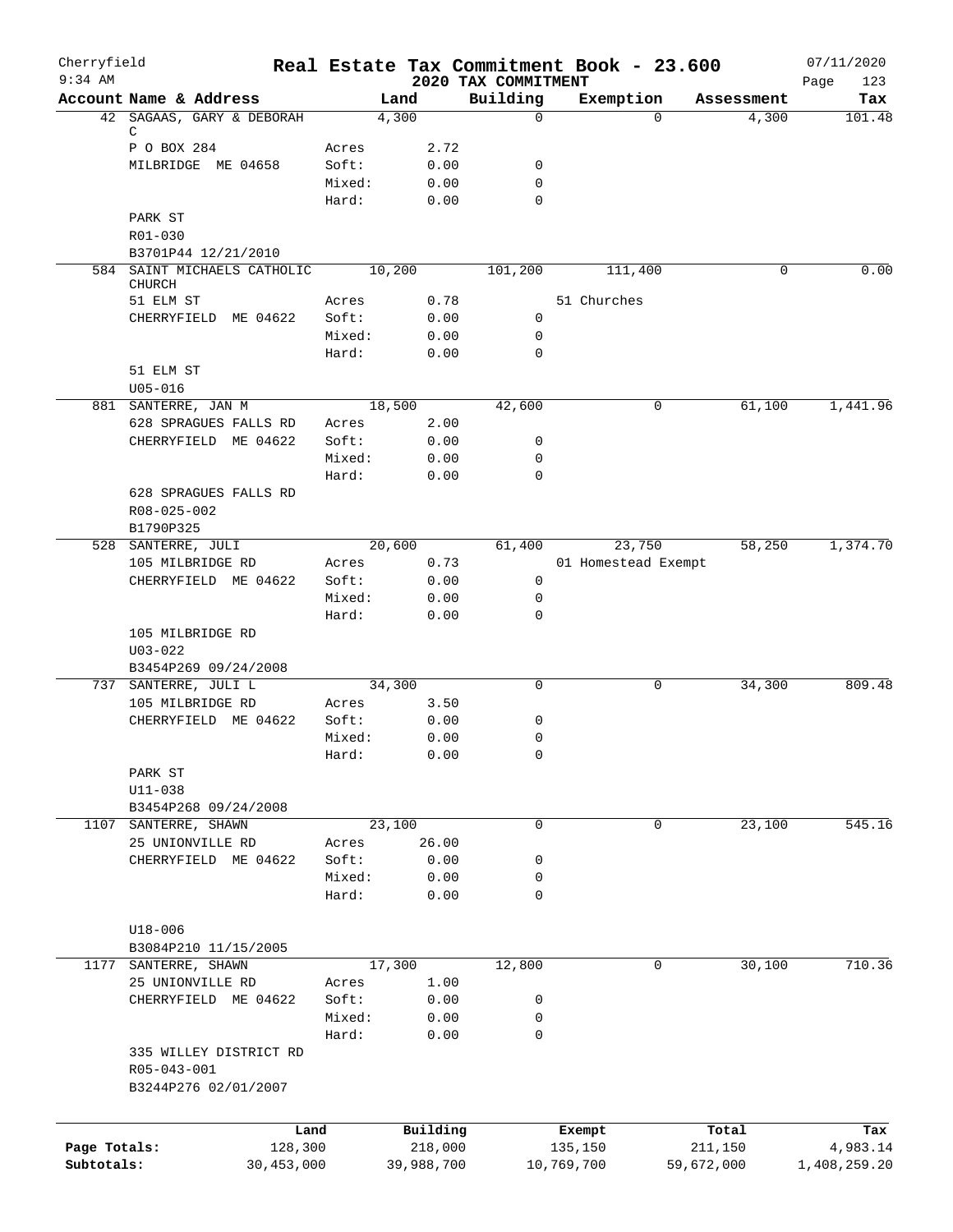Cherryfield 9:34 AM

# Real Estate Tax Commitment Book - 23.600

## 2020 TAX COMMITMENT

07/11/2020 Page 123

| Account Name & Address | | Land | Building | Exemption | Assessment | Tax |
|---|---|---|---|---|---|---|
| 42 SAGAAS, GARY & DEBORAH C | | 4,300 | 0 | 0 | 4,300 | 101.48 |
| P O BOX 284 | Acres | 2.72 | | | | |
| MILBRIDGE ME 04658 | Soft: | 0.00 | 0 | | | |
| | Mixed: | 0.00 | 0 | | | |
| | Hard: | 0.00 | 0 | | | |
| PARK ST | | | | | | |
| R01-030 | | | | | | |
| B3701P44 12/21/2010 | | | | | | |
| 584 SAINT MICHAELS CATHOLIC CHURCH | | 10,200 | 101,200 | 111,400 | 0 | 0.00 |
| 51 ELM ST | Acres | 0.78 | | 51 Churches | | |
| CHERRYFIELD ME 04622 | Soft: | 0.00 | 0 | | | |
| | Mixed: | 0.00 | 0 | | | |
| | Hard: | 0.00 | 0 | | | |
| 51 ELM ST | | | | | | |
| U05-016 | | | | | | |
| 881 SANTERRE, JAN M | | 18,500 | 42,600 | 0 | 61,100 | 1,441.96 |
| 628 SPRAGUES FALLS RD | Acres | 2.00 | | | | |
| CHERRYFIELD ME 04622 | Soft: | 0.00 | 0 | | | |
| | Mixed: | 0.00 | 0 | | | |
| | Hard: | 0.00 | 0 | | | |
| 628 SPRAGUES FALLS RD | | | | | | |
| R08-025-002 | | | | | | |
| B1790P325 | | | | | | |
| 528 SANTERRE, JULI | | 20,600 | 61,400 | 23,750 | 58,250 | 1,374.70 |
| 105 MILBRIDGE RD | Acres | 0.73 | | 01 Homestead Exempt | | |
| CHERRYFIELD ME 04622 | Soft: | 0.00 | 0 | | | |
| | Mixed: | 0.00 | 0 | | | |
| | Hard: | 0.00 | 0 | | | |
| 105 MILBRIDGE RD | | | | | | |
| U03-022 | | | | | | |
| B3454P269 09/24/2008 | | | | | | |
| 737 SANTERRE, JULI L | | 34,300 | 0 | 0 | 34,300 | 809.48 |
| 105 MILBRIDGE RD | Acres | 3.50 | | | | |
| CHERRYFIELD ME 04622 | Soft: | 0.00 | 0 | | | |
| | Mixed: | 0.00 | 0 | | | |
| | Hard: | 0.00 | 0 | | | |
| PARK ST | | | | | | |
| U11-038 | | | | | | |
| B3454P268 09/24/2008 | | | | | | |
| 1107 SANTERRE, SHAWN | | 23,100 | 0 | 0 | 23,100 | 545.16 |
| 25 UNIONVILLE RD | Acres | 26.00 | | | | |
| CHERRYFIELD ME 04622 | Soft: | 0.00 | 0 | | | |
| | Mixed: | 0.00 | 0 | | | |
| | Hard: | 0.00 | 0 | | | |
| U18-006 | | | | | | |
| B3084P210 11/15/2005 | | | | | | |
| 1177 SANTERRE, SHAWN | | 17,300 | 12,800 | 0 | 30,100 | 710.36 |
| 25 UNIONVILLE RD | Acres | 1.00 | | | | |
| CHERRYFIELD ME 04622 | Soft: | 0.00 | 0 | | | |
| | Mixed: | 0.00 | 0 | | | |
| | Hard: | 0.00 | 0 | | | |
| 335 WILLEY DISTRICT RD | | | | | | |
| R05-043-001 | | | | | | |
| B3244P276 02/01/2007 | | | | | | |

| | Land | Building | Exempt | Total | Tax |
|---|---|---|---|---|---|
| Page Totals: | 128,300 | 218,000 | 135,150 | 211,150 | 4,983.14 |
| Subtotals: | 30,453,000 | 39,988,700 | 10,769,700 | 59,672,000 | 1,408,259.20 |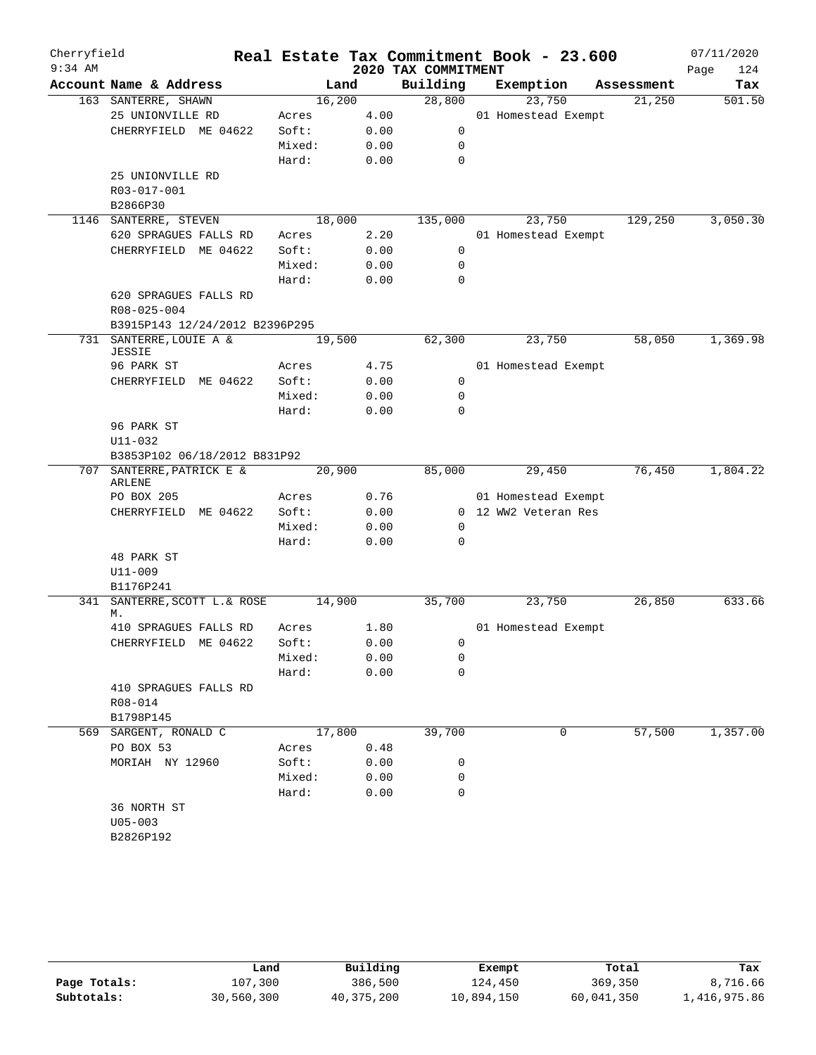Cherryfield 9:34 AM

# Real Estate Tax Commitment Book - 23.600

## 2020 TAX COMMITMENT

07/11/2020

| Account Name & Address | Land | | Building | Exemption | Assessment | Tax |
|---|---|---|---|---|---|---|
| 163 SANTERRE, SHAWN | 16,200 | | 28,800 | 23,750 | 21,250 | 501.50 |
| 25 UNIONVILLE RD | Acres | 4.00 | | 01 Homestead Exempt | | |
| CHERRYFIELD ME 04622 | Soft: | 0.00 | 0 | | | |
| | Mixed: | 0.00 | 0 | | | |
| | Hard: | 0.00 | 0 | | | |
| 25 UNIONVILLE RD | | | | | | |
| R03-017-001 | | | | | | |
| B2866P30 | | | | | | |
| 1146 SANTERRE, STEVEN | 18,000 | | 135,000 | 23,750 | 129,250 | 3,050.30 |
| 620 SPRAGUES FALLS RD | Acres | 2.20 | | 01 Homestead Exempt | | |
| CHERRYFIELD ME 04622 | Soft: | 0.00 | 0 | | | |
| | Mixed: | 0.00 | 0 | | | |
| | Hard: | 0.00 | 0 | | | |
| 620 SPRAGUES FALLS RD | | | | | | |
| R08-025-004 | | | | | | |
| B3915P143 12/24/2012 B2396P295 | | | | | | |
| 731 SANTERRE, LOUIE A & JESSIE | 19,500 | | 62,300 | 23,750 | 58,050 | 1,369.98 |
| 96 PARK ST | Acres | 4.75 | | 01 Homestead Exempt | | |
| CHERRYFIELD ME 04622 | Soft: | 0.00 | 0 | | | |
| | Mixed: | 0.00 | 0 | | | |
| | Hard: | 0.00 | 0 | | | |
| 96 PARK ST | | | | | | |
| U11-032 | | | | | | |
| B3853P102 06/18/2012 B831P92 | | | | | | |
| 707 SANTERRE, PATRICK E & ARLENE | 20,900 | | 85,000 | 29,450 | 76,450 | 1,804.22 |
| PO BOX 205 | Acres | 0.76 | | 01 Homestead Exempt | | |
| CHERRYFIELD ME 04622 | Soft: | 0.00 | 0 | 12 WW2 Veteran Res | | |
| | Mixed: | 0.00 | 0 | | | |
| | Hard: | 0.00 | 0 | | | |
| 48 PARK ST | | | | | | |
| U11-009 | | | | | | |
| B1176P241 | | | | | | |
| 341 SANTERRE, SCOTT L.& ROSE M. | 14,900 | | 35,700 | 23,750 | 26,850 | 633.66 |
| 410 SPRAGUES FALLS RD | Acres | 1.80 | | 01 Homestead Exempt | | |
| CHERRYFIELD ME 04622 | Soft: | 0.00 | 0 | | | |
| | Mixed: | 0.00 | 0 | | | |
| | Hard: | 0.00 | 0 | | | |
| 410 SPRAGUES FALLS RD | | | | | | |
| R08-014 | | | | | | |
| B1798P145 | | | | | | |
| 569 SARGENT, RONALD C | 17,800 | | 39,700 | 0 | 57,500 | 1,357.00 |
| PO BOX 53 | Acres | 0.48 | | | | |
| MORIAH NY 12960 | Soft: | 0.00 | 0 | | | |
| | Mixed: | 0.00 | 0 | | | |
| | Hard: | 0.00 | 0 | | | |
| 36 NORTH ST | | | | | | |
| U05-003 | | | | | | |
| B2826P192 | | | | | | |

| | Land | Building | Exempt | Total | Tax |
|---|---|---|---|---|---|
| Page Totals: | 107,300 | 386,500 | 124,450 | 369,350 | 8,716.66 |
| Subtotals: | 30,560,300 | 40,375,200 | 10,894,150 | 60,041,350 | 1,416,975.86 |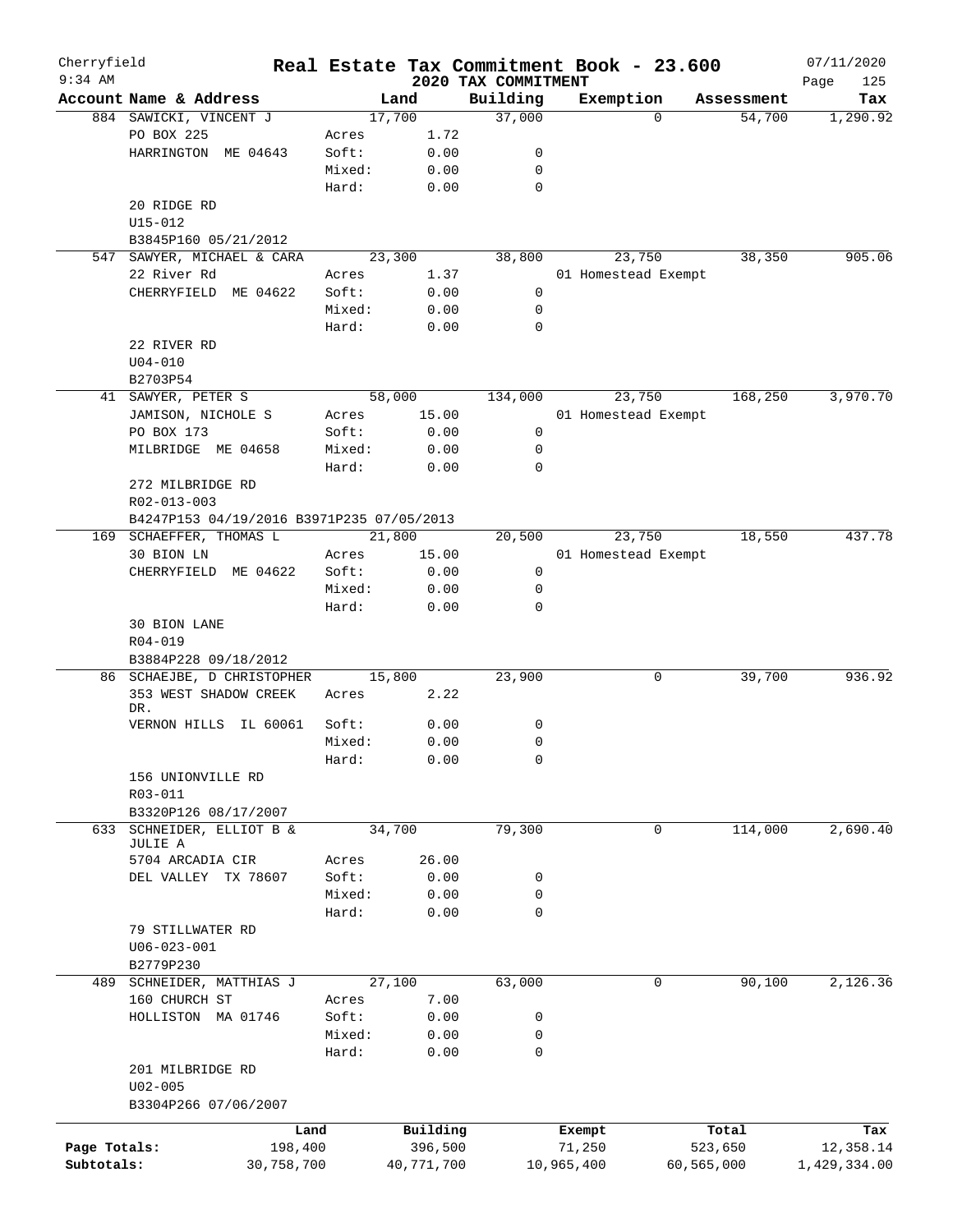# Real Estate Tax Commitment Book - 23.600

Cherryfield
9:34 AM

2020 TAX COMMITMENT

07/11/2020

| Account Name & Address | | Land | Building | Exemption | Assessment | Tax |
|---|---|---|---|---|---|---|
| 884 SAWICKI, VINCENT J | | 17,700 | 37,000 | 0 | 54,700 | 1,290.92 |
| PO BOX 225 | Acres | 1.72 | | | | |
| HARRINGTON ME 04643 | Soft: | 0.00 | 0 | | | |
| | Mixed: | 0.00 | 0 | | | |
| | Hard: | 0.00 | 0 | | | |
| 20 RIDGE RD | | | | | | |
| U15-012 | | | | | | |
| B3845P160 05/21/2012 | | | | | | |
| 547 SAWYER, MICHAEL & CARA | | 23,300 | 38,800 | 23,750 | 38,350 | 905.06 |
| 22 River Rd | Acres | 1.37 | | 01 Homestead Exempt | | |
| CHERRYFIELD ME 04622 | Soft: | 0.00 | 0 | | | |
| | Mixed: | 0.00 | 0 | | | |
| | Hard: | 0.00 | 0 | | | |
| 22 RIVER RD | | | | | | |
| U04-010 | | | | | | |
| B2703P54 | | | | | | |
| 41 SAWYER, PETER S | | 58,000 | 134,000 | 23,750 | 168,250 | 3,970.70 |
| JAMISON, NICHOLE S | Acres | 15.00 | | 01 Homestead Exempt | | |
| PO BOX 173 | Soft: | 0.00 | 0 | | | |
| MILBRIDGE ME 04658 | Mixed: | 0.00 | 0 | | | |
| | Hard: | 0.00 | 0 | | | |
| 272 MILBRIDGE RD | | | | | | |
| R02-013-003 | | | | | | |
| B4247P153 04/19/2016 B3971P235 07/05/2013 | | | | | | |
| 169 SCHAEFFER, THOMAS L | | 21,800 | 20,500 | 23,750 | 18,550 | 437.78 |
| 30 BION LN | Acres | 15.00 | | 01 Homestead Exempt | | |
| CHERRYFIELD ME 04622 | Soft: | 0.00 | 0 | | | |
| | Mixed: | 0.00 | 0 | | | |
| | Hard: | 0.00 | 0 | | | |
| 30 BION LANE | | | | | | |
| R04-019 | | | | | | |
| B3884P228 09/18/2012 | | | | | | |
| 86 SCHAEJBE, D CHRISTOPHER | | 15,800 | 23,900 | 0 | 39,700 | 936.92 |
| 353 WEST SHADOW CREEK DR. | Acres | 2.22 | | | | |
| VERNON HILLS IL 60061 | Soft: | 0.00 | 0 | | | |
| | Mixed: | 0.00 | 0 | | | |
| | Hard: | 0.00 | 0 | | | |
| 156 UNIONVILLE RD | | | | | | |
| R03-011 | | | | | | |
| B3320P126 08/17/2007 | | | | | | |
| 633 SCHNEIDER, ELLIOT B & JULIE A | | 34,700 | 79,300 | 0 | 114,000 | 2,690.40 |
| 5704 ARCADIA CIR | Acres | 26.00 | | | | |
| DEL VALLEY TX 78607 | Soft: | 0.00 | 0 | | | |
| | Mixed: | 0.00 | 0 | | | |
| | Hard: | 0.00 | 0 | | | |
| 79 STILLWATER RD | | | | | | |
| U06-023-001 | | | | | | |
| B2779P230 | | | | | | |
| 489 SCHNEIDER, MATTHIAS J | | 27,100 | 63,000 | 0 | 90,100 | 2,126.36 |
| 160 CHURCH ST | Acres | 7.00 | | | | |
| HOLLISTON MA 01746 | Soft: | 0.00 | 0 | | | |
| | Mixed: | 0.00 | 0 | | | |
| | Hard: | 0.00 | 0 | | | |
| 201 MILBRIDGE RD | | | | | | |
| U02-005 | | | | | | |
| B3304P266 07/06/2007 | | | | | | |

| | Land | Building | Exempt | Total | Tax |
|---|---|---|---|---|---|
| Page Totals: | 198,400 | 396,500 | 71,250 | 523,650 | 12,358.14 |
| Subtotals: | 30,758,700 | 40,771,700 | 10,965,400 | 60,565,000 | 1,429,334.00 |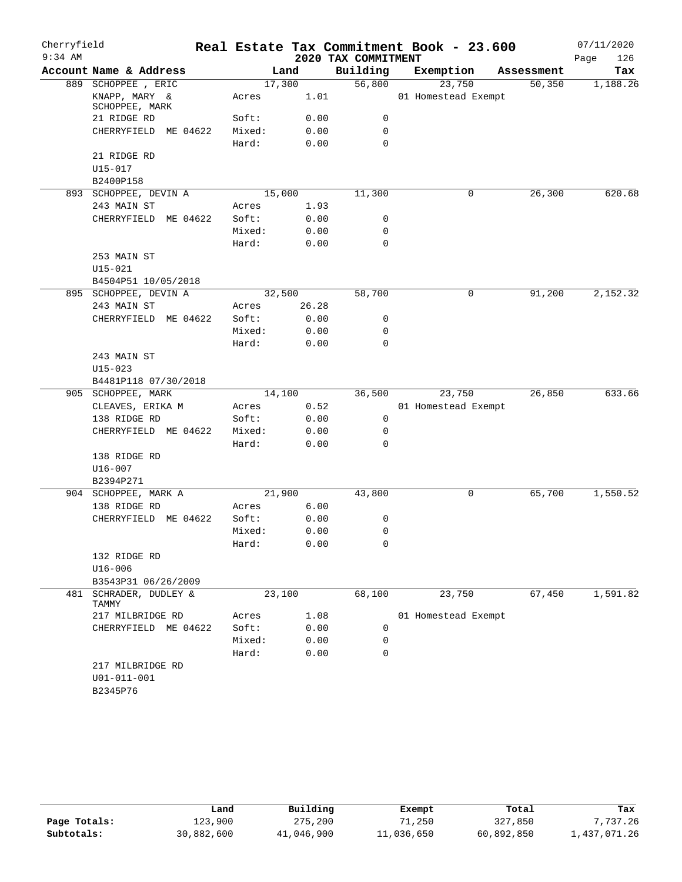# Real Estate Tax Commitment Book - 23.600

Cherryfield
9:34 AM

2020 TAX COMMITMENT

07/11/2020

| Account Name & Address | Land | | Building | Exemption | Assessment | Tax |
|---|---|---|---|---|---|---|
| 889 SCHOPPEE , ERIC | 17,300 | | 56,800 | 23,750 | 50,350 | 1,188.26 |
| KNAPP, MARY & SCHOPPEE, MARK | Acres | 1.01 | | 01 Homestead Exempt | | |
| 21 RIDGE RD | Soft: | 0.00 | 0 | | | |
| CHERRYFIELD ME 04622 | Mixed: | 0.00 | 0 | | | |
| | Hard: | 0.00 | 0 | | | |
| 21 RIDGE RD | | | | | | |
| U15-017 | | | | | | |
| B2400P158 | | | | | | |
| 893 SCHOPPEE, DEVIN A | 15,000 | | 11,300 | 0 | 26,300 | 620.68 |
| 243 MAIN ST | Acres | 1.93 | | | | |
| CHERRYFIELD ME 04622 | Soft: | 0.00 | 0 | | | |
| | Mixed: | 0.00 | 0 | | | |
| | Hard: | 0.00 | 0 | | | |
| 253 MAIN ST | | | | | | |
| U15-021 | | | | | | |
| B4504P51 10/05/2018 | | | | | | |
| 895 SCHOPPEE, DEVIN A | 32,500 | | 58,700 | 0 | 91,200 | 2,152.32 |
| 243 MAIN ST | Acres | 26.28 | | | | |
| CHERRYFIELD ME 04622 | Soft: | 0.00 | 0 | | | |
| | Mixed: | 0.00 | 0 | | | |
| | Hard: | 0.00 | 0 | | | |
| 243 MAIN ST | | | | | | |
| U15-023 | | | | | | |
| B4481P118 07/30/2018 | | | | | | |
| 905 SCHOPPEE, MARK | 14,100 | | 36,500 | 23,750 | 26,850 | 633.66 |
| CLEAVES, ERIKA M | Acres | 0.52 | | 01 Homestead Exempt | | |
| 138 RIDGE RD | Soft: | 0.00 | 0 | | | |
| CHERRYFIELD ME 04622 | Mixed: | 0.00 | 0 | | | |
| | Hard: | 0.00 | 0 | | | |
| 138 RIDGE RD | | | | | | |
| U16-007 | | | | | | |
| B2394P271 | | | | | | |
| 904 SCHOPPEE, MARK A | 21,900 | | 43,800 | 0 | 65,700 | 1,550.52 |
| 138 RIDGE RD | Acres | 6.00 | | | | |
| CHERRYFIELD ME 04622 | Soft: | 0.00 | 0 | | | |
| | Mixed: | 0.00 | 0 | | | |
| | Hard: | 0.00 | 0 | | | |
| 132 RIDGE RD | | | | | | |
| U16-006 | | | | | | |
| B3543P31 06/26/2009 | | | | | | |
| 481 SCHRADER, DUDLEY & TAMMY | 23,100 | | 68,100 | 23,750 | 67,450 | 1,591.82 |
| 217 MILBRIDGE RD | Acres | 1.08 | | 01 Homestead Exempt | | |
| CHERRYFIELD ME 04622 | Soft: | 0.00 | 0 | | | |
| | Mixed: | 0.00 | 0 | | | |
| | Hard: | 0.00 | 0 | | | |
| 217 MILBRIDGE RD | | | | | | |
| U01-011-001 | | | | | | |
| B2345P76 | | | | | | |

| | Land | Building | Exempt | Total | Tax |
|---|---|---|---|---|---|
| Page Totals: | 123,900 | 275,200 | 71,250 | 327,850 | 7,737.26 |
| Subtotals: | 30,882,600 | 41,046,900 | 11,036,650 | 60,892,850 | 1,437,071.26 |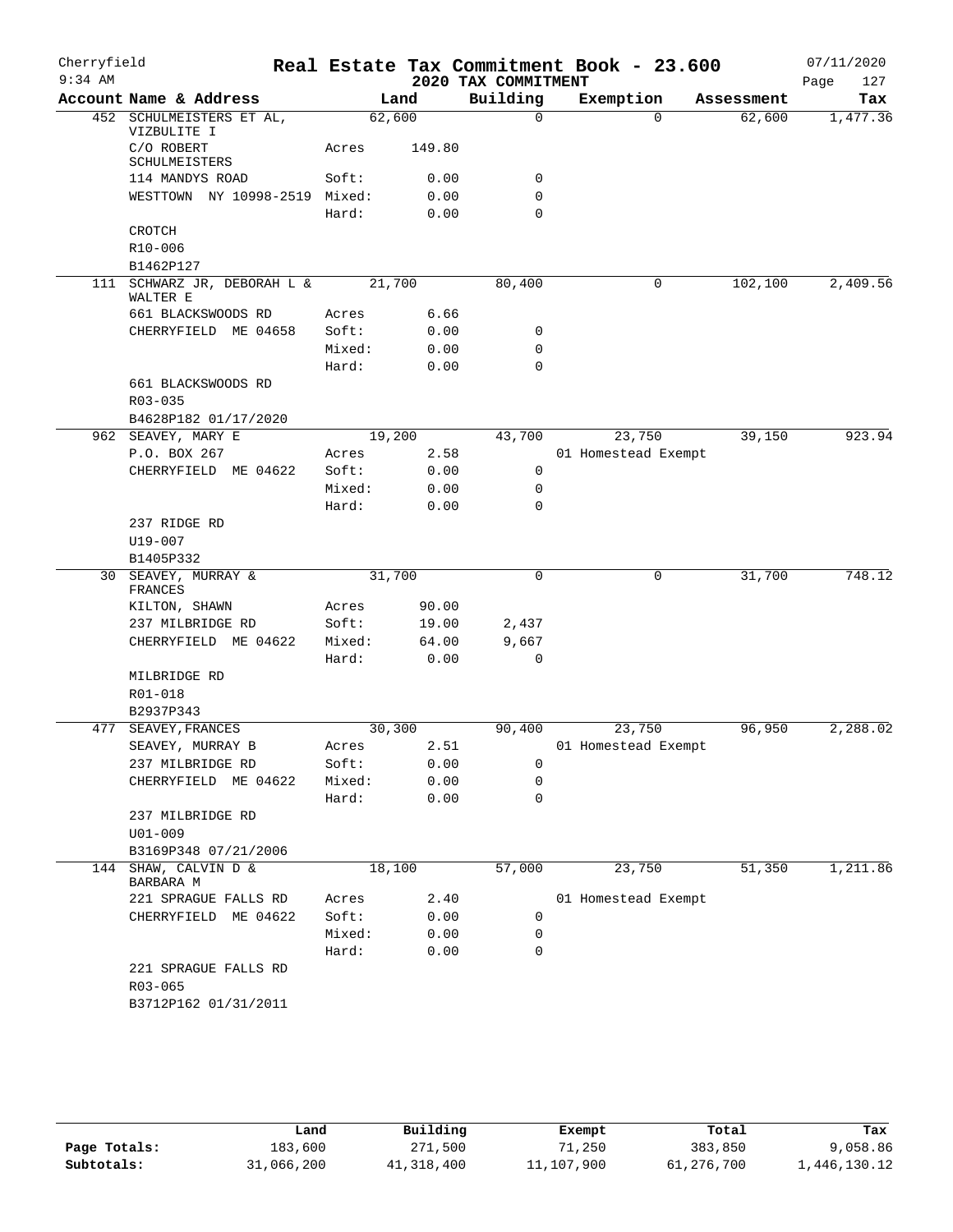# Real Estate Tax Commitment Book - 23.600

Cherryfield 9:34 AM — 2020 TAX COMMITMENT — 07/11/2020

| Account Name & Address | Land | | Building | Exemption | Assessment | Tax |
|---|---|---|---|---|---|---|
| 452 SCHULMEISTERS ET AL, VIZBULITE I | 62,600 | | 0 | 0 | 62,600 | 1,477.36 |
| C/O ROBERT SCHULMEISTERS | Acres | 149.80 | | | | |
| 114 MANDYS ROAD | Soft: | 0.00 | 0 | | | |
| WESTTOWN NY 10998-2519 | Mixed: | 0.00 | 0 | | | |
| | Hard: | 0.00 | 0 | | | |
| CROTCH | | | | | | |
| R10-006 | | | | | | |
| B1462P127 | | | | | | |
| 111 SCHWARZ JR, DEBORAH L & WALTER E | 21,700 | | 80,400 | 0 | 102,100 | 2,409.56 |
| 661 BLACKSWOODS RD | Acres | 6.66 | | | | |
| CHERRYFIELD ME 04658 | Soft: | 0.00 | 0 | | | |
| | Mixed: | 0.00 | 0 | | | |
| | Hard: | 0.00 | 0 | | | |
| 661 BLACKSWOODS RD | | | | | | |
| R03-035 | | | | | | |
| B4628P182 01/17/2020 | | | | | | |
| 962 SEAVEY, MARY E | 19,200 | | 43,700 | 23,750 | 39,150 | 923.94 |
| P.O. BOX 267 | Acres | 2.58 | | 01 Homestead Exempt | | |
| CHERRYFIELD ME 04622 | Soft: | 0.00 | 0 | | | |
| | Mixed: | 0.00 | 0 | | | |
| | Hard: | 0.00 | 0 | | | |
| 237 RIDGE RD | | | | | | |
| U19-007 | | | | | | |
| B1405P332 | | | | | | |
| 30 SEAVEY, MURRAY & FRANCES | 31,700 | | 0 | 0 | 31,700 | 748.12 |
| KILTON, SHAWN | Acres | 90.00 | | | | |
| 237 MILBRIDGE RD | Soft: | 19.00 | 2,437 | | | |
| CHERRYFIELD ME 04622 | Mixed: | 64.00 | 9,667 | | | |
| | Hard: | 0.00 | 0 | | | |
| MILBRIDGE RD | | | | | | |
| R01-018 | | | | | | |
| B2937P343 | | | | | | |
| 477 SEAVEY, FRANCES | 30,300 | | 90,400 | 23,750 | 96,950 | 2,288.02 |
| SEAVEY, MURRAY B | Acres | 2.51 | | 01 Homestead Exempt | | |
| 237 MILBRIDGE RD | Soft: | 0.00 | 0 | | | |
| CHERRYFIELD ME 04622 | Mixed: | 0.00 | 0 | | | |
| | Hard: | 0.00 | 0 | | | |
| 237 MILBRIDGE RD | | | | | | |
| U01-009 | | | | | | |
| B3169P348 07/21/2006 | | | | | | |
| 144 SHAW, CALVIN D & BARBARA M | 18,100 | | 57,000 | 23,750 | 51,350 | 1,211.86 |
| 221 SPRAGUE FALLS RD | Acres | 2.40 | | 01 Homestead Exempt | | |
| CHERRYFIELD ME 04622 | Soft: | 0.00 | 0 | | | |
| | Mixed: | 0.00 | 0 | | | |
| | Hard: | 0.00 | 0 | | | |
| 221 SPRAGUE FALLS RD | | | | | | |
| R03-065 | | | | | | |
| B3712P162 01/31/2011 | | | | | | |

| | Land | Building | Exempt | Total | Tax |
|---|---|---|---|---|---|
| Page Totals: | 183,600 | 271,500 | 71,250 | 383,850 | 9,058.86 |
| Subtotals: | 31,066,200 | 41,318,400 | 11,107,900 | 61,276,700 | 1,446,130.12 |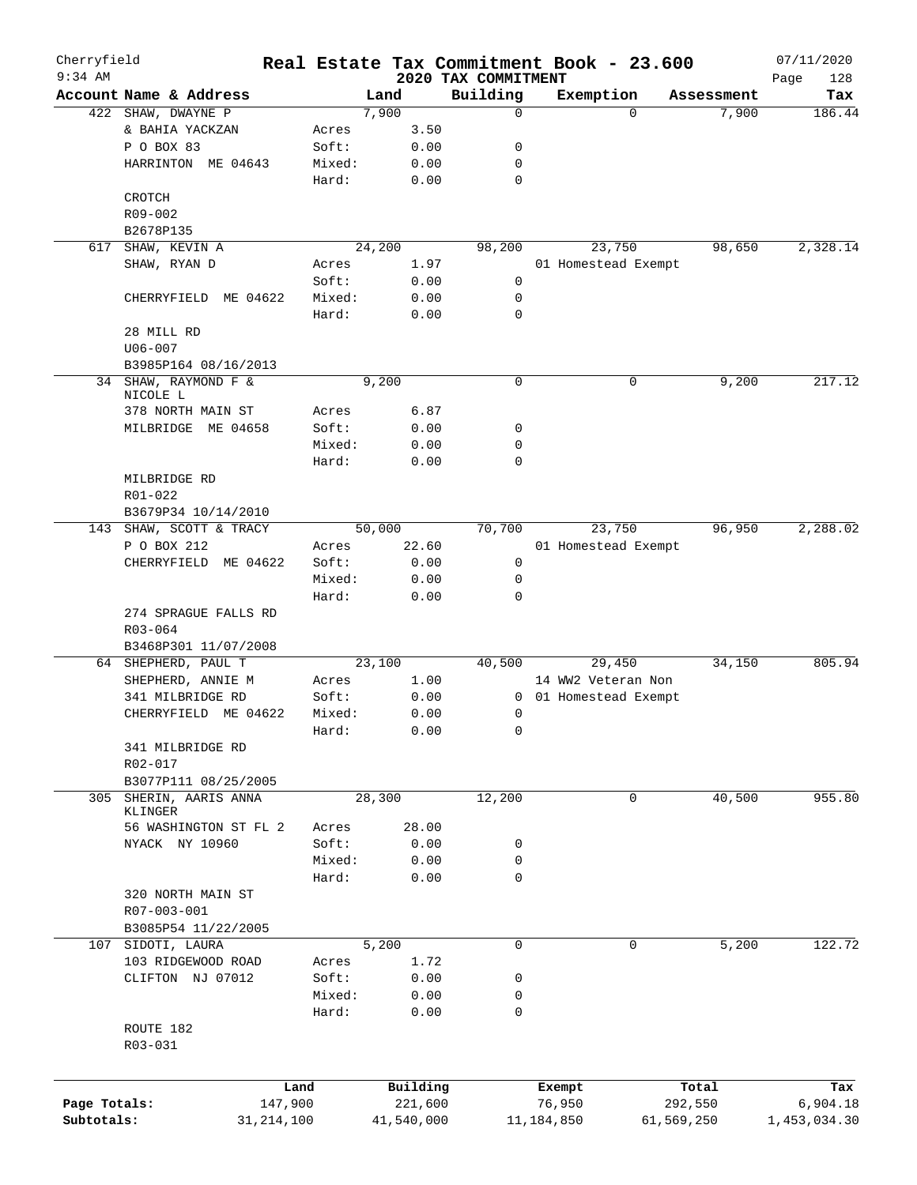Cherryfield

9:34 AM

# Real Estate Tax Commitment Book - 23.600

## 2020 TAX COMMITMENT

07/11/2020

| Account | Name & Address | | Land | Building | Exemption | Assessment | Tax |
|---|---|---|---|---|---|---|---|
| 422 | SHAW, DWAYNE P | | 7,900 | 0 | 0 | 7,900 | 186.44 |
| | & BAHIA YACKZAN | Acres | 3.50 | | | | |
| | P O BOX 83 | Soft: | 0.00 | 0 | | | |
| | HARRINGTON ME 04643 | Mixed: | 0.00 | 0 | | | |
| | | Hard: | 0.00 | 0 | | | |
| | CROTCH | | | | | | |
| | R09-002 | | | | | | |
| | B2678P135 | | | | | | |
| 617 | SHAW, KEVIN A | | 24,200 | 98,200 | 23,750 | 98,650 | 2,328.14 |
| | SHAW, RYAN D | Acres | 1.97 | | 01 Homestead Exempt | | |
| | | Soft: | 0.00 | 0 | | | |
| | CHERRYFIELD ME 04622 | Mixed: | 0.00 | 0 | | | |
| | | Hard: | 0.00 | 0 | | | |
| | 28 MILL RD | | | | | | |
| | U06-007 | | | | | | |
| | B3985P164 08/16/2013 | | | | | | |
| 34 | SHAW, RAYMOND F & NICOLE L | | 9,200 | 0 | 0 | 9,200 | 217.12 |
| | 378 NORTH MAIN ST | Acres | 6.87 | | | | |
| | MILBRIDGE ME 04658 | Soft: | 0.00 | 0 | | | |
| | | Mixed: | 0.00 | 0 | | | |
| | | Hard: | 0.00 | 0 | | | |
| | MILBRIDGE RD | | | | | | |
| | R01-022 | | | | | | |
| | B3679P34 10/14/2010 | | | | | | |
| 143 | SHAW, SCOTT & TRACY | | 50,000 | 70,700 | 23,750 | 96,950 | 2,288.02 |
| | P O BOX 212 | Acres | 22.60 | | 01 Homestead Exempt | | |
| | CHERRYFIELD ME 04622 | Soft: | 0.00 | 0 | | | |
| | | Mixed: | 0.00 | 0 | | | |
| | | Hard: | 0.00 | 0 | | | |
| | 274 SPRAGUE FALLS RD | | | | | | |
| | R03-064 | | | | | | |
| | B3468P301 11/07/2008 | | | | | | |
| 64 | SHEPHERD, PAUL T | | 23,100 | 40,500 | 29,450 | 34,150 | 805.94 |
| | SHEPHERD, ANNIE M | Acres | 1.00 | | 14 WW2 Veteran Non | | |
| | 341 MILBRIDGE RD | Soft: | 0.00 | 0 | 01 Homestead Exempt | | |
| | CHERRYFIELD ME 04622 | Mixed: | 0.00 | 0 | | | |
| | | Hard: | 0.00 | 0 | | | |
| | 341 MILBRIDGE RD | | | | | | |
| | R02-017 | | | | | | |
| | B3077P111 08/25/2005 | | | | | | |
| 305 | SHERIN, AARIS ANNA KLINGER | | 28,300 | 12,200 | 0 | 40,500 | 955.80 |
| | 56 WASHINGTON ST FL 2 | Acres | 28.00 | | | | |
| | NYACK NY 10960 | Soft: | 0.00 | 0 | | | |
| | | Mixed: | 0.00 | 0 | | | |
| | | Hard: | 0.00 | 0 | | | |
| | 320 NORTH MAIN ST | | | | | | |
| | R07-003-001 | | | | | | |
| | B3085P54 11/22/2005 | | | | | | |
| 107 | SIDOTI, LAURA | | 5,200 | 0 | 0 | 5,200 | 122.72 |
| | 103 RIDGEWOOD ROAD | Acres | 1.72 | | | | |
| | CLIFTON NJ 07012 | Soft: | 0.00 | 0 | | | |
| | | Mixed: | 0.00 | 0 | | | |
| | | Hard: | 0.00 | 0 | | | |
| | ROUTE 182 | | | | | | |
| | R03-031 | | | | | | |

| | Land | Building | Exempt | Total | Tax |
|---|---|---|---|---|---|
| Page Totals: | 147,900 | 221,600 | 76,950 | 292,550 | 6,904.18 |
| Subtotals: | 31,214,100 | 41,540,000 | 11,184,850 | 61,569,250 | 1,453,034.30 |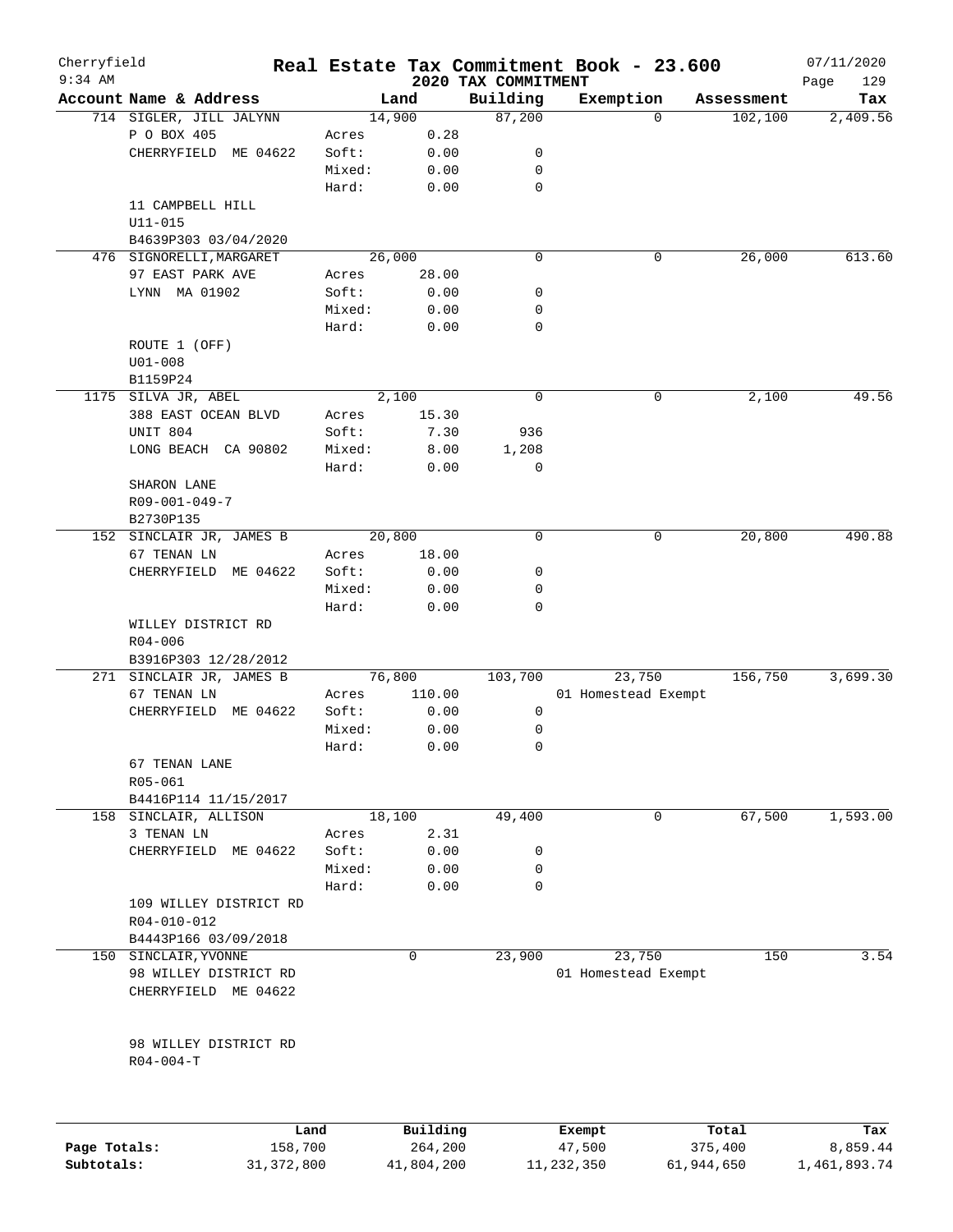Cherryfield 9:34 AM

# Real Estate Tax Commitment Book - 23.600

## 2020 TAX COMMITMENT

07/11/2020 Page 129

| Account Name & Address | Land | | Building | Exemption | Assessment | Tax |
|---|---|---|---|---|---|---|
| 714 SIGLER, JILL JALYNN | 14,900 | | 87,200 | 0 | 102,100 | 2,409.56 |
| P O BOX 405 | Acres | 0.28 | | | | |
| CHERRYFIELD ME 04622 | Soft: | 0.00 | 0 | | | |
| | Mixed: | 0.00 | 0 | | | |
| | Hard: | 0.00 | 0 | | | |
| 11 CAMPBELL HILL | | | | | | |
| U11-015 | | | | | | |
| B4639P303 03/04/2020 | | | | | | |
| 476 SIGNORELLI,MARGARET | 26,000 | | 0 | 0 | 26,000 | 613.60 |
| 97 EAST PARK AVE | Acres | 28.00 | | | | |
| LYNN MA 01902 | Soft: | 0.00 | 0 | | | |
| | Mixed: | 0.00 | 0 | | | |
| | Hard: | 0.00 | 0 | | | |
| ROUTE 1 (OFF) | | | | | | |
| U01-008 | | | | | | |
| B1159P24 | | | | | | |
| 1175 SILVA JR, ABEL | 2,100 | | 0 | 0 | 2,100 | 49.56 |
| 388 EAST OCEAN BLVD | Acres | 15.30 | | | | |
| UNIT 804 | Soft: | 7.30 | 936 | | | |
| LONG BEACH CA 90802 | Mixed: | 8.00 | 1,208 | | | |
| | Hard: | 0.00 | 0 | | | |
| SHARON LANE | | | | | | |
| R09-001-049-7 | | | | | | |
| B2730P135 | | | | | | |
| 152 SINCLAIR JR, JAMES B | 20,800 | | 0 | 0 | 20,800 | 490.88 |
| 67 TENAN LN | Acres | 18.00 | | | | |
| CHERRYFIELD ME 04622 | Soft: | 0.00 | 0 | | | |
| | Mixed: | 0.00 | 0 | | | |
| | Hard: | 0.00 | 0 | | | |
| WILLEY DISTRICT RD | | | | | | |
| R04-006 | | | | | | |
| B3916P303 12/28/2012 | | | | | | |
| 271 SINCLAIR JR, JAMES B | 76,800 | | 103,700 | 23,750 | 156,750 | 3,699.30 |
| 67 TENAN LN | Acres | 110.00 | | 01 Homestead Exempt | | |
| CHERRYFIELD ME 04622 | Soft: | 0.00 | 0 | | | |
| | Mixed: | 0.00 | 0 | | | |
| | Hard: | 0.00 | 0 | | | |
| 67 TENAN LANE | | | | | | |
| R05-061 | | | | | | |
| B4416P114 11/15/2017 | | | | | | |
| 158 SINCLAIR, ALLISON | 18,100 | | 49,400 | 0 | 67,500 | 1,593.00 |
| 3 TENAN LN | Acres | 2.31 | | | | |
| CHERRYFIELD ME 04622 | Soft: | 0.00 | 0 | | | |
| | Mixed: | 0.00 | 0 | | | |
| | Hard: | 0.00 | 0 | | | |
| 109 WILLEY DISTRICT RD | | | | | | |
| R04-010-012 | | | | | | |
| B4443P166 03/09/2018 | | | | | | |
| 150 SINCLAIR,YVONNE | 0 | | 23,900 | 23,750 | 150 | 3.54 |
| 98 WILLEY DISTRICT RD | | | | 01 Homestead Exempt | | |
| CHERRYFIELD ME 04622 | | | | | | |
| 98 WILLEY DISTRICT RD | | | | | | |
| R04-004-T | | | | | | |

| | Land | Building | Exempt | Total | Tax |
|---|---|---|---|---|---|
| Page Totals: | 158,700 | 264,200 | 47,500 | 375,400 | 8,859.44 |
| Subtotals: | 31,372,800 | 41,804,200 | 11,232,350 | 61,944,650 | 1,461,893.74 |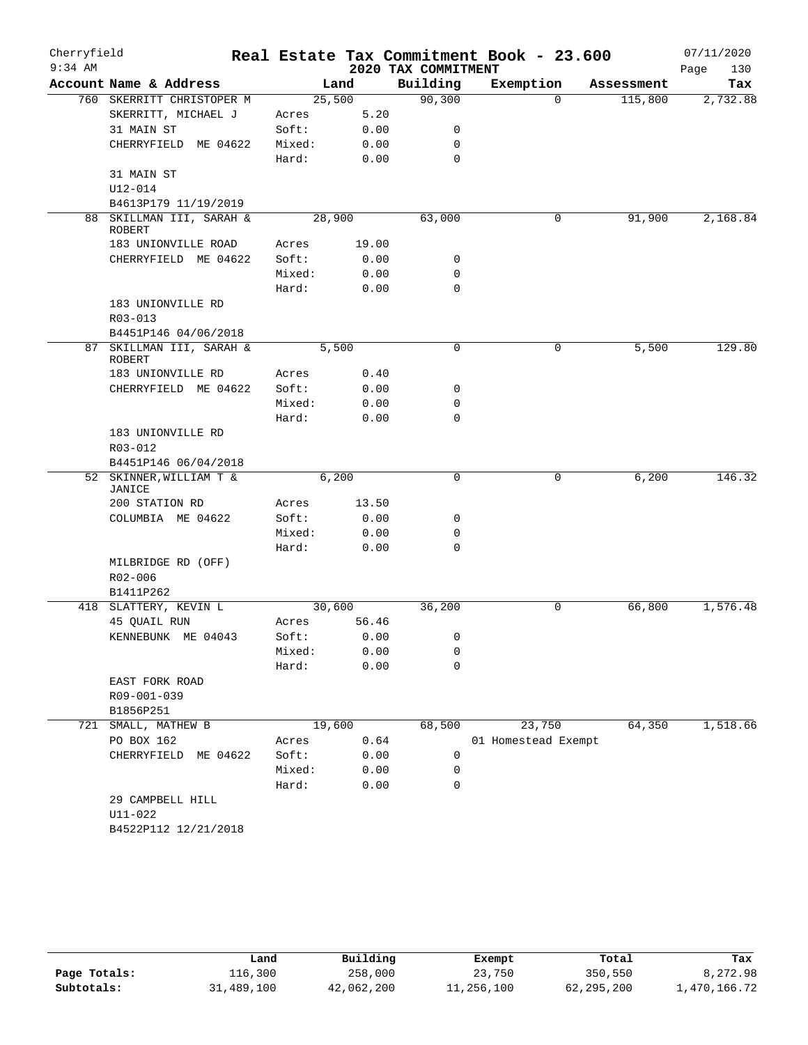# Real Estate Tax Commitment Book - 23.600

Cherryfield
9:34 AM

## 2020 TAX COMMITMENT

07/11/2020

| Account Name & Address | Land | | Building | Exemption | Assessment | Tax |
|---|---|---|---|---|---|---|
| 760 SKERRITT CHRISTOPER M | 25,500 | | 90,300 | 0 | 115,800 | 2,732.88 |
| SKERRITT, MICHAEL J | Acres | 5.20 | | | | |
| 31 MAIN ST | Soft: | 0.00 | 0 | | | |
| CHERRYFIELD ME 04622 | Mixed: | 0.00 | 0 | | | |
| | Hard: | 0.00 | 0 | | | |
| 31 MAIN ST | | | | | | |
| U12-014 | | | | | | |
| B4613P179 11/19/2019 | | | | | | |
| 88 SKILLMAN III, SARAH & ROBERT | 28,900 | | 63,000 | 0 | 91,900 | 2,168.84 |
| 183 UNIONVILLE ROAD | Acres | 19.00 | | | | |
| CHERRYFIELD ME 04622 | Soft: | 0.00 | 0 | | | |
| | Mixed: | 0.00 | 0 | | | |
| | Hard: | 0.00 | 0 | | | |
| 183 UNIONVILLE RD | | | | | | |
| R03-013 | | | | | | |
| B4451P146 04/06/2018 | | | | | | |
| 87 SKILLMAN III, SARAH & ROBERT | 5,500 | | 0 | 0 | 5,500 | 129.80 |
| 183 UNIONVILLE RD | Acres | 0.40 | | | | |
| CHERRYFIELD ME 04622 | Soft: | 0.00 | 0 | | | |
| | Mixed: | 0.00 | 0 | | | |
| | Hard: | 0.00 | 0 | | | |
| 183 UNIONVILLE RD | | | | | | |
| R03-012 | | | | | | |
| B4451P146 06/04/2018 | | | | | | |
| 52 SKINNER,WILLIAM T & JANICE | 6,200 | | 0 | 0 | 6,200 | 146.32 |
| 200 STATION RD | Acres | 13.50 | | | | |
| COLUMBIA ME 04622 | Soft: | 0.00 | 0 | | | |
| | Mixed: | 0.00 | 0 | | | |
| | Hard: | 0.00 | 0 | | | |
| MILBRIDGE RD (OFF) | | | | | | |
| R02-006 | | | | | | |
| B1411P262 | | | | | | |
| 418 SLATTERY, KEVIN L | 30,600 | | 36,200 | 0 | 66,800 | 1,576.48 |
| 45 QUAIL RUN | Acres | 56.46 | | | | |
| KENNEBUNK ME 04043 | Soft: | 0.00 | 0 | | | |
| | Mixed: | 0.00 | 0 | | | |
| | Hard: | 0.00 | 0 | | | |
| EAST FORK ROAD | | | | | | |
| R09-001-039 | | | | | | |
| B1856P251 | | | | | | |
| 721 SMALL, MATHEW B | 19,600 | | 68,500 | 23,750 | 64,350 | 1,518.66 |
| PO BOX 162 | Acres | 0.64 | | 01 Homestead Exempt | | |
| CHERRYFIELD ME 04622 | Soft: | 0.00 | 0 | | | |
| | Mixed: | 0.00 | 0 | | | |
| | Hard: | 0.00 | 0 | | | |
| 29 CAMPBELL HILL | | | | | | |
| U11-022 | | | | | | |
| B4522P112 12/21/2018 | | | | | | |

| | Land | Building | Exempt | Total | Tax |
|---|---|---|---|---|---|
| Page Totals: | 116,300 | 258,000 | 23,750 | 350,550 | 8,272.98 |
| Subtotals: | 31,489,100 | 42,062,200 | 11,256,100 | 62,295,200 | 1,470,166.72 |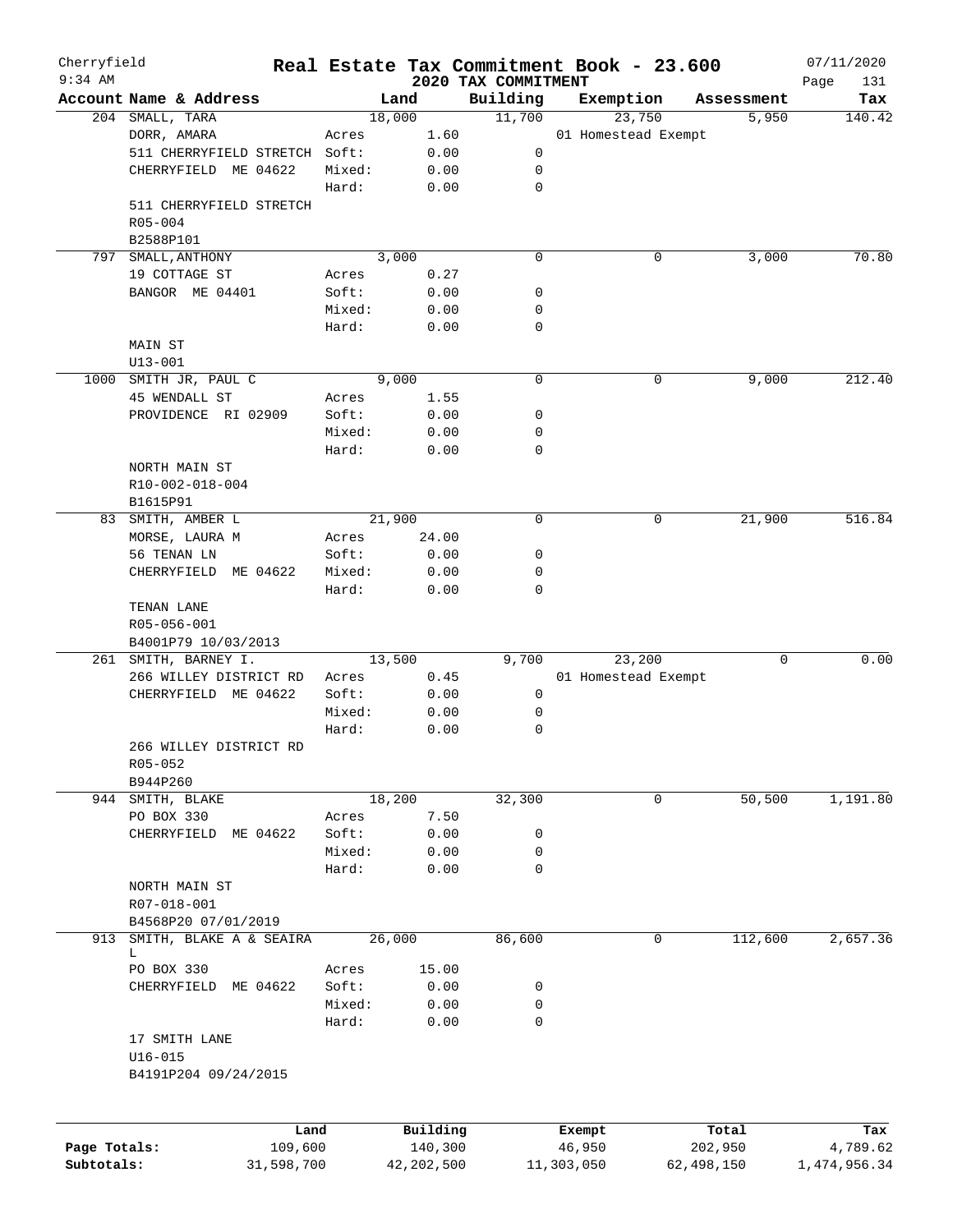Cherryfield | Real Estate Tax Commitment Book - 23.600 | 07/11/2020
9:34 AM | 2020 TAX COMMITMENT

| Account Name & Address | | Land | Building | Exemption | Assessment | Tax |
|---|---|---|---|---|---|---|
| 204 SMALL, TARA | | 18,000 | 11,700 | 23,750 | 5,950 | 140.42 |
| DORR, AMARA | Acres | 1.60 | | 01 Homestead Exempt | | |
| 511 CHERRYFIELD STRETCH | Soft: | 0.00 | 0 | | | |
| CHERRYFIELD ME 04622 | Mixed: | 0.00 | 0 | | | |
| | Hard: | 0.00 | 0 | | | |
| 511 CHERRYFIELD STRETCH | | | | | | |
| R05-004 | | | | | | |
| B2588P101 | | | | | | |
| 797 SMALL,ANTHONY | | 3,000 | 0 | 0 | 3,000 | 70.80 |
| 19 COTTAGE ST | Acres | 0.27 | | | | |
| BANGOR ME 04401 | Soft: | 0.00 | 0 | | | |
| | Mixed: | 0.00 | 0 | | | |
| | Hard: | 0.00 | 0 | | | |
| MAIN ST | | | | | | |
| U13-001 | | | | | | |
| 1000 SMITH JR, PAUL C | | 9,000 | 0 | 0 | 9,000 | 212.40 |
| 45 WENDALL ST | Acres | 1.55 | | | | |
| PROVIDENCE RI 02909 | Soft: | 0.00 | 0 | | | |
| | Mixed: | 0.00 | 0 | | | |
| | Hard: | 0.00 | 0 | | | |
| NORTH MAIN ST | | | | | | |
| R10-002-018-004 | | | | | | |
| B1615P91 | | | | | | |
| 83 SMITH, AMBER L | | 21,900 | 0 | 0 | 21,900 | 516.84 |
| MORSE, LAURA M | Acres | 24.00 | | | | |
| 56 TENAN LN | Soft: | 0.00 | 0 | | | |
| CHERRYFIELD ME 04622 | Mixed: | 0.00 | 0 | | | |
| | Hard: | 0.00 | 0 | | | |
| TENAN LANE | | | | | | |
| R05-056-001 | | | | | | |
| B4001P79 10/03/2013 | | | | | | |
| 261 SMITH, BARNEY I. | | 13,500 | 9,700 | 23,200 | 0 | 0.00 |
| 266 WILLEY DISTRICT RD | Acres | 0.45 | | 01 Homestead Exempt | | |
| CHERRYFIELD ME 04622 | Soft: | 0.00 | 0 | | | |
| | Mixed: | 0.00 | 0 | | | |
| | Hard: | 0.00 | 0 | | | |
| 266 WILLEY DISTRICT RD | | | | | | |
| R05-052 | | | | | | |
| B944P260 | | | | | | |
| 944 SMITH, BLAKE | | 18,200 | 32,300 | 0 | 50,500 | 1,191.80 |
| PO BOX 330 | Acres | 7.50 | | | | |
| CHERRYFIELD ME 04622 | Soft: | 0.00 | 0 | | | |
| | Mixed: | 0.00 | 0 | | | |
| | Hard: | 0.00 | 0 | | | |
| NORTH MAIN ST | | | | | | |
| R07-018-001 | | | | | | |
| B4568P20 07/01/2019 | | | | | | |
| 913 SMITH, BLAKE A & SEAIRA L | | 26,000 | 86,600 | 0 | 112,600 | 2,657.36 |
| PO BOX 330 | Acres | 15.00 | | | | |
| CHERRYFIELD ME 04622 | Soft: | 0.00 | 0 | | | |
| | Mixed: | 0.00 | 0 | | | |
| | Hard: | 0.00 | 0 | | | |
| 17 SMITH LANE | | | | | | |
| U16-015 | | | | | | |
| B4191P204 09/24/2015 | | | | | | |

| | Land | Building | Exempt | Total | Tax |
|---|---|---|---|---|---|
| Page Totals: | 109,600 | 140,300 | 46,950 | 202,950 | 4,789.62 |
| Subtotals: | 31,598,700 | 42,202,500 | 11,303,050 | 62,498,150 | 1,474,956.34 |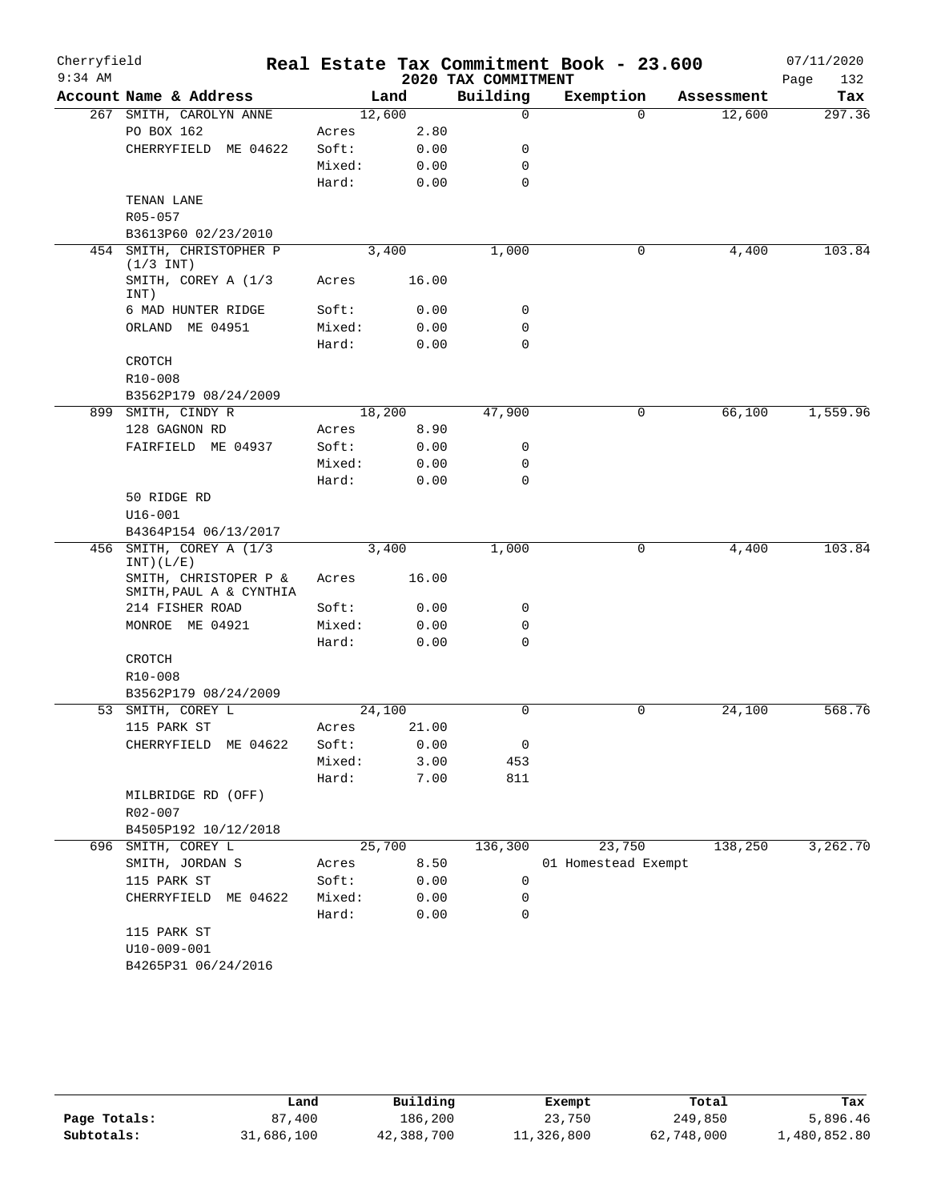# Real Estate Tax Commitment Book - 23.600

Cherryfield 9:34 AM — 2020 TAX COMMITMENT — 07/11/2020

| Account Name & Address | Land | | Building | Exemption | Assessment | Tax |
|---|---|---|---|---|---|---|
| 267 SMITH, CAROLYN ANNE | 12,600 | | 0 | 0 | 12,600 | 297.36 |
| PO BOX 162 | Acres | 2.80 | | | | |
| CHERRYFIELD ME 04622 | Soft: | 0.00 | 0 | | | |
| | Mixed: | 0.00 | 0 | | | |
| | Hard: | 0.00 | 0 | | | |
| TENAN LANE | | | | | | |
| R05-057 | | | | | | |
| B3613P60 02/23/2010 | | | | | | |
| 454 SMITH, CHRISTOPHER P (1/3 INT) | 3,400 | | 1,000 | 0 | 4,400 | 103.84 |
| SMITH, COREY A (1/3 INT) | Acres | 16.00 | | | | |
| 6 MAD HUNTER RIDGE | Soft: | 0.00 | 0 | | | |
| ORLAND ME 04951 | Mixed: | 0.00 | 0 | | | |
| | Hard: | 0.00 | 0 | | | |
| CROTCH | | | | | | |
| R10-008 | | | | | | |
| B3562P179 08/24/2009 | | | | | | |
| 899 SMITH, CINDY R | 18,200 | | 47,900 | 0 | 66,100 | 1,559.96 |
| 128 GAGNON RD | Acres | 8.90 | | | | |
| FAIRFIELD ME 04937 | Soft: | 0.00 | 0 | | | |
| | Mixed: | 0.00 | 0 | | | |
| | Hard: | 0.00 | 0 | | | |
| 50 RIDGE RD | | | | | | |
| U16-001 | | | | | | |
| B4364P154 06/13/2017 | | | | | | |
| 456 SMITH, COREY A (1/3 INT)(L/E) | 3,400 | | 1,000 | 0 | 4,400 | 103.84 |
| SMITH, CHRISTOPER P & SMITH,PAUL A & CYNTHIA | Acres | 16.00 | | | | |
| 214 FISHER ROAD | Soft: | 0.00 | 0 | | | |
| MONROE ME 04921 | Mixed: | 0.00 | 0 | | | |
| | Hard: | 0.00 | 0 | | | |
| CROTCH | | | | | | |
| R10-008 | | | | | | |
| B3562P179 08/24/2009 | | | | | | |
| 53 SMITH, COREY L | 24,100 | | 0 | 0 | 24,100 | 568.76 |
| 115 PARK ST | Acres | 21.00 | | | | |
| CHERRYFIELD ME 04622 | Soft: | 0.00 | 0 | | | |
| | Mixed: | 3.00 | 453 | | | |
| | Hard: | 7.00 | 811 | | | |
| MILBRIDGE RD (OFF) | | | | | | |
| R02-007 | | | | | | |
| B4505P192 10/12/2018 | | | | | | |
| 696 SMITH, COREY L | 25,700 | | 136,300 | 23,750 | 138,250 | 3,262.70 |
| SMITH, JORDAN S | Acres | 8.50 | | 01 Homestead Exempt | | |
| 115 PARK ST | Soft: | 0.00 | 0 | | | |
| CHERRYFIELD ME 04622 | Mixed: | 0.00 | 0 | | | |
| | Hard: | 0.00 | 0 | | | |
| 115 PARK ST | | | | | | |
| U10-009-001 | | | | | | |
| B4265P31 06/24/2016 | | | | | | |

| | Land | Building | Exempt | Total | Tax |
|---|---|---|---|---|---|
| Page Totals: | 87,400 | 186,200 | 23,750 | 249,850 | 5,896.46 |
| Subtotals: | 31,686,100 | 42,388,700 | 11,326,800 | 62,748,000 | 1,480,852.80 |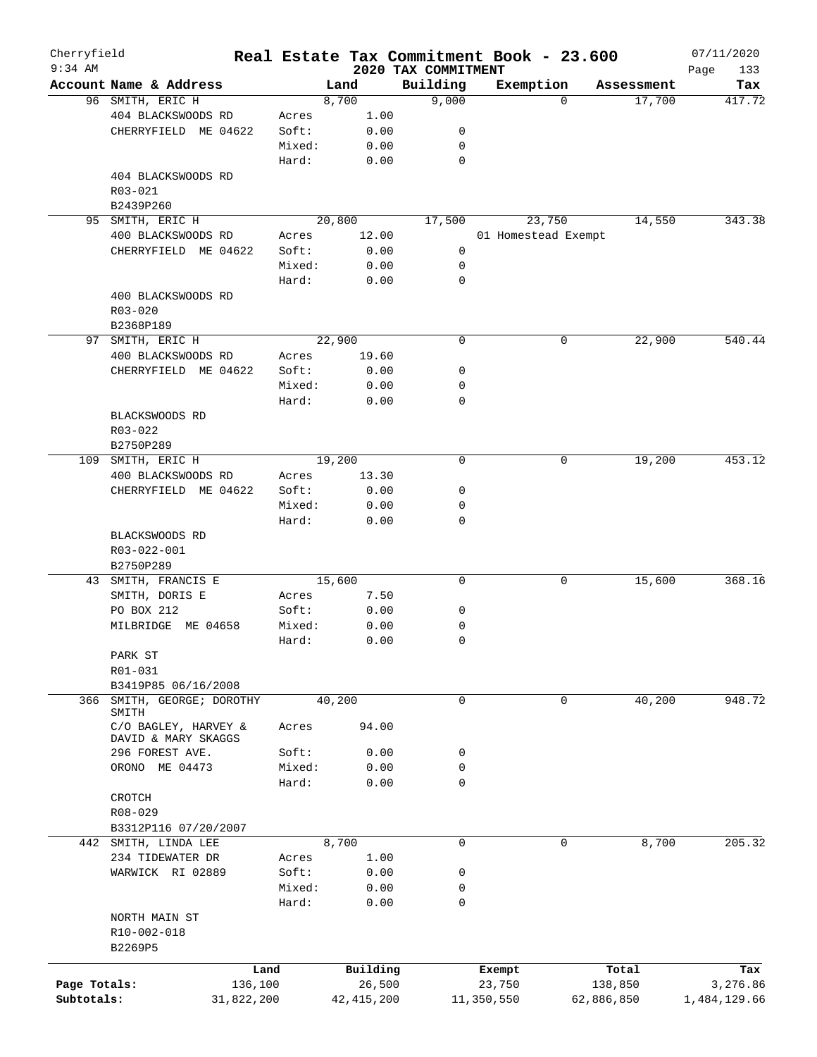# Real Estate Tax Commitment Book - 23.600

Cherryfield
9:34 AM

2020 TAX COMMITMENT

07/11/2020

| Account | Name & Address | | Land | Building | Exemption | Assessment | Tax |
|---|---|---|---|---|---|---|---|
| 96 | SMITH, ERIC H | | 8,700 | 9,000 | 0 | 17,700 | 417.72 |
| | 404 BLACKSWOODS RD | Acres | 1.00 | | | | |
| | CHERRYFIELD ME 04622 | Soft: | 0.00 | 0 | | | |
| | | Mixed: | 0.00 | 0 | | | |
| | | Hard: | 0.00 | 0 | | | |
| | 404 BLACKSWOODS RD | | | | | | |
| | R03-021 | | | | | | |
| | B2439P260 | | | | | | |
| 95 | SMITH, ERIC H | | 20,800 | 17,500 | 23,750 | 14,550 | 343.38 |
| | 400 BLACKSWOODS RD | Acres | 12.00 | | 01 Homestead Exempt | | |
| | CHERRYFIELD ME 04622 | Soft: | 0.00 | 0 | | | |
| | | Mixed: | 0.00 | 0 | | | |
| | | Hard: | 0.00 | 0 | | | |
| | 400 BLACKSWOODS RD | | | | | | |
| | R03-020 | | | | | | |
| | B2368P189 | | | | | | |
| 97 | SMITH, ERIC H | | 22,900 | 0 | 0 | 22,900 | 540.44 |
| | 400 BLACKSWOODS RD | Acres | 19.60 | | | | |
| | CHERRYFIELD ME 04622 | Soft: | 0.00 | 0 | | | |
| | | Mixed: | 0.00 | 0 | | | |
| | | Hard: | 0.00 | 0 | | | |
| | BLACKSWOODS RD | | | | | | |
| | R03-022 | | | | | | |
| | B2750P289 | | | | | | |
| 109 | SMITH, ERIC H | | 19,200 | 0 | 0 | 19,200 | 453.12 |
| | 400 BLACKSWOODS RD | Acres | 13.30 | | | | |
| | CHERRYFIELD ME 04622 | Soft: | 0.00 | 0 | | | |
| | | Mixed: | 0.00 | 0 | | | |
| | | Hard: | 0.00 | 0 | | | |
| | BLACKSWOODS RD | | | | | | |
| | R03-022-001 | | | | | | |
| | B2750P289 | | | | | | |
| 43 | SMITH, FRANCIS E | | 15,600 | 0 | 0 | 15,600 | 368.16 |
| | SMITH, DORIS E | Acres | 7.50 | | | | |
| | PO BOX 212 | Soft: | 0.00 | 0 | | | |
| | MILBRIDGE ME 04658 | Mixed: | 0.00 | 0 | | | |
| | | Hard: | 0.00 | 0 | | | |
| | PARK ST | | | | | | |
| | R01-031 | | | | | | |
| | B3419P85 06/16/2008 | | | | | | |
| 366 | SMITH, GEORGE; DOROTHY SMITH | | 40,200 | 0 | 0 | 40,200 | 948.72 |
| | C/O BAGLEY, HARVEY & DAVID & MARY SKAGGS | Acres | 94.00 | | | | |
| | 296 FOREST AVE. | Soft: | 0.00 | 0 | | | |
| | ORONO ME 04473 | Mixed: | 0.00 | 0 | | | |
| | | Hard: | 0.00 | 0 | | | |
| | CROTCH | | | | | | |
| | R08-029 | | | | | | |
| | B3312P116 07/20/2007 | | | | | | |
| 442 | SMITH, LINDA LEE | | 8,700 | 0 | 0 | 8,700 | 205.32 |
| | 234 TIDEWATER DR | Acres | 1.00 | | | | |
| | WARWICK RI 02889 | Soft: | 0.00 | 0 | | | |
| | | Mixed: | 0.00 | 0 | | | |
| | | Hard: | 0.00 | 0 | | | |
| | NORTH MAIN ST | | | | | | |
| | R10-002-018 | | | | | | |
| | B2269P5 | | | | | | |

| | Land | Building | Exempt | Total | Tax |
|---|---|---|---|---|---|
| Page Totals: | 136,100 | 26,500 | 23,750 | 138,850 | 3,276.86 |
| Subtotals: | 31,822,200 | 42,415,200 | 11,350,550 | 62,886,850 | 1,484,129.66 |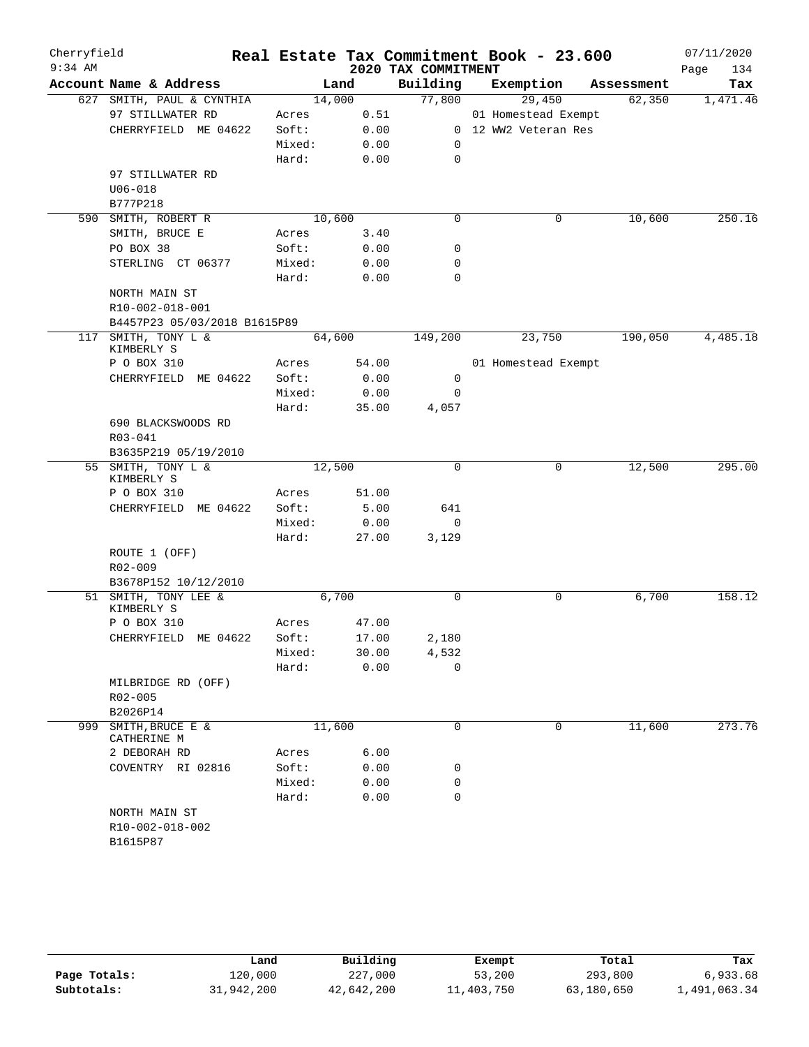Cherryfield
9:34 AM

# Real Estate Tax Commitment Book - 23.600

## 2020 TAX COMMITMENT

07/11/2020

| Account | Name & Address | Land | | Building | Exemption | Assessment | Tax |
|---|---|---|---|---|---|---|---|
| 627 | SMITH, PAUL & CYNTHIA | | 14,000 | 77,800 | 29,450 | 62,350 | 1,471.46 |
| | 97 STILLWATER RD | Acres | 0.51 | | 01 Homestead Exempt | | |
| | CHERRYFIELD ME 04622 | Soft: | 0.00 | 0 | 12 WW2 Veteran Res | | |
| | | Mixed: | 0.00 | 0 | | | |
| | | Hard: | 0.00 | 0 | | | |
| | 97 STILLWATER RD | | | | | | |
| | U06-018 | | | | | | |
| | B777P218 | | | | | | |
| 590 | SMITH, ROBERT R | | 10,600 | 0 | 0 | 10,600 | 250.16 |
| | SMITH, BRUCE E | Acres | 3.40 | | | | |
| | PO BOX 38 | Soft: | 0.00 | 0 | | | |
| | STERLING CT 06377 | Mixed: | 0.00 | 0 | | | |
| | | Hard: | 0.00 | 0 | | | |
| | NORTH MAIN ST | | | | | | |
| | R10-002-018-001 | | | | | | |
| | B4457P23 05/03/2018 B1615P89 | | | | | | |
| 117 | SMITH, TONY L & KIMBERLY S | | 64,600 | 149,200 | 23,750 | 190,050 | 4,485.18 |
| | P O BOX 310 | Acres | 54.00 | | 01 Homestead Exempt | | |
| | CHERRYFIELD ME 04622 | Soft: | 0.00 | 0 | | | |
| | | Mixed: | 0.00 | 0 | | | |
| | | Hard: | 35.00 | 4,057 | | | |
| | 690 BLACKSWOODS RD | | | | | | |
| | R03-041 | | | | | | |
| | B3635P219 05/19/2010 | | | | | | |
| 55 | SMITH, TONY L & KIMBERLY S | | 12,500 | 0 | 0 | 12,500 | 295.00 |
| | P O BOX 310 | Acres | 51.00 | | | | |
| | CHERRYFIELD ME 04622 | Soft: | 5.00 | 641 | | | |
| | | Mixed: | 0.00 | 0 | | | |
| | | Hard: | 27.00 | 3,129 | | | |
| | ROUTE 1 (OFF) | | | | | | |
| | R02-009 | | | | | | |
| | B3678P152 10/12/2010 | | | | | | |
| 51 | SMITH, TONY LEE & KIMBERLY S | | 6,700 | 0 | 0 | 6,700 | 158.12 |
| | P O BOX 310 | Acres | 47.00 | | | | |
| | CHERRYFIELD ME 04622 | Soft: | 17.00 | 2,180 | | | |
| | | Mixed: | 30.00 | 4,532 | | | |
| | | Hard: | 0.00 | 0 | | | |
| | MILBRIDGE RD (OFF) | | | | | | |
| | R02-005 | | | | | | |
| | B2026P14 | | | | | | |
| 999 | SMITH, BRUCE E & CATHERINE M | | 11,600 | 0 | 0 | 11,600 | 273.76 |
| | 2 DEBORAH RD | Acres | 6.00 | | | | |
| | COVENTRY RI 02816 | Soft: | 0.00 | 0 | | | |
| | | Mixed: | 0.00 | 0 | | | |
| | | Hard: | 0.00 | 0 | | | |
| | NORTH MAIN ST | | | | | | |
| | R10-002-018-002 | | | | | | |
| | B1615P87 | | | | | | |

| | Land | Building | Exempt | Total | Tax |
|---|---|---|---|---|---|
| Page Totals: | 120,000 | 227,000 | 53,200 | 293,800 | 6,933.68 |
| Subtotals: | 31,942,200 | 42,642,200 | 11,403,750 | 63,180,650 | 1,491,063.34 |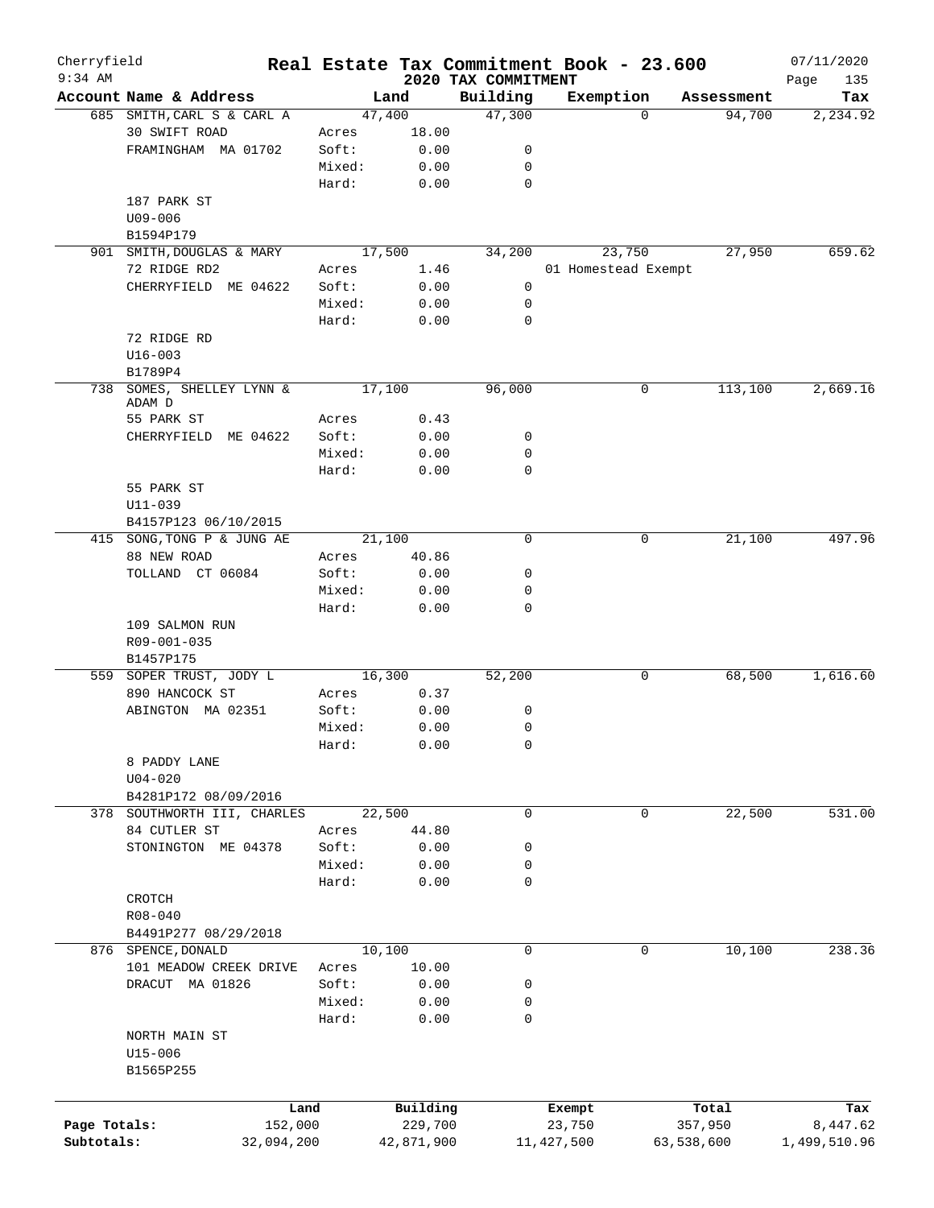Cherryfield 9:34 AM

# Real Estate Tax Commitment Book - 23.600

## 2020 TAX COMMITMENT

07/11/2020

| Account Name & Address | | Land | Building | Exemption | Assessment | Tax |
|---|---|---|---|---|---|---|
| 685 SMITH, CARL S & CARL A | | 47,400 | 47,300 | 0 | 94,700 | 2,234.92 |
| 30 SWIFT ROAD | Acres | 18.00 | | | | |
| FRAMINGHAM MA 01702 | Soft: | 0.00 | 0 | | | |
| | Mixed: | 0.00 | 0 | | | |
| | Hard: | 0.00 | 0 | | | |
| 187 PARK ST | | | | | | |
| U09-006 | | | | | | |
| B1594P179 | | | | | | |
| 901 SMITH, DOUGLAS & MARY | | 17,500 | 34,200 | 23,750 | 27,950 | 659.62 |
| 72 RIDGE RD2 | Acres | 1.46 | | 01 Homestead Exempt | | |
| CHERRYFIELD ME 04622 | Soft: | 0.00 | 0 | | | |
| | Mixed: | 0.00 | 0 | | | |
| | Hard: | 0.00 | 0 | | | |
| 72 RIDGE RD | | | | | | |
| U16-003 | | | | | | |
| B1789P4 | | | | | | |
| 738 SOMES, SHELLEY LYNN & ADAM D | | 17,100 | 96,000 | 0 | 113,100 | 2,669.16 |
| 55 PARK ST | Acres | 0.43 | | | | |
| CHERRYFIELD ME 04622 | Soft: | 0.00 | 0 | | | |
| | Mixed: | 0.00 | 0 | | | |
| | Hard: | 0.00 | 0 | | | |
| 55 PARK ST | | | | | | |
| U11-039 | | | | | | |
| B4157P123 06/10/2015 | | | | | | |
| 415 SONG, TONG P & JUNG AE | | 21,100 | 0 | 0 | 21,100 | 497.96 |
| 88 NEW ROAD | Acres | 40.86 | | | | |
| TOLLAND CT 06084 | Soft: | 0.00 | 0 | | | |
| | Mixed: | 0.00 | 0 | | | |
| | Hard: | 0.00 | 0 | | | |
| 109 SALMON RUN | | | | | | |
| R09-001-035 | | | | | | |
| B1457P175 | | | | | | |
| 559 SOPER TRUST, JODY L | | 16,300 | 52,200 | 0 | 68,500 | 1,616.60 |
| 890 HANCOCK ST | Acres | 0.37 | | | | |
| ABINGTON MA 02351 | Soft: | 0.00 | 0 | | | |
| | Mixed: | 0.00 | 0 | | | |
| | Hard: | 0.00 | 0 | | | |
| 8 PADDY LANE | | | | | | |
| U04-020 | | | | | | |
| B4281P172 08/09/2016 | | | | | | |
| 378 SOUTHWORTH III, CHARLES | | 22,500 | 0 | 0 | 22,500 | 531.00 |
| 84 CUTLER ST | Acres | 44.80 | | | | |
| STONINGTON ME 04378 | Soft: | 0.00 | 0 | | | |
| | Mixed: | 0.00 | 0 | | | |
| | Hard: | 0.00 | 0 | | | |
| CROTCH | | | | | | |
| R08-040 | | | | | | |
| B4491P277 08/29/2018 | | | | | | |
| 876 SPENCE, DONALD | | 10,100 | 0 | 0 | 10,100 | 238.36 |
| 101 MEADOW CREEK DRIVE | Acres | 10.00 | | | | |
| DRACUT MA 01826 | Soft: | 0.00 | 0 | | | |
| | Mixed: | 0.00 | 0 | | | |
| | Hard: | 0.00 | 0 | | | |
| NORTH MAIN ST | | | | | | |
| U15-006 | | | | | | |
| B1565P255 | | | | | | |

| | Land | Building | Exempt | Total | Tax |
|---|---|---|---|---|---|
| Page Totals: | 152,000 | 229,700 | 23,750 | 357,950 | 8,447.62 |
| Subtotals: | 32,094,200 | 42,871,900 | 11,427,500 | 63,538,600 | 1,499,510.96 |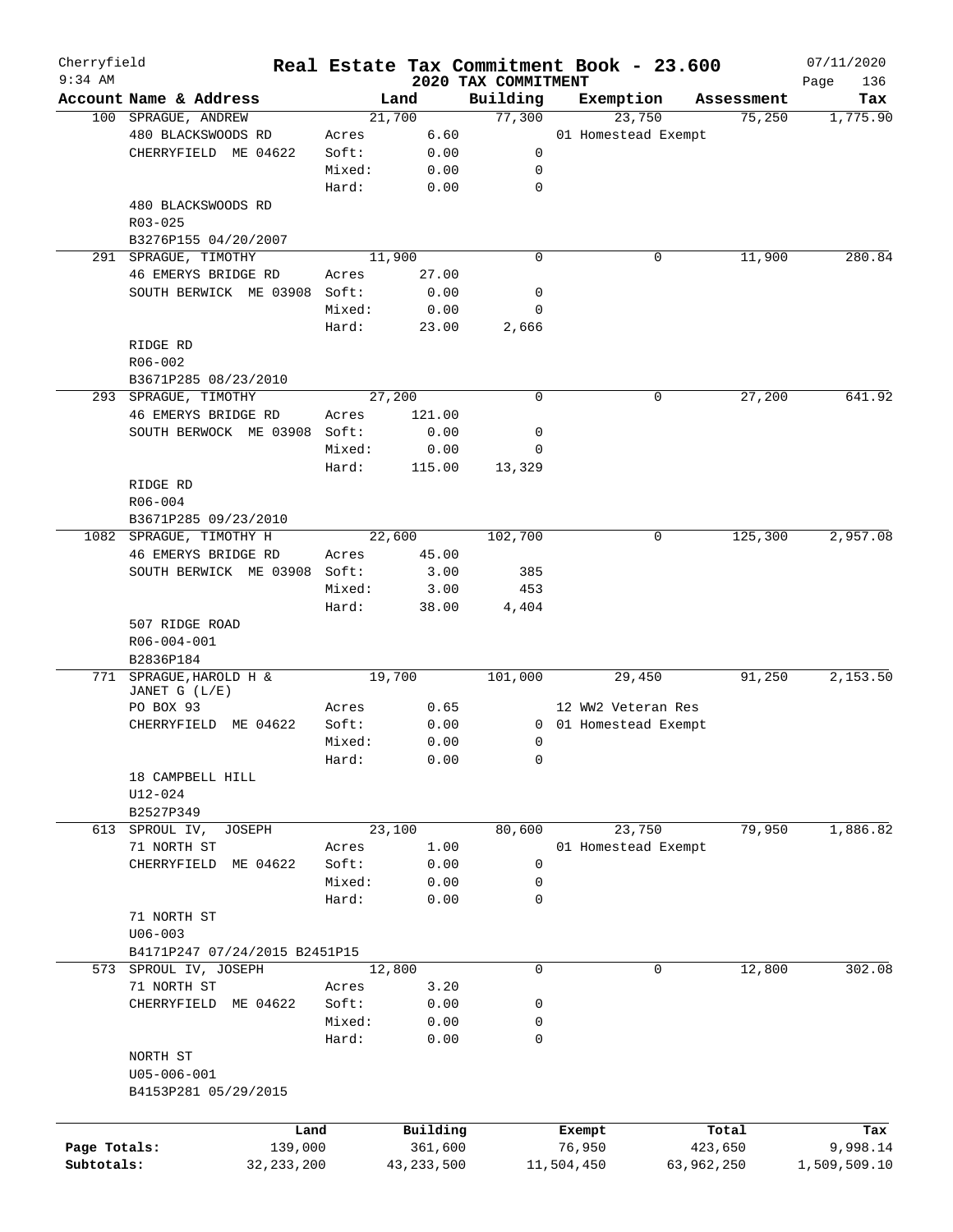Cherryfield 9:34 AM

# Real Estate Tax Commitment Book - 23.600

## 2020 TAX COMMITMENT

07/11/2020

| Account Name & Address | | Land | Building | Exemption | Assessment | Tax |
|---|---|---|---|---|---|---|
| 100 SPRAGUE, ANDREW | | 21,700 | 77,300 | 23,750 | 75,250 | 1,775.90 |
| 480 BLACKSWOODS RD | Acres | 6.60 | | 01 Homestead Exempt | | |
| CHERRYFIELD ME 04622 | Soft: | 0.00 | 0 | | | |
| | Mixed: | 0.00 | 0 | | | |
| | Hard: | 0.00 | 0 | | | |
| 480 BLACKSWOODS RD | | | | | | |
| R03-025 | | | | | | |
| B3276P155 04/20/2007 | | | | | | |
| 291 SPRAGUE, TIMOTHY | | 11,900 | 0 | 0 | 11,900 | 280.84 |
| 46 EMERYS BRIDGE RD | Acres | 27.00 | | | | |
| SOUTH BERWICK ME 03908 | Soft: | 0.00 | 0 | | | |
| | Mixed: | 0.00 | 0 | | | |
| | Hard: | 23.00 | 2,666 | | | |
| RIDGE RD | | | | | | |
| R06-002 | | | | | | |
| B3671P285 08/23/2010 | | | | | | |
| 293 SPRAGUE, TIMOTHY | | 27,200 | 0 | 0 | 27,200 | 641.92 |
| 46 EMERYS BRIDGE RD | Acres | 121.00 | | | | |
| SOUTH BERWOCK ME 03908 | Soft: | 0.00 | 0 | | | |
| | Mixed: | 0.00 | 0 | | | |
| | Hard: | 115.00 | 13,329 | | | |
| RIDGE RD | | | | | | |
| R06-004 | | | | | | |
| B3671P285 09/23/2010 | | | | | | |
| 1082 SPRAGUE, TIMOTHY H | | 22,600 | 102,700 | 0 | 125,300 | 2,957.08 |
| 46 EMERYS BRIDGE RD | Acres | 45.00 | | | | |
| SOUTH BERWICK ME 03908 | Soft: | 3.00 | 385 | | | |
| | Mixed: | 3.00 | 453 | | | |
| | Hard: | 38.00 | 4,404 | | | |
| 507 RIDGE ROAD | | | | | | |
| R06-004-001 | | | | | | |
| B2836P184 | | | | | | |
| 771 SPRAGUE, HAROLD H & JANET G (L/E) | | 19,700 | 101,000 | 29,450 | 91,250 | 2,153.50 |
| PO BOX 93 | Acres | 0.65 | | 12 WW2 Veteran Res | | |
| CHERRYFIELD ME 04622 | Soft: | 0.00 | 0 | 01 Homestead Exempt | | |
| | Mixed: | 0.00 | 0 | | | |
| | Hard: | 0.00 | 0 | | | |
| 18 CAMPBELL HILL | | | | | | |
| U12-024 | | | | | | |
| B2527P349 | | | | | | |
| 613 SPROUL IV, JOSEPH | | 23,100 | 80,600 | 23,750 | 79,950 | 1,886.82 |
| 71 NORTH ST | Acres | 1.00 | | 01 Homestead Exempt | | |
| CHERRYFIELD ME 04622 | Soft: | 0.00 | 0 | | | |
| | Mixed: | 0.00 | 0 | | | |
| | Hard: | 0.00 | 0 | | | |
| 71 NORTH ST | | | | | | |
| U06-003 | | | | | | |
| B4171P247 07/24/2015 B2451P15 | | | | | | |
| 573 SPROUL IV, JOSEPH | | 12,800 | 0 | 0 | 12,800 | 302.08 |
| 71 NORTH ST | Acres | 3.20 | | | | |
| CHERRYFIELD ME 04622 | Soft: | 0.00 | 0 | | | |
| | Mixed: | 0.00 | 0 | | | |
| | Hard: | 0.00 | 0 | | | |
| NORTH ST | | | | | | |
| U05-006-001 | | | | | | |
| B4153P281 05/29/2015 | | | | | | |

| | Land | Building | Exempt | Total | Tax |
|---|---|---|---|---|---|
| Page Totals: | 139,000 | 361,600 | 76,950 | 423,650 | 9,998.14 |
| Subtotals: | 32,233,200 | 43,233,500 | 11,504,450 | 63,962,250 | 1,509,509.10 |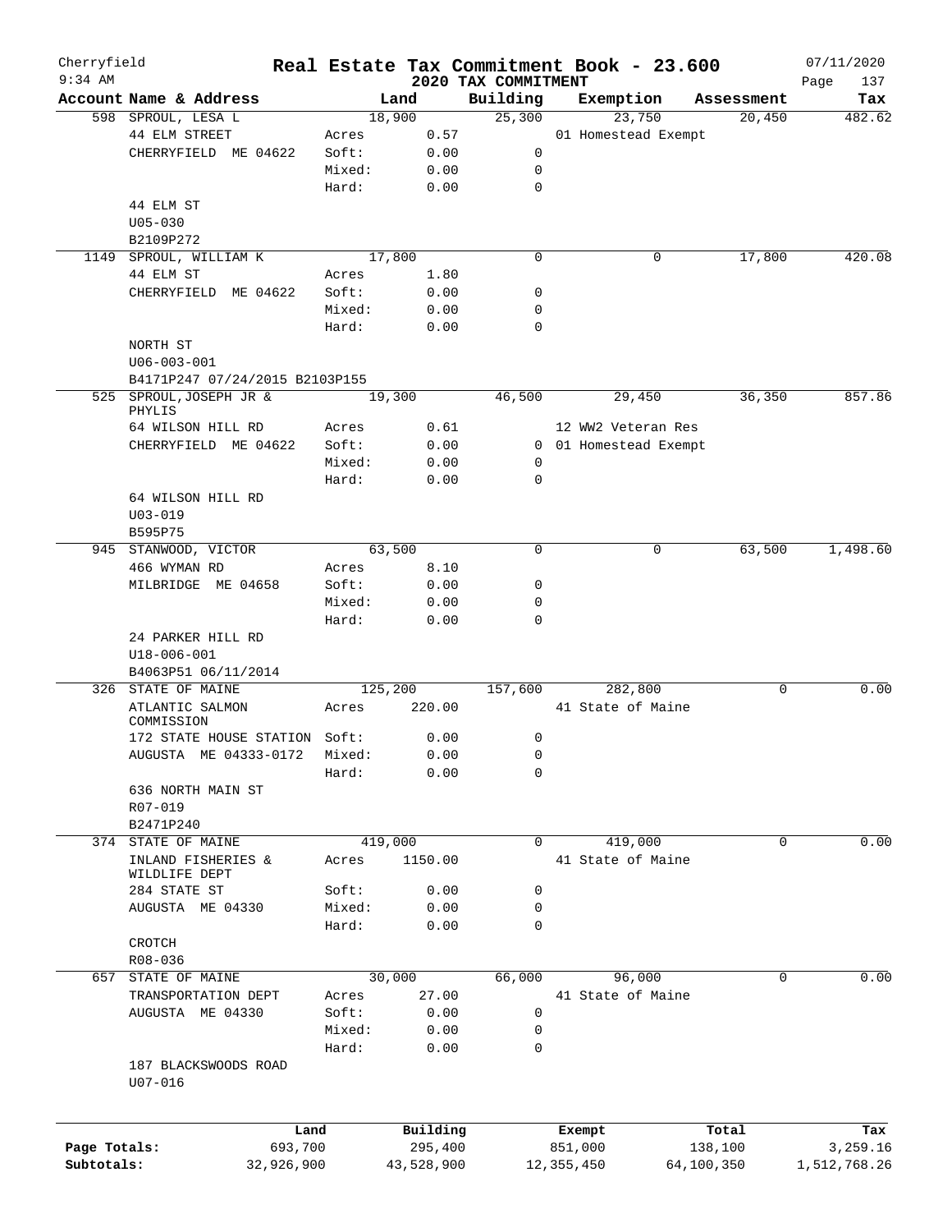# Real Estate Tax Commitment Book - 23.600

Cherryfield
9:34 AM

2020 TAX COMMITMENT

07/11/2020

| Account | Name & Address | | Land | Building | Exemption | Assessment | Tax |
|---|---|---|---|---|---|---|---|
| 598 | SPROUL, LESA L | | 18,900 | 25,300 | 23,750 | 20,450 | 482.62 |
| | 44 ELM STREET | Acres | 0.57 | | 01 Homestead Exempt | | |
| | CHERRYFIELD ME 04622 | Soft: | 0.00 | 0 | | | |
| | | Mixed: | 0.00 | 0 | | | |
| | | Hard: | 0.00 | 0 | | | |
| | 44 ELM ST | | | | | | |
| | U05-030 | | | | | | |
| | B2109P272 | | | | | | |
| 1149 | SPROUL, WILLIAM K | | 17,800 | 0 | 0 | 17,800 | 420.08 |
| | 44 ELM ST | Acres | 1.80 | | | | |
| | CHERRYFIELD ME 04622 | Soft: | 0.00 | 0 | | | |
| | | Mixed: | 0.00 | 0 | | | |
| | | Hard: | 0.00 | 0 | | | |
| | NORTH ST | | | | | | |
| | U06-003-001 | | | | | | |
| | B4171P247 07/24/2015 B2103P155 | | | | | | |
| 525 | SPROUL,JOSEPH JR & PHYLIS | | 19,300 | 46,500 | 29,450 | 36,350 | 857.86 |
| | 64 WILSON HILL RD | Acres | 0.61 | | 12 WW2 Veteran Res | | |
| | CHERRYFIELD ME 04622 | Soft: | 0.00 | 0 | 01 Homestead Exempt | | |
| | | Mixed: | 0.00 | 0 | | | |
| | | Hard: | 0.00 | 0 | | | |
| | 64 WILSON HILL RD | | | | | | |
| | U03-019 | | | | | | |
| | B595P75 | | | | | | |
| 945 | STANWOOD, VICTOR | | 63,500 | 0 | 0 | 63,500 | 1,498.60 |
| | 466 WYMAN RD | Acres | 8.10 | | | | |
| | MILBRIDGE ME 04658 | Soft: | 0.00 | 0 | | | |
| | | Mixed: | 0.00 | 0 | | | |
| | | Hard: | 0.00 | 0 | | | |
| | 24 PARKER HILL RD | | | | | | |
| | U18-006-001 | | | | | | |
| | B4063P51 06/11/2014 | | | | | | |
| 326 | STATE OF MAINE | | 125,200 | 157,600 | 282,800 | 0 | 0.00 |
| | ATLANTIC SALMON COMMISSION | Acres | 220.00 | | 41 State of Maine | | |
| | 172 STATE HOUSE STATION | Soft: | 0.00 | 0 | | | |
| | AUGUSTA ME 04333-0172 | Mixed: | 0.00 | 0 | | | |
| | | Hard: | 0.00 | 0 | | | |
| | 636 NORTH MAIN ST | | | | | | |
| | R07-019 | | | | | | |
| | B2471P240 | | | | | | |
| 374 | STATE OF MAINE | | 419,000 | 0 | 419,000 | 0 | 0.00 |
| | INLAND FISHERIES & WILDLIFE DEPT | Acres | 1150.00 | | 41 State of Maine | | |
| | 284 STATE ST | Soft: | 0.00 | 0 | | | |
| | AUGUSTA ME 04330 | Mixed: | 0.00 | 0 | | | |
| | | Hard: | 0.00 | 0 | | | |
| | CROTCH | | | | | | |
| | R08-036 | | | | | | |
| 657 | STATE OF MAINE | | 30,000 | 66,000 | 96,000 | 0 | 0.00 |
| | TRANSPORTATION DEPT | Acres | 27.00 | | 41 State of Maine | | |
| | AUGUSTA ME 04330 | Soft: | 0.00 | 0 | | | |
| | | Mixed: | 0.00 | 0 | | | |
| | | Hard: | 0.00 | 0 | | | |
| | 187 BLACKSWOODS ROAD | | | | | | |
| | U07-016 | | | | | | |

| | Land | Building | Exempt | Total | Tax |
|---|---|---|---|---|---|
| Page Totals: | 693,700 | 295,400 | 851,000 | 138,100 | 3,259.16 |
| Subtotals: | 32,926,900 | 43,528,900 | 12,355,450 | 64,100,350 | 1,512,768.26 |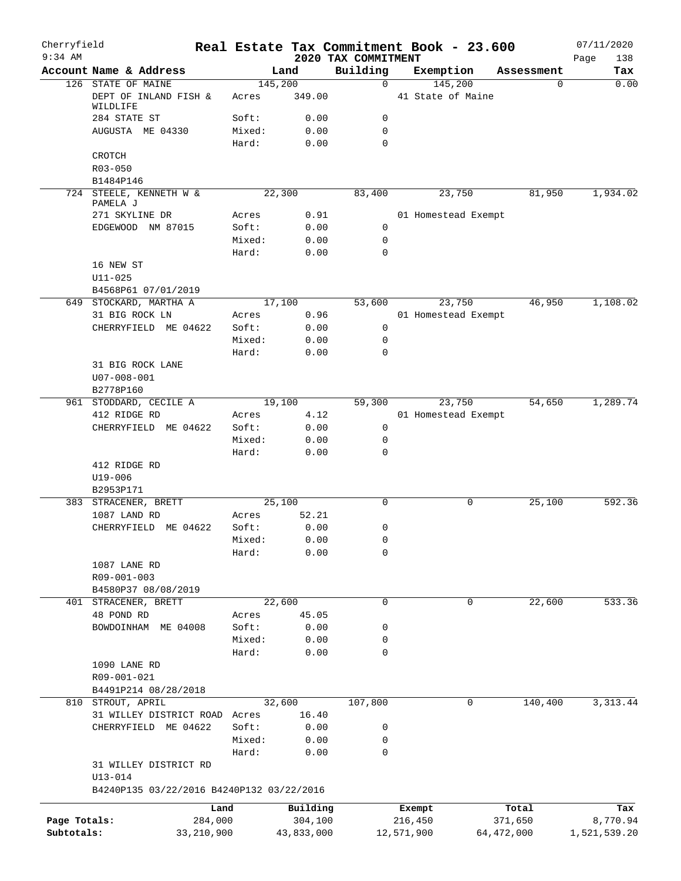# Cherryfield — Real Estate Tax Commitment Book - 23.600

9:34 AM — 2020 TAX COMMITMENT — 07/11/2020

| Account Name & Address | Land | | Building | Exemption | Assessment | Tax |
|---|---|---|---|---|---|---|
| 126 STATE OF MAINE | 145,200 | | 0 | 145,200 | 0 | 0.00 |
| DEPT OF INLAND FISH & WILDLIFE | Acres | 349.00 | | 41 State of Maine | | |
| 284 STATE ST | Soft: | 0.00 | 0 | | | |
| AUGUSTA ME 04330 | Mixed: | 0.00 | 0 | | | |
| | Hard: | 0.00 | 0 | | | |
| CROTCH | | | | | | |
| R03-050 | | | | | | |
| B1484P146 | | | | | | |
| 724 STEELE, KENNETH W & PAMELA J | 22,300 | | 83,400 | 23,750 | 81,950 | 1,934.02 |
| 271 SKYLINE DR | Acres | 0.91 | | 01 Homestead Exempt | | |
| EDGEWOOD NM 87015 | Soft: | 0.00 | 0 | | | |
| | Mixed: | 0.00 | 0 | | | |
| | Hard: | 0.00 | 0 | | | |
| 16 NEW ST | | | | | | |
| U11-025 | | | | | | |
| B4568P61 07/01/2019 | | | | | | |
| 649 STOCKARD, MARTHA A | 17,100 | | 53,600 | 23,750 | 46,950 | 1,108.02 |
| 31 BIG ROCK LN | Acres | 0.96 | | 01 Homestead Exempt | | |
| CHERRYFIELD ME 04622 | Soft: | 0.00 | 0 | | | |
| | Mixed: | 0.00 | 0 | | | |
| | Hard: | 0.00 | 0 | | | |
| 31 BIG ROCK LANE | | | | | | |
| U07-008-001 | | | | | | |
| B2778P160 | | | | | | |
| 961 STODDARD, CECILE A | 19,100 | | 59,300 | 23,750 | 54,650 | 1,289.74 |
| 412 RIDGE RD | Acres | 4.12 | | 01 Homestead Exempt | | |
| CHERRYFIELD ME 04622 | Soft: | 0.00 | 0 | | | |
| | Mixed: | 0.00 | 0 | | | |
| | Hard: | 0.00 | 0 | | | |
| 412 RIDGE RD | | | | | | |
| U19-006 | | | | | | |
| B2953P171 | | | | | | |
| 383 STRACENER, BRETT | 25,100 | | 0 | 0 | 25,100 | 592.36 |
| 1087 LAND RD | Acres | 52.21 | | | | |
| CHERRYFIELD ME 04622 | Soft: | 0.00 | 0 | | | |
| | Mixed: | 0.00 | 0 | | | |
| | Hard: | 0.00 | 0 | | | |
| 1087 LANE RD | | | | | | |
| R09-001-003 | | | | | | |
| B4580P37 08/08/2019 | | | | | | |
| 401 STRACENER, BRETT | 22,600 | | 0 | 0 | 22,600 | 533.36 |
| 48 POND RD | Acres | 45.05 | | | | |
| BOWDOINHAM ME 04008 | Soft: | 0.00 | 0 | | | |
| | Mixed: | 0.00 | 0 | | | |
| | Hard: | 0.00 | 0 | | | |
| 1090 LANE RD | | | | | | |
| R09-001-021 | | | | | | |
| B4491P214 08/28/2018 | | | | | | |
| 810 STROUT, APRIL | 32,600 | | 107,800 | 0 | 140,400 | 3,313.44 |
| 31 WILLEY DISTRICT ROAD | Acres | 16.40 | | | | |
| CHERRYFIELD ME 04622 | Soft: | 0.00 | 0 | | | |
| | Mixed: | 0.00 | 0 | | | |
| | Hard: | 0.00 | 0 | | | |
| 31 WILLEY DISTRICT RD | | | | | | |
| U13-014 | | | | | | |
| B4240P135 03/22/2016 B4240P132 03/22/2016 | | | | | | |

| | Land | Building | Exempt | Total | Tax |
|---|---|---|---|---|---|
| Page Totals: | 284,000 | 304,100 | 216,450 | 371,650 | 8,770.94 |
| Subtotals: | 33,210,900 | 43,833,000 | 12,571,900 | 64,472,000 | 1,521,539.20 |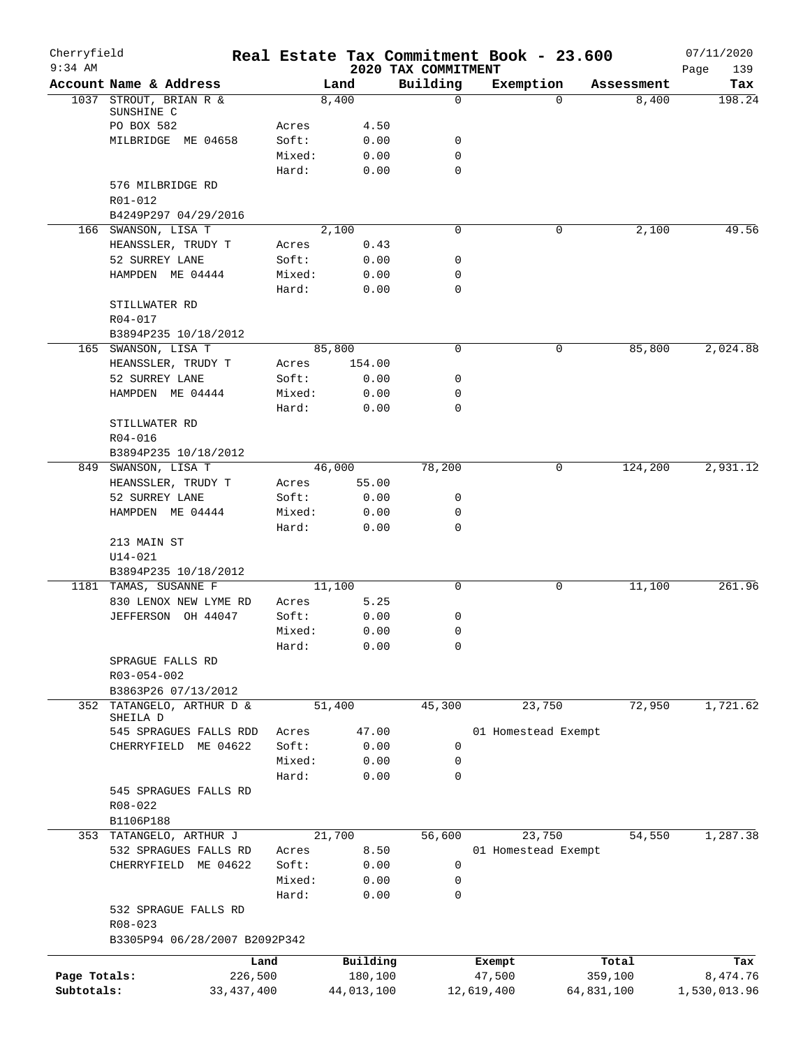Cherryfield 9:34 AM

# Real Estate Tax Commitment Book - 23.600

## 2020 TAX COMMITMENT

07/11/2020 Page 139

| Account Name & Address | | Land | Building | Exemption | Assessment | Tax |
|---|---|---|---|---|---|---|
| 1037 STROUT, BRIAN R & SUNSHINE C | | 8,400 | 0 | 0 | 8,400 | 198.24 |
| PO BOX 582 | Acres | 4.50 | | | | |
| MILBRIDGE ME 04658 | Soft: | 0.00 | 0 | | | |
| | Mixed: | 0.00 | 0 | | | |
| | Hard: | 0.00 | 0 | | | |
| 576 MILBRIDGE RD | | | | | | |
| R01-012 | | | | | | |
| B4249P297 04/29/2016 | | | | | | |
| 166 SWANSON, LISA T | | 2,100 | 0 | 0 | 2,100 | 49.56 |
| HEANSSLER, TRUDY T | Acres | 0.43 | | | | |
| 52 SURREY LANE | Soft: | 0.00 | 0 | | | |
| HAMPDEN ME 04444 | Mixed: | 0.00 | 0 | | | |
| | Hard: | 0.00 | 0 | | | |
| STILLWATER RD | | | | | | |
| R04-017 | | | | | | |
| B3894P235 10/18/2012 | | | | | | |
| 165 SWANSON, LISA T | | 85,800 | 0 | 0 | 85,800 | 2,024.88 |
| HEANSSLER, TRUDY T | Acres | 154.00 | | | | |
| 52 SURREY LANE | Soft: | 0.00 | 0 | | | |
| HAMPDEN ME 04444 | Mixed: | 0.00 | 0 | | | |
| | Hard: | 0.00 | 0 | | | |
| STILLWATER RD | | | | | | |
| R04-016 | | | | | | |
| B3894P235 10/18/2012 | | | | | | |
| 849 SWANSON, LISA T | | 46,000 | 78,200 | 0 | 124,200 | 2,931.12 |
| HEANSSLER, TRUDY T | Acres | 55.00 | | | | |
| 52 SURREY LANE | Soft: | 0.00 | 0 | | | |
| HAMPDEN ME 04444 | Mixed: | 0.00 | 0 | | | |
| | Hard: | 0.00 | 0 | | | |
| 213 MAIN ST | | | | | | |
| U14-021 | | | | | | |
| B3894P235 10/18/2012 | | | | | | |
| 1181 TAMAS, SUSANNE F | | 11,100 | 0 | 0 | 11,100 | 261.96 |
| 830 LENOX NEW LYME RD | Acres | 5.25 | | | | |
| JEFFERSON OH 44047 | Soft: | 0.00 | 0 | | | |
| | Mixed: | 0.00 | 0 | | | |
| | Hard: | 0.00 | 0 | | | |
| SPRAGUE FALLS RD | | | | | | |
| R03-054-002 | | | | | | |
| B3863P26 07/13/2012 | | | | | | |
| 352 TATANGELO, ARTHUR D & SHEILA D | | 51,400 | 45,300 | 23,750 | 72,950 | 1,721.62 |
| 545 SPRAGUES FALLS RDD | Acres | 47.00 | | 01 Homestead Exempt | | |
| CHERRYFIELD ME 04622 | Soft: | 0.00 | 0 | | | |
| | Mixed: | 0.00 | 0 | | | |
| | Hard: | 0.00 | 0 | | | |
| 545 SPRAGUES FALLS RD | | | | | | |
| R08-022 | | | | | | |
| B1106P188 | | | | | | |
| 353 TATANGELO, ARTHUR J | | 21,700 | 56,600 | 23,750 | 54,550 | 1,287.38 |
| 532 SPRAGUES FALLS RD | Acres | 8.50 | | 01 Homestead Exempt | | |
| CHERRYFIELD ME 04622 | Soft: | 0.00 | 0 | | | |
| | Mixed: | 0.00 | 0 | | | |
| | Hard: | 0.00 | 0 | | | |
| 532 SPRAGUE FALLS RD | | | | | | |
| R08-023 | | | | | | |
| B3305P94 06/28/2007 B2092P342 | | | | | | |

| | Land | Building | Exempt | Total | Tax |
|---|---|---|---|---|---|
| Page Totals: | 226,500 | 180,100 | 47,500 | 359,100 | 8,474.76 |
| Subtotals: | 33,437,400 | 44,013,100 | 12,619,400 | 64,831,100 | 1,530,013.96 |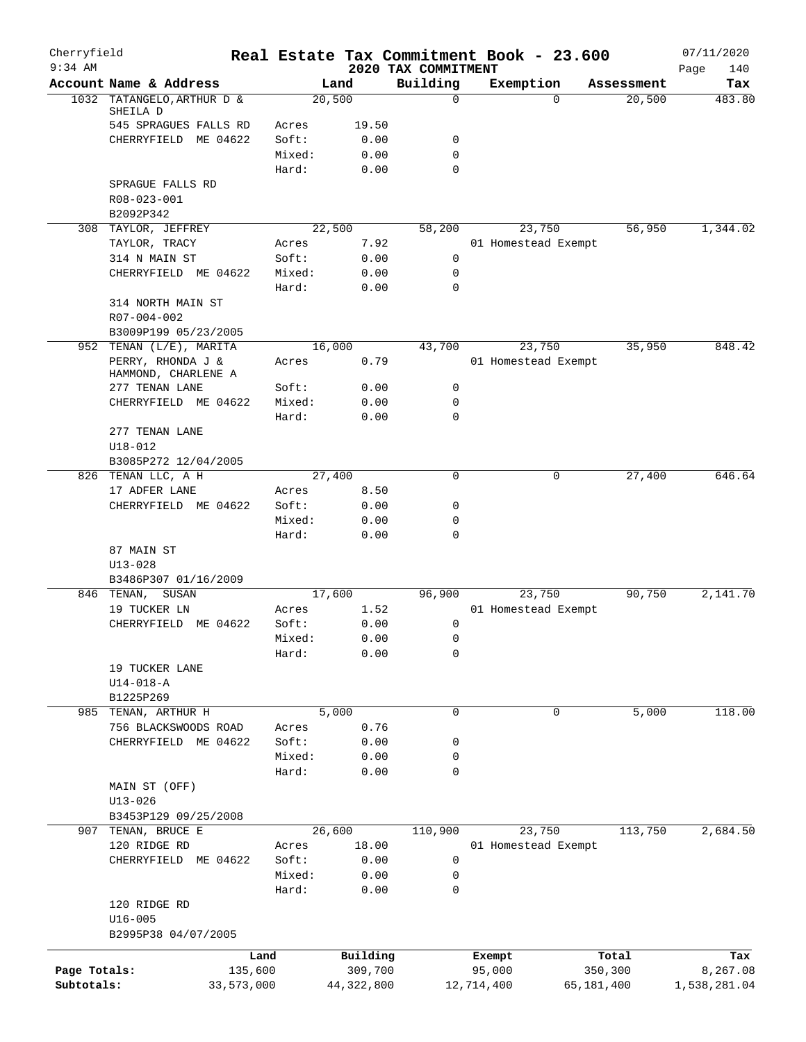Cherryfield
9:34 AM

# Real Estate Tax Commitment Book - 23.600

## 2020 TAX COMMITMENT

07/11/2020

| Account Name & Address | | Land | Building | Exemption | Assessment | Tax |
|---|---|---|---|---|---|---|
| 1032 TATANGELO, ARTHUR D & SHEILA D | | 20,500 | 0 | 0 | 20,500 | 483.80 |
| 545 SPRAGUES FALLS RD | Acres | 19.50 | | | | |
| CHERRYFIELD ME 04622 | Soft: | 0.00 | 0 | | | |
| | Mixed: | 0.00 | 0 | | | |
| | Hard: | 0.00 | 0 | | | |
| SPRAGUE FALLS RD | | | | | | |
| R08-023-001 | | | | | | |
| B2092P342 | | | | | | |
| 308 TAYLOR, JEFFREY | | 22,500 | 58,200 | 23,750 | 56,950 | 1,344.02 |
| TAYLOR, TRACY | Acres | 7.92 | | 01 Homestead Exempt | | |
| 314 N MAIN ST | Soft: | 0.00 | 0 | | | |
| CHERRYFIELD ME 04622 | Mixed: | 0.00 | 0 | | | |
| | Hard: | 0.00 | 0 | | | |
| 314 NORTH MAIN ST | | | | | | |
| R07-004-002 | | | | | | |
| B3009P199 05/23/2005 | | | | | | |
| 952 TENAN (L/E), MARITA | | 16,000 | 43,700 | 23,750 | 35,950 | 848.42 |
| PERRY, RHONDA J & HAMMOND, CHARLENE A | Acres | 0.79 | | 01 Homestead Exempt | | |
| 277 TENAN LANE | Soft: | 0.00 | 0 | | | |
| CHERRYFIELD ME 04622 | Mixed: | 0.00 | 0 | | | |
| | Hard: | 0.00 | 0 | | | |
| 277 TENAN LANE | | | | | | |
| U18-012 | | | | | | |
| B3085P272 12/04/2005 | | | | | | |
| 826 TENAN LLC, A H | | 27,400 | 0 | 0 | 27,400 | 646.64 |
| 17 ADFER LANE | Acres | 8.50 | | | | |
| CHERRYFIELD ME 04622 | Soft: | 0.00 | 0 | | | |
| | Mixed: | 0.00 | 0 | | | |
| | Hard: | 0.00 | 0 | | | |
| 87 MAIN ST | | | | | | |
| U13-028 | | | | | | |
| B3486P307 01/16/2009 | | | | | | |
| 846 TENAN, SUSAN | | 17,600 | 96,900 | 23,750 | 90,750 | 2,141.70 |
| 19 TUCKER LN | Acres | 1.52 | | 01 Homestead Exempt | | |
| CHERRYFIELD ME 04622 | Soft: | 0.00 | 0 | | | |
| | Mixed: | 0.00 | 0 | | | |
| | Hard: | 0.00 | 0 | | | |
| 19 TUCKER LANE | | | | | | |
| U14-018-A | | | | | | |
| B1225P269 | | | | | | |
| 985 TENAN, ARTHUR H | | 5,000 | 0 | 0 | 5,000 | 118.00 |
| 756 BLACKSWOODS ROAD | Acres | 0.76 | | | | |
| CHERRYFIELD ME 04622 | Soft: | 0.00 | 0 | | | |
| | Mixed: | 0.00 | 0 | | | |
| | Hard: | 0.00 | 0 | | | |
| MAIN ST (OFF) | | | | | | |
| U13-026 | | | | | | |
| B3453P129 09/25/2008 | | | | | | |
| 907 TENAN, BRUCE E | | 26,600 | 110,900 | 23,750 | 113,750 | 2,684.50 |
| 120 RIDGE RD | Acres | 18.00 | | 01 Homestead Exempt | | |
| CHERRYFIELD ME 04622 | Soft: | 0.00 | 0 | | | |
| | Mixed: | 0.00 | 0 | | | |
| | Hard: | 0.00 | 0 | | | |
| 120 RIDGE RD | | | | | | |
| U16-005 | | | | | | |
| B2995P38 04/07/2005 | | | | | | |

| | Land | Building | Exempt | Total | Tax |
|---|---|---|---|---|---|
| Page Totals: | 135,600 | 309,700 | 95,000 | 350,300 | 8,267.08 |
| Subtotals: | 33,573,000 | 44,322,800 | 12,714,400 | 65,181,400 | 1,538,281.04 |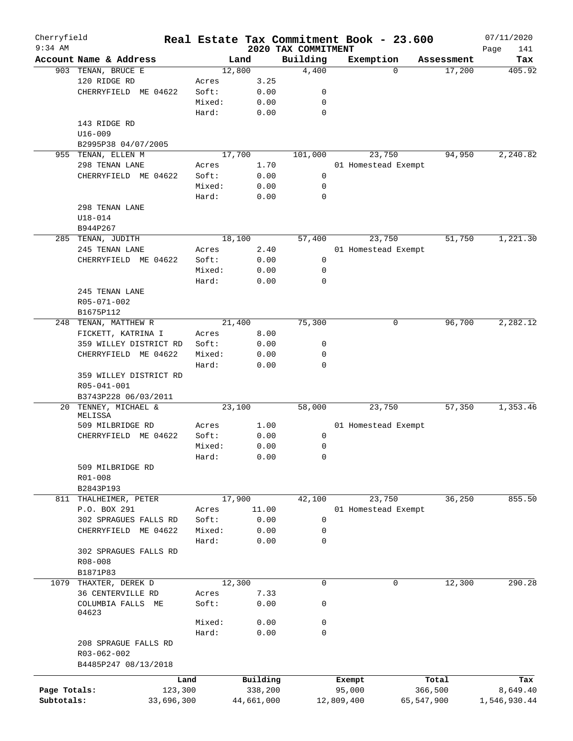Cherryfield
9:34 AM

# Real Estate Tax Commitment Book - 23.600

## 2020 TAX COMMITMENT

07/11/2020

| Account Name & Address | | Land | Building | Exemption | Assessment | Tax |
|---|---|---|---|---|---|---|
| 903 TENAN, BRUCE E | | 12,800 | 4,400 | 0 | 17,200 | 405.92 |
| 120 RIDGE RD | Acres | 3.25 | | | | |
| CHERRYFIELD ME 04622 | Soft: | 0.00 | 0 | | | |
| | Mixed: | 0.00 | 0 | | | |
| | Hard: | 0.00 | 0 | | | |
| 143 RIDGE RD | | | | | | |
| U16-009 | | | | | | |
| B2995P38 04/07/2005 | | | | | | |
| 955 TENAN, ELLEN M | | 17,700 | 101,000 | 23,750 | 94,950 | 2,240.82 |
| 298 TENAN LANE | Acres | 1.70 | | 01 Homestead Exempt | | |
| CHERRYFIELD ME 04622 | Soft: | 0.00 | 0 | | | |
| | Mixed: | 0.00 | 0 | | | |
| | Hard: | 0.00 | 0 | | | |
| 298 TENAN LANE | | | | | | |
| U18-014 | | | | | | |
| B944P267 | | | | | | |
| 285 TENAN, JUDITH | | 18,100 | 57,400 | 23,750 | 51,750 | 1,221.30 |
| 245 TENAN LANE | Acres | 2.40 | | 01 Homestead Exempt | | |
| CHERRYFIELD ME 04622 | Soft: | 0.00 | 0 | | | |
| | Mixed: | 0.00 | 0 | | | |
| | Hard: | 0.00 | 0 | | | |
| 245 TENAN LANE | | | | | | |
| R05-071-002 | | | | | | |
| B1675P112 | | | | | | |
| 248 TENAN, MATTHEW R | | 21,400 | 75,300 | 0 | 96,700 | 2,282.12 |
| FICKETT, KATRINA I | Acres | 8.00 | | | | |
| 359 WILLEY DISTRICT RD | Soft: | 0.00 | 0 | | | |
| CHERRYFIELD ME 04622 | Mixed: | 0.00 | 0 | | | |
| | Hard: | 0.00 | 0 | | | |
| 359 WILLEY DISTRICT RD | | | | | | |
| R05-041-001 | | | | | | |
| B3743P228 06/03/2011 | | | | | | |
| 20 TENNEY, MICHAEL & MELISSA | | 23,100 | 58,000 | 23,750 | 57,350 | 1,353.46 |
| 509 MILBRIDGE RD | Acres | 1.00 | | 01 Homestead Exempt | | |
| CHERRYFIELD ME 04622 | Soft: | 0.00 | 0 | | | |
| | Mixed: | 0.00 | 0 | | | |
| | Hard: | 0.00 | 0 | | | |
| 509 MILBRIDGE RD | | | | | | |
| R01-008 | | | | | | |
| B2843P193 | | | | | | |
| 811 THALHEIMER, PETER | | 17,900 | 42,100 | 23,750 | 36,250 | 855.50 |
| P.O. BOX 291 | Acres | 11.00 | | 01 Homestead Exempt | | |
| 302 SPRAGUES FALLS RD | Soft: | 0.00 | 0 | | | |
| CHERRYFIELD ME 04622 | Mixed: | 0.00 | 0 | | | |
| | Hard: | 0.00 | 0 | | | |
| 302 SPRAGUES FALLS RD | | | | | | |
| R08-008 | | | | | | |
| B1871P83 | | | | | | |
| 1079 THAXTER, DEREK D | | 12,300 | 0 | 0 | 12,300 | 290.28 |
| 36 CENTERVILLE RD | Acres | 7.33 | | | | |
| COLUMBIA FALLS ME 04623 | Soft: | 0.00 | 0 | | | |
| | Mixed: | 0.00 | 0 | | | |
| | Hard: | 0.00 | 0 | | | |
| 208 SPRAGUE FALLS RD | | | | | | |
| R03-062-002 | | | | | | |
| B4485P247 08/13/2018 | | | | | | |

| | Land | Building | Exempt | Total | Tax |
|---|---|---|---|---|---|
| Page Totals: | 123,300 | 338,200 | 95,000 | 366,500 | 8,649.40 |
| Subtotals: | 33,696,300 | 44,661,000 | 12,809,400 | 65,547,900 | 1,546,930.44 |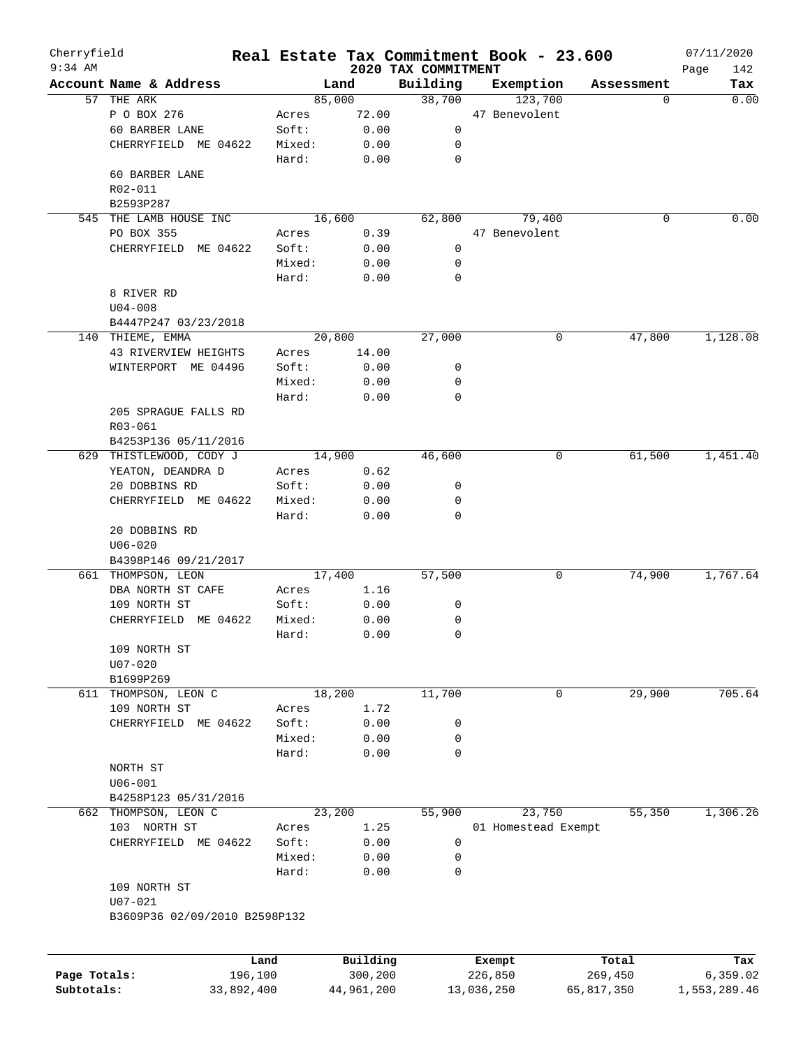Cherryfield
9:34 AM

# Real Estate Tax Commitment Book - 23.600

## 2020 TAX COMMITMENT

07/11/2020

| Account Name & Address | | Land | Building | Exemption | Assessment | Tax |
|---|---|---|---|---|---|---|
| 57 THE ARK | | 85,000 | 38,700 | 123,700 | 0 | 0.00 |
| P O BOX 276 | Acres | 72.00 | | 47 Benevolent | | |
| 60 BARBER LANE | Soft: | 0.00 | 0 | | | |
| CHERRYFIELD ME 04622 | Mixed: | 0.00 | 0 | | | |
| | Hard: | 0.00 | 0 | | | |
| 60 BARBER LANE | | | | | | |
| R02-011 | | | | | | |
| B2593P287 | | | | | | |
| 545 THE LAMB HOUSE INC | | 16,600 | 62,800 | 79,400 | 0 | 0.00 |
| PO BOX 355 | Acres | 0.39 | | 47 Benevolent | | |
| CHERRYFIELD ME 04622 | Soft: | 0.00 | 0 | | | |
| | Mixed: | 0.00 | 0 | | | |
| | Hard: | 0.00 | 0 | | | |
| 8 RIVER RD | | | | | | |
| U04-008 | | | | | | |
| B4447P247 03/23/2018 | | | | | | |
| 140 THIEME, EMMA | | 20,800 | 27,000 | 0 | 47,800 | 1,128.08 |
| 43 RIVERVIEW HEIGHTS | Acres | 14.00 | | | | |
| WINTERPORT ME 04496 | Soft: | 0.00 | 0 | | | |
| | Mixed: | 0.00 | 0 | | | |
| | Hard: | 0.00 | 0 | | | |
| 205 SPRAGUE FALLS RD | | | | | | |
| R03-061 | | | | | | |
| B4253P136 05/11/2016 | | | | | | |
| 629 THISTLEWOOD, CODY J | | 14,900 | 46,600 | 0 | 61,500 | 1,451.40 |
| YEATON, DEANDRA D | Acres | 0.62 | | | | |
| 20 DOBBINS RD | Soft: | 0.00 | 0 | | | |
| CHERRYFIELD ME 04622 | Mixed: | 0.00 | 0 | | | |
| | Hard: | 0.00 | 0 | | | |
| 20 DOBBINS RD | | | | | | |
| U06-020 | | | | | | |
| B4398P146 09/21/2017 | | | | | | |
| 661 THOMPSON, LEON | | 17,400 | 57,500 | 0 | 74,900 | 1,767.64 |
| DBA NORTH ST CAFE | Acres | 1.16 | | | | |
| 109 NORTH ST | Soft: | 0.00 | 0 | | | |
| CHERRYFIELD ME 04622 | Mixed: | 0.00 | 0 | | | |
| | Hard: | 0.00 | 0 | | | |
| 109 NORTH ST | | | | | | |
| U07-020 | | | | | | |
| B1699P269 | | | | | | |
| 611 THOMPSON, LEON C | | 18,200 | 11,700 | 0 | 29,900 | 705.64 |
| 109 NORTH ST | Acres | 1.72 | | | | |
| CHERRYFIELD ME 04622 | Soft: | 0.00 | 0 | | | |
| | Mixed: | 0.00 | 0 | | | |
| | Hard: | 0.00 | 0 | | | |
| NORTH ST | | | | | | |
| U06-001 | | | | | | |
| B4258P123 05/31/2016 | | | | | | |
| 662 THOMPSON, LEON C | | 23,200 | 55,900 | 23,750 | 55,350 | 1,306.26 |
| 103 NORTH ST | Acres | 1.25 | | 01 Homestead Exempt | | |
| CHERRYFIELD ME 04622 | Soft: | 0.00 | 0 | | | |
| | Mixed: | 0.00 | 0 | | | |
| | Hard: | 0.00 | 0 | | | |
| 109 NORTH ST | | | | | | |
| U07-021 | | | | | | |
| B3609P36 02/09/2010 B2598P132 | | | | | | |

| | Land | Building | Exempt | Total | Tax |
|---|---|---|---|---|---|
| Page Totals: | 196,100 | 300,200 | 226,850 | 269,450 | 6,359.02 |
| Subtotals: | 33,892,400 | 44,961,200 | 13,036,250 | 65,817,350 | 1,553,289.46 |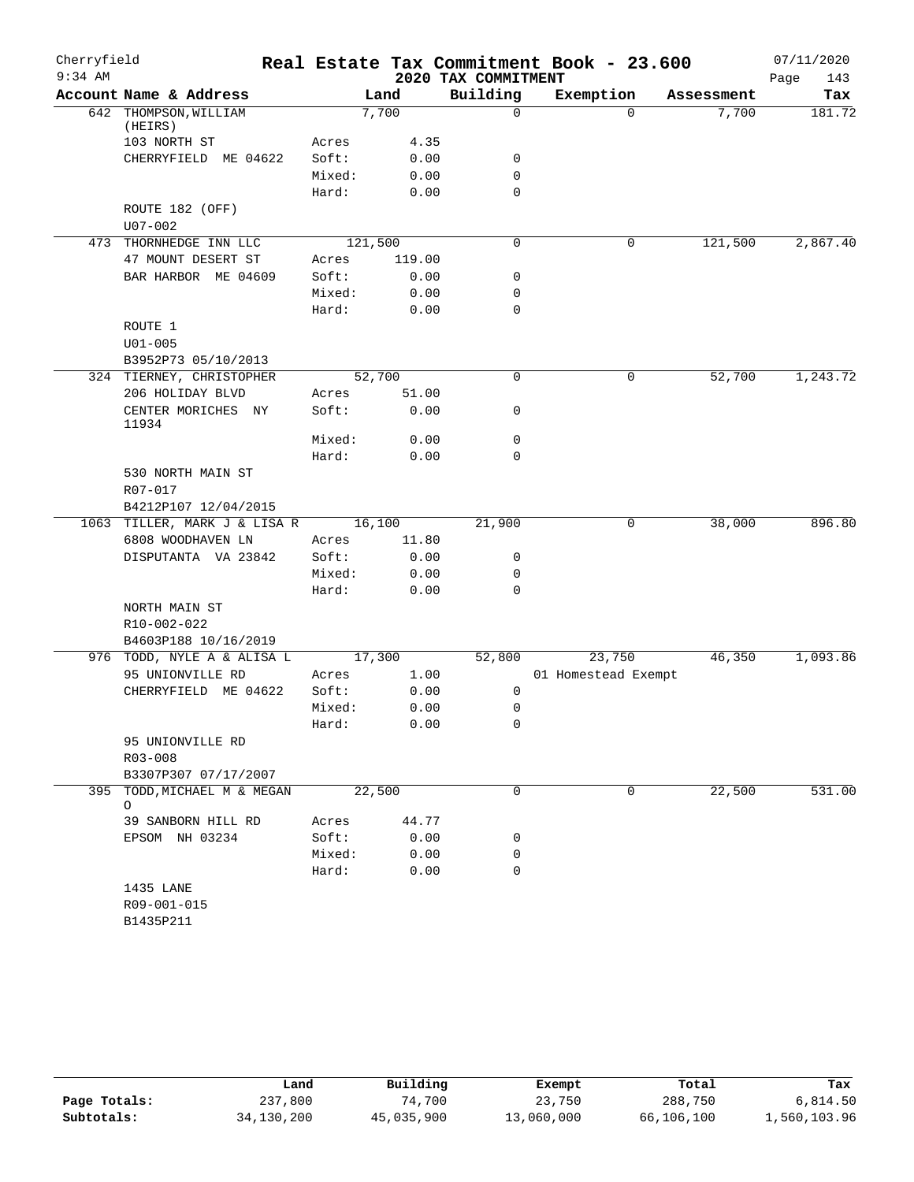Cherryfield **Real Estate Tax Commitment Book - 23.600** 07/11/2020

9:34 AM **2020 TAX COMMITMENT**

| Account Name & Address | | Land | Building | Exemption | Assessment | Tax |
|---|---|---|---|---|---|---|
| 642 THOMPSON,WILLIAM (HEIRS) | | 7,700 | 0 | 0 | 7,700 | 181.72 |
| 103 NORTH ST | Acres | 4.35 | | | | |
| CHERRYFIELD ME 04622 | Soft: | 0.00 | 0 | | | |
| | Mixed: | 0.00 | 0 | | | |
| | Hard: | 0.00 | 0 | | | |
| ROUTE 182 (OFF) | | | | | | |
| U07-002 | | | | | | |
| 473 THORNHEDGE INN LLC | | 121,500 | 0 | 0 | 121,500 | 2,867.40 |
| 47 MOUNT DESERT ST | Acres | 119.00 | | | | |
| BAR HARBOR ME 04609 | Soft: | 0.00 | 0 | | | |
| | Mixed: | 0.00 | 0 | | | |
| | Hard: | 0.00 | 0 | | | |
| ROUTE 1 | | | | | | |
| U01-005 | | | | | | |
| B3952P73 05/10/2013 | | | | | | |
| 324 TIERNEY, CHRISTOPHER | | 52,700 | 0 | 0 | 52,700 | 1,243.72 |
| 206 HOLIDAY BLVD | Acres | 51.00 | | | | |
| CENTER MORICHES NY 11934 | Soft: | 0.00 | 0 | | | |
| | Mixed: | 0.00 | 0 | | | |
| | Hard: | 0.00 | 0 | | | |
| 530 NORTH MAIN ST | | | | | | |
| R07-017 | | | | | | |
| B4212P107 12/04/2015 | | | | | | |
| 1063 TILLER, MARK J & LISA R | | 16,100 | 21,900 | 0 | 38,000 | 896.80 |
| 6808 WOODHAVEN LN | Acres | 11.80 | | | | |
| DISPUTANTA VA 23842 | Soft: | 0.00 | 0 | | | |
| | Mixed: | 0.00 | 0 | | | |
| | Hard: | 0.00 | 0 | | | |
| NORTH MAIN ST | | | | | | |
| R10-002-022 | | | | | | |
| B4603P188 10/16/2019 | | | | | | |
| 976 TODD, NYLE A & ALISA L | | 17,300 | 52,800 | 23,750 | 46,350 | 1,093.86 |
| 95 UNIONVILLE RD | Acres | 1.00 | | 01 Homestead Exempt | | |
| CHERRYFIELD ME 04622 | Soft: | 0.00 | 0 | | | |
| | Mixed: | 0.00 | 0 | | | |
| | Hard: | 0.00 | 0 | | | |
| 95 UNIONVILLE RD | | | | | | |
| R03-008 | | | | | | |
| B3307P307 07/17/2007 | | | | | | |
| 395 TODD,MICHAEL M & MEGAN O | | 22,500 | 0 | 0 | 22,500 | 531.00 |
| 39 SANBORN HILL RD | Acres | 44.77 | | | | |
| EPSOM NH 03234 | Soft: | 0.00 | 0 | | | |
| | Mixed: | 0.00 | 0 | | | |
| | Hard: | 0.00 | 0 | | | |
| 1435 LANE | | | | | | |
| R09-001-015 | | | | | | |
| B1435P211 | | | | | | |

| | Land | Building | Exempt | Total | Tax |
|---|---|---|---|---|---|
| **Page Totals:** | 237,800 | 74,700 | 23,750 | 288,750 | 6,814.50 |
| **Subtotals:** | 34,130,200 | 45,035,900 | 13,060,000 | 66,106,100 | 1,560,103.96 |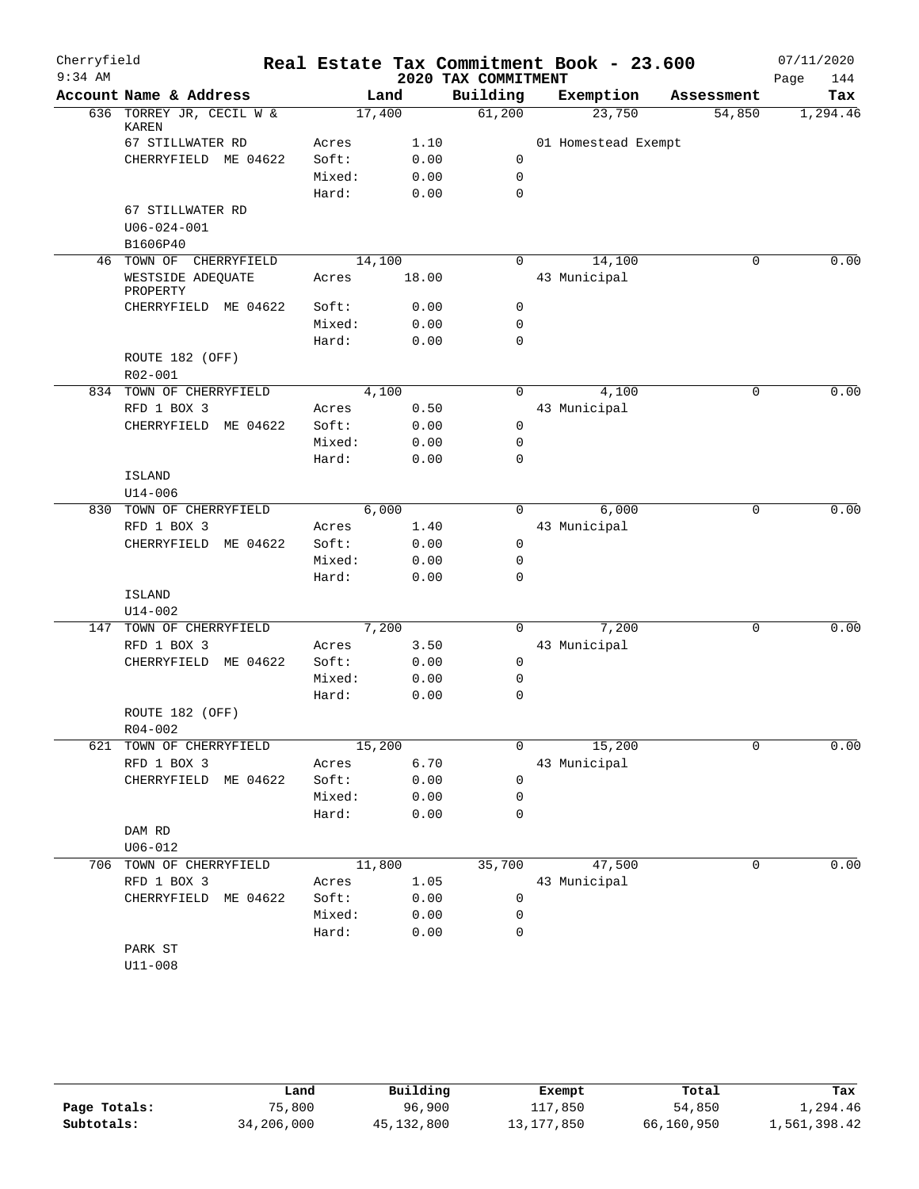# Real Estate Tax Commitment Book - 23.600

Cherryfield
9:34 AM

## 2020 TAX COMMITMENT

07/11/2020

| Account Name & Address | Land | | Building | Exemption | Assessment | Tax |
|---|---|---|---|---|---|---|
| 636 TORREY JR, CECIL W & KAREN | 17,400 | | 61,200 | 23,750 | 54,850 | 1,294.46 |
| 67 STILLWATER RD | Acres | 1.10 | | 01 Homestead Exempt | | |
| CHERRYFIELD ME 04622 | Soft: | 0.00 | 0 | | | |
| | Mixed: | 0.00 | 0 | | | |
| | Hard: | 0.00 | 0 | | | |
| 67 STILLWATER RD | | | | | | |
| U06-024-001 | | | | | | |
| B1606P40 | | | | | | |
| 46 TOWN OF CHERRYFIELD | 14,100 | | 0 | 14,100 | 0 | 0.00 |
| WESTSIDE ADEQUATE PROPERTY | Acres | 18.00 | | 43 Municipal | | |
| CHERRYFIELD ME 04622 | Soft: | 0.00 | 0 | | | |
| | Mixed: | 0.00 | 0 | | | |
| | Hard: | 0.00 | 0 | | | |
| ROUTE 182 (OFF) | | | | | | |
| R02-001 | | | | | | |
| 834 TOWN OF CHERRYFIELD | 4,100 | | 0 | 4,100 | 0 | 0.00 |
| RFD 1 BOX 3 | Acres | 0.50 | | 43 Municipal | | |
| CHERRYFIELD ME 04622 | Soft: | 0.00 | 0 | | | |
| | Mixed: | 0.00 | 0 | | | |
| | Hard: | 0.00 | 0 | | | |
| ISLAND | | | | | | |
| U14-006 | | | | | | |
| 830 TOWN OF CHERRYFIELD | 6,000 | | 0 | 6,000 | 0 | 0.00 |
| RFD 1 BOX 3 | Acres | 1.40 | | 43 Municipal | | |
| CHERRYFIELD ME 04622 | Soft: | 0.00 | 0 | | | |
| | Mixed: | 0.00 | 0 | | | |
| | Hard: | 0.00 | 0 | | | |
| ISLAND | | | | | | |
| U14-002 | | | | | | |
| 147 TOWN OF CHERRYFIELD | 7,200 | | 0 | 7,200 | 0 | 0.00 |
| RFD 1 BOX 3 | Acres | 3.50 | | 43 Municipal | | |
| CHERRYFIELD ME 04622 | Soft: | 0.00 | 0 | | | |
| | Mixed: | 0.00 | 0 | | | |
| | Hard: | 0.00 | 0 | | | |
| ROUTE 182 (OFF) | | | | | | |
| R04-002 | | | | | | |
| 621 TOWN OF CHERRYFIELD | 15,200 | | 0 | 15,200 | 0 | 0.00 |
| RFD 1 BOX 3 | Acres | 6.70 | | 43 Municipal | | |
| CHERRYFIELD ME 04622 | Soft: | 0.00 | 0 | | | |
| | Mixed: | 0.00 | 0 | | | |
| | Hard: | 0.00 | 0 | | | |
| DAM RD | | | | | | |
| U06-012 | | | | | | |
| 706 TOWN OF CHERRYFIELD | 11,800 | | 35,700 | 47,500 | 0 | 0.00 |
| RFD 1 BOX 3 | Acres | 1.05 | | 43 Municipal | | |
| CHERRYFIELD ME 04622 | Soft: | 0.00 | 0 | | | |
| | Mixed: | 0.00 | 0 | | | |
| | Hard: | 0.00 | 0 | | | |
| PARK ST | | | | | | |
| U11-008 | | | | | | |

| | Land | Building | Exempt | Total | Tax |
|---|---|---|---|---|---|
| Page Totals: | 75,800 | 96,900 | 117,850 | 54,850 | 1,294.46 |
| Subtotals: | 34,206,000 | 45,132,800 | 13,177,850 | 66,160,950 | 1,561,398.42 |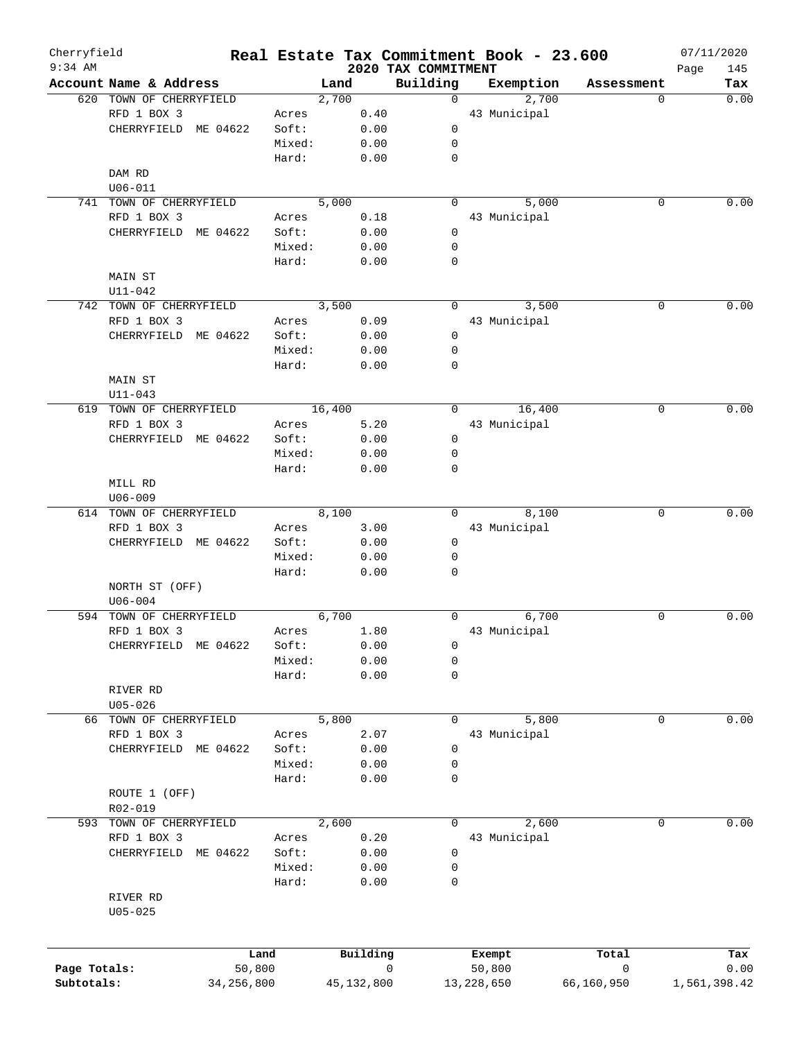# Real Estate Tax Commitment Book - 23.600

Cherryfield
9:34 AM

2020 TAX COMMITMENT

07/11/2020

| Account | Name & Address | | Land | Building | Exemption | Assessment | Tax |
|---|---|---|---|---|---|---|---|
| 620 | TOWN OF CHERRYFIELD | | 2,700 | 0 | 2,700 | 0 | 0.00 |
| | RFD 1 BOX 3 | Acres | 0.40 | | 43 Municipal | | |
| | CHERRYFIELD ME 04622 | Soft: | 0.00 | 0 | | | |
| | | Mixed: | 0.00 | 0 | | | |
| | | Hard: | 0.00 | 0 | | | |
| | DAM RD | | | | | | |
| | U06-011 | | | | | | |
| 741 | TOWN OF CHERRYFIELD | | 5,000 | 0 | 5,000 | 0 | 0.00 |
| | RFD 1 BOX 3 | Acres | 0.18 | | 43 Municipal | | |
| | CHERRYFIELD ME 04622 | Soft: | 0.00 | 0 | | | |
| | | Mixed: | 0.00 | 0 | | | |
| | | Hard: | 0.00 | 0 | | | |
| | MAIN ST | | | | | | |
| | U11-042 | | | | | | |
| 742 | TOWN OF CHERRYFIELD | | 3,500 | 0 | 3,500 | 0 | 0.00 |
| | RFD 1 BOX 3 | Acres | 0.09 | | 43 Municipal | | |
| | CHERRYFIELD ME 04622 | Soft: | 0.00 | 0 | | | |
| | | Mixed: | 0.00 | 0 | | | |
| | | Hard: | 0.00 | 0 | | | |
| | MAIN ST | | | | | | |
| | U11-043 | | | | | | |
| 619 | TOWN OF CHERRYFIELD | | 16,400 | 0 | 16,400 | 0 | 0.00 |
| | RFD 1 BOX 3 | Acres | 5.20 | | 43 Municipal | | |
| | CHERRYFIELD ME 04622 | Soft: | 0.00 | 0 | | | |
| | | Mixed: | 0.00 | 0 | | | |
| | | Hard: | 0.00 | 0 | | | |
| | MILL RD | | | | | | |
| | U06-009 | | | | | | |
| 614 | TOWN OF CHERRYFIELD | | 8,100 | 0 | 8,100 | 0 | 0.00 |
| | RFD 1 BOX 3 | Acres | 3.00 | | 43 Municipal | | |
| | CHERRYFIELD ME 04622 | Soft: | 0.00 | 0 | | | |
| | | Mixed: | 0.00 | 0 | | | |
| | | Hard: | 0.00 | 0 | | | |
| | NORTH ST (OFF) | | | | | | |
| | U06-004 | | | | | | |
| 594 | TOWN OF CHERRYFIELD | | 6,700 | 0 | 6,700 | 0 | 0.00 |
| | RFD 1 BOX 3 | Acres | 1.80 | | 43 Municipal | | |
| | CHERRYFIELD ME 04622 | Soft: | 0.00 | 0 | | | |
| | | Mixed: | 0.00 | 0 | | | |
| | | Hard: | 0.00 | 0 | | | |
| | RIVER RD | | | | | | |
| | U05-026 | | | | | | |
| 66 | TOWN OF CHERRYFIELD | | 5,800 | 0 | 5,800 | 0 | 0.00 |
| | RFD 1 BOX 3 | Acres | 2.07 | | 43 Municipal | | |
| | CHERRYFIELD ME 04622 | Soft: | 0.00 | 0 | | | |
| | | Mixed: | 0.00 | 0 | | | |
| | | Hard: | 0.00 | 0 | | | |
| | ROUTE 1 (OFF) | | | | | | |
| | R02-019 | | | | | | |
| 593 | TOWN OF CHERRYFIELD | | 2,600 | 0 | 2,600 | 0 | 0.00 |
| | RFD 1 BOX 3 | Acres | 0.20 | | 43 Municipal | | |
| | CHERRYFIELD ME 04622 | Soft: | 0.00 | 0 | | | |
| | | Mixed: | 0.00 | 0 | | | |
| | | Hard: | 0.00 | 0 | | | |
| | RIVER RD | | | | | | |
| | U05-025 | | | | | | |

| | Land | Building | Exempt | Total | Tax |
|---|---|---|---|---|---|
| Page Totals: | 50,800 | 0 | 50,800 | 0 | 0.00 |
| Subtotals: | 34,256,800 | 45,132,800 | 13,228,650 | 66,160,950 | 1,561,398.42 |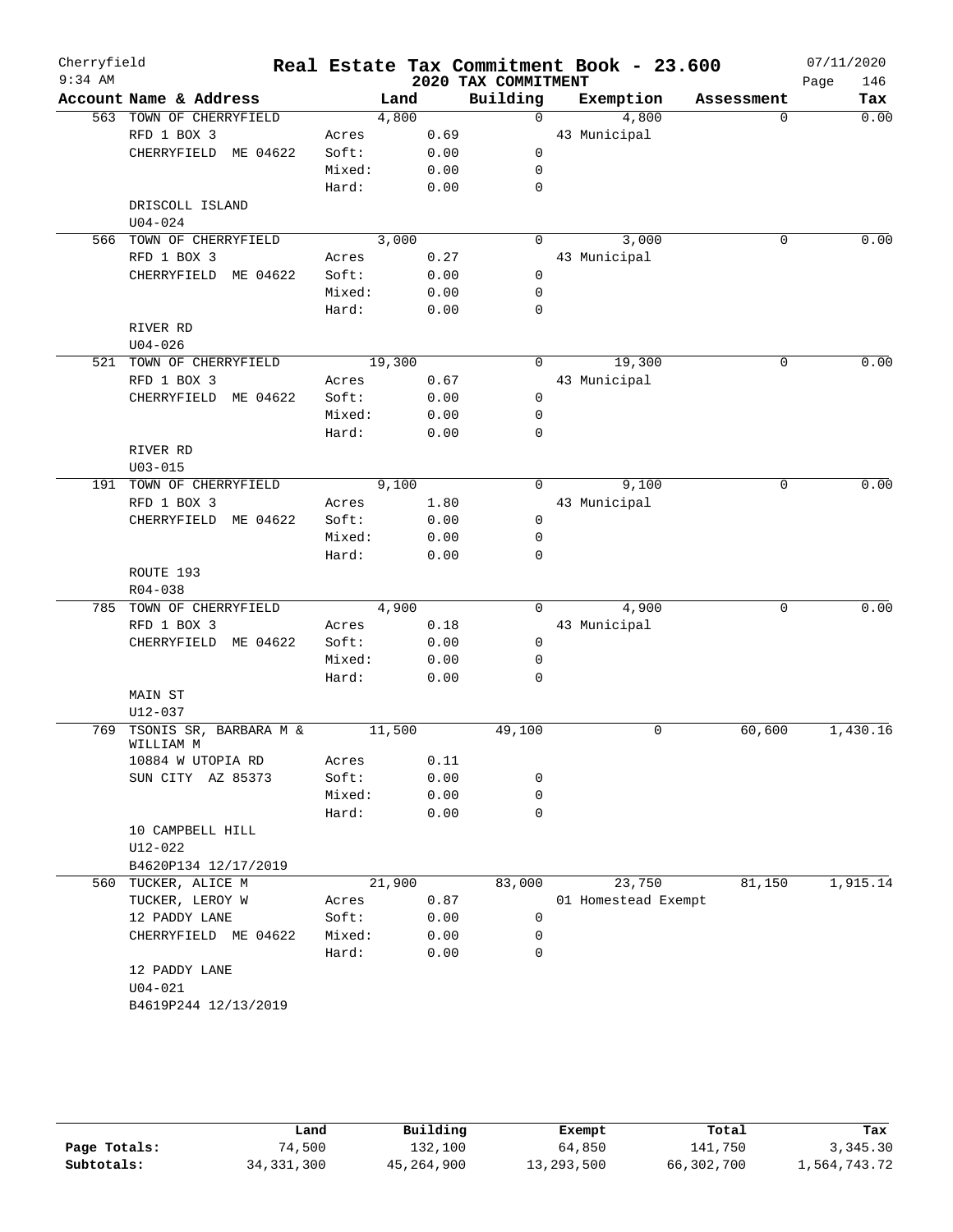# Real Estate Tax Commitment Book - 23.600

Cherryfield
9:34 AM

2020 TAX COMMITMENT

07/11/2020

| Account | Name & Address | Land | | Building | Exemption | Assessment | Tax |
|---|---|---|---|---|---|---|---|
| 563 | TOWN OF CHERRYFIELD | 4,800 | | 0 | 4,800 | 0 | 0.00 |
| | RFD 1 BOX 3 | Acres | 0.69 | | 43 Municipal | | |
| | CHERRYFIELD ME 04622 | Soft: | 0.00 | 0 | | | |
| | | Mixed: | 0.00 | 0 | | | |
| | | Hard: | 0.00 | 0 | | | |
| | DRISCOLL ISLAND | | | | | | |
| | U04-024 | | | | | | |
| 566 | TOWN OF CHERRYFIELD | 3,000 | | 0 | 3,000 | 0 | 0.00 |
| | RFD 1 BOX 3 | Acres | 0.27 | | 43 Municipal | | |
| | CHERRYFIELD ME 04622 | Soft: | 0.00 | 0 | | | |
| | | Mixed: | 0.00 | 0 | | | |
| | | Hard: | 0.00 | 0 | | | |
| | RIVER RD | | | | | | |
| | U04-026 | | | | | | |
| 521 | TOWN OF CHERRYFIELD | 19,300 | | 0 | 19,300 | 0 | 0.00 |
| | RFD 1 BOX 3 | Acres | 0.67 | | 43 Municipal | | |
| | CHERRYFIELD ME 04622 | Soft: | 0.00 | 0 | | | |
| | | Mixed: | 0.00 | 0 | | | |
| | | Hard: | 0.00 | 0 | | | |
| | RIVER RD | | | | | | |
| | U03-015 | | | | | | |
| 191 | TOWN OF CHERRYFIELD | 9,100 | | 0 | 9,100 | 0 | 0.00 |
| | RFD 1 BOX 3 | Acres | 1.80 | | 43 Municipal | | |
| | CHERRYFIELD ME 04622 | Soft: | 0.00 | 0 | | | |
| | | Mixed: | 0.00 | 0 | | | |
| | | Hard: | 0.00 | 0 | | | |
| | ROUTE 193 | | | | | | |
| | R04-038 | | | | | | |
| 785 | TOWN OF CHERRYFIELD | 4,900 | | 0 | 4,900 | 0 | 0.00 |
| | RFD 1 BOX 3 | Acres | 0.18 | | 43 Municipal | | |
| | CHERRYFIELD ME 04622 | Soft: | 0.00 | 0 | | | |
| | | Mixed: | 0.00 | 0 | | | |
| | | Hard: | 0.00 | 0 | | | |
| | MAIN ST | | | | | | |
| | U12-037 | | | | | | |
| 769 | TSONIS SR, BARBARA M & WILLIAM M | 11,500 | | 49,100 | 0 | 60,600 | 1,430.16 |
| | 10884 W UTOPIA RD | Acres | 0.11 | | | | |
| | SUN CITY AZ 85373 | Soft: | 0.00 | 0 | | | |
| | | Mixed: | 0.00 | 0 | | | |
| | | Hard: | 0.00 | 0 | | | |
| | 10 CAMPBELL HILL | | | | | | |
| | U12-022 | | | | | | |
| | B4620P134 12/17/2019 | | | | | | |
| 560 | TUCKER, ALICE M | 21,900 | | 83,000 | 23,750 | 81,150 | 1,915.14 |
| | TUCKER, LEROY W | Acres | 0.87 | | 01 Homestead Exempt | | |
| | 12 PADDY LANE | Soft: | 0.00 | 0 | | | |
| | CHERRYFIELD ME 04622 | Mixed: | 0.00 | 0 | | | |
| | | Hard: | 0.00 | 0 | | | |
| | 12 PADDY LANE | | | | | | |
| | U04-021 | | | | | | |
| | B4619P244 12/13/2019 | | | | | | |

| | Land | Building | Exempt | Total | Tax |
|---|---|---|---|---|---|
| Page Totals: | 74,500 | 132,100 | 64,850 | 141,750 | 3,345.30 |
| Subtotals: | 34,331,300 | 45,264,900 | 13,293,500 | 66,302,700 | 1,564,743.72 |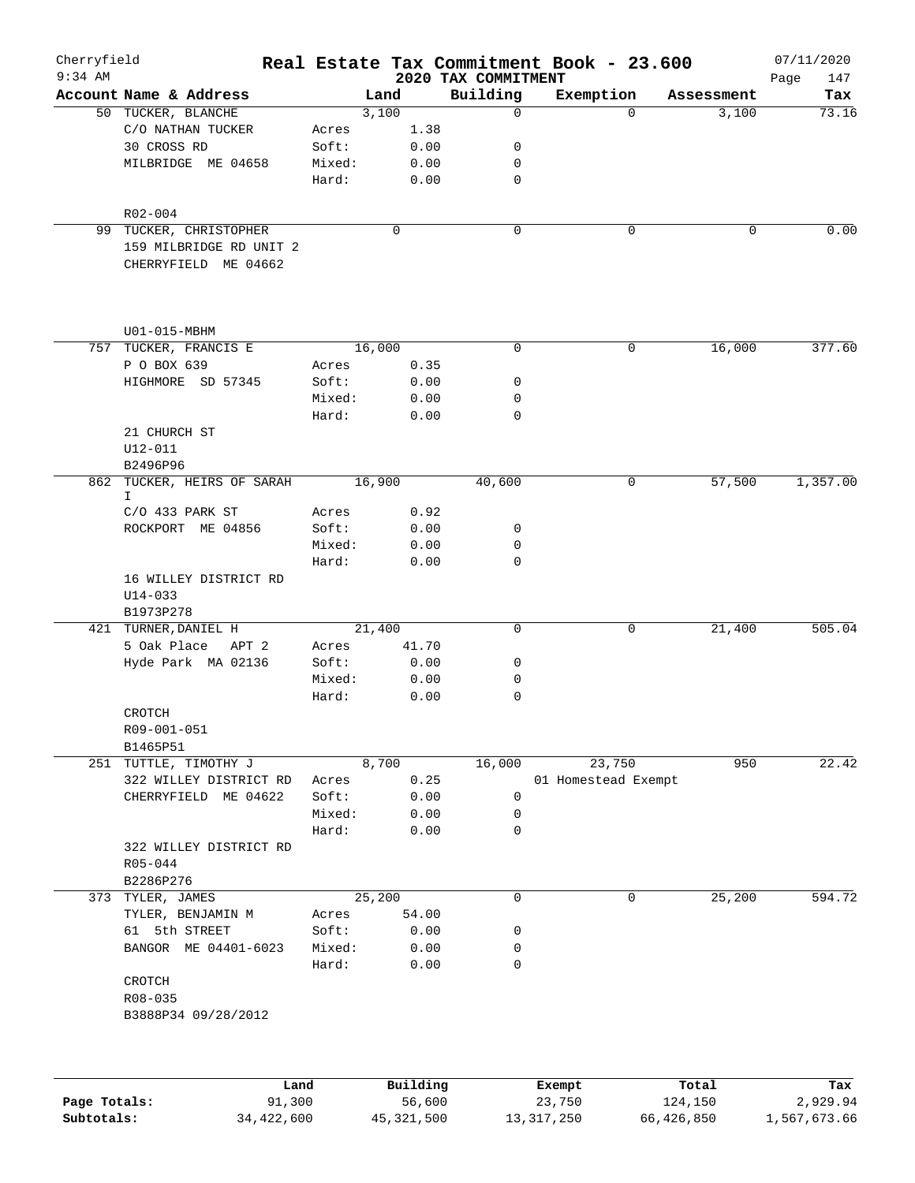Cherryfield 9:34 AM

# Real Estate Tax Commitment Book - 23.600

## 2020 TAX COMMITMENT

07/11/2020

| Account | Name & Address | | Land | Building | Exemption | Assessment | Tax |
|---|---|---|---|---|---|---|---|
| 50 | TUCKER, BLANCHE | | 3,100 | 0 | 0 | 3,100 | 73.16 |
| | C/O NATHAN TUCKER | Acres | 1.38 | | | | |
| | 30 CROSS RD | Soft: | 0.00 | 0 | | | |
| | MILBRIDGE ME 04658 | Mixed: | 0.00 | 0 | | | |
| | | Hard: | 0.00 | 0 | | | |
| | R02-004 | | | | | | |
| 99 | TUCKER, CHRISTOPHER | | 0 | 0 | 0 | 0 | 0.00 |
| | 159 MILBRIDGE RD UNIT 2 | | | | | | |
| | CHERRYFIELD ME 04662 | | | | | | |
| | U01-015-MBHM | | | | | | |
| 757 | TUCKER, FRANCIS E | | 16,000 | 0 | 0 | 16,000 | 377.60 |
| | P O BOX 639 | Acres | 0.35 | | | | |
| | HIGHMORE SD 57345 | Soft: | 0.00 | 0 | | | |
| | | Mixed: | 0.00 | 0 | | | |
| | | Hard: | 0.00 | 0 | | | |
| | 21 CHURCH ST | | | | | | |
| | U12-011 | | | | | | |
| | B2496P96 | | | | | | |
| 862 | TUCKER, HEIRS OF SARAH I | | 16,900 | 40,600 | 0 | 57,500 | 1,357.00 |
| | C/O 433 PARK ST | Acres | 0.92 | | | | |
| | ROCKPORT ME 04856 | Soft: | 0.00 | 0 | | | |
| | | Mixed: | 0.00 | 0 | | | |
| | | Hard: | 0.00 | 0 | | | |
| | 16 WILLEY DISTRICT RD | | | | | | |
| | U14-033 | | | | | | |
| | B1973P278 | | | | | | |
| 421 | TURNER,DANIEL H | | 21,400 | 0 | 0 | 21,400 | 505.04 |
| | 5 Oak Place APT 2 | Acres | 41.70 | | | | |
| | Hyde Park MA 02136 | Soft: | 0.00 | 0 | | | |
| | | Mixed: | 0.00 | 0 | | | |
| | | Hard: | 0.00 | 0 | | | |
| | CROTCH | | | | | | |
| | R09-001-051 | | | | | | |
| | B1465P51 | | | | | | |
| 251 | TUTTLE, TIMOTHY J | | 8,700 | 16,000 | 23,750 | 950 | 22.42 |
| | 322 WILLEY DISTRICT RD | Acres | 0.25 | | 01 Homestead Exempt | | |
| | CHERRYFIELD ME 04622 | Soft: | 0.00 | 0 | | | |
| | | Mixed: | 0.00 | 0 | | | |
| | | Hard: | 0.00 | 0 | | | |
| | 322 WILLEY DISTRICT RD | | | | | | |
| | R05-044 | | | | | | |
| | B2286P276 | | | | | | |
| 373 | TYLER, JAMES | | 25,200 | 0 | 0 | 25,200 | 594.72 |
| | TYLER, BENJAMIN M | Acres | 54.00 | | | | |
| | 61 5th STREET | Soft: | 0.00 | 0 | | | |
| | BANGOR ME 04401-6023 | Mixed: | 0.00 | 0 | | | |
| | | Hard: | 0.00 | 0 | | | |
| | CROTCH | | | | | | |
| | R08-035 | | | | | | |
| | B3888P34 09/28/2012 | | | | | | |

| | Land | Building | Exempt | Total | Tax |
|---|---|---|---|---|---|
| Page Totals: | 91,300 | 56,600 | 23,750 | 124,150 | 2,929.94 |
| Subtotals: | 34,422,600 | 45,321,500 | 13,317,250 | 66,426,850 | 1,567,673.66 |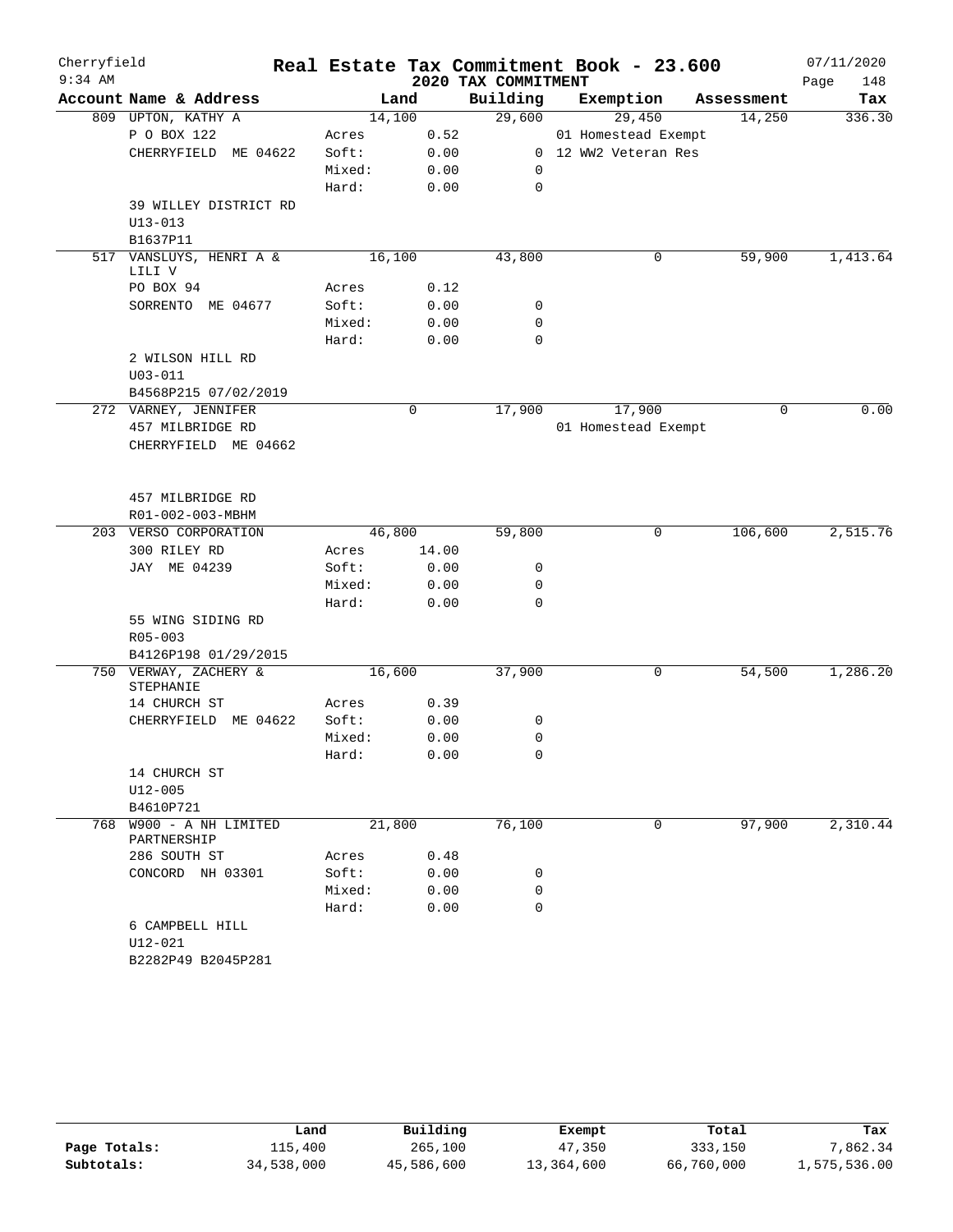Cherryfield 9:34 AM

# Real Estate Tax Commitment Book - 23.600

## 2020 TAX COMMITMENT

07/11/2020

| Account Name & Address | | Land | Building | Exemption | Assessment | Tax |
|---|---|---|---|---|---|---|
| 809 UPTON, KATHY A | | 14,100 | 29,600 | 29,450 | 14,250 | 336.30 |
| P O BOX 122 | Acres | 0.52 | | 01 Homestead Exempt | | |
| CHERRYFIELD ME 04622 | Soft: | 0.00 | 0 | 12 WW2 Veteran Res | | |
| | Mixed: | 0.00 | 0 | | | |
| | Hard: | 0.00 | 0 | | | |
| 39 WILLEY DISTRICT RD | | | | | | |
| U13-013 | | | | | | |
| B1637P11 | | | | | | |
| 517 VANSLUYS, HENRI A & LILI V | | 16,100 | 43,800 | 0 | 59,900 | 1,413.64 |
| PO BOX 94 | Acres | 0.12 | | | | |
| SORRENTO ME 04677 | Soft: | 0.00 | 0 | | | |
| | Mixed: | 0.00 | 0 | | | |
| | Hard: | 0.00 | 0 | | | |
| 2 WILSON HILL RD | | | | | | |
| U03-011 | | | | | | |
| B4568P215 07/02/2019 | | | | | | |
| 272 VARNEY, JENNIFER | | 0 | 17,900 | 17,900 | 0 | 0.00 |
| 457 MILBRIDGE RD | | | | 01 Homestead Exempt | | |
| CHERRYFIELD ME 04662 | | | | | | |
| 457 MILBRIDGE RD | | | | | | |
| R01-002-003-MBHM | | | | | | |
| 203 VERSO CORPORATION | | 46,800 | 59,800 | 0 | 106,600 | 2,515.76 |
| 300 RILEY RD | Acres | 14.00 | | | | |
| JAY ME 04239 | Soft: | 0.00 | 0 | | | |
| | Mixed: | 0.00 | 0 | | | |
| | Hard: | 0.00 | 0 | | | |
| 55 WING SIDING RD | | | | | | |
| R05-003 | | | | | | |
| B4126P198 01/29/2015 | | | | | | |
| 750 VERWAY, ZACHERY & STEPHANIE | | 16,600 | 37,900 | 0 | 54,500 | 1,286.20 |
| 14 CHURCH ST | Acres | 0.39 | | | | |
| CHERRYFIELD ME 04622 | Soft: | 0.00 | 0 | | | |
| | Mixed: | 0.00 | 0 | | | |
| | Hard: | 0.00 | 0 | | | |
| 14 CHURCH ST | | | | | | |
| U12-005 | | | | | | |
| B4610P721 | | | | | | |
| 768 W900 - A NH LIMITED PARTNERSHIP | | 21,800 | 76,100 | 0 | 97,900 | 2,310.44 |
| 286 SOUTH ST | Acres | 0.48 | | | | |
| CONCORD NH 03301 | Soft: | 0.00 | 0 | | | |
| | Mixed: | 0.00 | 0 | | | |
| | Hard: | 0.00 | 0 | | | |
| 6 CAMPBELL HILL | | | | | | |
| U12-021 | | | | | | |
| B2282P49 B2045P281 | | | | | | |

| | Land | Building | Exempt | Total | Tax |
|---|---|---|---|---|---|
| Page Totals: | 115,400 | 265,100 | 47,350 | 333,150 | 7,862.34 |
| Subtotals: | 34,538,000 | 45,586,600 | 13,364,600 | 66,760,000 | 1,575,536.00 |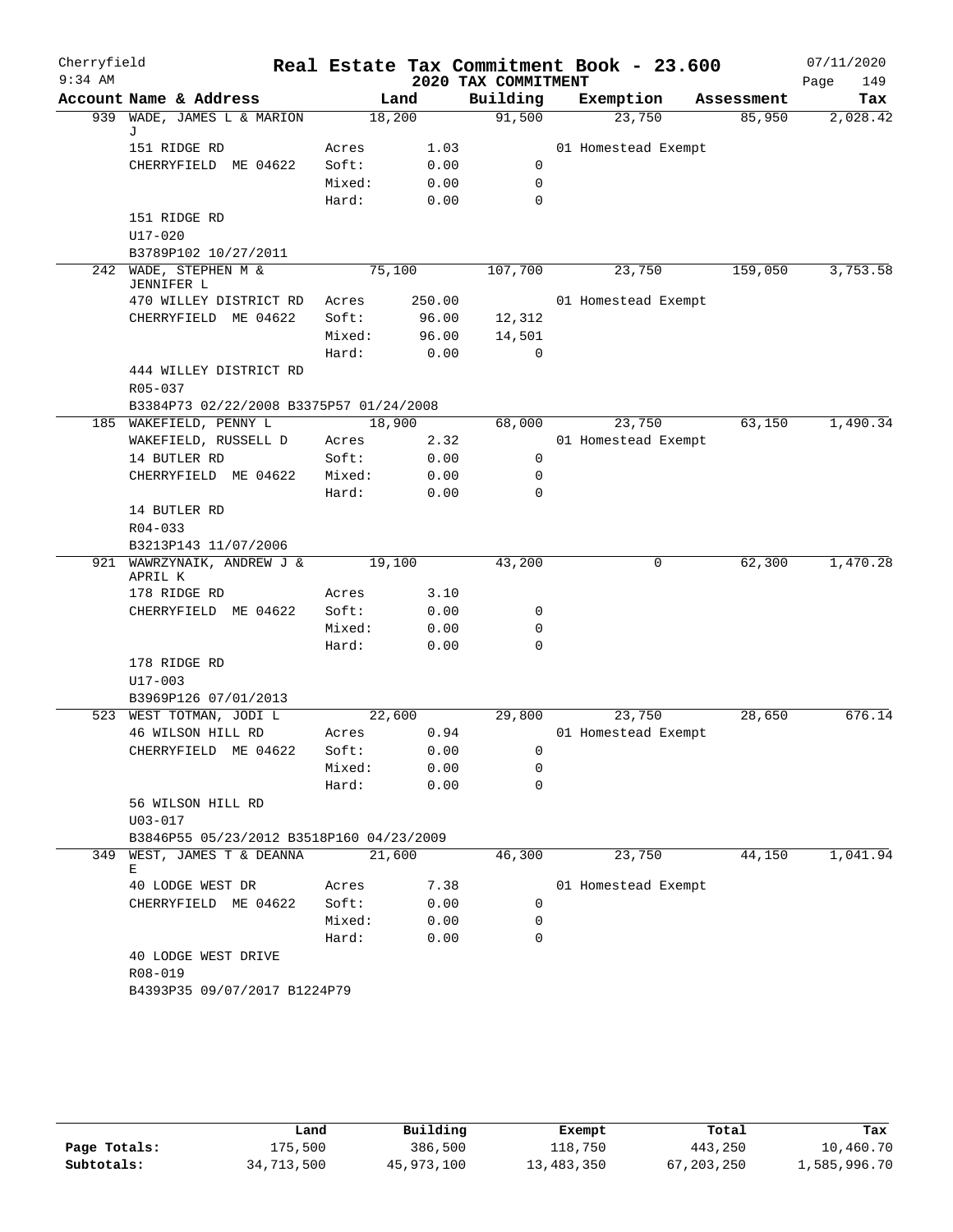Cherryfield 9:34 AM

# Real Estate Tax Commitment Book - 23.600

## 2020 TAX COMMITMENT

07/11/2020

| Account Name & Address | | Land | Building | Exemption | Assessment | Tax |
|---|---|---|---|---|---|---|
| 939 WADE, JAMES L & MARION J | | 18,200 | 91,500 | 23,750 | 85,950 | 2,028.42 |
| 151 RIDGE RD | Acres | 1.03 | | 01 Homestead Exempt | | |
| CHERRYFIELD ME 04622 | Soft: | 0.00 | 0 | | | |
| | Mixed: | 0.00 | 0 | | | |
| | Hard: | 0.00 | 0 | | | |
| 151 RIDGE RD | | | | | | |
| U17-020 | | | | | | |
| B3789P102 10/27/2011 | | | | | | |
| 242 WADE, STEPHEN M & JENNIFER L | | 75,100 | 107,700 | 23,750 | 159,050 | 3,753.58 |
| 470 WILLEY DISTRICT RD | Acres | 250.00 | | 01 Homestead Exempt | | |
| CHERRYFIELD ME 04622 | Soft: | 96.00 | 12,312 | | | |
| | Mixed: | 96.00 | 14,501 | | | |
| | Hard: | 0.00 | 0 | | | |
| 444 WILLEY DISTRICT RD | | | | | | |
| R05-037 | | | | | | |
| B3384P73 02/22/2008 B3375P57 01/24/2008 | | | | | | |
| 185 WAKEFIELD, PENNY L | | 18,900 | 68,000 | 23,750 | 63,150 | 1,490.34 |
| WAKEFIELD, RUSSELL D | Acres | 2.32 | | 01 Homestead Exempt | | |
| 14 BUTLER RD | Soft: | 0.00 | 0 | | | |
| CHERRYFIELD ME 04622 | Mixed: | 0.00 | 0 | | | |
| | Hard: | 0.00 | 0 | | | |
| 14 BUTLER RD | | | | | | |
| R04-033 | | | | | | |
| B3213P143 11/07/2006 | | | | | | |
| 921 WAWRZYNAIK, ANDREW J & APRIL K | | 19,100 | 43,200 | 0 | 62,300 | 1,470.28 |
| 178 RIDGE RD | Acres | 3.10 | | | | |
| CHERRYFIELD ME 04622 | Soft: | 0.00 | 0 | | | |
| | Mixed: | 0.00 | 0 | | | |
| | Hard: | 0.00 | 0 | | | |
| 178 RIDGE RD | | | | | | |
| U17-003 | | | | | | |
| B3969P126 07/01/2013 | | | | | | |
| 523 WEST TOTMAN, JODI L | | 22,600 | 29,800 | 23,750 | 28,650 | 676.14 |
| 46 WILSON HILL RD | Acres | 0.94 | | 01 Homestead Exempt | | |
| CHERRYFIELD ME 04622 | Soft: | 0.00 | 0 | | | |
| | Mixed: | 0.00 | 0 | | | |
| | Hard: | 0.00 | 0 | | | |
| 56 WILSON HILL RD | | | | | | |
| U03-017 | | | | | | |
| B3846P55 05/23/2012 B3518P160 04/23/2009 | | | | | | |
| 349 WEST, JAMES T & DEANNA E | | 21,600 | 46,300 | 23,750 | 44,150 | 1,041.94 |
| 40 LODGE WEST DR | Acres | 7.38 | | 01 Homestead Exempt | | |
| CHERRYFIELD ME 04622 | Soft: | 0.00 | 0 | | | |
| | Mixed: | 0.00 | 0 | | | |
| | Hard: | 0.00 | 0 | | | |
| 40 LODGE WEST DRIVE | | | | | | |
| R08-019 | | | | | | |
| B4393P35 09/07/2017 B1224P79 | | | | | | |

| | Land | Building | Exempt | Total | Tax |
|---|---|---|---|---|---|
| Page Totals: | 175,500 | 386,500 | 118,750 | 443,250 | 10,460.70 |
| Subtotals: | 34,713,500 | 45,973,100 | 13,483,350 | 67,203,250 | 1,585,996.70 |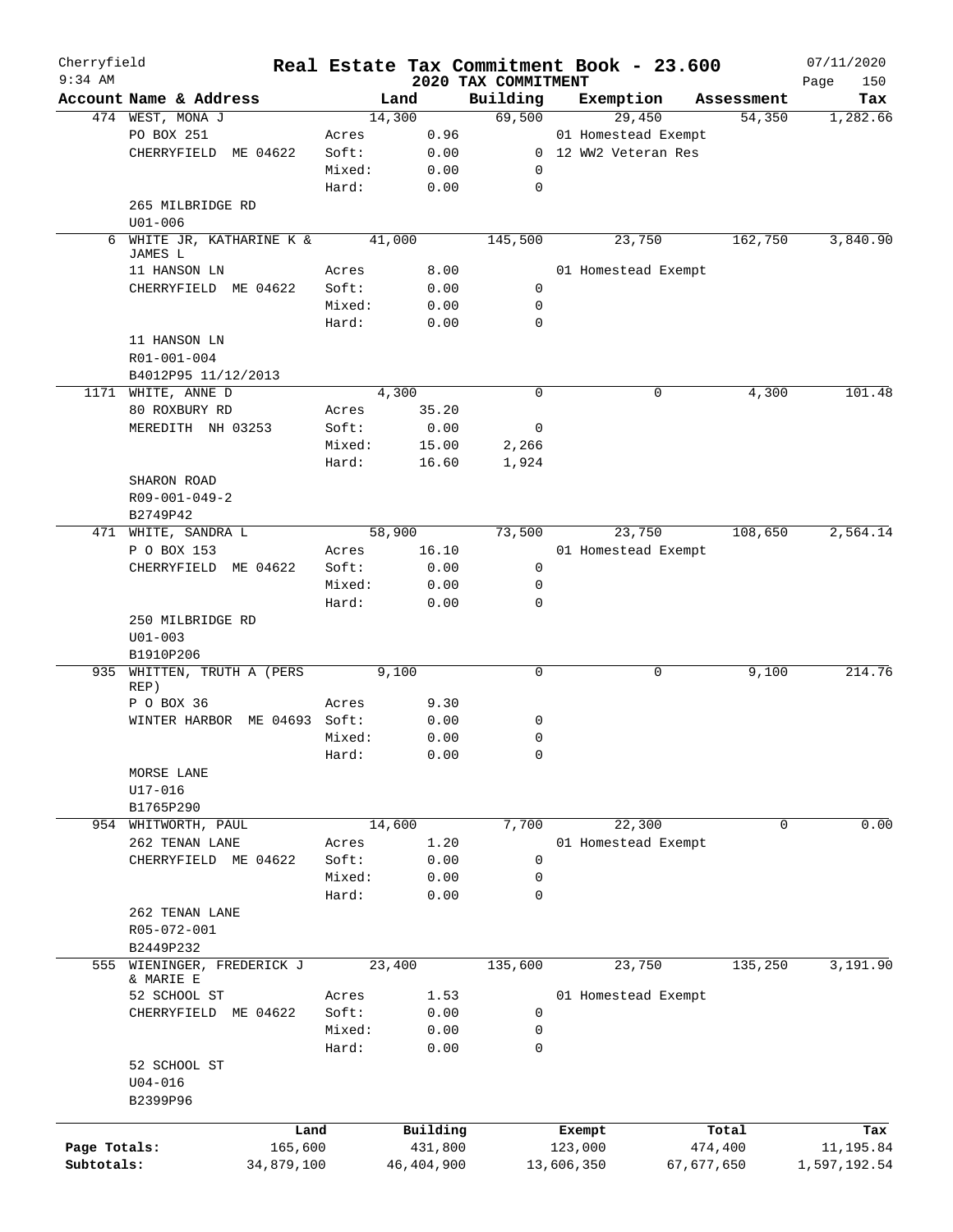Cherryfield | Real Estate Tax Commitment Book - 23.600 | 07/11/2020
9:34 AM | 2020 TAX COMMITMENT | Page 150

| Account Name & Address | | Land | Building | Exemption | Assessment | Tax |
|---|---|---|---|---|---|---|
| 474 WEST, MONA J | | 14,300 | 69,500 | 29,450 | 54,350 | 1,282.66 |
| PO BOX 251 | Acres | 0.96 | | 01 Homestead Exempt | | |
| CHERRYFIELD ME 04622 | Soft: | 0.00 | 0 | 12 WW2 Veteran Res | | |
| | Mixed: | 0.00 | 0 | | | |
| | Hard: | 0.00 | 0 | | | |
| 265 MILBRIDGE RD | | | | | | |
| U01-006 | | | | | | |
| 6 WHITE JR, KATHARINE K & JAMES L | | 41,000 | 145,500 | 23,750 | 162,750 | 3,840.90 |
| 11 HANSON LN | Acres | 8.00 | | 01 Homestead Exempt | | |
| CHERRYFIELD ME 04622 | Soft: | 0.00 | 0 | | | |
| | Mixed: | 0.00 | 0 | | | |
| | Hard: | 0.00 | 0 | | | |
| 11 HANSON LN | | | | | | |
| R01-001-004 | | | | | | |
| B4012P95 11/12/2013 | | | | | | |
| 1171 WHITE, ANNE D | | 4,300 | 0 | 0 | 4,300 | 101.48 |
| 80 ROXBURY RD | Acres | 35.20 | | | | |
| MEREDITH NH 03253 | Soft: | 0.00 | 0 | | | |
| | Mixed: | 15.00 | 2,266 | | | |
| | Hard: | 16.60 | 1,924 | | | |
| SHARON ROAD | | | | | | |
| R09-001-049-2 | | | | | | |
| B2749P42 | | | | | | |
| 471 WHITE, SANDRA L | | 58,900 | 73,500 | 23,750 | 108,650 | 2,564.14 |
| P O BOX 153 | Acres | 16.10 | | 01 Homestead Exempt | | |
| CHERRYFIELD ME 04622 | Soft: | 0.00 | 0 | | | |
| | Mixed: | 0.00 | 0 | | | |
| | Hard: | 0.00 | 0 | | | |
| 250 MILBRIDGE RD | | | | | | |
| U01-003 | | | | | | |
| B1910P206 | | | | | | |
| 935 WHITTEN, TRUTH A (PERS REP) | | 9,100 | 0 | 0 | 9,100 | 214.76 |
| P O BOX 36 | Acres | 9.30 | | | | |
| WINTER HARBOR ME 04693 | Soft: | 0.00 | 0 | | | |
| | Mixed: | 0.00 | 0 | | | |
| | Hard: | 0.00 | 0 | | | |
| MORSE LANE | | | | | | |
| U17-016 | | | | | | |
| B1765P290 | | | | | | |
| 954 WHITWORTH, PAUL | | 14,600 | 7,700 | 22,300 | 0 | 0.00 |
| 262 TENAN LANE | Acres | 1.20 | | 01 Homestead Exempt | | |
| CHERRYFIELD ME 04622 | Soft: | 0.00 | 0 | | | |
| | Mixed: | 0.00 | 0 | | | |
| | Hard: | 0.00 | 0 | | | |
| 262 TENAN LANE | | | | | | |
| R05-072-001 | | | | | | |
| B2449P232 | | | | | | |
| 555 WIENINGER, FREDERICK J & MARIE E | | 23,400 | 135,600 | 23,750 | 135,250 | 3,191.90 |
| 52 SCHOOL ST | Acres | 1.53 | | 01 Homestead Exempt | | |
| CHERRYFIELD ME 04622 | Soft: | 0.00 | 0 | | | |
| | Mixed: | 0.00 | 0 | | | |
| | Hard: | 0.00 | 0 | | | |
| 52 SCHOOL ST | | | | | | |
| U04-016 | | | | | | |
| B2399P96 | | | | | | |

| | Land | Building | Exempt | Total | Tax |
|---|---|---|---|---|---|
| Page Totals: | 165,600 | 431,800 | 123,000 | 474,400 | 11,195.84 |
| Subtotals: | 34,879,100 | 46,404,900 | 13,606,350 | 67,677,650 | 1,597,192.54 |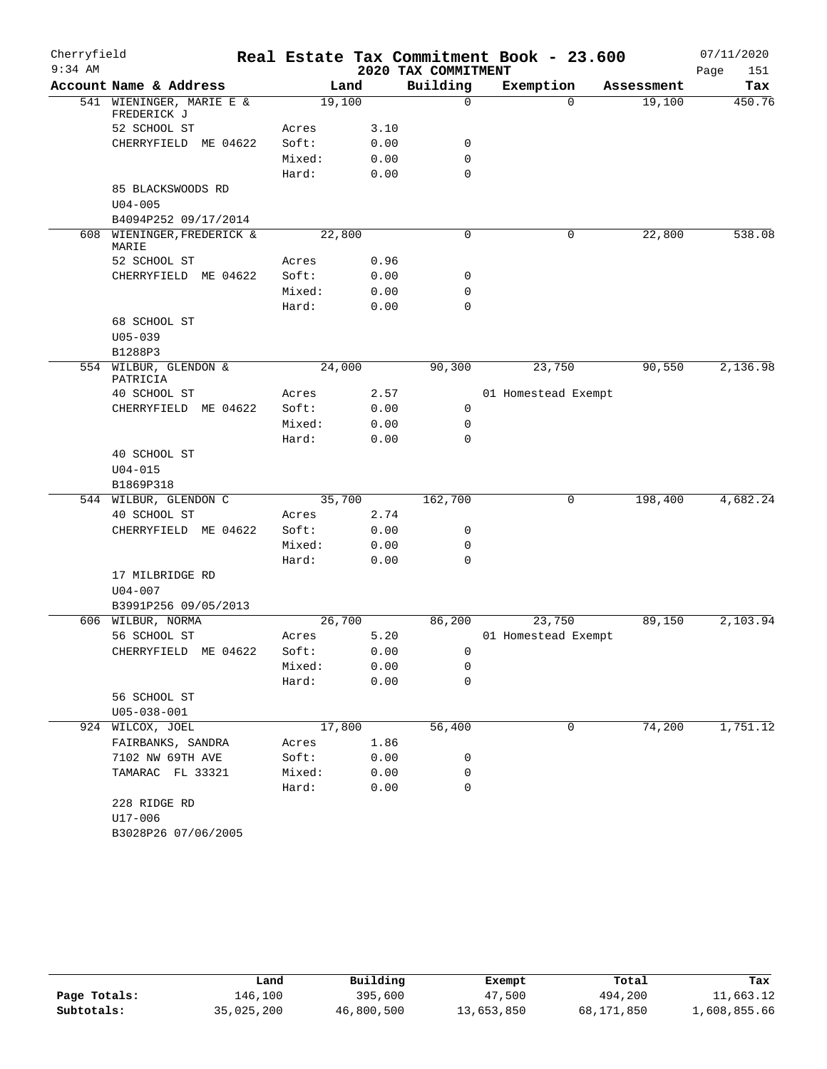# Real Estate Tax Commitment Book - 23.600

Cherryfield 9:34 AM — 2020 TAX COMMITMENT — 07/11/2020

| Account Name & Address | Land | | Building | Exemption | Assessment | Tax |
|---|---|---|---|---|---|---|
| 541 WIENINGER, MARIE E & FREDERICK J | 19,100 | | 0 | 0 | 19,100 | 450.76 |
| 52 SCHOOL ST | Acres | 3.10 | | | | |
| CHERRYFIELD ME 04622 | Soft: | 0.00 | 0 | | | |
| | Mixed: | 0.00 | 0 | | | |
| | Hard: | 0.00 | 0 | | | |
| 85 BLACKSWOODS RD | | | | | | |
| U04-005 | | | | | | |
| B4094P252 09/17/2014 | | | | | | |
| 608 WIENINGER, FREDERICK & MARIE | 22,800 | | 0 | 0 | 22,800 | 538.08 |
| 52 SCHOOL ST | Acres | 0.96 | | | | |
| CHERRYFIELD ME 04622 | Soft: | 0.00 | 0 | | | |
| | Mixed: | 0.00 | 0 | | | |
| | Hard: | 0.00 | 0 | | | |
| 68 SCHOOL ST | | | | | | |
| U05-039 | | | | | | |
| B1288P3 | | | | | | |
| 554 WILBUR, GLENDON & PATRICIA | 24,000 | | 90,300 | 23,750 | 90,550 | 2,136.98 |
| 40 SCHOOL ST | Acres | 2.57 | | 01 Homestead Exempt | | |
| CHERRYFIELD ME 04622 | Soft: | 0.00 | 0 | | | |
| | Mixed: | 0.00 | 0 | | | |
| | Hard: | 0.00 | 0 | | | |
| 40 SCHOOL ST | | | | | | |
| U04-015 | | | | | | |
| B1869P318 | | | | | | |
| 544 WILBUR, GLENDON C | 35,700 | | 162,700 | 0 | 198,400 | 4,682.24 |
| 40 SCHOOL ST | Acres | 2.74 | | | | |
| CHERRYFIELD ME 04622 | Soft: | 0.00 | 0 | | | |
| | Mixed: | 0.00 | 0 | | | |
| | Hard: | 0.00 | 0 | | | |
| 17 MILBRIDGE RD | | | | | | |
| U04-007 | | | | | | |
| B3991P256 09/05/2013 | | | | | | |
| 606 WILBUR, NORMA | 26,700 | | 86,200 | 23,750 | 89,150 | 2,103.94 |
| 56 SCHOOL ST | Acres | 5.20 | | 01 Homestead Exempt | | |
| CHERRYFIELD ME 04622 | Soft: | 0.00 | 0 | | | |
| | Mixed: | 0.00 | 0 | | | |
| | Hard: | 0.00 | 0 | | | |
| 56 SCHOOL ST | | | | | | |
| U05-038-001 | | | | | | |
| 924 WILCOX, JOEL | 17,800 | | 56,400 | 0 | 74,200 | 1,751.12 |
| FAIRBANKS, SANDRA | Acres | 1.86 | | | | |
| 7102 NW 69TH AVE | Soft: | 0.00 | 0 | | | |
| TAMARAC FL 33321 | Mixed: | 0.00 | 0 | | | |
| | Hard: | 0.00 | 0 | | | |
| 228 RIDGE RD | | | | | | |
| U17-006 | | | | | | |
| B3028P26 07/06/2005 | | | | | | |

| | Land | Building | Exempt | Total | Tax |
|---|---|---|---|---|---|
| Page Totals: | 146,100 | 395,600 | 47,500 | 494,200 | 11,663.12 |
| Subtotals: | 35,025,200 | 46,800,500 | 13,653,850 | 68,171,850 | 1,608,855.66 |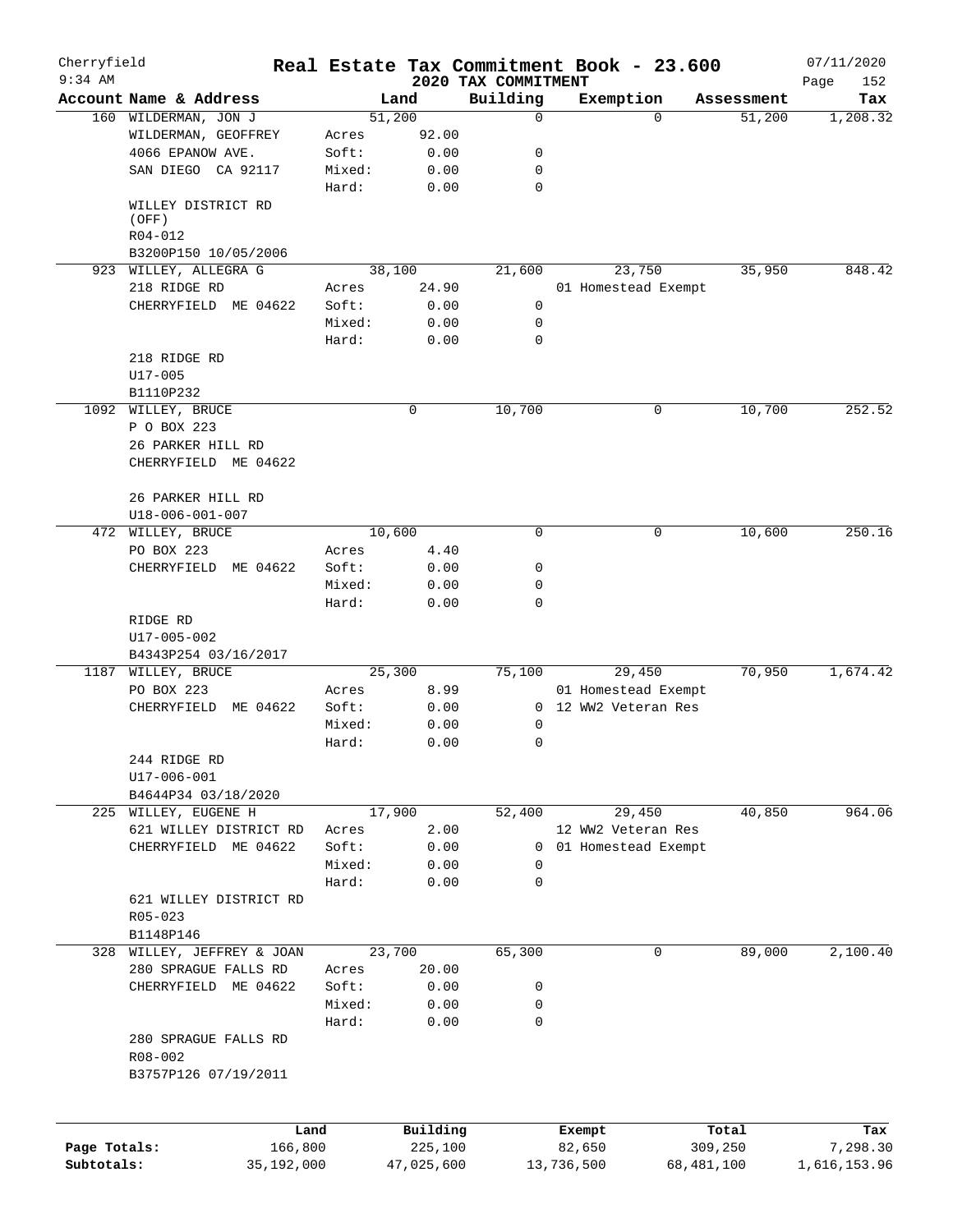Cherryfield
9:34 AM

# Real Estate Tax Commitment Book - 23.600

## 2020 TAX COMMITMENT

07/11/2020

| Account Name & Address | Land | | Building | Exemption | Assessment | Tax |
|---|---|---|---|---|---|---|
| 160 WILDERMAN, JON J | 51,200 | | 0 | 0 | 51,200 | 1,208.32 |
| WILDERMAN, GEOFFREY | Acres | 92.00 | | | | |
| 4066 EPANOW AVE. | Soft: | 0.00 | 0 | | | |
| SAN DIEGO CA 92117 | Mixed: | 0.00 | 0 | | | |
| | Hard: | 0.00 | 0 | | | |
| WILLEY DISTRICT RD (OFF) | | | | | | |
| R04-012 | | | | | | |
| B3200P150 10/05/2006 | | | | | | |
| 923 WILLEY, ALLEGRA G | 38,100 | | 21,600 | 23,750 | 35,950 | 848.42 |
| 218 RIDGE RD | Acres | 24.90 | | 01 Homestead Exempt | | |
| CHERRYFIELD ME 04622 | Soft: | 0.00 | 0 | | | |
| | Mixed: | 0.00 | 0 | | | |
| | Hard: | 0.00 | 0 | | | |
| 218 RIDGE RD | | | | | | |
| U17-005 | | | | | | |
| B1110P232 | | | | | | |
| 1092 WILLEY, BRUCE | 0 | | 10,700 | 0 | 10,700 | 252.52 |
| P O BOX 223 | | | | | | |
| 26 PARKER HILL RD | | | | | | |
| CHERRYFIELD ME 04622 | | | | | | |
| 26 PARKER HILL RD | | | | | | |
| U18-006-001-007 | | | | | | |
| 472 WILLEY, BRUCE | 10,600 | | 0 | 0 | 10,600 | 250.16 |
| PO BOX 223 | Acres | 4.40 | | | | |
| CHERRYFIELD ME 04622 | Soft: | 0.00 | 0 | | | |
| | Mixed: | 0.00 | 0 | | | |
| | Hard: | 0.00 | 0 | | | |
| RIDGE RD | | | | | | |
| U17-005-002 | | | | | | |
| B4343P254 03/16/2017 | | | | | | |
| 1187 WILLEY, BRUCE | 25,300 | | 75,100 | 29,450 | 70,950 | 1,674.42 |
| PO BOX 223 | Acres | 8.99 | | 01 Homestead Exempt | | |
| CHERRYFIELD ME 04622 | Soft: | 0.00 | 0 | 12 WW2 Veteran Res | | |
| | Mixed: | 0.00 | 0 | | | |
| | Hard: | 0.00 | 0 | | | |
| 244 RIDGE RD | | | | | | |
| U17-006-001 | | | | | | |
| B4644P34 03/18/2020 | | | | | | |
| 225 WILLEY, EUGENE H | 17,900 | | 52,400 | 29,450 | 40,850 | 964.06 |
| 621 WILLEY DISTRICT RD | Acres | 2.00 | | 12 WW2 Veteran Res | | |
| CHERRYFIELD ME 04622 | Soft: | 0.00 | 0 | 01 Homestead Exempt | | |
| | Mixed: | 0.00 | 0 | | | |
| | Hard: | 0.00 | 0 | | | |
| 621 WILLEY DISTRICT RD | | | | | | |
| R05-023 | | | | | | |
| B1148P146 | | | | | | |
| 328 WILLEY, JEFFREY & JOAN | 23,700 | | 65,300 | 0 | 89,000 | 2,100.40 |
| 280 SPRAGUE FALLS RD | Acres | 20.00 | | | | |
| CHERRYFIELD ME 04622 | Soft: | 0.00 | 0 | | | |
| | Mixed: | 0.00 | 0 | | | |
| | Hard: | 0.00 | 0 | | | |
| 280 SPRAGUE FALLS RD | | | | | | |
| R08-002 | | | | | | |
| B3757P126 07/19/2011 | | | | | | |

| | Land | Building | Exempt | Total | Tax |
|---|---|---|---|---|---|
| Page Totals: | 166,800 | 225,100 | 82,650 | 309,250 | 7,298.30 |
| Subtotals: | 35,192,000 | 47,025,600 | 13,736,500 | 68,481,100 | 1,616,153.96 |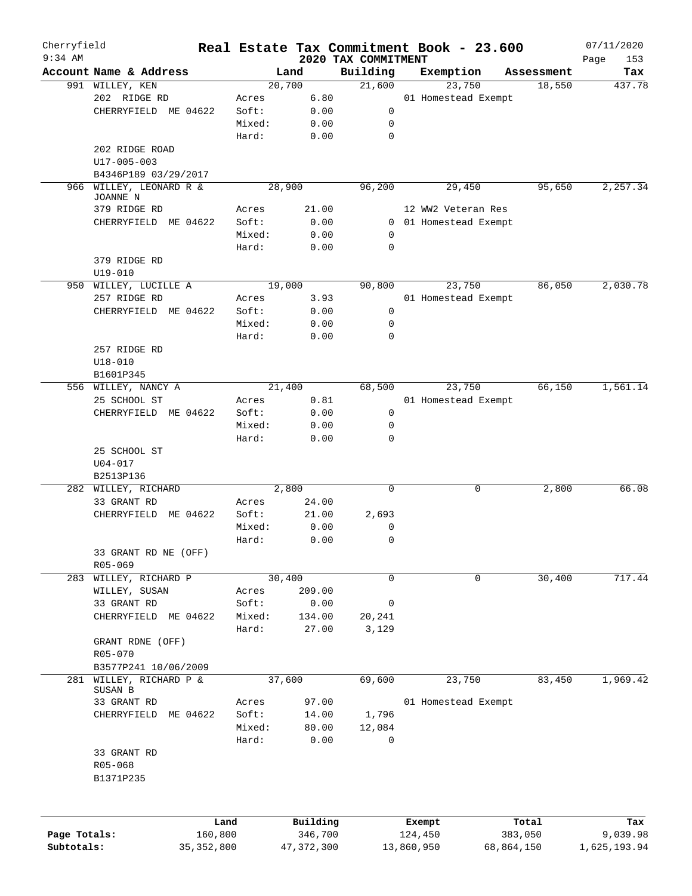Cherryfield 9:34 AM

# Real Estate Tax Commitment Book - 23.600

## 2020 TAX COMMITMENT

07/11/2020

| Account Name & Address | | Land | Building | Exemption | Assessment | Tax |
|---|---|---|---|---|---|---|
| 991 WILLEY, KEN | | 20,700 | 21,600 | 23,750 | 18,550 | 437.78 |
| 202 RIDGE RD | Acres | 6.80 | | 01 Homestead Exempt | | |
| CHERRYFIELD ME 04622 | Soft: | 0.00 | 0 | | | |
| | Mixed: | 0.00 | 0 | | | |
| | Hard: | 0.00 | 0 | | | |
| 202 RIDGE ROAD | | | | | | |
| U17-005-003 | | | | | | |
| B4346P189 03/29/2017 | | | | | | |
| 966 WILLEY, LEONARD R & JOANNE N | | 28,900 | 96,200 | 29,450 | 95,650 | 2,257.34 |
| 379 RIDGE RD | Acres | 21.00 | | 12 WW2 Veteran Res | | |
| CHERRYFIELD ME 04622 | Soft: | 0.00 | 0 | 01 Homestead Exempt | | |
| | Mixed: | 0.00 | 0 | | | |
| | Hard: | 0.00 | 0 | | | |
| 379 RIDGE RD | | | | | | |
| U19-010 | | | | | | |
| 950 WILLEY, LUCILLE A | | 19,000 | 90,800 | 23,750 | 86,050 | 2,030.78 |
| 257 RIDGE RD | Acres | 3.93 | | 01 Homestead Exempt | | |
| CHERRYFIELD ME 04622 | Soft: | 0.00 | 0 | | | |
| | Mixed: | 0.00 | 0 | | | |
| | Hard: | 0.00 | 0 | | | |
| 257 RIDGE RD | | | | | | |
| U18-010 | | | | | | |
| B1601P345 | | | | | | |
| 556 WILLEY, NANCY A | | 21,400 | 68,500 | 23,750 | 66,150 | 1,561.14 |
| 25 SCHOOL ST | Acres | 0.81 | | 01 Homestead Exempt | | |
| CHERRYFIELD ME 04622 | Soft: | 0.00 | 0 | | | |
| | Mixed: | 0.00 | 0 | | | |
| | Hard: | 0.00 | 0 | | | |
| 25 SCHOOL ST | | | | | | |
| U04-017 | | | | | | |
| B2513P136 | | | | | | |
| 282 WILLEY, RICHARD | | 2,800 | 0 | 0 | 2,800 | 66.08 |
| 33 GRANT RD | Acres | 24.00 | | | | |
| CHERRYFIELD ME 04622 | Soft: | 21.00 | 2,693 | | | |
| | Mixed: | 0.00 | 0 | | | |
| | Hard: | 0.00 | 0 | | | |
| 33 GRANT RD NE (OFF) | | | | | | |
| R05-069 | | | | | | |
| 283 WILLEY, RICHARD P | | 30,400 | 0 | 0 | 30,400 | 717.44 |
| WILLEY, SUSAN | Acres | 209.00 | | | | |
| 33 GRANT RD | Soft: | 0.00 | 0 | | | |
| CHERRYFIELD ME 04622 | Mixed: | 134.00 | 20,241 | | | |
| | Hard: | 27.00 | 3,129 | | | |
| GRANT RDNE (OFF) | | | | | | |
| R05-070 | | | | | | |
| B3577P241 10/06/2009 | | | | | | |
| 281 WILLEY, RICHARD P & SUSAN B | | 37,600 | 69,600 | 23,750 | 83,450 | 1,969.42 |
| 33 GRANT RD | Acres | 97.00 | | 01 Homestead Exempt | | |
| CHERRYFIELD ME 04622 | Soft: | 14.00 | 1,796 | | | |
| | Mixed: | 80.00 | 12,084 | | | |
| | Hard: | 0.00 | 0 | | | |
| 33 GRANT RD | | | | | | |
| R05-068 | | | | | | |
| B1371P235 | | | | | | |

| | Land | Building | Exempt | Total | Tax |
|---|---|---|---|---|---|
| Page Totals: | 160,800 | 346,700 | 124,450 | 383,050 | 9,039.98 |
| Subtotals: | 35,352,800 | 47,372,300 | 13,860,950 | 68,864,150 | 1,625,193.94 |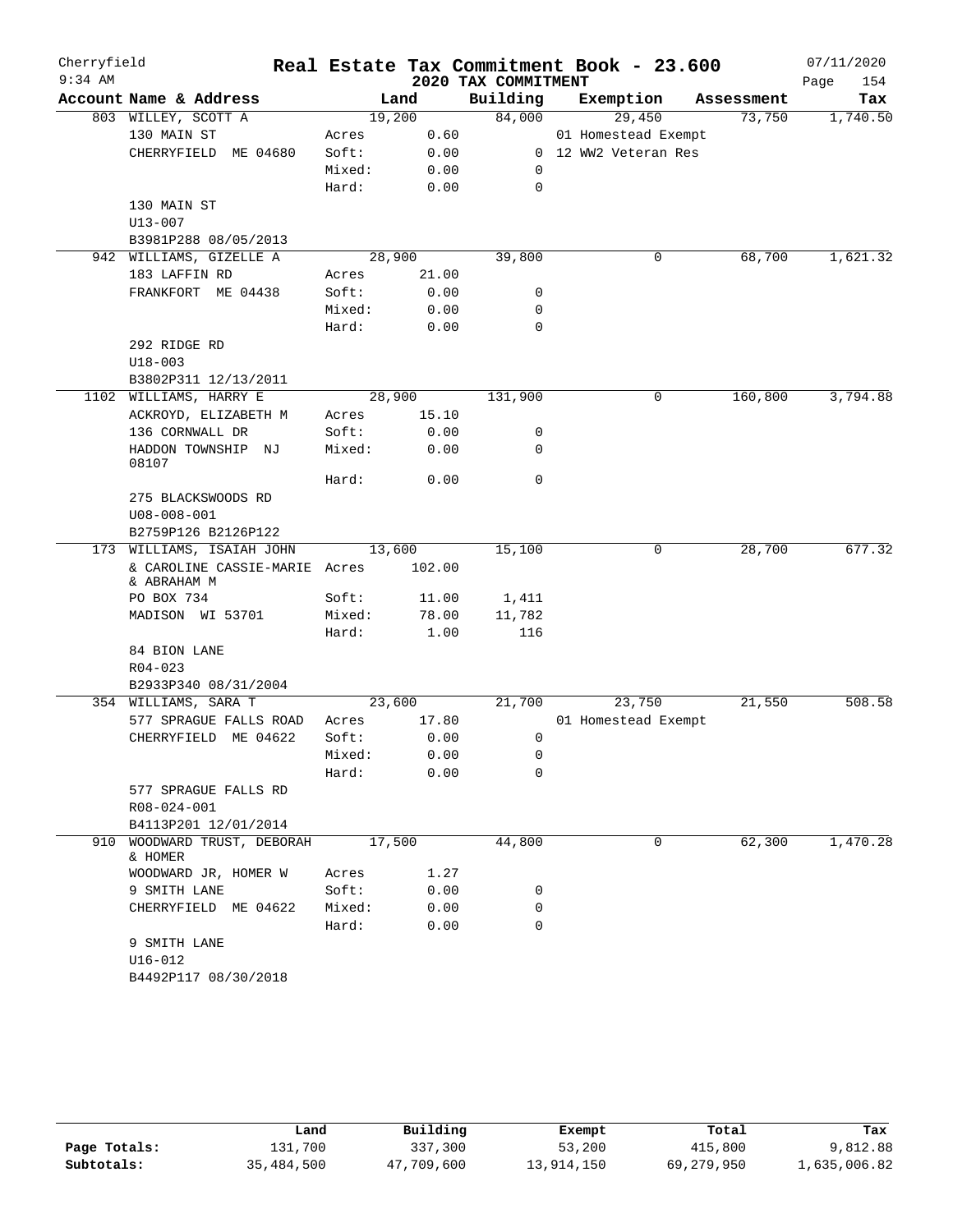Cherryfield
9:34 AM

# Real Estate Tax Commitment Book - 23.600

## 2020 TAX COMMITMENT

07/11/2020

| Account Name & Address | | Land | Building | Exemption | Assessment | Tax |
|---|---|---|---|---|---|---|
| 803 WILLEY, SCOTT A | | 19,200 | 84,000 | 29,450 | 73,750 | 1,740.50 |
| 130 MAIN ST | Acres | 0.60 | | 01 Homestead Exempt | | |
| CHERRYFIELD ME 04680 | Soft: | 0.00 | 0 | 12 WW2 Veteran Res | | |
| | Mixed: | 0.00 | 0 | | | |
| | Hard: | 0.00 | 0 | | | |
| 130 MAIN ST | | | | | | |
| U13-007 | | | | | | |
| B3981P288 08/05/2013 | | | | | | |
| 942 WILLIAMS, GIZELLE A | | 28,900 | 39,800 | 0 | 68,700 | 1,621.32 |
| 183 LAFFIN RD | Acres | 21.00 | | | | |
| FRANKFORT ME 04438 | Soft: | 0.00 | 0 | | | |
| | Mixed: | 0.00 | 0 | | | |
| | Hard: | 0.00 | 0 | | | |
| 292 RIDGE RD | | | | | | |
| U18-003 | | | | | | |
| B3802P311 12/13/2011 | | | | | | |
| 1102 WILLIAMS, HARRY E | | 28,900 | 131,900 | 0 | 160,800 | 3,794.88 |
| ACKROYD, ELIZABETH M | Acres | 15.10 | | | | |
| 136 CORNWALL DR | Soft: | 0.00 | 0 | | | |
| HADDON TOWNSHIP NJ 08107 | Mixed: | 0.00 | 0 | | | |
| | Hard: | 0.00 | 0 | | | |
| 275 BLACKSWOODS RD | | | | | | |
| U08-008-001 | | | | | | |
| B2759P126 B2126P122 | | | | | | |
| 173 WILLIAMS, ISAIAH JOHN | | 13,600 | 15,100 | 0 | 28,700 | 677.32 |
| & CAROLINE CASSIE-MARIE & ABRAHAM M | Acres | 102.00 | | | | |
| PO BOX 734 | Soft: | 11.00 | 1,411 | | | |
| MADISON WI 53701 | Mixed: | 78.00 | 11,782 | | | |
| | Hard: | 1.00 | 116 | | | |
| 84 BION LANE | | | | | | |
| R04-023 | | | | | | |
| B2933P340 08/31/2004 | | | | | | |
| 354 WILLIAMS, SARA T | | 23,600 | 21,700 | 23,750 | 21,550 | 508.58 |
| 577 SPRAGUE FALLS ROAD | Acres | 17.80 | | 01 Homestead Exempt | | |
| CHERRYFIELD ME 04622 | Soft: | 0.00 | 0 | | | |
| | Mixed: | 0.00 | 0 | | | |
| | Hard: | 0.00 | 0 | | | |
| 577 SPRAGUE FALLS RD | | | | | | |
| R08-024-001 | | | | | | |
| B4113P201 12/01/2014 | | | | | | |
| 910 WOODWARD TRUST, DEBORAH & HOMER | | 17,500 | 44,800 | 0 | 62,300 | 1,470.28 |
| WOODWARD JR, HOMER W | Acres | 1.27 | | | | |
| 9 SMITH LANE | Soft: | 0.00 | 0 | | | |
| CHERRYFIELD ME 04622 | Mixed: | 0.00 | 0 | | | |
| | Hard: | 0.00 | 0 | | | |
| 9 SMITH LANE | | | | | | |
| U16-012 | | | | | | |
| B4492P117 08/30/2018 | | | | | | |

| | Land | Building | Exempt | Total | Tax |
|---|---|---|---|---|---|
| Page Totals: | 131,700 | 337,300 | 53,200 | 415,800 | 9,812.88 |
| Subtotals: | 35,484,500 | 47,709,600 | 13,914,150 | 69,279,950 | 1,635,006.82 |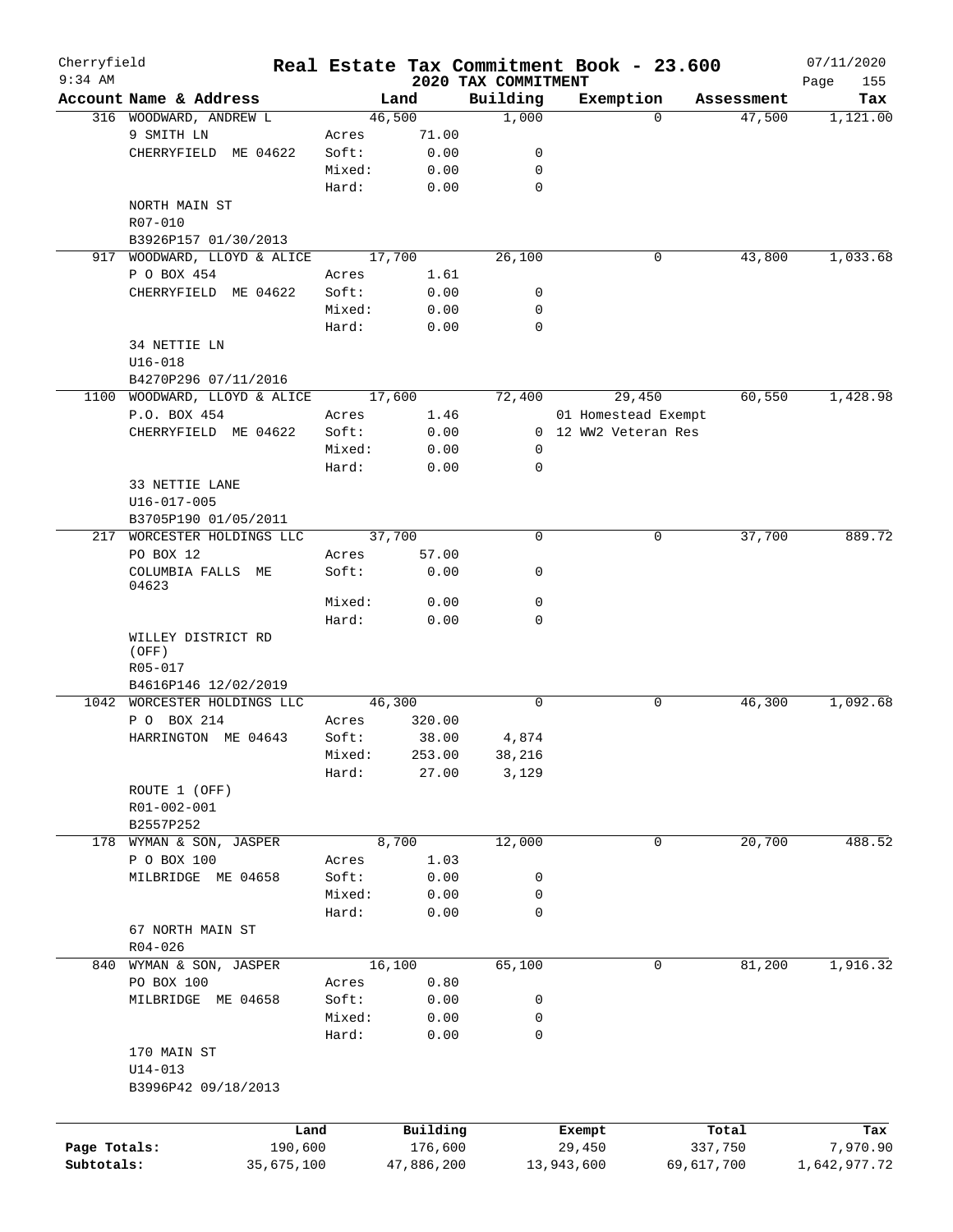Cherryfield · 9:34 AM

# Real Estate Tax Commitment Book - 23.600

## 2020 TAX COMMITMENT

07/11/2020

| Account Name & Address | | Land | Building | Exemption | Assessment | Tax |
|---|---|---|---|---|---|---|
| 316 WOODWARD, ANDREW L | | 46,500 | 1,000 | 0 | 47,500 | 1,121.00 |
| 9 SMITH LN | Acres | 71.00 | | | | |
| CHERRYFIELD ME 04622 | Soft: | 0.00 | 0 | | | |
| | Mixed: | 0.00 | 0 | | | |
| | Hard: | 0.00 | 0 | | | |
| NORTH MAIN ST | | | | | | |
| R07-010 | | | | | | |
| B3926P157 01/30/2013 | | | | | | |
| 917 WOODWARD, LLOYD & ALICE | | 17,700 | 26,100 | 0 | 43,800 | 1,033.68 |
| P O BOX 454 | Acres | 1.61 | | | | |
| CHERRYFIELD ME 04622 | Soft: | 0.00 | 0 | | | |
| | Mixed: | 0.00 | 0 | | | |
| | Hard: | 0.00 | 0 | | | |
| 34 NETTIE LN | | | | | | |
| U16-018 | | | | | | |
| B4270P296 07/11/2016 | | | | | | |
| 1100 WOODWARD, LLOYD & ALICE | | 17,600 | 72,400 | 29,450 | 60,550 | 1,428.98 |
| P.O. BOX 454 | Acres | 1.46 | | 01 Homestead Exempt | | |
| CHERRYFIELD ME 04622 | Soft: | 0.00 | 0 | 12 WW2 Veteran Res | | |
| | Mixed: | 0.00 | 0 | | | |
| | Hard: | 0.00 | 0 | | | |
| 33 NETTIE LANE | | | | | | |
| U16-017-005 | | | | | | |
| B3705P190 01/05/2011 | | | | | | |
| 217 WORCESTER HOLDINGS LLC | | 37,700 | 0 | 0 | 37,700 | 889.72 |
| PO BOX 12 | Acres | 57.00 | | | | |
| COLUMBIA FALLS ME 04623 | Soft: | 0.00 | 0 | | | |
| | Mixed: | 0.00 | 0 | | | |
| | Hard: | 0.00 | 0 | | | |
| WILLEY DISTRICT RD (OFF) | | | | | | |
| R05-017 | | | | | | |
| B4616P146 12/02/2019 | | | | | | |
| 1042 WORCESTER HOLDINGS LLC | | 46,300 | 0 | 0 | 46,300 | 1,092.68 |
| P O BOX 214 | Acres | 320.00 | | | | |
| HARRINGTON ME 04643 | Soft: | 38.00 | 4,874 | | | |
| | Mixed: | 253.00 | 38,216 | | | |
| | Hard: | 27.00 | 3,129 | | | |
| ROUTE 1 (OFF) | | | | | | |
| R01-002-001 | | | | | | |
| B2557P252 | | | | | | |
| 178 WYMAN & SON, JASPER | | 8,700 | 12,000 | 0 | 20,700 | 488.52 |
| P O BOX 100 | Acres | 1.03 | | | | |
| MILBRIDGE ME 04658 | Soft: | 0.00 | 0 | | | |
| | Mixed: | 0.00 | 0 | | | |
| | Hard: | 0.00 | 0 | | | |
| 67 NORTH MAIN ST | | | | | | |
| R04-026 | | | | | | |
| 840 WYMAN & SON, JASPER | | 16,100 | 65,100 | 0 | 81,200 | 1,916.32 |
| PO BOX 100 | Acres | 0.80 | | | | |
| MILBRIDGE ME 04658 | Soft: | 0.00 | 0 | | | |
| | Mixed: | 0.00 | 0 | | | |
| | Hard: | 0.00 | 0 | | | |
| 170 MAIN ST | | | | | | |
| U14-013 | | | | | | |
| B3996P42 09/18/2013 | | | | | | |

| | Land | Building | Exempt | Total | Tax |
|---|---|---|---|---|---|
| Page Totals: | 190,600 | 176,600 | 29,450 | 337,750 | 7,970.90 |
| Subtotals: | 35,675,100 | 47,886,200 | 13,943,600 | 69,617,700 | 1,642,977.72 |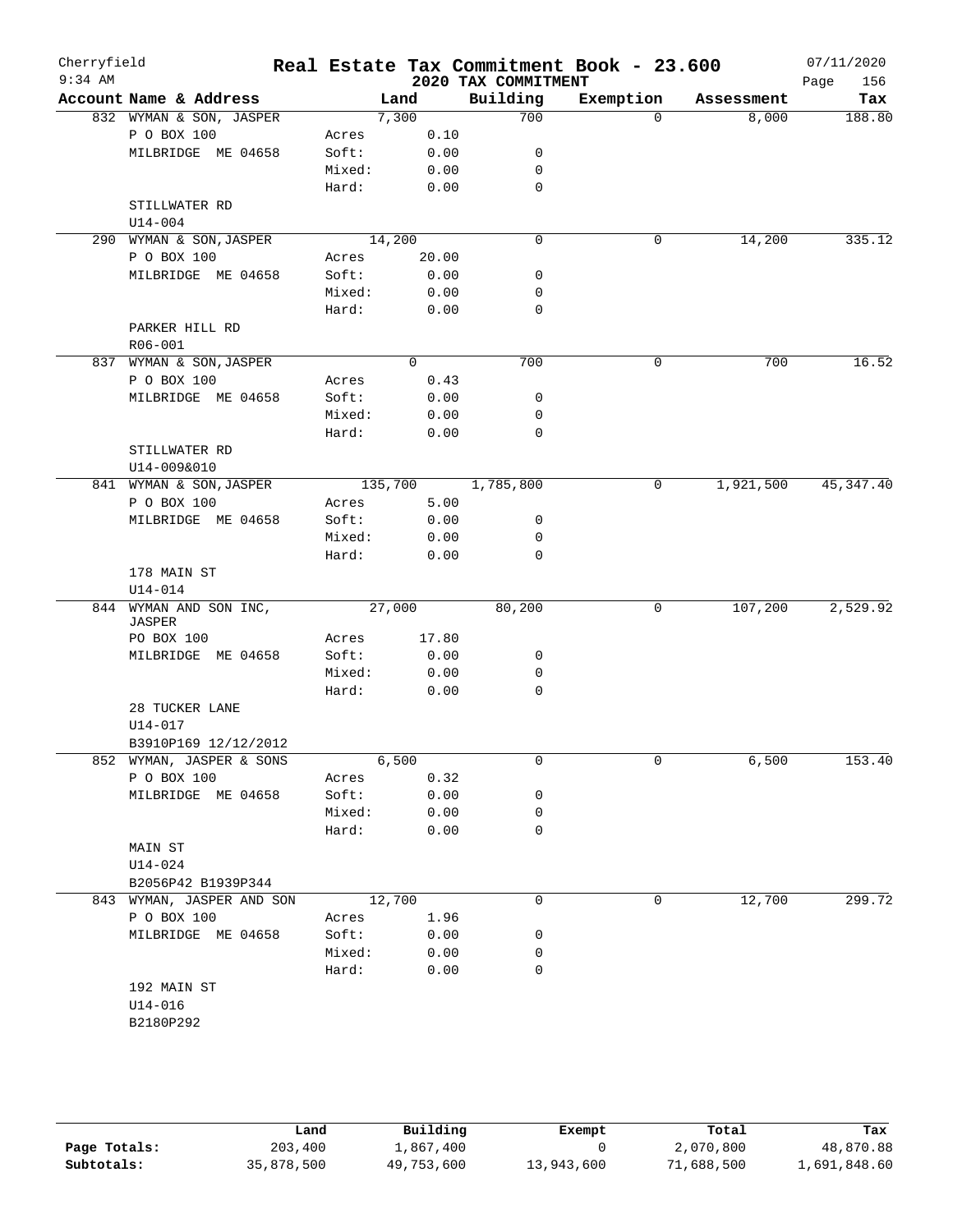# Cherryfield — Real Estate Tax Commitment Book - 23.600

9:34 AM — 2020 TAX COMMITMENT — 07/11/2020

| Account Name & Address | | Land | Building | Exemption | Assessment | Tax |
|---|---|---|---|---|---|---|
| 832 WYMAN & SON, JASPER | | 7,300 | 700 | 0 | 8,000 | 188.80 |
| P O BOX 100 | Acres | 0.10 | | | | |
| MILBRIDGE ME 04658 | Soft: | 0.00 | 0 | | | |
| | Mixed: | 0.00 | 0 | | | |
| | Hard: | 0.00 | 0 | | | |
| STILLWATER RD | | | | | | |
| U14-004 | | | | | | |
| 290 WYMAN & SON,JASPER | | 14,200 | 0 | 0 | 14,200 | 335.12 |
| P O BOX 100 | Acres | 20.00 | | | | |
| MILBRIDGE ME 04658 | Soft: | 0.00 | 0 | | | |
| | Mixed: | 0.00 | 0 | | | |
| | Hard: | 0.00 | 0 | | | |
| PARKER HILL RD | | | | | | |
| R06-001 | | | | | | |
| 837 WYMAN & SON,JASPER | | 0 | 700 | 0 | 700 | 16.52 |
| P O BOX 100 | Acres | 0.43 | | | | |
| MILBRIDGE ME 04658 | Soft: | 0.00 | 0 | | | |
| | Mixed: | 0.00 | 0 | | | |
| | Hard: | 0.00 | 0 | | | |
| STILLWATER RD | | | | | | |
| U14-009&010 | | | | | | |
| 841 WYMAN & SON,JASPER | | 135,700 | 1,785,800 | 0 | 1,921,500 | 45,347.40 |
| P O BOX 100 | Acres | 5.00 | | | | |
| MILBRIDGE ME 04658 | Soft: | 0.00 | 0 | | | |
| | Mixed: | 0.00 | 0 | | | |
| | Hard: | 0.00 | 0 | | | |
| 178 MAIN ST | | | | | | |
| U14-014 | | | | | | |
| 844 WYMAN AND SON INC, JASPER | | 27,000 | 80,200 | 0 | 107,200 | 2,529.92 |
| PO BOX 100 | Acres | 17.80 | | | | |
| MILBRIDGE ME 04658 | Soft: | 0.00 | 0 | | | |
| | Mixed: | 0.00 | 0 | | | |
| | Hard: | 0.00 | 0 | | | |
| 28 TUCKER LANE | | | | | | |
| U14-017 | | | | | | |
| B3910P169 12/12/2012 | | | | | | |
| 852 WYMAN, JASPER & SONS | | 6,500 | 0 | 0 | 6,500 | 153.40 |
| P O BOX 100 | Acres | 0.32 | | | | |
| MILBRIDGE ME 04658 | Soft: | 0.00 | 0 | | | |
| | Mixed: | 0.00 | 0 | | | |
| | Hard: | 0.00 | 0 | | | |
| MAIN ST | | | | | | |
| U14-024 | | | | | | |
| B2056P42 B1939P344 | | | | | | |
| 843 WYMAN, JASPER AND SON | | 12,700 | 0 | 0 | 12,700 | 299.72 |
| P O BOX 100 | Acres | 1.96 | | | | |
| MILBRIDGE ME 04658 | Soft: | 0.00 | 0 | | | |
| | Mixed: | 0.00 | 0 | | | |
| | Hard: | 0.00 | 0 | | | |
| 192 MAIN ST | | | | | | |
| U14-016 | | | | | | |
| B2180P292 | | | | | | |

| | Land | Building | Exempt | Total | Tax |
|---|---|---|---|---|---|
| Page Totals: | 203,400 | 1,867,400 | 0 | 2,070,800 | 48,870.88 |
| Subtotals: | 35,878,500 | 49,753,600 | 13,943,600 | 71,688,500 | 1,691,848.60 |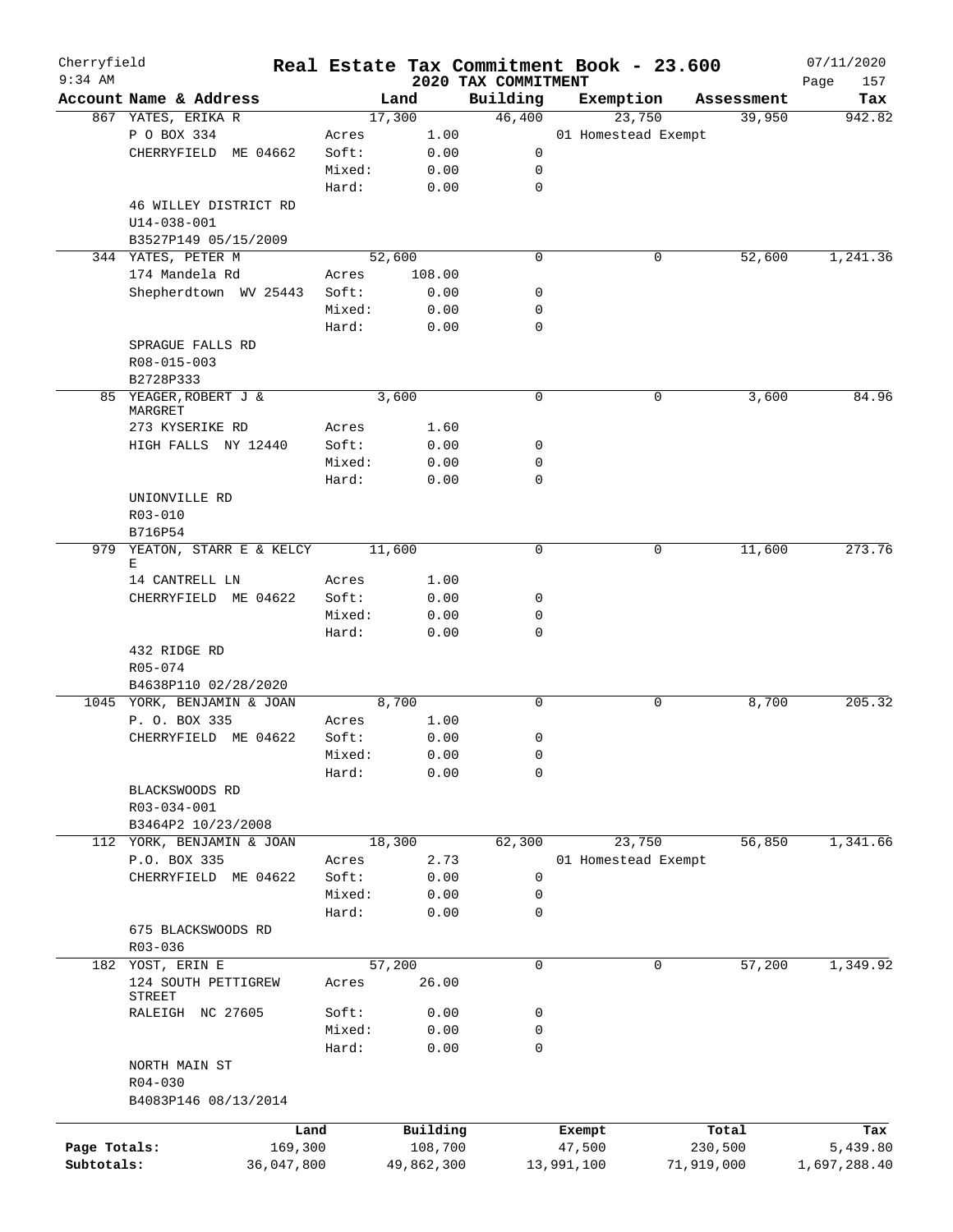Cherryfield
9:34 AM

# Real Estate Tax Commitment Book - 23.600
## 2020 TAX COMMITMENT

07/11/2020

| Account Name & Address | | Land | Building | Exemption | Assessment | Tax |
|---|---|---|---|---|---|---|
| 867 YATES, ERIKA R | | 17,300 | 46,400 | 23,750 | 39,950 | 942.82 |
| P O BOX 334 | Acres | 1.00 | | 01 Homestead Exempt | | |
| CHERRYFIELD ME 04662 | Soft: | 0.00 | 0 | | | |
| | Mixed: | 0.00 | 0 | | | |
| | Hard: | 0.00 | 0 | | | |
| 46 WILLEY DISTRICT RD | | | | | | |
| U14-038-001 | | | | | | |
| B3527P149 05/15/2009 | | | | | | |
| 344 YATES, PETER M | | 52,600 | 0 | 0 | 52,600 | 1,241.36 |
| 174 Mandela Rd | Acres | 108.00 | | | | |
| Shepherdtown WV 25443 | Soft: | 0.00 | 0 | | | |
| | Mixed: | 0.00 | 0 | | | |
| | Hard: | 0.00 | 0 | | | |
| SPRAGUE FALLS RD | | | | | | |
| R08-015-003 | | | | | | |
| B2728P333 | | | | | | |
| 85 YEAGER, ROBERT J & MARGRET | | 3,600 | 0 | 0 | 3,600 | 84.96 |
| 273 KYSERIKE RD | Acres | 1.60 | | | | |
| HIGH FALLS NY 12440 | Soft: | 0.00 | 0 | | | |
| | Mixed: | 0.00 | 0 | | | |
| | Hard: | 0.00 | 0 | | | |
| UNIONVILLE RD | | | | | | |
| R03-010 | | | | | | |
| B716P54 | | | | | | |
| 979 YEATON, STARR E & KELCY E | | 11,600 | 0 | 0 | 11,600 | 273.76 |
| 14 CANTRELL LN | Acres | 1.00 | | | | |
| CHERRYFIELD ME 04622 | Soft: | 0.00 | 0 | | | |
| | Mixed: | 0.00 | 0 | | | |
| | Hard: | 0.00 | 0 | | | |
| 432 RIDGE RD | | | | | | |
| R05-074 | | | | | | |
| B4638P110 02/28/2020 | | | | | | |
| 1045 YORK, BENJAMIN & JOAN | | 8,700 | 0 | 0 | 8,700 | 205.32 |
| P. O. BOX 335 | Acres | 1.00 | | | | |
| CHERRYFIELD ME 04622 | Soft: | 0.00 | 0 | | | |
| | Mixed: | 0.00 | 0 | | | |
| | Hard: | 0.00 | 0 | | | |
| BLACKSWOODS RD | | | | | | |
| R03-034-001 | | | | | | |
| B3464P2 10/23/2008 | | | | | | |
| 112 YORK, BENJAMIN & JOAN | | 18,300 | 62,300 | 23,750 | 56,850 | 1,341.66 |
| P.O. BOX 335 | Acres | 2.73 | | 01 Homestead Exempt | | |
| CHERRYFIELD ME 04622 | Soft: | 0.00 | 0 | | | |
| | Mixed: | 0.00 | 0 | | | |
| | Hard: | 0.00 | 0 | | | |
| 675 BLACKSWOODS RD | | | | | | |
| R03-036 | | | | | | |
| 182 YOST, ERIN E | | 57,200 | 0 | 0 | 57,200 | 1,349.92 |
| 124 SOUTH PETTIGREW STREET | Acres | 26.00 | | | | |
| RALEIGH NC 27605 | Soft: | 0.00 | 0 | | | |
| | Mixed: | 0.00 | 0 | | | |
| | Hard: | 0.00 | 0 | | | |
| NORTH MAIN ST | | | | | | |
| R04-030 | | | | | | |
| B4083P146 08/13/2014 | | | | | | |

| | Land | Building | Exempt | Total | Tax |
|---|---|---|---|---|---|
| Page Totals: | 169,300 | 108,700 | 47,500 | 230,500 | 5,439.80 |
| Subtotals: | 36,047,800 | 49,862,300 | 13,991,100 | 71,919,000 | 1,697,288.40 |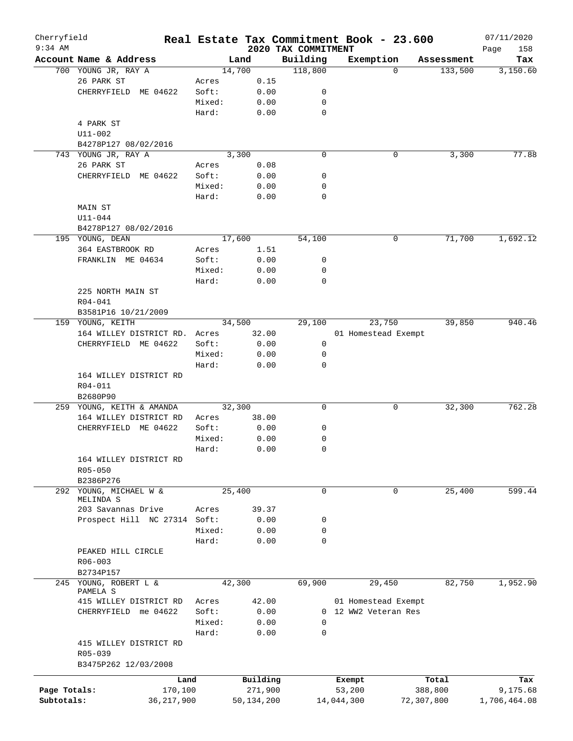Cherryfield 9:34 AM

# Real Estate Tax Commitment Book - 23.600

## 2020 TAX COMMITMENT

07/11/2020 Page 158

| Account Name & Address | | Land | Building | Exemption | Assessment | Tax |
|---|---|---|---|---|---|---|
| 700 YOUNG JR, RAY A | | 14,700 | 118,800 | 0 | 133,500 | 3,150.60 |
| 26 PARK ST | Acres | 0.15 | | | | |
| CHERRYFIELD ME 04622 | Soft: | 0.00 | 0 | | | |
| | Mixed: | 0.00 | 0 | | | |
| | Hard: | 0.00 | 0 | | | |
| 4 PARK ST | | | | | | |
| U11-002 | | | | | | |
| B4278P127 08/02/2016 | | | | | | |
| 743 YOUNG JR, RAY A | | 3,300 | 0 | 0 | 3,300 | 77.88 |
| 26 PARK ST | Acres | 0.08 | | | | |
| CHERRYFIELD ME 04622 | Soft: | 0.00 | 0 | | | |
| | Mixed: | 0.00 | 0 | | | |
| | Hard: | 0.00 | 0 | | | |
| MAIN ST | | | | | | |
| U11-044 | | | | | | |
| B4278P127 08/02/2016 | | | | | | |
| 195 YOUNG, DEAN | | 17,600 | 54,100 | 0 | 71,700 | 1,692.12 |
| 364 EASTBROOK RD | Acres | 1.51 | | | | |
| FRANKLIN ME 04634 | Soft: | 0.00 | 0 | | | |
| | Mixed: | 0.00 | 0 | | | |
| | Hard: | 0.00 | 0 | | | |
| 225 NORTH MAIN ST | | | | | | |
| R04-041 | | | | | | |
| B3581P16 10/21/2009 | | | | | | |
| 159 YOUNG, KEITH | | 34,500 | 29,100 | 23,750 | 39,850 | 940.46 |
| 164 WILLEY DISTRICT RD. | Acres | 32.00 | | 01 Homestead Exempt | | |
| CHERRYFIELD ME 04622 | Soft: | 0.00 | 0 | | | |
| | Mixed: | 0.00 | 0 | | | |
| | Hard: | 0.00 | 0 | | | |
| 164 WILLEY DISTRICT RD | | | | | | |
| R04-011 | | | | | | |
| B2680P90 | | | | | | |
| 259 YOUNG, KEITH & AMANDA | | 32,300 | 0 | 0 | 32,300 | 762.28 |
| 164 WILLEY DISTRICT RD | Acres | 38.00 | | | | |
| CHERRYFIELD ME 04622 | Soft: | 0.00 | 0 | | | |
| | Mixed: | 0.00 | 0 | | | |
| | Hard: | 0.00 | 0 | | | |
| 164 WILLEY DISTRICT RD | | | | | | |
| R05-050 | | | | | | |
| B2386P276 | | | | | | |
| 292 YOUNG, MICHAEL W & MELINDA S | | 25,400 | 0 | 0 | 25,400 | 599.44 |
| 203 Savannas Drive | Acres | 39.37 | | | | |
| Prospect Hill NC 27314 | Soft: | 0.00 | 0 | | | |
| | Mixed: | 0.00 | 0 | | | |
| | Hard: | 0.00 | 0 | | | |
| PEAKED HILL CIRCLE | | | | | | |
| R06-003 | | | | | | |
| B2734P157 | | | | | | |
| 245 YOUNG, ROBERT L & PAMELA S | | 42,300 | 69,900 | 29,450 | 82,750 | 1,952.90 |
| 415 WILLEY DISTRICT RD | Acres | 42.00 | | 01 Homestead Exempt | | |
| CHERRYFIELD me 04622 | Soft: | 0.00 | 0 | 12 WW2 Veteran Res | | |
| | Mixed: | 0.00 | 0 | | | |
| | Hard: | 0.00 | 0 | | | |
| 415 WILLEY DISTRICT RD | | | | | | |
| R05-039 | | | | | | |
| B3475P262 12/03/2008 | | | | | | |

| | Land | Building | Exempt | Total | Tax |
|---|---|---|---|---|---|
| Page Totals: | 170,100 | 271,900 | 53,200 | 388,800 | 9,175.68 |
| Subtotals: | 36,217,900 | 50,134,200 | 14,044,300 | 72,307,800 | 1,706,464.08 |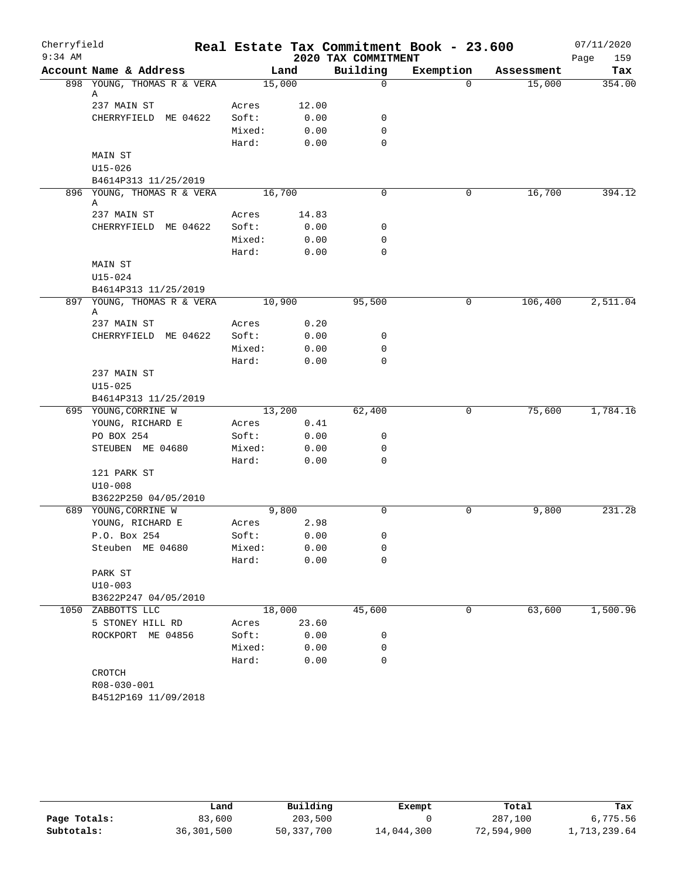# Real Estate Tax Commitment Book - 23.600

Cherryfield
9:34 AM
2020 TAX COMMITMENT
07/11/2020
Page 159

| Account Name & Address | Land | | Building | Exemption | Assessment | Tax |
|---|---|---|---|---|---|---|
| 898 YOUNG, THOMAS R & VERA A | 15,000 | | 0 | 0 | 15,000 | 354.00 |
| 237 MAIN ST | Acres | 12.00 | | | | |
| CHERRYFIELD ME 04622 | Soft: | 0.00 | 0 | | | |
| | Mixed: | 0.00 | 0 | | | |
| | Hard: | 0.00 | 0 | | | |
| MAIN ST | | | | | | |
| U15-026 | | | | | | |
| B4614P313 11/25/2019 | | | | | | |
| 896 YOUNG, THOMAS R & VERA A | 16,700 | | 0 | 0 | 16,700 | 394.12 |
| 237 MAIN ST | Acres | 14.83 | | | | |
| CHERRYFIELD ME 04622 | Soft: | 0.00 | 0 | | | |
| | Mixed: | 0.00 | 0 | | | |
| | Hard: | 0.00 | 0 | | | |
| MAIN ST | | | | | | |
| U15-024 | | | | | | |
| B4614P313 11/25/2019 | | | | | | |
| 897 YOUNG, THOMAS R & VERA A | 10,900 | | 95,500 | 0 | 106,400 | 2,511.04 |
| 237 MAIN ST | Acres | 0.20 | | | | |
| CHERRYFIELD ME 04622 | Soft: | 0.00 | 0 | | | |
| | Mixed: | 0.00 | 0 | | | |
| | Hard: | 0.00 | 0 | | | |
| 237 MAIN ST | | | | | | |
| U15-025 | | | | | | |
| B4614P313 11/25/2019 | | | | | | |
| 695 YOUNG, CORRINE W | 13,200 | | 62,400 | 0 | 75,600 | 1,784.16 |
| YOUNG, RICHARD E | Acres | 0.41 | | | | |
| PO BOX 254 | Soft: | 0.00 | 0 | | | |
| STEUBEN ME 04680 | Mixed: | 0.00 | 0 | | | |
| | Hard: | 0.00 | 0 | | | |
| 121 PARK ST | | | | | | |
| U10-008 | | | | | | |
| B3622P250 04/05/2010 | | | | | | |
| 689 YOUNG, CORRINE W | 9,800 | | 0 | 0 | 9,800 | 231.28 |
| YOUNG, RICHARD E | Acres | 2.98 | | | | |
| P.O. Box 254 | Soft: | 0.00 | 0 | | | |
| Steuben ME 04680 | Mixed: | 0.00 | 0 | | | |
| | Hard: | 0.00 | 0 | | | |
| PARK ST | | | | | | |
| U10-003 | | | | | | |
| B3622P247 04/05/2010 | | | | | | |
| 1050 ZABBOTTS LLC | 18,000 | | 45,600 | 0 | 63,600 | 1,500.96 |
| 5 STONEY HILL RD | Acres | 23.60 | | | | |
| ROCKPORT ME 04856 | Soft: | 0.00 | 0 | | | |
| | Mixed: | 0.00 | 0 | | | |
| | Hard: | 0.00 | 0 | | | |
| CROTCH | | | | | | |
| R08-030-001 | | | | | | |
| B4512P169 11/09/2018 | | | | | | |

| | Land | Building | Exempt | Total | Tax |
|---|---|---|---|---|---|
| Page Totals: | 83,600 | 203,500 | 0 | 287,100 | 6,775.56 |
| Subtotals: | 36,301,500 | 50,337,700 | 14,044,300 | 72,594,900 | 1,713,239.64 |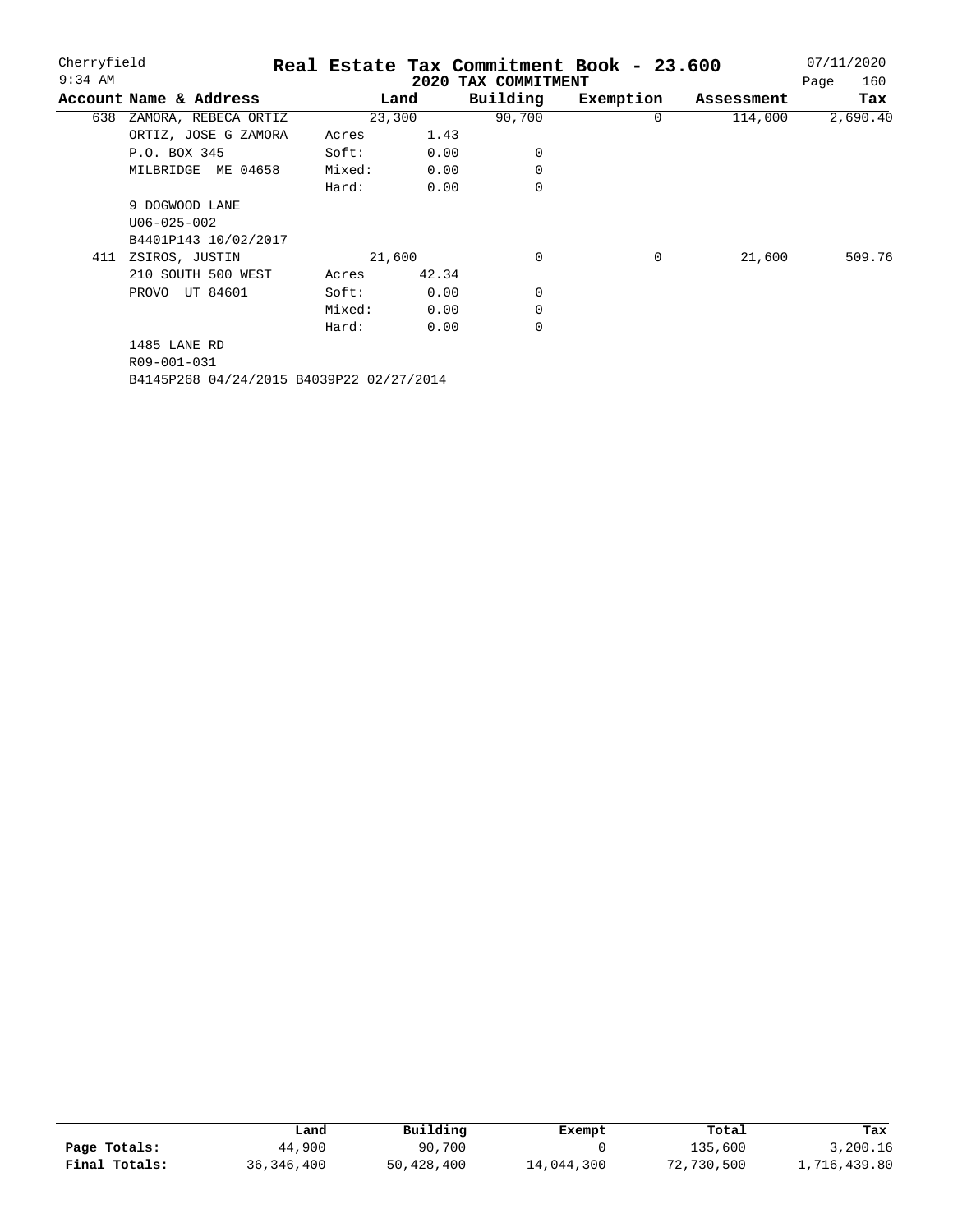Cherryfield
9:34 AM

# Real Estate Tax Commitment Book - 23.600

2020 TAX COMMITMENT

07/11/2020

| Account | Name & Address | | Land | Building | Exemption | Assessment | Tax |
|---|---|---|---|---|---|---|---|
| 638 | ZAMORA, REBECA ORTIZ | | 23,300 | 90,700 | 0 | 114,000 | 2,690.40 |
| | ORTIZ, JOSE G ZAMORA | Acres | 1.43 | | | | |
| | P.O. BOX 345 | Soft: | 0.00 | 0 | | | |
| | MILBRIDGE ME 04658 | Mixed: | 0.00 | 0 | | | |
| | | Hard: | 0.00 | 0 | | | |
| | 9 DOGWOOD LANE | | | | | | |
| | U06-025-002 | | | | | | |
| | B4401P143 10/02/2017 | | | | | | |
| 411 | ZSIROS, JUSTIN | | 21,600 | 0 | 0 | 21,600 | 509.76 |
| | 210 SOUTH 500 WEST | Acres | 42.34 | | | | |
| | PROVO UT 84601 | Soft: | 0.00 | 0 | | | |
| | | Mixed: | 0.00 | 0 | | | |
| | | Hard: | 0.00 | 0 | | | |
| | 1485 LANE RD | | | | | | |
| | R09-001-031 | | | | | | |
| | B4145P268 04/24/2015 B4039P22 02/27/2014 | | | | | | |

| | Land | Building | Exempt | Total | Tax |
|---|---|---|---|---|---|
| **Page Totals:** | 44,900 | 90,700 | 0 | 135,600 | 3,200.16 |
| **Final Totals:** | 36,346,400 | 50,428,400 | 14,044,300 | 72,730,500 | 1,716,439.80 |